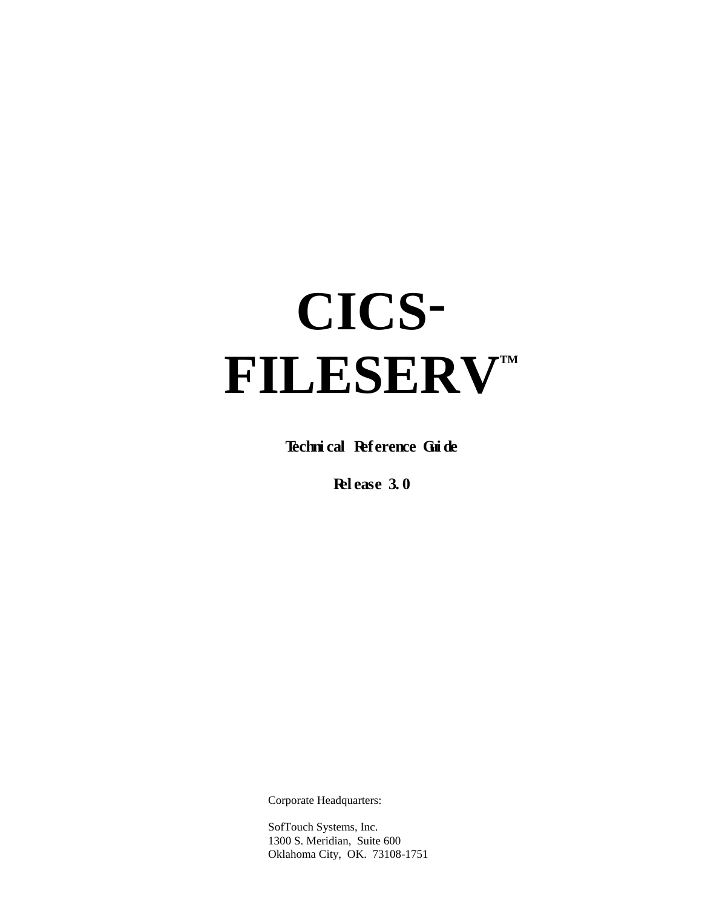# CICS-FILESERV™

**Technical Reference Guide**

**Release 3.0**

Corporate Headquarters:

SofTouch Systems, Inc.
1300 S. Meridian, Suite 600
Oklahoma City, OK. 73108-1751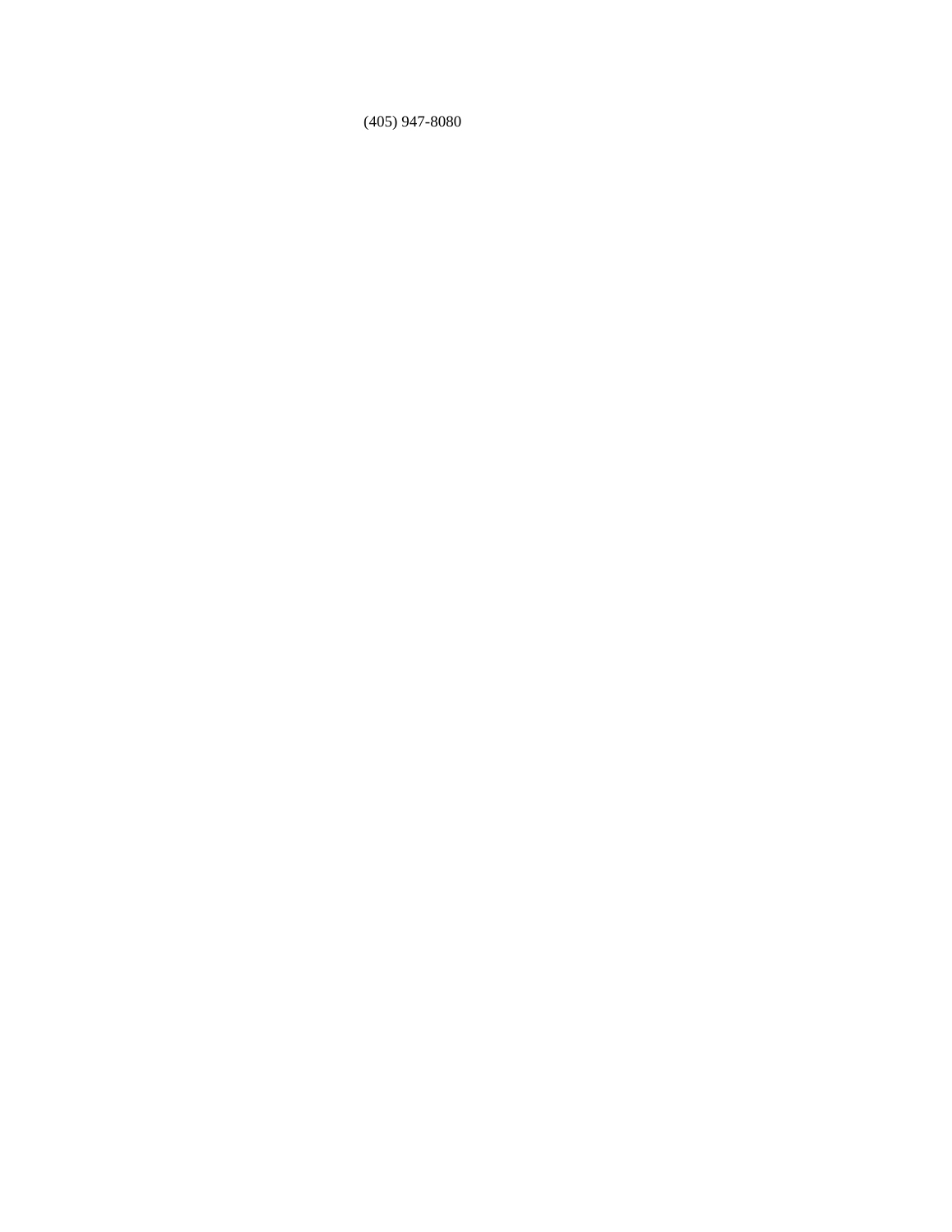(405) 947-8080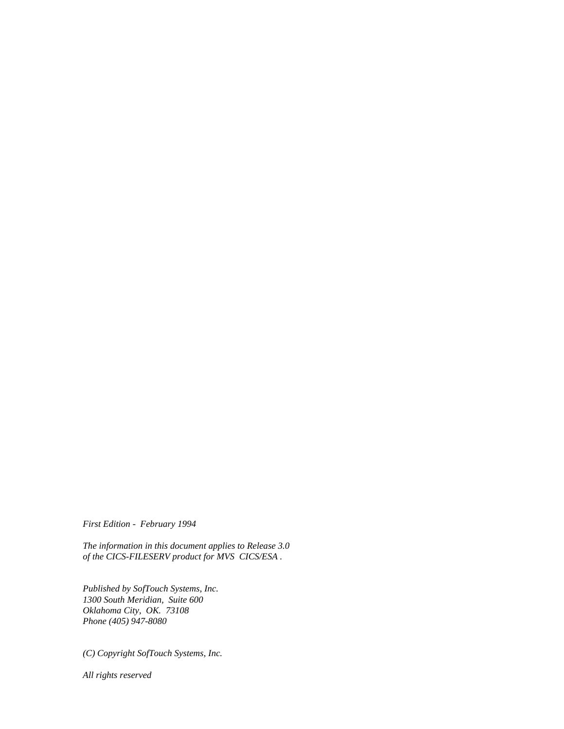*First Edition - February 1994*

*The information in this document applies to Release 3.0 of the CICS-FILESERV product for MVS CICS/ESA .*

*Published by SofTouch Systems, Inc.*
*1300 South Meridian, Suite 600*
*Oklahoma City, OK. 73108*
*Phone (405) 947-8080*

*(C) Copyright SofTouch Systems, Inc.*

*All rights reserved*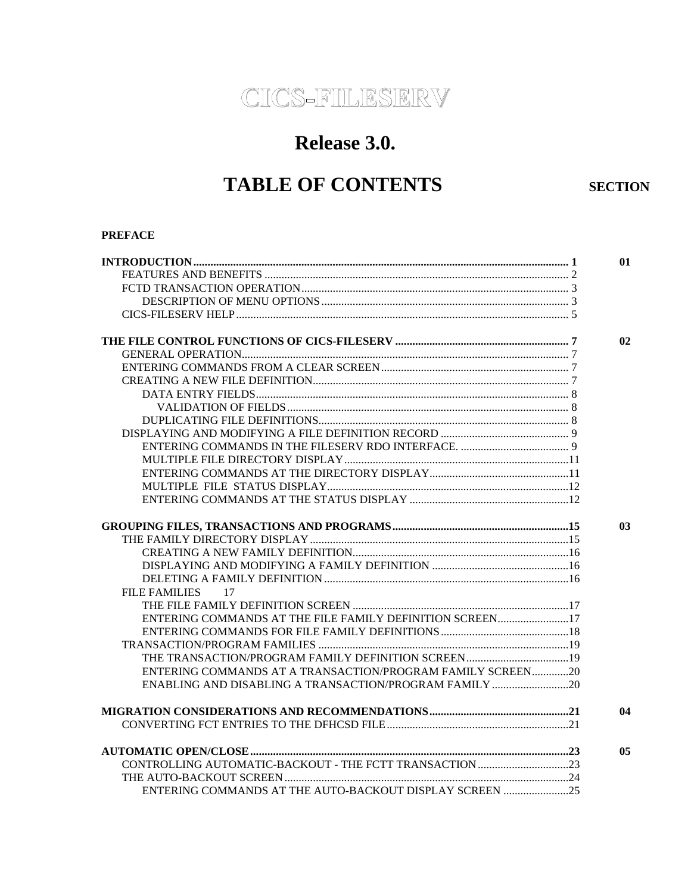# CICS-FILESERV

## Release 3.0.

## TABLE OF CONTENTS

**SECTION**

**PREFACE**

| | Page | Section |
|---|---|---|
| **INTRODUCTION** | **1** | **01** |
| FEATURES AND BENEFITS | 2 | |
| FCTD TRANSACTION OPERATION | 3 | |
| DESCRIPTION OF MENU OPTIONS | 3 | |
| CICS-FILESERV HELP | 5 | |
| **THE FILE CONTROL FUNCTIONS OF CICS-FILESERV** | **7** | **02** |
| GENERAL OPERATION | 7 | |
| ENTERING COMMANDS FROM A CLEAR SCREEN | 7 | |
| CREATING A NEW FILE DEFINITION | 7 | |
| DATA ENTRY FIELDS | 8 | |
| VALIDATION OF FIELDS | 8 | |
| DUPLICATING FILE DEFINITIONS | 8 | |
| DISPLAYING AND MODIFYING A FILE DEFINITION RECORD | 9 | |
| ENTERING COMMANDS IN THE FILESERV RDO INTERFACE. | 9 | |
| MULTIPLE FILE DIRECTORY DISPLAY | 11 | |
| ENTERING COMMANDS AT THE DIRECTORY DISPLAY | 11 | |
| MULTIPLE FILE STATUS DISPLAY | 12 | |
| ENTERING COMMANDS AT THE STATUS DISPLAY | 12 | |
| **GROUPING FILES, TRANSACTIONS AND PROGRAMS** | **15** | **03** |
| THE FAMILY DIRECTORY DISPLAY | 15 | |
| CREATING A NEW FAMILY DEFINITION | 16 | |
| DISPLAYING AND MODIFYING A FAMILY DEFINITION | 16 | |
| DELETING A FAMILY DEFINITION | 16 | |
| FILE FAMILIES | 17 | |
| THE FILE FAMILY DEFINITION SCREEN | 17 | |
| ENTERING COMMANDS AT THE FILE FAMILY DEFINITION SCREEN | 17 | |
| ENTERING COMMANDS FOR FILE FAMILY DEFINITIONS | 18 | |
| TRANSACTION/PROGRAM FAMILIES | 19 | |
| THE TRANSACTION/PROGRAM FAMILY DEFINITION SCREEN | 19 | |
| ENTERING COMMANDS AT A TRANSACTION/PROGRAM FAMILY SCREEN | 20 | |
| ENABLING AND DISABLING A TRANSACTION/PROGRAM FAMILY | 20 | |
| **MIGRATION CONSIDERATIONS AND RECOMMENDATIONS** | **21** | **04** |
| CONVERTING FCT ENTRIES TO THE DFHCSD FILE | 21 | |
| **AUTOMATIC OPEN/CLOSE** | **23** | **05** |
| CONTROLLING AUTOMATIC-BACKOUT - THE FCTT TRANSACTION | 23 | |
| THE AUTO-BACKOUT SCREEN | 24 | |
| ENTERING COMMANDS AT THE AUTO-BACKOUT DISPLAY SCREEN | 25 | |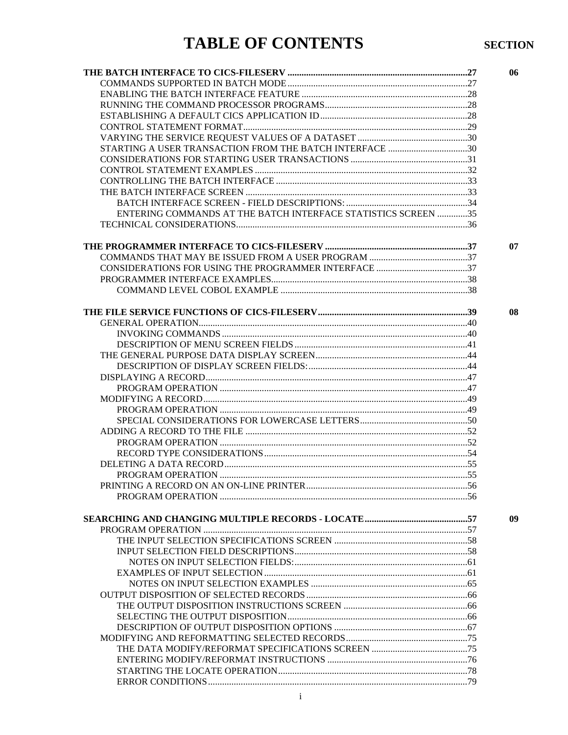# TABLE OF CONTENTS

| | Page | SECTION |
|---|---|---|
| **THE BATCH INTERFACE TO CICS-FILESERV** | **27** | **06** |
| COMMANDS SUPPORTED IN BATCH MODE | 27 | |
| ENABLING THE BATCH INTERFACE FEATURE | 28 | |
| RUNNING THE COMMAND PROCESSOR PROGRAMS | 28 | |
| ESTABLISHING A DEFAULT CICS APPLICATION ID | 28 | |
| CONTROL STATEMENT FORMAT | 29 | |
| VARYING THE SERVICE REQUEST VALUES OF A DATASET | 30 | |
| STARTING A USER TRANSACTION FROM THE BATCH INTERFACE | 30 | |
| CONSIDERATIONS FOR STARTING USER TRANSACTIONS | 31 | |
| CONTROL STATEMENT EXAMPLES | 32 | |
| CONTROLLING THE BATCH INTERFACE | 33 | |
| THE BATCH INTERFACE SCREEN | 33 | |
| BATCH INTERFACE SCREEN - FIELD DESCRIPTIONS: | 34 | |
| ENTERING COMMANDS AT THE BATCH INTERFACE STATISTICS SCREEN | 35 | |
| TECHNICAL CONSIDERATIONS | 36 | |
| **THE PROGRAMMER INTERFACE TO CICS-FILESERV** | **37** | **07** |
| COMMANDS THAT MAY BE ISSUED FROM A USER PROGRAM | 37 | |
| CONSIDERATIONS FOR USING THE PROGRAMMER INTERFACE | 37 | |
| PROGRAMMER INTERFACE EXAMPLES | 38 | |
| COMMAND LEVEL COBOL EXAMPLE | 38 | |
| **THE FILE SERVICE FUNCTIONS OF CICS-FILESERV** | **39** | **08** |
| GENERAL OPERATION | 40 | |
| INVOKING COMMANDS | 40 | |
| DESCRIPTION OF MENU SCREEN FIELDS | 41 | |
| THE GENERAL PURPOSE DATA DISPLAY SCREEN | 44 | |
| DESCRIPTION OF DISPLAY SCREEN FIELDS: | 44 | |
| DISPLAYING A RECORD | 47 | |
| PROGRAM OPERATION | 47 | |
| MODIFYING A RECORD | 49 | |
| PROGRAM OPERATION | 49 | |
| SPECIAL CONSIDERATIONS FOR LOWERCASE LETTERS | 50 | |
| ADDING A RECORD TO THE FILE | 52 | |
| PROGRAM OPERATION | 52 | |
| RECORD TYPE CONSIDERATIONS | 54 | |
| DELETING A DATA RECORD | 55 | |
| PROGRAM OPERATION | 55 | |
| PRINTING A RECORD ON AN ON-LINE PRINTER | 56 | |
| PROGRAM OPERATION | 56 | |
| **SEARCHING AND CHANGING MULTIPLE RECORDS - LOCATE** | **57** | **09** |
| PROGRAM OPERATION | 57 | |
| THE INPUT SELECTION SPECIFICATIONS SCREEN | 58 | |
| INPUT SELECTION FIELD DESCRIPTIONS | 58 | |
| NOTES ON INPUT SELECTION FIELDS: | 61 | |
| EXAMPLES OF INPUT SELECTION | 61 | |
| NOTES ON INPUT SELECTION EXAMPLES | 65 | |
| OUTPUT DISPOSITION OF SELECTED RECORDS | 66 | |
| THE OUTPUT DISPOSITION INSTRUCTIONS SCREEN | 66 | |
| SELECTING THE OUTPUT DISPOSITION | 66 | |
| DESCRIPTION OF OUTPUT DISPOSITION OPTIONS | 67 | |
| MODIFYING AND REFORMATTING SELECTED RECORDS | 75 | |
| THE DATA MODIFY/REFORMAT SPECIFICATIONS SCREEN | 75 | |
| ENTERING MODIFY/REFORMAT INSTRUCTIONS | 76 | |
| STARTING THE LOCATE OPERATION | 78 | |
| ERROR CONDITIONS | 79 | |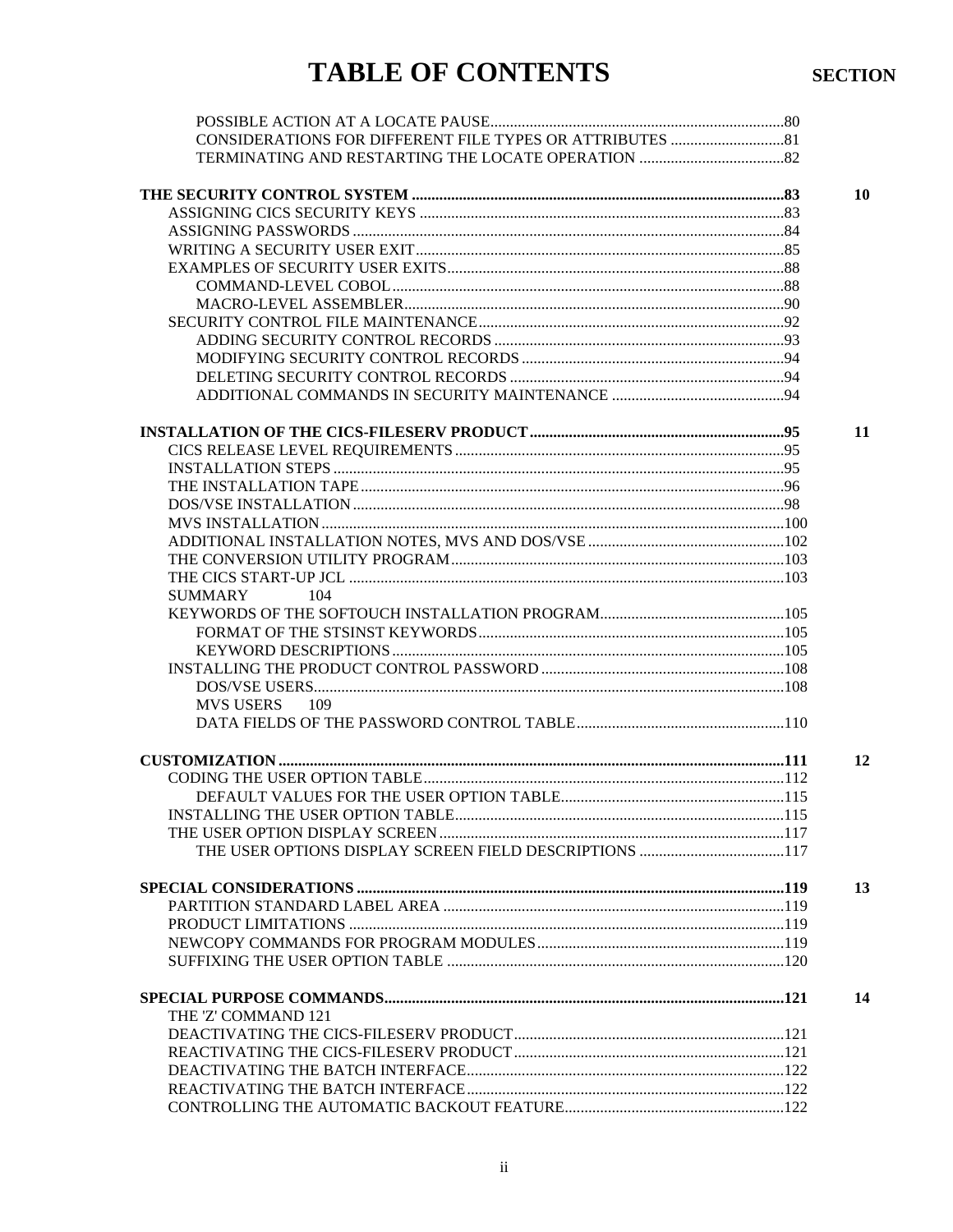# TABLE OF CONTENTS

SECTION

- POSSIBLE ACTION AT A LOCATE PAUSE....................80
- CONSIDERATIONS FOR DIFFERENT FILE TYPES OR ATTRIBUTES ....................81
- TERMINATING AND RESTARTING THE LOCATE OPERATION ....................82

**THE SECURITY CONTROL SYSTEM ....................83** — **10**

- ASSIGNING CICS SECURITY KEYS ....................83
- ASSIGNING PASSWORDS ....................84
- WRITING A SECURITY USER EXIT....................85
- EXAMPLES OF SECURITY USER EXITS....................88
  - COMMAND-LEVEL COBOL....................88
  - MACRO-LEVEL ASSEMBLER....................90
- SECURITY CONTROL FILE MAINTENANCE....................92
  - ADDING SECURITY CONTROL RECORDS ....................93
  - MODIFYING SECURITY CONTROL RECORDS ....................94
  - DELETING SECURITY CONTROL RECORDS ....................94
  - ADDITIONAL COMMANDS IN SECURITY MAINTENANCE ....................94

**INSTALLATION OF THE CICS-FILESERV PRODUCT....................95** — **11**

- CICS RELEASE LEVEL REQUIREMENTS ....................95
- INSTALLATION STEPS ....................95
- THE INSTALLATION TAPE....................96
- DOS/VSE INSTALLATION ....................98
- MVS INSTALLATION ....................100
- ADDITIONAL INSTALLATION NOTES, MVS AND DOS/VSE ....................102
- THE CONVERSION UTILITY PROGRAM....................103
- THE CICS START-UP JCL ....................103
- SUMMARY 104
- KEYWORDS OF THE SOFTOUCH INSTALLATION PROGRAM....................105
  - FORMAT OF THE STSINST KEYWORDS....................105
  - KEYWORD DESCRIPTIONS....................105
- INSTALLING THE PRODUCT CONTROL PASSWORD ....................108
  - DOS/VSE USERS....................108
  - MVS USERS 109
  - DATA FIELDS OF THE PASSWORD CONTROL TABLE....................110

**CUSTOMIZATION ....................111** — **12**

- CODING THE USER OPTION TABLE....................112
  - DEFAULT VALUES FOR THE USER OPTION TABLE....................115
- INSTALLING THE USER OPTION TABLE....................115
- THE USER OPTION DISPLAY SCREEN ....................117
  - THE USER OPTIONS DISPLAY SCREEN FIELD DESCRIPTIONS ....................117

**SPECIAL CONSIDERATIONS ....................119** — **13**

- PARTITION STANDARD LABEL AREA ....................119
- PRODUCT LIMITATIONS ....................119
- NEWCOPY COMMANDS FOR PROGRAM MODULES....................119
- SUFFIXING THE USER OPTION TABLE ....................120

**SPECIAL PURPOSE COMMANDS....................121** — **14**

- THE 'Z' COMMAND 121
- DEACTIVATING THE CICS-FILESERV PRODUCT....................121
- REACTIVATING THE CICS-FILESERV PRODUCT....................121
- DEACTIVATING THE BATCH INTERFACE....................122
- REACTIVATING THE BATCH INTERFACE....................122
- CONTROLLING THE AUTOMATIC BACKOUT FEATURE....................122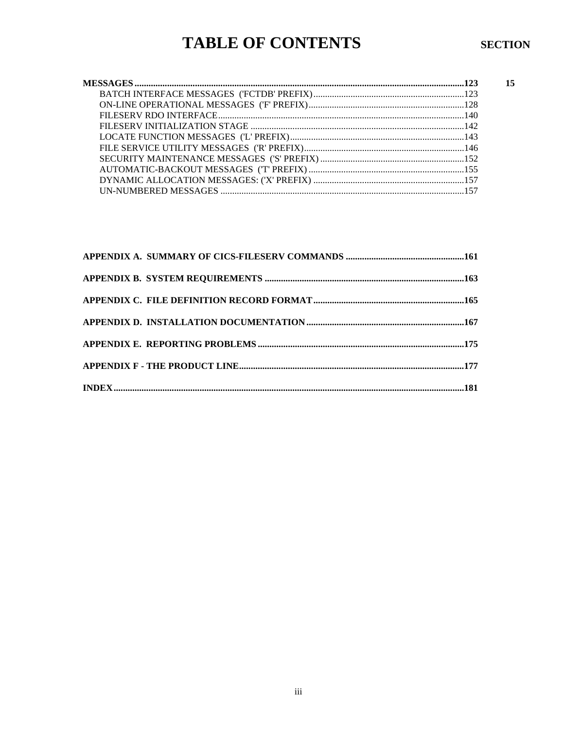# TABLE OF CONTENTS

**SECTION**

**MESSAGES** ........................................................................ **123** **15**

- BATCH INTERFACE MESSAGES ('FCTDB' PREFIX) ........................................ 123
- ON-LINE OPERATIONAL MESSAGES ('F' PREFIX) ......................................... 128
- FILESERV RDO INTERFACE ........................................................... 140
- FILESERV INITIALIZATION STAGE .................................................... 142
- LOCATE FUNCTION MESSAGES ('L' PREFIX) ............................................ 143
- FILE SERVICE UTILITY MESSAGES ('R' PREFIX) ....................................... 146
- SECURITY MAINTENANCE MESSAGES ('S' PREFIX) ....................................... 152
- AUTOMATIC-BACKOUT MESSAGES ('T' PREFIX) .......................................... 155
- DYNAMIC ALLOCATION MESSAGES: ('X' PREFIX) ........................................ 157
- UN-NUMBERED MESSAGES ............................................................. 157

**APPENDIX A. SUMMARY OF CICS-FILESERV COMMANDS** ........................................ **161**

**APPENDIX B. SYSTEM REQUIREMENTS** ...................................................... **163**

**APPENDIX C. FILE DEFINITION RECORD FORMAT** ............................................ **165**

**APPENDIX D. INSTALLATION DOCUMENTATION** ............................................... **167**

**APPENDIX E. REPORTING PROBLEMS** ....................................................... **175**

**APPENDIX F - THE PRODUCT LINE** ......................................................... **177**

**INDEX** .................................................................................. **181**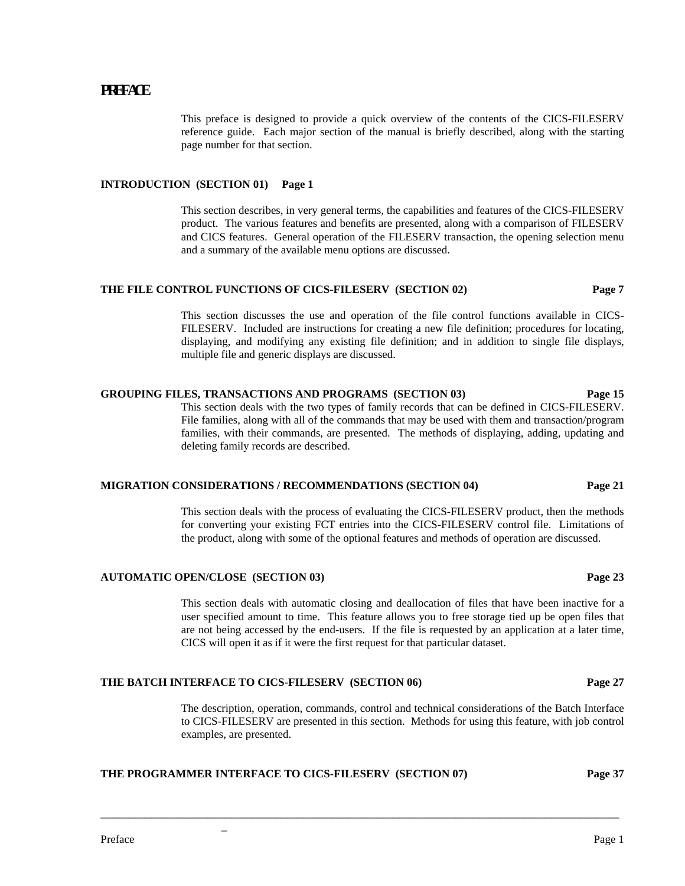# PREFACE

This preface is designed to provide a quick overview of the contents of the CICS-FILESERV reference guide. Each major section of the manual is briefly described, along with the starting page number for that section.

**INTRODUCTION (SECTION 01) Page 1**

This section describes, in very general terms, the capabilities and features of the CICS-FILESERV product. The various features and benefits are presented, along with a comparison of FILESERV and CICS features. General operation of the FILESERV transaction, the opening selection menu and a summary of the available menu options are discussed.

**THE FILE CONTROL FUNCTIONS OF CICS-FILESERV (SECTION 02) Page 7**

This section discusses the use and operation of the file control functions available in CICS-FILESERV. Included are instructions for creating a new file definition; procedures for locating, displaying, and modifying any existing file definition; and in addition to single file displays, multiple file and generic displays are discussed.

**GROUPING FILES, TRANSACTIONS AND PROGRAMS (SECTION 03) Page 15**

This section deals with the two types of family records that can be defined in CICS-FILESERV. File families, along with all of the commands that may be used with them and transaction/program families, with their commands, are presented. The methods of displaying, adding, updating and deleting family records are described.

**MIGRATION CONSIDERATIONS / RECOMMENDATIONS (SECTION 04) Page 21**

This section deals with the process of evaluating the CICS-FILESERV product, then the methods for converting your existing FCT entries into the CICS-FILESERV control file. Limitations of the product, along with some of the optional features and methods of operation are discussed.

**AUTOMATIC OPEN/CLOSE (SECTION 03) Page 23**

This section deals with automatic closing and deallocation of files that have been inactive for a user specified amount to time. This feature allows you to free storage tied up be open files that are not being accessed by the end-users. If the file is requested by an application at a later time, CICS will open it as if it were the first request for that particular dataset.

**THE BATCH INTERFACE TO CICS-FILESERV (SECTION 06) Page 27**

The description, operation, commands, control and technical considerations of the Batch Interface to CICS-FILESERV are presented in this section. Methods for using this feature, with job control examples, are presented.

**THE PROGRAMMER INTERFACE TO CICS-FILESERV (SECTION 07) Page 37**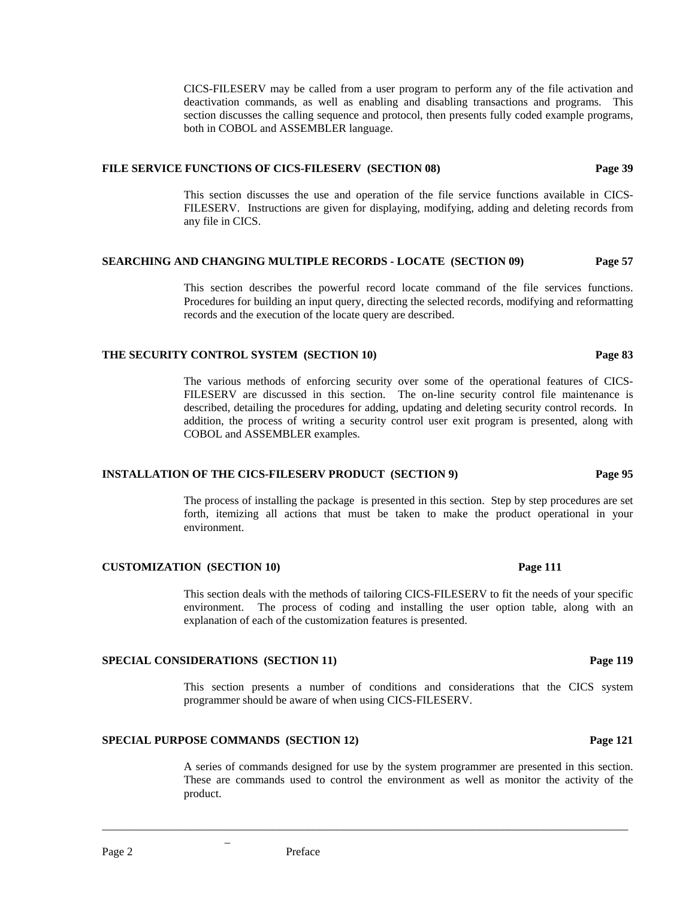CICS-FILESERV may be called from a user program to perform any of the file activation and deactivation commands, as well as enabling and disabling transactions and programs. This section discusses the calling sequence and protocol, then presents fully coded example programs, both in COBOL and ASSEMBLER language.

**FILE SERVICE FUNCTIONS OF CICS-FILESERV (SECTION 08) Page 39**

This section discusses the use and operation of the file service functions available in CICS-FILESERV. Instructions are given for displaying, modifying, adding and deleting records from any file in CICS.

**SEARCHING AND CHANGING MULTIPLE RECORDS - LOCATE (SECTION 09) Page 57**

This section describes the powerful record locate command of the file services functions. Procedures for building an input query, directing the selected records, modifying and reformatting records and the execution of the locate query are described.

**THE SECURITY CONTROL SYSTEM (SECTION 10) Page 83**

The various methods of enforcing security over some of the operational features of CICS-FILESERV are discussed in this section. The on-line security control file maintenance is described, detailing the procedures for adding, updating and deleting security control records. In addition, the process of writing a security control user exit program is presented, along with COBOL and ASSEMBLER examples.

**INSTALLATION OF THE CICS-FILESERV PRODUCT (SECTION 9) Page 95**

The process of installing the package is presented in this section. Step by step procedures are set forth, itemizing all actions that must be taken to make the product operational in your environment.

**CUSTOMIZATION (SECTION 10) Page 111**

This section deals with the methods of tailoring CICS-FILESERV to fit the needs of your specific environment. The process of coding and installing the user option table, along with an explanation of each of the customization features is presented.

**SPECIAL CONSIDERATIONS (SECTION 11) Page 119**

This section presents a number of conditions and considerations that the CICS system programmer should be aware of when using CICS-FILESERV.

**SPECIAL PURPOSE COMMANDS (SECTION 12) Page 121**

A series of commands designed for use by the system programmer are presented in this section. These are commands used to control the environment as well as monitor the activity of the product.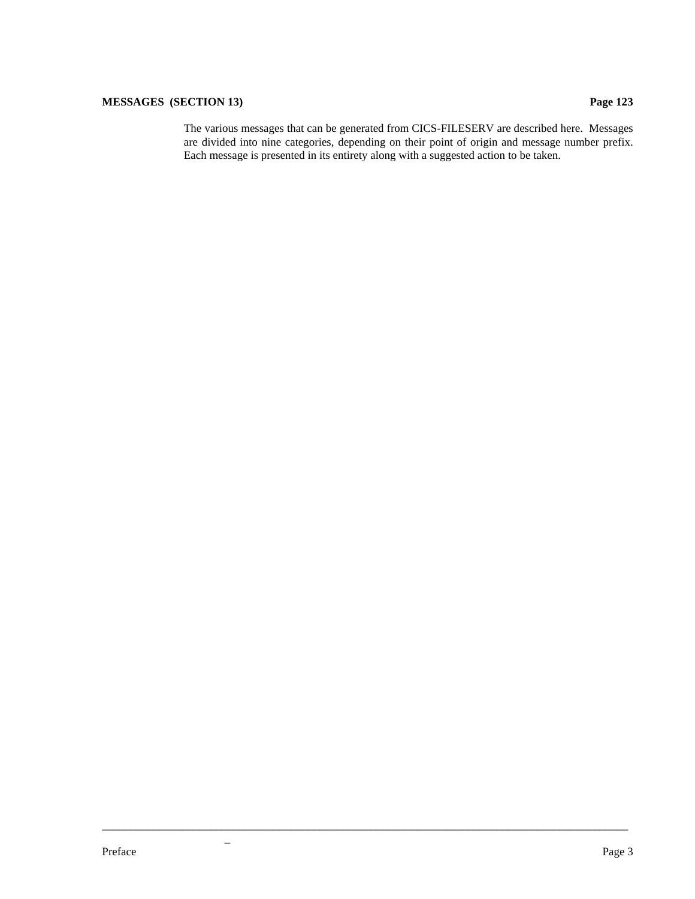**MESSAGES (SECTION 13) Page 123**

The various messages that can be generated from CICS-FILESERV are described here. Messages are divided into nine categories, depending on their point of origin and message number prefix. Each message is presented in its entirety along with a suggested action to be taken.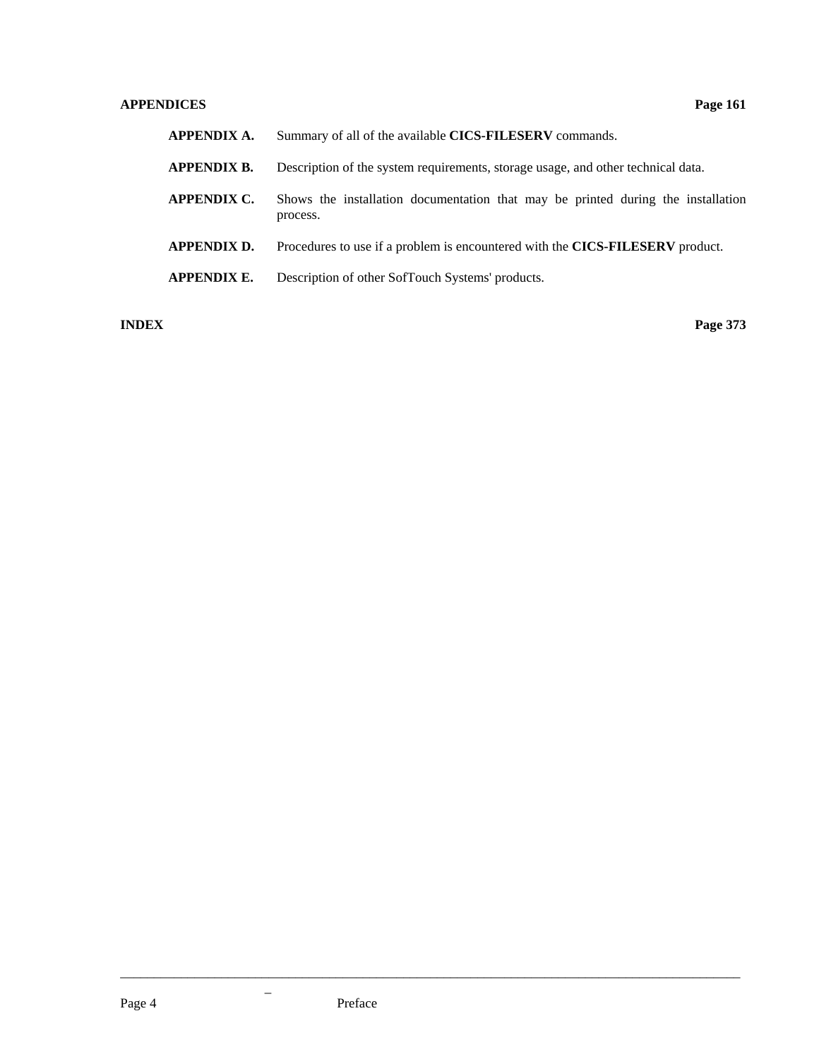**APPENDICES** **Page 161**

**APPENDIX A.** Summary of all of the available **CICS-FILESERV** commands.

**APPENDIX B.** Description of the system requirements, storage usage, and other technical data.

**APPENDIX C.** Shows the installation documentation that may be printed during the installation process.

**APPENDIX D.** Procedures to use if a problem is encountered with the **CICS-FILESERV** product.

**APPENDIX E.** Description of other SofTouch Systems' products.

**INDEX** **Page 373**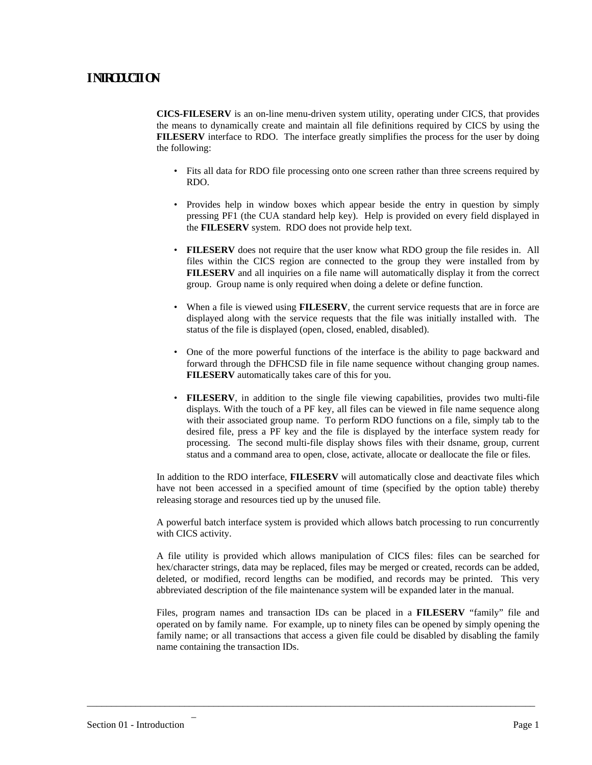# INTRODUCTION

**CICS-FILESERV** is an on-line menu-driven system utility, operating under CICS, that provides the means to dynamically create and maintain all file definitions required by CICS by using the **FILESERV** interface to RDO. The interface greatly simplifies the process for the user by doing the following:

- Fits all data for RDO file processing onto one screen rather than three screens required by RDO.
- Provides help in window boxes which appear beside the entry in question by simply pressing PF1 (the CUA standard help key). Help is provided on every field displayed in the **FILESERV** system. RDO does not provide help text.
- **FILESERV** does not require that the user know what RDO group the file resides in. All files within the CICS region are connected to the group they were installed from by **FILESERV** and all inquiries on a file name will automatically display it from the correct group. Group name is only required when doing a delete or define function.
- When a file is viewed using **FILESERV**, the current service requests that are in force are displayed along with the service requests that the file was initially installed with. The status of the file is displayed (open, closed, enabled, disabled).
- One of the more powerful functions of the interface is the ability to page backward and forward through the DFHCSD file in file name sequence without changing group names. **FILESERV** automatically takes care of this for you.
- **FILESERV**, in addition to the single file viewing capabilities, provides two multi-file displays. With the touch of a PF key, all files can be viewed in file name sequence along with their associated group name. To perform RDO functions on a file, simply tab to the desired file, press a PF key and the file is displayed by the interface system ready for processing. The second multi-file display shows files with their dsname, group, current status and a command area to open, close, activate, allocate or deallocate the file or files.

In addition to the RDO interface, **FILESERV** will automatically close and deactivate files which have not been accessed in a specified amount of time (specified by the option table) thereby releasing storage and resources tied up by the unused file.

A powerful batch interface system is provided which allows batch processing to run concurrently with CICS activity.

A file utility is provided which allows manipulation of CICS files: files can be searched for hex/character strings, data may be replaced, files may be merged or created, records can be added, deleted, or modified, record lengths can be modified, and records may be printed. This very abbreviated description of the file maintenance system will be expanded later in the manual.

Files, program names and transaction IDs can be placed in a **FILESERV** "family" file and operated on by family name. For example, up to ninety files can be opened by simply opening the family name; or all transactions that access a given file could be disabled by disabling the family name containing the transaction IDs.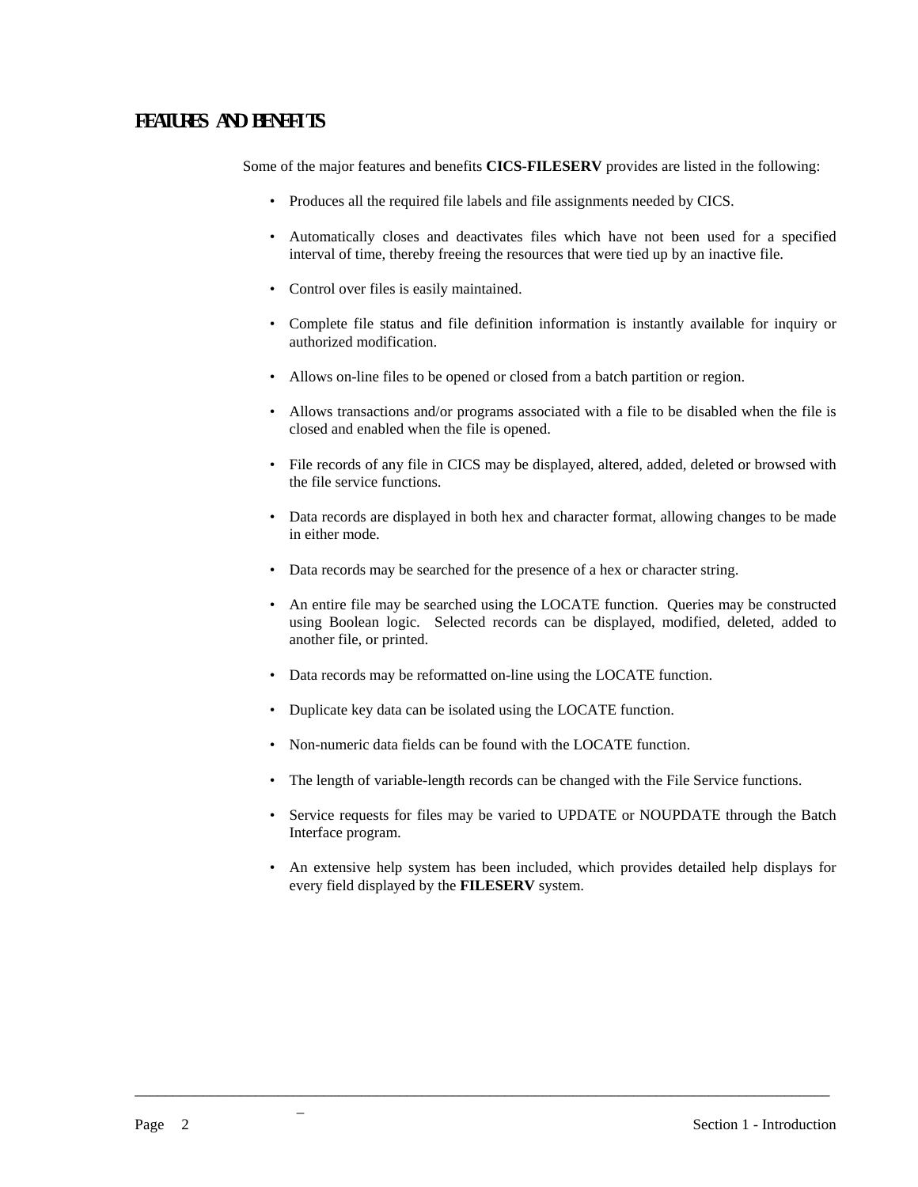## FEATURES AND BENEFITS

Some of the major features and benefits **CICS-FILESERV** provides are listed in the following:

- Produces all the required file labels and file assignments needed by CICS.
- Automatically closes and deactivates files which have not been used for a specified interval of time, thereby freeing the resources that were tied up by an inactive file.
- Control over files is easily maintained.
- Complete file status and file definition information is instantly available for inquiry or authorized modification.
- Allows on-line files to be opened or closed from a batch partition or region.
- Allows transactions and/or programs associated with a file to be disabled when the file is closed and enabled when the file is opened.
- File records of any file in CICS may be displayed, altered, added, deleted or browsed with the file service functions.
- Data records are displayed in both hex and character format, allowing changes to be made in either mode.
- Data records may be searched for the presence of a hex or character string.
- An entire file may be searched using the LOCATE function. Queries may be constructed using Boolean logic. Selected records can be displayed, modified, deleted, added to another file, or printed.
- Data records may be reformatted on-line using the LOCATE function.
- Duplicate key data can be isolated using the LOCATE function.
- Non-numeric data fields can be found with the LOCATE function.
- The length of variable-length records can be changed with the File Service functions.
- Service requests for files may be varied to UPDATE or NOUPDATE through the Batch Interface program.
- An extensive help system has been included, which provides detailed help displays for every field displayed by the **FILESERV** system.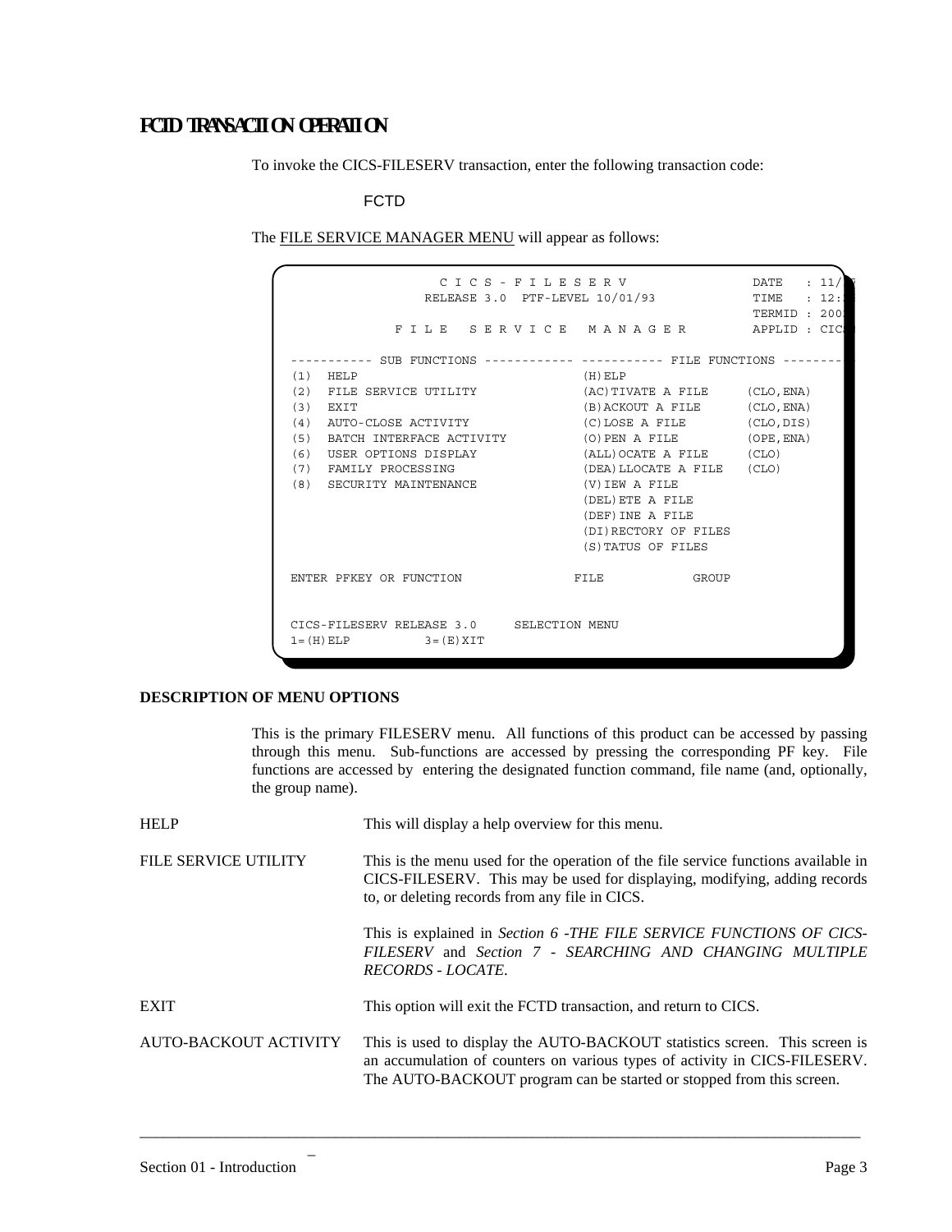## FCTD TRANSACTION OPERATION

To invoke the CICS-FILESERV transaction, enter the following transaction code:

FCTD

The FILE SERVICE MANAGER MENU will appear as follows:

```
                 C I C S - F I L E S E R V                DATE   : 11/
               RELEASE 3.0  PTF-LEVEL 10/01/93            TIME   : 12:
                                                          TERMID : 200
            F I L E   S E R V I C E   M A N A G E R       APPLID : CIC

----------- SUB FUNCTIONS ------------ ----------- FILE FUNCTIONS --------
(1)  HELP                             (H)ELP
(2)  FILE SERVICE UTILITY             (AC)TIVATE A FILE     (CLO,ENA)
(3)  EXIT                             (B)ACKOUT A FILE      (CLO,ENA)
(4)  AUTO-CLOSE ACTIVITY              (C)LOSE A FILE        (CLO,DIS)
(5)  BATCH INTERFACE ACTIVITY         (O)PEN A FILE         (OPE,ENA)
(6)  USER OPTIONS DISPLAY             (ALL)OCATE A FILE     (CLO)
(7)  FAMILY PROCESSING                (DEA)LLOCATE A FILE   (CLO)
(8)  SECURITY MAINTENANCE             (V)IEW A FILE
                                      (DEL)ETE A FILE
                                      (DEF)INE A FILE
                                      (DI)RECTORY OF FILES
                                      (S)TATUS OF FILES

ENTER PFKEY OR FUNCTION              FILE            GROUP


CICS-FILESERV RELEASE 3.0     SELECTION MENU
1=(H)ELP          3=(E)XIT
```

**DESCRIPTION OF MENU OPTIONS**

This is the primary FILESERV menu. All functions of this product can be accessed by passing through this menu. Sub-functions are accessed by pressing the corresponding PF key. File functions are accessed by entering the designated function command, file name (and, optionally, the group name).

HELP — This will display a help overview for this menu.

FILE SERVICE UTILITY — This is the menu used for the operation of the file service functions available in CICS-FILESERV. This may be used for displaying, modifying, adding records to, or deleting records from any file in CICS.

This is explained in *Section 6 -THE FILE SERVICE FUNCTIONS OF CICS-FILESERV* and *Section 7 - SEARCHING AND CHANGING MULTIPLE RECORDS - LOCATE*.

EXIT — This option will exit the FCTD transaction, and return to CICS.

AUTO-BACKOUT ACTIVITY — This is used to display the AUTO-BACKOUT statistics screen. This screen is an accumulation of counters on various types of activity in CICS-FILESERV. The AUTO-BACKOUT program can be started or stopped from this screen.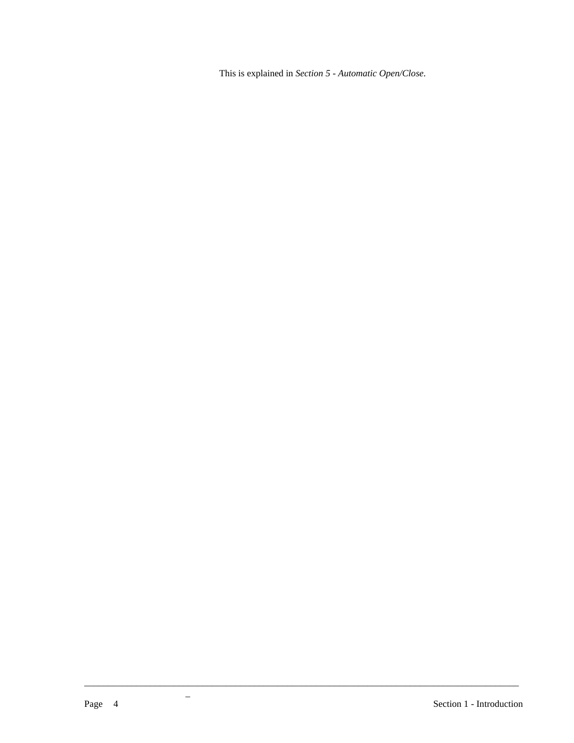This is explained in *Section 5 - Automatic Open/Close*.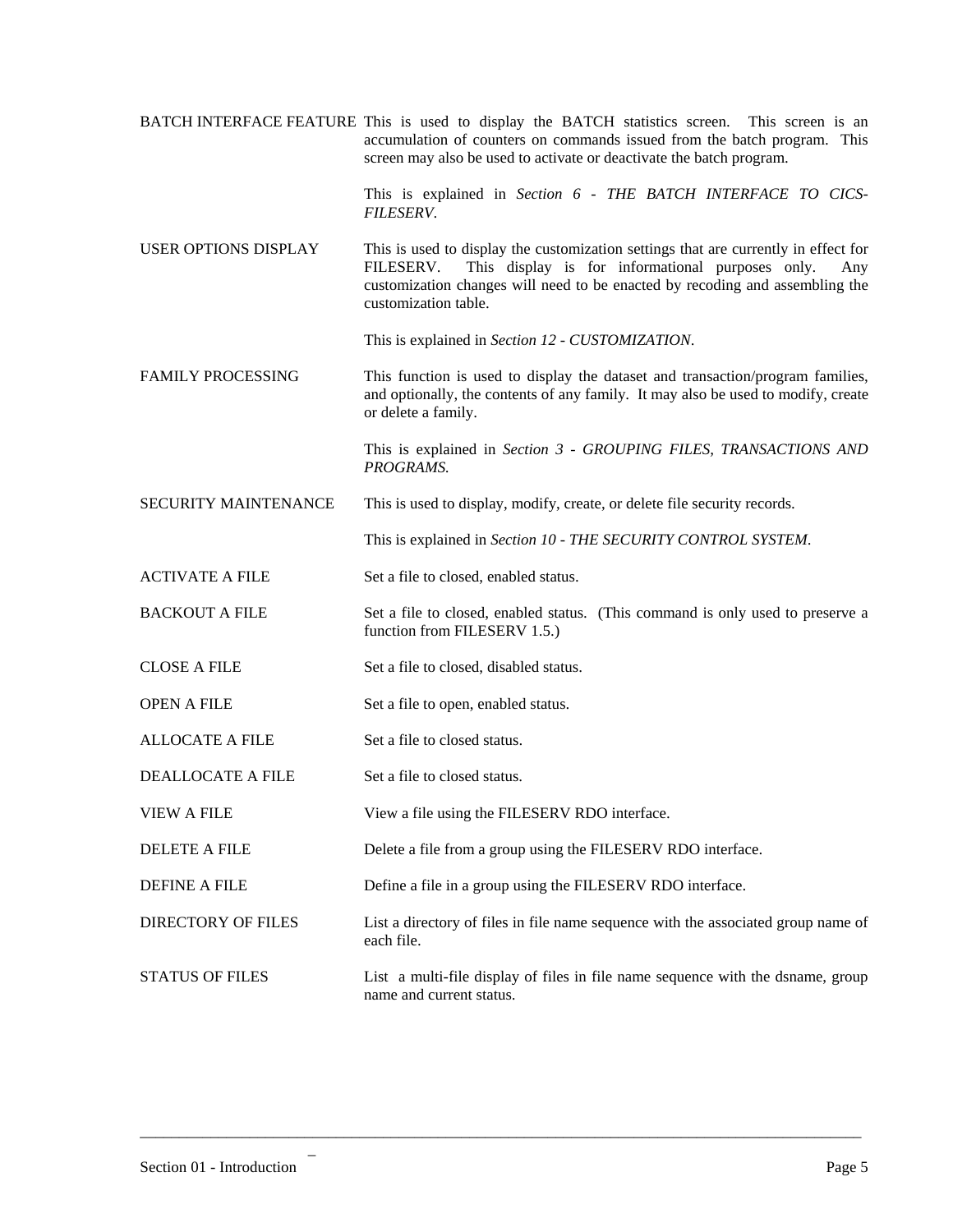| | |
|---|---|
| BATCH INTERFACE FEATURE | This is used to display the BATCH statistics screen. This screen is an accumulation of counters on commands issued from the batch program. This screen may also be used to activate or deactivate the batch program.<br><br>This is explained in *Section 6 - THE BATCH INTERFACE TO CICS-FILESERV*. |
| USER OPTIONS DISPLAY | This is used to display the customization settings that are currently in effect for FILESERV. This display is for informational purposes only. Any customization changes will need to be enacted by recoding and assembling the customization table.<br><br>This is explained in *Section 12 - CUSTOMIZATION*. |
| FAMILY PROCESSING | This function is used to display the dataset and transaction/program families, and optionally, the contents of any family. It may also be used to modify, create or delete a family.<br><br>This is explained in *Section 3 - GROUPING FILES, TRANSACTIONS AND PROGRAMS.* |
| SECURITY MAINTENANCE | This is used to display, modify, create, or delete file security records.<br><br>This is explained in *Section 10 - THE SECURITY CONTROL SYSTEM*. |
| ACTIVATE A FILE | Set a file to closed, enabled status. |
| BACKOUT A FILE | Set a file to closed, enabled status. (This command is only used to preserve a function from FILESERV 1.5.) |
| CLOSE A FILE | Set a file to closed, disabled status. |
| OPEN A FILE | Set a file to open, enabled status. |
| ALLOCATE A FILE | Set a file to closed status. |
| DEALLOCATE A FILE | Set a file to closed status. |
| VIEW A FILE | View a file using the FILESERV RDO interface. |
| DELETE A FILE | Delete a file from a group using the FILESERV RDO interface. |
| DEFINE A FILE | Define a file in a group using the FILESERV RDO interface. |
| DIRECTORY OF FILES | List a directory of files in file name sequence with the associated group name of each file. |
| STATUS OF FILES | List a multi-file display of files in file name sequence with the dsname, group name and current status. |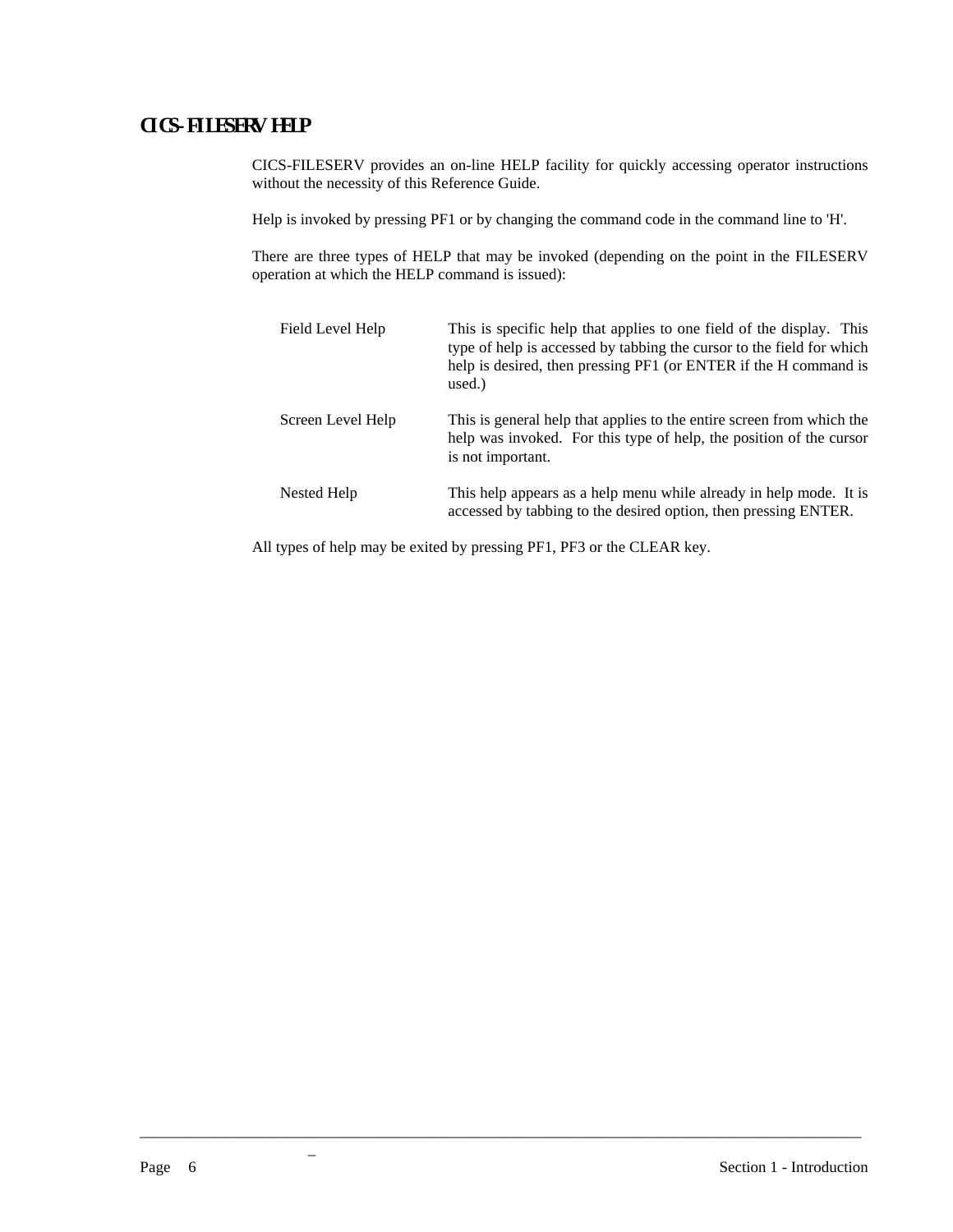## CICS-FILESERV HELP

CICS-FILESERV provides an on-line HELP facility for quickly accessing operator instructions without the necessity of this Reference Guide.

Help is invoked by pressing PF1 or by changing the command code in the command line to 'H'.

There are three types of HELP that may be invoked (depending on the point in the FILESERV operation at which the HELP command is issued):

| | |
|---|---|
| Field Level Help | This is specific help that applies to one field of the display. This type of help is accessed by tabbing the cursor to the field for which help is desired, then pressing PF1 (or ENTER if the H command is used.) |
| Screen Level Help | This is general help that applies to the entire screen from which the help was invoked. For this type of help, the position of the cursor is not important. |
| Nested Help | This help appears as a help menu while already in help mode. It is accessed by tabbing to the desired option, then pressing ENTER. |

All types of help may be exited by pressing PF1, PF3 or the CLEAR key.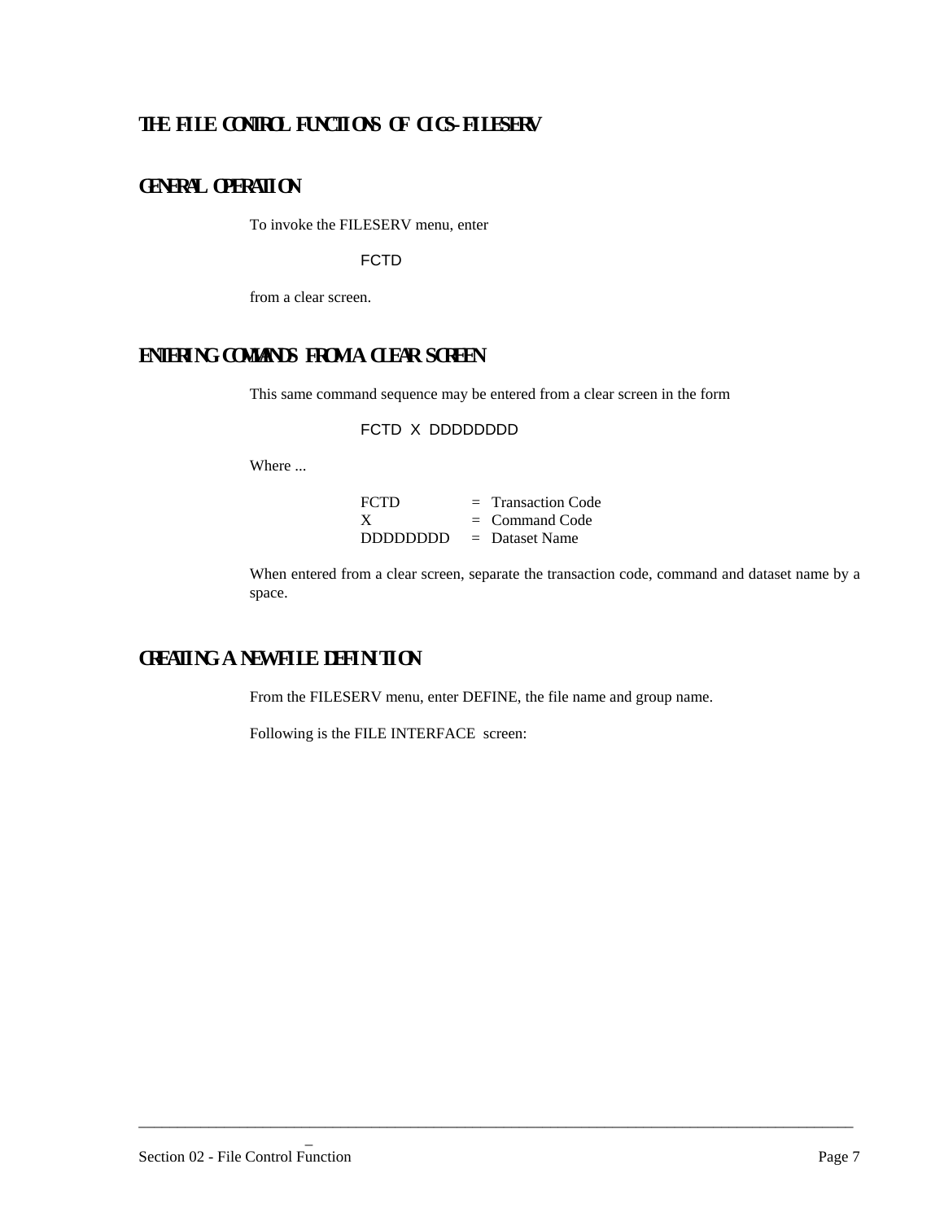# THE FILE CONTROL FUNCTIONS OF CICS-FILESERV

## GENERAL OPERATION

To invoke the FILESERV menu, enter

```
FCTD
```

from a clear screen.

## ENTERING COMMANDS FROM A CLEAR SCREEN

This same command sequence may be entered from a clear screen in the form

```
FCTD  X  DDDDDDDD
```

Where ...

| | | |
|---|---|---|
| FCTD | = | Transaction Code |
| X | = | Command Code |
| DDDDDDDD | = | Dataset Name |

When entered from a clear screen, separate the transaction code, command and dataset name by a space.

## CREATING A NEW FILE DEFINITION

From the FILESERV menu, enter DEFINE, the file name and group name.

Following is the FILE INTERFACE screen: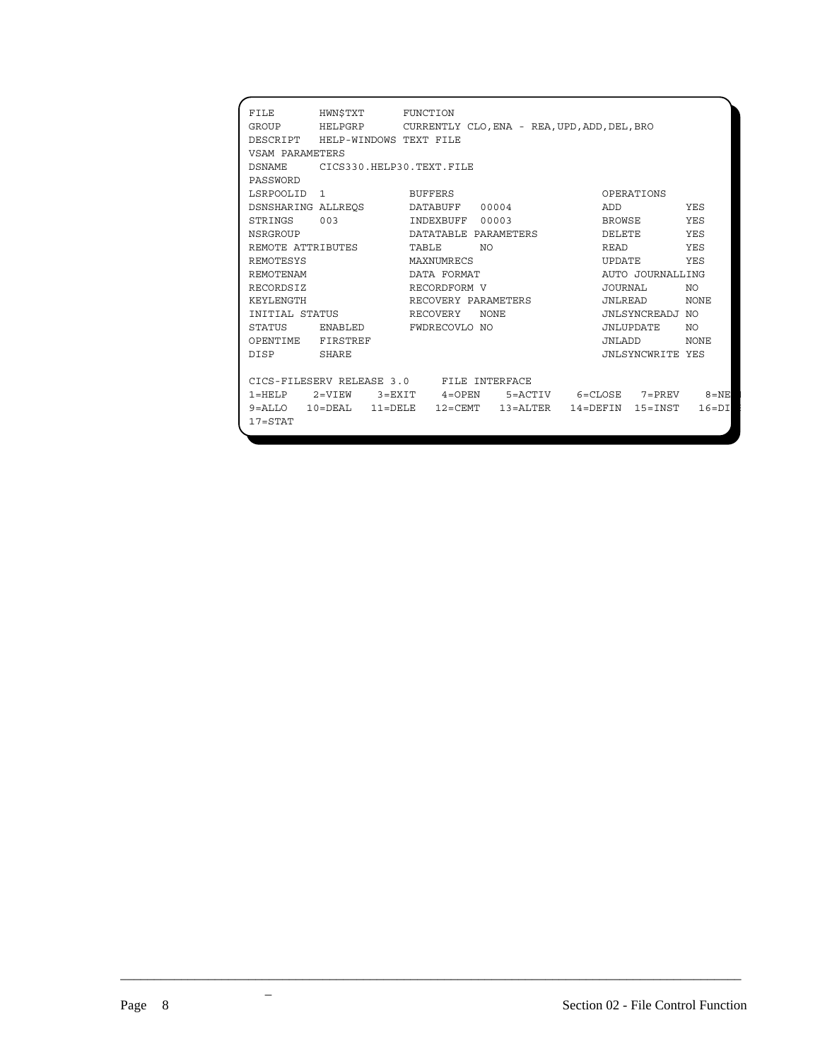```
FILE       HWN$TXT      FUNCTION
GROUP      HELPGRP      CURRENTLY CLO,ENA - REA,UPD,ADD,DEL,BRO
DESCRIPT   HELP-WINDOWS TEXT FILE
VSAM PARAMETERS
DSNAME     CICS330.HELP30.TEXT.FILE
PASSWORD
LSRPOOLID  1             BUFFERS                        OPERATIONS
DSNSHARING ALLREQS       DATABUFF   00004               ADD           YES
STRINGS    003           INDEXBUFF  00003               BROWSE        YES
NSRGROUP                 DATATABLE PARAMETERS           DELETE        YES
REMOTE ATTRIBUTES        TABLE      NO                  READ          YES
REMOTESYS                MAXNUMRECS                     UPDATE        YES
REMOTENAM                DATA FORMAT                    AUTO JOURNALLING
RECORDSIZ                RECORDFORM V                   JOURNAL       NO
KEYLENGTH                RECOVERY PARAMETERS            JNLREAD       NONE
INITIAL STATUS           RECOVERY   NONE                JNLSYNCREADJ  NO
STATUS     ENABLED       FWDRECOVLO NO                  JNLUPDATE     NO
OPENTIME   FIRSTREF                                     JNLADD        NONE
DISP       SHARE                                        JNLSYNCWRITE  YES

CICS-FILESERV RELEASE 3.0     FILE INTERFACE
1=HELP    2=VIEW    3=EXIT    4=OPEN    5=ACTIV    6=CLOSE   7=PREV    8=NE
9=ALLO   10=DEAL   11=DELE   12=CEMT   13=ALTER   14=DEFIN  15=INST   16=DI
17=STAT
```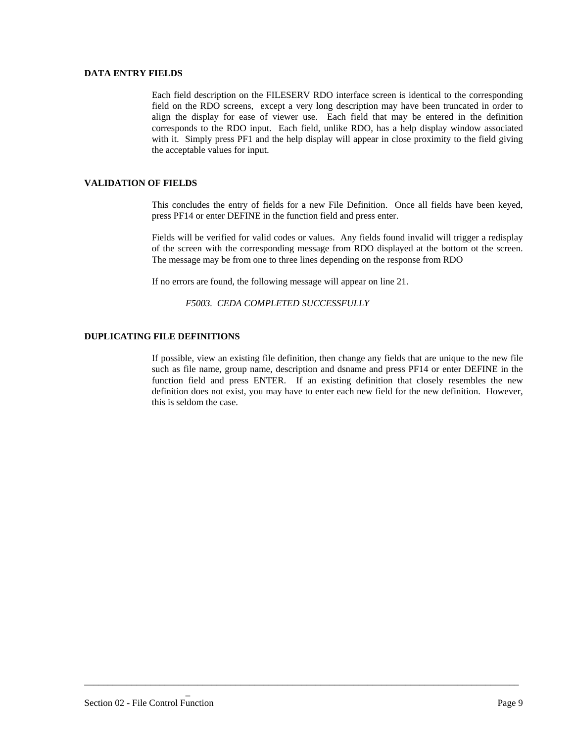## DATA ENTRY FIELDS

Each field description on the FILESERV RDO interface screen is identical to the corresponding field on the RDO screens, except a very long description may have been truncated in order to align the display for ease of viewer use. Each field that may be entered in the definition corresponds to the RDO input. Each field, unlike RDO, has a help display window associated with it. Simply press PF1 and the help display will appear in close proximity to the field giving the acceptable values for input.

## VALIDATION OF FIELDS

This concludes the entry of fields for a new File Definition. Once all fields have been keyed, press PF14 or enter DEFINE in the function field and press enter.

Fields will be verified for valid codes or values. Any fields found invalid will trigger a redisplay of the screen with the corresponding message from RDO displayed at the bottom ot the screen. The message may be from one to three lines depending on the response from RDO

If no errors are found, the following message will appear on line 21.

*F5003. CEDA COMPLETED SUCCESSFULLY*

## DUPLICATING FILE DEFINITIONS

If possible, view an existing file definition, then change any fields that are unique to the new file such as file name, group name, description and dsname and press PF14 or enter DEFINE in the function field and press ENTER. If an existing definition that closely resembles the new definition does not exist, you may have to enter each new field for the new definition. However, this is seldom the case.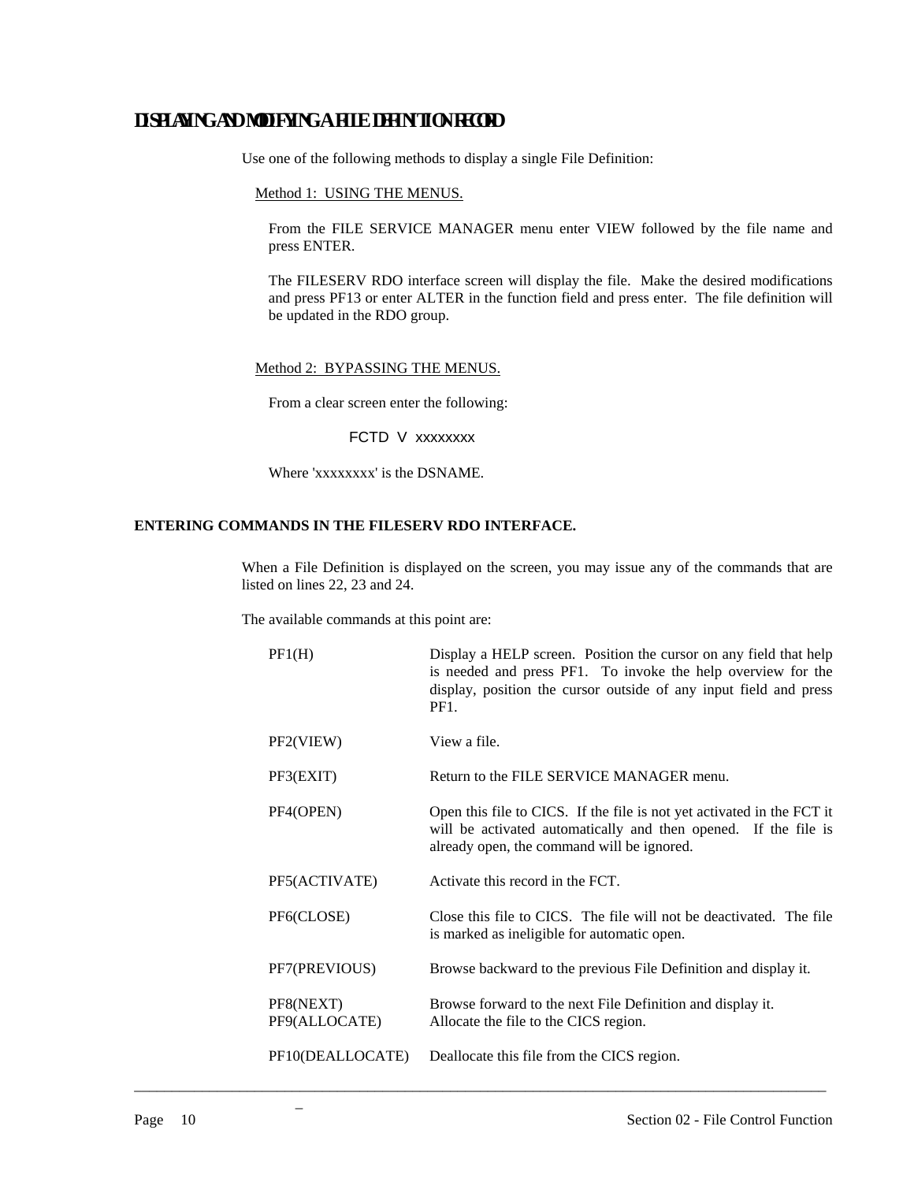# DISPLAYING AND MODIFYING A FILE DEFINITION RECORD

Use one of the following methods to display a single File Definition:

Method 1: USING THE MENUS.

From the FILE SERVICE MANAGER menu enter VIEW followed by the file name and press ENTER.

The FILESERV RDO interface screen will display the file. Make the desired modifications and press PF13 or enter ALTER in the function field and press enter. The file definition will be updated in the RDO group.

Method 2: BYPASSING THE MENUS.

From a clear screen enter the following:

```
FCTD  V  xxxxxxxx
```

Where 'xxxxxxxx' is the DSNAME.

**ENTERING COMMANDS IN THE FILESERV RDO INTERFACE.**

When a File Definition is displayed on the screen, you may issue any of the commands that are listed on lines 22, 23 and 24.

The available commands at this point are:

| Command | Description |
|---|---|
| PF1(H) | Display a HELP screen. Position the cursor on any field that help is needed and press PF1. To invoke the help overview for the display, position the cursor outside of any input field and press PF1. |
| PF2(VIEW) | View a file. |
| PF3(EXIT) | Return to the FILE SERVICE MANAGER menu. |
| PF4(OPEN) | Open this file to CICS. If the file is not yet activated in the FCT it will be activated automatically and then opened. If the file is already open, the command will be ignored. |
| PF5(ACTIVATE) | Activate this record in the FCT. |
| PF6(CLOSE) | Close this file to CICS. The file will not be deactivated. The file is marked as ineligible for automatic open. |
| PF7(PREVIOUS) | Browse backward to the previous File Definition and display it. |
| PF8(NEXT) | Browse forward to the next File Definition and display it. |
| PF9(ALLOCATE) | Allocate the file to the CICS region. |
| PF10(DEALLOCATE) | Deallocate this file from the CICS region. |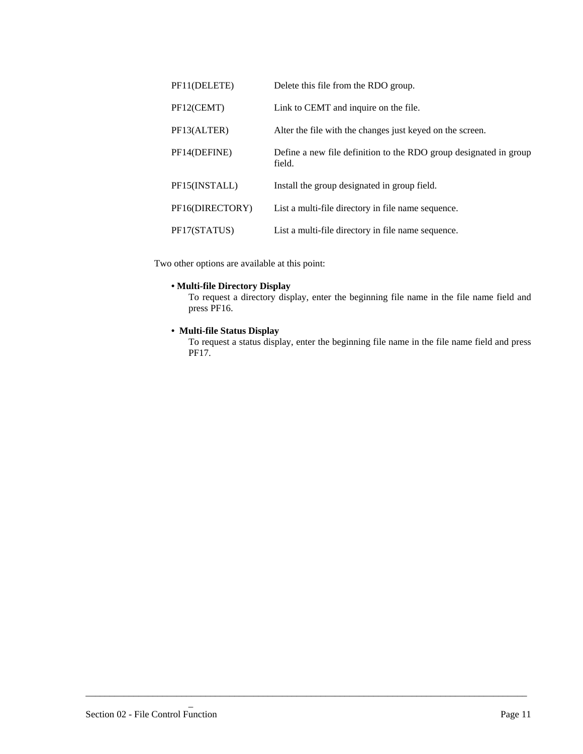| | |
|---|---|
| PF11(DELETE) | Delete this file from the RDO group. |
| PF12(CEMT) | Link to CEMT and inquire on the file. |
| PF13(ALTER) | Alter the file with the changes just keyed on the screen. |
| PF14(DEFINE) | Define a new file definition to the RDO group designated in group field. |
| PF15(INSTALL) | Install the group designated in group field. |
| PF16(DIRECTORY) | List a multi-file directory in file name sequence. |
| PF17(STATUS) | List a multi-file directory in file name sequence. |

Two other options are available at this point:

- **Multi-file Directory Display**
  To request a directory display, enter the beginning file name in the file name field and press PF16.

- **Multi-file Status Display**
  To request a status display, enter the beginning file name in the file name field and press PF17.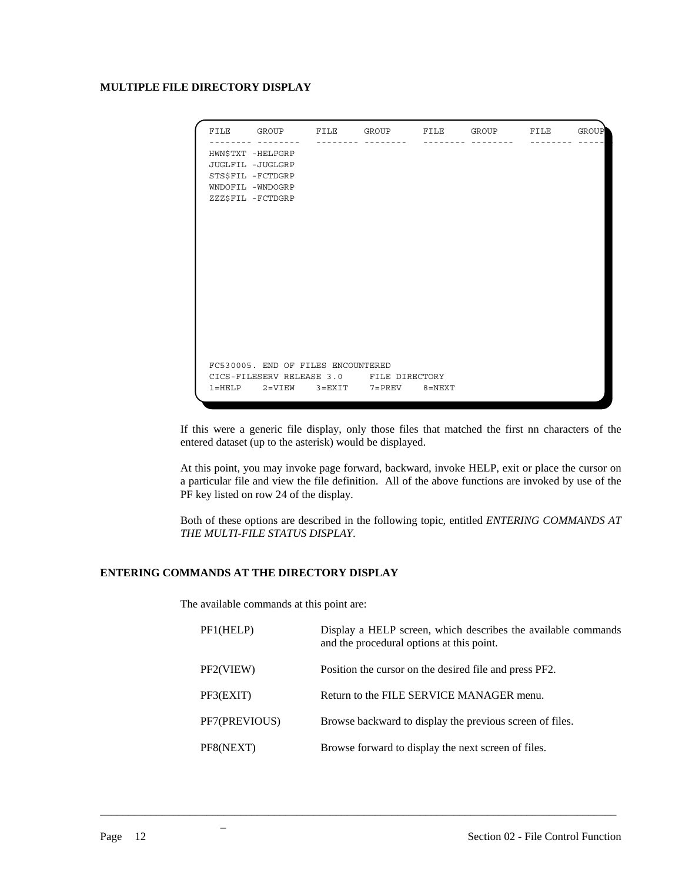### MULTIPLE FILE DIRECTORY DISPLAY

```
FILE     GROUP      FILE     GROUP      FILE     GROUP      FILE     GROUP
-------- --------   -------- --------   -------- --------   -------- -----
HWN$TXT -HELPGRP
JUGLFIL -JUGLGRP
STS$FIL -FCTDGRP
WNDOFIL -WNDOGRP
ZZZ$FIL -FCTDGRP














FC530005. END OF FILES ENCOUNTERED
CICS-FILESERV RELEASE 3.0     FILE DIRECTORY
1=HELP    2=VIEW    3=EXIT    7=PREV    8=NEXT
```

If this were a generic file display, only those files that matched the first nn characters of the entered dataset (up to the asterisk) would be displayed.

At this point, you may invoke page forward, backward, invoke HELP, exit or place the cursor on a particular file and view the file definition. All of the above functions are invoked by use of the PF key listed on row 24 of the display.

Both of these options are described in the following topic, entitled *ENTERING COMMANDS AT THE MULTI-FILE STATUS DISPLAY*.

### ENTERING COMMANDS AT THE DIRECTORY DISPLAY

The available commands at this point are:

| | |
|---|---|
| PF1(HELP) | Display a HELP screen, which describes the available commands and the procedural options at this point. |
| PF2(VIEW) | Position the cursor on the desired file and press PF2. |
| PF3(EXIT) | Return to the FILE SERVICE MANAGER menu. |
| PF7(PREVIOUS) | Browse backward to display the previous screen of files. |
| PF8(NEXT) | Browse forward to display the next screen of files. |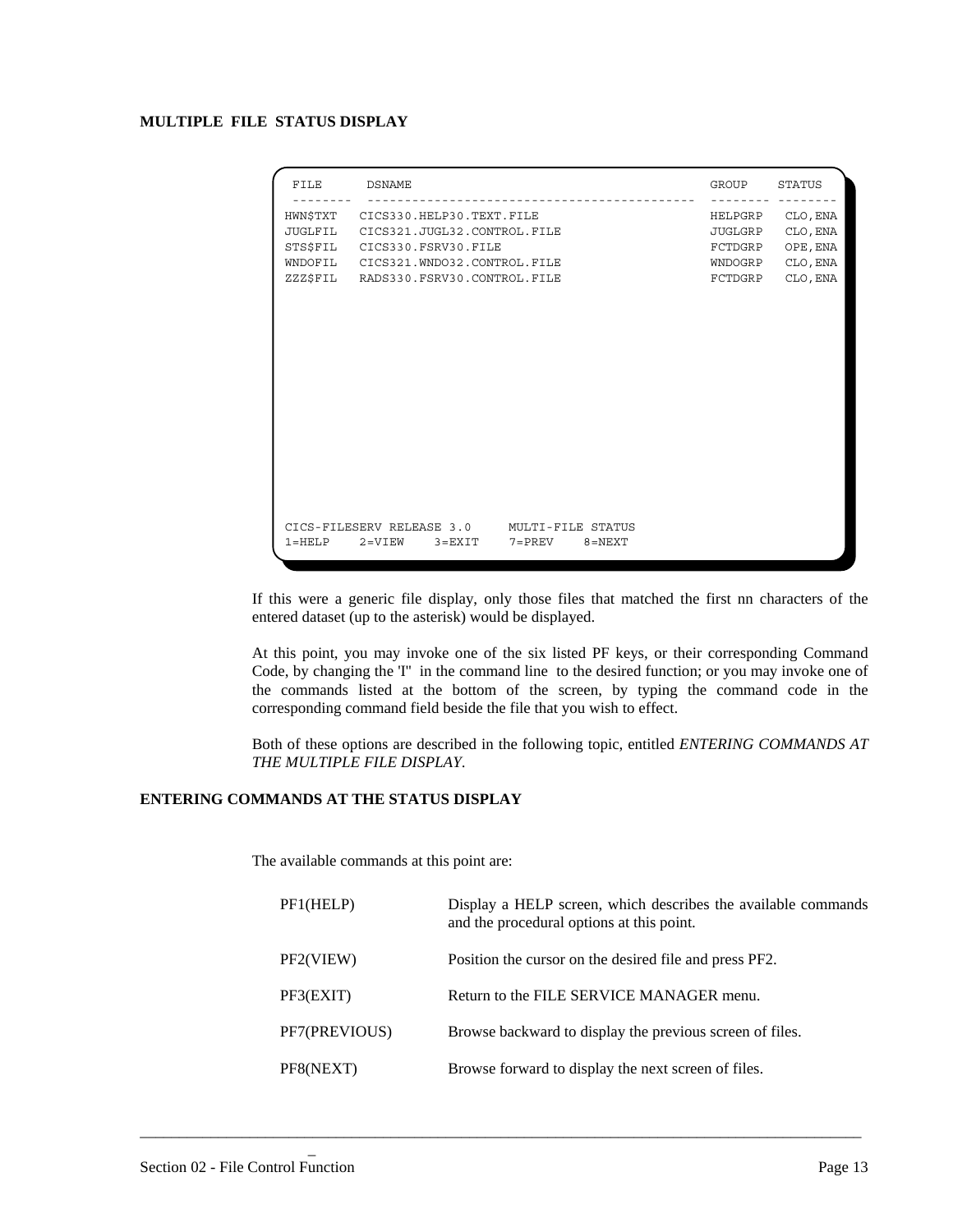## MULTIPLE FILE STATUS DISPLAY

```
 FILE      DSNAME                                           GROUP    STATUS
 --------  ------------------------------------------       -------- --------
HWN$TXT   CICS330.HELP30.TEXT.FILE                         HELPGRP   CLO,ENA
JUGLFIL   CICS321.JUGL32.CONTROL.FILE                      JUGLGRP   CLO,ENA
STS$FIL   CICS330.FSRV30.FILE                              FCTDGRP   OPE,ENA
WNDOFIL   CICS321.WNDO32.CONTROL.FILE                      WNDOGRP   CLO,ENA
ZZZ$FIL   RADS330.FSRV30.CONTROL.FILE                      FCTDGRP   CLO,ENA

CICS-FILESERV RELEASE 3.0     MULTI-FILE STATUS
1=HELP    2=VIEW    3=EXIT    7=PREV    8=NEXT
```

If this were a generic file display, only those files that matched the first nn characters of the entered dataset (up to the asterisk) would be displayed.

At this point, you may invoke one of the six listed PF keys, or their corresponding Command Code, by changing the 'I" in the command line to the desired function; or you may invoke one of the commands listed at the bottom of the screen, by typing the command code in the corresponding command field beside the file that you wish to effect.

Both of these options are described in the following topic, entitled *ENTERING COMMANDS AT THE MULTIPLE FILE DISPLAY*.

## ENTERING COMMANDS AT THE STATUS DISPLAY

The available commands at this point are:

| | |
|---|---|
| PF1(HELP) | Display a HELP screen, which describes the available commands and the procedural options at this point. |
| PF2(VIEW) | Position the cursor on the desired file and press PF2. |
| PF3(EXIT) | Return to the FILE SERVICE MANAGER menu. |
| PF7(PREVIOUS) | Browse backward to display the previous screen of files. |
| PF8(NEXT) | Browse forward to display the next screen of files. |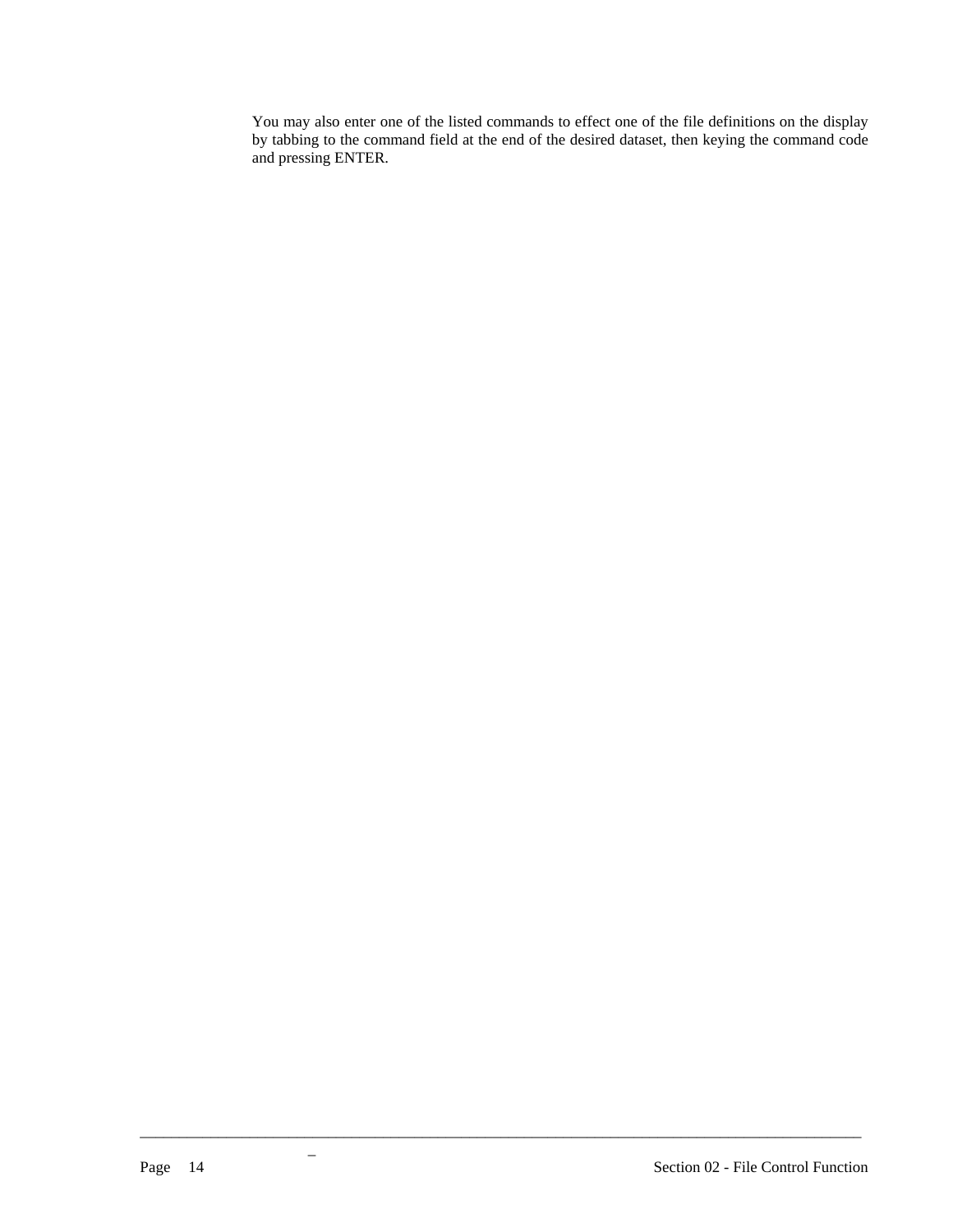You may also enter one of the listed commands to effect one of the file definitions on the display by tabbing to the command field at the end of the desired dataset, then keying the command code and pressing ENTER.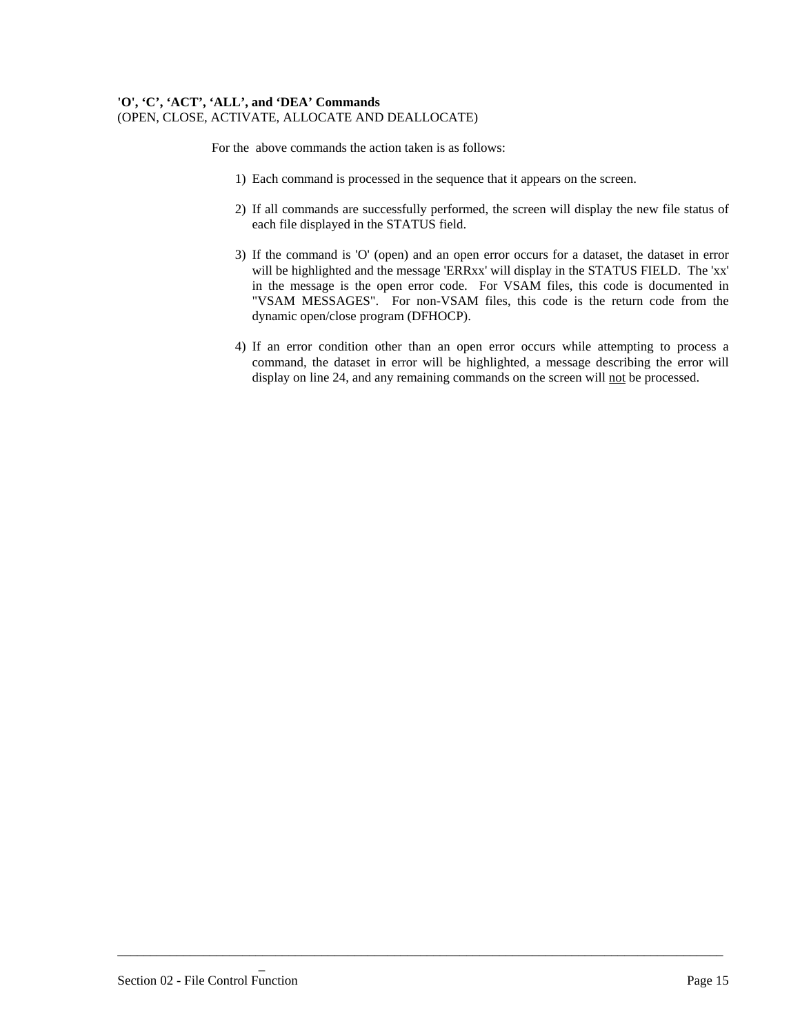**'O', 'C', 'ACT', 'ALL', and 'DEA' Commands**
(OPEN, CLOSE, ACTIVATE, ALLOCATE AND DEALLOCATE)

For the above commands the action taken is as follows:

1) Each command is processed in the sequence that it appears on the screen.

2) If all commands are successfully performed, the screen will display the new file status of each file displayed in the STATUS field.

3) If the command is 'O' (open) and an open error occurs for a dataset, the dataset in error will be highlighted and the message 'ERRxx' will display in the STATUS FIELD. The 'xx' in the message is the open error code. For VSAM files, this code is documented in "VSAM MESSAGES". For non-VSAM files, this code is the return code from the dynamic open/close program (DFHOCP).

4) If an error condition other than an open error occurs while attempting to process a command, the dataset in error will be highlighted, a message describing the error will display on line 24, and any remaining commands on the screen will <u>not</u> be processed.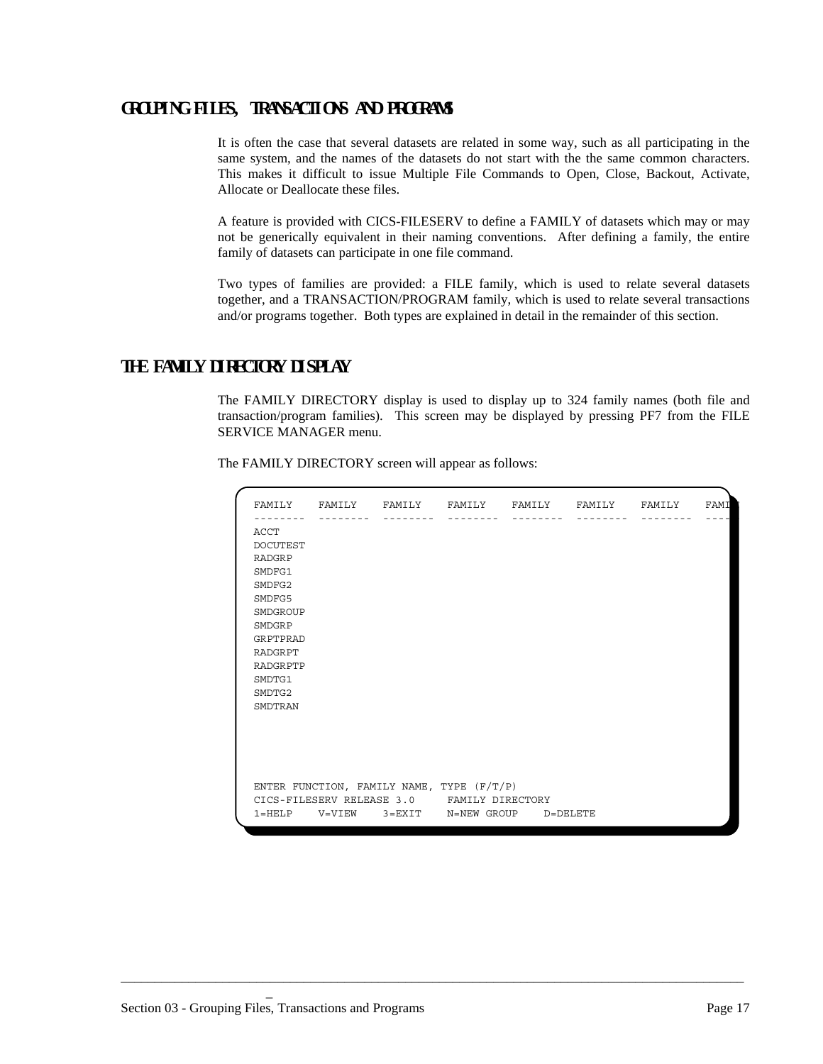## GROUPING FILES, TRANSACTIONS AND PROGRAMS

It is often the case that several datasets are related in some way, such as all participating in the same system, and the names of the datasets do not start with the the same common characters. This makes it difficult to issue Multiple File Commands to Open, Close, Backout, Activate, Allocate or Deallocate these files.

A feature is provided with CICS-FILESERV to define a FAMILY of datasets which may or may not be generically equivalent in their naming conventions. After defining a family, the entire family of datasets can participate in one file command.

Two types of families are provided: a FILE family, which is used to relate several datasets together, and a TRANSACTION/PROGRAM family, which is used to relate several transactions and/or programs together. Both types are explained in detail in the remainder of this section.

## THE FAMILY DIRECTORY DISPLAY

The FAMILY DIRECTORY display is used to display up to 324 family names (both file and transaction/program families). This screen may be displayed by pressing PF7 from the FILE SERVICE MANAGER menu.

The FAMILY DIRECTORY screen will appear as follows:

```
FAMILY    FAMILY    FAMILY    FAMILY    FAMILY    FAMILY    FAMILY    FAMI
--------  --------  --------  --------  --------  --------  --------  ----
ACCT
DOCUTEST
RADGRP
SMDFG1
SMDFG2
SMDFG5
SMDGROUP
SMDGRP
GRPTPRAD
RADGRPT
RADGRPTP
SMDTG1
SMDTG2
SMDTRAN




ENTER FUNCTION, FAMILY NAME, TYPE (F/T/P)
CICS-FILESERV RELEASE 3.0     FAMILY DIRECTORY
1=HELP    V=VIEW    3=EXIT    N=NEW GROUP    D=DELETE
```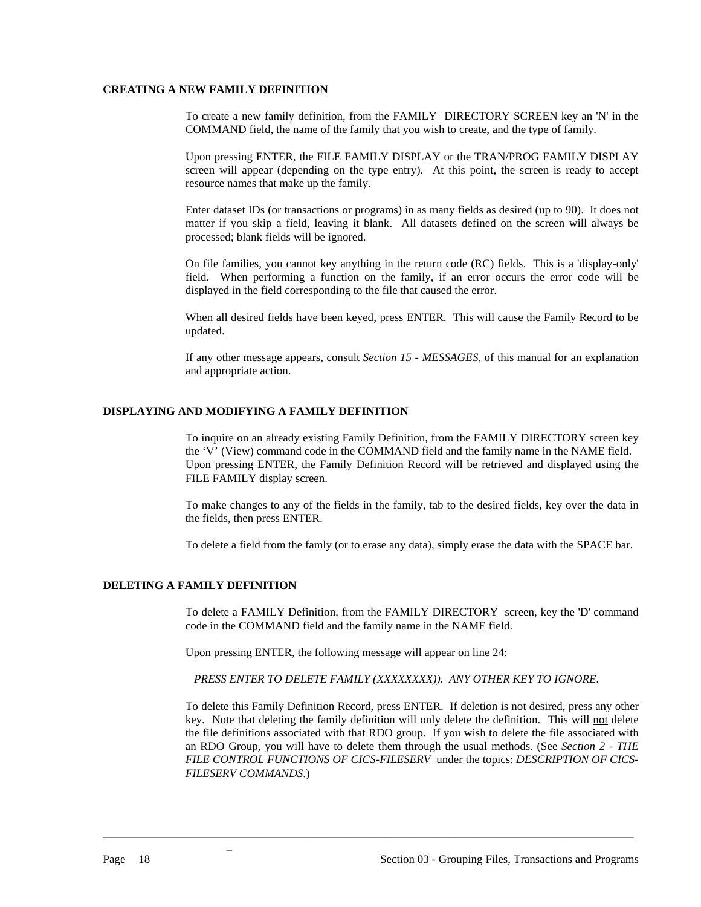## CREATING A NEW FAMILY DEFINITION

To create a new family definition, from the FAMILY DIRECTORY SCREEN key an 'N' in the COMMAND field, the name of the family that you wish to create, and the type of family.

Upon pressing ENTER, the FILE FAMILY DISPLAY or the TRAN/PROG FAMILY DISPLAY screen will appear (depending on the type entry). At this point, the screen is ready to accept resource names that make up the family.

Enter dataset IDs (or transactions or programs) in as many fields as desired (up to 90). It does not matter if you skip a field, leaving it blank. All datasets defined on the screen will always be processed; blank fields will be ignored.

On file families, you cannot key anything in the return code (RC) fields. This is a 'display-only' field. When performing a function on the family, if an error occurs the error code will be displayed in the field corresponding to the file that caused the error.

When all desired fields have been keyed, press ENTER. This will cause the Family Record to be updated.

If any other message appears, consult *Section 15 - MESSAGES*, of this manual for an explanation and appropriate action.

## DISPLAYING AND MODIFYING A FAMILY DEFINITION

To inquire on an already existing Family Definition, from the FAMILY DIRECTORY screen key the ‘V’ (View) command code in the COMMAND field and the family name in the NAME field. Upon pressing ENTER, the Family Definition Record will be retrieved and displayed using the FILE FAMILY display screen.

To make changes to any of the fields in the family, tab to the desired fields, key over the data in the fields, then press ENTER.

To delete a field from the famly (or to erase any data), simply erase the data with the SPACE bar.

## DELETING A FAMILY DEFINITION

To delete a FAMILY Definition, from the FAMILY DIRECTORY screen, key the 'D' command code in the COMMAND field and the family name in the NAME field.

Upon pressing ENTER, the following message will appear on line 24:

*PRESS ENTER TO DELETE FAMILY (XXXXXXXX)). ANY OTHER KEY TO IGNORE.*

To delete this Family Definition Record, press ENTER. If deletion is not desired, press any other key. Note that deleting the family definition will only delete the definition. This will <u>not</u> delete the file definitions associated with that RDO group. If you wish to delete the file associated with an RDO Group, you will have to delete them through the usual methods. (See *Section 2 - THE FILE CONTROL FUNCTIONS OF CICS-FILESERV* under the topics: *DESCRIPTION OF CICS-FILESERV COMMANDS*.)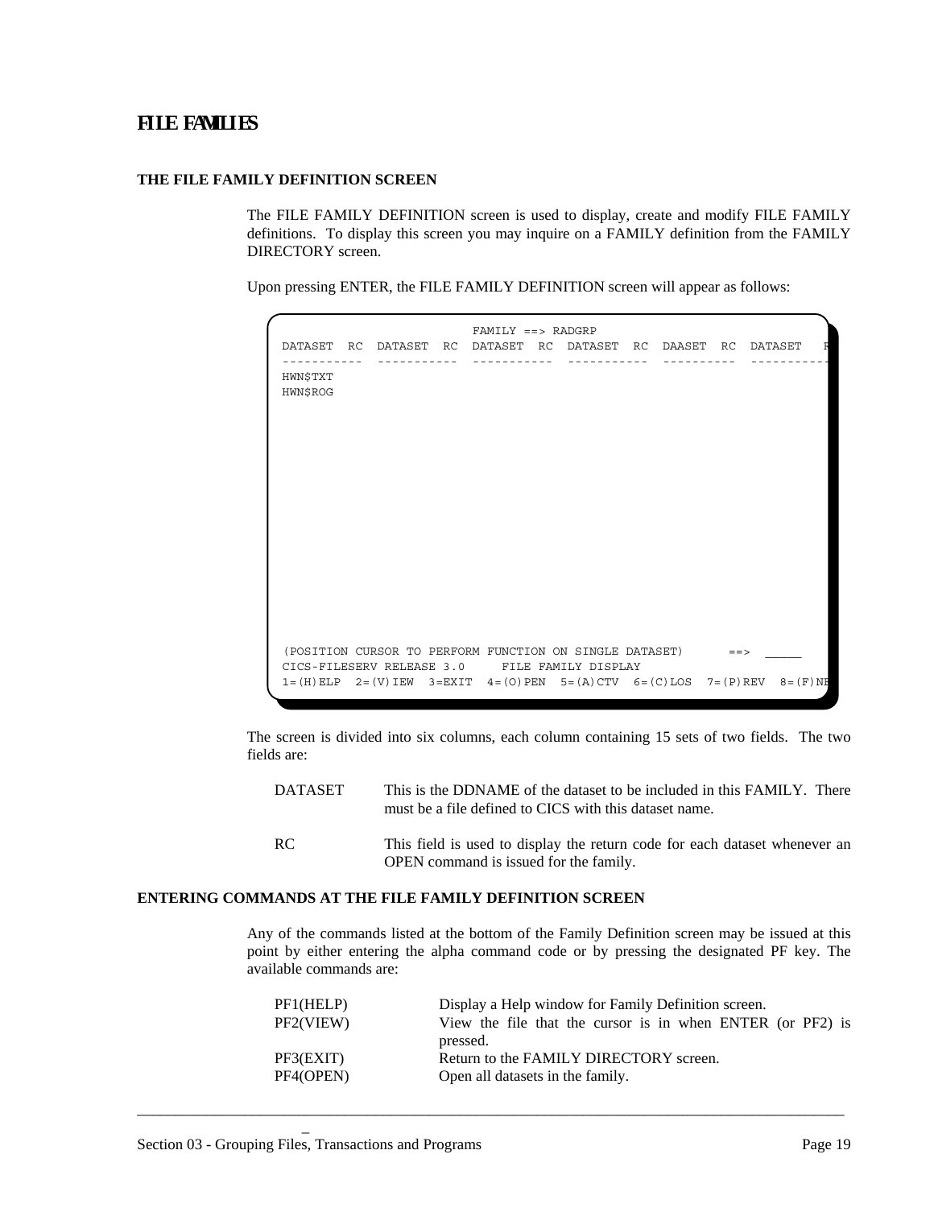# FILE FAMILIES

### THE FILE FAMILY DEFINITION SCREEN

The FILE FAMILY DEFINITION screen is used to display, create and modify FILE FAMILY definitions. To display this screen you may inquire on a FAMILY definition from the FAMILY DIRECTORY screen.

Upon pressing ENTER, the FILE FAMILY DEFINITION screen will appear as follows:

```
                             FAMILY ==> RADGRP
DATASET  RC  DATASET  RC  DATASET  RC  DATASET  RC  DAASET  RC  DATASET   R
-----------  -----------  -----------  -----------  ----------  -----------
HWN$TXT
HWN$ROG
















(POSITION CURSOR TO PERFORM FUNCTION ON SINGLE DATASET)      ==>  _____
CICS-FILESERV RELEASE 3.0     FILE FAMILY DISPLAY
1=(H)ELP  2=(V)IEW  3=EXIT  4=(O)PEN  5=(A)CTV  6=(C)LOS  7=(P)REV  8=(F)NE
```

The screen is divided into six columns, each column containing 15 sets of two fields. The two fields are:

DATASET  This is the DDNAME of the dataset to be included in this FAMILY. There must be a file defined to CICS with this dataset name.

RC  This field is used to display the return code for each dataset whenever an OPEN command is issued for the family.

### ENTERING COMMANDS AT THE FILE FAMILY DEFINITION SCREEN

Any of the commands listed at the bottom of the Family Definition screen may be issued at this point by either entering the alpha command code or by pressing the designated PF key. The available commands are:

PF1(HELP)  Display a Help window for Family Definition screen.
PF2(VIEW)  View the file that the cursor is in when ENTER (or PF2) is pressed.
PF3(EXIT)  Return to the FAMILY DIRECTORY screen.
PF4(OPEN)  Open all datasets in the family.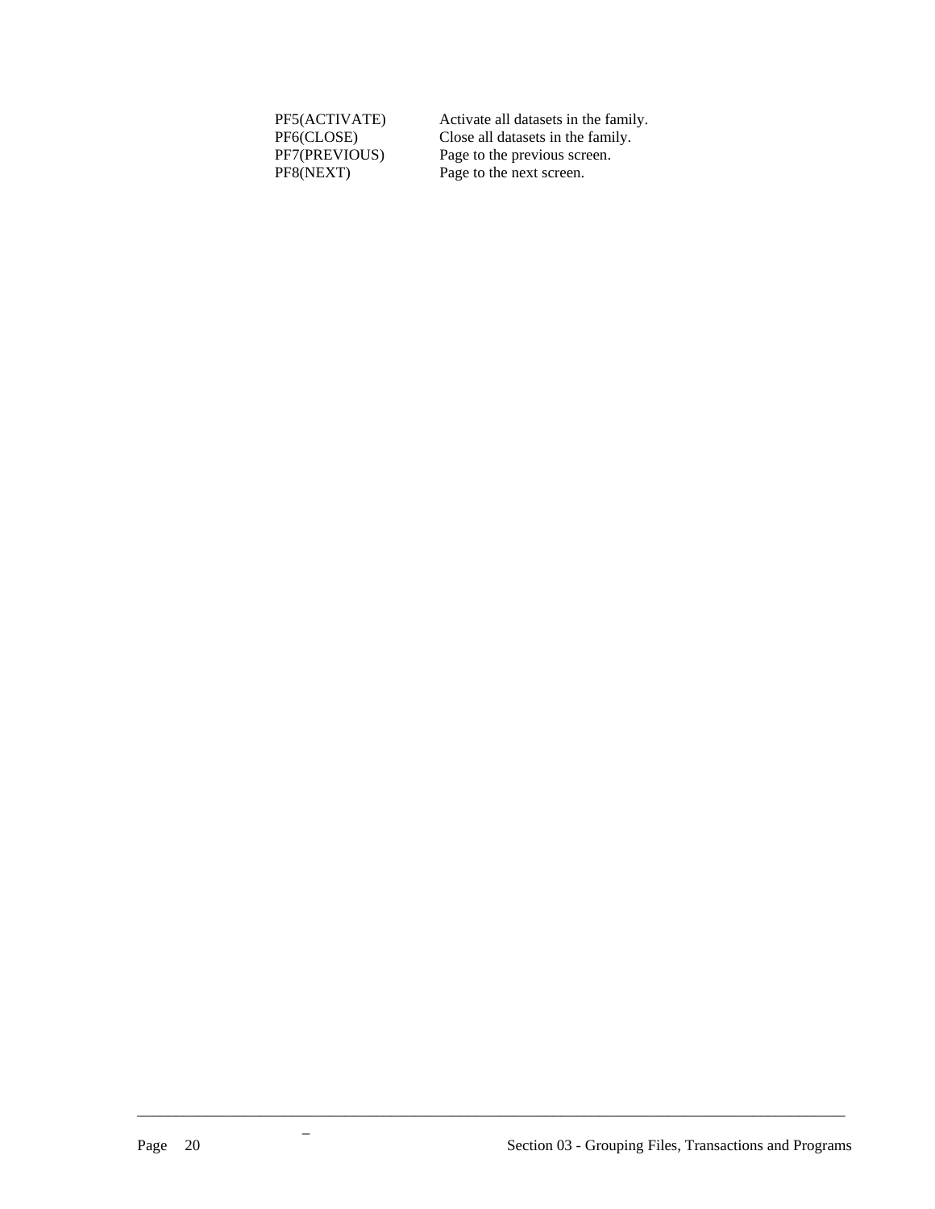| | |
|---|---|
| PF5(ACTIVATE) | Activate all datasets in the family. |
| PF6(CLOSE) | Close all datasets in the family. |
| PF7(PREVIOUS) | Page to the previous screen. |
| PF8(NEXT) | Page to the next screen. |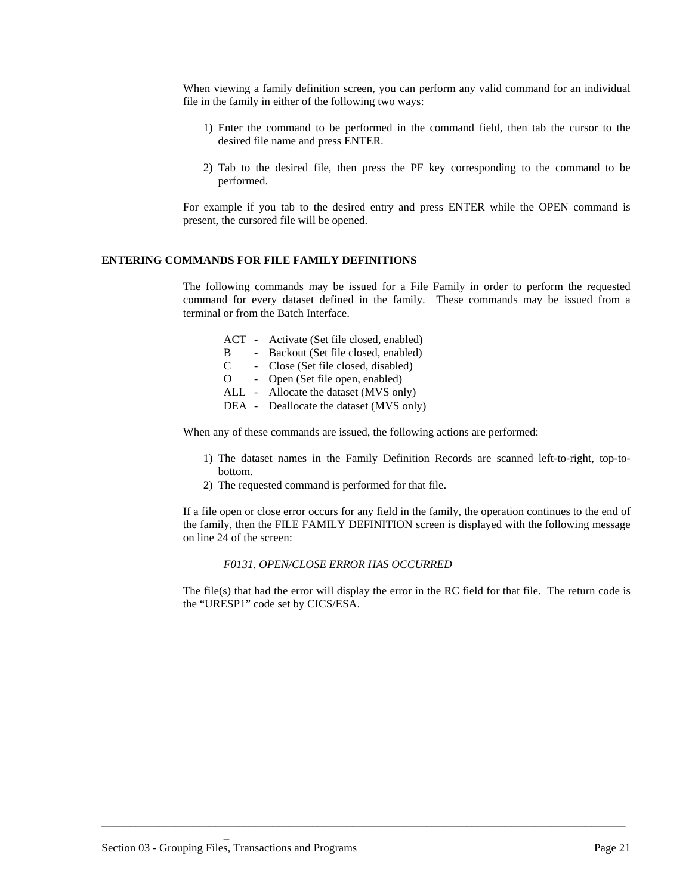When viewing a family definition screen, you can perform any valid command for an individual file in the family in either of the following two ways:

1) Enter the command to be performed in the command field, then tab the cursor to the desired file name and press ENTER.

2) Tab to the desired file, then press the PF key corresponding to the command to be performed.

For example if you tab to the desired entry and press ENTER while the OPEN command is present, the cursored file will be opened.

## ENTERING COMMANDS FOR FILE FAMILY DEFINITIONS

The following commands may be issued for a File Family in order to perform the requested command for every dataset defined in the family. These commands may be issued from a terminal or from the Batch Interface.

| | | |
|---|---|---|
| ACT | - | Activate (Set file closed, enabled) |
| B | - | Backout (Set file closed, enabled) |
| C | - | Close (Set file closed, disabled) |
| O | - | Open (Set file open, enabled) |
| ALL | - | Allocate the dataset (MVS only) |
| DEA | - | Deallocate the dataset (MVS only) |

When any of these commands are issued, the following actions are performed:

1) The dataset names in the Family Definition Records are scanned left-to-right, top-to-bottom.
2) The requested command is performed for that file.

If a file open or close error occurs for any field in the family, the operation continues to the end of the family, then the FILE FAMILY DEFINITION screen is displayed with the following message on line 24 of the screen:

*F0131. OPEN/CLOSE ERROR HAS OCCURRED*

The file(s) that had the error will display the error in the RC field for that file. The return code is the “URESP1” code set by CICS/ESA.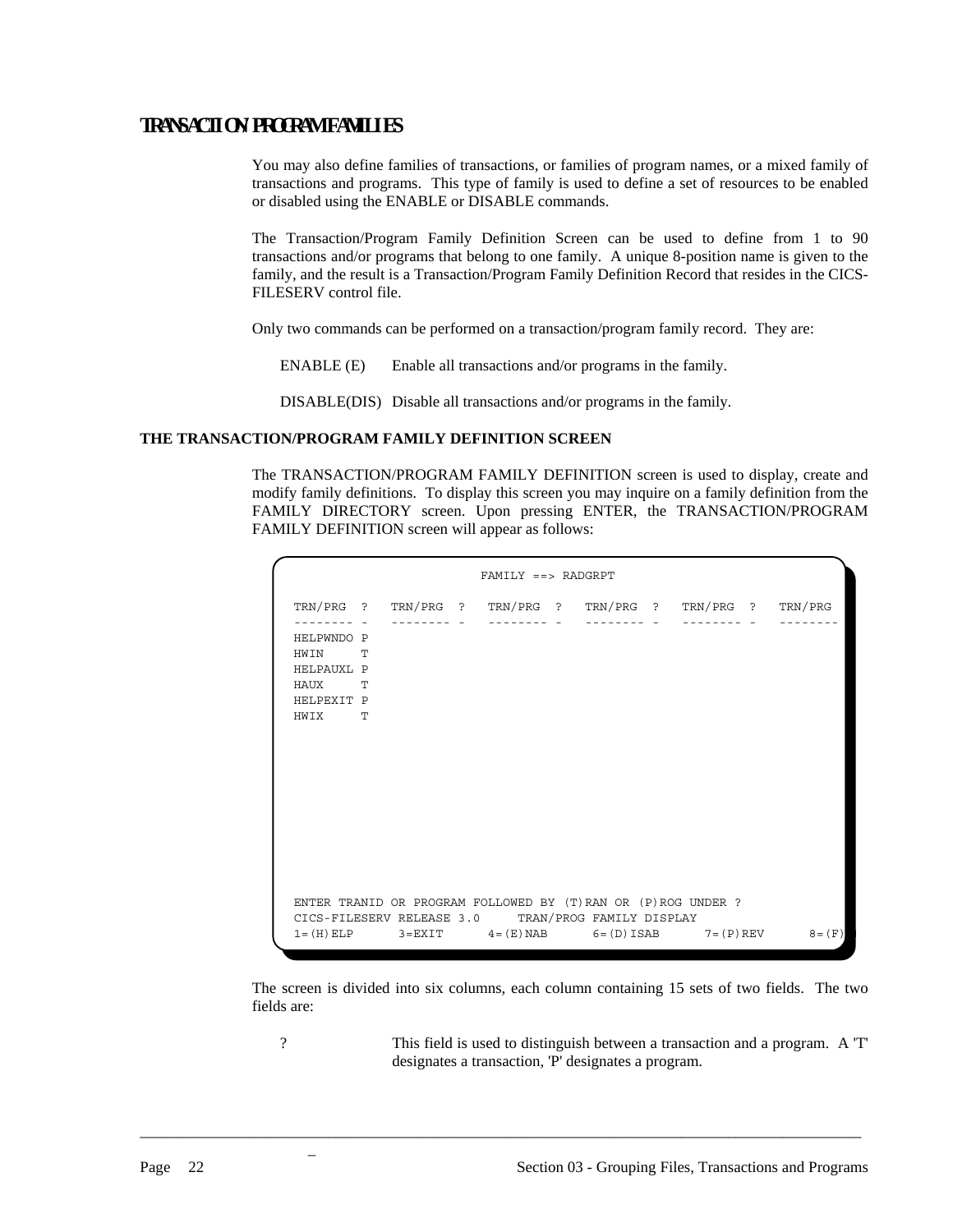## TRANSACTION/PROGRAM FAMILIES

You may also define families of transactions, or families of program names, or a mixed family of transactions and programs. This type of family is used to define a set of resources to be enabled or disabled using the ENABLE or DISABLE commands.

The Transaction/Program Family Definition Screen can be used to define from 1 to 90 transactions and/or programs that belong to one family. A unique 8-position name is given to the family, and the result is a Transaction/Program Family Definition Record that resides in the CICS-FILESERV control file.

Only two commands can be performed on a transaction/program family record. They are:

ENABLE (E)      Enable all transactions and/or programs in the family.

DISABLE(DIS)  Disable all transactions and/or programs in the family.

### THE TRANSACTION/PROGRAM FAMILY DEFINITION SCREEN

The TRANSACTION/PROGRAM FAMILY DEFINITION screen is used to display, create and modify family definitions. To display this screen you may inquire on a family definition from the FAMILY DIRECTORY screen. Upon pressing ENTER, the TRANSACTION/PROGRAM FAMILY DEFINITION screen will appear as follows:

```
                         FAMILY ==> RADGRPT

TRN/PRG  ?   TRN/PRG  ?   TRN/PRG  ?   TRN/PRG  ?   TRN/PRG  ?   TRN/PRG
-------- -   -------- -   -------- -   -------- -   -------- -   --------
HELPWNDO P
HWIN     T
HELPAUXL P
HAUX     T
HELPEXIT P
HWIX     T










ENTER TRANID OR PROGRAM FOLLOWED BY (T)RAN OR (P)ROG UNDER ?
CICS-FILESERV RELEASE 3.0     TRAN/PROG FAMILY DISPLAY
1=(H)ELP      3=EXIT      4=(E)NAB      6=(D)ISAB      7=(P)REV      8=(F)
```

The screen is divided into six columns, each column containing 15 sets of two fields. The two fields are:

?        This field is used to distinguish between a transaction and a program. A 'T' designates a transaction, 'P' designates a program.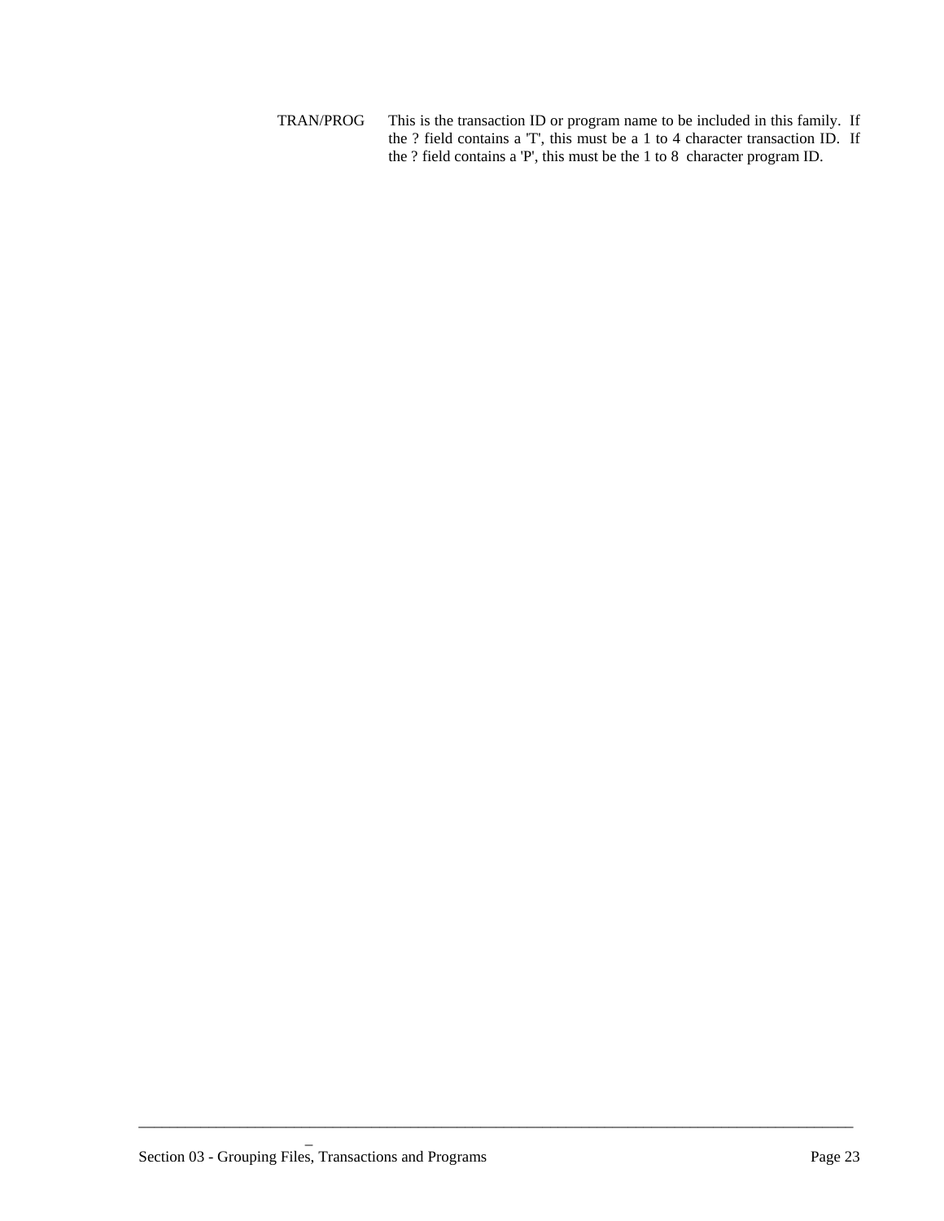TRAN/PROG This is the transaction ID or program name to be included in this family. If the ? field contains a 'T', this must be a 1 to 4 character transaction ID. If the ? field contains a 'P', this must be the 1 to 8 character program ID.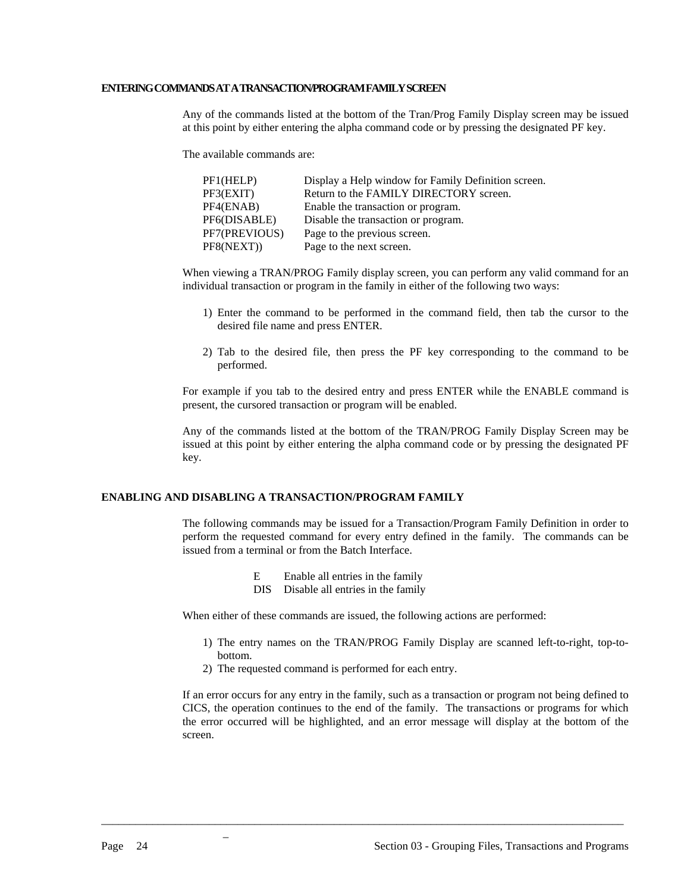## ENTERING COMMANDS AT A TRANSACTION/PROGRAM FAMILY SCREEN

Any of the commands listed at the bottom of the Tran/Prog Family Display screen may be issued at this point by either entering the alpha command code or by pressing the designated PF key.

The available commands are:

| | |
|---|---|
| PF1(HELP) | Display a Help window for Family Definition screen. |
| PF3(EXIT) | Return to the FAMILY DIRECTORY screen. |
| PF4(ENAB) | Enable the transaction or program. |
| PF6(DISABLE) | Disable the transaction or program. |
| PF7(PREVIOUS) | Page to the previous screen. |
| PF8(NEXT)) | Page to the next screen. |

When viewing a TRAN/PROG Family display screen, you can perform any valid command for an individual transaction or program in the family in either of the following two ways:

1) Enter the command to be performed in the command field, then tab the cursor to the desired file name and press ENTER.

2) Tab to the desired file, then press the PF key corresponding to the command to be performed.

For example if you tab to the desired entry and press ENTER while the ENABLE command is present, the cursored transaction or program will be enabled.

Any of the commands listed at the bottom of the TRAN/PROG Family Display Screen may be issued at this point by either entering the alpha command code or by pressing the designated PF key.

## ENABLING AND DISABLING A TRANSACTION/PROGRAM FAMILY

The following commands may be issued for a Transaction/Program Family Definition in order to perform the requested command for every entry defined in the family. The commands can be issued from a terminal or from the Batch Interface.

| | |
|---|---|
| E | Enable all entries in the family |
| DIS | Disable all entries in the family |

When either of these commands are issued, the following actions are performed:

1) The entry names on the TRAN/PROG Family Display are scanned left-to-right, top-to-bottom.
2) The requested command is performed for each entry.

If an error occurs for any entry in the family, such as a transaction or program not being defined to CICS, the operation continues to the end of the family. The transactions or programs for which the error occurred will be highlighted, and an error message will display at the bottom of the screen.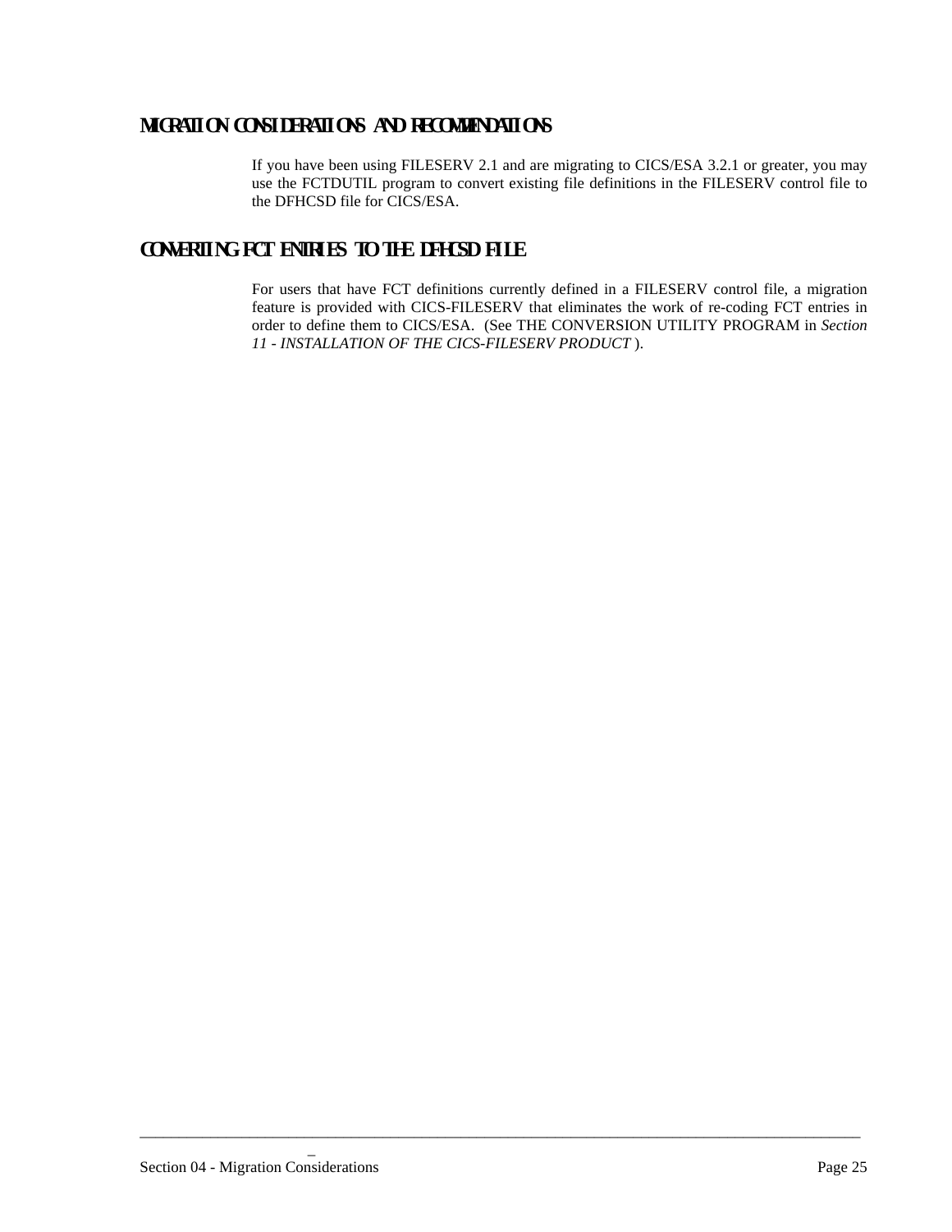## MIGRATION CONSIDERATIONS AND RECOMMENDATIONS

If you have been using FILESERV 2.1 and are migrating to CICS/ESA 3.2.1 or greater, you may use the FCTDUTIL program to convert existing file definitions in the FILESERV control file to the DFHCSD file for CICS/ESA.

## CONVERTING FCT ENTRIES TO THE DFHCSD FILE

For users that have FCT definitions currently defined in a FILESERV control file, a migration feature is provided with CICS-FILESERV that eliminates the work of re-coding FCT entries in order to define them to CICS/ESA. (See THE CONVERSION UTILITY PROGRAM in *Section 11 - INSTALLATION OF THE CICS-FILESERV PRODUCT* ).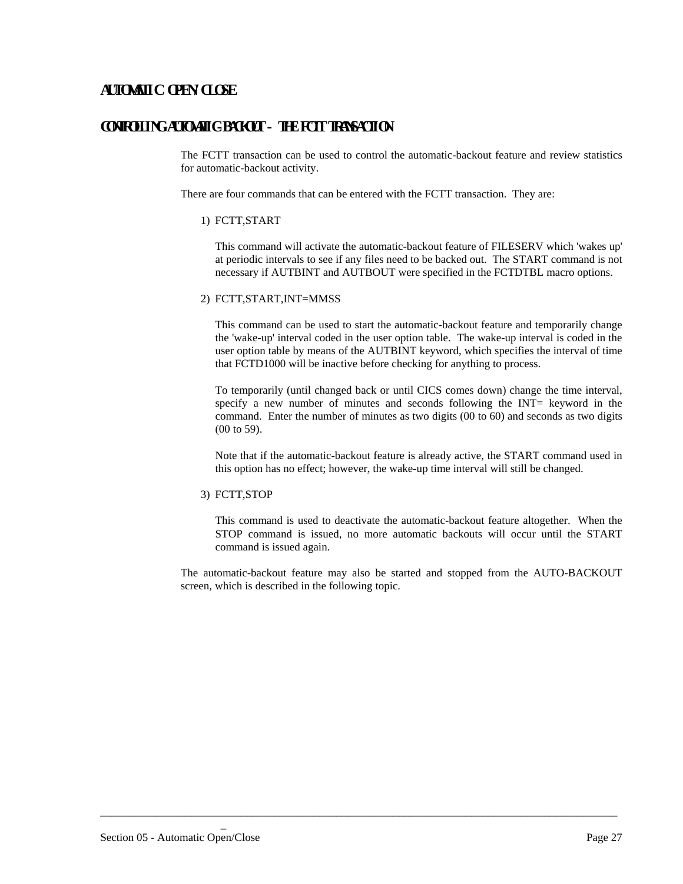# AUTOMATIC OPEN/CLOSE

## CONTROLLING AUTOMATIC-BACKOUT - THE FCTT TRANSACTION

The FCTT transaction can be used to control the automatic-backout feature and review statistics for automatic-backout activity.

There are four commands that can be entered with the FCTT transaction. They are:

1) FCTT,START

   This command will activate the automatic-backout feature of FILESERV which 'wakes up' at periodic intervals to see if any files need to be backed out. The START command is not necessary if AUTBINT and AUTBOUT were specified in the FCTDTBL macro options.

2) FCTT,START,INT=MMSS

   This command can be used to start the automatic-backout feature and temporarily change the 'wake-up' interval coded in the user option table. The wake-up interval is coded in the user option table by means of the AUTBINT keyword, which specifies the interval of time that FCTD1000 will be inactive before checking for anything to process.

   To temporarily (until changed back or until CICS comes down) change the time interval, specify a new number of minutes and seconds following the INT= keyword in the command. Enter the number of minutes as two digits (00 to 60) and seconds as two digits (00 to 59).

   Note that if the automatic-backout feature is already active, the START command used in this option has no effect; however, the wake-up time interval will still be changed.

3) FCTT,STOP

   This command is used to deactivate the automatic-backout feature altogether. When the STOP command is issued, no more automatic backouts will occur until the START command is issued again.

The automatic-backout feature may also be started and stopped from the AUTO-BACKOUT screen, which is described in the following topic.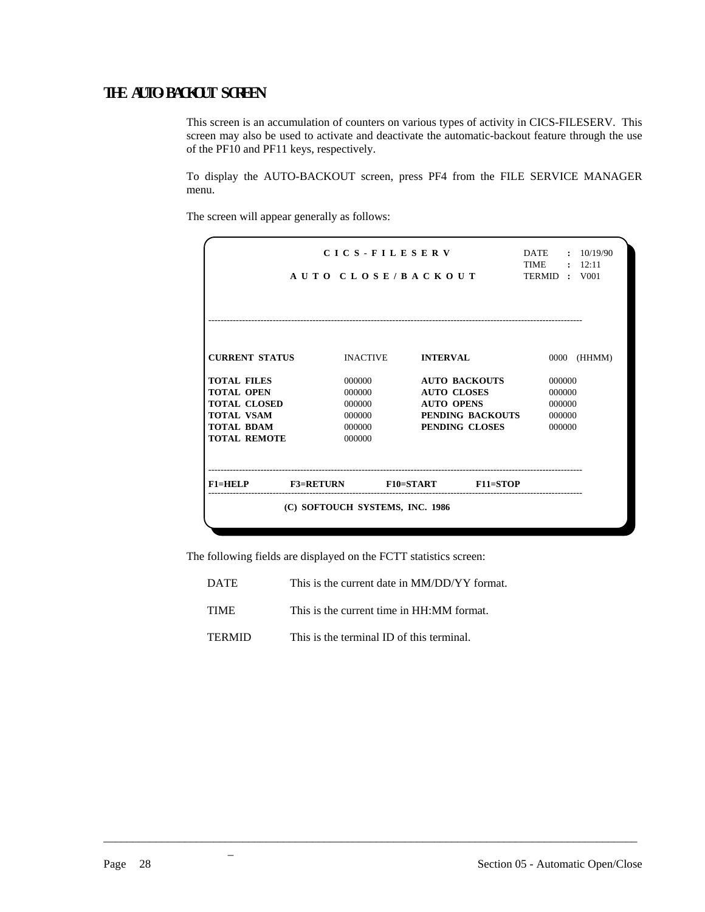## THE AUTO BACKOUT SCREEN

This screen is an accumulation of counters on various types of activity in CICS-FILESERV. This screen may also be used to activate and deactivate the automatic-backout feature through the use of the PF10 and PF11 keys, respectively.

To display the AUTO-BACKOUT screen, press PF4 from the FILE SERVICE MANAGER menu.

The screen will appear generally as follows:

```
                 C I C S - F I L E S E R V              DATE   :  10/19/90
                                                        TIME   :  12:11
             A U T O   C L O S E / B A C K O U T        TERMID :  V001



------------------------------------------------------------------------------


CURRENT STATUS        INACTIVE     INTERVAL                0000  (HHMM)

TOTAL FILES           000000       AUTO BACKOUTS           000000
TOTAL OPEN            000000       AUTO CLOSES             000000
TOTAL CLOSED          000000       AUTO OPENS              000000
TOTAL VSAM            000000       PENDING BACKOUTS        000000
TOTAL BDAM            000000       PENDING CLOSES          000000
TOTAL REMOTE          000000


------------------------------------------------------------------------------
F1=HELP      F3=RETURN       F10=START       F11=STOP
------------------------------------------------------------------------------
             (C) SOFTOUCH SYSTEMS, INC. 1986
```

The following fields are displayed on the FCTT statistics screen:

| | |
|---|---|
| DATE | This is the current date in MM/DD/YY format. |
| TIME | This is the current time in HH:MM format. |
| TERMID | This is the terminal ID of this terminal. |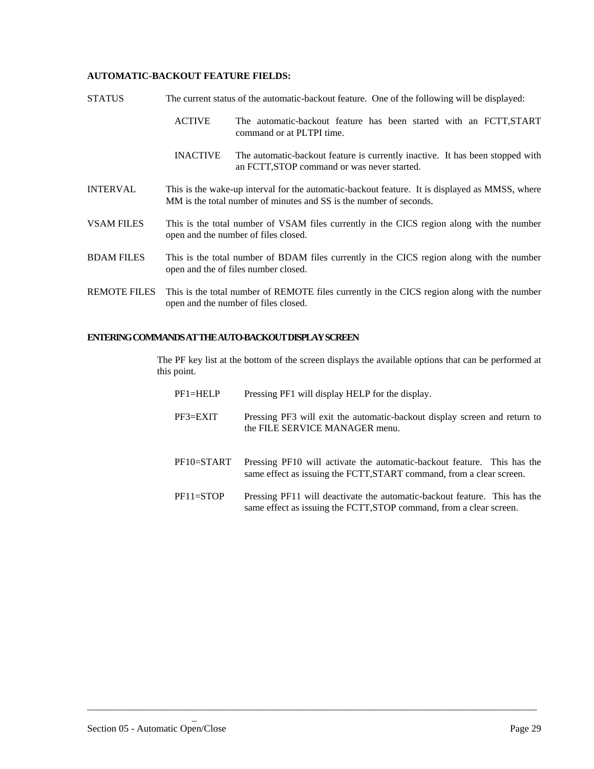**AUTOMATIC-BACKOUT FEATURE FIELDS:**

STATUS — The current status of the automatic-backout feature. One of the following will be displayed:

- ACTIVE — The automatic-backout feature has been started with an FCTT,START command or at PLTPI time.
- INACTIVE — The automatic-backout feature is currently inactive. It has been stopped with an FCTT,STOP command or was never started.

INTERVAL — This is the wake-up interval for the automatic-backout feature. It is displayed as MMSS, where MM is the total number of minutes and SS is the number of seconds.

VSAM FILES — This is the total number of VSAM files currently in the CICS region along with the number open and the number of files closed.

BDAM FILES — This is the total number of BDAM files currently in the CICS region along with the number open and the of files number closed.

REMOTE FILES — This is the total number of REMOTE files currently in the CICS region along with the number open and the number of files closed.

**ENTERING COMMANDS AT THE AUTO-BACKOUT DISPLAY SCREEN**

The PF key list at the bottom of the screen displays the available options that can be performed at this point.

- PF1=HELP — Pressing PF1 will display HELP for the display.
- PF3=EXIT — Pressing PF3 will exit the automatic-backout display screen and return to the FILE SERVICE MANAGER menu.
- PF10=START — Pressing PF10 will activate the automatic-backout feature. This has the same effect as issuing the FCTT,START command, from a clear screen.
- PF11=STOP — Pressing PF11 will deactivate the automatic-backout feature. This has the same effect as issuing the FCTT,STOP command, from a clear screen.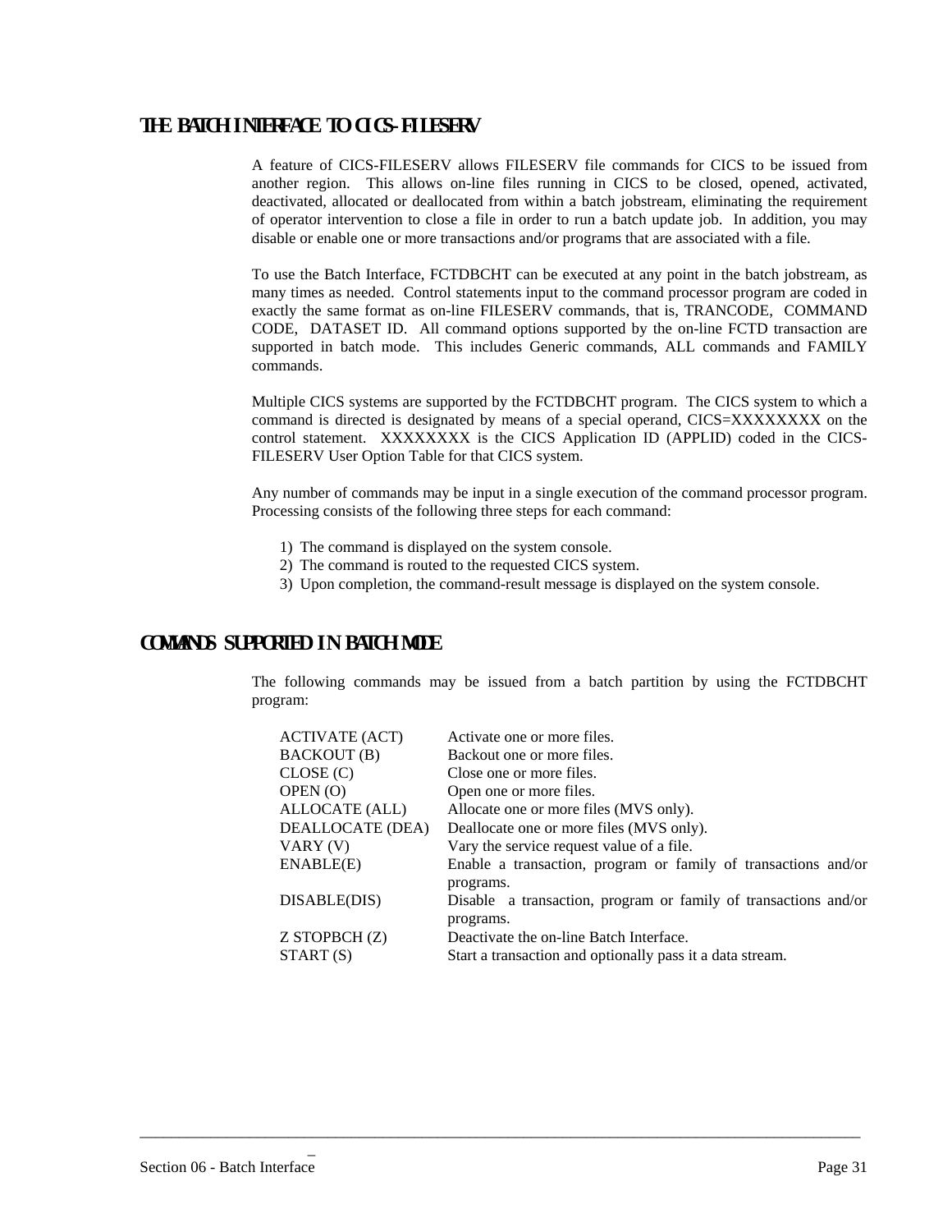## THE BATCH INTERFACE TO CICS-FILESERV

A feature of CICS-FILESERV allows FILESERV file commands for CICS to be issued from another region. This allows on-line files running in CICS to be closed, opened, activated, deactivated, allocated or deallocated from within a batch jobstream, eliminating the requirement of operator intervention to close a file in order to run a batch update job. In addition, you may disable or enable one or more transactions and/or programs that are associated with a file.

To use the Batch Interface, FCTDBCHT can be executed at any point in the batch jobstream, as many times as needed. Control statements input to the command processor program are coded in exactly the same format as on-line FILESERV commands, that is, TRANCODE, COMMAND CODE, DATASET ID. All command options supported by the on-line FCTD transaction are supported in batch mode. This includes Generic commands, ALL commands and FAMILY commands.

Multiple CICS systems are supported by the FCTDBCHT program. The CICS system to which a command is directed is designated by means of a special operand, CICS=XXXXXXXX on the control statement. XXXXXXXX is the CICS Application ID (APPLID) coded in the CICS-FILESERV User Option Table for that CICS system.

Any number of commands may be input in a single execution of the command processor program. Processing consists of the following three steps for each command:

1) The command is displayed on the system console.
2) The command is routed to the requested CICS system.
3) Upon completion, the command-result message is displayed on the system console.

## COMMANDS SUPPORTED IN BATCH MODE

The following commands may be issued from a batch partition by using the FCTDBCHT program:

| | |
|---|---|
| ACTIVATE (ACT) | Activate one or more files. |
| BACKOUT (B) | Backout one or more files. |
| CLOSE (C) | Close one or more files. |
| OPEN (O) | Open one or more files. |
| ALLOCATE (ALL) | Allocate one or more files (MVS only). |
| DEALLOCATE (DEA) | Deallocate one or more files (MVS only). |
| VARY (V) | Vary the service request value of a file. |
| ENABLE(E) | Enable a transaction, program or family of transactions and/or programs. |
| DISABLE(DIS) | Disable a transaction, program or family of transactions and/or programs. |
| Z STOPBCH (Z) | Deactivate the on-line Batch Interface. |
| START (S) | Start a transaction and optionally pass it a data stream. |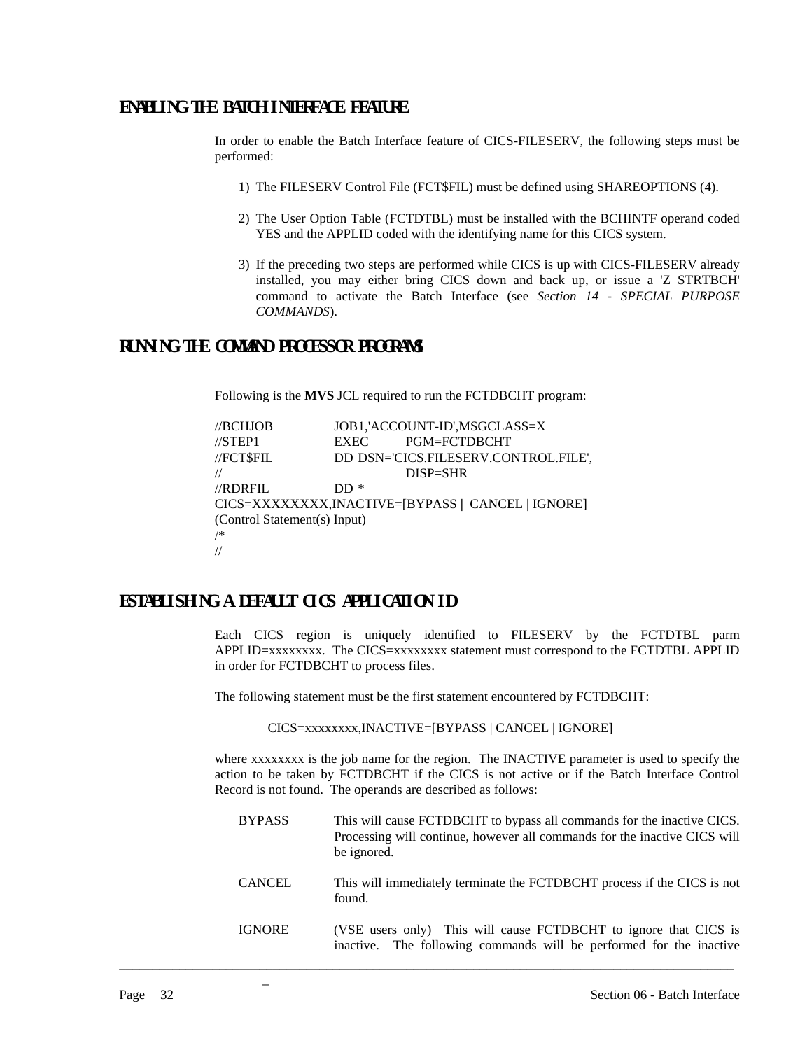## ENABLING THE BATCH INTERFACE FEATURE

In order to enable the Batch Interface feature of CICS-FILESERV, the following steps must be performed:

1) The FILESERV Control File (FCT$FIL) must be defined using SHAREOPTIONS (4).

2) The User Option Table (FCTDTBL) must be installed with the BCHINTF operand coded YES and the APPLID coded with the identifying name for this CICS system.

3) If the preceding two steps are performed while CICS is up with CICS-FILESERV already installed, you may either bring CICS down and back up, or issue a 'Z STRTBCH' command to activate the Batch Interface (see *Section 14 - SPECIAL PURPOSE COMMANDS*).

## RUNNING THE COMMAND PROCESSOR PROGRAMS

Following is the **MVS** JCL required to run the FCTDBCHT program:

```
//BCHJOB        JOB1,'ACCOUNT-ID',MSGCLASS=X
//STEP1         EXEC    PGM=FCTDBCHT
//FCT$FIL       DD DSN='CICS.FILESERV.CONTROL.FILE',
//                      DISP=SHR
//RDRFIL        DD *
CICS=XXXXXXXX,INACTIVE=[BYPASS | CANCEL | IGNORE]
(Control Statement(s) Input)
/*
//
```

## ESTABLISHING A DEFAULT CICS APPLICATION ID

Each CICS region is uniquely identified to FILESERV by the FCTDTBL parm APPLID=xxxxxxxx. The CICS=xxxxxxxx statement must correspond to the FCTDTBL APPLID in order for FCTDBCHT to process files.

The following statement must be the first statement encountered by FCTDBCHT:

CICS=xxxxxxxx,INACTIVE=[BYPASS | CANCEL | IGNORE]

where xxxxxxxx is the job name for the region. The INACTIVE parameter is used to specify the action to be taken by FCTDBCHT if the CICS is not active or if the Batch Interface Control Record is not found. The operands are described as follows:

BYPASS — This will cause FCTDBCHT to bypass all commands for the inactive CICS. Processing will continue, however all commands for the inactive CICS will be ignored.

CANCEL — This will immediately terminate the FCTDBCHT process if the CICS is not found.

IGNORE — (VSE users only) This will cause FCTDBCHT to ignore that CICS is inactive. The following commands will be performed for the inactive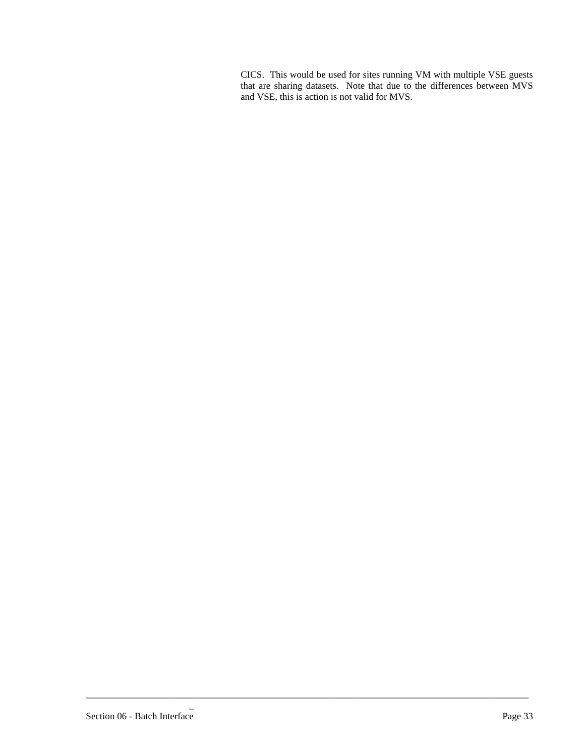CICS. This would be used for sites running VM with multiple VSE guests that are sharing datasets. Note that due to the differences between MVS and VSE, this is action is not valid for MVS.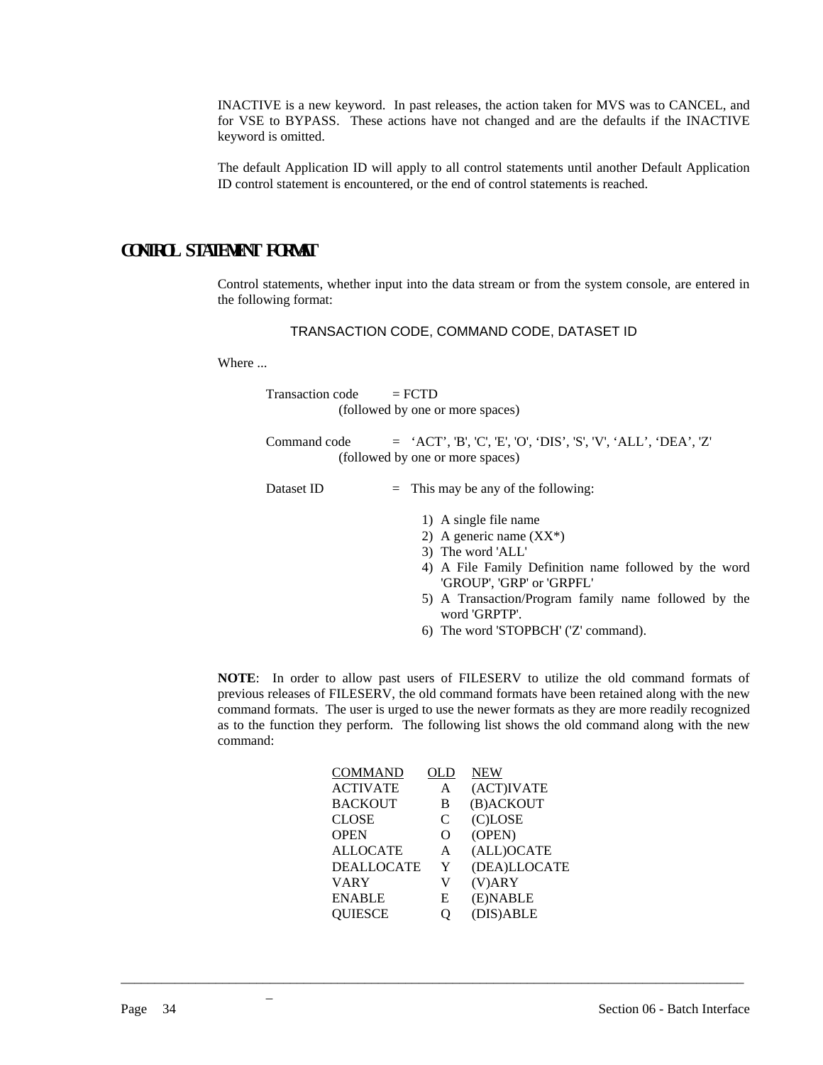INACTIVE is a new keyword. In past releases, the action taken for MVS was to CANCEL, and for VSE to BYPASS. These actions have not changed and are the defaults if the INACTIVE keyword is omitted.

The default Application ID will apply to all control statements until another Default Application ID control statement is encountered, or the end of control statements is reached.

## CONTROL STATEMENT FORMAT

Control statements, whether input into the data stream or from the system console, are entered in the following format:

TRANSACTION CODE, COMMAND CODE, DATASET ID

Where ...

Transaction code = FCTD
(followed by one or more spaces)

Command code = 'ACT', 'B', 'C', 'E', 'O', 'DIS', 'S', 'V', 'ALL', 'DEA', 'Z'
(followed by one or more spaces)

Dataset ID = This may be any of the following:

1) A single file name
2) A generic name (XX*)
3) The word 'ALL'
4) A File Family Definition name followed by the word 'GROUP', 'GRP' or 'GRPFL'
5) A Transaction/Program family name followed by the word 'GRPTP'.
6) The word 'STOPBCH' ('Z' command).

**NOTE**: In order to allow past users of FILESERV to utilize the old command formats of previous releases of FILESERV, the old command formats have been retained along with the new command formats. The user is urged to use the newer formats as they are more readily recognized as to the function they perform. The following list shows the old command along with the new command:

| COMMAND | OLD | NEW |
|---|---|---|
| ACTIVATE | A | (ACT)IVATE |
| BACKOUT | B | (B)ACKOUT |
| CLOSE | C | (C)LOSE |
| OPEN | O | (OPEN) |
| ALLOCATE | A | (ALL)OCATE |
| DEALLOCATE | Y | (DEA)LLOCATE |
| VARY | V | (V)ARY |
| ENABLE | E | (E)NABLE |
| QUIESCE | Q | (DIS)ABLE |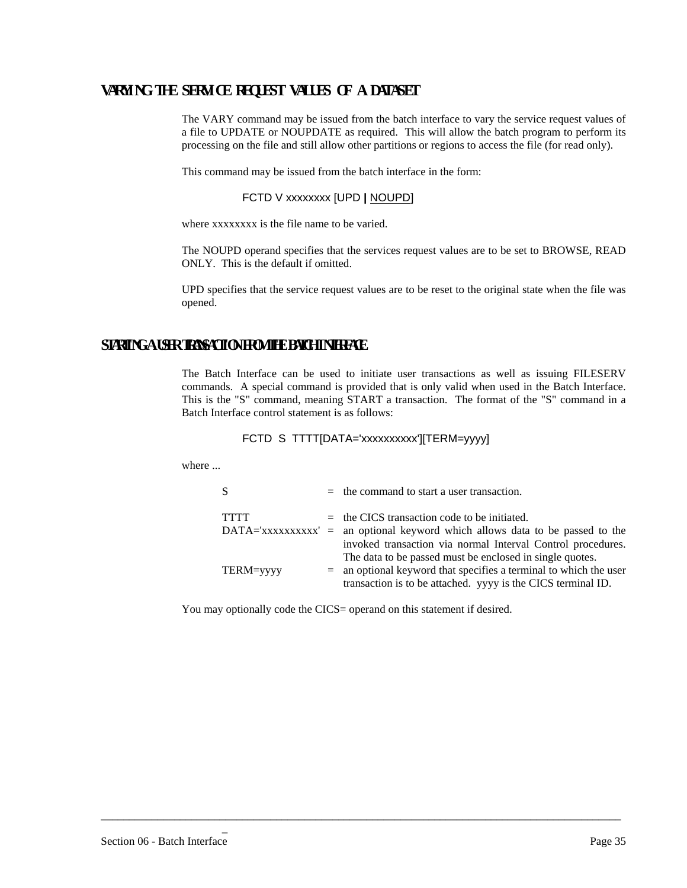## VARYING THE SERVICE REQUEST VALUES OF A DATASET

The VARY command may be issued from the batch interface to vary the service request values of a file to UPDATE or NOUPDATE as required. This will allow the batch program to perform its processing on the file and still allow other partitions or regions to access the file (for read only).

This command may be issued from the batch interface in the form:

```
FCTD V xxxxxxxx [UPD | NOUPD]
```

where xxxxxxxx is the file name to be varied.

The NOUPD operand specifies that the services request values are to be set to BROWSE, READ ONLY. This is the default if omitted.

UPD specifies that the service request values are to be reset to the original state when the file was opened.

## STARTING A USER TRANSACTION FROM THE BATCH INTERFACE

The Batch Interface can be used to initiate user transactions as well as issuing FILESERV commands. A special command is provided that is only valid when used in the Batch Interface. This is the "S" command, meaning START a transaction. The format of the "S" command in a Batch Interface control statement is as follows:

```
FCTD  S  TTTT[DATA='xxxxxxxxxx'][TERM=yyyy]
```

where ...

| | | |
|---|---|---|
| S | = | the command to start a user transaction. |
| TTTT | = | the CICS transaction code to be initiated. |
| DATA='xxxxxxxxxx' | = | an optional keyword which allows data to be passed to the invoked transaction via normal Interval Control procedures. The data to be passed must be enclosed in single quotes. |
| TERM=yyyy | = | an optional keyword that specifies a terminal to which the user transaction is to be attached. yyyy is the CICS terminal ID. |

You may optionally code the CICS= operand on this statement if desired.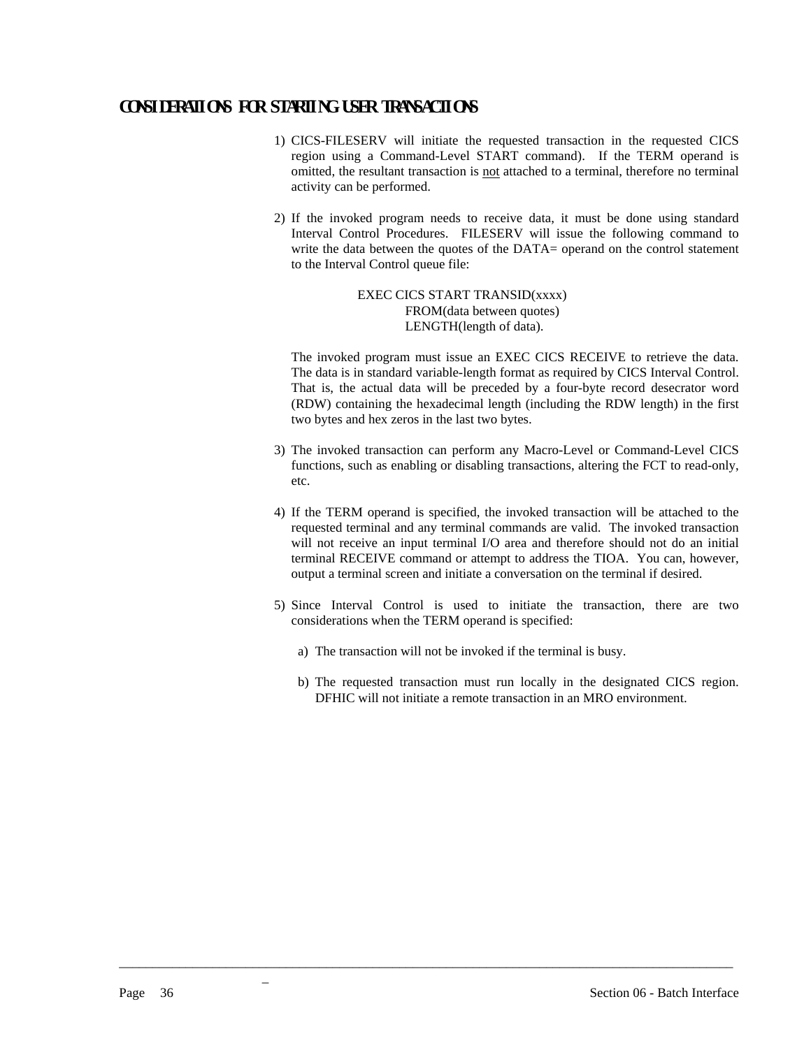## CONSIDERATIONS FOR STARTING USER TRANSACTIONS

1) CICS-FILESERV will initiate the requested transaction in the requested CICS region using a Command-Level START command). If the TERM operand is omitted, the resultant transaction is not attached to a terminal, therefore no terminal activity can be performed.

2) If the invoked program needs to receive data, it must be done using standard Interval Control Procedures. FILESERV will issue the following command to write the data between the quotes of the DATA= operand on the control statement to the Interval Control queue file:

```
EXEC CICS START TRANSID(xxxx)
         FROM(data between quotes)
         LENGTH(length of data).
```

   The invoked program must issue an EXEC CICS RECEIVE to retrieve the data. The data is in standard variable-length format as required by CICS Interval Control. That is, the actual data will be preceded by a four-byte record desecrator word (RDW) containing the hexadecimal length (including the RDW length) in the first two bytes and hex zeros in the last two bytes.

3) The invoked transaction can perform any Macro-Level or Command-Level CICS functions, such as enabling or disabling transactions, altering the FCT to read-only, etc.

4) If the TERM operand is specified, the invoked transaction will be attached to the requested terminal and any terminal commands are valid. The invoked transaction will not receive an input terminal I/O area and therefore should not do an initial terminal RECEIVE command or attempt to address the TIOA. You can, however, output a terminal screen and initiate a conversation on the terminal if desired.

5) Since Interval Control is used to initiate the transaction, there are two considerations when the TERM operand is specified:

   a) The transaction will not be invoked if the terminal is busy.

   b) The requested transaction must run locally in the designated CICS region. DFHIC will not initiate a remote transaction in an MRO environment.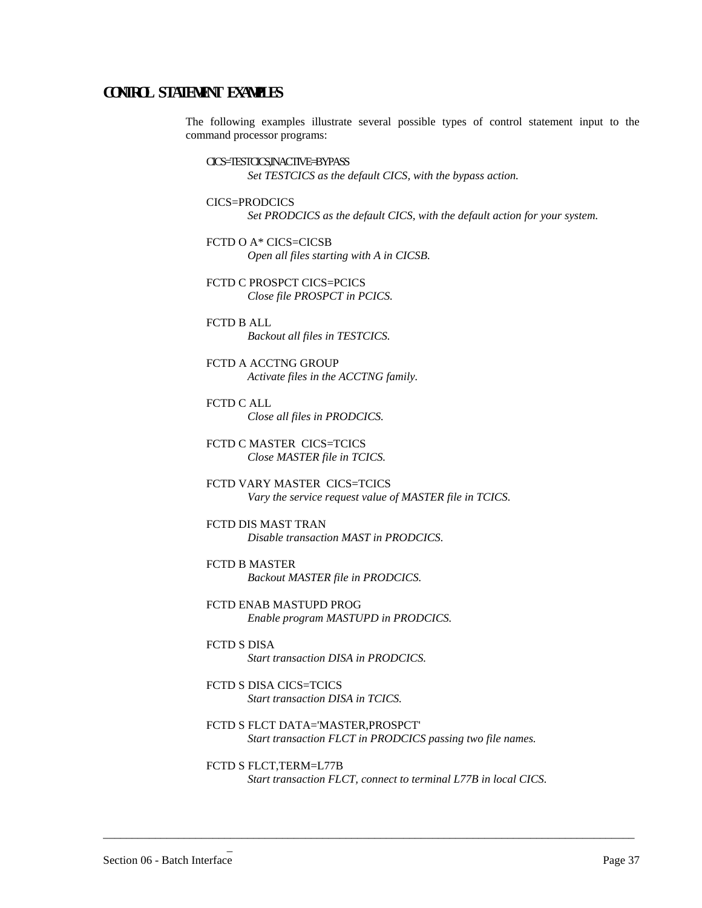## CONTROL STATEMENT EXAMPLES

The following examples illustrate several possible types of control statement input to the command processor programs:

CICS=TESTCICS,INACTIVE=BYPASS
: *Set TESTCICS as the default CICS, with the bypass action.*

CICS=PRODCICS
: *Set PRODCICS as the default CICS, with the default action for your system.*

FCTD O A* CICS=CICSB
: *Open all files starting with A in CICSB.*

FCTD C PROSPCT CICS=PCICS
: *Close file PROSPCT in PCICS.*

FCTD B ALL
: *Backout all files in TESTCICS.*

FCTD A ACCTNG GROUP
: *Activate files in the ACCTNG family.*

FCTD C ALL
: *Close all files in PRODCICS.*

FCTD C MASTER  CICS=TCICS
: *Close MASTER file in TCICS.*

FCTD VARY MASTER  CICS=TCICS
: *Vary the service request value of MASTER file in TCICS.*

FCTD DIS MAST TRAN
: *Disable transaction MAST in PRODCICS.*

FCTD B MASTER
: *Backout MASTER file in PRODCICS.*

FCTD ENAB MASTUPD PROG
: *Enable program MASTUPD in PRODCICS.*

FCTD S DISA
: *Start transaction DISA in PRODCICS.*

FCTD S DISA CICS=TCICS
: *Start transaction DISA in TCICS.*

FCTD S FLCT DATA='MASTER,PROSPCT'
: *Start transaction FLCT in PRODCICS passing two file names.*

FCTD S FLCT,TERM=L77B
: *Start transaction FLCT, connect to terminal L77B in local CICS.*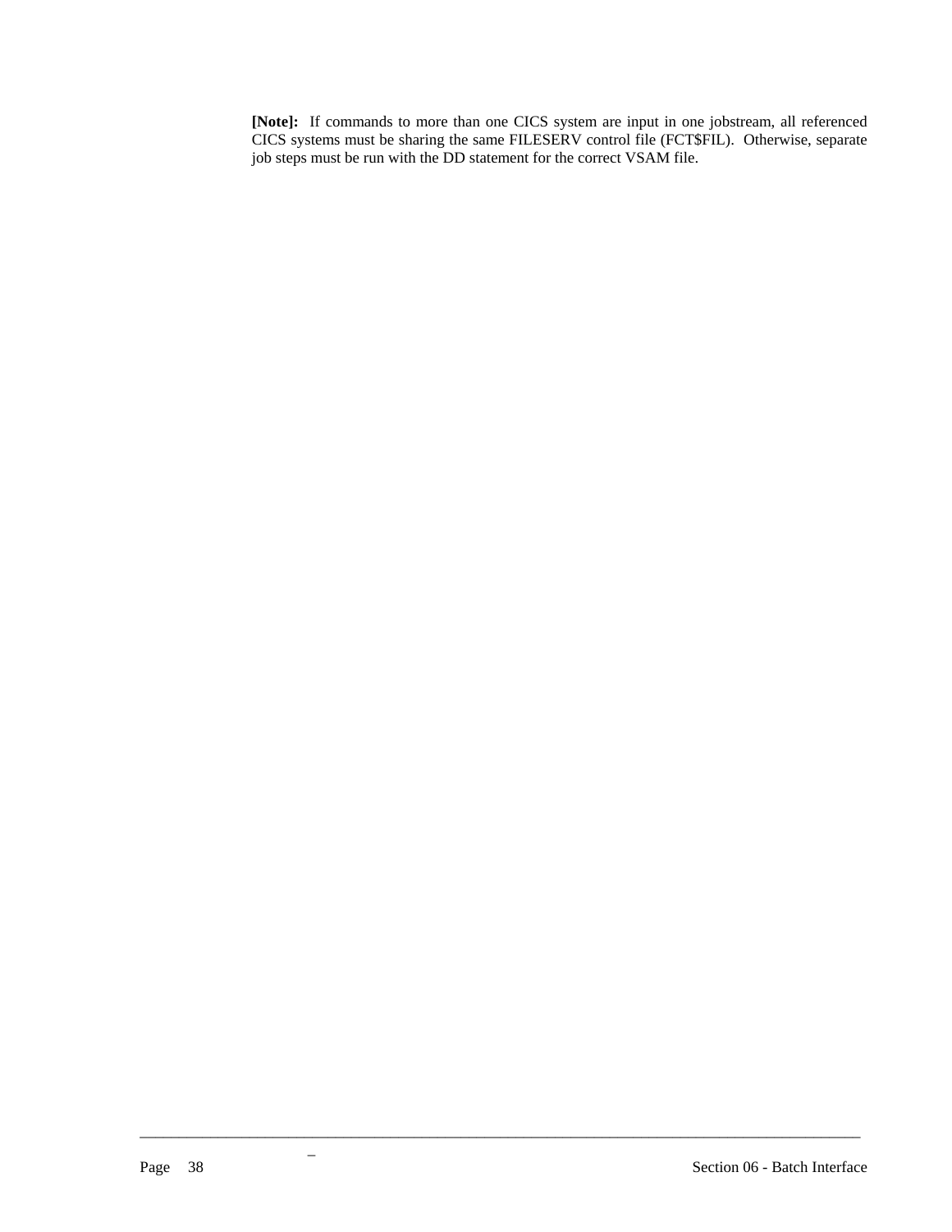**[Note]:** If commands to more than one CICS system are input in one jobstream, all referenced CICS systems must be sharing the same FILESERV control file (FCT$FIL). Otherwise, separate job steps must be run with the DD statement for the correct VSAM file.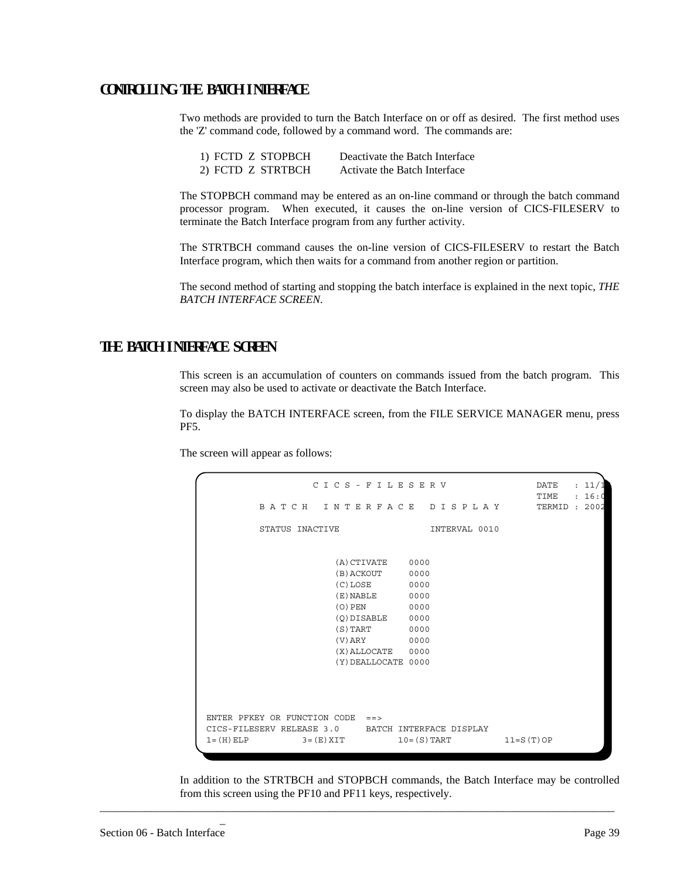## CONTROLLING THE BATCH INTERFACE

Two methods are provided to turn the Batch Interface on or off as desired. The first method uses the 'Z' command code, followed by a command word. The commands are:

1) FCTD Z STOPBCH Deactivate the Batch Interface
2) FCTD Z STRTBCH Activate the Batch Interface

The STOPBCH command may be entered as an on-line command or through the batch command processor program. When executed, it causes the on-line version of CICS-FILESERV to terminate the Batch Interface program from any further activity.

The STRTBCH command causes the on-line version of CICS-FILESERV to restart the Batch Interface program, which then waits for a command from another region or partition.

The second method of starting and stopping the batch interface is explained in the next topic, *THE BATCH INTERFACE SCREEN.*

## THE BATCH INTERFACE SCREEN

This screen is an accumulation of counters on commands issued from the batch program. This screen may also be used to activate or deactivate the Batch Interface.

To display the BATCH INTERFACE screen, from the FILE SERVICE MANAGER menu, press PF5.

The screen will appear as follows:

```
                 C I C S - F I L E S E R V                DATE   : 11/1
                                                          TIME   : 16:0
         B A T C H   I N T E R F A C E   D I S P L A Y    TERMID : 2002

         STATUS INACTIVE                INTERVAL 0010


                     (A)CTIVATE    0000
                     (B)ACKOUT     0000
                     (C)LOSE       0000
                     (E)NABLE      0000
                     (O)PEN        0000
                     (Q)DISABLE    0000
                     (S)TART       0000
                     (V)ARY        0000
                     (X)ALLOCATE   0000
                     (Y)DEALLOCATE 0000




ENTER PFKEY OR FUNCTION CODE  ==>
CICS-FILESERV RELEASE 3.0     BATCH INTERFACE DISPLAY
1=(H)ELP          3=(E)XIT          10=(S)TART          11=S(T)OP
```

In addition to the STRTBCH and STOPBCH commands, the Batch Interface may be controlled from this screen using the PF10 and PF11 keys, respectively.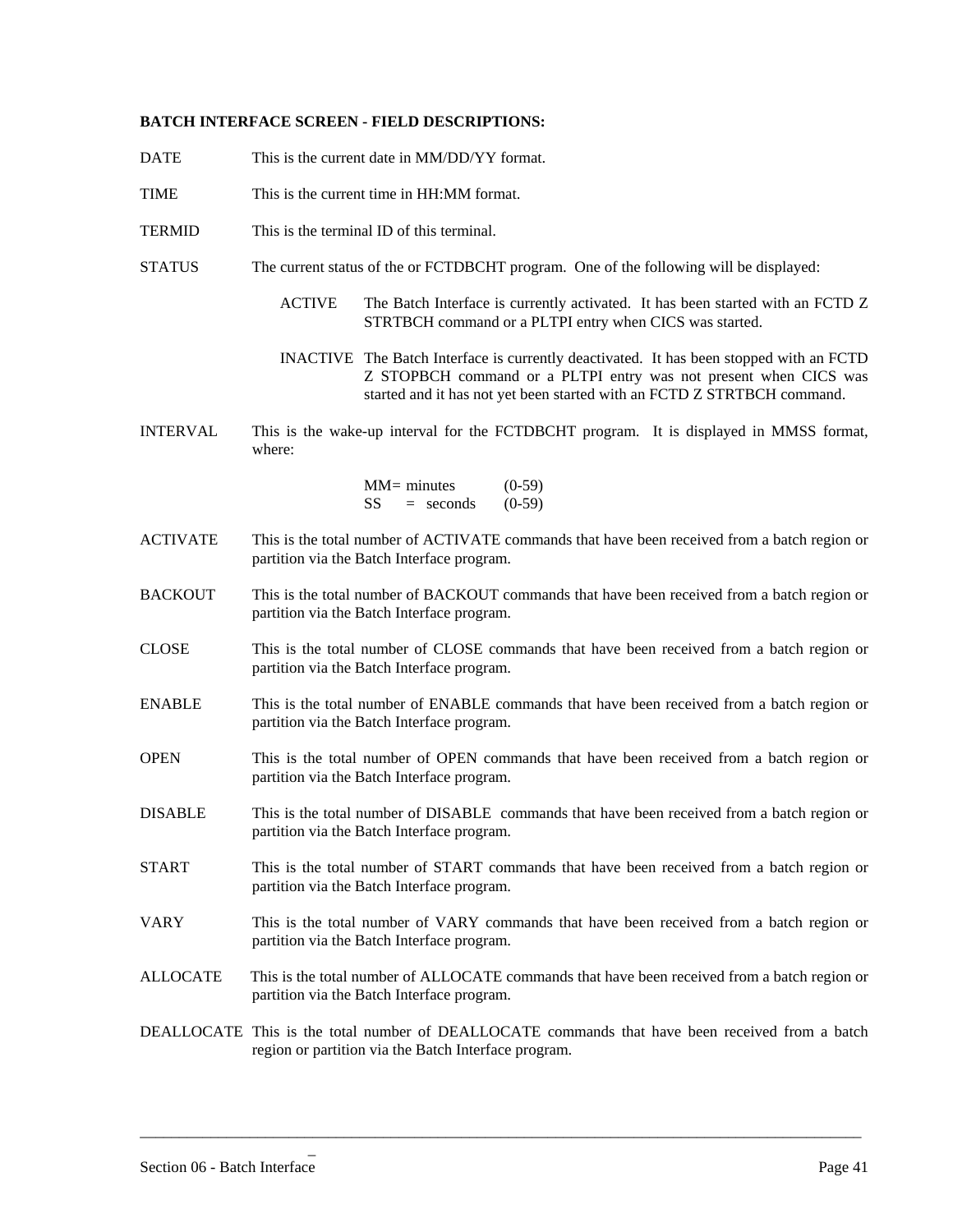**BATCH INTERFACE SCREEN - FIELD DESCRIPTIONS:**

DATE This is the current date in MM/DD/YY format.

TIME This is the current time in HH:MM format.

TERMID This is the terminal ID of this terminal.

STATUS The current status of the or FCTDBCHT program. One of the following will be displayed:

ACTIVE The Batch Interface is currently activated. It has been started with an FCTD Z STRTBCH command or a PLTPI entry when CICS was started.

INACTIVE The Batch Interface is currently deactivated. It has been stopped with an FCTD Z STOPBCH command or a PLTPI entry was not present when CICS was started and it has not yet been started with an FCTD Z STRTBCH command.

INTERVAL This is the wake-up interval for the FCTDBCHT program. It is displayed in MMSS format, where:

MM= minutes (0-59)
SS = seconds (0-59)

ACTIVATE This is the total number of ACTIVATE commands that have been received from a batch region or partition via the Batch Interface program.

BACKOUT This is the total number of BACKOUT commands that have been received from a batch region or partition via the Batch Interface program.

CLOSE This is the total number of CLOSE commands that have been received from a batch region or partition via the Batch Interface program.

ENABLE This is the total number of ENABLE commands that have been received from a batch region or partition via the Batch Interface program.

OPEN This is the total number of OPEN commands that have been received from a batch region or partition via the Batch Interface program.

DISABLE This is the total number of DISABLE commands that have been received from a batch region or partition via the Batch Interface program.

START This is the total number of START commands that have been received from a batch region or partition via the Batch Interface program.

VARY This is the total number of VARY commands that have been received from a batch region or partition via the Batch Interface program.

ALLOCATE This is the total number of ALLOCATE commands that have been received from a batch region or partition via the Batch Interface program.

DEALLOCATE This is the total number of DEALLOCATE commands that have been received from a batch region or partition via the Batch Interface program.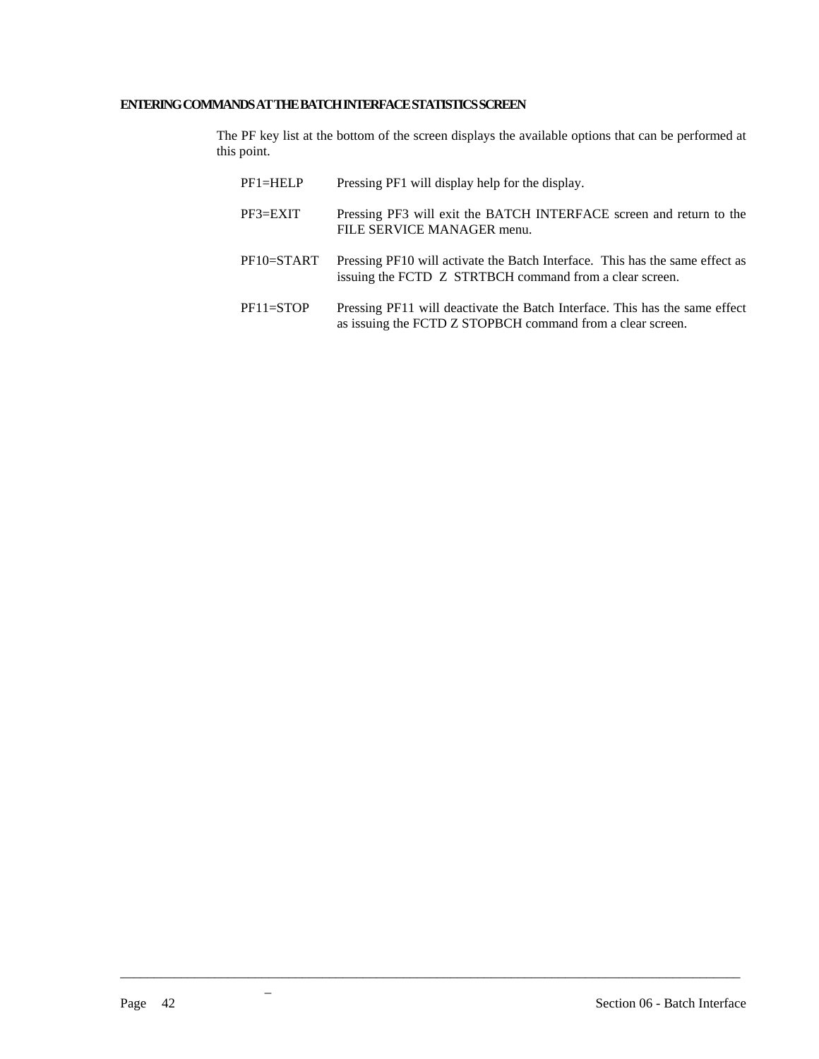### ENTERING COMMANDS AT THE BATCH INTERFACE STATISTICS SCREEN

The PF key list at the bottom of the screen displays the available options that can be performed at this point.

| | |
|---|---|
| PF1=HELP | Pressing PF1 will display help for the display. |
| PF3=EXIT | Pressing PF3 will exit the BATCH INTERFACE screen and return to the FILE SERVICE MANAGER menu. |
| PF10=START | Pressing PF10 will activate the Batch Interface. This has the same effect as issuing the FCTD Z STRTBCH command from a clear screen. |
| PF11=STOP | Pressing PF11 will deactivate the Batch Interface. This has the same effect as issuing the FCTD Z STOPBCH command from a clear screen. |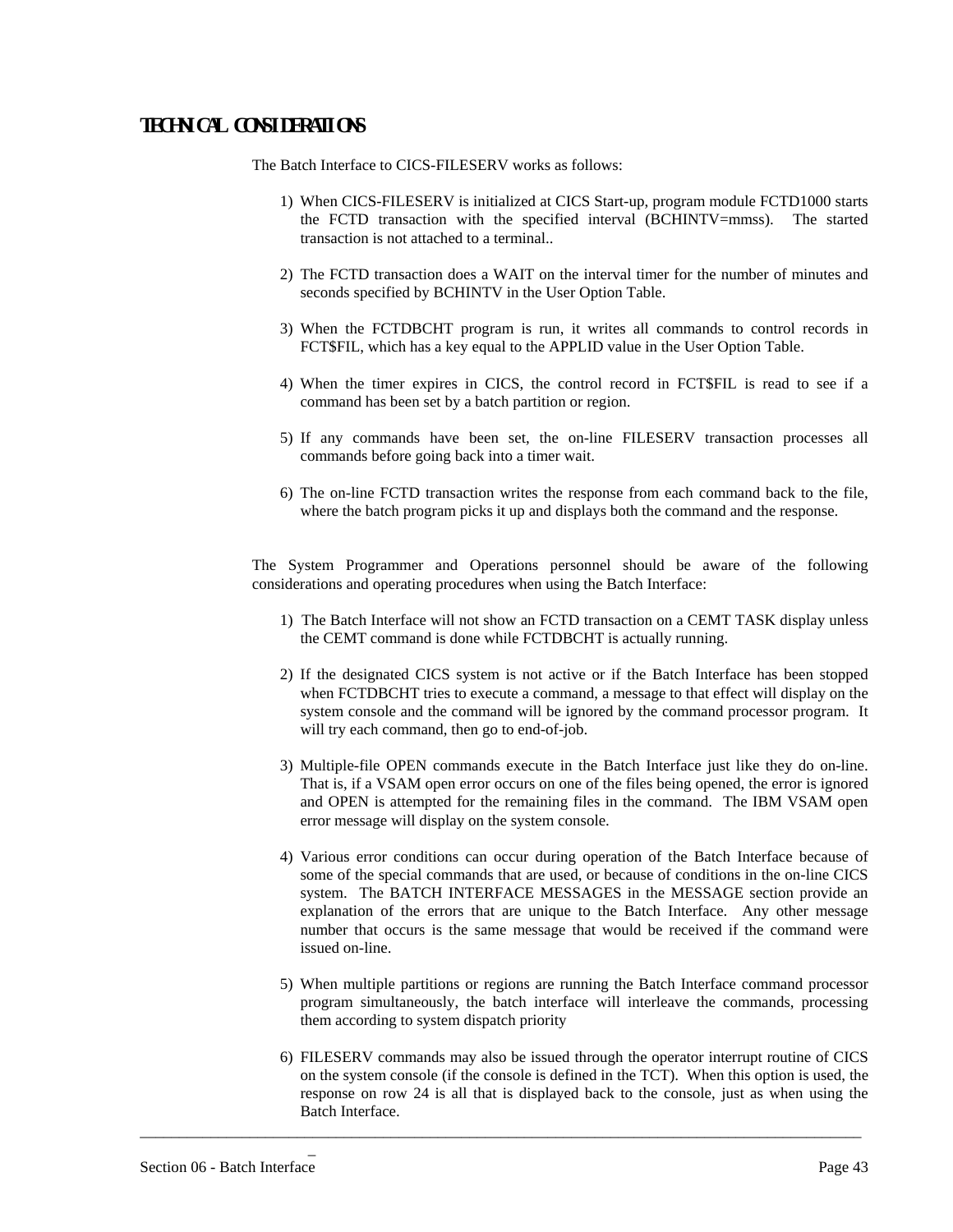## TECHNICAL CONSIDERATIONS

The Batch Interface to CICS-FILESERV works as follows:

1) When CICS-FILESERV is initialized at CICS Start-up, program module FCTD1000 starts the FCTD transaction with the specified interval (BCHINTV=mmss). The started transaction is not attached to a terminal..

2) The FCTD transaction does a WAIT on the interval timer for the number of minutes and seconds specified by BCHINTV in the User Option Table.

3) When the FCTDBCHT program is run, it writes all commands to control records in FCT$FIL, which has a key equal to the APPLID value in the User Option Table.

4) When the timer expires in CICS, the control record in FCT$FIL is read to see if a command has been set by a batch partition or region.

5) If any commands have been set, the on-line FILESERV transaction processes all commands before going back into a timer wait.

6) The on-line FCTD transaction writes the response from each command back to the file, where the batch program picks it up and displays both the command and the response.

The System Programmer and Operations personnel should be aware of the following considerations and operating procedures when using the Batch Interface:

1) The Batch Interface will not show an FCTD transaction on a CEMT TASK display unless the CEMT command is done while FCTDBCHT is actually running.

2) If the designated CICS system is not active or if the Batch Interface has been stopped when FCTDBCHT tries to execute a command, a message to that effect will display on the system console and the command will be ignored by the command processor program. It will try each command, then go to end-of-job.

3) Multiple-file OPEN commands execute in the Batch Interface just like they do on-line. That is, if a VSAM open error occurs on one of the files being opened, the error is ignored and OPEN is attempted for the remaining files in the command. The IBM VSAM open error message will display on the system console.

4) Various error conditions can occur during operation of the Batch Interface because of some of the special commands that are used, or because of conditions in the on-line CICS system. The BATCH INTERFACE MESSAGES in the MESSAGE section provide an explanation of the errors that are unique to the Batch Interface. Any other message number that occurs is the same message that would be received if the command were issued on-line.

5) When multiple partitions or regions are running the Batch Interface command processor program simultaneously, the batch interface will interleave the commands, processing them according to system dispatch priority

6) FILESERV commands may also be issued through the operator interrupt routine of CICS on the system console (if the console is defined in the TCT). When this option is used, the response on row 24 is all that is displayed back to the console, just as when using the Batch Interface.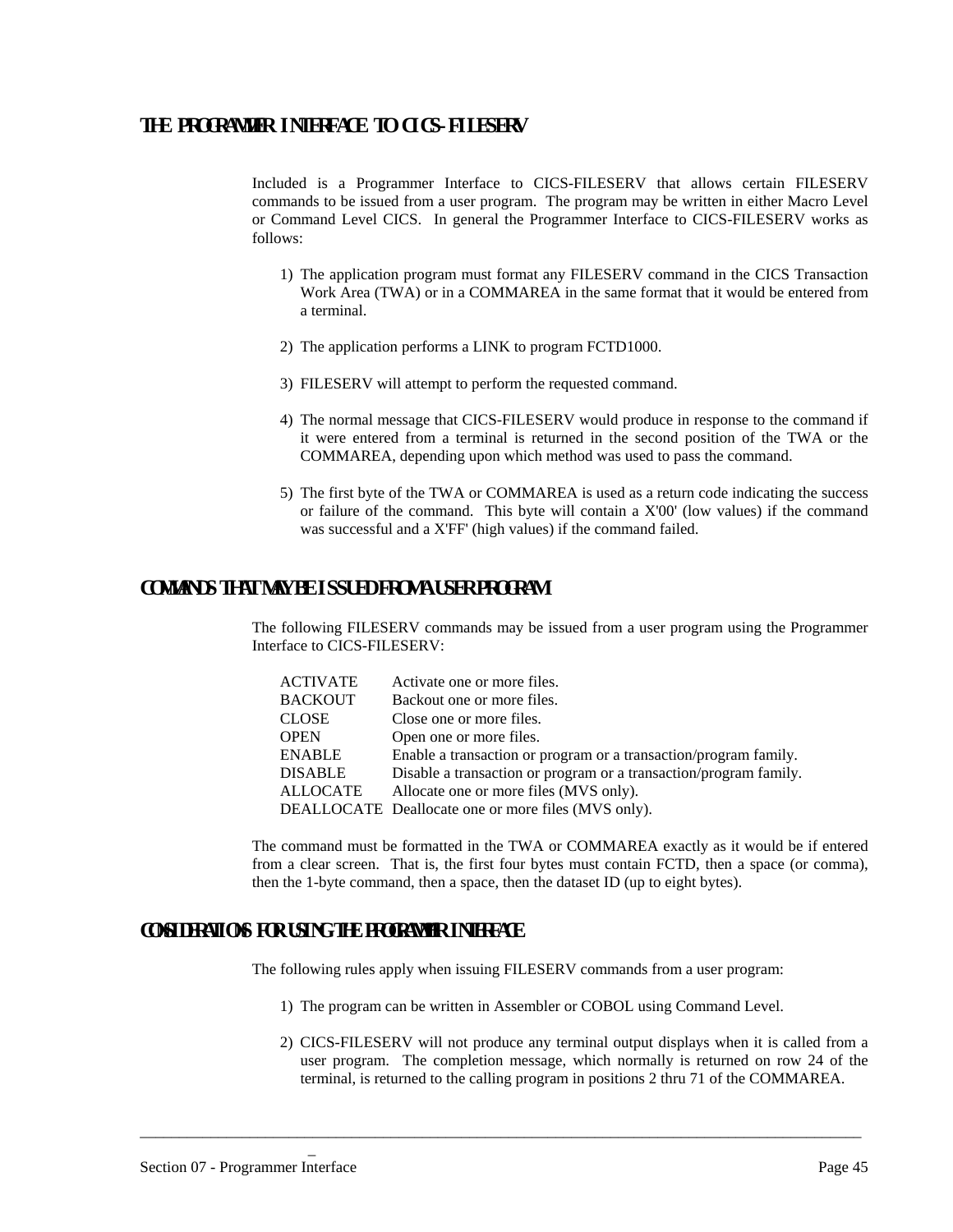## THE PROGRAMMER INTERFACE TO CICS-FILESERV

Included is a Programmer Interface to CICS-FILESERV that allows certain FILESERV commands to be issued from a user program. The program may be written in either Macro Level or Command Level CICS. In general the Programmer Interface to CICS-FILESERV works as follows:

1) The application program must format any FILESERV command in the CICS Transaction Work Area (TWA) or in a COMMAREA in the same format that it would be entered from a terminal.

2) The application performs a LINK to program FCTD1000.

3) FILESERV will attempt to perform the requested command.

4) The normal message that CICS-FILESERV would produce in response to the command if it were entered from a terminal is returned in the second position of the TWA or the COMMAREA, depending upon which method was used to pass the command.

5) The first byte of the TWA or COMMAREA is used as a return code indicating the success or failure of the command. This byte will contain a X'00' (low values) if the command was successful and a X'FF' (high values) if the command failed.

## COMMANDS THAT MAY BE ISSUED FROM A USER PROGRAM

The following FILESERV commands may be issued from a user program using the Programmer Interface to CICS-FILESERV:

| | |
|---|---|
| ACTIVATE | Activate one or more files. |
| BACKOUT | Backout one or more files. |
| CLOSE | Close one or more files. |
| OPEN | Open one or more files. |
| ENABLE | Enable a transaction or program or a transaction/program family. |
| DISABLE | Disable a transaction or program or a transaction/program family. |
| ALLOCATE | Allocate one or more files (MVS only). |
| DEALLOCATE | Deallocate one or more files (MVS only). |

The command must be formatted in the TWA or COMMAREA exactly as it would be if entered from a clear screen. That is, the first four bytes must contain FCTD, then a space (or comma), then the 1-byte command, then a space, then the dataset ID (up to eight bytes).

## CONSIDERATIONS FOR USING THE PROGRAMMER INTERFACE

The following rules apply when issuing FILESERV commands from a user program:

1) The program can be written in Assembler or COBOL using Command Level.

2) CICS-FILESERV will not produce any terminal output displays when it is called from a user program. The completion message, which normally is returned on row 24 of the terminal, is returned to the calling program in positions 2 thru 71 of the COMMAREA.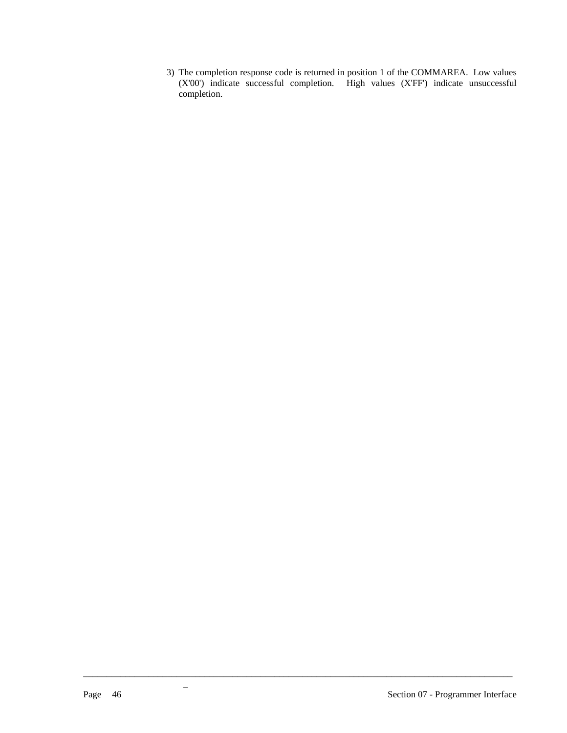3) The completion response code is returned in position 1 of the COMMAREA. Low values (X'00') indicate successful completion. High values (X'FF') indicate unsuccessful completion.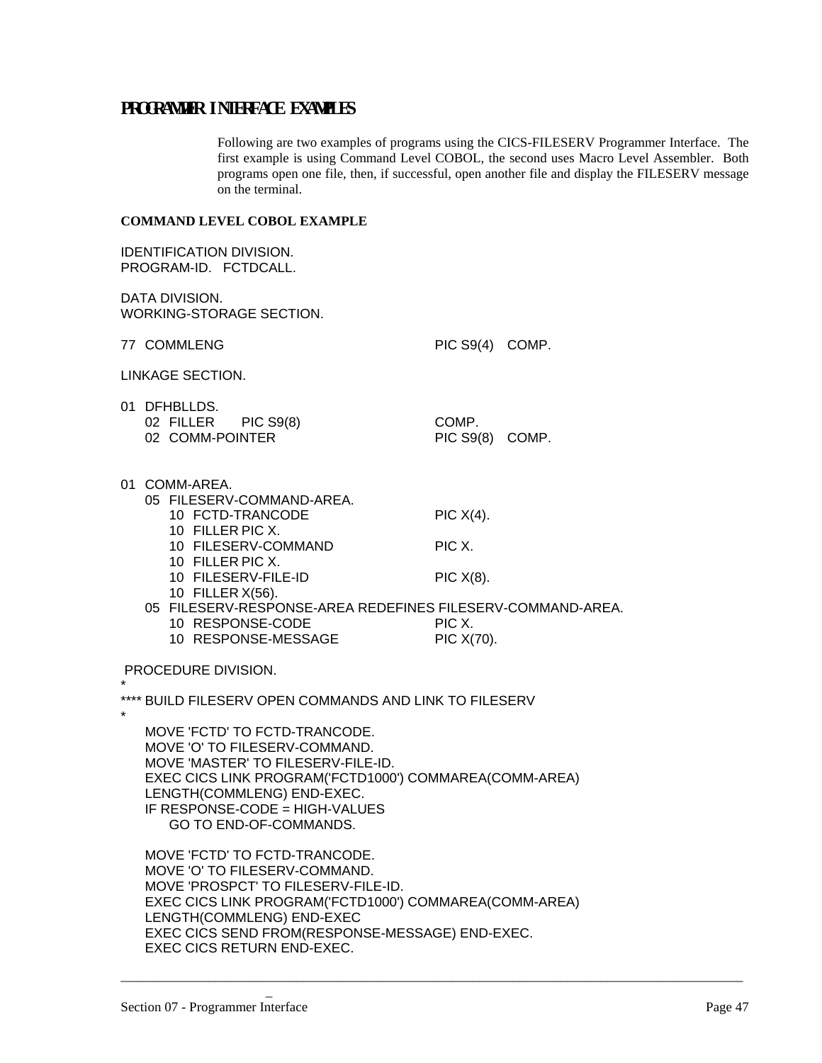## PROGRAMMER INTERFACE EXAMPLES

Following are two examples of programs using the CICS-FILESERV Programmer Interface. The first example is using Command Level COBOL, the second uses Macro Level Assembler. Both programs open one file, then, if successful, open another file and display the FILESERV message on the terminal.

### COMMAND LEVEL COBOL EXAMPLE

```
IDENTIFICATION DIVISION.
PROGRAM-ID.   FCTDCALL.

DATA DIVISION.
WORKING-STORAGE SECTION.

77  COMMLENG                          PIC S9(4)   COMP.

LINKAGE SECTION.

01  DFHBLLDS.
    02  FILLER      PIC S9(8)         COMP.
    02  COMM-POINTER                  PIC S9(8)   COMP.


01  COMM-AREA.
    05  FILESERV-COMMAND-AREA.
        10  FCTD-TRANCODE             PIC X(4).
        10  FILLER PIC X.
        10  FILESERV-COMMAND          PIC X.
        10  FILLER PIC X.
        10  FILESERV-FILE-ID          PIC X(8).
        10  FILLER X(56).
    05  FILESERV-RESPONSE-AREA REDEFINES FILESERV-COMMAND-AREA.
        10  RESPONSE-CODE             PIC X.
        10  RESPONSE-MESSAGE          PIC X(70).

 PROCEDURE DIVISION.
*
**** BUILD FILESERV OPEN COMMANDS AND LINK TO FILESERV
*
    MOVE 'FCTD' TO FCTD-TRANCODE.
    MOVE 'O' TO FILESERV-COMMAND.
    MOVE 'MASTER' TO FILESERV-FILE-ID.
    EXEC CICS LINK PROGRAM('FCTD1000') COMMAREA(COMM-AREA)
    LENGTH(COMMLENG) END-EXEC.
    IF RESPONSE-CODE = HIGH-VALUES
        GO TO END-OF-COMMANDS.

    MOVE 'FCTD' TO FCTD-TRANCODE.
    MOVE 'O' TO FILESERV-COMMAND.
    MOVE 'PROSPCT' TO FILESERV-FILE-ID.
    EXEC CICS LINK PROGRAM('FCTD1000') COMMAREA(COMM-AREA)
    LENGTH(COMMLENG) END-EXEC
    EXEC CICS SEND FROM(RESPONSE-MESSAGE) END-EXEC.
    EXEC CICS RETURN END-EXEC.
```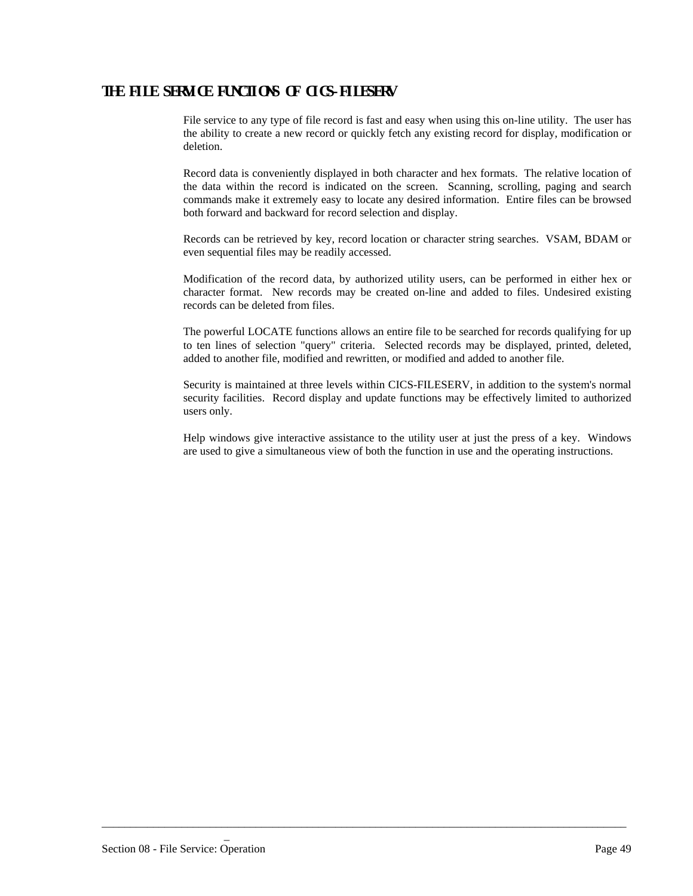## THE FILE SERVICE FUNCTIONS OF CICS-FILESERV

File service to any type of file record is fast and easy when using this on-line utility. The user has the ability to create a new record or quickly fetch any existing record for display, modification or deletion.

Record data is conveniently displayed in both character and hex formats. The relative location of the data within the record is indicated on the screen. Scanning, scrolling, paging and search commands make it extremely easy to locate any desired information. Entire files can be browsed both forward and backward for record selection and display.

Records can be retrieved by key, record location or character string searches. VSAM, BDAM or even sequential files may be readily accessed.

Modification of the record data, by authorized utility users, can be performed in either hex or character format. New records may be created on-line and added to files. Undesired existing records can be deleted from files.

The powerful LOCATE functions allows an entire file to be searched for records qualifying for up to ten lines of selection "query" criteria. Selected records may be displayed, printed, deleted, added to another file, modified and rewritten, or modified and added to another file.

Security is maintained at three levels within CICS-FILESERV, in addition to the system's normal security facilities. Record display and update functions may be effectively limited to authorized users only.

Help windows give interactive assistance to the utility user at just the press of a key. Windows are used to give a simultaneous view of both the function in use and the operating instructions.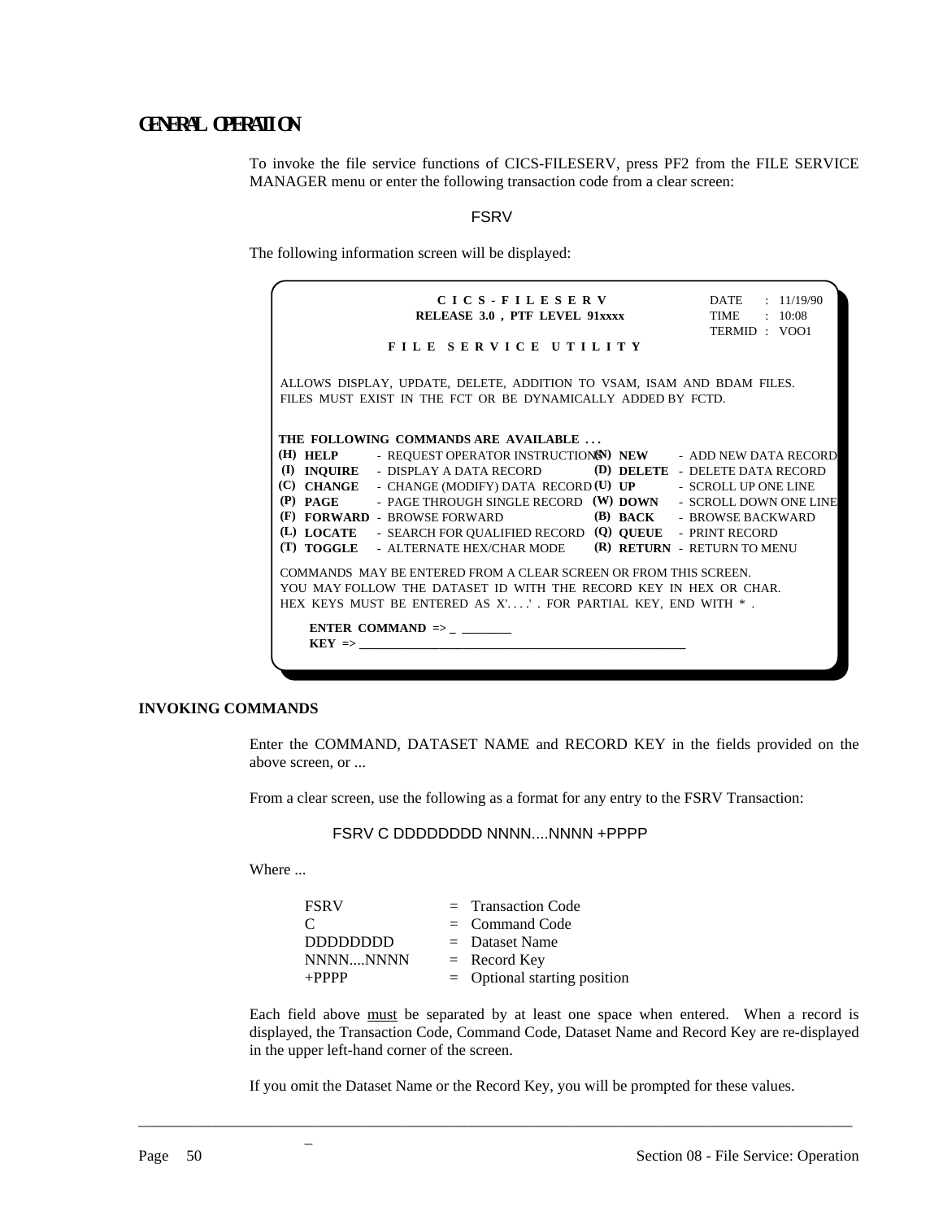# GENERAL OPERATION

To invoke the file service functions of CICS-FILESERV, press PF2 from the FILE SERVICE MANAGER menu or enter the following transaction code from a clear screen:

FSRV

The following information screen will be displayed:

```
                    C I C S - F I L E S E R V                 DATE    :  11/19/90
                 RELEASE 3.0 , PTF LEVEL 91xxxx               TIME    :  10:08
                                                              TERMID  :  VOO1
              F I L E   S E R V I C E   U T I L I T Y

 ALLOWS DISPLAY, UPDATE, DELETE, ADDITION TO VSAM, ISAM AND BDAM FILES.
 FILES MUST EXIST IN THE FCT OR BE DYNAMICALLY ADDED BY FCTD.

 THE FOLLOWING COMMANDS ARE AVAILABLE . . .
 (H) HELP     - REQUEST OPERATOR INSTRUCTIONS (N) NEW    - ADD NEW DATA RECORD
 (I) INQUIRE  - DISPLAY A DATA RECORD         (D) DELETE - DELETE DATA RECORD
 (C) CHANGE   - CHANGE (MODIFY) DATA RECORD   (U) UP     - SCROLL UP ONE LINE
 (P) PAGE     - PAGE THROUGH SINGLE RECORD    (W) DOWN   - SCROLL DOWN ONE LINE
 (F) FORWARD  - BROWSE FORWARD                (B) BACK   - BROWSE BACKWARD
 (L) LOCATE   - SEARCH FOR QUALIFIED RECORD   (Q) QUEUE  - PRINT RECORD
 (T) TOGGLE   - ALTERNATE HEX/CHAR MODE       (R) RETURN - RETURN TO MENU

 COMMANDS MAY BE ENTERED FROM A CLEAR SCREEN OR FROM THIS SCREEN.
 YOU MAY FOLLOW THE DATASET ID WITH THE RECORD KEY IN HEX OR CHAR.
 HEX KEYS MUST BE ENTERED AS X'. . . .' . FOR PARTIAL KEY, END WITH * .

     ENTER COMMAND => _ ________
     KEY => ____________________________________________________
```

## INVOKING COMMANDS

Enter the COMMAND, DATASET NAME and RECORD KEY in the fields provided on the above screen, or ...

From a clear screen, use the following as a format for any entry to the FSRV Transaction:

```
FSRV C DDDDDDDD NNNN....NNNN +PPPP
```

Where ...

| | | |
|---|---|---|
| FSRV | = | Transaction Code |
| C | = | Command Code |
| DDDDDDDD | = | Dataset Name |
| NNNN....NNNN | = | Record Key |
| +PPPP | = | Optional starting position |

Each field above <u>must</u> be separated by at least one space when entered. When a record is displayed, the Transaction Code, Command Code, Dataset Name and Record Key are re-displayed in the upper left-hand corner of the screen.

If you omit the Dataset Name or the Record Key, you will be prompted for these values.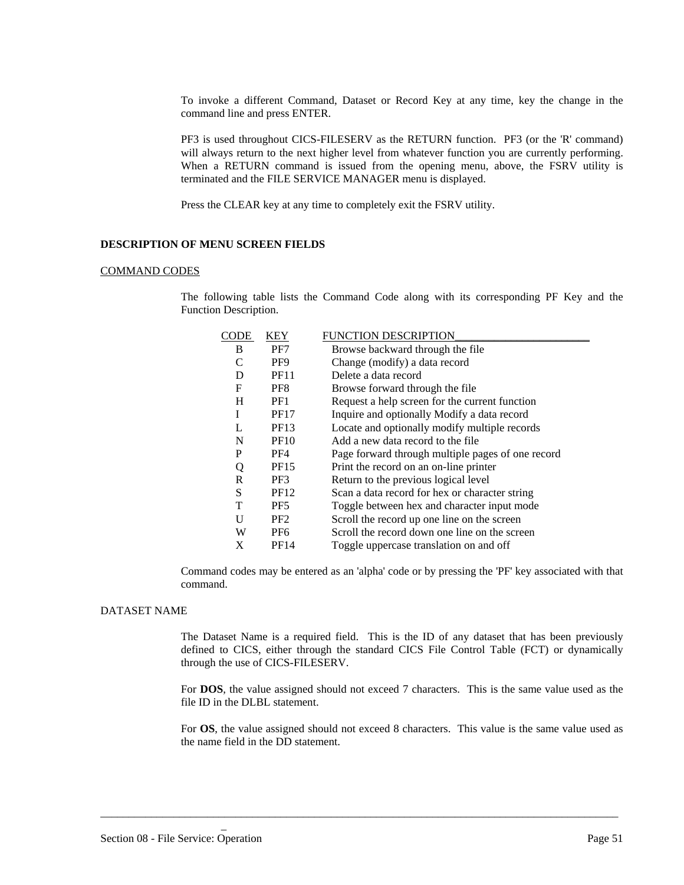To invoke a different Command, Dataset or Record Key at any time, key the change in the command line and press ENTER.

PF3 is used throughout CICS-FILESERV as the RETURN function. PF3 (or the 'R' command) will always return to the next higher level from whatever function you are currently performing. When a RETURN command is issued from the opening menu, above, the FSRV utility is terminated and the FILE SERVICE MANAGER menu is displayed.

Press the CLEAR key at any time to completely exit the FSRV utility.

## DESCRIPTION OF MENU SCREEN FIELDS

### COMMAND CODES

The following table lists the Command Code along with its corresponding PF Key and the Function Description.

| CODE | KEY | FUNCTION DESCRIPTION |
|---|---|---|
| B | PF7 | Browse backward through the file |
| C | PF9 | Change (modify) a data record |
| D | PF11 | Delete a data record |
| F | PF8 | Browse forward through the file |
| H | PF1 | Request a help screen for the current function |
| I | PF17 | Inquire and optionally Modify a data record |
| L | PF13 | Locate and optionally modify multiple records |
| N | PF10 | Add a new data record to the file |
| P | PF4 | Page forward through multiple pages of one record |
| Q | PF15 | Print the record on an on-line printer |
| R | PF3 | Return to the previous logical level |
| S | PF12 | Scan a data record for hex or character string |
| T | PF5 | Toggle between hex and character input mode |
| U | PF2 | Scroll the record up one line on the screen |
| W | PF6 | Scroll the record down one line on the screen |
| X | PF14 | Toggle uppercase translation on and off |

Command codes may be entered as an 'alpha' code or by pressing the 'PF' key associated with that command.

### DATASET NAME

The Dataset Name is a required field. This is the ID of any dataset that has been previously defined to CICS, either through the standard CICS File Control Table (FCT) or dynamically through the use of CICS-FILESERV.

For **DOS**, the value assigned should not exceed 7 characters. This is the same value used as the file ID in the DLBL statement.

For **OS**, the value assigned should not exceed 8 characters. This value is the same value used as the name field in the DD statement.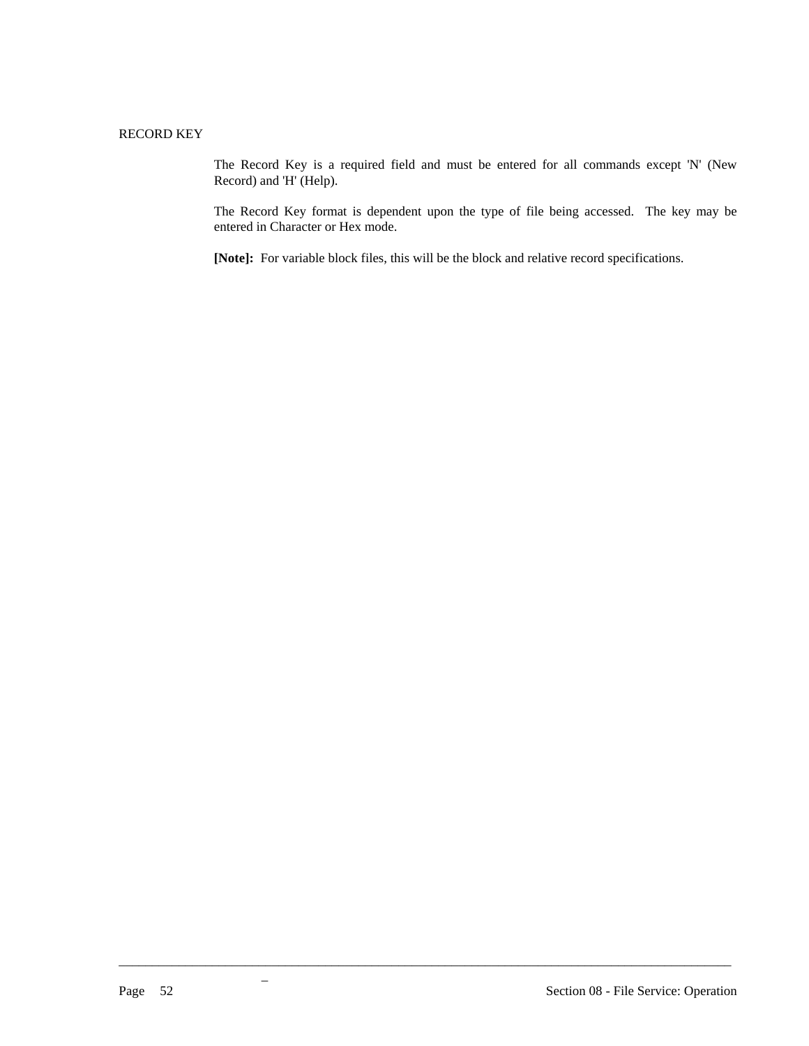RECORD KEY

The Record Key is a required field and must be entered for all commands except 'N' (New Record) and 'H' (Help).

The Record Key format is dependent upon the type of file being accessed. The key may be entered in Character or Hex mode.

**[Note]:** For variable block files, this will be the block and relative record specifications.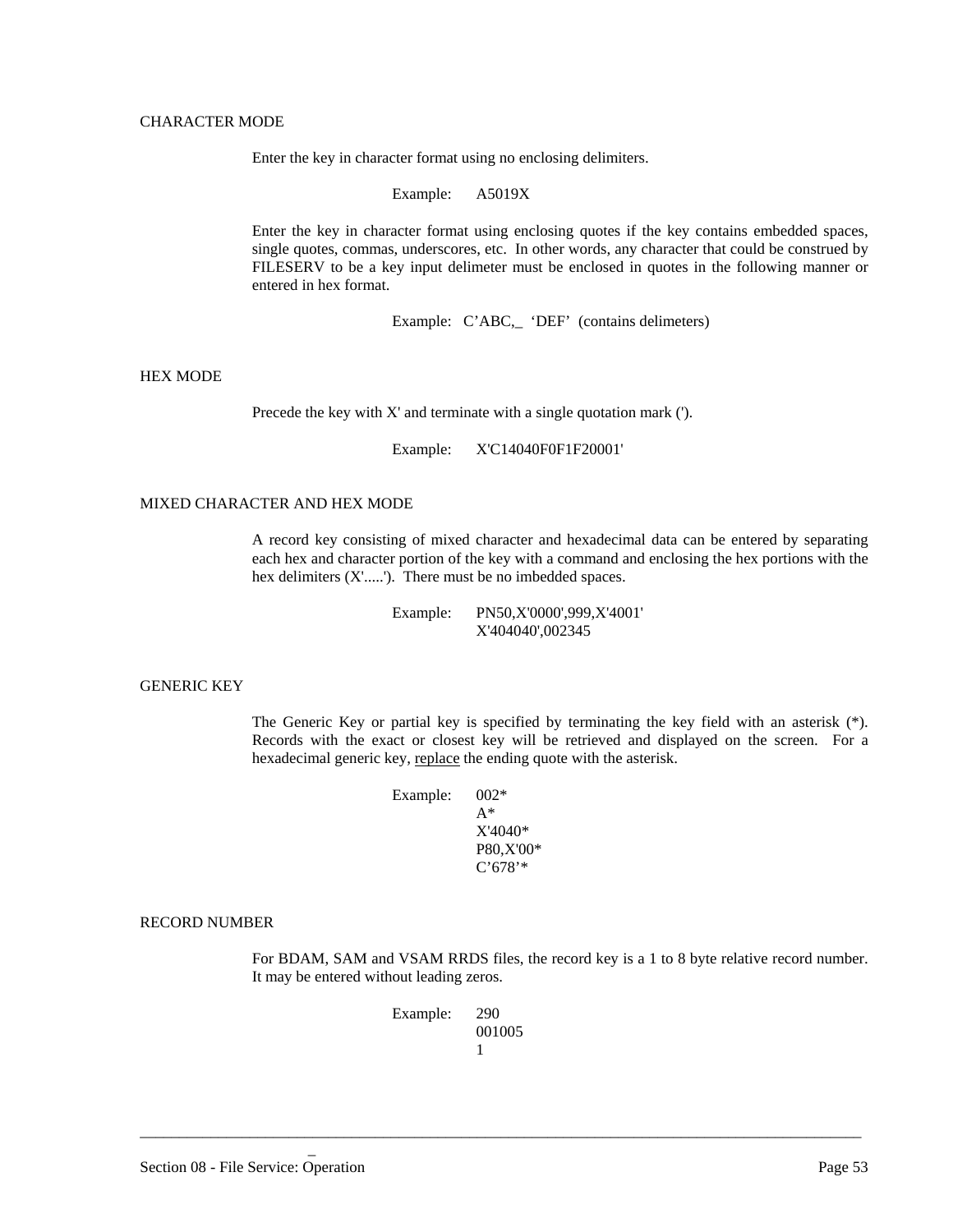## CHARACTER MODE

Enter the key in character format using no enclosing delimiters.

Example: A5019X

Enter the key in character format using enclosing quotes if the key contains embedded spaces, single quotes, commas, underscores, etc. In other words, any character that could be construed by FILESERV to be a key input delimeter must be enclosed in quotes in the following manner or entered in hex format.

Example: C’ABC,_ ‘DEF’ (contains delimeters)

## HEX MODE

Precede the key with X' and terminate with a single quotation mark (').

Example: X'C14040F0F1F20001'

## MIXED CHARACTER AND HEX MODE

A record key consisting of mixed character and hexadecimal data can be entered by separating each hex and character portion of the key with a command and enclosing the hex portions with the hex delimiters (X'.....'). There must be no imbedded spaces.

Example: PN50,X'0000',999,X'4001'
X'404040',002345

## GENERIC KEY

The Generic Key or partial key is specified by terminating the key field with an asterisk (*). Records with the exact or closest key will be retrieved and displayed on the screen. For a hexadecimal generic key, <u>replace</u> the ending quote with the asterisk.

Example: 002*
A*
X'4040*
P80,X'00*
C’678’*

## RECORD NUMBER

For BDAM, SAM and VSAM RRDS files, the record key is a 1 to 8 byte relative record number. It may be entered without leading zeros.

Example: 290
001005
1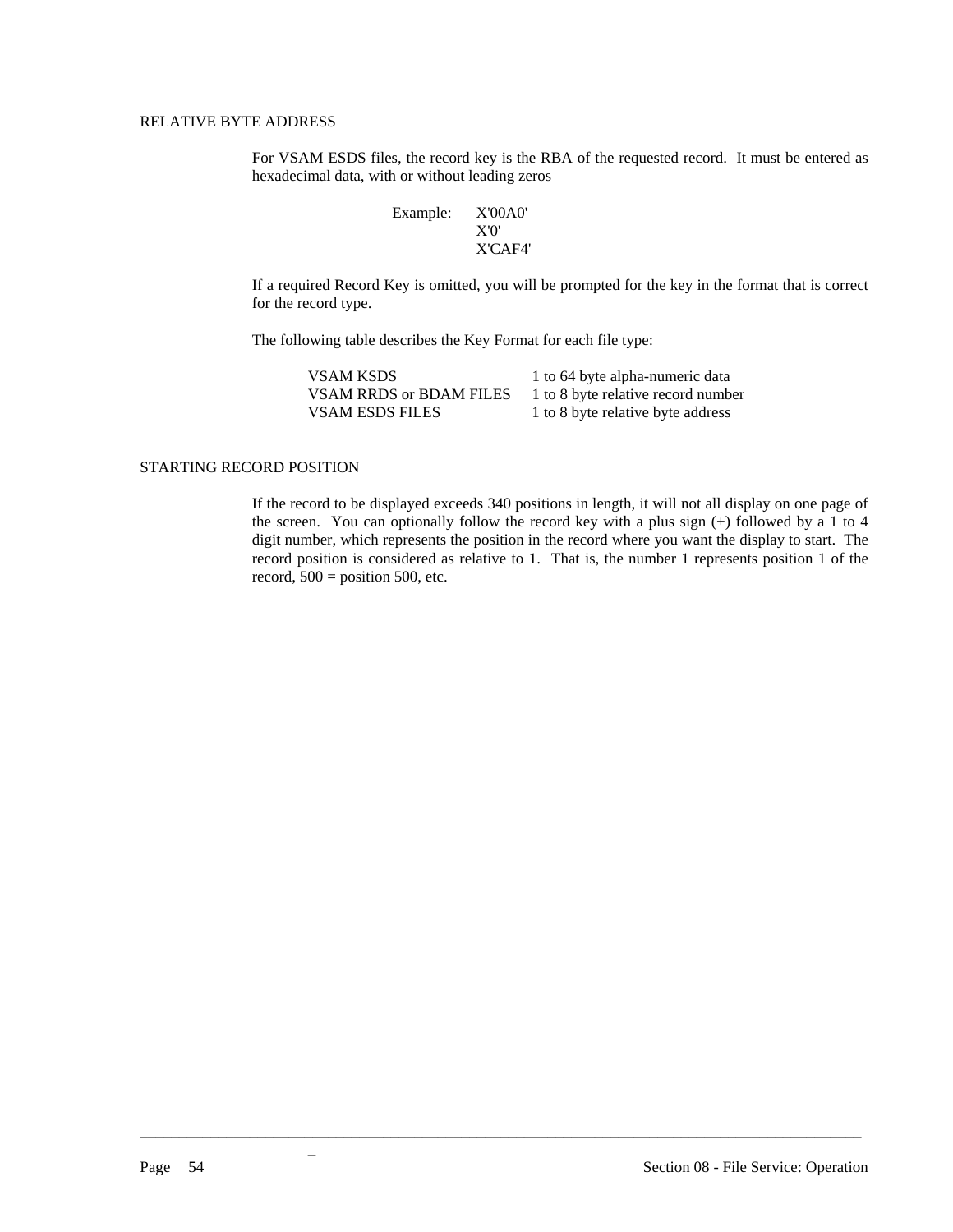## RELATIVE BYTE ADDRESS

For VSAM ESDS files, the record key is the RBA of the requested record. It must be entered as hexadecimal data, with or without leading zeros

```
Example:   X'00A0'
           X'0'
           X'CAF4'
```

If a required Record Key is omitted, you will be prompted for the key in the format that is correct for the record type.

The following table describes the Key Format for each file type:

| | |
|---|---|
| VSAM KSDS | 1 to 64 byte alpha-numeric data |
| VSAM RRDS or BDAM FILES | 1 to 8 byte relative record number |
| VSAM ESDS FILES | 1 to 8 byte relative byte address |

## STARTING RECORD POSITION

If the record to be displayed exceeds 340 positions in length, it will not all display on one page of the screen. You can optionally follow the record key with a plus sign (+) followed by a 1 to 4 digit number, which represents the position in the record where you want the display to start. The record position is considered as relative to 1. That is, the number 1 represents position 1 of the record, 500 = position 500, etc.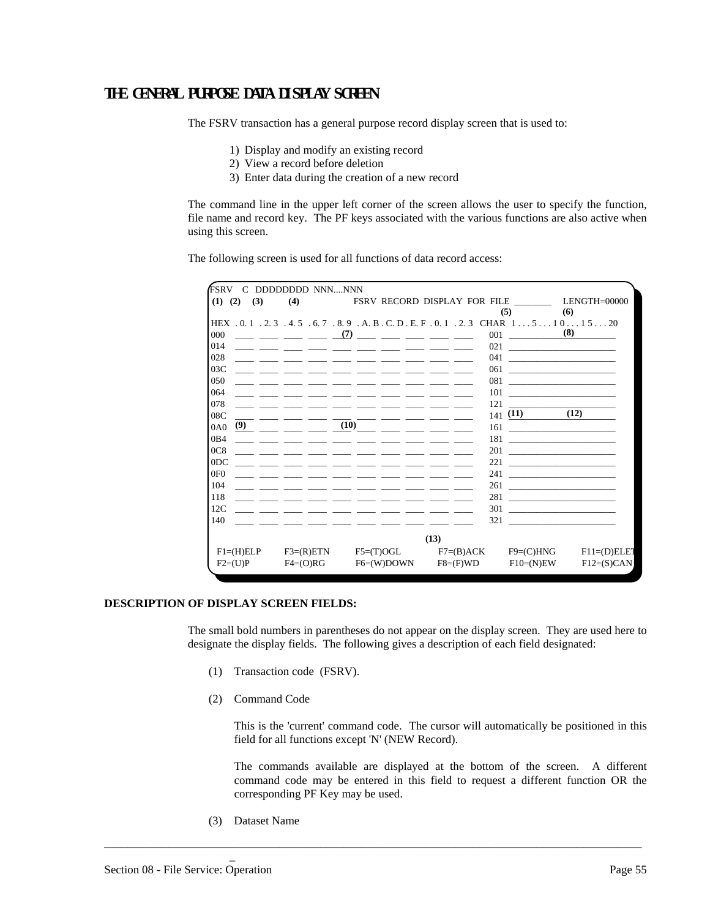# THE GENERAL PURPOSE DATA DISPLAY SCREEN

The FSRV transaction has a general purpose record display screen that is used to:

1) Display and modify an existing record
2) View a record before deletion
3) Enter data during the creation of a new record

The command line in the upper left corner of the screen allows the user to specify the function, file name and record key. The PF keys associated with the various functions are also active when using this screen.

The following screen is used for all functions of data record access:

```
FSRV   C   DDDDDDDD  NNN....NNN
 (1)  (2)    (3)        (4)              FSRV  RECORD  DISPLAY  FOR  FILE  ________     LENGTH=00000
                                                                            (5)              (6)
HEX  . 0. 1  . 2. 3  . 4. 5  . 6. 7  . 8. 9  . A. B . C. D . E. F  . 0. 1  . 2. 3  CHAR  1 . . . 5 . . . 1 0 . . . 1 5 . . . 20
000    ____  ____  ____  ____  _(7)  ____  ____  ____  ____  ____     001  ____________(8)________
014    ____  ____  ____  ____  ____  ____  ____  ____  ____  ____     021  _______________________
028    ____  ____  ____  ____  ____  ____  ____  ____  ____  ____     041  _______________________
03C    ____  ____  ____  ____  ____  ____  ____  ____  ____  ____     061  _______________________
050    ____  ____  ____  ____  ____  ____  ____  ____  ____  ____     081  _______________________
064    ____  ____  ____  ____  ____  ____  ____  ____  ____  ____     101  _______________________
078    ____  ____  ____  ____  ____  ____  ____  ____  ____  ____     121  _______________________
08C    ____  ____  ____  ____  ____  ____  ____  ____  ____  ____     141  (11)          (12)______
0A0  (9)___  ____  ____  ____  (10)__  ____  ____  ____  ____  ____     161  _______________________
0B4    ____  ____  ____  ____  ____  ____  ____  ____  ____  ____     181  _______________________
0C8    ____  ____  ____  ____  ____  ____  ____  ____  ____  ____     201  _______________________
0DC    ____  ____  ____  ____  ____  ____  ____  ____  ____  ____     221  _______________________
0F0    ____  ____  ____  ____  ____  ____  ____  ____  ____  ____     241  _______________________
104    ____  ____  ____  ____  ____  ____  ____  ____  ____  ____     261  _______________________
118    ____  ____  ____  ____  ____  ____  ____  ____  ____  ____     281  _______________________
12C    ____  ____  ____  ____  ____  ____  ____  ____  ____  ____     301  _______________________
140    ____  ____  ____  ____  ____  ____  ____  ____  ____  ____     321  _______________________

                                                            (13)
 F1=(H)ELP      F3=(R)ETN      F5=(T)OGL      F7=(B)ACK      F9=(C)HNG      F11=(D)ELET
 F2=(U)P        F4=(O)RG       F6=(W)DOWN     F8=(F)WD       F10=(N)EW      F12=(S)CAN
```

**DESCRIPTION OF DISPLAY SCREEN FIELDS:**

The small bold numbers in parentheses do not appear on the display screen. They are used here to designate the display fields. The following gives a description of each field designated:

(1) Transaction code (FSRV).

(2) Command Code

This is the 'current' command code. The cursor will automatically be positioned in this field for all functions except 'N' (NEW Record).

The commands available are displayed at the bottom of the screen. A different command code may be entered in this field to request a different function OR the corresponding PF Key may be used.

(3) Dataset Name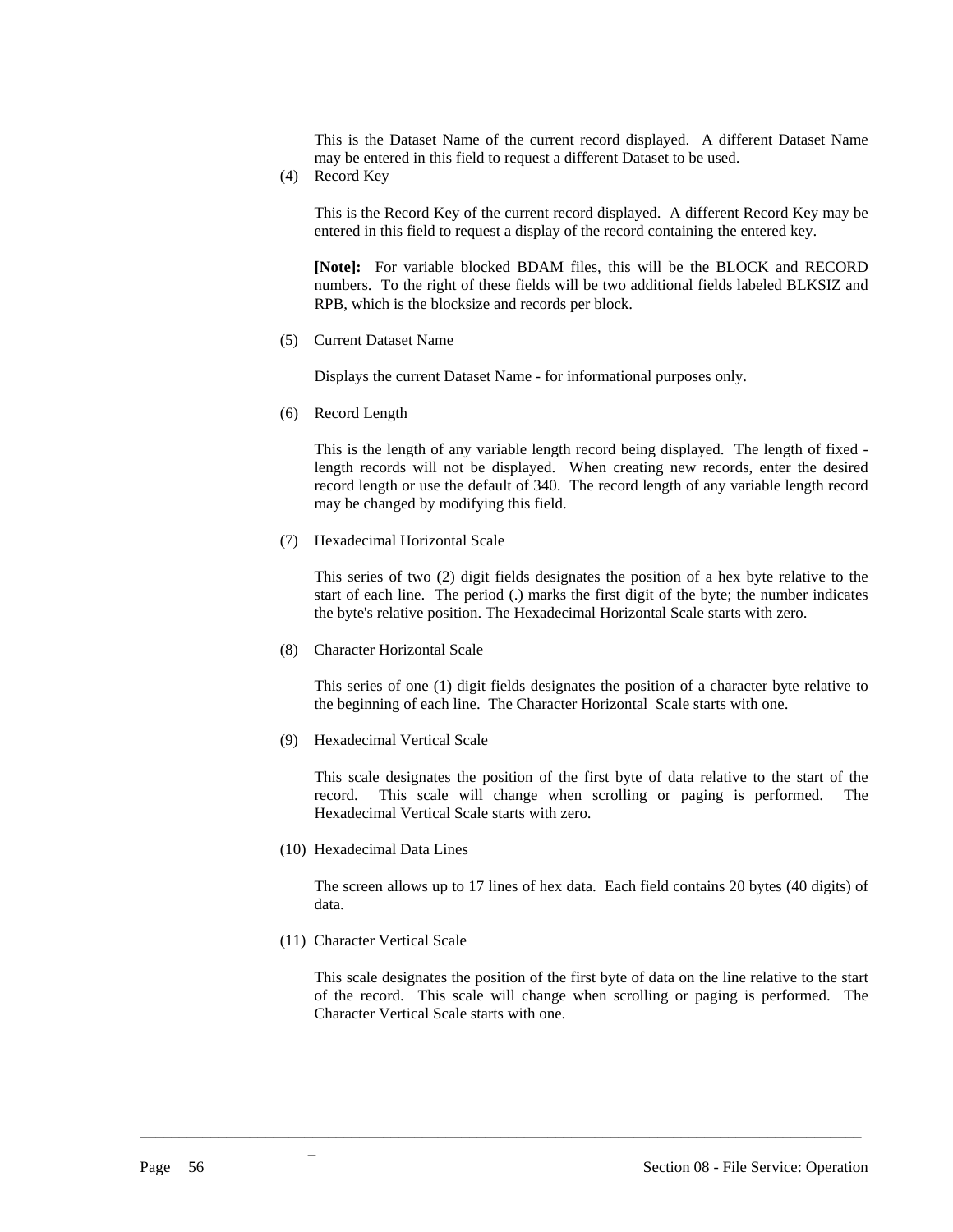This is the Dataset Name of the current record displayed. A different Dataset Name may be entered in this field to request a different Dataset to be used.

(4) Record Key

This is the Record Key of the current record displayed. A different Record Key may be entered in this field to request a display of the record containing the entered key.

**[Note]:** For variable blocked BDAM files, this will be the BLOCK and RECORD numbers. To the right of these fields will be two additional fields labeled BLKSIZ and RPB, which is the blocksize and records per block.

(5) Current Dataset Name

Displays the current Dataset Name - for informational purposes only.

(6) Record Length

This is the length of any variable length record being displayed. The length of fixed - length records will not be displayed. When creating new records, enter the desired record length or use the default of 340. The record length of any variable length record may be changed by modifying this field.

(7) Hexadecimal Horizontal Scale

This series of two (2) digit fields designates the position of a hex byte relative to the start of each line. The period (.) marks the first digit of the byte; the number indicates the byte's relative position. The Hexadecimal Horizontal Scale starts with zero.

(8) Character Horizontal Scale

This series of one (1) digit fields designates the position of a character byte relative to the beginning of each line. The Character Horizontal Scale starts with one.

(9) Hexadecimal Vertical Scale

This scale designates the position of the first byte of data relative to the start of the record. This scale will change when scrolling or paging is performed. The Hexadecimal Vertical Scale starts with zero.

(10) Hexadecimal Data Lines

The screen allows up to 17 lines of hex data. Each field contains 20 bytes (40 digits) of data.

(11) Character Vertical Scale

This scale designates the position of the first byte of data on the line relative to the start of the record. This scale will change when scrolling or paging is performed. The Character Vertical Scale starts with one.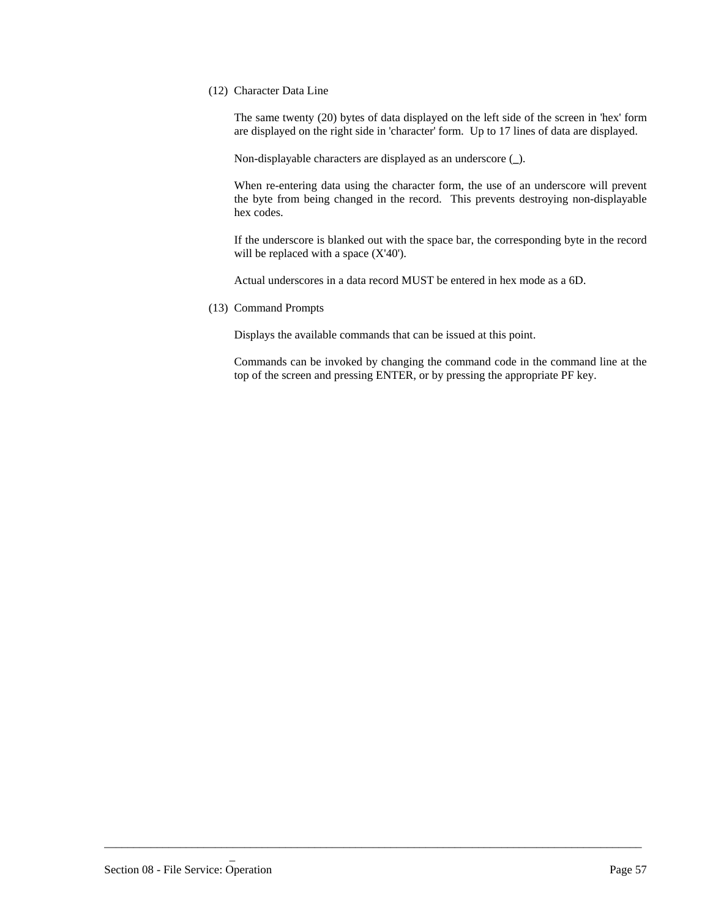(12) Character Data Line

The same twenty (20) bytes of data displayed on the left side of the screen in 'hex' form are displayed on the right side in 'character' form.  Up to 17 lines of data are displayed.

Non-displayable characters are displayed as an underscore (_).

When re-entering data using the character form, the use of an underscore will prevent the byte from being changed in the record.  This prevents destroying non-displayable hex codes.

If the underscore is blanked out with the space bar, the corresponding byte in the record will be replaced with a space (X'40').

Actual underscores in a data record MUST be entered in hex mode as a 6D.

(13) Command Prompts

Displays the available commands that can be issued at this point.

Commands can be invoked by changing the command code in the command line at the top of the screen and pressing ENTER, or by pressing the appropriate PF key.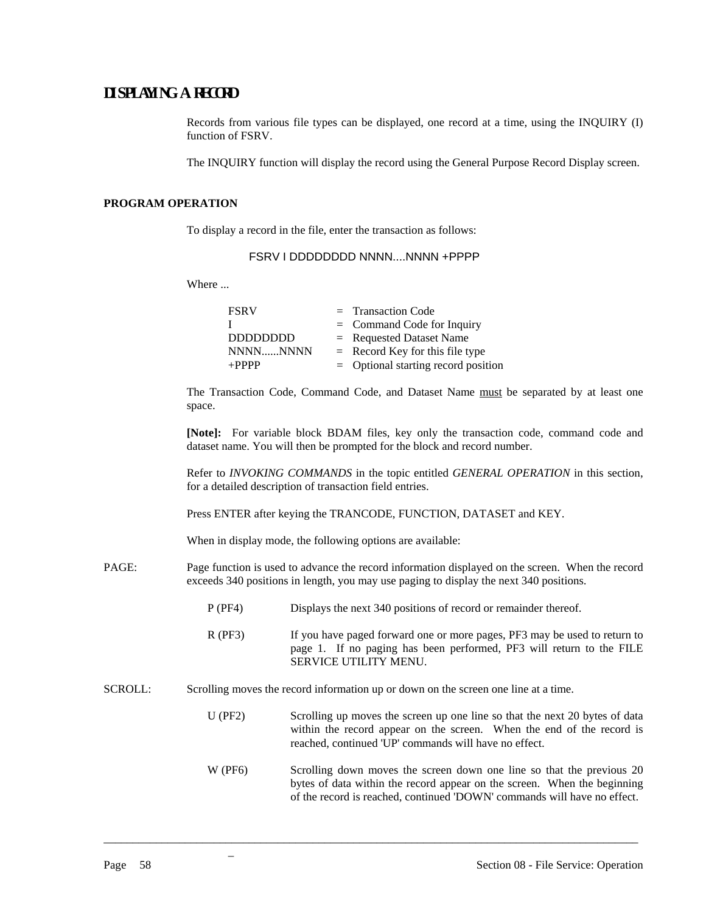# DISPLAYING A RECORD

Records from various file types can be displayed, one record at a time, using the INQUIRY (I) function of FSRV.

The INQUIRY function will display the record using the General Purpose Record Display screen.

## PROGRAM OPERATION

To display a record in the file, enter the transaction as follows:

```
FSRV I DDDDDDDD NNNN....NNNN +PPPP
```

Where ...

| | | |
|---|---|---|
| FSRV | = | Transaction Code |
| I | = | Command Code for Inquiry |
| DDDDDDDD | = | Requested Dataset Name |
| NNNN......NNNN | = | Record Key for this file type |
| +PPPP | = | Optional starting record position |

The Transaction Code, Command Code, and Dataset Name must be separated by at least one space.

**[Note]:** For variable block BDAM files, key only the transaction code, command code and dataset name. You will then be prompted for the block and record number.

Refer to *INVOKING COMMANDS* in the topic entitled *GENERAL OPERATION* in this section, for a detailed description of transaction field entries.

Press ENTER after keying the TRANCODE, FUNCTION, DATASET and KEY.

When in display mode, the following options are available:

PAGE: Page function is used to advance the record information displayed on the screen. When the record exceeds 340 positions in length, you may use paging to display the next 340 positions.

- P (PF4) — Displays the next 340 positions of record or remainder thereof.
- R (PF3) — If you have paged forward one or more pages, PF3 may be used to return to page 1. If no paging has been performed, PF3 will return to the FILE SERVICE UTILITY MENU.

SCROLL: Scrolling moves the record information up or down on the screen one line at a time.

- U (PF2) — Scrolling up moves the screen up one line so that the next 20 bytes of data within the record appear on the screen. When the end of the record is reached, continued 'UP' commands will have no effect.
- W (PF6) — Scrolling down moves the screen down one line so that the previous 20 bytes of data within the record appear on the screen. When the beginning of the record is reached, continued 'DOWN' commands will have no effect.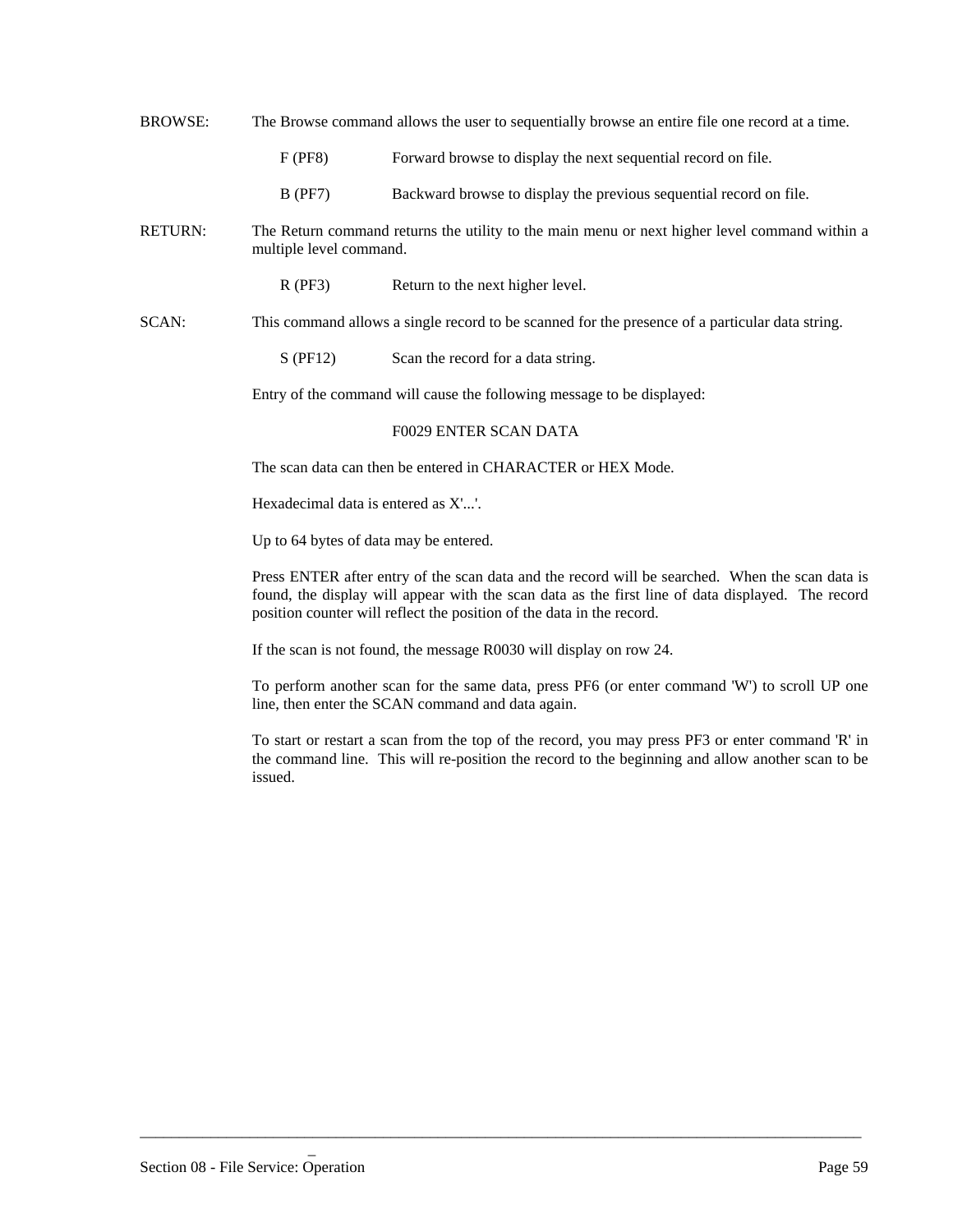BROWSE: The Browse command allows the user to sequentially browse an entire file one record at a time.

F (PF8) Forward browse to display the next sequential record on file.

B (PF7) Backward browse to display the previous sequential record on file.

RETURN: The Return command returns the utility to the main menu or next higher level command within a multiple level command.

R (PF3) Return to the next higher level.

SCAN: This command allows a single record to be scanned for the presence of a particular data string.

S (PF12) Scan the record for a data string.

Entry of the command will cause the following message to be displayed:

F0029 ENTER SCAN DATA

The scan data can then be entered in CHARACTER or HEX Mode.

Hexadecimal data is entered as X'...'.

Up to 64 bytes of data may be entered.

Press ENTER after entry of the scan data and the record will be searched. When the scan data is found, the display will appear with the scan data as the first line of data displayed. The record position counter will reflect the position of the data in the record.

If the scan is not found, the message R0030 will display on row 24.

To perform another scan for the same data, press PF6 (or enter command 'W') to scroll UP one line, then enter the SCAN command and data again.

To start or restart a scan from the top of the record, you may press PF3 or enter command 'R' in the command line. This will re-position the record to the beginning and allow another scan to be issued.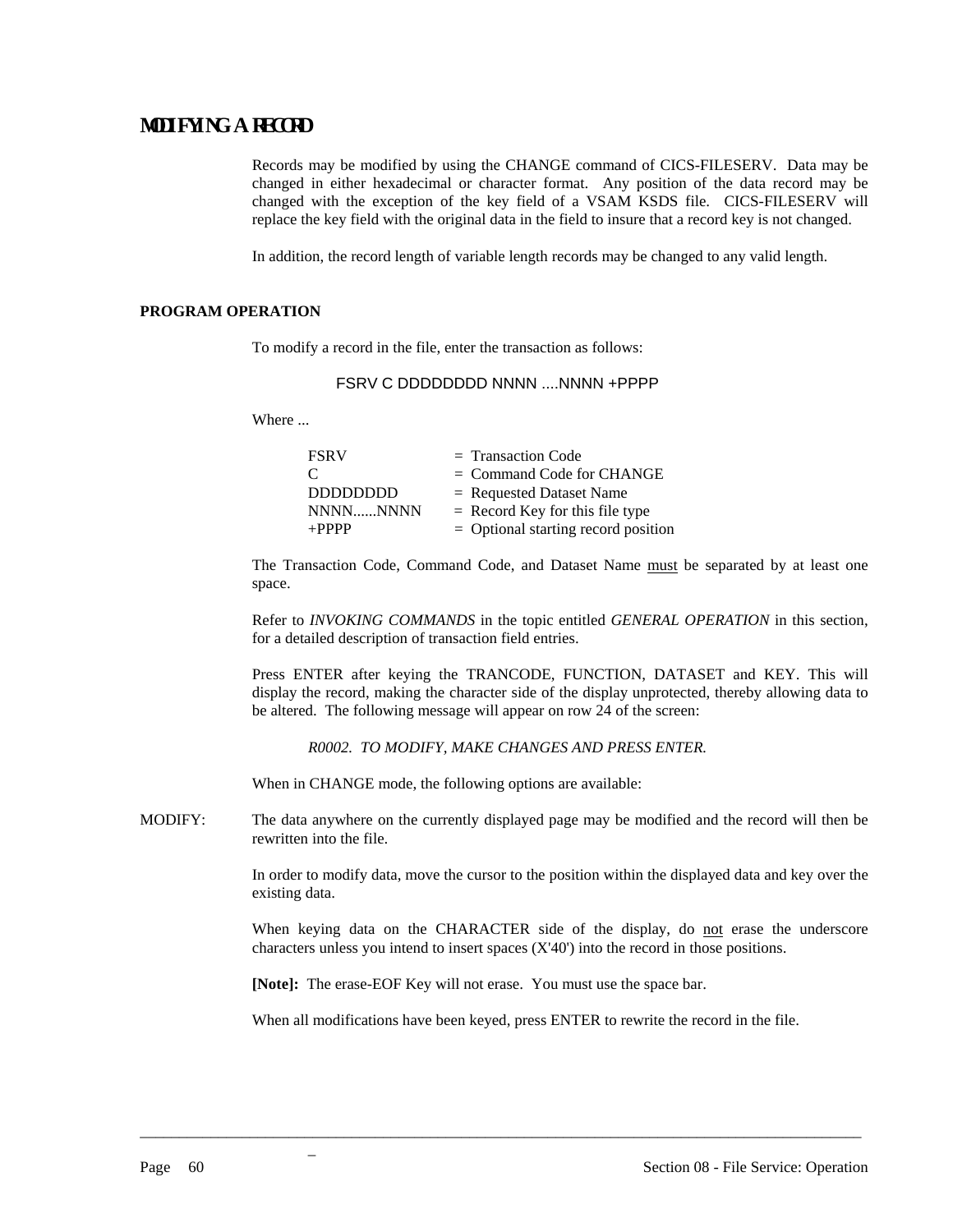# MODIFYING A RECORD

Records may be modified by using the CHANGE command of CICS-FILESERV. Data may be changed in either hexadecimal or character format. Any position of the data record may be changed with the exception of the key field of a VSAM KSDS file. CICS-FILESERV will replace the key field with the original data in the field to insure that a record key is not changed.

In addition, the record length of variable length records may be changed to any valid length.

## PROGRAM OPERATION

To modify a record in the file, enter the transaction as follows:

```
FSRV C DDDDDDDD NNNN ....NNNN +PPPP
```

Where ...

| | |
|---|---|
| FSRV | = Transaction Code |
| C | = Command Code for CHANGE |
| DDDDDDDD | = Requested Dataset Name |
| NNNN......NNNN | = Record Key for this file type |
| +PPPP | = Optional starting record position |

The Transaction Code, Command Code, and Dataset Name must be separated by at least one space.

Refer to *INVOKING COMMANDS* in the topic entitled *GENERAL OPERATION* in this section, for a detailed description of transaction field entries.

Press ENTER after keying the TRANCODE, FUNCTION, DATASET and KEY. This will display the record, making the character side of the display unprotected, thereby allowing data to be altered. The following message will appear on row 24 of the screen:

*R0002. TO MODIFY, MAKE CHANGES AND PRESS ENTER.*

When in CHANGE mode, the following options are available:

MODIFY: The data anywhere on the currently displayed page may be modified and the record will then be rewritten into the file.

In order to modify data, move the cursor to the position within the displayed data and key over the existing data.

When keying data on the CHARACTER side of the display, do not erase the underscore characters unless you intend to insert spaces (X'40') into the record in those positions.

**[Note]:** The erase-EOF Key will not erase. You must use the space bar.

When all modifications have been keyed, press ENTER to rewrite the record in the file.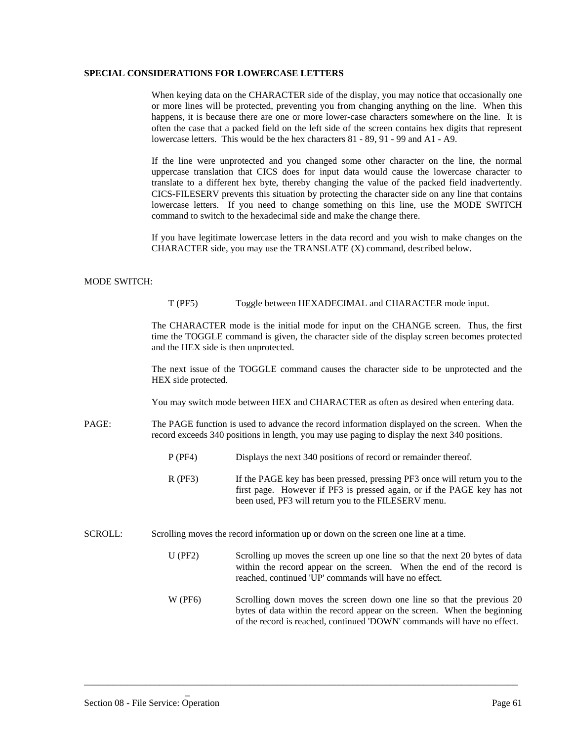**SPECIAL CONSIDERATIONS FOR LOWERCASE LETTERS**

When keying data on the CHARACTER side of the display, you may notice that occasionally one or more lines will be protected, preventing you from changing anything on the line. When this happens, it is because there are one or more lower-case characters somewhere on the line. It is often the case that a packed field on the left side of the screen contains hex digits that represent lowercase letters. This would be the hex characters 81 - 89, 91 - 99 and A1 - A9.

If the line were unprotected and you changed some other character on the line, the normal uppercase translation that CICS does for input data would cause the lowercase character to translate to a different hex byte, thereby changing the value of the packed field inadvertently. CICS-FILESERV prevents this situation by protecting the character side on any line that contains lowercase letters. If you need to change something on this line, use the MODE SWITCH command to switch to the hexadecimal side and make the change there.

If you have legitimate lowercase letters in the data record and you wish to make changes on the CHARACTER side, you may use the TRANSLATE (X) command, described below.

MODE SWITCH:

T (PF5) Toggle between HEXADECIMAL and CHARACTER mode input.

The CHARACTER mode is the initial mode for input on the CHANGE screen. Thus, the first time the TOGGLE command is given, the character side of the display screen becomes protected and the HEX side is then unprotected.

The next issue of the TOGGLE command causes the character side to be unprotected and the HEX side protected.

You may switch mode between HEX and CHARACTER as often as desired when entering data.

PAGE: The PAGE function is used to advance the record information displayed on the screen. When the record exceeds 340 positions in length, you may use paging to display the next 340 positions.

P (PF4) Displays the next 340 positions of record or remainder thereof.

R (PF3) If the PAGE key has been pressed, pressing PF3 once will return you to the first page. However if PF3 is pressed again, or if the PAGE key has not been used, PF3 will return you to the FILESERV menu.

SCROLL: Scrolling moves the record information up or down on the screen one line at a time.

U (PF2) Scrolling up moves the screen up one line so that the next 20 bytes of data within the record appear on the screen. When the end of the record is reached, continued 'UP' commands will have no effect.

W (PF6) Scrolling down moves the screen down one line so that the previous 20 bytes of data within the record appear on the screen. When the beginning of the record is reached, continued 'DOWN' commands will have no effect.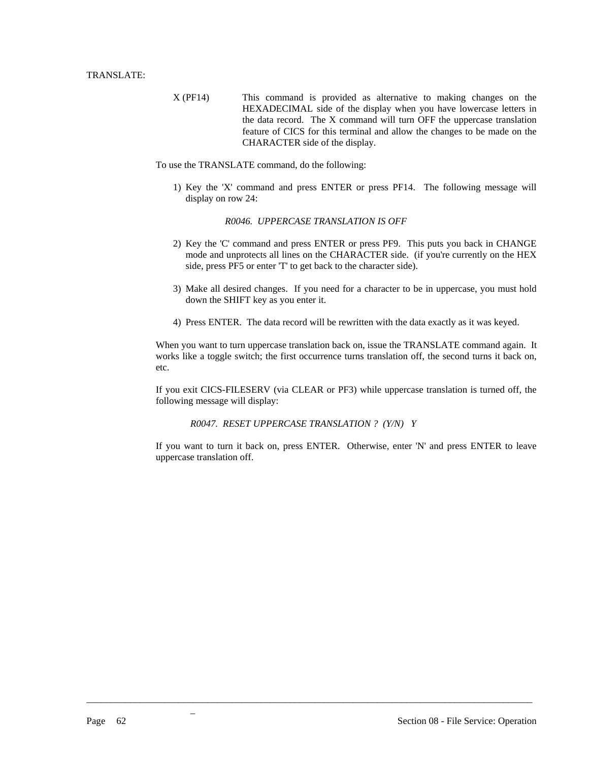TRANSLATE:

X (PF14) This command is provided as alternative to making changes on the HEXADECIMAL side of the display when you have lowercase letters in the data record. The X command will turn OFF the uppercase translation feature of CICS for this terminal and allow the changes to be made on the CHARACTER side of the display.

To use the TRANSLATE command, do the following:

1) Key the 'X' command and press ENTER or press PF14. The following message will display on row 24:

   *R0046. UPPERCASE TRANSLATION IS OFF*

2) Key the 'C' command and press ENTER or press PF9. This puts you back in CHANGE mode and unprotects all lines on the CHARACTER side. (if you're currently on the HEX side, press PF5 or enter 'T' to get back to the character side).

3) Make all desired changes. If you need for a character to be in uppercase, you must hold down the SHIFT key as you enter it.

4) Press ENTER. The data record will be rewritten with the data exactly as it was keyed.

When you want to turn uppercase translation back on, issue the TRANSLATE command again. It works like a toggle switch; the first occurrence turns translation off, the second turns it back on, etc.

If you exit CICS-FILESERV (via CLEAR or PF3) while uppercase translation is turned off, the following message will display:

*R0047. RESET UPPERCASE TRANSLATION ? (Y/N) Y*

If you want to turn it back on, press ENTER. Otherwise, enter 'N' and press ENTER to leave uppercase translation off.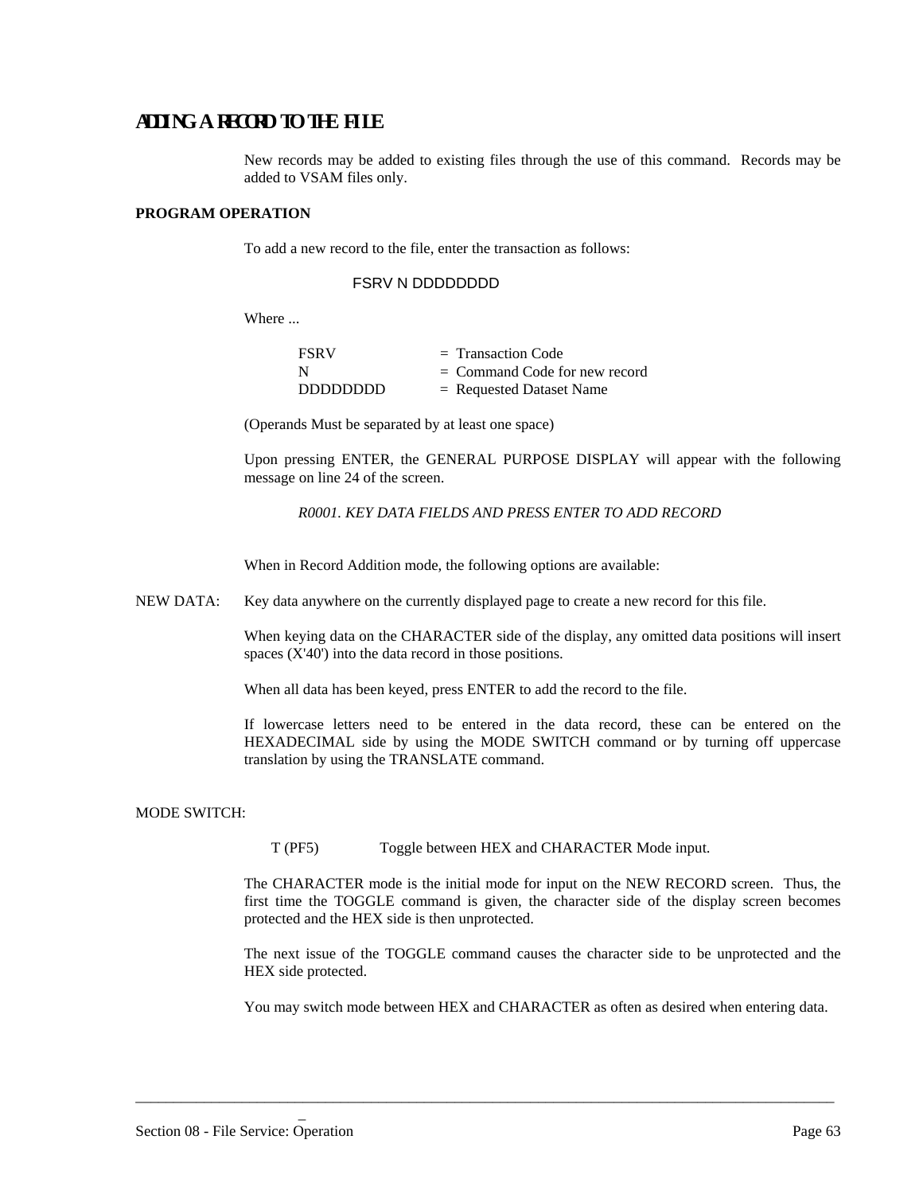## ADDING A RECORD TO THE FILE

New records may be added to existing files through the use of this command. Records may be added to VSAM files only.

**PROGRAM OPERATION**

To add a new record to the file, enter the transaction as follows:

```
FSRV N DDDDDDDD
```

Where ...

| | | |
|---|---|---|
| FSRV | = | Transaction Code |
| N | = | Command Code for new record |
| DDDDDDDD | = | Requested Dataset Name |

(Operands Must be separated by at least one space)

Upon pressing ENTER, the GENERAL PURPOSE DISPLAY will appear with the following message on line 24 of the screen.

*R0001. KEY DATA FIELDS AND PRESS ENTER TO ADD RECORD*

When in Record Addition mode, the following options are available:

NEW DATA: Key data anywhere on the currently displayed page to create a new record for this file.

When keying data on the CHARACTER side of the display, any omitted data positions will insert spaces (X'40') into the data record in those positions.

When all data has been keyed, press ENTER to add the record to the file.

If lowercase letters need to be entered in the data record, these can be entered on the HEXADECIMAL side by using the MODE SWITCH command or by turning off uppercase translation by using the TRANSLATE command.

MODE SWITCH:

T (PF5) Toggle between HEX and CHARACTER Mode input.

The CHARACTER mode is the initial mode for input on the NEW RECORD screen. Thus, the first time the TOGGLE command is given, the character side of the display screen becomes protected and the HEX side is then unprotected.

The next issue of the TOGGLE command causes the character side to be unprotected and the HEX side protected.

You may switch mode between HEX and CHARACTER as often as desired when entering data.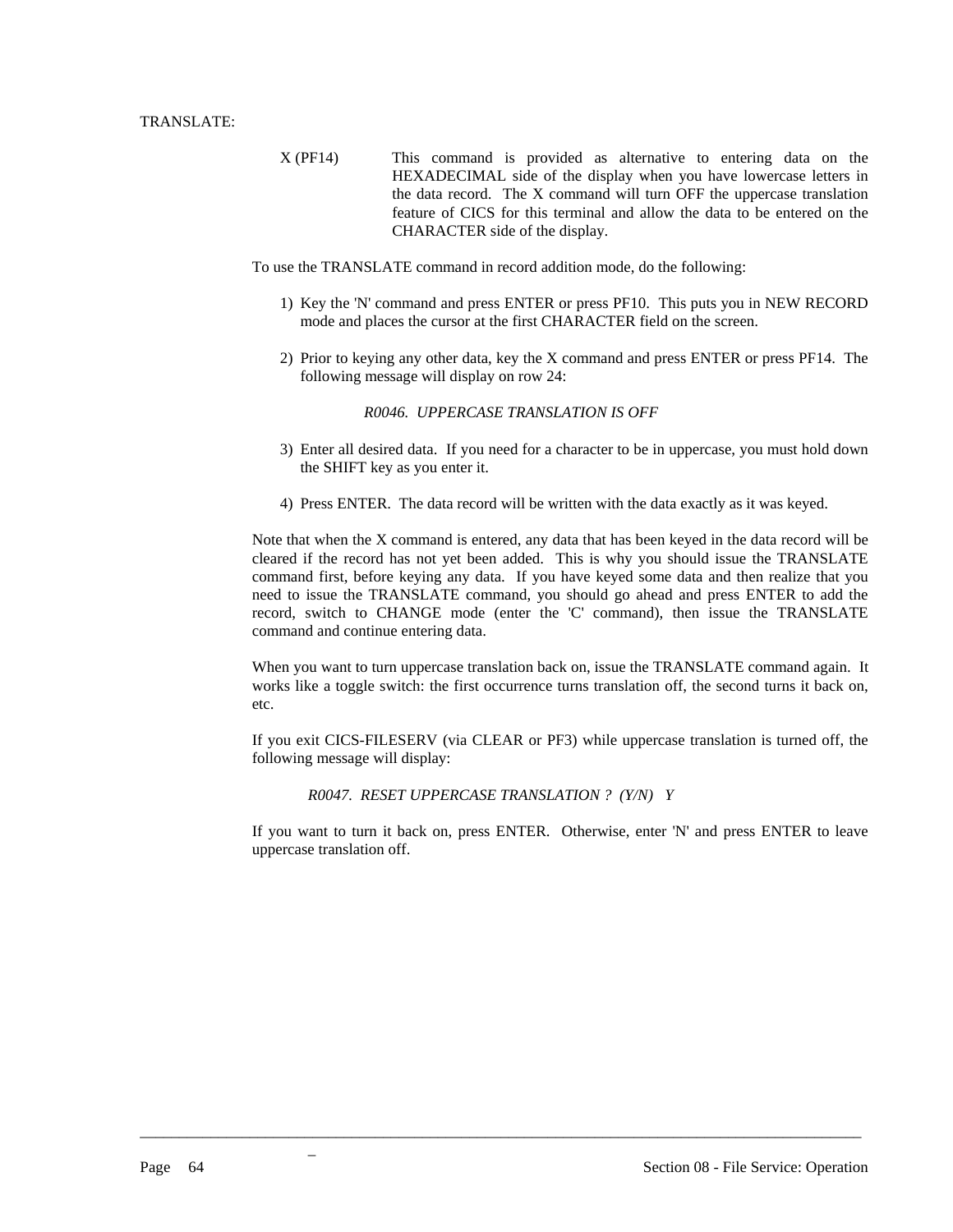TRANSLATE:

X (PF14) This command is provided as alternative to entering data on the HEXADECIMAL side of the display when you have lowercase letters in the data record. The X command will turn OFF the uppercase translation feature of CICS for this terminal and allow the data to be entered on the CHARACTER side of the display.

To use the TRANSLATE command in record addition mode, do the following:

1) Key the 'N' command and press ENTER or press PF10. This puts you in NEW RECORD mode and places the cursor at the first CHARACTER field on the screen.

2) Prior to keying any other data, key the X command and press ENTER or press PF14. The following message will display on row 24:

   *R0046. UPPERCASE TRANSLATION IS OFF*

3) Enter all desired data. If you need for a character to be in uppercase, you must hold down the SHIFT key as you enter it.

4) Press ENTER. The data record will be written with the data exactly as it was keyed.

Note that when the X command is entered, any data that has been keyed in the data record will be cleared if the record has not yet been added. This is why you should issue the TRANSLATE command first, before keying any data. If you have keyed some data and then realize that you need to issue the TRANSLATE command, you should go ahead and press ENTER to add the record, switch to CHANGE mode (enter the 'C' command), then issue the TRANSLATE command and continue entering data.

When you want to turn uppercase translation back on, issue the TRANSLATE command again. It works like a toggle switch: the first occurrence turns translation off, the second turns it back on, etc.

If you exit CICS-FILESERV (via CLEAR or PF3) while uppercase translation is turned off, the following message will display:

*R0047. RESET UPPERCASE TRANSLATION ? (Y/N) Y*

If you want to turn it back on, press ENTER. Otherwise, enter 'N' and press ENTER to leave uppercase translation off.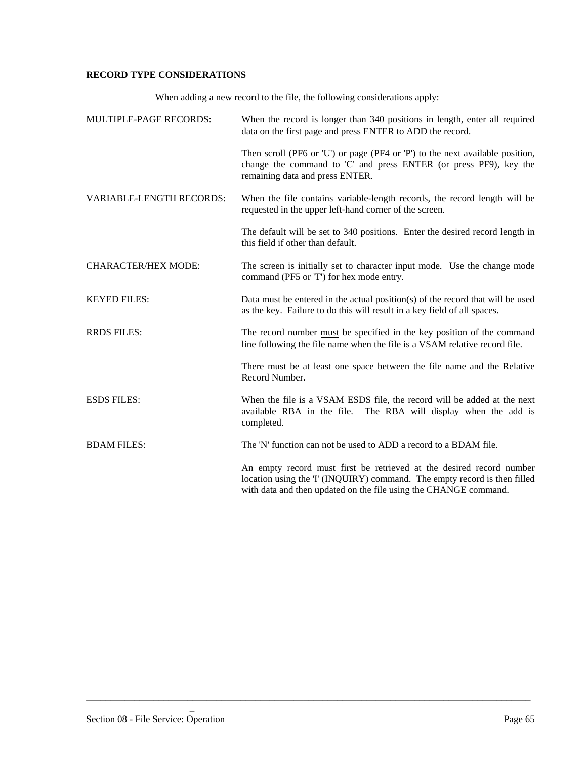**RECORD TYPE CONSIDERATIONS**

When adding a new record to the file, the following considerations apply:

MULTIPLE-PAGE RECORDS: When the record is longer than 340 positions in length, enter all required data on the first page and press ENTER to ADD the record.

Then scroll (PF6 or 'U') or page (PF4 or 'P') to the next available position, change the command to 'C' and press ENTER (or press PF9), key the remaining data and press ENTER.

VARIABLE-LENGTH RECORDS: When the file contains variable-length records, the record length will be requested in the upper left-hand corner of the screen.

The default will be set to 340 positions. Enter the desired record length in this field if other than default.

CHARACTER/HEX MODE: The screen is initially set to character input mode. Use the change mode command (PF5 or 'T') for hex mode entry.

KEYED FILES: Data must be entered in the actual position(s) of the record that will be used as the key. Failure to do this will result in a key field of all spaces.

RRDS FILES: The record number <u>must</u> be specified in the key position of the command line following the file name when the file is a VSAM relative record file.

There <u>must</u> be at least one space between the file name and the Relative Record Number.

ESDS FILES: When the file is a VSAM ESDS file, the record will be added at the next available RBA in the file. The RBA will display when the add is completed.

BDAM FILES: The 'N' function can not be used to ADD a record to a BDAM file.

An empty record must first be retrieved at the desired record number location using the 'I' (INQUIRY) command. The empty record is then filled with data and then updated on the file using the CHANGE command.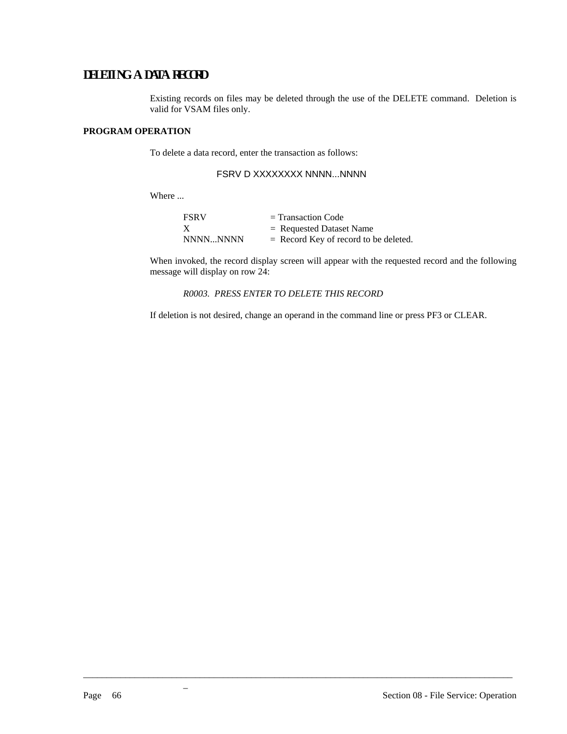# DELETING A DATA RECORD

Existing records on files may be deleted through the use of the DELETE command. Deletion is valid for VSAM files only.

**PROGRAM OPERATION**

To delete a data record, enter the transaction as follows:

```
FSRV D XXXXXXXX NNNN...NNNN
```

Where ...

| | |
|---|---|
| FSRV | = Transaction Code |
| X | = Requested Dataset Name |
| NNNN...NNNN | = Record Key of record to be deleted. |

When invoked, the record display screen will appear with the requested record and the following message will display on row 24:

*R0003. PRESS ENTER TO DELETE THIS RECORD*

If deletion is not desired, change an operand in the command line or press PF3 or CLEAR.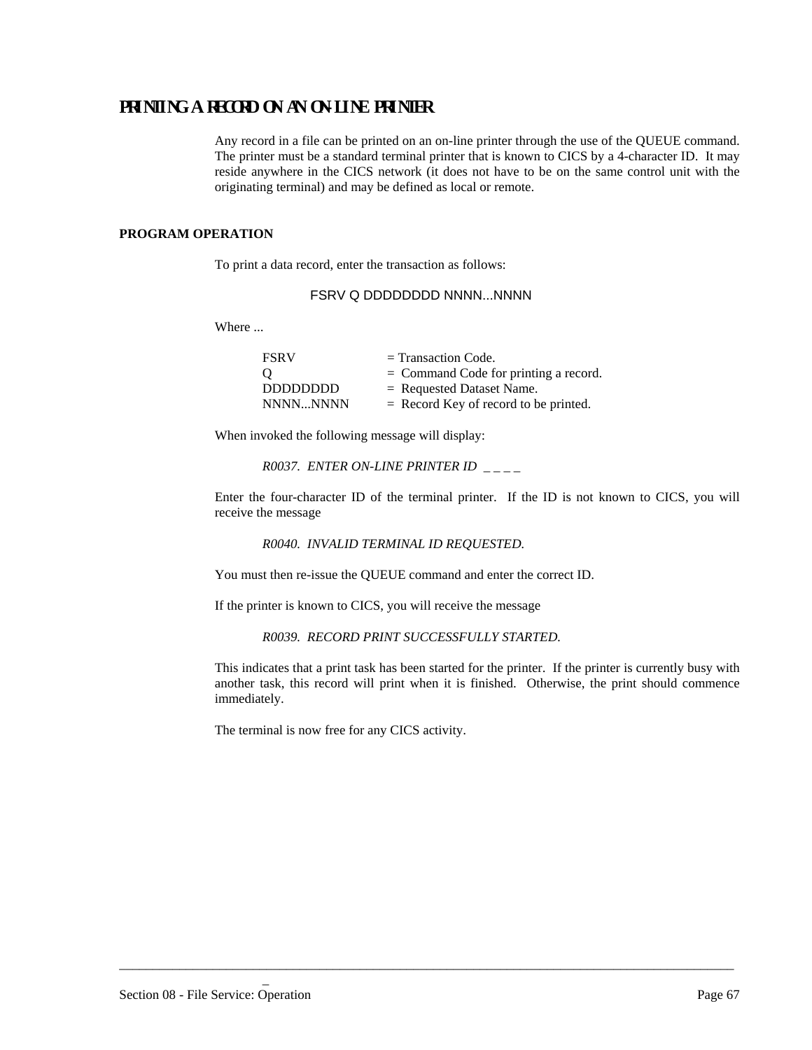# PRINTING A RECORD ON AN ON-LINE PRINTER

Any record in a file can be printed on an on-line printer through the use of the QUEUE command. The printer must be a standard terminal printer that is known to CICS by a 4-character ID. It may reside anywhere in the CICS network (it does not have to be on the same control unit with the originating terminal) and may be defined as local or remote.

## PROGRAM OPERATION

To print a data record, enter the transaction as follows:

```
FSRV Q DDDDDDDD NNNN...NNNN
```

Where ...

| | |
|---|---|
| FSRV | = Transaction Code. |
| Q | = Command Code for printing a record. |
| DDDDDDDD | = Requested Dataset Name. |
| NNNN...NNNN | = Record Key of record to be printed. |

When invoked the following message will display:

*R0037. ENTER ON-LINE PRINTER ID _ _ _ _*

Enter the four-character ID of the terminal printer. If the ID is not known to CICS, you will receive the message

*R0040. INVALID TERMINAL ID REQUESTED.*

You must then re-issue the QUEUE command and enter the correct ID.

If the printer is known to CICS, you will receive the message

*R0039. RECORD PRINT SUCCESSFULLY STARTED.*

This indicates that a print task has been started for the printer. If the printer is currently busy with another task, this record will print when it is finished. Otherwise, the print should commence immediately.

The terminal is now free for any CICS activity.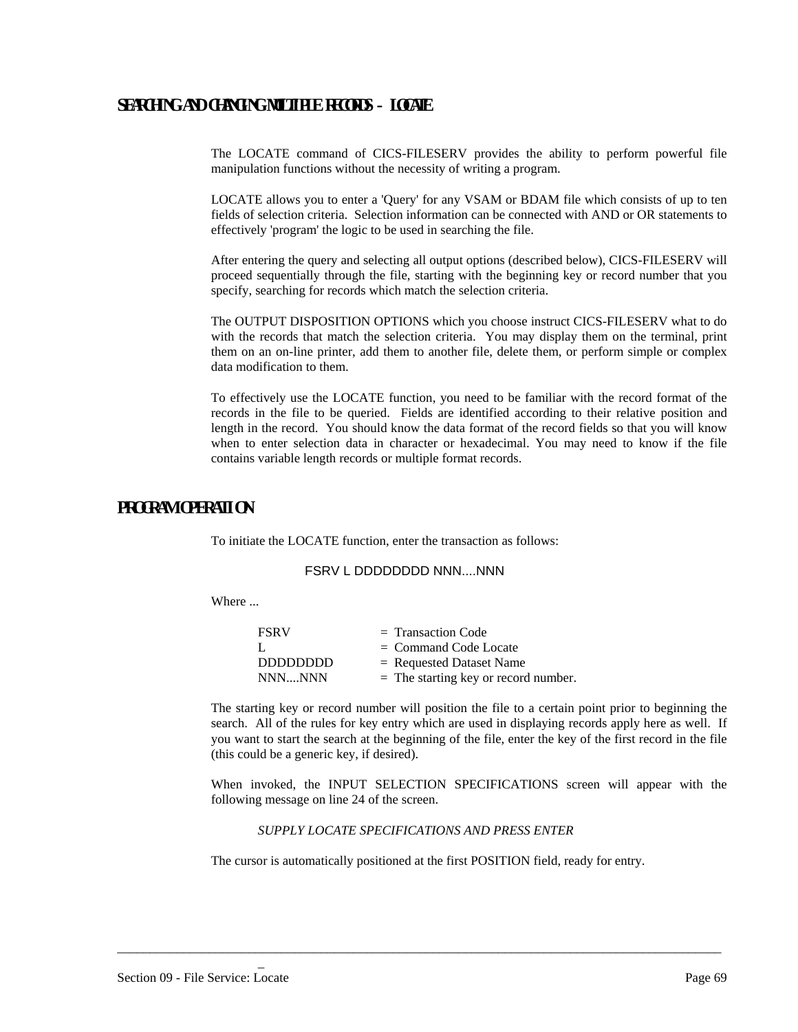## SEARCHING AND CHANGING MULTIPLE RECORDS - LOCATE

The LOCATE command of CICS-FILESERV provides the ability to perform powerful file manipulation functions without the necessity of writing a program.

LOCATE allows you to enter a 'Query' for any VSAM or BDAM file which consists of up to ten fields of selection criteria. Selection information can be connected with AND or OR statements to effectively 'program' the logic to be used in searching the file.

After entering the query and selecting all output options (described below), CICS-FILESERV will proceed sequentially through the file, starting with the beginning key or record number that you specify, searching for records which match the selection criteria.

The OUTPUT DISPOSITION OPTIONS which you choose instruct CICS-FILESERV what to do with the records that match the selection criteria. You may display them on the terminal, print them on an on-line printer, add them to another file, delete them, or perform simple or complex data modification to them.

To effectively use the LOCATE function, you need to be familiar with the record format of the records in the file to be queried. Fields are identified according to their relative position and length in the record. You should know the data format of the record fields so that you will know when to enter selection data in character or hexadecimal. You may need to know if the file contains variable length records or multiple format records.

## PROGRAM OPERATION

To initiate the LOCATE function, enter the transaction as follows:

```
FSRV L DDDDDDDD NNN....NNN
```

Where ...

| | |
|---|---|
| FSRV | = Transaction Code |
| L | = Command Code Locate |
| DDDDDDDD | = Requested Dataset Name |
| NNN....NNN | = The starting key or record number. |

The starting key or record number will position the file to a certain point prior to beginning the search. All of the rules for key entry which are used in displaying records apply here as well. If you want to start the search at the beginning of the file, enter the key of the first record in the file (this could be a generic key, if desired).

When invoked, the INPUT SELECTION SPECIFICATIONS screen will appear with the following message on line 24 of the screen.

*SUPPLY LOCATE SPECIFICATIONS AND PRESS ENTER*

The cursor is automatically positioned at the first POSITION field, ready for entry.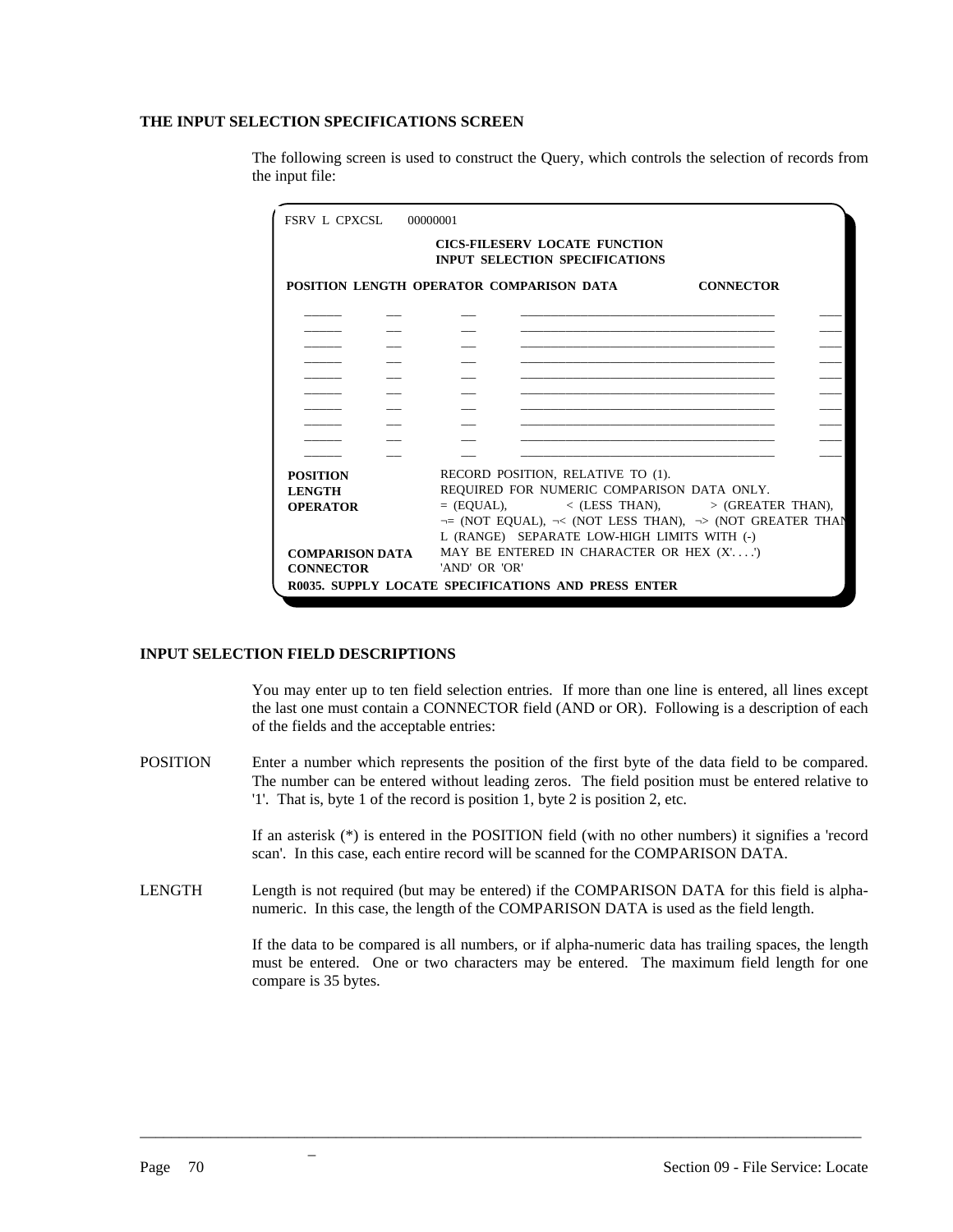### THE INPUT SELECTION SPECIFICATIONS SCREEN

The following screen is used to construct the Query, which controls the selection of records from the input file:

```
FSRV  L  CPXCSL       00000001

                         CICS-FILESERV  LOCATE  FUNCTION
                         INPUT  SELECTION  SPECIFICATIONS

POSITION  LENGTH  OPERATOR  COMPARISON  DATA                    CONNECTOR

  ______     __        __     ________________________________________   ____
  ______     __        __     ________________________________________   ____
  ______     __        __     ________________________________________   ____
  ______     __        __     ________________________________________   ____
  ______     __        __     ________________________________________   ____
  ______     __        __     ________________________________________   ____
  ______     __        __     ________________________________________   ____
  ______     __        __     ________________________________________   ____
  ______     __        __     ________________________________________   ____
  ______     __        __     ________________________________________   ____

POSITION               RECORD  POSITION,  RELATIVE  TO  (1).
LENGTH                 REQUIRED  FOR  NUMERIC  COMPARISON  DATA  ONLY.
OPERATOR               =  (EQUAL),          <  (LESS  THAN),        >  (GREATER  THAN),
                       ¬=  (NOT  EQUAL),  ¬<  (NOT  LESS  THAN),  ¬>  (NOT  GREATER  THAN
                       L  (RANGE)   SEPARATE  LOW-HIGH  LIMITS  WITH  (-)
COMPARISON DATA        MAY  BE  ENTERED  IN  CHARACTER  OR  HEX  (X'. . . .')
CONNECTOR              'AND'  OR  'OR'
R0035.  SUPPLY  LOCATE  SPECIFICATIONS  AND  PRESS  ENTER
```

### INPUT SELECTION FIELD DESCRIPTIONS

You may enter up to ten field selection entries. If more than one line is entered, all lines except the last one must contain a CONNECTOR field (AND or OR). Following is a description of each of the fields and the acceptable entries:

POSITION — Enter a number which represents the position of the first byte of the data field to be compared. The number can be entered without leading zeros. The field position must be entered relative to '1'. That is, byte 1 of the record is position 1, byte 2 is position 2, etc.

If an asterisk (*) is entered in the POSITION field (with no other numbers) it signifies a 'record scan'. In this case, each entire record will be scanned for the COMPARISON DATA.

LENGTH — Length is not required (but may be entered) if the COMPARISON DATA for this field is alpha-numeric. In this case, the length of the COMPARISON DATA is used as the field length.

If the data to be compared is all numbers, or if alpha-numeric data has trailing spaces, the length must be entered. One or two characters may be entered. The maximum field length for one compare is 35 bytes.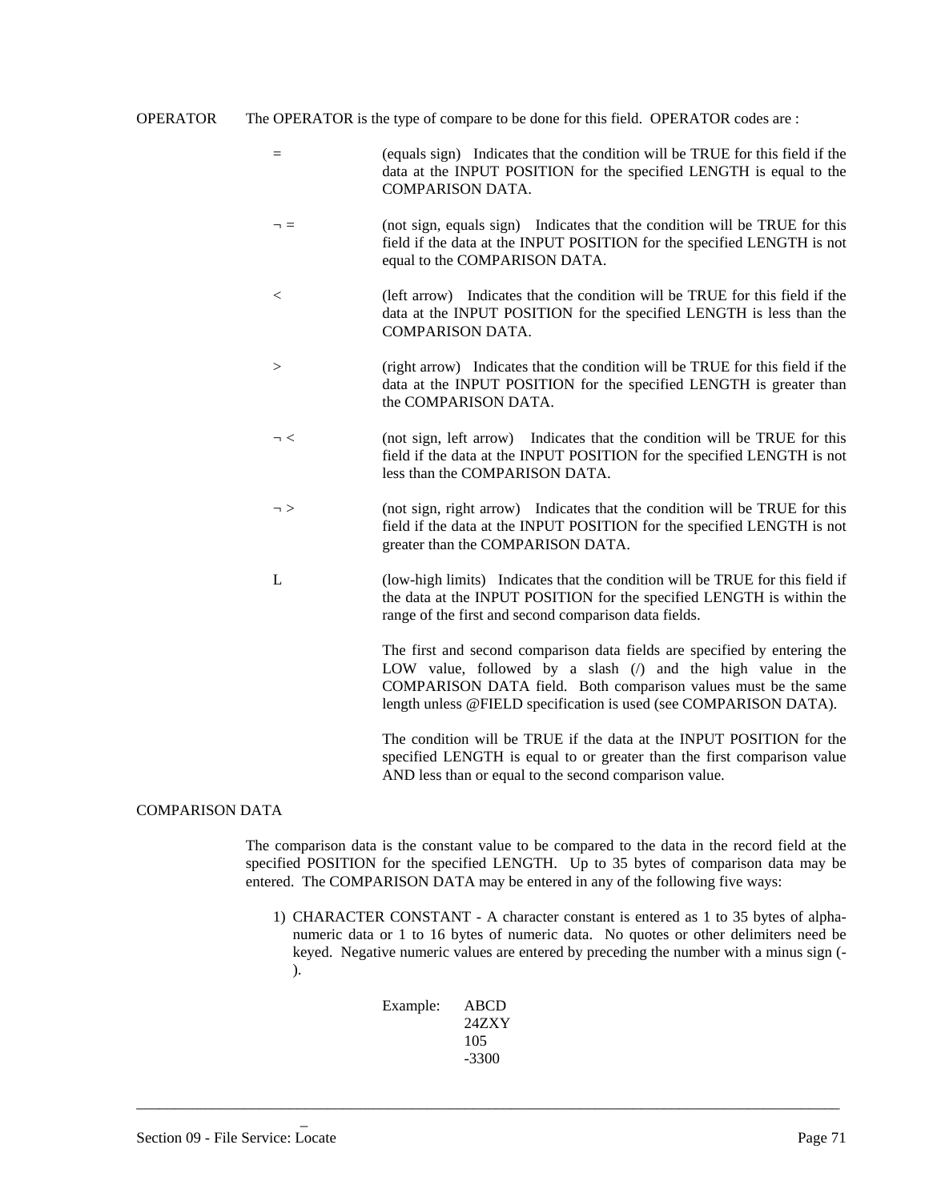OPERATOR The OPERATOR is the type of compare to be done for this field. OPERATOR codes are :

- **=** (equals sign) Indicates that the condition will be TRUE for this field if the data at the INPUT POSITION for the specified LENGTH is equal to the COMPARISON DATA.

- **¬ =** (not sign, equals sign) Indicates that the condition will be TRUE for this field if the data at the INPUT POSITION for the specified LENGTH is not equal to the COMPARISON DATA.

- **<** (left arrow) Indicates that the condition will be TRUE for this field if the data at the INPUT POSITION for the specified LENGTH is less than the COMPARISON DATA.

- **>** (right arrow) Indicates that the condition will be TRUE for this field if the data at the INPUT POSITION for the specified LENGTH is greater than the COMPARISON DATA.

- **¬ <** (not sign, left arrow) Indicates that the condition will be TRUE for this field if the data at the INPUT POSITION for the specified LENGTH is not less than the COMPARISON DATA.

- **¬ >** (not sign, right arrow) Indicates that the condition will be TRUE for this field if the data at the INPUT POSITION for the specified LENGTH is not greater than the COMPARISON DATA.

- **L** (low-high limits) Indicates that the condition will be TRUE for this field if the data at the INPUT POSITION for the specified LENGTH is within the range of the first and second comparison data fields.

  The first and second comparison data fields are specified by entering the LOW value, followed by a slash (/) and the high value in the COMPARISON DATA field. Both comparison values must be the same length unless @FIELD specification is used (see COMPARISON DATA).

  The condition will be TRUE if the data at the INPUT POSITION for the specified LENGTH is equal to or greater than the first comparison value AND less than or equal to the second comparison value.

COMPARISON DATA

The comparison data is the constant value to be compared to the data in the record field at the specified POSITION for the specified LENGTH. Up to 35 bytes of comparison data may be entered. The COMPARISON DATA may be entered in any of the following five ways:

1) CHARACTER CONSTANT - A character constant is entered as 1 to 35 bytes of alpha-numeric data or 1 to 16 bytes of numeric data. No quotes or other delimiters need be keyed. Negative numeric values are entered by preceding the number with a minus sign (-).

   Example:
   ```
   ABCD
   24ZXY
   105
   -3300
   ```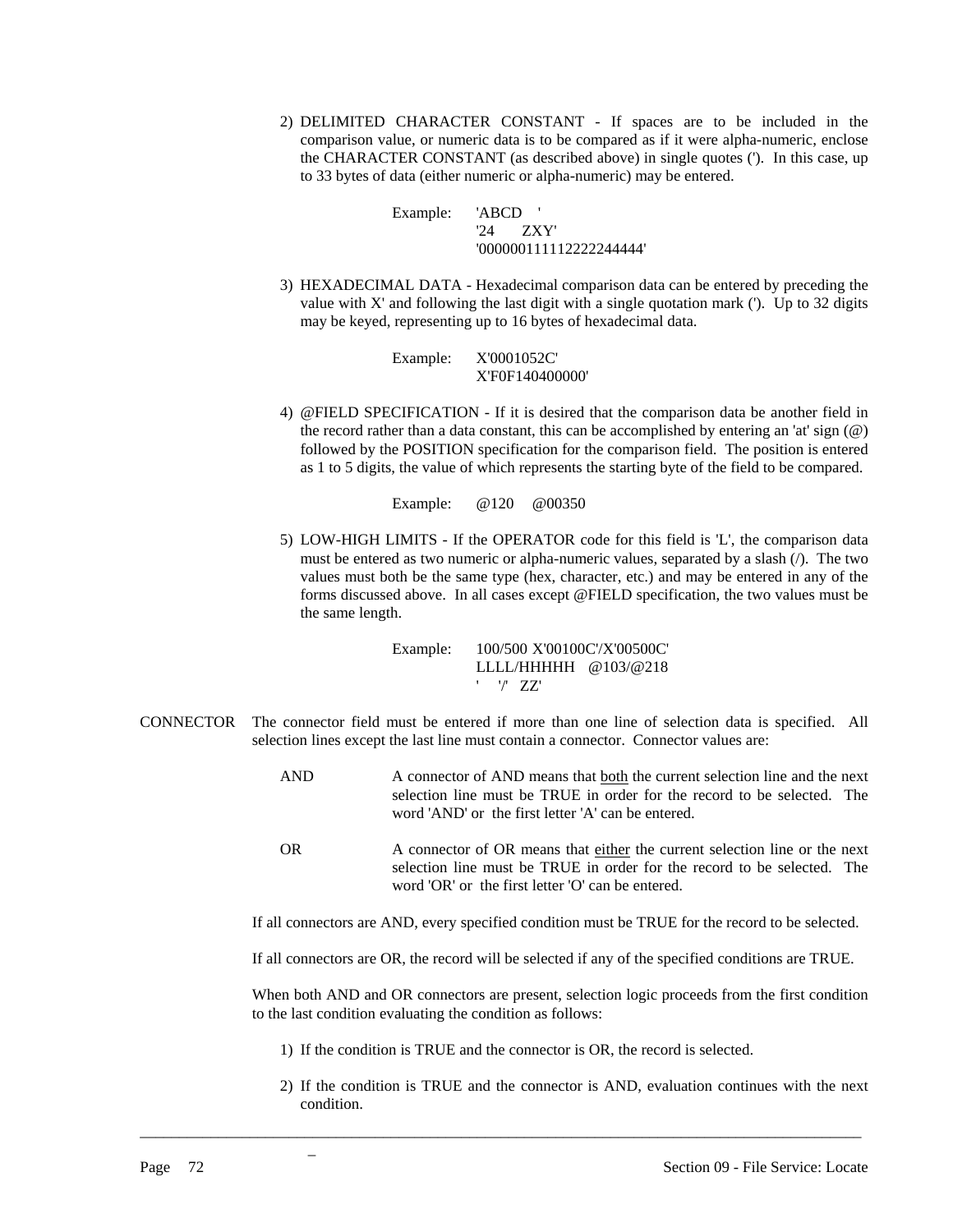2) DELIMITED CHARACTER CONSTANT - If spaces are to be included in the comparison value, or numeric data is to be compared as if it were alpha-numeric, enclose the CHARACTER CONSTANT (as described above) in single quotes ('). In this case, up to 33 bytes of data (either numeric or alpha-numeric) may be entered.

```
Example:    'ABCD    '
            '24      ZXY'
            '000000111112222244444'
```

3) HEXADECIMAL DATA - Hexadecimal comparison data can be entered by preceding the value with X' and following the last digit with a single quotation mark ('). Up to 32 digits may be keyed, representing up to 16 bytes of hexadecimal data.

```
Example:    X'0001052C'
            X'F0F140400000'
```

4) @FIELD SPECIFICATION - If it is desired that the comparison data be another field in the record rather than a data constant, this can be accomplished by entering an 'at' sign (@) followed by the POSITION specification for the comparison field. The position is entered as 1 to 5 digits, the value of which represents the starting byte of the field to be compared.

```
Example:    @120    @00350
```

5) LOW-HIGH LIMITS - If the OPERATOR code for this field is 'L', the comparison data must be entered as two numeric or alpha-numeric values, separated by a slash (/). The two values must both be the same type (hex, character, etc.) and may be entered in any of the forms discussed above. In all cases except @FIELD specification, the two values must be the same length.

```
Example:    100/500 X'00100C'/X'00500C'
            LLLL/HHHHH    @103/@218
            '    '/'   ZZ'
```

**CONNECTOR** The connector field must be entered if more than one line of selection data is specified. All selection lines except the last line must contain a connector. Connector values are:

- **AND** A connector of AND means that <u>both</u> the current selection line and the next selection line must be TRUE in order for the record to be selected. The word 'AND' or the first letter 'A' can be entered.

- **OR** A connector of OR means that <u>either</u> the current selection line or the next selection line must be TRUE in order for the record to be selected. The word 'OR' or the first letter 'O' can be entered.

If all connectors are AND, every specified condition must be TRUE for the record to be selected.

If all connectors are OR, the record will be selected if any of the specified conditions are TRUE.

When both AND and OR connectors are present, selection logic proceeds from the first condition to the last condition evaluating the condition as follows:

1) If the condition is TRUE and the connector is OR, the record is selected.

2) If the condition is TRUE and the connector is AND, evaluation continues with the next condition.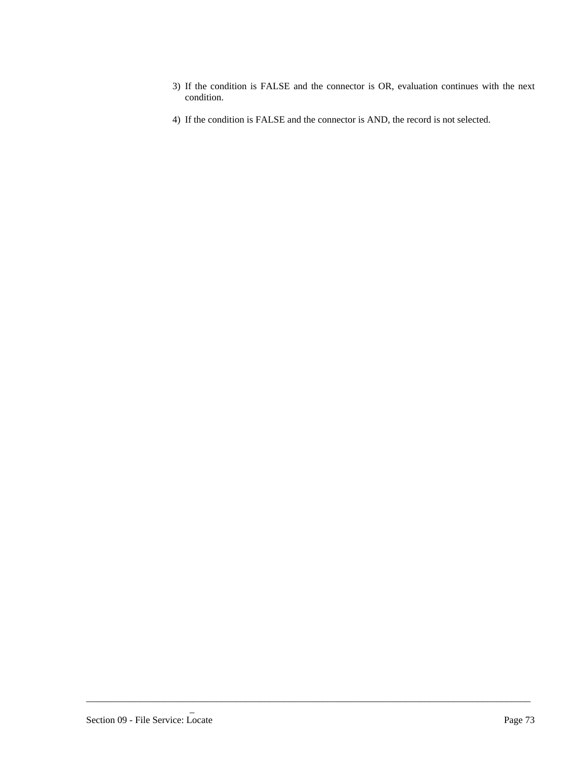3) If the condition is FALSE and the connector is OR, evaluation continues with the next condition.

4) If the condition is FALSE and the connector is AND, the record is not selected.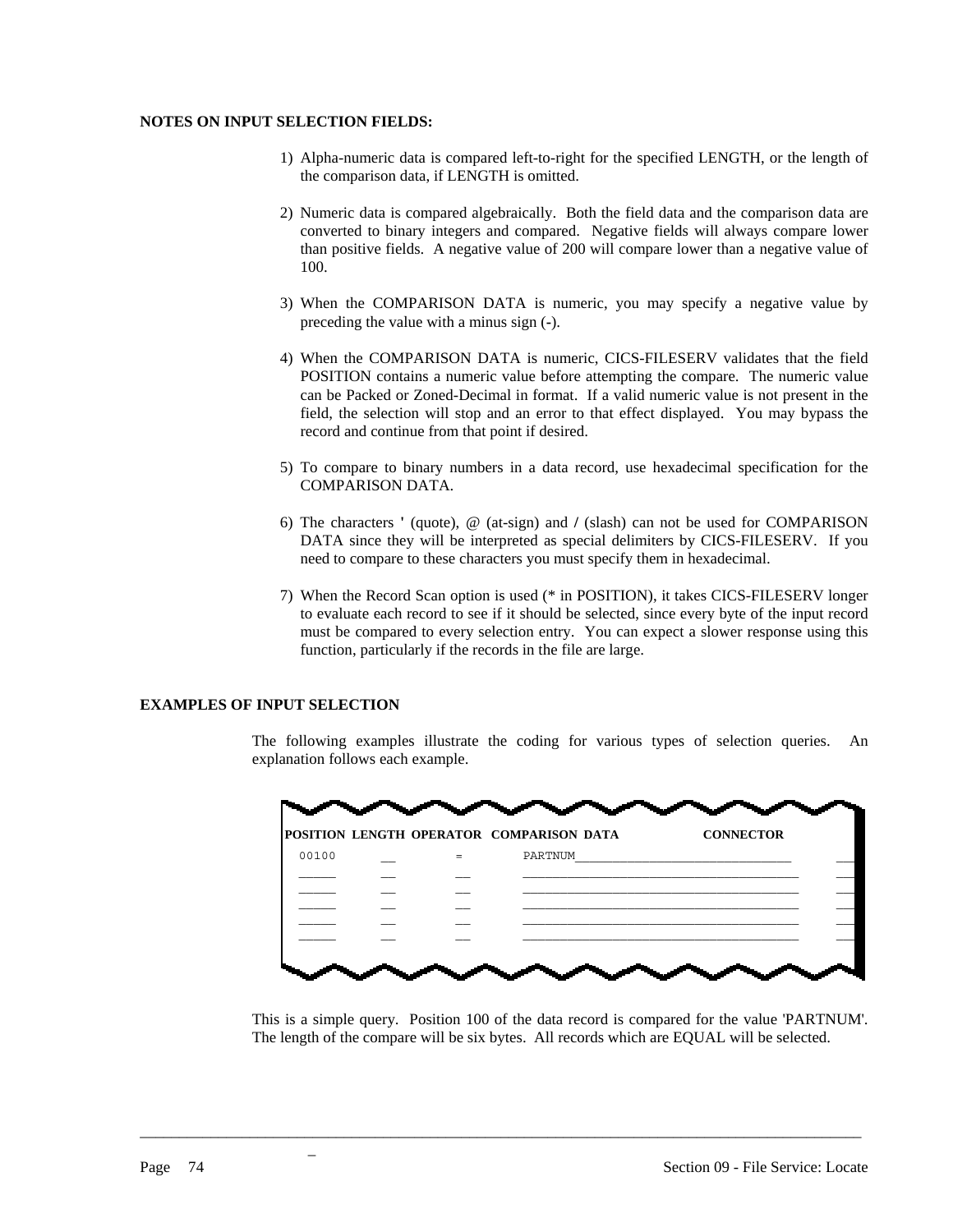**NOTES ON INPUT SELECTION FIELDS:**

1) Alpha-numeric data is compared left-to-right for the specified LENGTH, or the length of the comparison data, if LENGTH is omitted.

2) Numeric data is compared algebraically. Both the field data and the comparison data are converted to binary integers and compared. Negative fields will always compare lower than positive fields. A negative value of 200 will compare lower than a negative value of 100.

3) When the COMPARISON DATA is numeric, you may specify a negative value by preceding the value with a minus sign (-).

4) When the COMPARISON DATA is numeric, CICS-FILESERV validates that the field POSITION contains a numeric value before attempting the compare. The numeric value can be Packed or Zoned-Decimal in format. If a valid numeric value is not present in the field, the selection will stop and an error to that effect displayed. You may bypass the record and continue from that point if desired.

5) To compare to binary numbers in a data record, use hexadecimal specification for the COMPARISON DATA.

6) The characters **'** (quote), @ (at-sign) and **/** (slash) can not be used for COMPARISON DATA since they will be interpreted as special delimiters by CICS-FILESERV. If you need to compare to these characters you must specify them in hexadecimal.

7) When the Record Scan option is used (* in POSITION), it takes CICS-FILESERV longer to evaluate each record to see if it should be selected, since every byte of the input record must be compared to every selection entry. You can expect a slower response using this function, particularly if the records in the file are large.

**EXAMPLES OF INPUT SELECTION**

The following examples illustrate the coding for various types of selection queries. An explanation follows each example.

```
POSITION  LENGTH  OPERATOR  COMPARISON DATA                    CONNECTOR
 00100      __        =       PARTNUM_______________________________      ___
 _____      __        __      ______________________________________      ___
 _____      __        __      ______________________________________      ___
 _____      __        __      ______________________________________      ___
 _____      __        __      ______________________________________      ___
 _____      __        __      ______________________________________      ___
```

This is a simple query. Position 100 of the data record is compared for the value 'PARTNUM'. The length of the compare will be six bytes. All records which are EQUAL will be selected.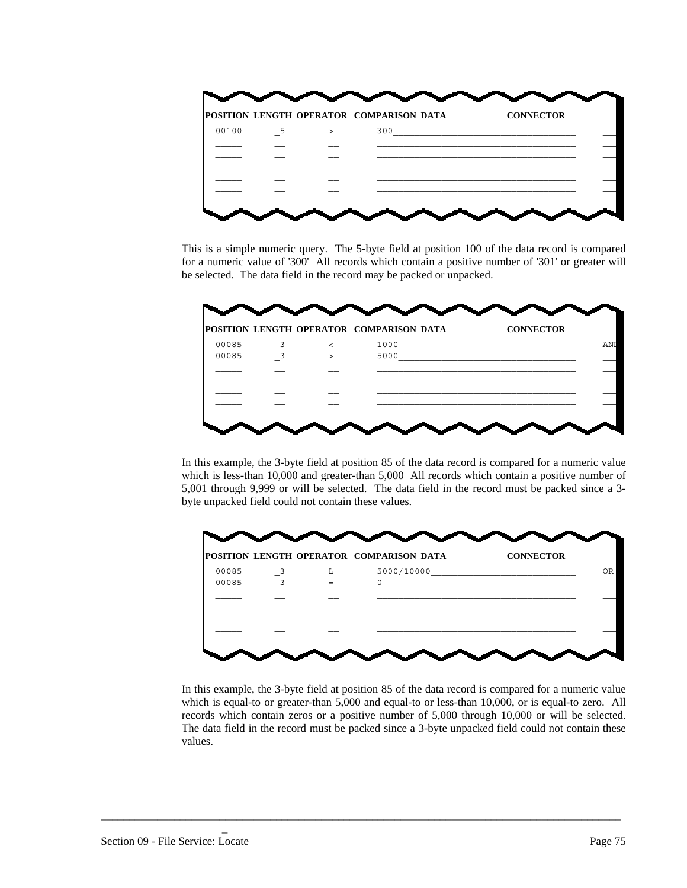| POSITION | LENGTH | OPERATOR | COMPARISON DATA | CONNECTOR |
|---|---|---|---|---|
| 00100 | _5 | > | 300 | |
| | | | | |
| | | | | |
| | | | | |
| | | | | |
| | | | | |

This is a simple numeric query. The 5-byte field at position 100 of the data record is compared for a numeric value of '300' All records which contain a positive number of '301' or greater will be selected. The data field in the record may be packed or unpacked.

| POSITION | LENGTH | OPERATOR | COMPARISON DATA | CONNECTOR |
|---|---|---|---|---|
| 00085 | _3 | < | 1000 | AND |
| 00085 | _3 | > | 5000 | |
| | | | | |
| | | | | |
| | | | | |
| | | | | |

In this example, the 3-byte field at position 85 of the data record is compared for a numeric value which is less-than 10,000 and greater-than 5,000 All records which contain a positive number of 5,001 through 9,999 or will be selected. The data field in the record must be packed since a 3-byte unpacked field could not contain these values.

| POSITION | LENGTH | OPERATOR | COMPARISON DATA | CONNECTOR |
|---|---|---|---|---|
| 00085 | _3 | L | 5000/10000 | OR |
| 00085 | _3 | = | 0 | |
| | | | | |
| | | | | |
| | | | | |
| | | | | |

In this example, the 3-byte field at position 85 of the data record is compared for a numeric value which is equal-to or greater-than 5,000 and equal-to or less-than 10,000, or is equal-to zero. All records which contain zeros or a positive number of 5,000 through 10,000 or will be selected. The data field in the record must be packed since a 3-byte unpacked field could not contain these values.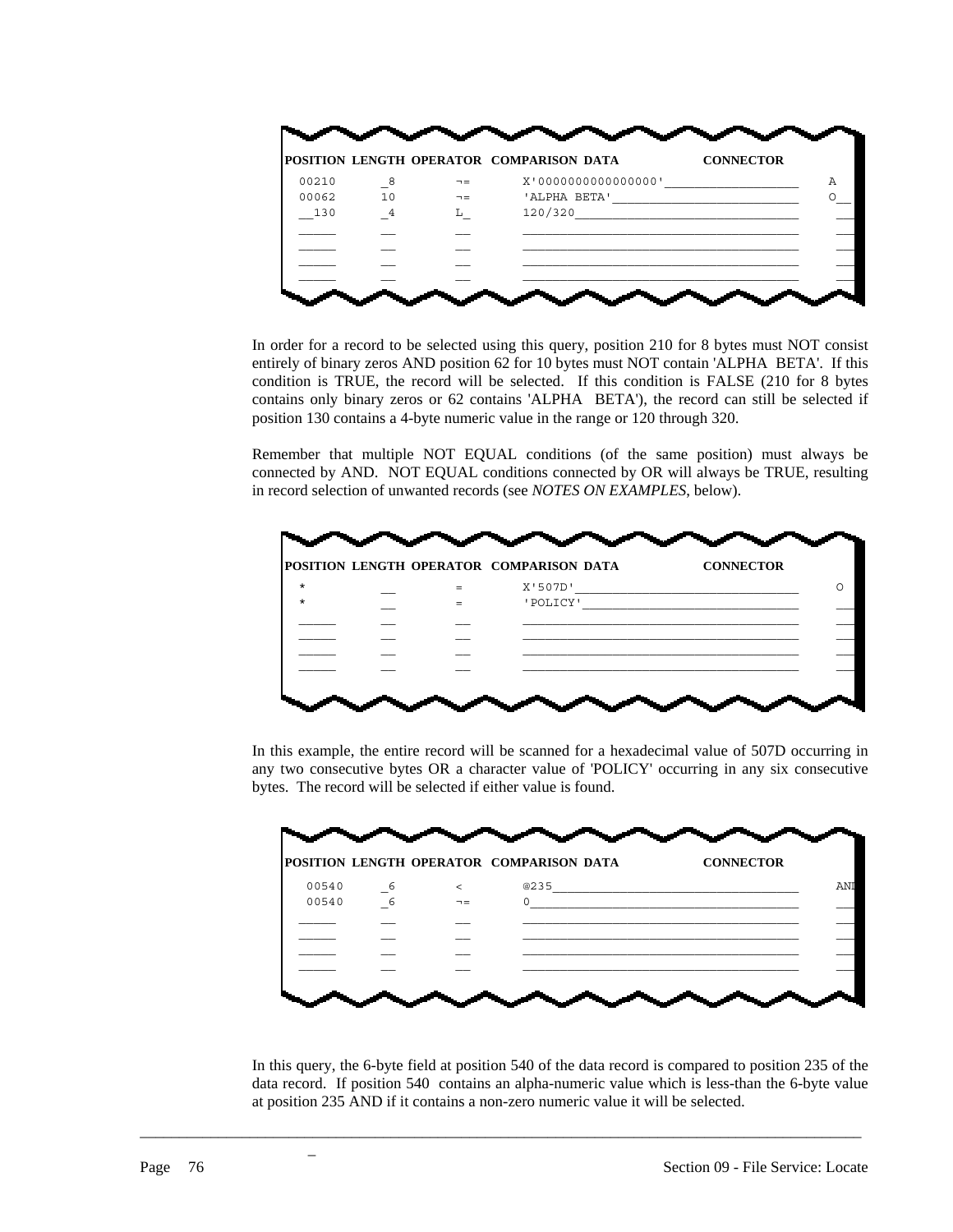| POSITION | LENGTH | OPERATOR | COMPARISON DATA | CONNECTOR |
|---|---|---|---|---|
| 00210 | _8 | ¬= | X'0000000000000000'___________________ | A |
| 00062 | 10 | ¬= | 'ALPHA BETA'___________________________ | O__ |
| __130 | _4 | L_ | 120/320________________________________ | ___ |
| _____ | __ | __ | _______________________________________ | ___ |
| _____ | __ | __ | _______________________________________ | ___ |
| _____ | __ | __ | _______________________________________ | ___ |
| _____ | __ | __ | _______________________________________ | ___ |

In order for a record to be selected using this query, position 210 for 8 bytes must NOT consist entirely of binary zeros AND position 62 for 10 bytes must NOT contain 'ALPHA BETA'. If this condition is TRUE, the record will be selected. If this condition is FALSE (210 for 8 bytes contains only binary zeros or 62 contains 'ALPHA BETA'), the record can still be selected if position 130 contains a 4-byte numeric value in the range or 120 through 320.

Remember that multiple NOT EQUAL conditions (of the same position) must always be connected by AND. NOT EQUAL conditions connected by OR will always be TRUE, resulting in record selection of unwanted records (see *NOTES ON EXAMPLES*, below).

| POSITION | LENGTH | OPERATOR | COMPARISON DATA | CONNECTOR |
|---|---|---|---|---|
| * | __ | = | X'507D'________________________________ | O |
| * | __ | = | 'POLICY'_______________________________ | ___ |
| _____ | __ | __ | _______________________________________ | ___ |
| _____ | __ | __ | _______________________________________ | ___ |
| _____ | __ | __ | _______________________________________ | ___ |
| _____ | __ | __ | _______________________________________ | ___ |

In this example, the entire record will be scanned for a hexadecimal value of 507D occurring in any two consecutive bytes OR a character value of 'POLICY' occurring in any six consecutive bytes. The record will be selected if either value is found.

| POSITION | LENGTH | OPERATOR | COMPARISON DATA | CONNECTOR |
|---|---|---|---|---|
| 00540 | _6 | < | @235___________________________________ | AND |
| 00540 | _6 | ¬= | 0______________________________________ | ___ |
| _____ | __ | __ | _______________________________________ | ___ |
| _____ | __ | __ | _______________________________________ | ___ |
| _____ | __ | __ | _______________________________________ | ___ |
| _____ | __ | __ | _______________________________________ | ___ |

In this query, the 6-byte field at position 540 of the data record is compared to position 235 of the data record. If position 540 contains an alpha-numeric value which is less-than the 6-byte value at position 235 AND if it contains a non-zero numeric value it will be selected.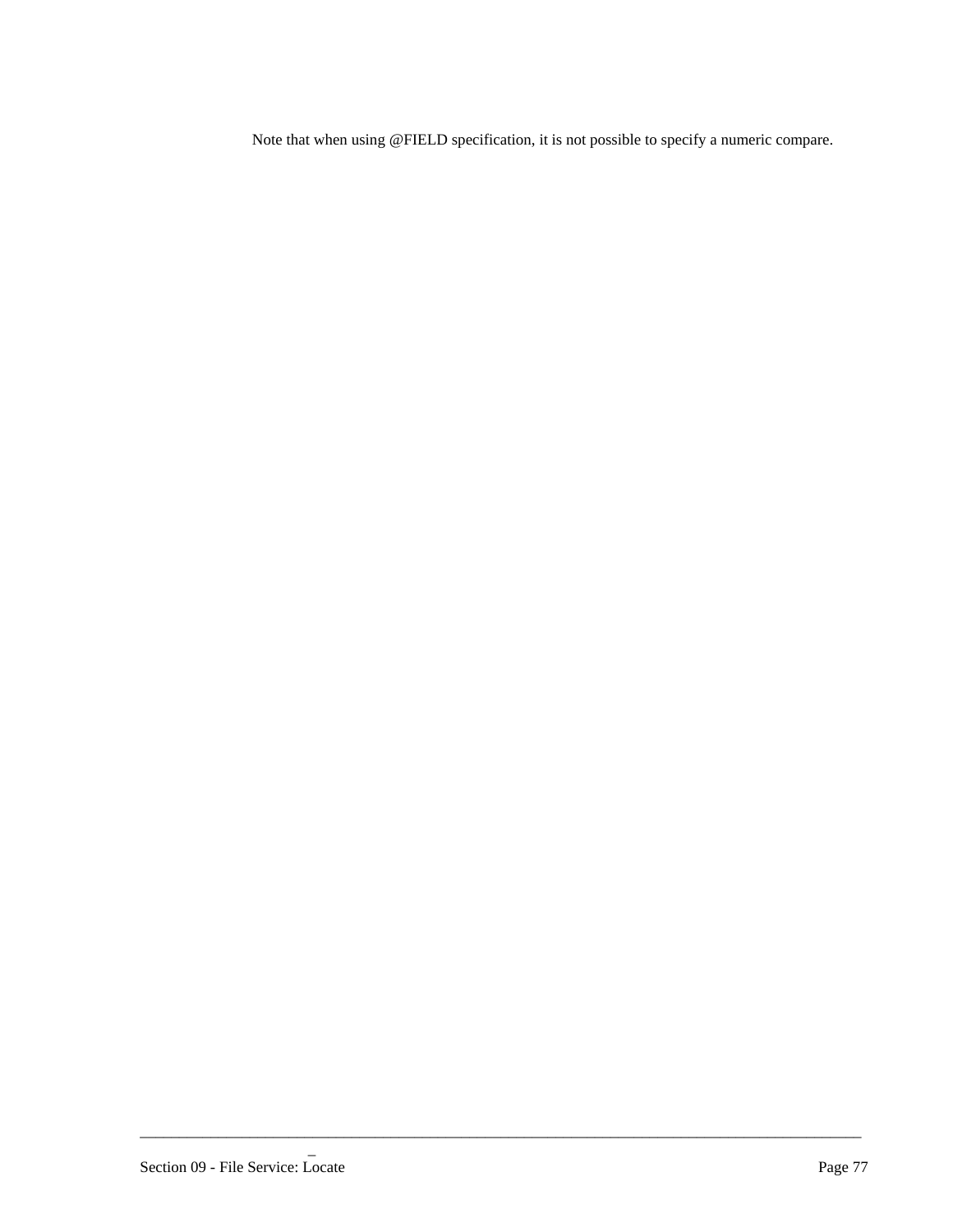Note that when using @FIELD specification, it is not possible to specify a numeric compare.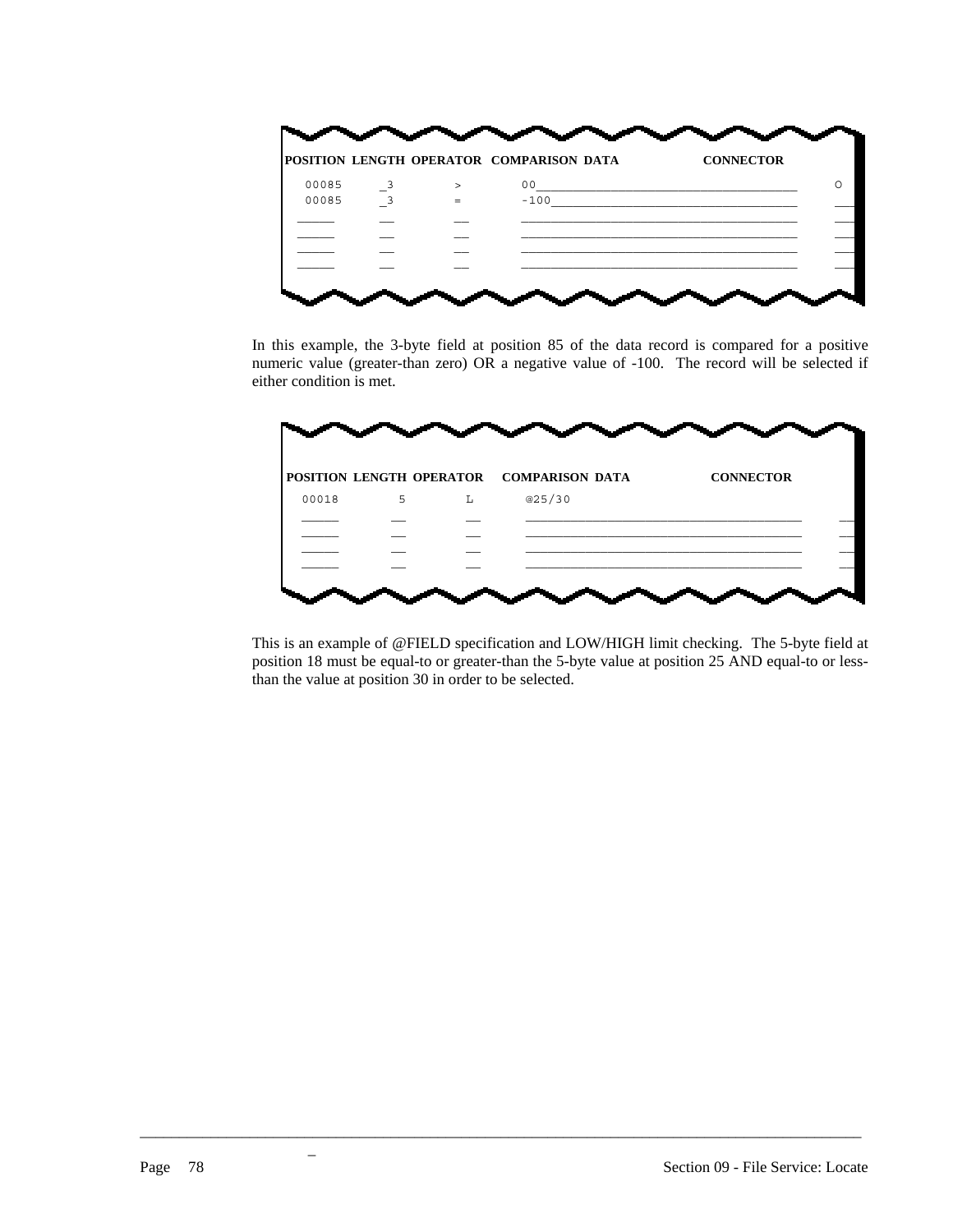| POSITION | LENGTH | OPERATOR | COMPARISON DATA | CONNECTOR |
|---|---|---|---|---|
| 00085 | _3 | > | 00 | O |
| 00085 | _3 | = | -100 | |
| | | | | |
| | | | | |
| | | | | |
| | | | | |

In this example, the 3-byte field at position 85 of the data record is compared for a positive numeric value (greater-than zero) OR a negative value of -100. The record will be selected if either condition is met.

| POSITION | LENGTH | OPERATOR | COMPARISON DATA | CONNECTOR |
|---|---|---|---|---|
| 00018 | 5 | L | @25/30 | |
| | | | | |
| | | | | |
| | | | | |
| | | | | |

This is an example of @FIELD specification and LOW/HIGH limit checking. The 5-byte field at position 18 must be equal-to or greater-than the 5-byte value at position 25 AND equal-to or less-than the value at position 30 in order to be selected.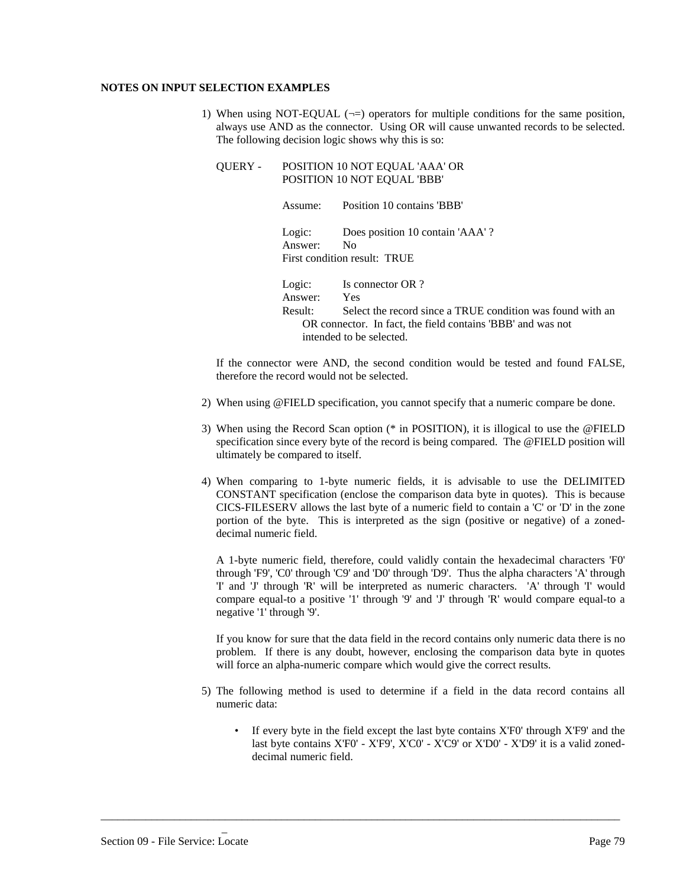**NOTES ON INPUT SELECTION EXAMPLES**

1) When using NOT-EQUAL (¬=) operators for multiple conditions for the same position, always use AND as the connector. Using OR will cause unwanted records to be selected. The following decision logic shows why this is so:

   QUERY - POSITION 10 NOT EQUAL 'AAA' OR
   POSITION 10 NOT EQUAL 'BBB'

   Assume: Position 10 contains 'BBB'

   Logic: Does position 10 contain 'AAA' ?
   Answer: No
   First condition result: TRUE

   Logic: Is connector OR ?
   Answer: Yes
   Result: Select the record since a TRUE condition was found with an OR connector. In fact, the field contains 'BBB' and was not intended to be selected.

   If the connector were AND, the second condition would be tested and found FALSE, therefore the record would not be selected.

2) When using @FIELD specification, you cannot specify that a numeric compare be done.

3) When using the Record Scan option (* in POSITION), it is illogical to use the @FIELD specification since every byte of the record is being compared. The @FIELD position will ultimately be compared to itself.

4) When comparing to 1-byte numeric fields, it is advisable to use the DELIMITED CONSTANT specification (enclose the comparison data byte in quotes). This is because CICS-FILESERV allows the last byte of a numeric field to contain a 'C' or 'D' in the zone portion of the byte. This is interpreted as the sign (positive or negative) of a zoned-decimal numeric field.

   A 1-byte numeric field, therefore, could validly contain the hexadecimal characters 'F0' through 'F9', 'C0' through 'C9' and 'D0' through 'D9'. Thus the alpha characters 'A' through 'I' and 'J' through 'R' will be interpreted as numeric characters. 'A' through 'I' would compare equal-to a positive '1' through '9' and 'J' through 'R' would compare equal-to a negative '1' through '9'.

   If you know for sure that the data field in the record contains only numeric data there is no problem. If there is any doubt, however, enclosing the comparison data byte in quotes will force an alpha-numeric compare which would give the correct results.

5) The following method is used to determine if a field in the data record contains all numeric data:

   - If every byte in the field except the last byte contains X'F0' through X'F9' and the last byte contains X'F0' - X'F9', X'C0' - X'C9' or X'D0' - X'D9' it is a valid zoned-decimal numeric field.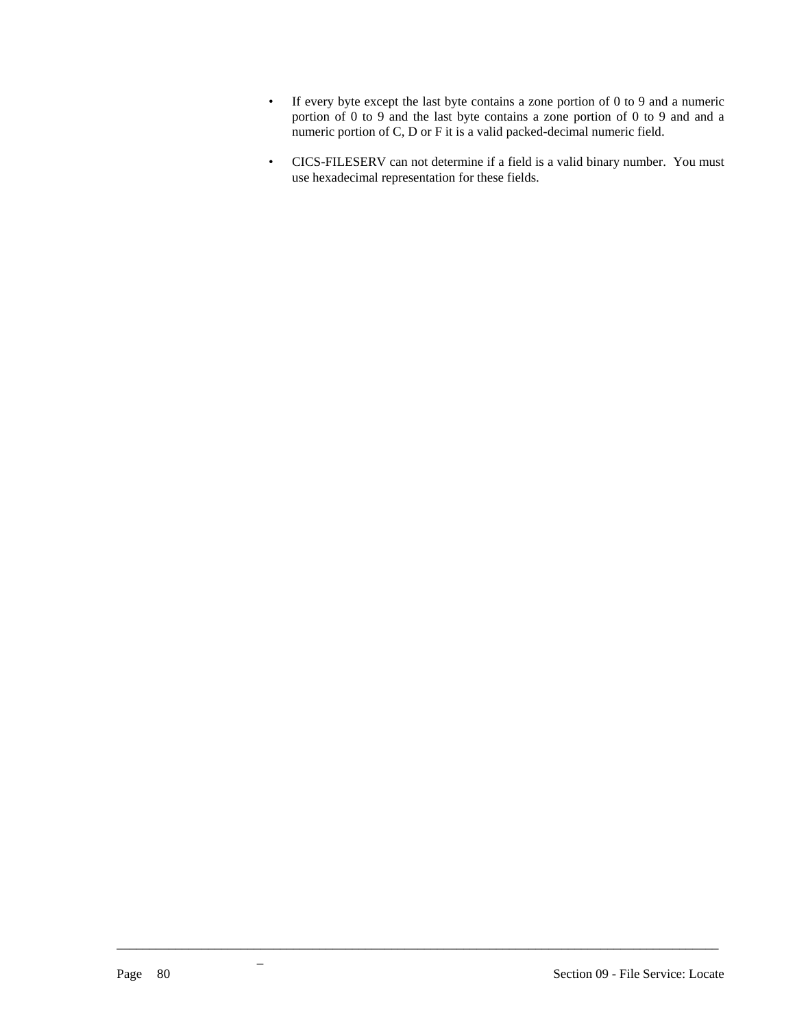- If every byte except the last byte contains a zone portion of 0 to 9 and a numeric portion of 0 to 9 and the last byte contains a zone portion of 0 to 9 and and a numeric portion of C, D or F it is a valid packed-decimal numeric field.

- CICS-FILESERV can not determine if a field is a valid binary number. You must use hexadecimal representation for these fields.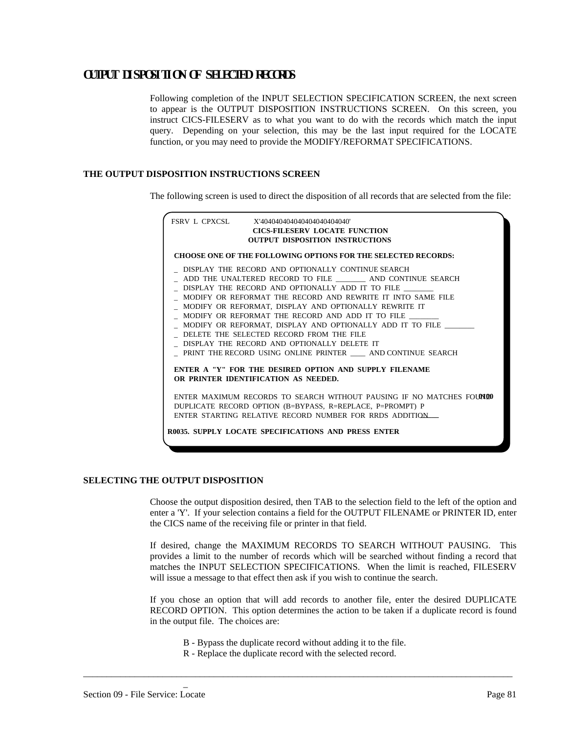# OUTPUT DISPOSITION OF SELECTED RECORDS

Following completion of the INPUT SELECTION SPECIFICATION SCREEN, the next screen to appear is the OUTPUT DISPOSITION INSTRUCTIONS SCREEN. On this screen, you instruct CICS-FILESERV as to what you want to do with the records which match the input query. Depending on your selection, this may be the last input required for the LOCATE function, or you may need to provide the MODIFY/REFORMAT SPECIFICATIONS.

### THE OUTPUT DISPOSITION INSTRUCTIONS SCREEN

The following screen is used to direct the disposition of all records that are selected from the file:

```
FSRV  L  CPXCSL          X'40404040404040404040404040'
                        CICS-FILESERV  LOCATE  FUNCTION
                       OUTPUT  DISPOSITION  INSTRUCTIONS

 CHOOSE ONE OF THE FOLLOWING OPTIONS FOR THE SELECTED RECORDS:

 _  DISPLAY  THE  RECORD  AND  OPTIONALLY  CONTINUE SEARCH
 _  ADD  THE  UNALTERED  RECORD  TO  FILE  ________  AND  CONTINUE  SEARCH
 _  DISPLAY  THE  RECORD  AND  OPTIONALLY  ADD  IT  TO  FILE  ________
 _  MODIFY  OR  REFORMAT  THE  RECORD  AND  REWRITE  IT  INTO  SAME  FILE
 _  MODIFY  OR  REFORMAT,  DISPLAY  AND  OPTIONALLY  REWRITE  IT
 _  MODIFY  OR  REFORMAT  THE  RECORD  AND  ADD  IT  TO  FILE  ________
 _  MODIFY  OR  REFORMAT,  DISPLAY  AND  OPTIONALLY  ADD  IT  TO  FILE  ________
 _  DELETE  THE  SELECTED  RECORD  FROM  THE  FILE
 _  DISPLAY  THE  RECORD  AND  OPTIONALLY  DELETE  IT
 _  PRINT  THE RECORD  USING  ONLINE  PRINTER  ____  AND CONTINUE  SEARCH

 ENTER  A  "Y"  FOR  THE  DESIRED  OPTION  AND  SUPPLY  FILENAME
 OR  PRINTER  IDENTIFICATION  AS  NEEDED.

 ENTER  MAXIMUM  RECORDS  TO  SEARCH  WITHOUT  PAUSING  IF  NO  MATCHES  FOUND  0100
 DUPLICATE  RECORD  OPTION  (B=BYPASS,  R=REPLACE,  P=PROMPT)  P
 ENTER  STARTING  RELATIVE  RECORD  NUMBER  FOR  RRDS  ADDITION ____

R0035.  SUPPLY  LOCATE  SPECIFICATIONS  AND  PRESS  ENTER
```

### SELECTING THE OUTPUT DISPOSITION

Choose the output disposition desired, then TAB to the selection field to the left of the option and enter a 'Y'. If your selection contains a field for the OUTPUT FILENAME or PRINTER ID, enter the CICS name of the receiving file or printer in that field.

If desired, change the MAXIMUM RECORDS TO SEARCH WITHOUT PAUSING. This provides a limit to the number of records which will be searched without finding a record that matches the INPUT SELECTION SPECIFICATIONS. When the limit is reached, FILESERV will issue a message to that effect then ask if you wish to continue the search.

If you chose an option that will add records to another file, enter the desired DUPLICATE RECORD OPTION. This option determines the action to be taken if a duplicate record is found in the output file. The choices are:

B - Bypass the duplicate record without adding it to the file.
R - Replace the duplicate record with the selected record.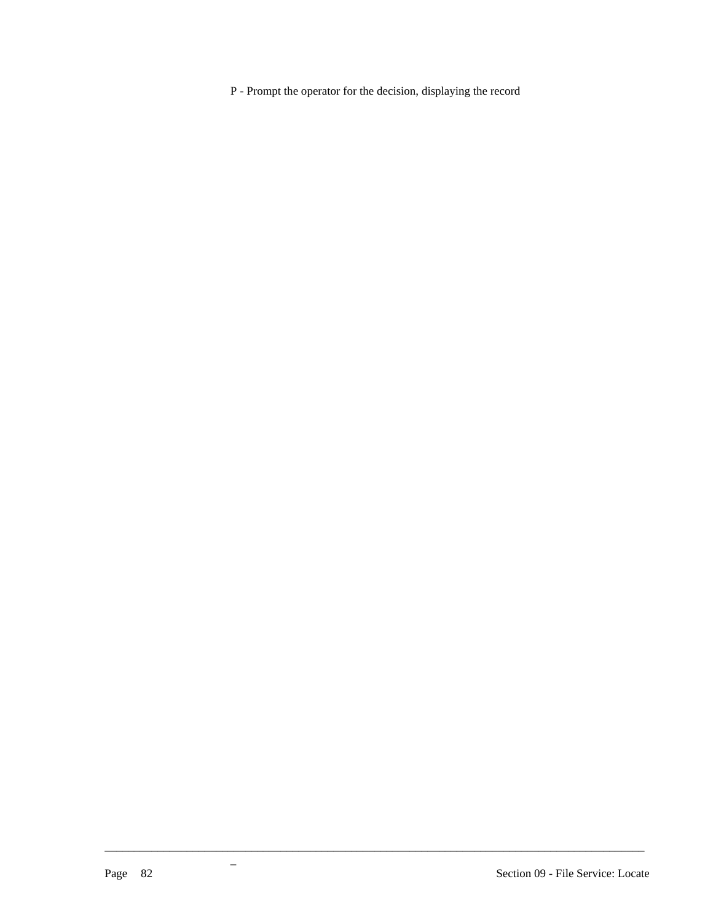P - Prompt the operator for the decision, displaying the record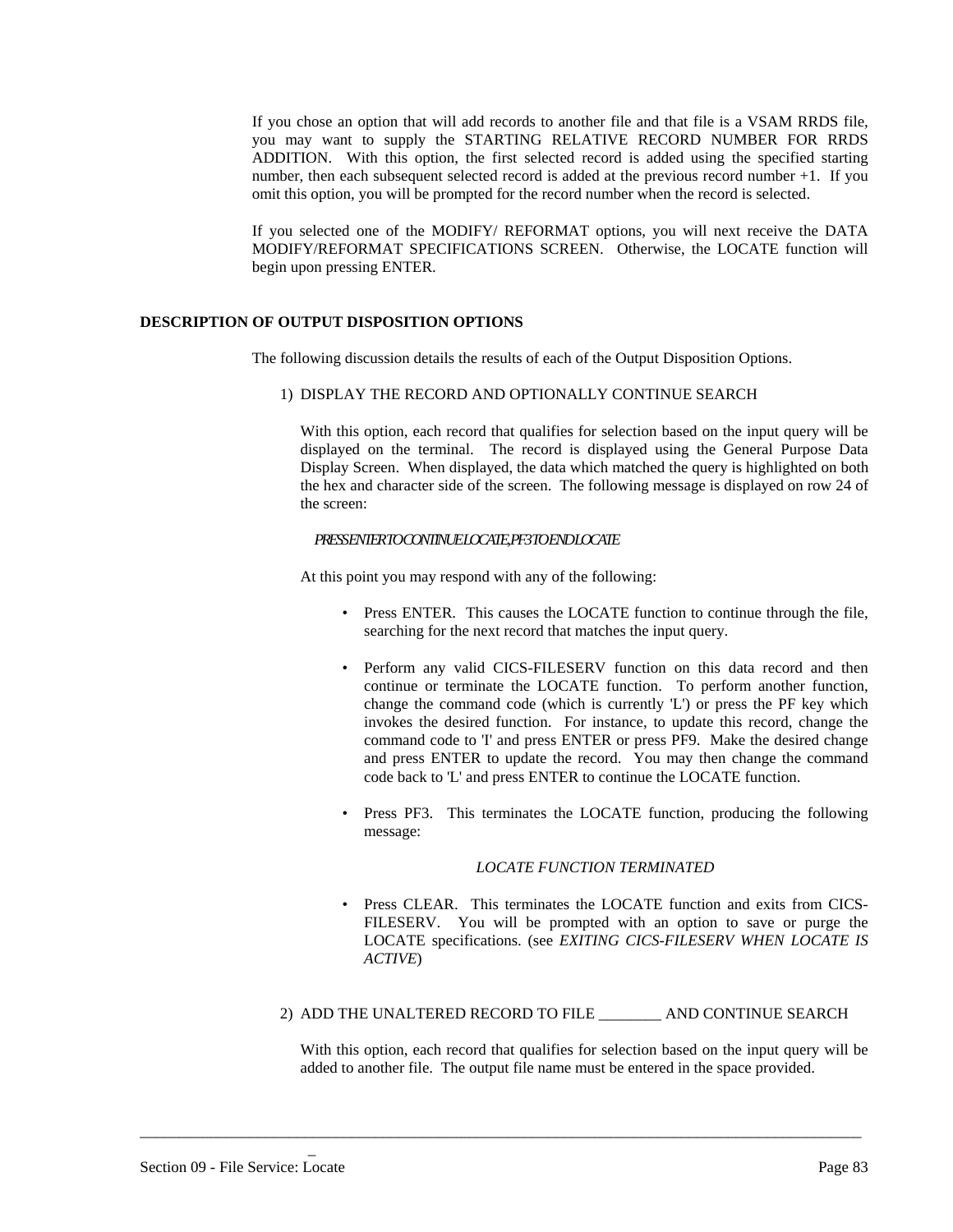If you chose an option that will add records to another file and that file is a VSAM RRDS file, you may want to supply the STARTING RELATIVE RECORD NUMBER FOR RRDS ADDITION. With this option, the first selected record is added using the specified starting number, then each subsequent selected record is added at the previous record number +1. If you omit this option, you will be prompted for the record number when the record is selected.

If you selected one of the MODIFY/ REFORMAT options, you will next receive the DATA MODIFY/REFORMAT SPECIFICATIONS SCREEN. Otherwise, the LOCATE function will begin upon pressing ENTER.

## DESCRIPTION OF OUTPUT DISPOSITION OPTIONS

The following discussion details the results of each of the Output Disposition Options.

1) DISPLAY THE RECORD AND OPTIONALLY CONTINUE SEARCH

   With this option, each record that qualifies for selection based on the input query will be displayed on the terminal. The record is displayed using the General Purpose Data Display Screen. When displayed, the data which matched the query is highlighted on both the hex and character side of the screen. The following message is displayed on row 24 of the screen:

   *PRESS ENTER TO CONTINUE LOCATE, PF3 TO END LOCATE*

   At this point you may respond with any of the following:

   - Press ENTER. This causes the LOCATE function to continue through the file, searching for the next record that matches the input query.

   - Perform any valid CICS-FILESERV function on this data record and then continue or terminate the LOCATE function. To perform another function, change the command code (which is currently 'L') or press the PF key which invokes the desired function. For instance, to update this record, change the command code to 'I' and press ENTER or press PF9. Make the desired change and press ENTER to update the record. You may then change the command code back to 'L' and press ENTER to continue the LOCATE function.

   - Press PF3. This terminates the LOCATE function, producing the following message:

     *LOCATE FUNCTION TERMINATED*

   - Press CLEAR. This terminates the LOCATE function and exits from CICS-FILESERV. You will be prompted with an option to save or purge the LOCATE specifications. (see *EXITING CICS-FILESERV WHEN LOCATE IS ACTIVE*)

2) ADD THE UNALTERED RECORD TO FILE ________ AND CONTINUE SEARCH

   With this option, each record that qualifies for selection based on the input query will be added to another file. The output file name must be entered in the space provided.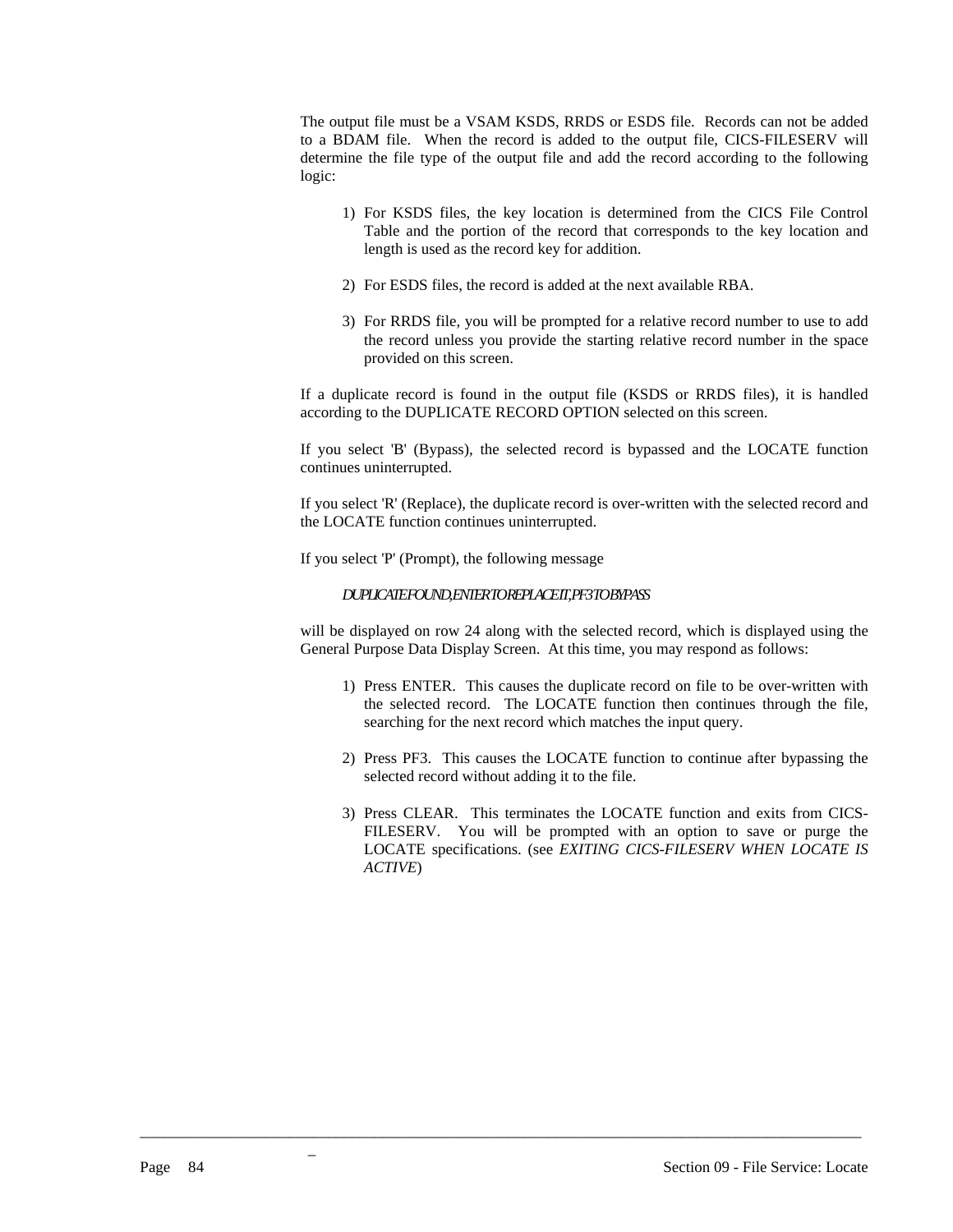The output file must be a VSAM KSDS, RRDS or ESDS file. Records can not be added to a BDAM file. When the record is added to the output file, CICS-FILESERV will determine the file type of the output file and add the record according to the following logic:

1) For KSDS files, the key location is determined from the CICS File Control Table and the portion of the record that corresponds to the key location and length is used as the record key for addition.

2) For ESDS files, the record is added at the next available RBA.

3) For RRDS file, you will be prompted for a relative record number to use to add the record unless you provide the starting relative record number in the space provided on this screen.

If a duplicate record is found in the output file (KSDS or RRDS files), it is handled according to the DUPLICATE RECORD OPTION selected on this screen.

If you select 'B' (Bypass), the selected record is bypassed and the LOCATE function continues uninterrupted.

If you select 'R' (Replace), the duplicate record is over-written with the selected record and the LOCATE function continues uninterrupted.

If you select 'P' (Prompt), the following message

*DUPLICATE FOUND, ENTER TO REPLACE IT, PF3 TO BYPASS*

will be displayed on row 24 along with the selected record, which is displayed using the General Purpose Data Display Screen. At this time, you may respond as follows:

1) Press ENTER. This causes the duplicate record on file to be over-written with the selected record. The LOCATE function then continues through the file, searching for the next record which matches the input query.

2) Press PF3. This causes the LOCATE function to continue after bypassing the selected record without adding it to the file.

3) Press CLEAR. This terminates the LOCATE function and exits from CICS-FILESERV. You will be prompted with an option to save or purge the LOCATE specifications. (see *EXITING CICS-FILESERV WHEN LOCATE IS ACTIVE*)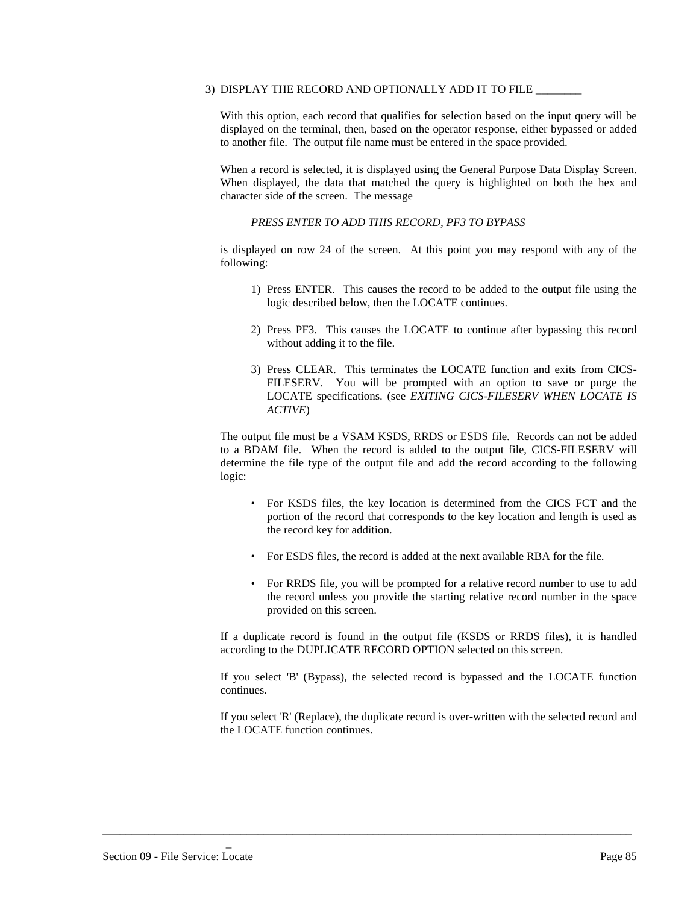3) DISPLAY THE RECORD AND OPTIONALLY ADD IT TO FILE ________

With this option, each record that qualifies for selection based on the input query will be displayed on the terminal, then, based on the operator response, either bypassed or added to another file. The output file name must be entered in the space provided.

When a record is selected, it is displayed using the General Purpose Data Display Screen. When displayed, the data that matched the query is highlighted on both the hex and character side of the screen. The message

*PRESS ENTER TO ADD THIS RECORD, PF3 TO BYPASS*

is displayed on row 24 of the screen. At this point you may respond with any of the following:

1) Press ENTER. This causes the record to be added to the output file using the logic described below, then the LOCATE continues.

2) Press PF3. This causes the LOCATE to continue after bypassing this record without adding it to the file.

3) Press CLEAR. This terminates the LOCATE function and exits from CICS-FILESERV. You will be prompted with an option to save or purge the LOCATE specifications. (see *EXITING CICS-FILESERV WHEN LOCATE IS ACTIVE*)

The output file must be a VSAM KSDS, RRDS or ESDS file. Records can not be added to a BDAM file. When the record is added to the output file, CICS-FILESERV will determine the file type of the output file and add the record according to the following logic:

- For KSDS files, the key location is determined from the CICS FCT and the portion of the record that corresponds to the key location and length is used as the record key for addition.
- For ESDS files, the record is added at the next available RBA for the file.
- For RRDS file, you will be prompted for a relative record number to use to add the record unless you provide the starting relative record number in the space provided on this screen.

If a duplicate record is found in the output file (KSDS or RRDS files), it is handled according to the DUPLICATE RECORD OPTION selected on this screen.

If you select 'B' (Bypass), the selected record is bypassed and the LOCATE function continues.

If you select 'R' (Replace), the duplicate record is over-written with the selected record and the LOCATE function continues.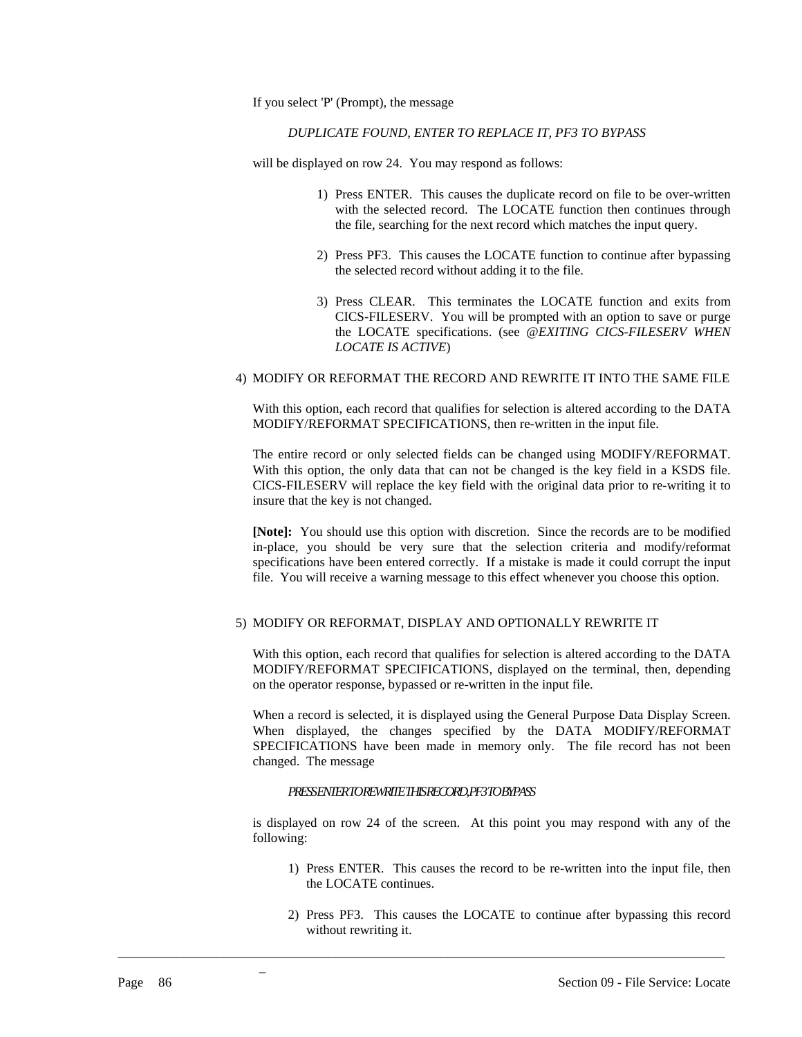If you select 'P' (Prompt), the message

*DUPLICATE FOUND, ENTER TO REPLACE IT, PF3 TO BYPASS*

will be displayed on row 24. You may respond as follows:

1) Press ENTER. This causes the duplicate record on file to be over-written with the selected record. The LOCATE function then continues through the file, searching for the next record which matches the input query.

2) Press PF3. This causes the LOCATE function to continue after bypassing the selected record without adding it to the file.

3) Press CLEAR. This terminates the LOCATE function and exits from CICS-FILESERV. You will be prompted with an option to save or purge the LOCATE specifications. (see *@EXITING CICS-FILESERV WHEN LOCATE IS ACTIVE*)

4) MODIFY OR REFORMAT THE RECORD AND REWRITE IT INTO THE SAME FILE

With this option, each record that qualifies for selection is altered according to the DATA MODIFY/REFORMAT SPECIFICATIONS, then re-written in the input file.

The entire record or only selected fields can be changed using MODIFY/REFORMAT. With this option, the only data that can not be changed is the key field in a KSDS file. CICS-FILESERV will replace the key field with the original data prior to re-writing it to insure that the key is not changed.

**[Note]:** You should use this option with discretion. Since the records are to be modified in-place, you should be very sure that the selection criteria and modify/reformat specifications have been entered correctly. If a mistake is made it could corrupt the input file. You will receive a warning message to this effect whenever you choose this option.

5) MODIFY OR REFORMAT, DISPLAY AND OPTIONALLY REWRITE IT

With this option, each record that qualifies for selection is altered according to the DATA MODIFY/REFORMAT SPECIFICATIONS, displayed on the terminal, then, depending on the operator response, bypassed or re-written in the input file.

When a record is selected, it is displayed using the General Purpose Data Display Screen. When displayed, the changes specified by the DATA MODIFY/REFORMAT SPECIFICATIONS have been made in memory only. The file record has not been changed. The message

*PRESS ENTER TO REWRITE THIS RECORD, PF3 TO BYPASS*

is displayed on row 24 of the screen. At this point you may respond with any of the following:

1) Press ENTER. This causes the record to be re-written into the input file, then the LOCATE continues.

2) Press PF3. This causes the LOCATE to continue after bypassing this record without rewriting it.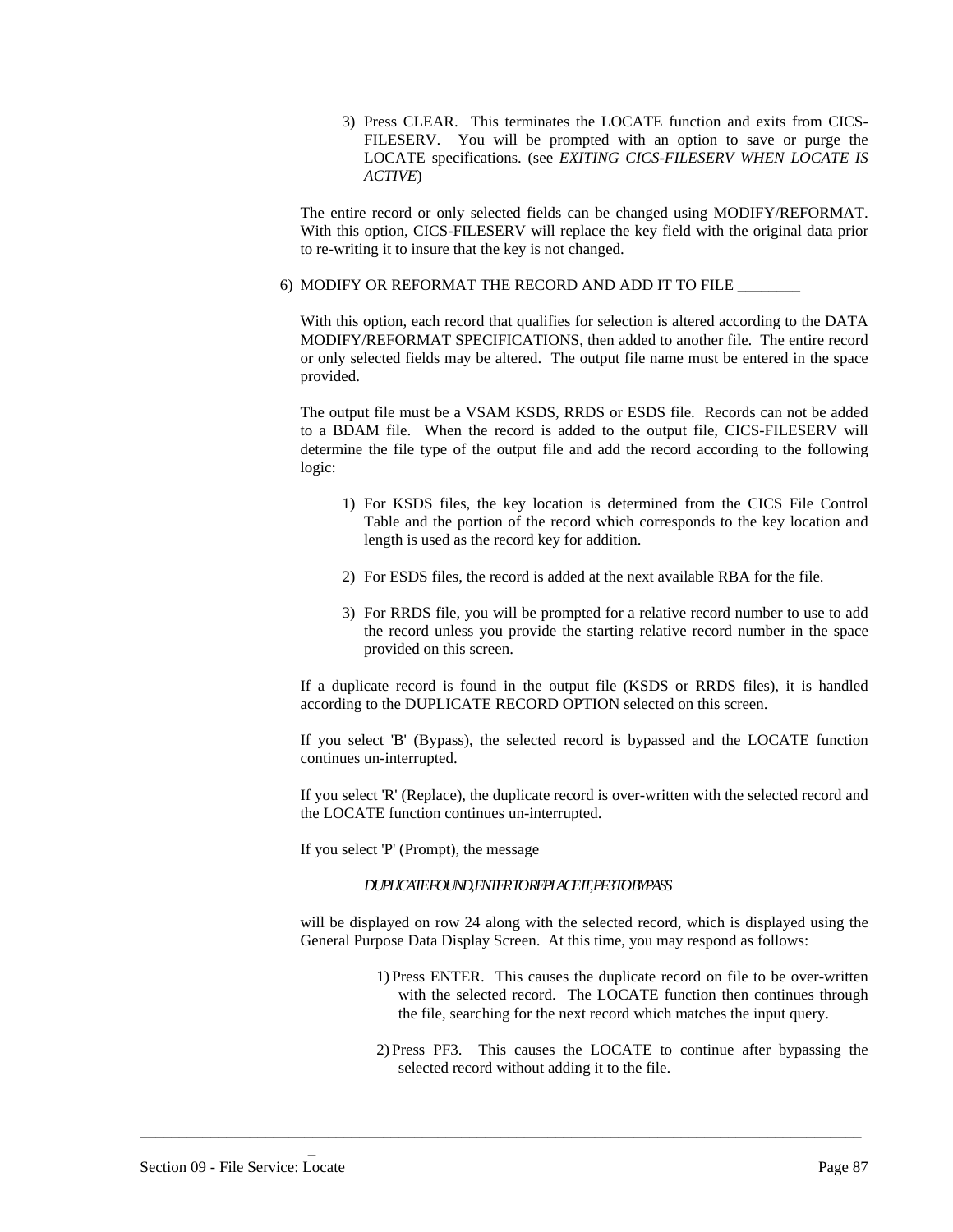3) Press CLEAR. This terminates the LOCATE function and exits from CICS-FILESERV. You will be prompted with an option to save or purge the LOCATE specifications. (see *EXITING CICS-FILESERV WHEN LOCATE IS ACTIVE*)

The entire record or only selected fields can be changed using MODIFY/REFORMAT. With this option, CICS-FILESERV will replace the key field with the original data prior to re-writing it to insure that the key is not changed.

6) MODIFY OR REFORMAT THE RECORD AND ADD IT TO FILE ________

With this option, each record that qualifies for selection is altered according to the DATA MODIFY/REFORMAT SPECIFICATIONS, then added to another file. The entire record or only selected fields may be altered. The output file name must be entered in the space provided.

The output file must be a VSAM KSDS, RRDS or ESDS file. Records can not be added to a BDAM file. When the record is added to the output file, CICS-FILESERV will determine the file type of the output file and add the record according to the following logic:

1) For KSDS files, the key location is determined from the CICS File Control Table and the portion of the record which corresponds to the key location and length is used as the record key for addition.

2) For ESDS files, the record is added at the next available RBA for the file.

3) For RRDS file, you will be prompted for a relative record number to use to add the record unless you provide the starting relative record number in the space provided on this screen.

If a duplicate record is found in the output file (KSDS or RRDS files), it is handled according to the DUPLICATE RECORD OPTION selected on this screen.

If you select 'B' (Bypass), the selected record is bypassed and the LOCATE function continues un-interrupted.

If you select 'R' (Replace), the duplicate record is over-written with the selected record and the LOCATE function continues un-interrupted.

If you select 'P' (Prompt), the message

*DUPLICATE FOUND, ENTER TO REPLACE IT, PF3 TO BYPASS*

will be displayed on row 24 along with the selected record, which is displayed using the General Purpose Data Display Screen. At this time, you may respond as follows:

1) Press ENTER. This causes the duplicate record on file to be over-written with the selected record. The LOCATE function then continues through the file, searching for the next record which matches the input query.

2) Press PF3. This causes the LOCATE to continue after bypassing the selected record without adding it to the file.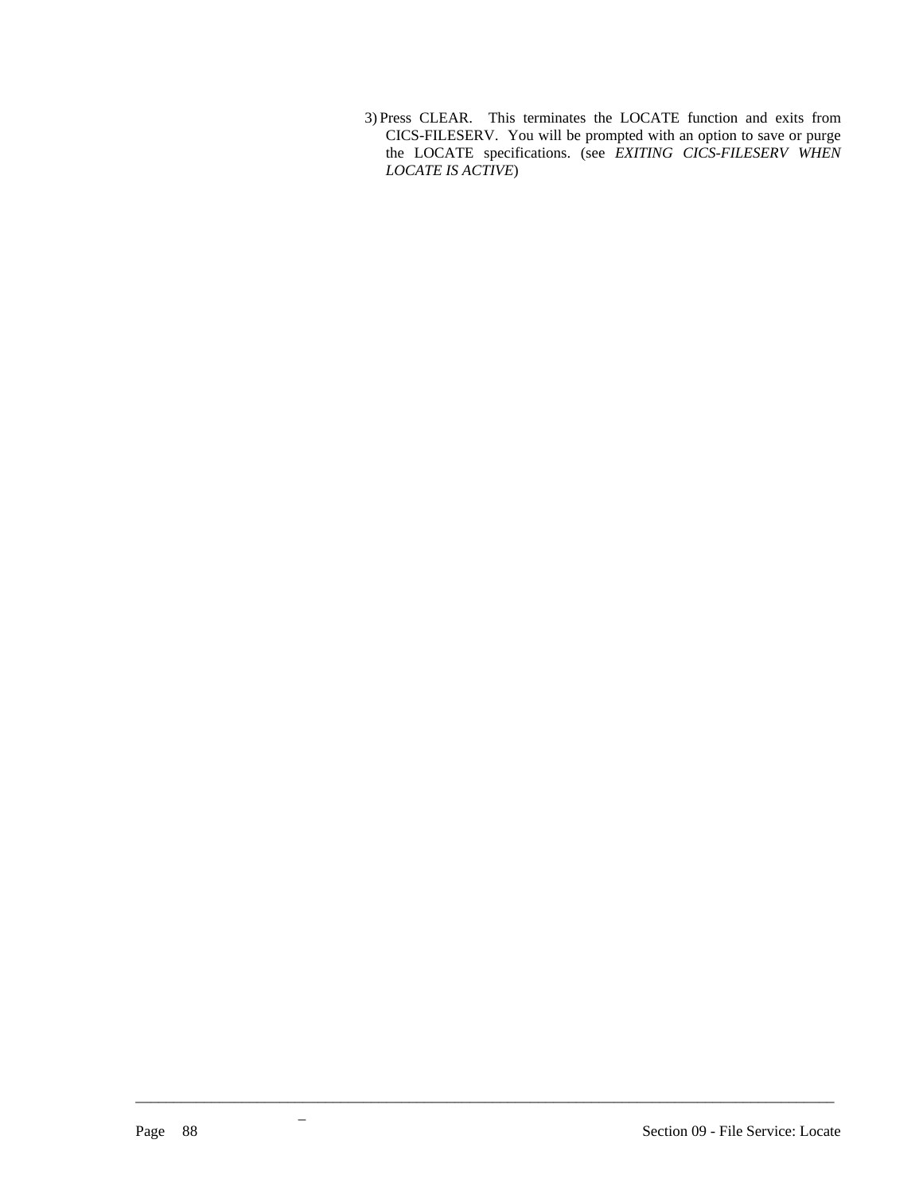3) Press CLEAR. This terminates the LOCATE function and exits from CICS-FILESERV. You will be prompted with an option to save or purge the LOCATE specifications. (see *EXITING CICS-FILESERV WHEN LOCATE IS ACTIVE*)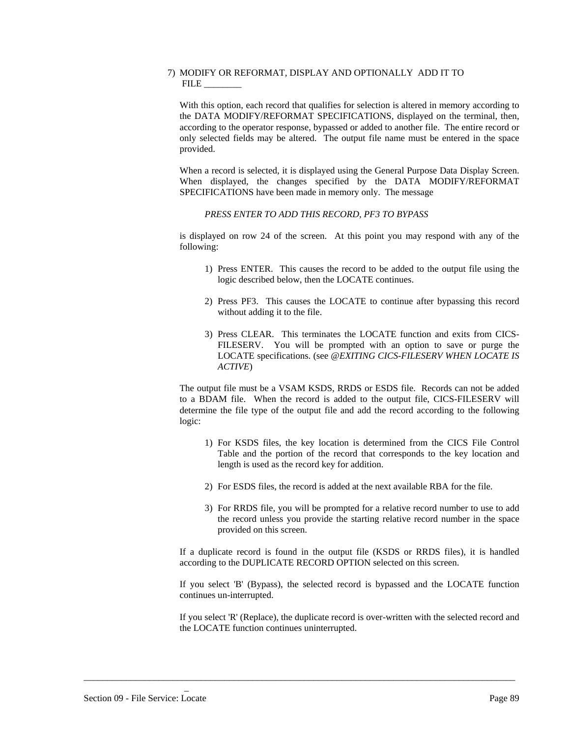7) MODIFY OR REFORMAT, DISPLAY AND OPTIONALLY ADD IT TO FILE ________

With this option, each record that qualifies for selection is altered in memory according to the DATA MODIFY/REFORMAT SPECIFICATIONS, displayed on the terminal, then, according to the operator response, bypassed or added to another file. The entire record or only selected fields may be altered. The output file name must be entered in the space provided.

When a record is selected, it is displayed using the General Purpose Data Display Screen. When displayed, the changes specified by the DATA MODIFY/REFORMAT SPECIFICATIONS have been made in memory only. The message

*PRESS ENTER TO ADD THIS RECORD, PF3 TO BYPASS*

is displayed on row 24 of the screen. At this point you may respond with any of the following:

1) Press ENTER. This causes the record to be added to the output file using the logic described below, then the LOCATE continues.

2) Press PF3. This causes the LOCATE to continue after bypassing this record without adding it to the file.

3) Press CLEAR. This terminates the LOCATE function and exits from CICS-FILESERV. You will be prompted with an option to save or purge the LOCATE specifications. (see *@EXITING CICS-FILESERV WHEN LOCATE IS ACTIVE*)

The output file must be a VSAM KSDS, RRDS or ESDS file. Records can not be added to a BDAM file. When the record is added to the output file, CICS-FILESERV will determine the file type of the output file and add the record according to the following logic:

1) For KSDS files, the key location is determined from the CICS File Control Table and the portion of the record that corresponds to the key location and length is used as the record key for addition.

2) For ESDS files, the record is added at the next available RBA for the file.

3) For RRDS file, you will be prompted for a relative record number to use to add the record unless you provide the starting relative record number in the space provided on this screen.

If a duplicate record is found in the output file (KSDS or RRDS files), it is handled according to the DUPLICATE RECORD OPTION selected on this screen.

If you select 'B' (Bypass), the selected record is bypassed and the LOCATE function continues un-interrupted.

If you select 'R' (Replace), the duplicate record is over-written with the selected record and the LOCATE function continues uninterrupted.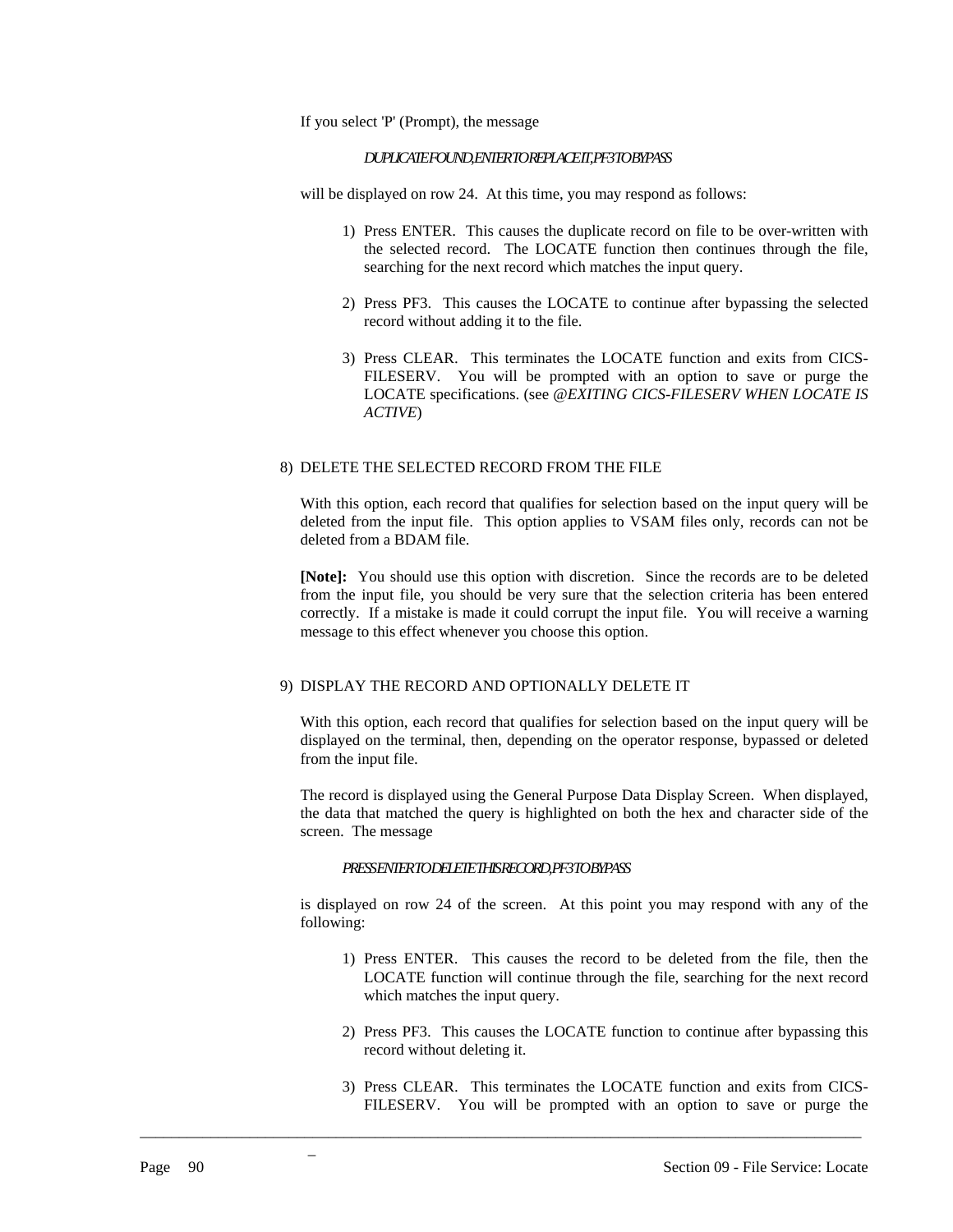If you select 'P' (Prompt), the message

*DUPLICATE FOUND, ENTER TO REPLACE IT, PF3 TO BYPASS*

will be displayed on row 24. At this time, you may respond as follows:

1) Press ENTER. This causes the duplicate record on file to be over-written with the selected record. The LOCATE function then continues through the file, searching for the next record which matches the input query.

2) Press PF3. This causes the LOCATE to continue after bypassing the selected record without adding it to the file.

3) Press CLEAR. This terminates the LOCATE function and exits from CICS-FILESERV. You will be prompted with an option to save or purge the LOCATE specifications. (see *@EXITING CICS-FILESERV WHEN LOCATE IS ACTIVE*)

8) DELETE THE SELECTED RECORD FROM THE FILE

With this option, each record that qualifies for selection based on the input query will be deleted from the input file. This option applies to VSAM files only, records can not be deleted from a BDAM file.

**[Note]:** You should use this option with discretion. Since the records are to be deleted from the input file, you should be very sure that the selection criteria has been entered correctly. If a mistake is made it could corrupt the input file. You will receive a warning message to this effect whenever you choose this option.

9) DISPLAY THE RECORD AND OPTIONALLY DELETE IT

With this option, each record that qualifies for selection based on the input query will be displayed on the terminal, then, depending on the operator response, bypassed or deleted from the input file.

The record is displayed using the General Purpose Data Display Screen. When displayed, the data that matched the query is highlighted on both the hex and character side of the screen. The message

*PRESS ENTER TO DELETE THIS RECORD, PF3 TO BYPASS*

is displayed on row 24 of the screen. At this point you may respond with any of the following:

1) Press ENTER. This causes the record to be deleted from the file, then the LOCATE function will continue through the file, searching for the next record which matches the input query.

2) Press PF3. This causes the LOCATE function to continue after bypassing this record without deleting it.

3) Press CLEAR. This terminates the LOCATE function and exits from CICS-FILESERV. You will be prompted with an option to save or purge the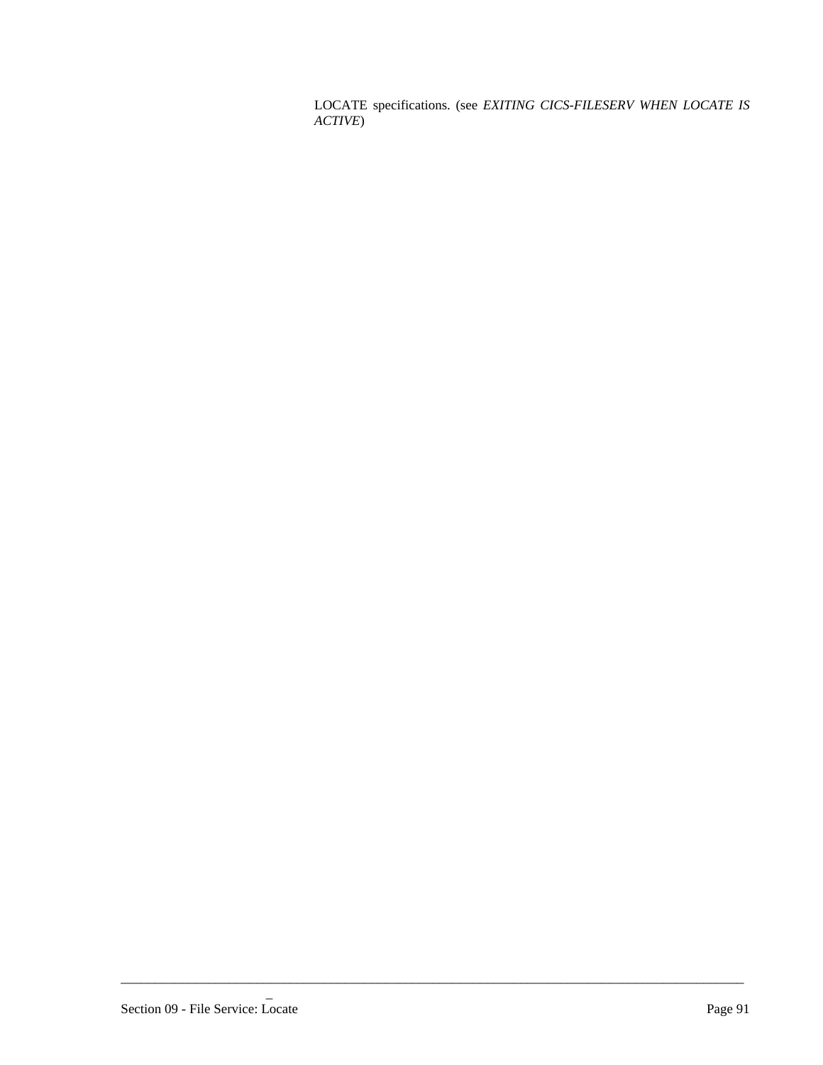LOCATE specifications. (see *EXITING CICS-FILESERV WHEN LOCATE IS ACTIVE*)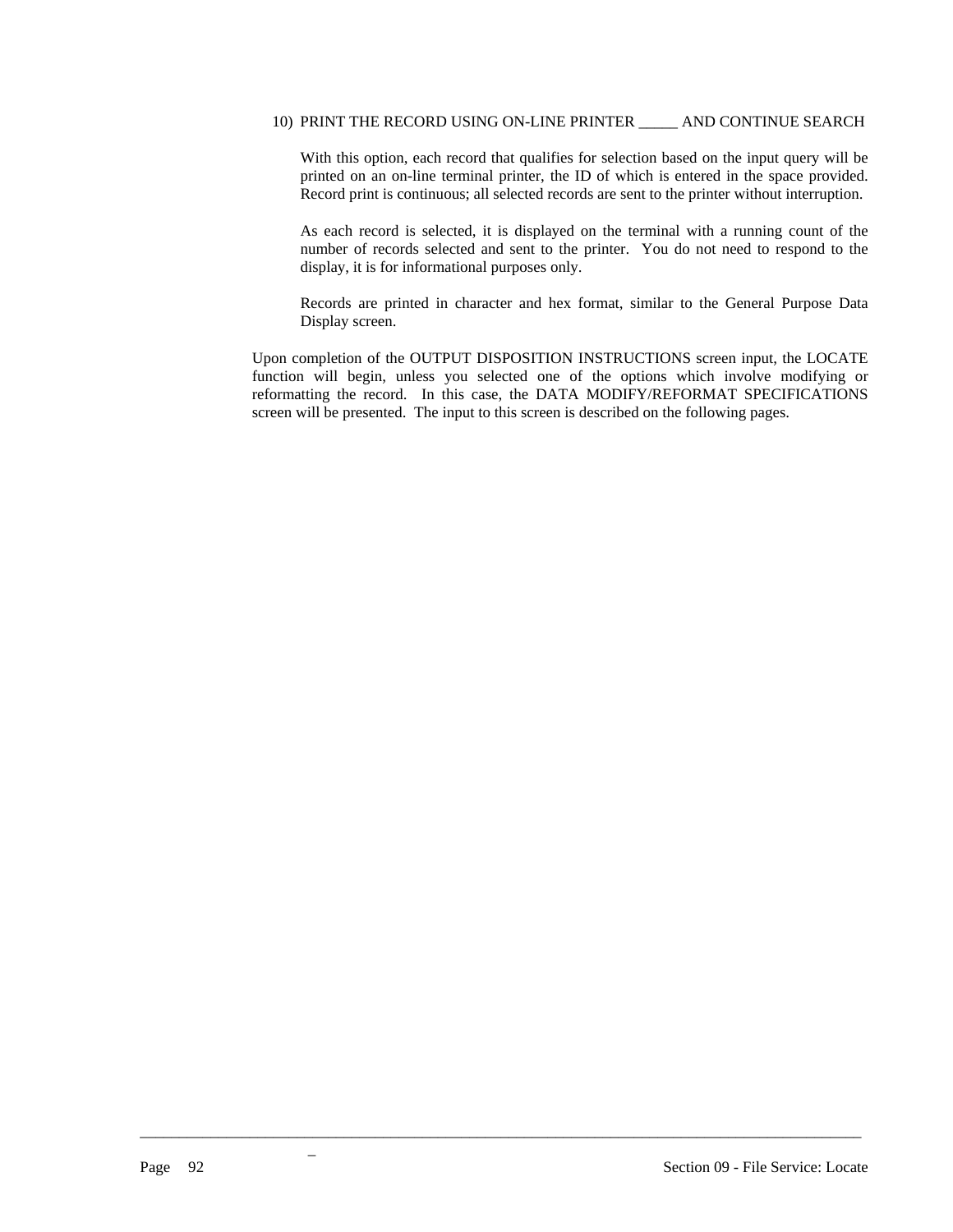10) PRINT THE RECORD USING ON-LINE PRINTER _____ AND CONTINUE SEARCH

    With this option, each record that qualifies for selection based on the input query will be printed on an on-line terminal printer, the ID of which is entered in the space provided. Record print is continuous; all selected records are sent to the printer without interruption.

    As each record is selected, it is displayed on the terminal with a running count of the number of records selected and sent to the printer. You do not need to respond to the display, it is for informational purposes only.

    Records are printed in character and hex format, similar to the General Purpose Data Display screen.

Upon completion of the OUTPUT DISPOSITION INSTRUCTIONS screen input, the LOCATE function will begin, unless you selected one of the options which involve modifying or reformatting the record. In this case, the DATA MODIFY/REFORMAT SPECIFICATIONS screen will be presented. The input to this screen is described on the following pages.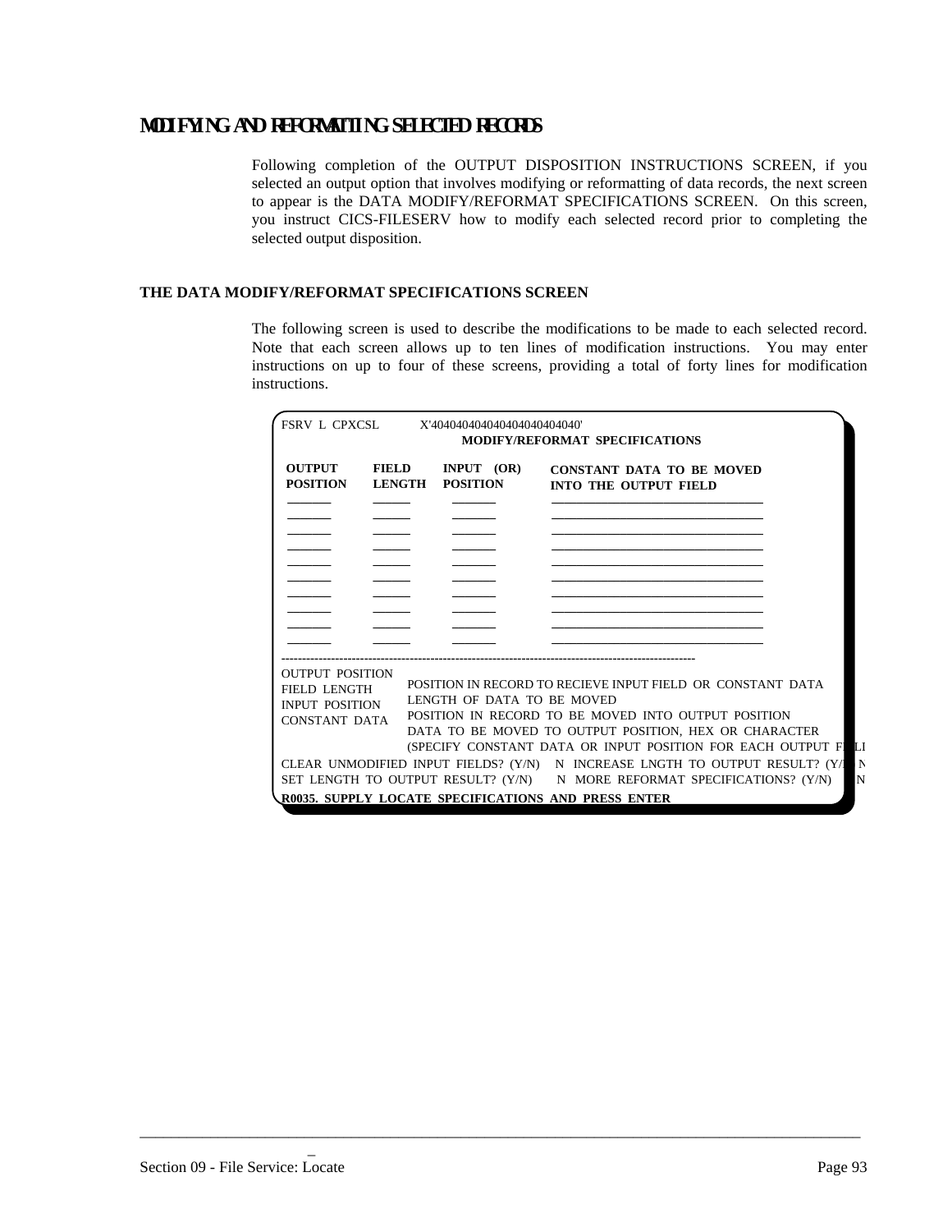# MODIFYING AND REFORMATTING SELECTED RECORDS

Following completion of the OUTPUT DISPOSITION INSTRUCTIONS SCREEN, if you selected an output option that involves modifying or reformatting of data records, the next screen to appear is the DATA MODIFY/REFORMAT SPECIFICATIONS SCREEN. On this screen, you instruct CICS-FILESERV how to modify each selected record prior to completing the selected output disposition.

## THE DATA MODIFY/REFORMAT SPECIFICATIONS SCREEN

The following screen is used to describe the modifications to be made to each selected record. Note that each screen allows up to ten lines of modification instructions. You may enter instructions on up to four of these screens, providing a total of forty lines for modification instructions.

```
FSRV  L  CPXCSL          X'40404040404040404040404040'
                          MODIFY/REFORMAT  SPECIFICATIONS

 OUTPUT     FIELD     INPUT  (OR)     CONSTANT  DATA  TO  BE  MOVED
 POSITION   LENGTH    POSITION        INTO  THE  OUTPUT  FIELD
 _______    ______    _______         ________________________________
 _______    ______    _______         ________________________________
 _______    ______    _______         ________________________________
 _______    ______    _______         ________________________________
 _______    ______    _______         ________________________________
 _______    ______    _______         ________________________________
 _______    ______    _______         ________________________________
 _______    ______    _______         ________________________________
 _______    ______    _______         ________________________________
 _______    ______    _______         ________________________________
-----------------------------------------------------------------------------
OUTPUT  POSITION
FIELD  LENGTH      POSITION IN RECORD TO RECIEVE INPUT FIELD  OR  CONSTANT  DATA
INPUT  POSITION    LENGTH  OF  DATA  TO  BE  MOVED
CONSTANT  DATA     POSITION  IN  RECORD  TO  BE  MOVED  INTO  OUTPUT  POSITION
                   DATA  TO  BE  MOVED  TO  OUTPUT  POSITION,  HEX  OR  CHARACTER
                   (SPECIFY  CONSTANT  DATA  OR  INPUT  POSITION  FOR  EACH  OUTPUT  FIELD
CLEAR  UNMODIFIED  INPUT  FIELDS?  (Y/N)    N  INCREASE  LNGTH  TO  OUTPUT  RESULT?  (Y/N)  N
SET  LENGTH  TO  OUTPUT  RESULT?  (Y/N)     N  MORE  REFORMAT  SPECIFICATIONS?  (Y/N)     N
R0035.  SUPPLY  LOCATE  SPECIFICATIONS  AND  PRESS  ENTER
```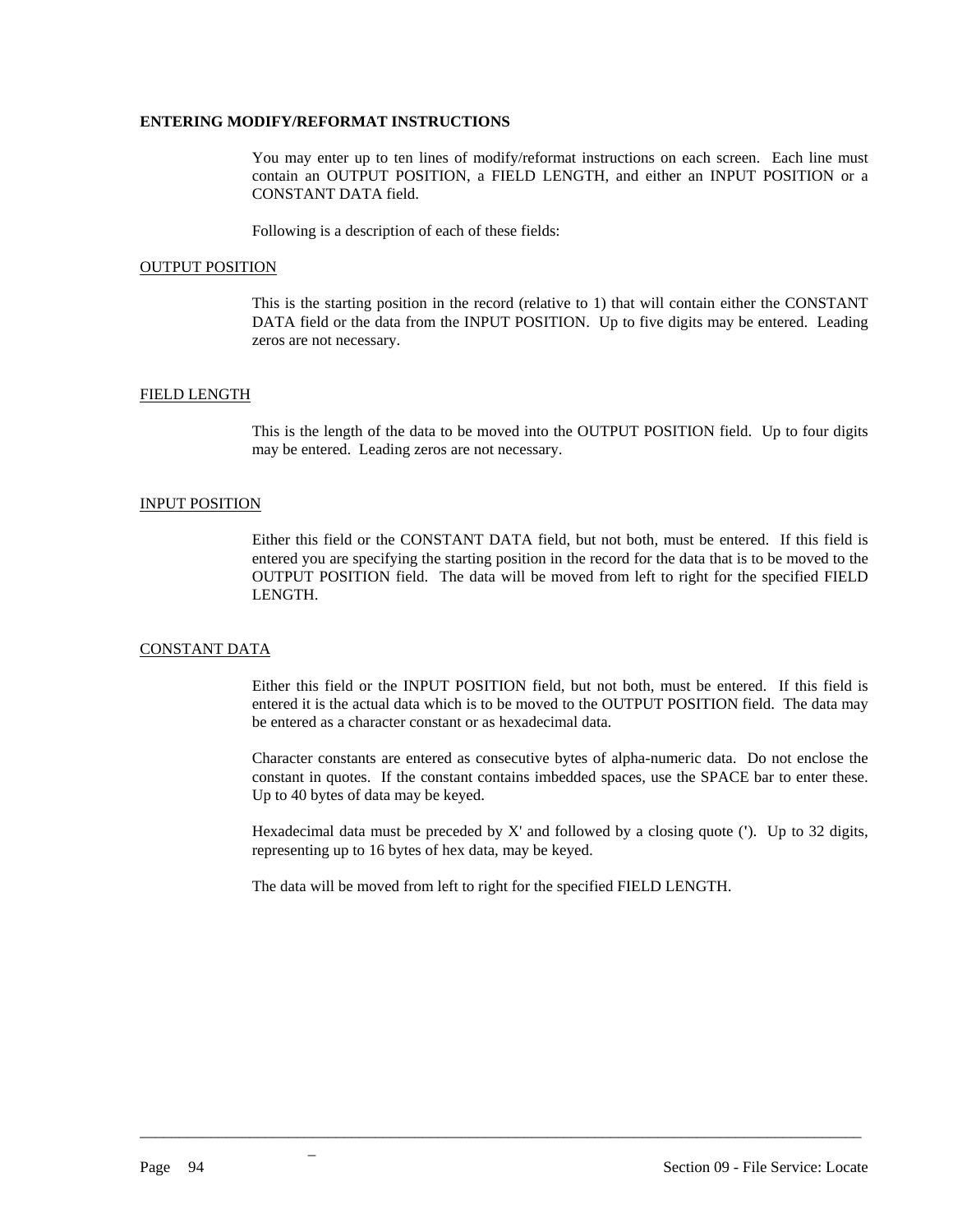## ENTERING MODIFY/REFORMAT INSTRUCTIONS

You may enter up to ten lines of modify/reformat instructions on each screen. Each line must contain an OUTPUT POSITION, a FIELD LENGTH, and either an INPUT POSITION or a CONSTANT DATA field.

Following is a description of each of these fields:

<u>OUTPUT POSITION</u>

This is the starting position in the record (relative to 1) that will contain either the CONSTANT DATA field or the data from the INPUT POSITION. Up to five digits may be entered. Leading zeros are not necessary.

<u>FIELD LENGTH</u>

This is the length of the data to be moved into the OUTPUT POSITION field. Up to four digits may be entered. Leading zeros are not necessary.

<u>INPUT POSITION</u>

Either this field or the CONSTANT DATA field, but not both, must be entered. If this field is entered you are specifying the starting position in the record for the data that is to be moved to the OUTPUT POSITION field. The data will be moved from left to right for the specified FIELD LENGTH.

<u>CONSTANT DATA</u>

Either this field or the INPUT POSITION field, but not both, must be entered. If this field is entered it is the actual data which is to be moved to the OUTPUT POSITION field. The data may be entered as a character constant or as hexadecimal data.

Character constants are entered as consecutive bytes of alpha-numeric data. Do not enclose the constant in quotes. If the constant contains imbedded spaces, use the SPACE bar to enter these. Up to 40 bytes of data may be keyed.

Hexadecimal data must be preceded by X' and followed by a closing quote ('). Up to 32 digits, representing up to 16 bytes of hex data, may be keyed.

The data will be moved from left to right for the specified FIELD LENGTH.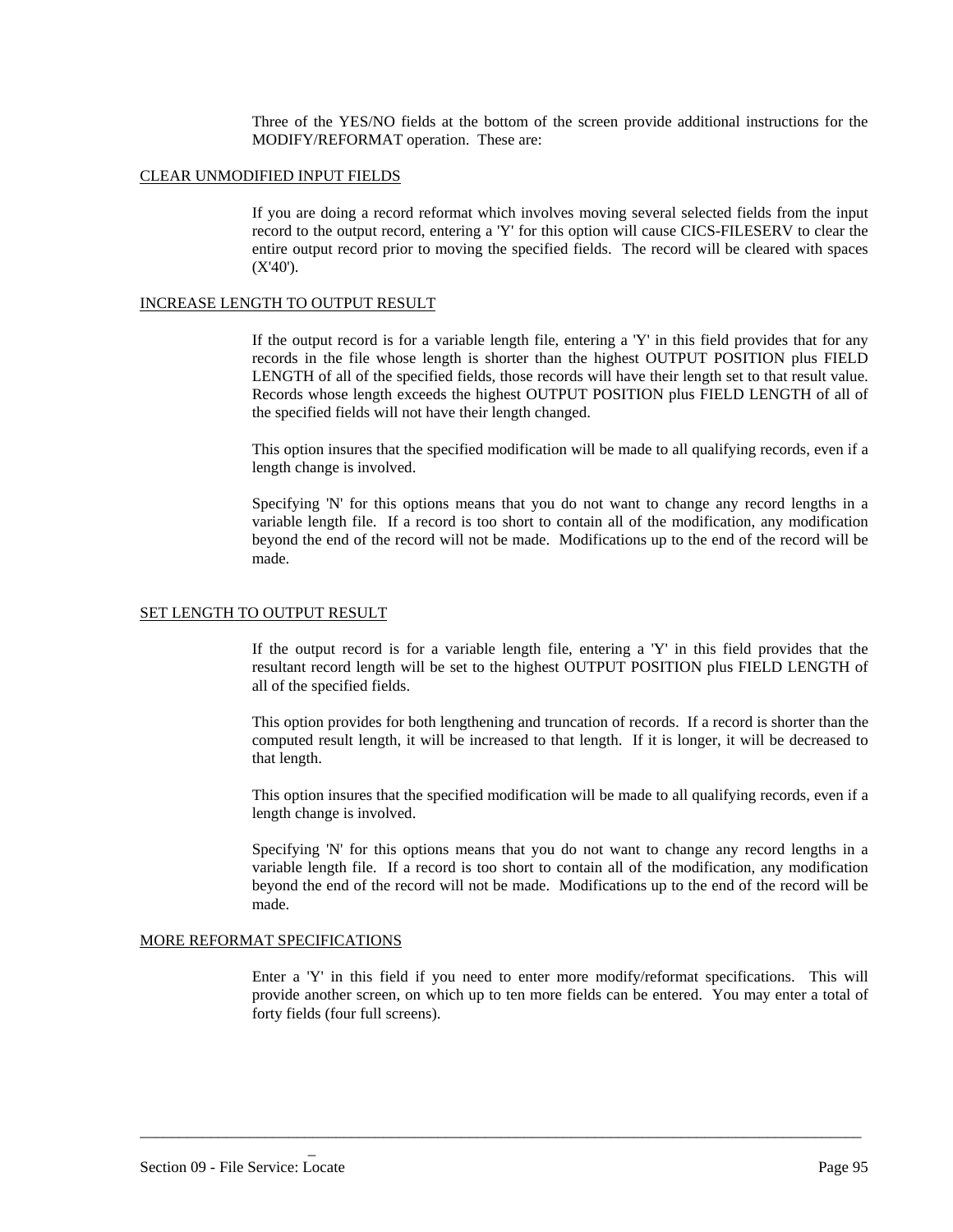Three of the YES/NO fields at the bottom of the screen provide additional instructions for the MODIFY/REFORMAT operation. These are:

CLEAR UNMODIFIED INPUT FIELDS

If you are doing a record reformat which involves moving several selected fields from the input record to the output record, entering a 'Y' for this option will cause CICS-FILESERV to clear the entire output record prior to moving the specified fields. The record will be cleared with spaces (X'40').

INCREASE LENGTH TO OUTPUT RESULT

If the output record is for a variable length file, entering a 'Y' in this field provides that for any records in the file whose length is shorter than the highest OUTPUT POSITION plus FIELD LENGTH of all of the specified fields, those records will have their length set to that result value. Records whose length exceeds the highest OUTPUT POSITION plus FIELD LENGTH of all of the specified fields will not have their length changed.

This option insures that the specified modification will be made to all qualifying records, even if a length change is involved.

Specifying 'N' for this options means that you do not want to change any record lengths in a variable length file. If a record is too short to contain all of the modification, any modification beyond the end of the record will not be made. Modifications up to the end of the record will be made.

SET LENGTH TO OUTPUT RESULT

If the output record is for a variable length file, entering a 'Y' in this field provides that the resultant record length will be set to the highest OUTPUT POSITION plus FIELD LENGTH of all of the specified fields.

This option provides for both lengthening and truncation of records. If a record is shorter than the computed result length, it will be increased to that length. If it is longer, it will be decreased to that length.

This option insures that the specified modification will be made to all qualifying records, even if a length change is involved.

Specifying 'N' for this options means that you do not want to change any record lengths in a variable length file. If a record is too short to contain all of the modification, any modification beyond the end of the record will not be made. Modifications up to the end of the record will be made.

MORE REFORMAT SPECIFICATIONS

Enter a 'Y' in this field if you need to enter more modify/reformat specifications. This will provide another screen, on which up to ten more fields can be entered. You may enter a total of forty fields (four full screens).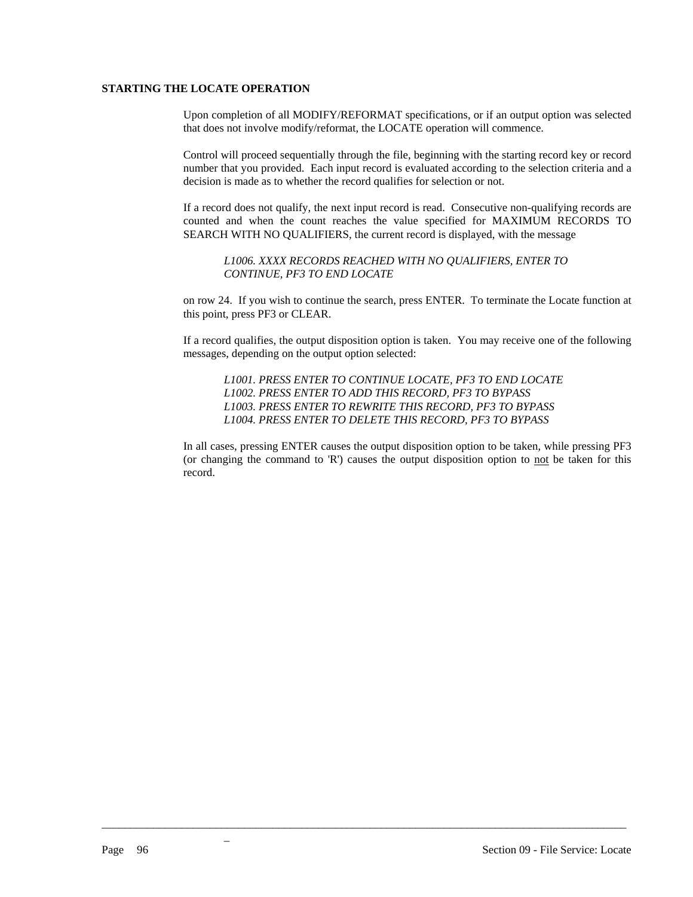## STARTING THE LOCATE OPERATION

Upon completion of all MODIFY/REFORMAT specifications, or if an output option was selected that does not involve modify/reformat, the LOCATE operation will commence.

Control will proceed sequentially through the file, beginning with the starting record key or record number that you provided. Each input record is evaluated according to the selection criteria and a decision is made as to whether the record qualifies for selection or not.

If a record does not qualify, the next input record is read. Consecutive non-qualifying records are counted and when the count reaches the value specified for MAXIMUM RECORDS TO SEARCH WITH NO QUALIFIERS, the current record is displayed, with the message

> *L1006. XXXX RECORDS REACHED WITH NO QUALIFIERS, ENTER TO CONTINUE, PF3 TO END LOCATE*

on row 24. If you wish to continue the search, press ENTER. To terminate the Locate function at this point, press PF3 or CLEAR.

If a record qualifies, the output disposition option is taken. You may receive one of the following messages, depending on the output option selected:

> *L1001. PRESS ENTER TO CONTINUE LOCATE, PF3 TO END LOCATE*
> *L1002. PRESS ENTER TO ADD THIS RECORD, PF3 TO BYPASS*
> *L1003. PRESS ENTER TO REWRITE THIS RECORD, PF3 TO BYPASS*
> *L1004. PRESS ENTER TO DELETE THIS RECORD, PF3 TO BYPASS*

In all cases, pressing ENTER causes the output disposition option to be taken, while pressing PF3 (or changing the command to 'R') causes the output disposition option to <u>not</u> be taken for this record.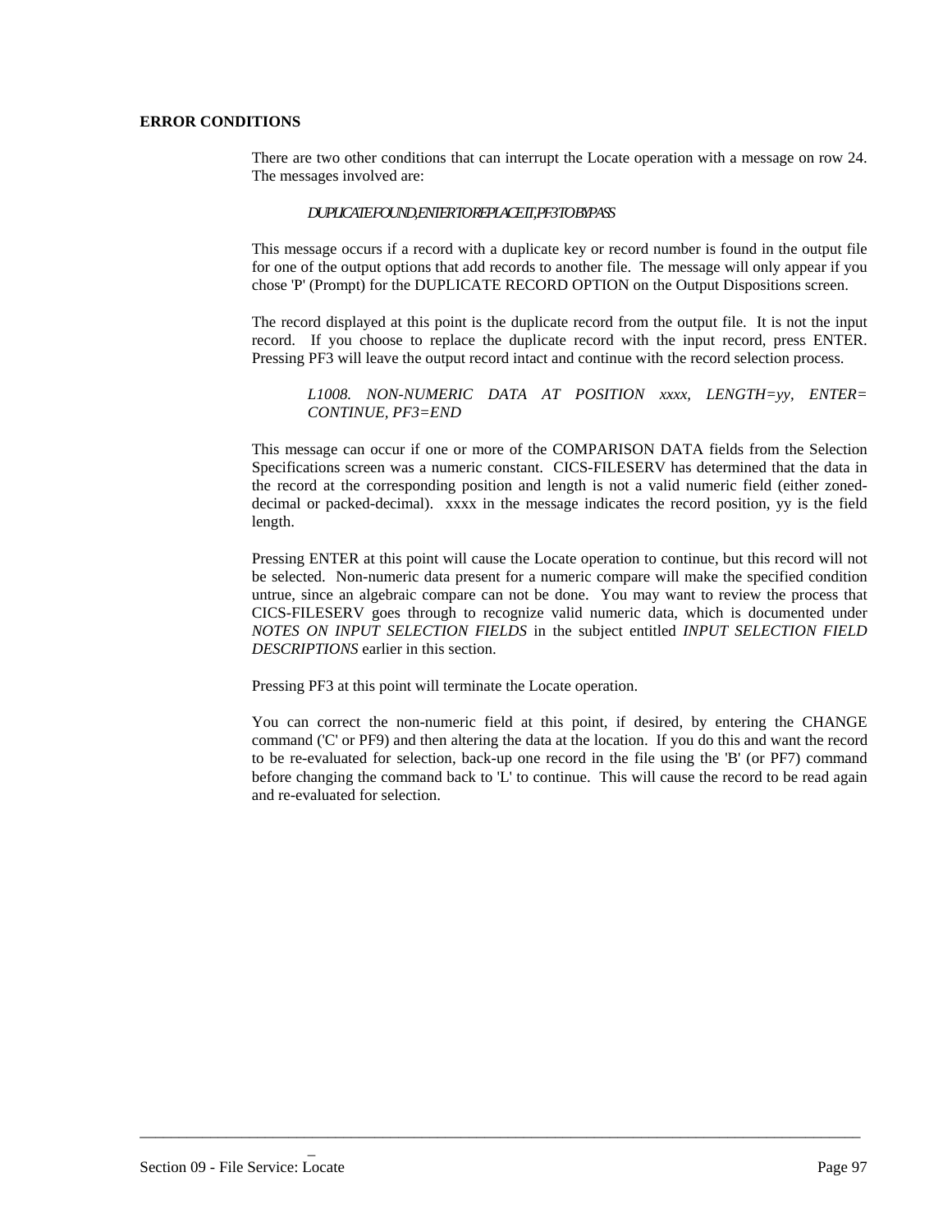**ERROR CONDITIONS**

There are two other conditions that can interrupt the Locate operation with a message on row 24. The messages involved are:

*DUPLICATE FOUND, ENTER TO REPLACE IT, PF3 TO BYPASS*

This message occurs if a record with a duplicate key or record number is found in the output file for one of the output options that add records to another file. The message will only appear if you chose 'P' (Prompt) for the DUPLICATE RECORD OPTION on the Output Dispositions screen.

The record displayed at this point is the duplicate record from the output file. It is not the input record. If you choose to replace the duplicate record with the input record, press ENTER. Pressing PF3 will leave the output record intact and continue with the record selection process.

*L1008. NON-NUMERIC DATA AT POSITION xxxx, LENGTH=yy, ENTER= CONTINUE, PF3=END*

This message can occur if one or more of the COMPARISON DATA fields from the Selection Specifications screen was a numeric constant. CICS-FILESERV has determined that the data in the record at the corresponding position and length is not a valid numeric field (either zoned-decimal or packed-decimal). xxxx in the message indicates the record position, yy is the field length.

Pressing ENTER at this point will cause the Locate operation to continue, but this record will not be selected. Non-numeric data present for a numeric compare will make the specified condition untrue, since an algebraic compare can not be done. You may want to review the process that CICS-FILESERV goes through to recognize valid numeric data, which is documented under *NOTES ON INPUT SELECTION FIELDS* in the subject entitled *INPUT SELECTION FIELD DESCRIPTIONS* earlier in this section.

Pressing PF3 at this point will terminate the Locate operation.

You can correct the non-numeric field at this point, if desired, by entering the CHANGE command ('C' or PF9) and then altering the data at the location. If you do this and want the record to be re-evaluated for selection, back-up one record in the file using the 'B' (or PF7) command before changing the command back to 'L' to continue. This will cause the record to be read again and re-evaluated for selection.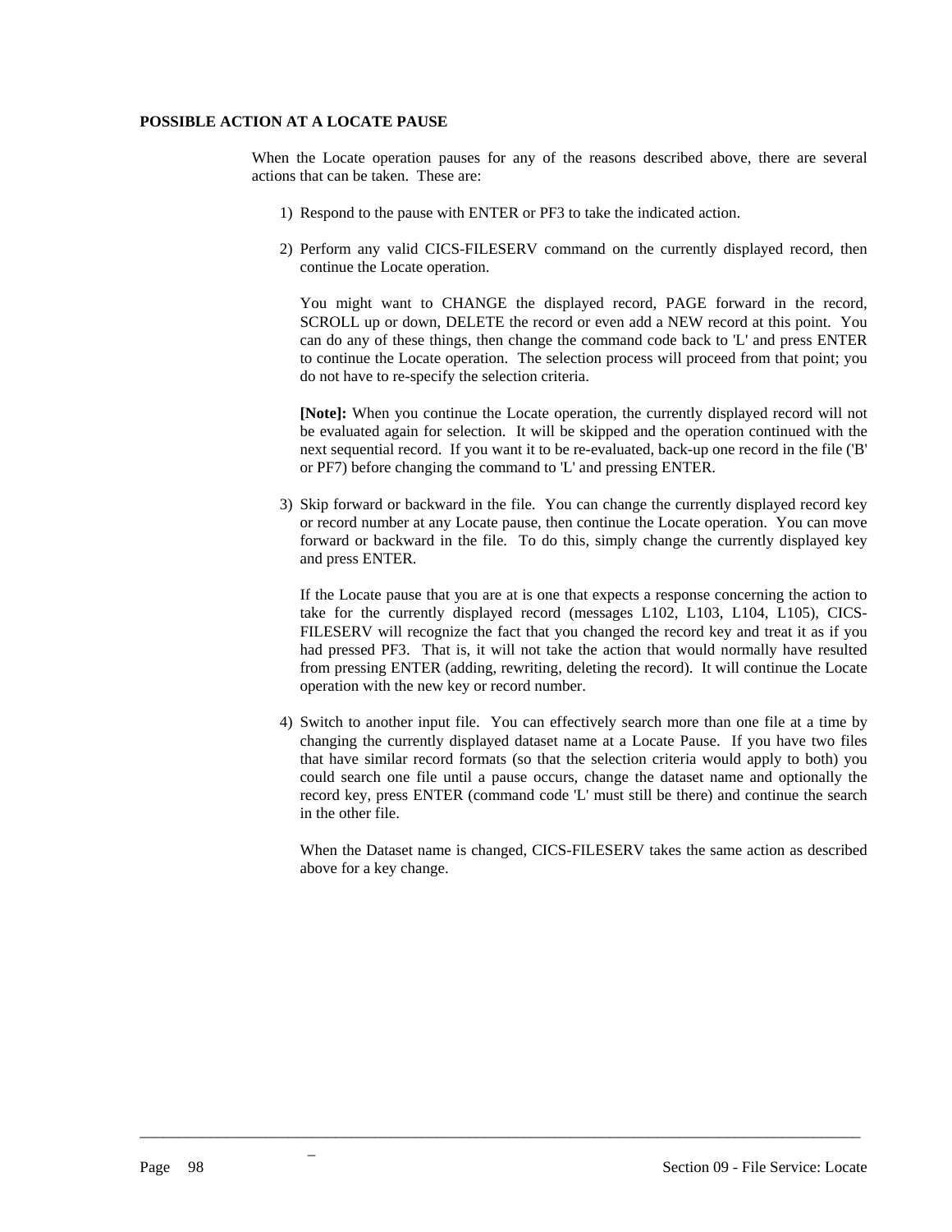## POSSIBLE ACTION AT A LOCATE PAUSE

When the Locate operation pauses for any of the reasons described above, there are several actions that can be taken. These are:

1) Respond to the pause with ENTER or PF3 to take the indicated action.

2) Perform any valid CICS-FILESERV command on the currently displayed record, then continue the Locate operation.

   You might want to CHANGE the displayed record, PAGE forward in the record, SCROLL up or down, DELETE the record or even add a NEW record at this point. You can do any of these things, then change the command code back to 'L' and press ENTER to continue the Locate operation. The selection process will proceed from that point; you do not have to re-specify the selection criteria.

   **[Note]:** When you continue the Locate operation, the currently displayed record will not be evaluated again for selection. It will be skipped and the operation continued with the next sequential record. If you want it to be re-evaluated, back-up one record in the file ('B' or PF7) before changing the command to 'L' and pressing ENTER.

3) Skip forward or backward in the file. You can change the currently displayed record key or record number at any Locate pause, then continue the Locate operation. You can move forward or backward in the file. To do this, simply change the currently displayed key and press ENTER.

   If the Locate pause that you are at is one that expects a response concerning the action to take for the currently displayed record (messages L102, L103, L104, L105), CICS-FILESERV will recognize the fact that you changed the record key and treat it as if you had pressed PF3. That is, it will not take the action that would normally have resulted from pressing ENTER (adding, rewriting, deleting the record). It will continue the Locate operation with the new key or record number.

4) Switch to another input file. You can effectively search more than one file at a time by changing the currently displayed dataset name at a Locate Pause. If you have two files that have similar record formats (so that the selection criteria would apply to both) you could search one file until a pause occurs, change the dataset name and optionally the record key, press ENTER (command code 'L' must still be there) and continue the search in the other file.

   When the Dataset name is changed, CICS-FILESERV takes the same action as described above for a key change.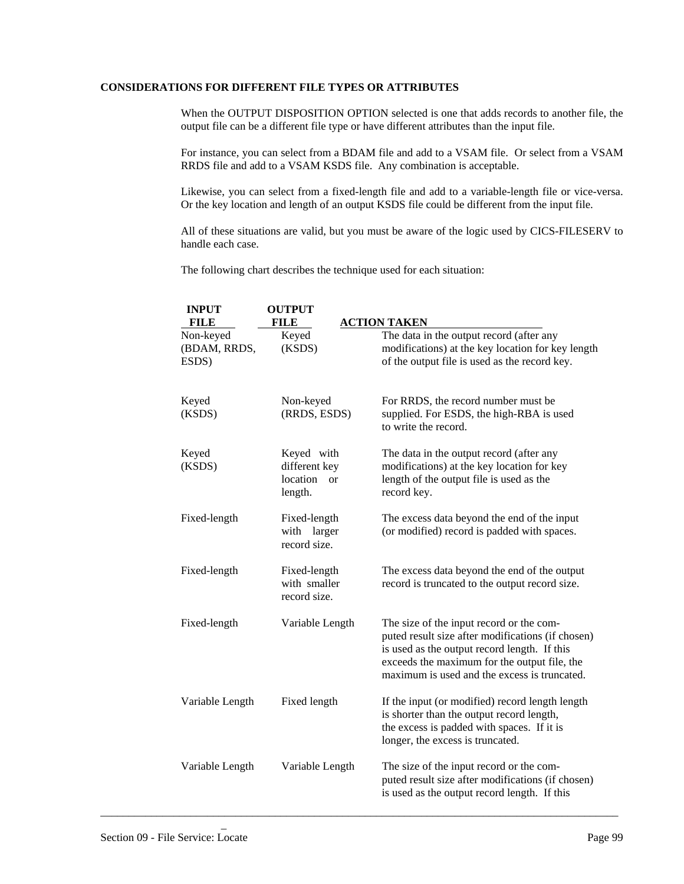**CONSIDERATIONS FOR DIFFERENT FILE TYPES OR ATTRIBUTES**

When the OUTPUT DISPOSITION OPTION selected is one that adds records to another file, the output file can be a different file type or have different attributes than the input file.

For instance, you can select from a BDAM file and add to a VSAM file. Or select from a VSAM RRDS file and add to a VSAM KSDS file. Any combination is acceptable.

Likewise, you can select from a fixed-length file and add to a variable-length file or vice-versa. Or the key location and length of an output KSDS file could be different from the input file.

All of these situations are valid, but you must be aware of the logic used by CICS-FILESERV to handle each case.

The following chart describes the technique used for each situation:

| INPUT FILE | OUTPUT FILE | ACTION TAKEN |
|---|---|---|
| Non-keyed (BDAM, RRDS, ESDS) | Keyed (KSDS) | The data in the output record (after any modifications) at the key location for key length of the output file is used as the record key. |
| Keyed (KSDS) | Non-keyed (RRDS, ESDS) | For RRDS, the record number must be supplied. For ESDS, the high-RBA is used to write the record. |
| Keyed (KSDS) | Keyed with different key location or length. | The data in the output record (after any modifications) at the key location for key length of the output file is used as the record key. |
| Fixed-length | Fixed-length with larger record size. | The excess data beyond the end of the input (or modified) record is padded with spaces. |
| Fixed-length | Fixed-length with smaller record size. | The excess data beyond the end of the output record is truncated to the output record size. |
| Fixed-length | Variable Length | The size of the input record or the computed result size after modifications (if chosen) is used as the output record length. If this exceeds the maximum for the output file, the maximum is used and the excess is truncated. |
| Variable Length | Fixed length | If the input (or modified) record length length is shorter than the output record length, the excess is padded with spaces. If it is longer, the excess is truncated. |
| Variable Length | Variable Length | The size of the input record or the computed result size after modifications (if chosen) is used as the output record length. If this |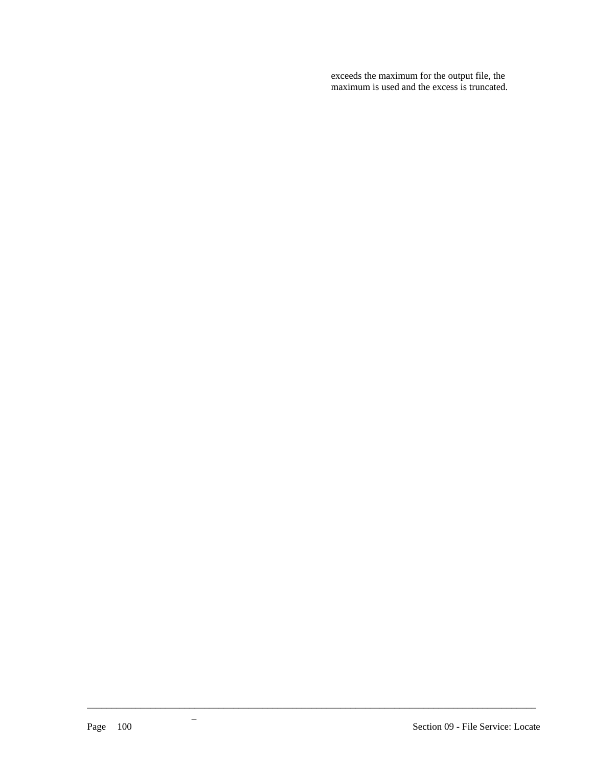exceeds the maximum for the output file, the maximum is used and the excess is truncated.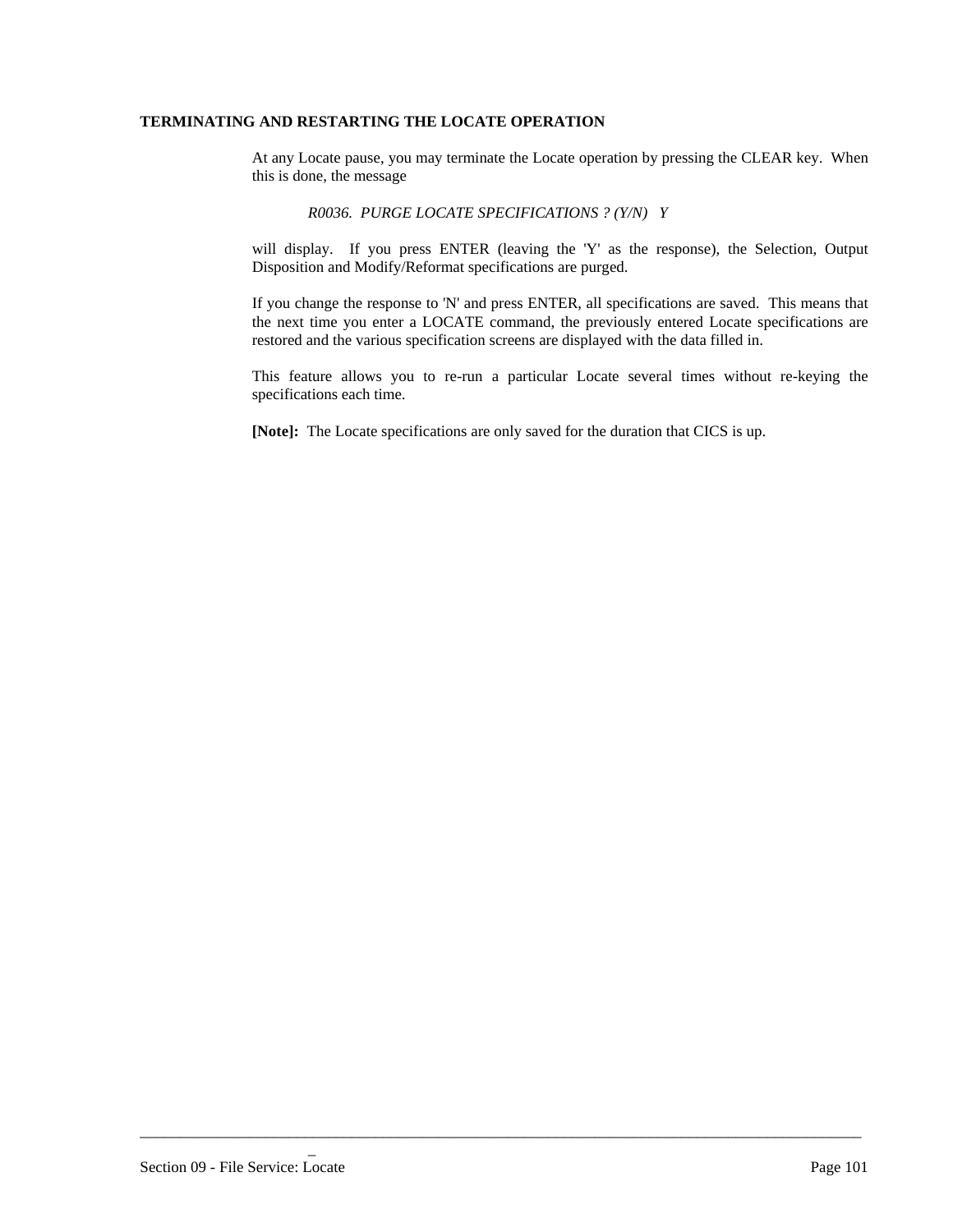## TERMINATING AND RESTARTING THE LOCATE OPERATION

At any Locate pause, you may terminate the Locate operation by pressing the CLEAR key. When this is done, the message

*R0036. PURGE LOCATE SPECIFICATIONS ? (Y/N) Y*

will display. If you press ENTER (leaving the 'Y' as the response), the Selection, Output Disposition and Modify/Reformat specifications are purged.

If you change the response to 'N' and press ENTER, all specifications are saved. This means that the next time you enter a LOCATE command, the previously entered Locate specifications are restored and the various specification screens are displayed with the data filled in.

This feature allows you to re-run a particular Locate several times without re-keying the specifications each time.

**[Note]:** The Locate specifications are only saved for the duration that CICS is up.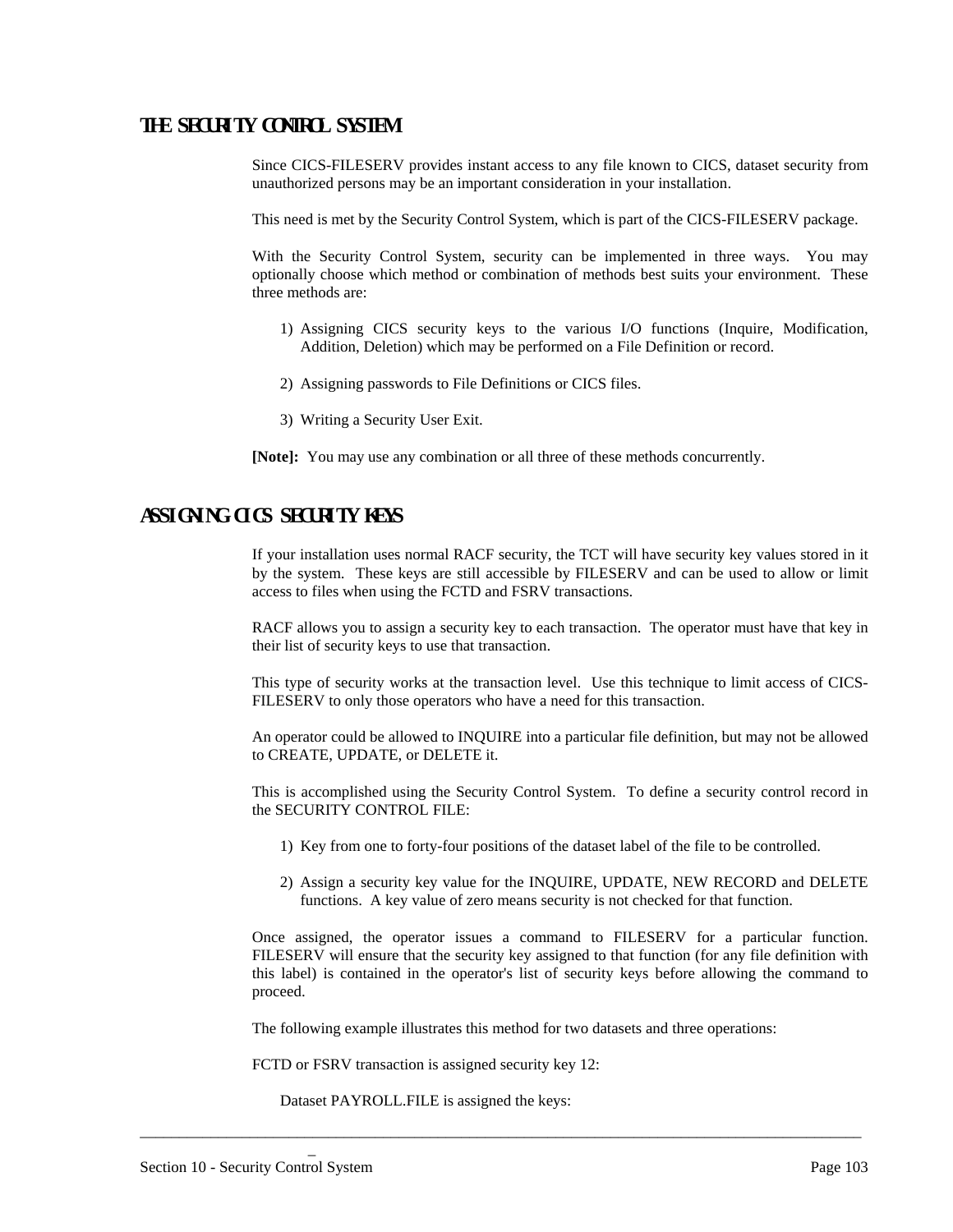## THE SECURITY CONTROL SYSTEM

Since CICS-FILESERV provides instant access to any file known to CICS, dataset security from unauthorized persons may be an important consideration in your installation.

This need is met by the Security Control System, which is part of the CICS-FILESERV package.

With the Security Control System, security can be implemented in three ways. You may optionally choose which method or combination of methods best suits your environment. These three methods are:

1) Assigning CICS security keys to the various I/O functions (Inquire, Modification, Addition, Deletion) which may be performed on a File Definition or record.

2) Assigning passwords to File Definitions or CICS files.

3) Writing a Security User Exit.

**[Note]:** You may use any combination or all three of these methods concurrently.

## ASSIGNING CICS SECURITY KEYS

If your installation uses normal RACF security, the TCT will have security key values stored in it by the system. These keys are still accessible by FILESERV and can be used to allow or limit access to files when using the FCTD and FSRV transactions.

RACF allows you to assign a security key to each transaction. The operator must have that key in their list of security keys to use that transaction.

This type of security works at the transaction level. Use this technique to limit access of CICS-FILESERV to only those operators who have a need for this transaction.

An operator could be allowed to INQUIRE into a particular file definition, but may not be allowed to CREATE, UPDATE, or DELETE it.

This is accomplished using the Security Control System. To define a security control record in the SECURITY CONTROL FILE:

1) Key from one to forty-four positions of the dataset label of the file to be controlled.

2) Assign a security key value for the INQUIRE, UPDATE, NEW RECORD and DELETE functions. A key value of zero means security is not checked for that function.

Once assigned, the operator issues a command to FILESERV for a particular function. FILESERV will ensure that the security key assigned to that function (for any file definition with this label) is contained in the operator's list of security keys before allowing the command to proceed.

The following example illustrates this method for two datasets and three operations:

FCTD or FSRV transaction is assigned security key 12:

Dataset PAYROLL.FILE is assigned the keys: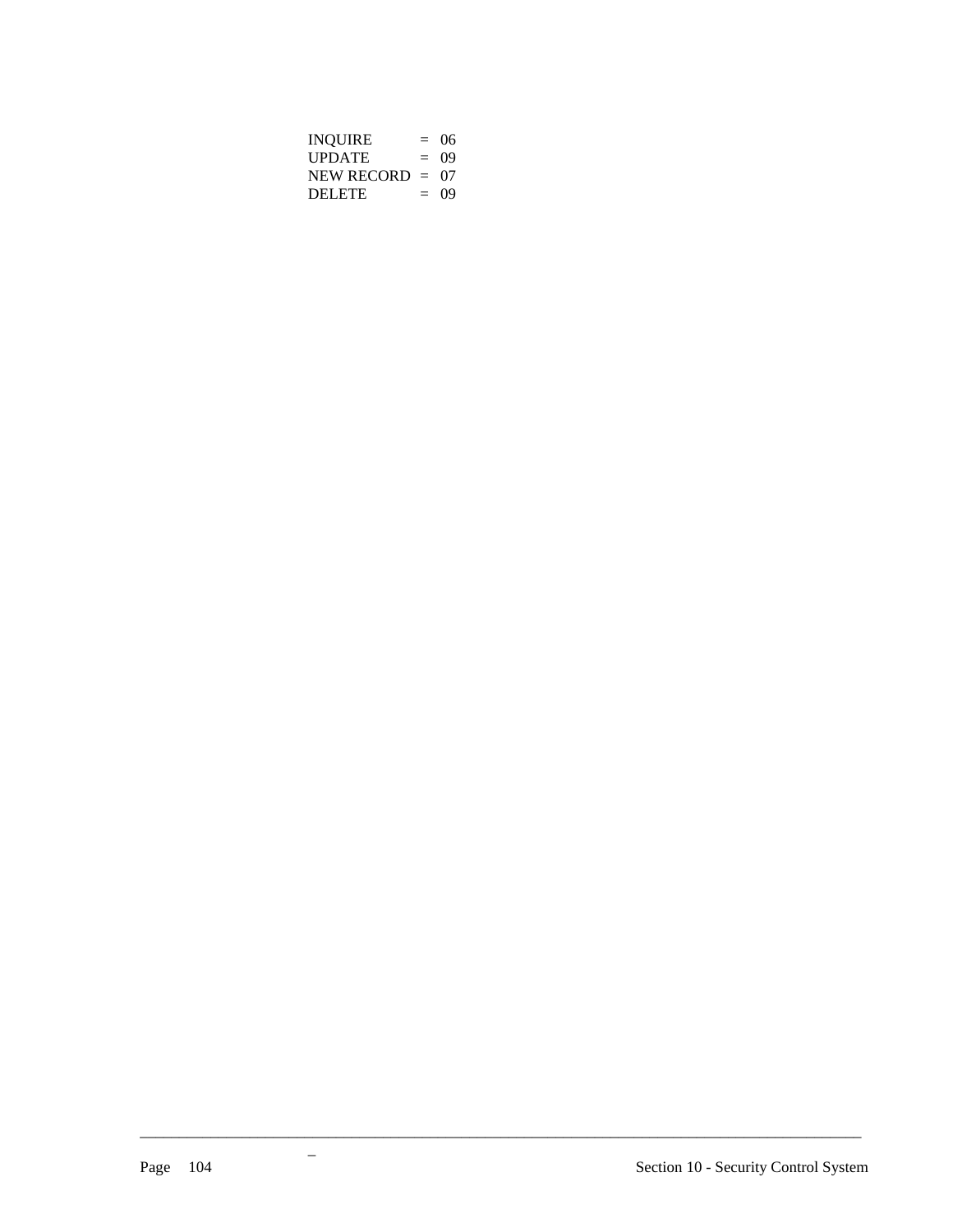```
INQUIRE      =  06
UPDATE       =  09
NEW RECORD   =  07
DELETE       =  09
```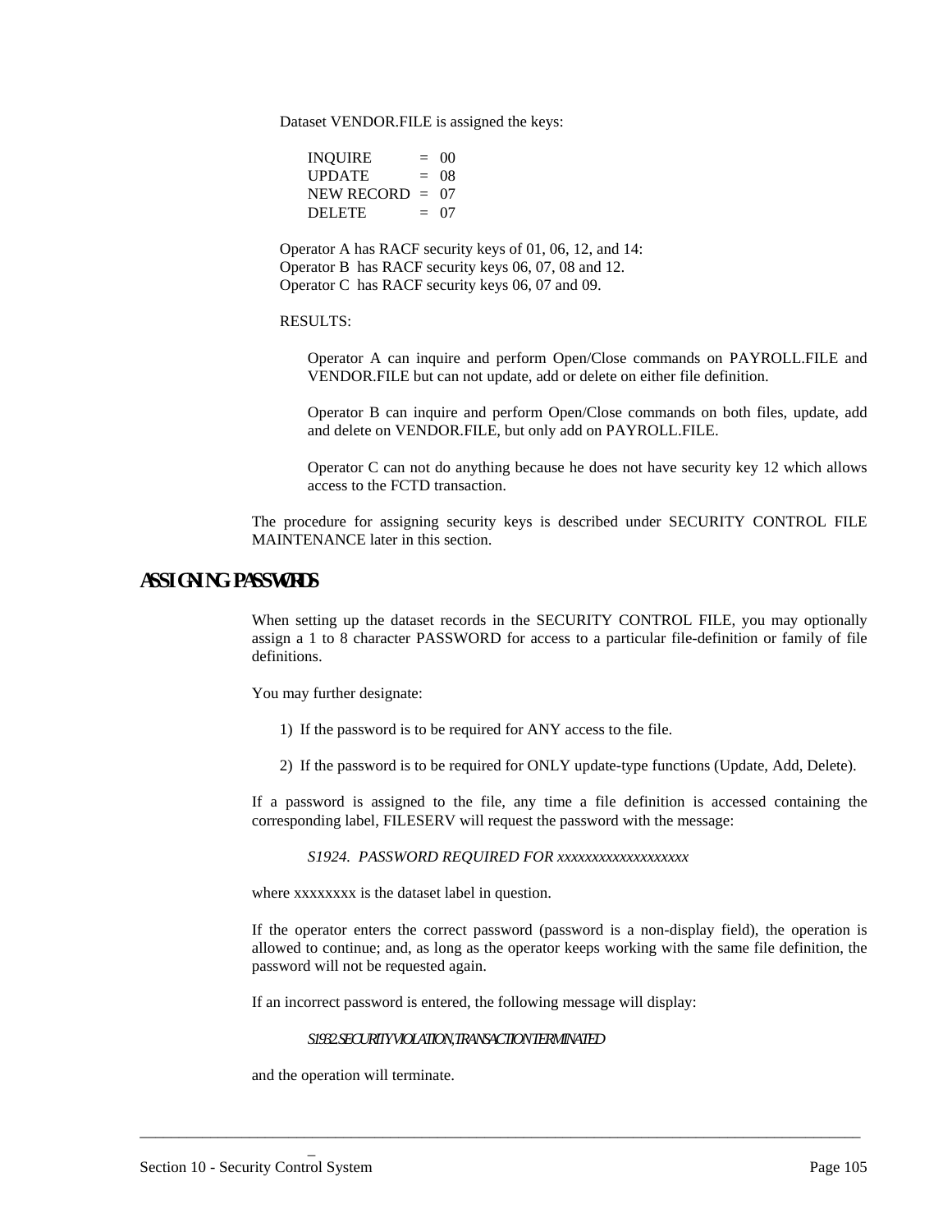Dataset VENDOR.FILE is assigned the keys:

| | | |
|---|---|---|
| INQUIRE | = | 00 |
| UPDATE | = | 08 |
| NEW RECORD | = | 07 |
| DELETE | = | 07 |

Operator A has RACF security keys of 01, 06, 12, and 14:
Operator B has RACF security keys 06, 07, 08 and 12.
Operator C has RACF security keys 06, 07 and 09.

RESULTS:

Operator A can inquire and perform Open/Close commands on PAYROLL.FILE and VENDOR.FILE but can not update, add or delete on either file definition.

Operator B can inquire and perform Open/Close commands on both files, update, add and delete on VENDOR.FILE, but only add on PAYROLL.FILE.

Operator C can not do anything because he does not have security key 12 which allows access to the FCTD transaction.

The procedure for assigning security keys is described under SECURITY CONTROL FILE MAINTENANCE later in this section.

## ASSIGNING PASSWORDS

When setting up the dataset records in the SECURITY CONTROL FILE, you may optionally assign a 1 to 8 character PASSWORD for access to a particular file-definition or family of file definitions.

You may further designate:

1) If the password is to be required for ANY access to the file.

2) If the password is to be required for ONLY update-type functions (Update, Add, Delete).

If a password is assigned to the file, any time a file definition is accessed containing the corresponding label, FILESERV will request the password with the message:

*S1924. PASSWORD REQUIRED FOR xxxxxxxxxxxxxxxxxx*

where xxxxxxxx is the dataset label in question.

If the operator enters the correct password (password is a non-display field), the operation is allowed to continue; and, as long as the operator keeps working with the same file definition, the password will not be requested again.

If an incorrect password is entered, the following message will display:

*S1932. SECURITY VIOLATION, TRANSACTION TERMINATED*

and the operation will terminate.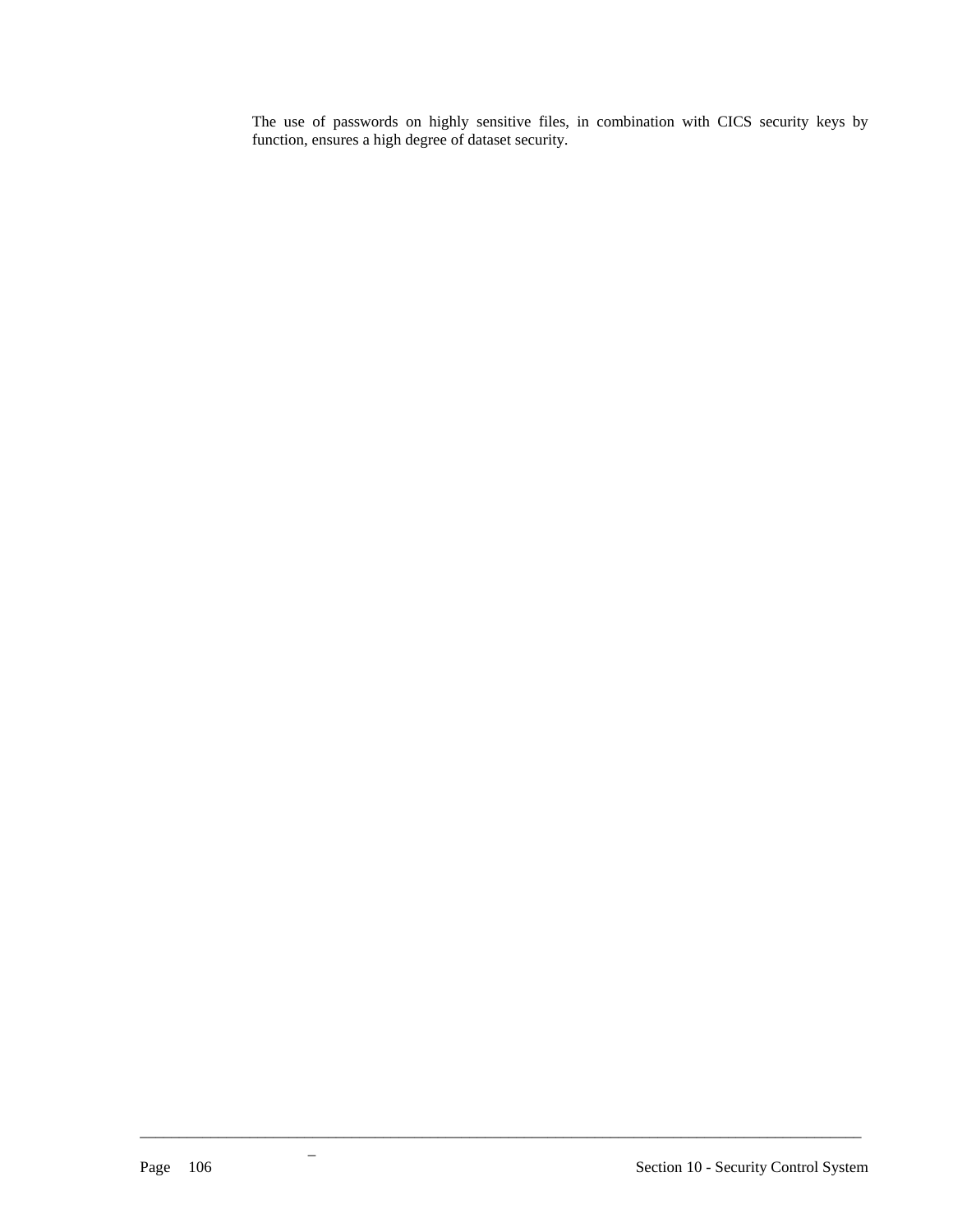The use of passwords on highly sensitive files, in combination with CICS security keys by function, ensures a high degree of dataset security.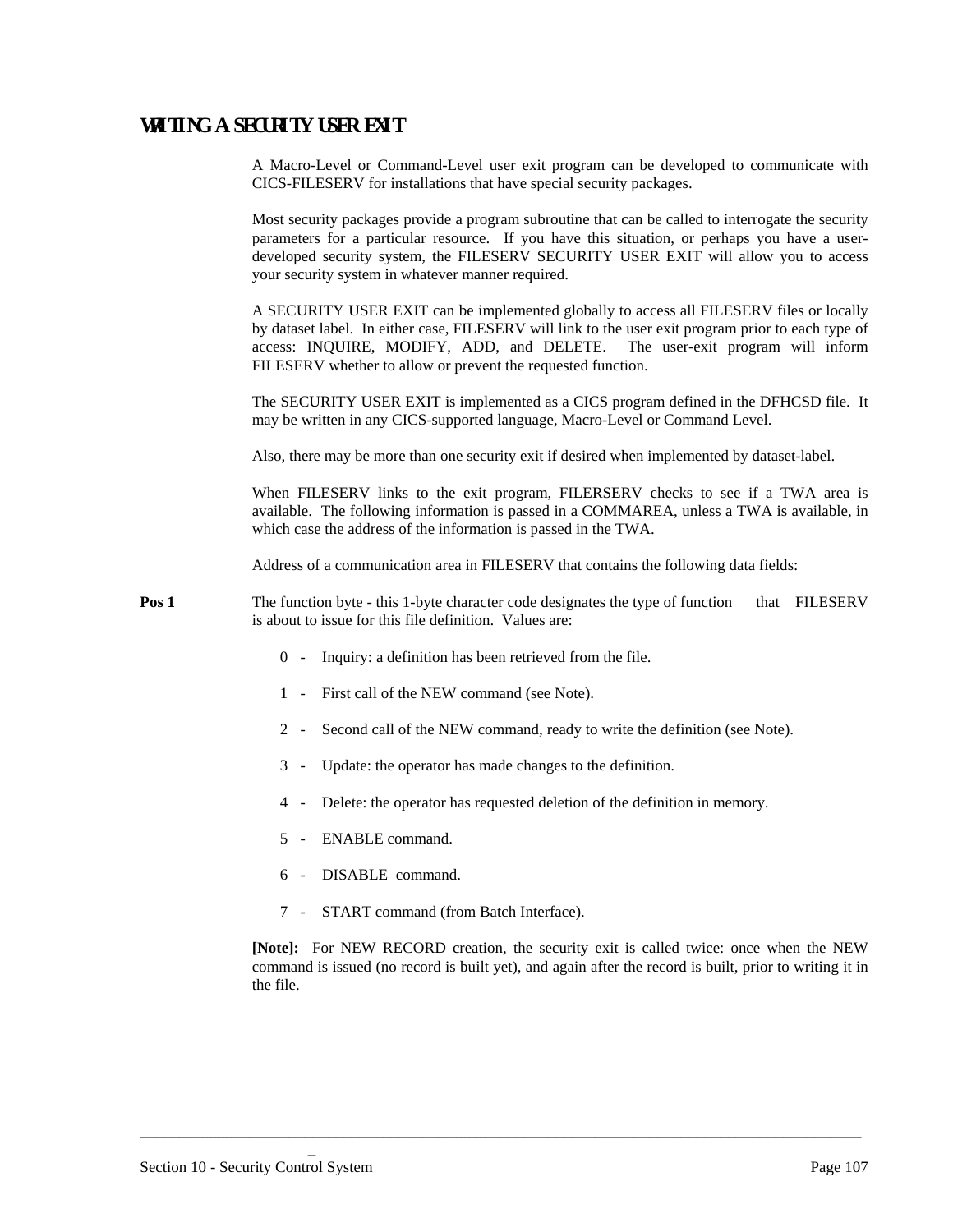## WRITING A SECURITY USER EXIT

A Macro-Level or Command-Level user exit program can be developed to communicate with CICS-FILESERV for installations that have special security packages.

Most security packages provide a program subroutine that can be called to interrogate the security parameters for a particular resource. If you have this situation, or perhaps you have a user-developed security system, the FILESERV SECURITY USER EXIT will allow you to access your security system in whatever manner required.

A SECURITY USER EXIT can be implemented globally to access all FILESERV files or locally by dataset label. In either case, FILESERV will link to the user exit program prior to each type of access: INQUIRE, MODIFY, ADD, and DELETE. The user-exit program will inform FILESERV whether to allow or prevent the requested function.

The SECURITY USER EXIT is implemented as a CICS program defined in the DFHCSD file. It may be written in any CICS-supported language, Macro-Level or Command Level.

Also, there may be more than one security exit if desired when implemented by dataset-label.

When FILESERV links to the exit program, FILERSERV checks to see if a TWA area is available. The following information is passed in a COMMAREA, unless a TWA is available, in which case the address of the information is passed in the TWA.

Address of a communication area in FILESERV that contains the following data fields:

**Pos 1** The function byte - this 1-byte character code designates the type of function that FILESERV is about to issue for this file definition. Values are:

- 0 - Inquiry: a definition has been retrieved from the file.
- 1 - First call of the NEW command (see Note).
- 2 - Second call of the NEW command, ready to write the definition (see Note).
- 3 - Update: the operator has made changes to the definition.
- 4 - Delete: the operator has requested deletion of the definition in memory.
- 5 - ENABLE command.
- 6 - DISABLE command.
- 7 - START command (from Batch Interface).

**[Note]:** For NEW RECORD creation, the security exit is called twice: once when the NEW command is issued (no record is built yet), and again after the record is built, prior to writing it in the file.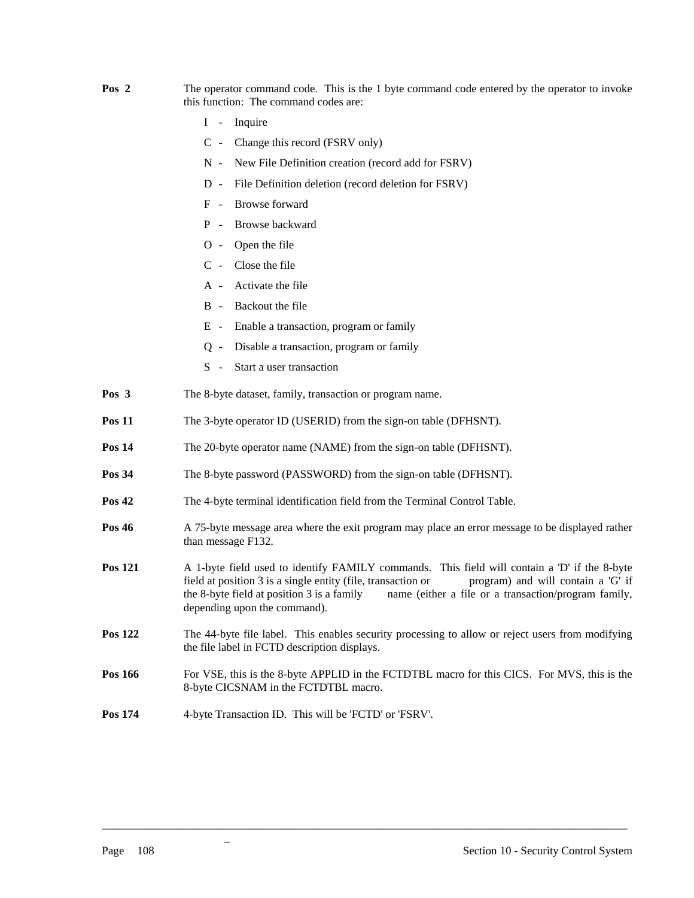**Pos 2** The operator command code. This is the 1 byte command code entered by the operator to invoke this function: The command codes are:

- I - Inquire
- C - Change this record (FSRV only)
- N - New File Definition creation (record add for FSRV)
- D - File Definition deletion (record deletion for FSRV)
- F - Browse forward
- P - Browse backward
- O - Open the file
- C - Close the file
- A - Activate the file
- B - Backout the file
- E - Enable a transaction, program or family
- Q - Disable a transaction, program or family
- S - Start a user transaction

**Pos 3** The 8-byte dataset, family, transaction or program name.

**Pos 11** The 3-byte operator ID (USERID) from the sign-on table (DFHSNT).

**Pos 14** The 20-byte operator name (NAME) from the sign-on table (DFHSNT).

**Pos 34** The 8-byte password (PASSWORD) from the sign-on table (DFHSNT).

**Pos 42** The 4-byte terminal identification field from the Terminal Control Table.

**Pos 46** A 75-byte message area where the exit program may place an error message to be displayed rather than message F132.

**Pos 121** A 1-byte field used to identify FAMILY commands. This field will contain a 'D' if the 8-byte field at position 3 is a single entity (file, transaction or program) and will contain a 'G' if the 8-byte field at position 3 is a family name (either a file or a transaction/program family, depending upon the command).

**Pos 122** The 44-byte file label. This enables security processing to allow or reject users from modifying the file label in FCTD description displays.

**Pos 166** For VSE, this is the 8-byte APPLID in the FCTDTBL macro for this CICS. For MVS, this is the 8-byte CICSNAM in the FCTDTBL macro.

**Pos 174** 4-byte Transaction ID. This will be 'FCTD' or 'FSRV'.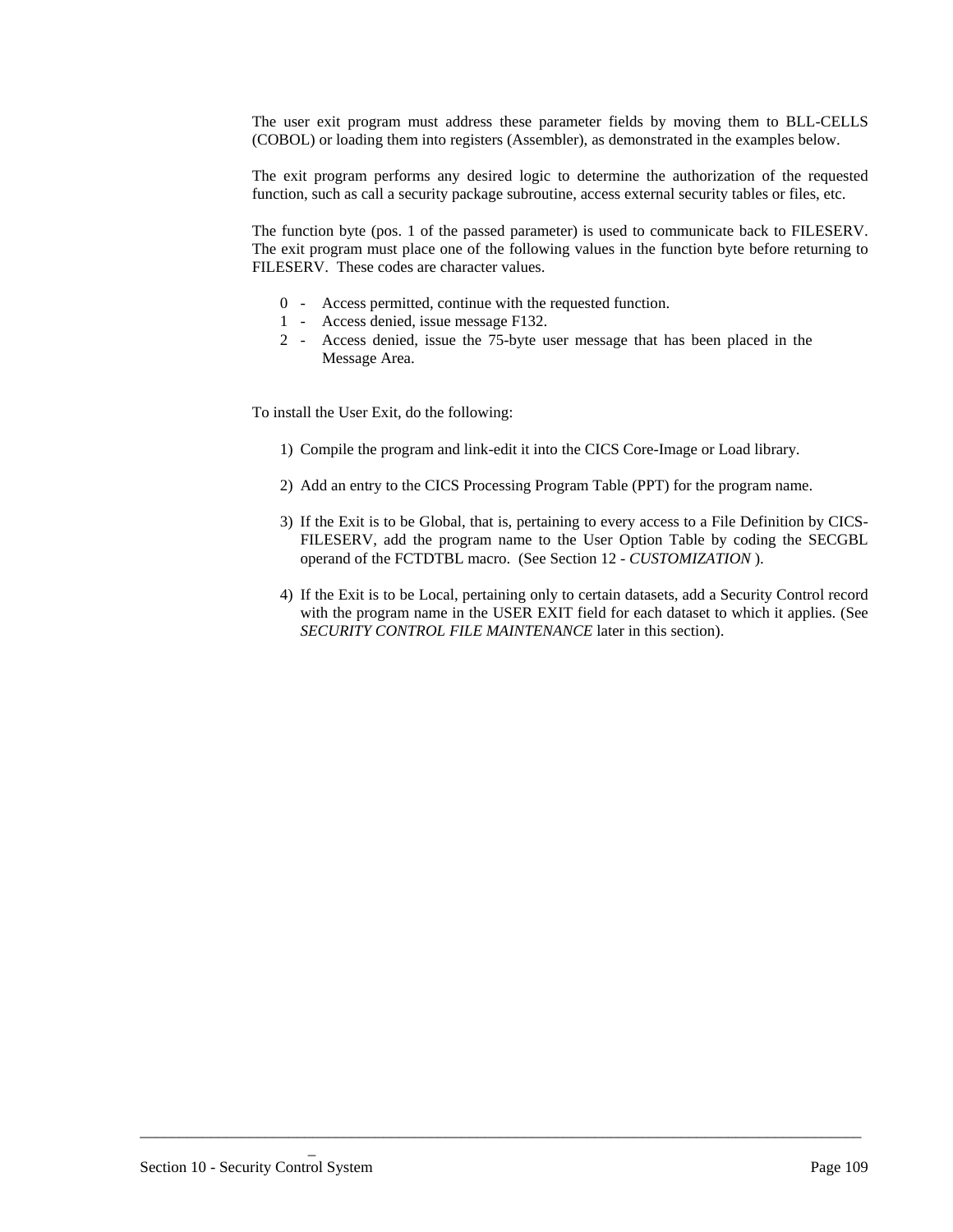The user exit program must address these parameter fields by moving them to BLL-CELLS (COBOL) or loading them into registers (Assembler), as demonstrated in the examples below.

The exit program performs any desired logic to determine the authorization of the requested function, such as call a security package subroutine, access external security tables or files, etc.

The function byte (pos. 1 of the passed parameter) is used to communicate back to FILESERV. The exit program must place one of the following values in the function byte before returning to FILESERV. These codes are character values.

- 0 - Access permitted, continue with the requested function.
- 1 - Access denied, issue message F132.
- 2 - Access denied, issue the 75-byte user message that has been placed in the Message Area.

To install the User Exit, do the following:

1) Compile the program and link-edit it into the CICS Core-Image or Load library.

2) Add an entry to the CICS Processing Program Table (PPT) for the program name.

3) If the Exit is to be Global, that is, pertaining to every access to a File Definition by CICS-FILESERV, add the program name to the User Option Table by coding the SECGBL operand of the FCTDTBL macro. (See Section 12 - *CUSTOMIZATION* ).

4) If the Exit is to be Local, pertaining only to certain datasets, add a Security Control record with the program name in the USER EXIT field for each dataset to which it applies. (See *SECURITY CONTROL FILE MAINTENANCE* later in this section).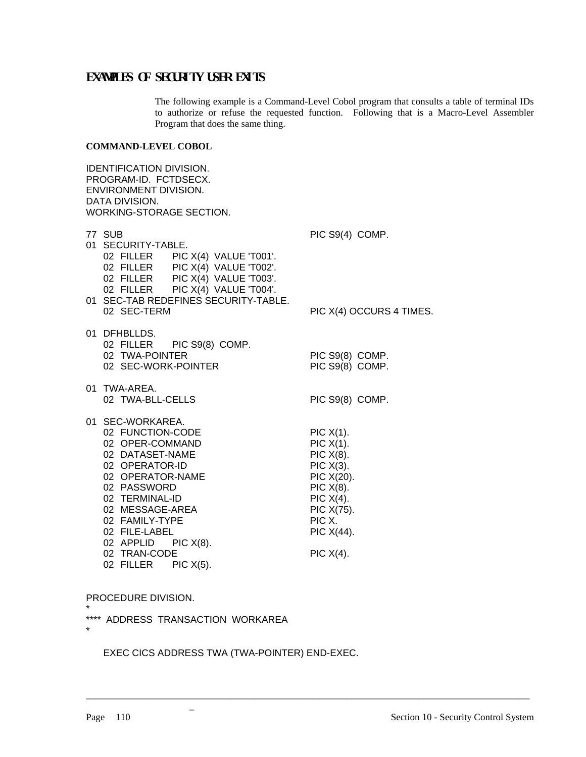## EXAMPLES OF SECURITY USER EXITS

The following example is a Command-Level Cobol program that consults a table of terminal IDs to authorize or refuse the requested function. Following that is a Macro-Level Assembler Program that does the same thing.

**COMMAND-LEVEL COBOL**

```
IDENTIFICATION DIVISION.
PROGRAM-ID.  FCTDSECX.
ENVIRONMENT DIVISION.
DATA DIVISION.
WORKING-STORAGE SECTION.

77  SUB                                    PIC S9(4)  COMP.
01  SECURITY-TABLE.
    02  FILLER       PIC X(4)  VALUE 'T001'.
    02  FILLER       PIC X(4)  VALUE 'T002'.
    02  FILLER       PIC X(4)  VALUE 'T003'.
    02  FILLER       PIC X(4)  VALUE 'T004'.
01  SEC-TAB REDEFINES SECURITY-TABLE.
    02  SEC-TERM                           PIC X(4) OCCURS 4 TIMES.

01  DFHBLLDS.
    02  FILLER       PIC S9(8)  COMP.
    02  TWA-POINTER                        PIC S9(8)  COMP.
    02  SEC-WORK-POINTER                   PIC S9(8)  COMP.

01  TWA-AREA.
    02  TWA-BLL-CELLS                      PIC S9(8)  COMP.

01  SEC-WORKAREA.
    02  FUNCTION-CODE                      PIC X(1).
    02  OPER-COMMAND                       PIC X(1).
    02  DATASET-NAME                       PIC X(8).
    02  OPERATOR-ID                        PIC X(3).
    02  OPERATOR-NAME                      PIC X(20).
    02  PASSWORD                           PIC X(8).
    02  TERMINAL-ID                        PIC X(4).
    02  MESSAGE-AREA                       PIC X(75).
    02  FAMILY-TYPE                        PIC X.
    02  FILE-LABEL                         PIC X(44).
    02  APPLID       PIC X(8).
    02  TRAN-CODE                          PIC X(4).
    02  FILLER       PIC X(5).


PROCEDURE DIVISION.
*
****  ADDRESS  TRANSACTION  WORKAREA
*

    EXEC CICS ADDRESS TWA (TWA-POINTER) END-EXEC.
```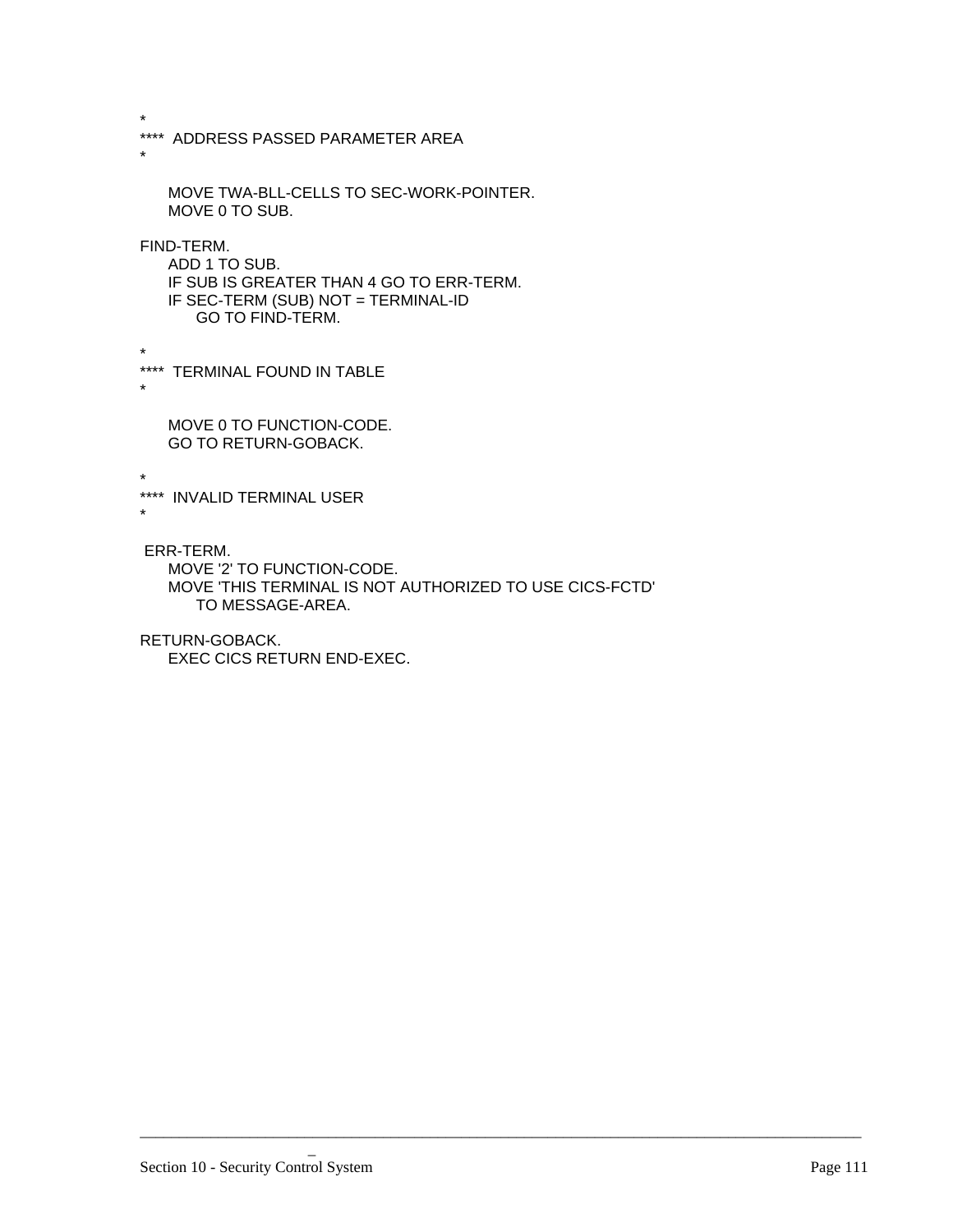```
*
****  ADDRESS PASSED PARAMETER AREA
*

       MOVE TWA-BLL-CELLS TO SEC-WORK-POINTER.
       MOVE 0 TO SUB.

FIND-TERM.
       ADD 1 TO SUB.
       IF SUB IS GREATER THAN 4 GO TO ERR-TERM.
       IF SEC-TERM (SUB) NOT = TERMINAL-ID
            GO TO FIND-TERM.

*
****  TERMINAL FOUND IN TABLE
*

       MOVE 0 TO FUNCTION-CODE.
       GO TO RETURN-GOBACK.

*
****  INVALID TERMINAL USER
*

 ERR-TERM.
       MOVE '2' TO FUNCTION-CODE.
       MOVE 'THIS TERMINAL IS NOT AUTHORIZED TO USE CICS-FCTD'
            TO MESSAGE-AREA.

RETURN-GOBACK.
       EXEC CICS RETURN END-EXEC.
```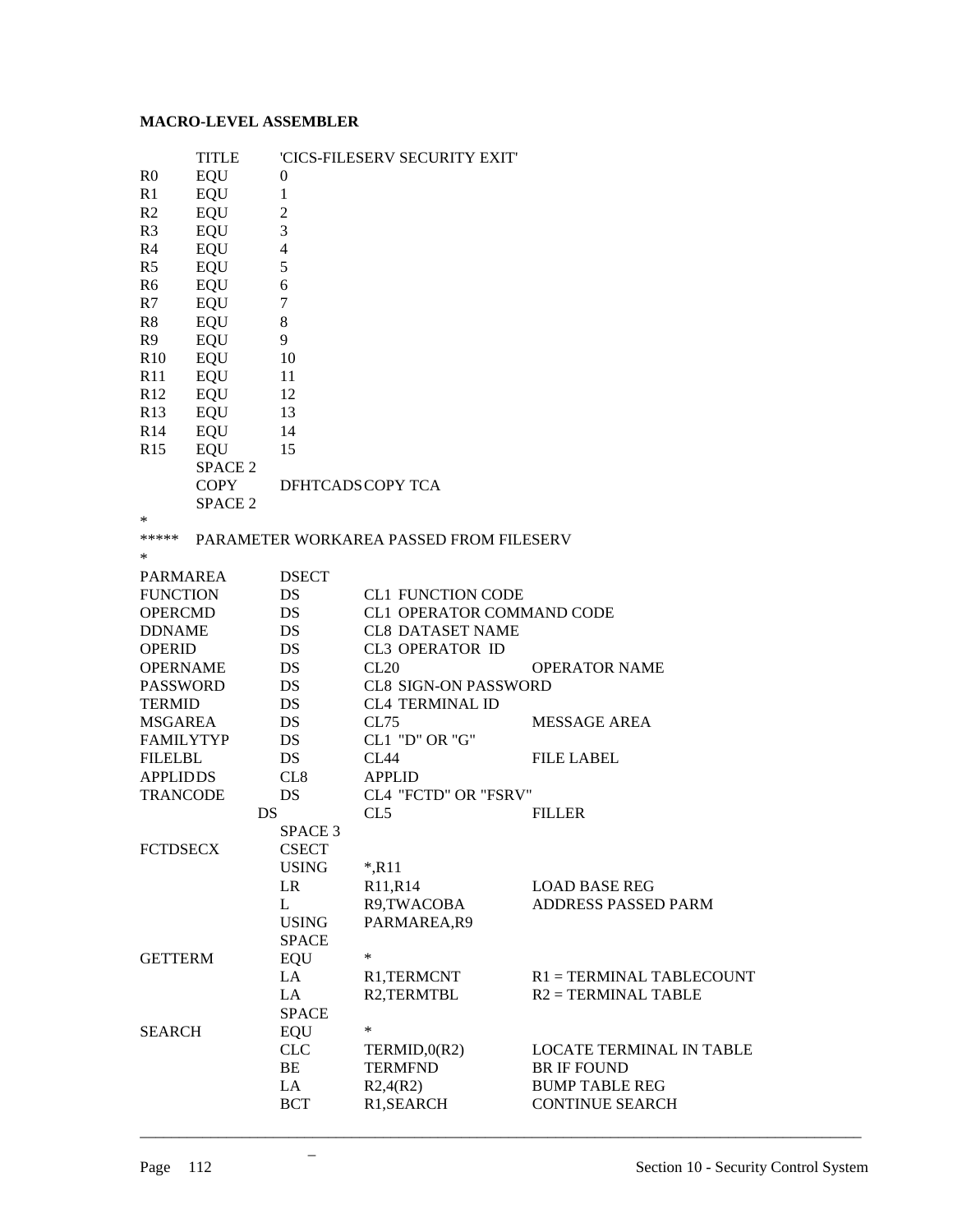**MACRO-LEVEL ASSEMBLER**

```
         TITLE    'CICS-FILESERV SECURITY EXIT'
R0       EQU      0
R1       EQU      1
R2       EQU      2
R3       EQU      3
R4       EQU      4
R5       EQU      5
R6       EQU      6
R7       EQU      7
R8       EQU      8
R9       EQU      9
R10      EQU      10
R11      EQU      11
R12      EQU      12
R13      EQU      13
R14      EQU      14
R15      EQU      15
         SPACE 2
         COPY     DFHTCADSCOPY TCA
         SPACE 2
*
*****    PARAMETER WORKAREA PASSED FROM FILESERV
*
PARMAREA       DSECT
FUNCTION       DS       CL1 FUNCTION CODE
OPERCMD        DS       CL1 OPERATOR COMMAND CODE
DDNAME         DS       CL8 DATASET NAME
OPERID         DS       CL3 OPERATOR  ID
OPERNAME       DS       CL20               OPERATOR NAME
PASSWORD       DS       CL8 SIGN-ON PASSWORD
TERMID         DS       CL4 TERMINAL ID
MSGAREA        DS       CL75               MESSAGE AREA
FAMILYTYP      DS       CL1 "D" OR "G"
FILELBL        DS       CL44               FILE LABEL
APPLIDDS       CL8      APPLID
TRANCODE       DS       CL4 "FCTD" OR "FSRV"
             DS         CL5                FILLER
               SPACE 3
FCTDSECX       CSECT
               USING    *,R11
               LR       R11,R14            LOAD BASE REG
               L        R9,TWACOBA         ADDRESS PASSED PARM
               USING    PARMAREA,R9
               SPACE
GETTERM        EQU      *
               LA       R1,TERMCNT         R1 = TERMINAL TABLECOUNT
               LA       R2,TERMTBL         R2 = TERMINAL TABLE
               SPACE
SEARCH         EQU      *
               CLC      TERMID,0(R2)       LOCATE TERMINAL IN TABLE
               BE       TERMFND            BR IF FOUND
               LA       R2,4(R2)           BUMP TABLE REG
               BCT      R1,SEARCH          CONTINUE SEARCH
```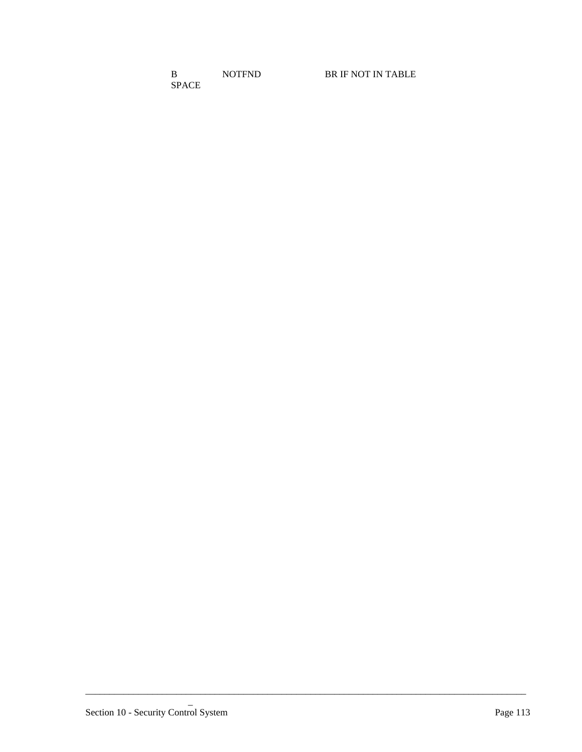```
         B          NOTFND              BR IF NOT IN TABLE
         SPACE
```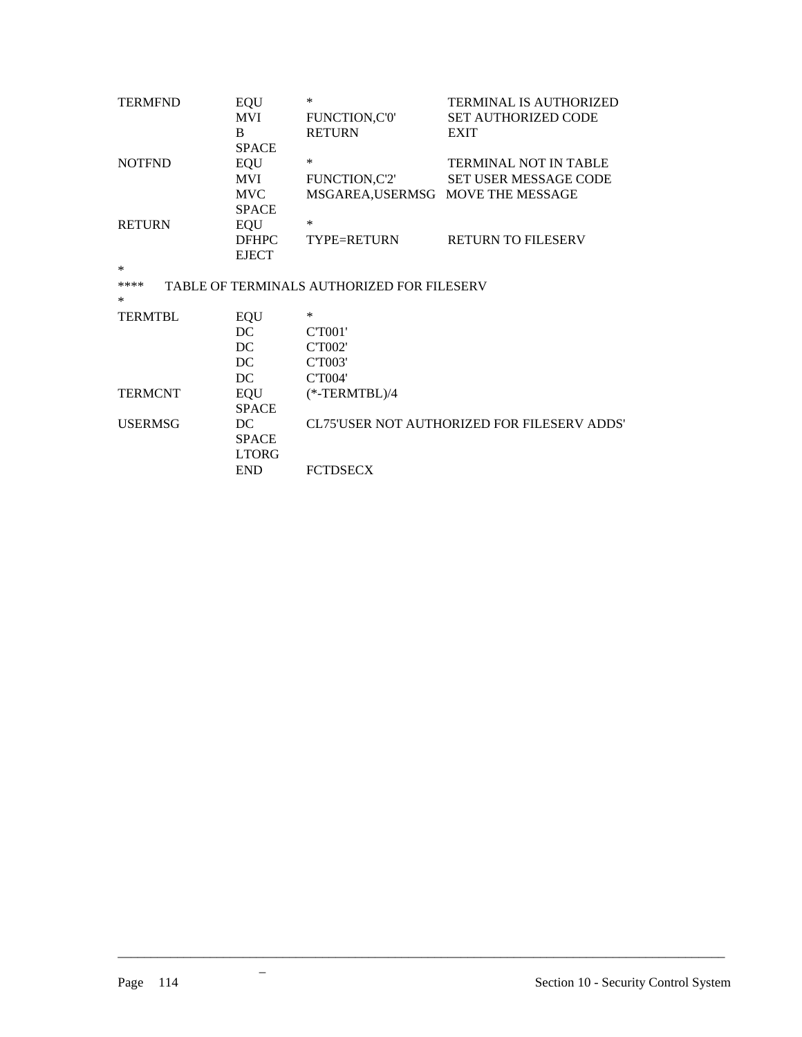```
TERMFND  EQU    *                   TERMINAL IS AUTHORIZED
         MVI    FUNCTION,C'0'       SET AUTHORIZED CODE
         B      RETURN              EXIT
         SPACE
NOTFND   EQU    *                   TERMINAL NOT IN TABLE
         MVI    FUNCTION,C'2'       SET USER MESSAGE CODE
         MVC    MSGAREA,USERMSG     MOVE THE MESSAGE
         SPACE
RETURN   EQU    *
         DFHPC  TYPE=RETURN         RETURN TO FILESERV
         EJECT
*
****     TABLE OF TERMINALS AUTHORIZED FOR FILESERV
*
TERMTBL  EQU    *
         DC     C'T001'
         DC     C'T002'
         DC     C'T003'
         DC     C'T004'
TERMCNT  EQU    (*-TERMTBL)/4
         SPACE
USERMSG  DC     CL75'USER NOT AUTHORIZED FOR FILESERV ADDS'
         SPACE
         LTORG
         END    FCTDSECX
```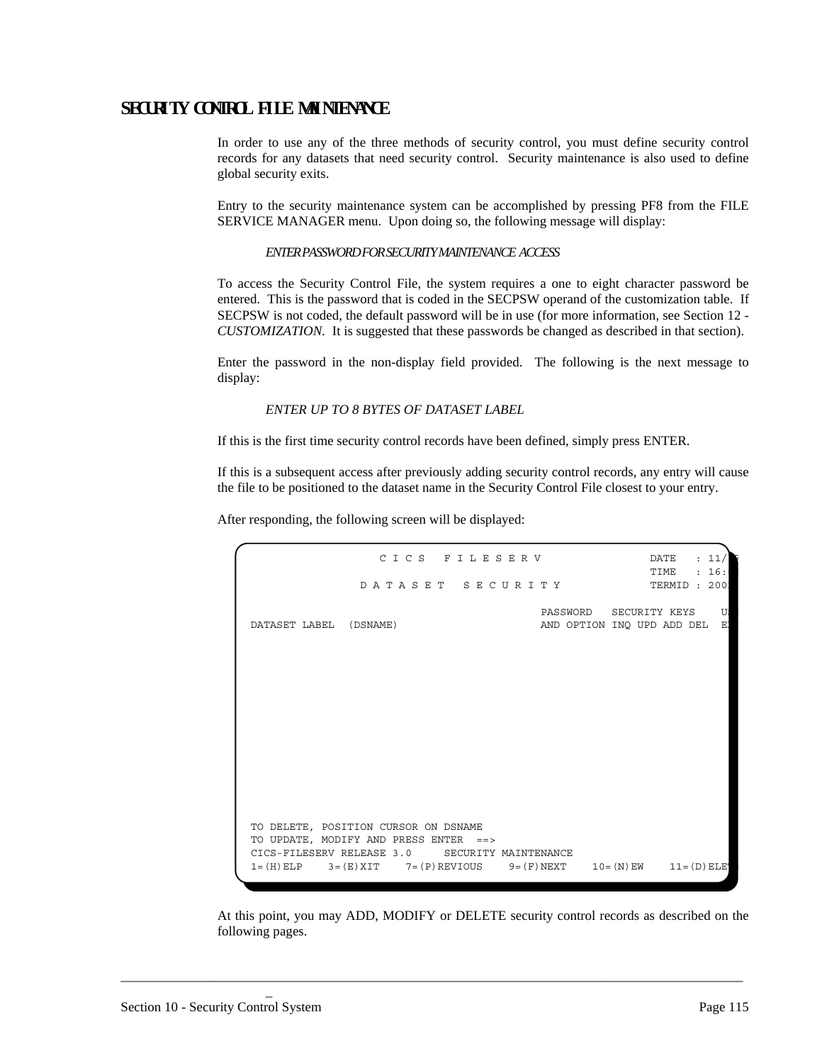# SECURITY CONTROL FILE MAINTENANCE

In order to use any of the three methods of security control, you must define security control records for any datasets that need security control. Security maintenance is also used to define global security exits.

Entry to the security maintenance system can be accomplished by pressing PF8 from the FILE SERVICE MANAGER menu. Upon doing so, the following message will display:

*ENTER PASSWORD FOR SECURITY MAINTENANCE ACCESS*

To access the Security Control File, the system requires a one to eight character password be entered. This is the password that is coded in the SECPSW operand of the customization table. If SECPSW is not coded, the default password will be in use (for more information, see Section 12 - *CUSTOMIZATION*. It is suggested that these passwords be changed as described in that section).

Enter the password in the non-display field provided. The following is the next message to display:

*ENTER UP TO 8 BYTES OF DATASET LABEL*

If this is the first time security control records have been defined, simply press ENTER.

If this is a subsequent access after previously adding security control records, any entry will cause the file to be positioned to the dataset name in the Security Control File closest to your entry.

After responding, the following screen will be displayed:

```
                 C I C S   F I L E S E R V               DATE   : 11/
                                                         TIME   : 16:
              D A T A S E T   S E C U R I T Y            TERMID : 200

                                            PASSWORD   SECURITY KEYS    U
DATASET LABEL  (DSNAME)                     AND OPTION INQ UPD ADD DEL  E













TO DELETE, POSITION CURSOR ON DSNAME
TO UPDATE, MODIFY AND PRESS ENTER  ==>
CICS-FILESERV RELEASE 3.0     SECURITY MAINTENANCE
1=(H)ELP    3=(E)XIT    7=(P)REVIOUS    9=(F)NEXT    10=(N)EW    11=(D)ELE
```

At this point, you may ADD, MODIFY or DELETE security control records as described on the following pages.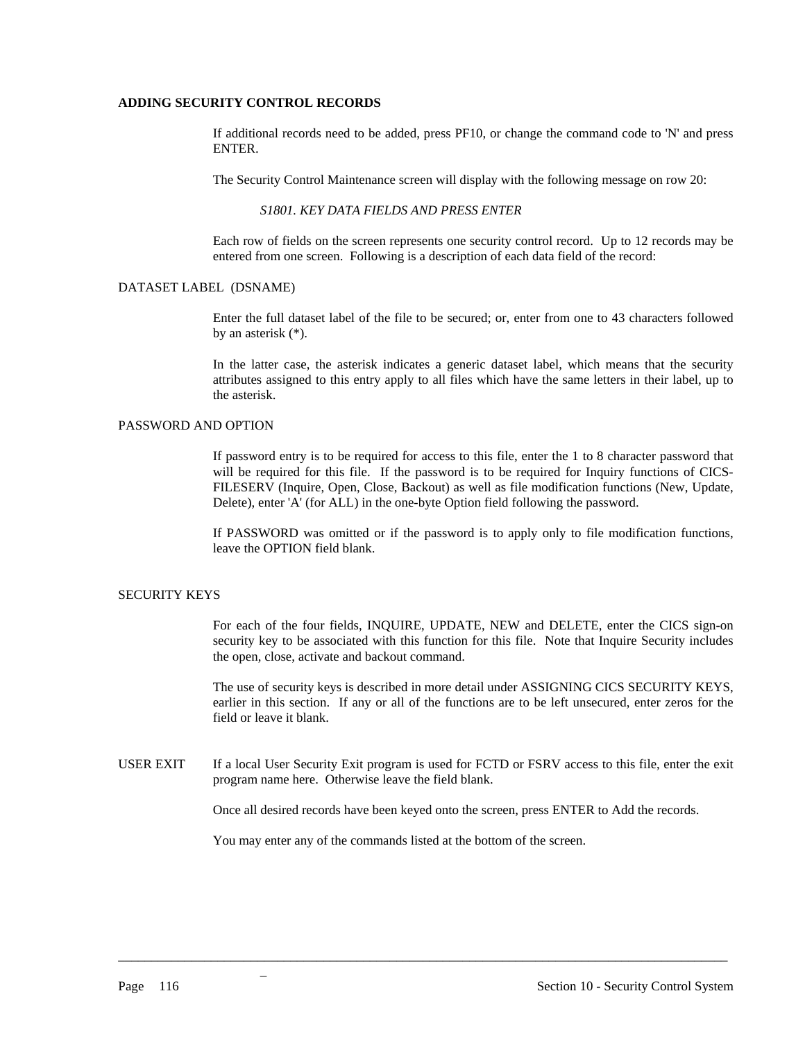## ADDING SECURITY CONTROL RECORDS

If additional records need to be added, press PF10, or change the command code to 'N' and press ENTER.

The Security Control Maintenance screen will display with the following message on row 20:

*S1801. KEY DATA FIELDS AND PRESS ENTER*

Each row of fields on the screen represents one security control record. Up to 12 records may be entered from one screen. Following is a description of each data field of the record:

### DATASET LABEL (DSNAME)

Enter the full dataset label of the file to be secured; or, enter from one to 43 characters followed by an asterisk (*).

In the latter case, the asterisk indicates a generic dataset label, which means that the security attributes assigned to this entry apply to all files which have the same letters in their label, up to the asterisk.

### PASSWORD AND OPTION

If password entry is to be required for access to this file, enter the 1 to 8 character password that will be required for this file. If the password is to be required for Inquiry functions of CICS-FILESERV (Inquire, Open, Close, Backout) as well as file modification functions (New, Update, Delete), enter 'A' (for ALL) in the one-byte Option field following the password.

If PASSWORD was omitted or if the password is to apply only to file modification functions, leave the OPTION field blank.

### SECURITY KEYS

For each of the four fields, INQUIRE, UPDATE, NEW and DELETE, enter the CICS sign-on security key to be associated with this function for this file. Note that Inquire Security includes the open, close, activate and backout command.

The use of security keys is described in more detail under ASSIGNING CICS SECURITY KEYS, earlier in this section. If any or all of the functions are to be left unsecured, enter zeros for the field or leave it blank.

### USER EXIT

If a local User Security Exit program is used for FCTD or FSRV access to this file, enter the exit program name here. Otherwise leave the field blank.

Once all desired records have been keyed onto the screen, press ENTER to Add the records.

You may enter any of the commands listed at the bottom of the screen.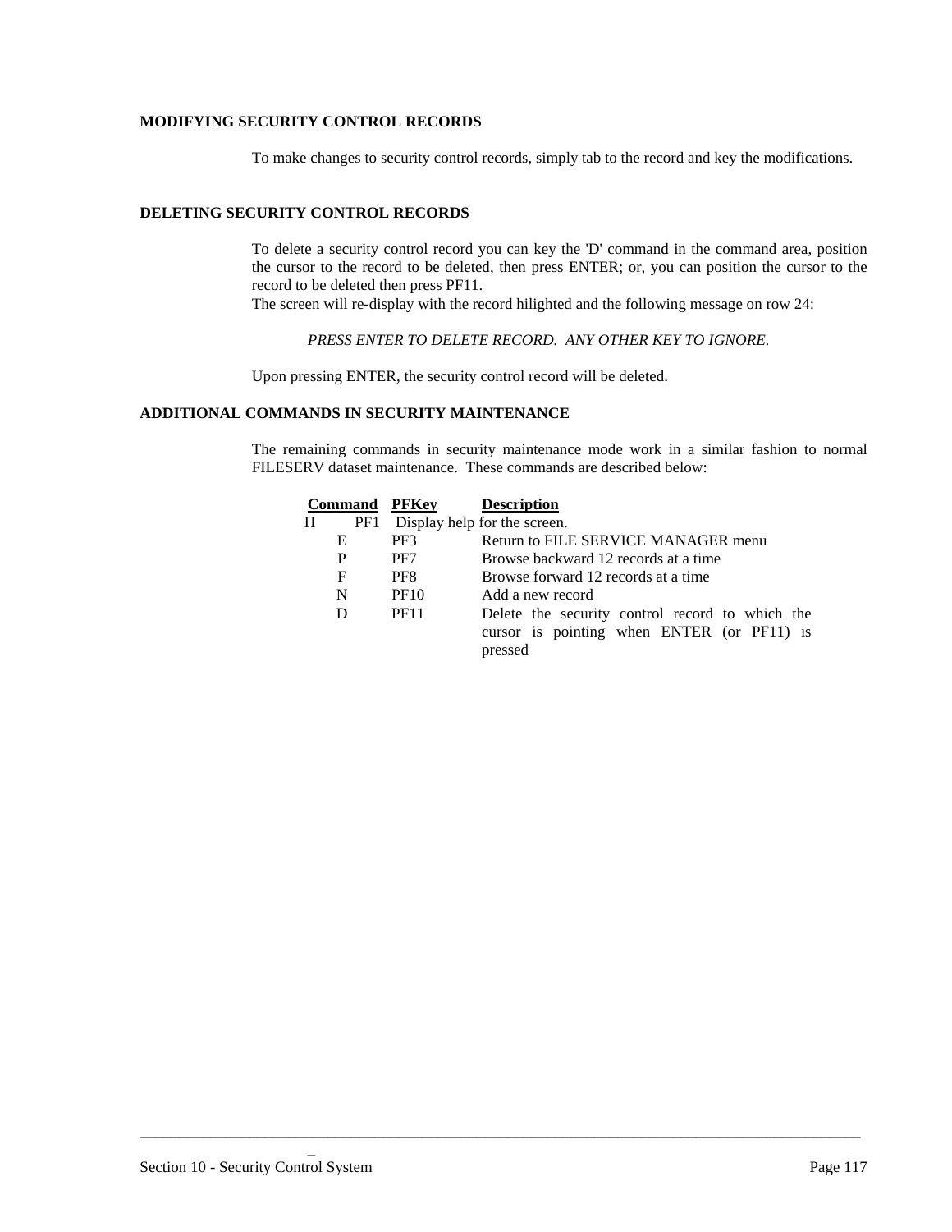## MODIFYING SECURITY CONTROL RECORDS

To make changes to security control records, simply tab to the record and key the modifications.

## DELETING SECURITY CONTROL RECORDS

To delete a security control record you can key the 'D' command in the command area, position the cursor to the record to be deleted, then press ENTER; or, you can position the cursor to the record to be deleted then press PF11.
The screen will re-display with the record hilighted and the following message on row 24:

*PRESS ENTER TO DELETE RECORD. ANY OTHER KEY TO IGNORE.*

Upon pressing ENTER, the security control record will be deleted.

## ADDITIONAL COMMANDS IN SECURITY MAINTENANCE

The remaining commands in security maintenance mode work in a similar fashion to normal FILESERV dataset maintenance. These commands are described below:

| Command | PFKey | Description |
|---|---|---|
| H | PF1 | Display help for the screen. |
| E | PF3 | Return to FILE SERVICE MANAGER menu |
| P | PF7 | Browse backward 12 records at a time |
| F | PF8 | Browse forward 12 records at a time |
| N | PF10 | Add a new record |
| D | PF11 | Delete the security control record to which the cursor is pointing when ENTER (or PF11) is pressed |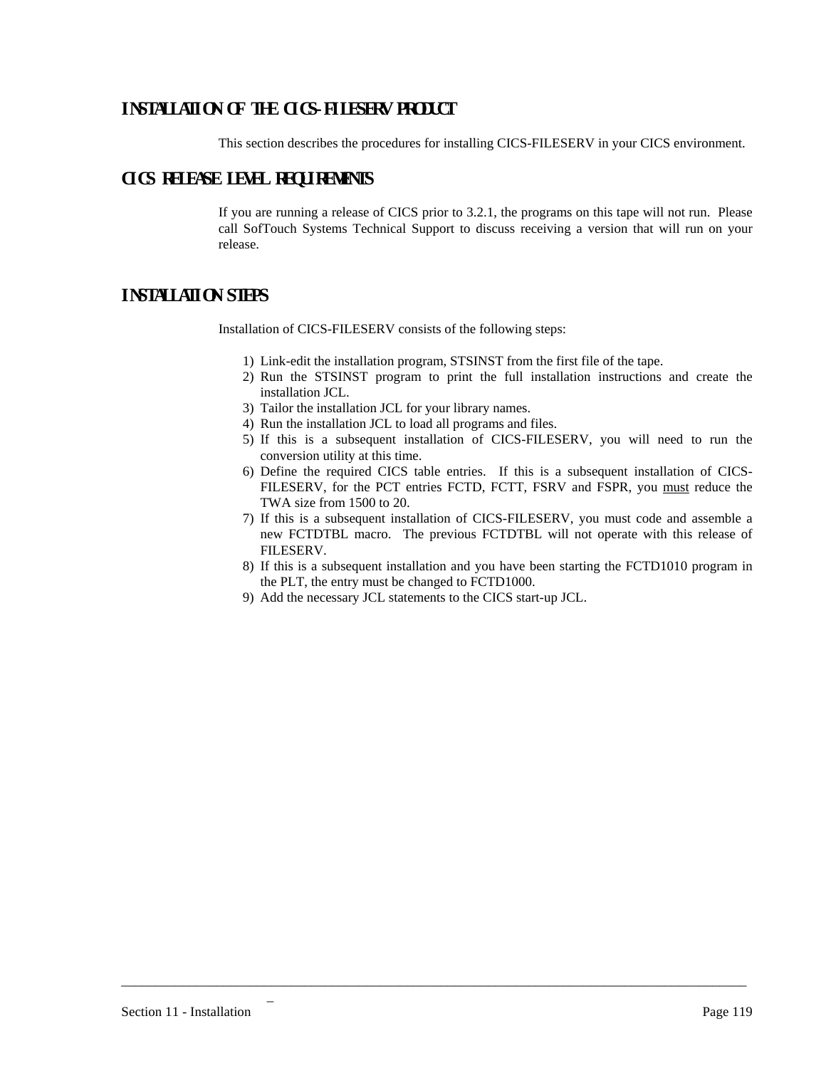# INSTALLATION OF THE CICS-FILESERV PRODUCT

This section describes the procedures for installing CICS-FILESERV in your CICS environment.

# CICS RELEASE LEVEL REQUIREMENTS

If you are running a release of CICS prior to 3.2.1, the programs on this tape will not run. Please call SofTouch Systems Technical Support to discuss receiving a version that will run on your release.

# INSTALLATION STEPS

Installation of CICS-FILESERV consists of the following steps:

1) Link-edit the installation program, STSINST from the first file of the tape.
2) Run the STSINST program to print the full installation instructions and create the installation JCL.
3) Tailor the installation JCL for your library names.
4) Run the installation JCL to load all programs and files.
5) If this is a subsequent installation of CICS-FILESERV, you will need to run the conversion utility at this time.
6) Define the required CICS table entries. If this is a subsequent installation of CICS-FILESERV, for the PCT entries FCTD, FCTT, FSRV and FSPR, you <u>must</u> reduce the TWA size from 1500 to 20.
7) If this is a subsequent installation of CICS-FILESERV, you must code and assemble a new FCTDTBL macro. The previous FCTDTBL will not operate with this release of FILESERV.
8) If this is a subsequent installation and you have been starting the FCTD1010 program in the PLT, the entry must be changed to FCTD1000.
9) Add the necessary JCL statements to the CICS start-up JCL.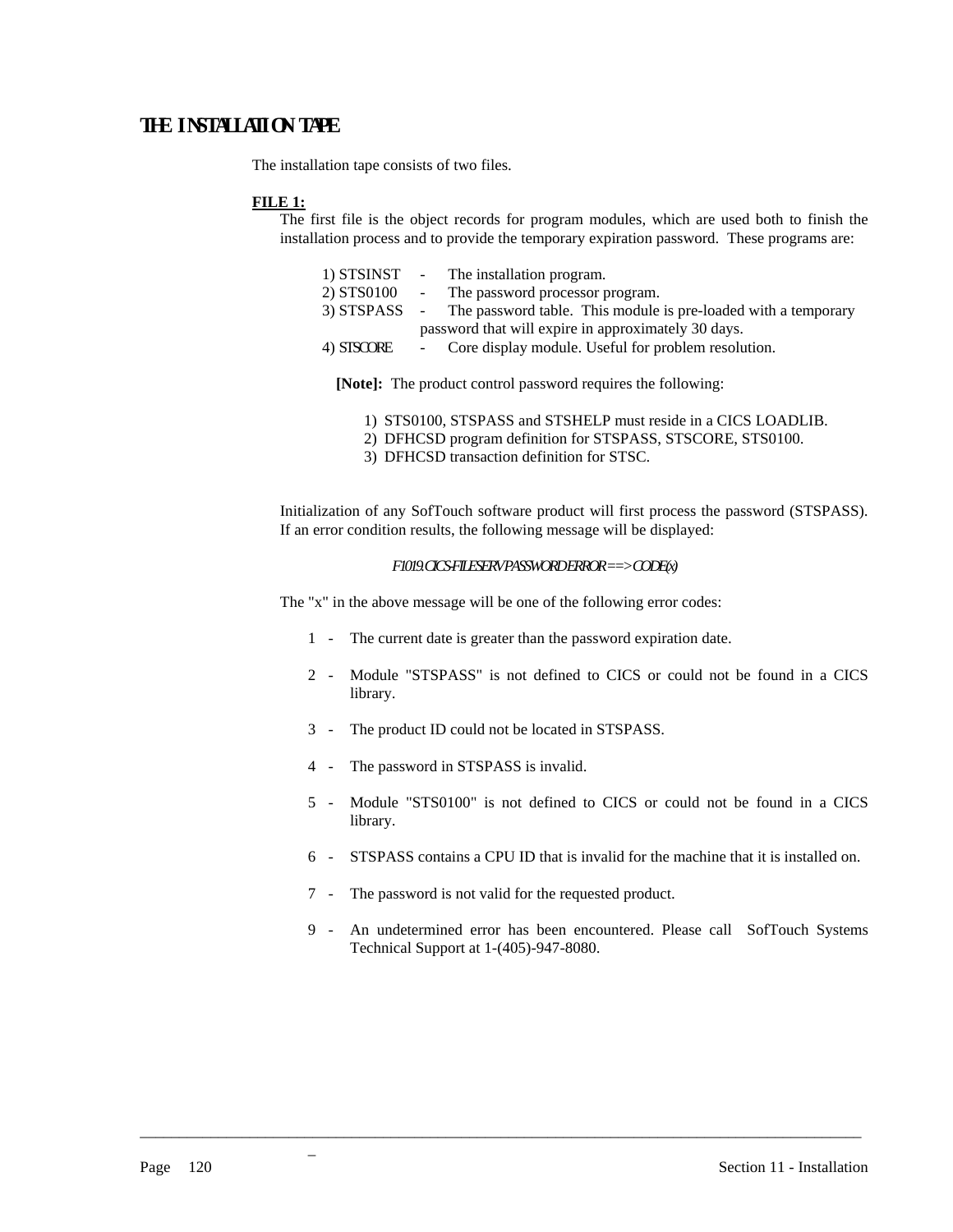## THE INSTALLATION TAPE

The installation tape consists of two files.

**FILE 1:**

The first file is the object records for program modules, which are used both to finish the installation process and to provide the temporary expiration password. These programs are:

1) STSINST - The installation program.
2) STS0100 - The password processor program.
3) STSPASS - The password table. This module is pre-loaded with a temporary password that will expire in approximately 30 days.
4) STSCORE - Core display module. Useful for problem resolution.

**[Note]:** The product control password requires the following:

1) STS0100, STSPASS and STSHELP must reside in a CICS LOADLIB.
2) DFHCSD program definition for STSPASS, STSCORE, STS0100.
3) DFHCSD transaction definition for STSC.

Initialization of any SofTouch software product will first process the password (STSPASS). If an error condition results, the following message will be displayed:

*F1019.CICS-FILESERV PASSWORD ERROR ==> CODE(x)*

The "x" in the above message will be one of the following error codes:

1 - The current date is greater than the password expiration date.

2 - Module "STSPASS" is not defined to CICS or could not be found in a CICS library.

3 - The product ID could not be located in STSPASS.

4 - The password in STSPASS is invalid.

5 - Module "STS0100" is not defined to CICS or could not be found in a CICS library.

6 - STSPASS contains a CPU ID that is invalid for the machine that it is installed on.

7 - The password is not valid for the requested product.

9 - An undetermined error has been encountered. Please call SofTouch Systems Technical Support at 1-(405)-947-8080.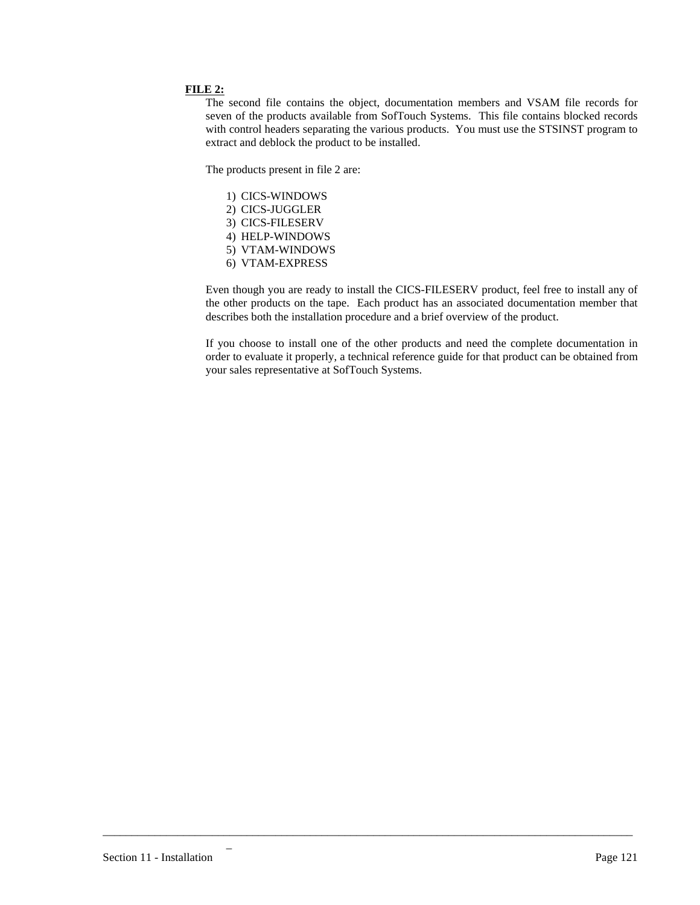**FILE 2:**

The second file contains the object, documentation members and VSAM file records for seven of the products available from SofTouch Systems. This file contains blocked records with control headers separating the various products. You must use the STSINST program to extract and deblock the product to be installed.

The products present in file 2 are:

1) CICS-WINDOWS
2) CICS-JUGGLER
3) CICS-FILESERV
4) HELP-WINDOWS
5) VTAM-WINDOWS
6) VTAM-EXPRESS

Even though you are ready to install the CICS-FILESERV product, feel free to install any of the other products on the tape. Each product has an associated documentation member that describes both the installation procedure and a brief overview of the product.

If you choose to install one of the other products and need the complete documentation in order to evaluate it properly, a technical reference guide for that product can be obtained from your sales representative at SofTouch Systems.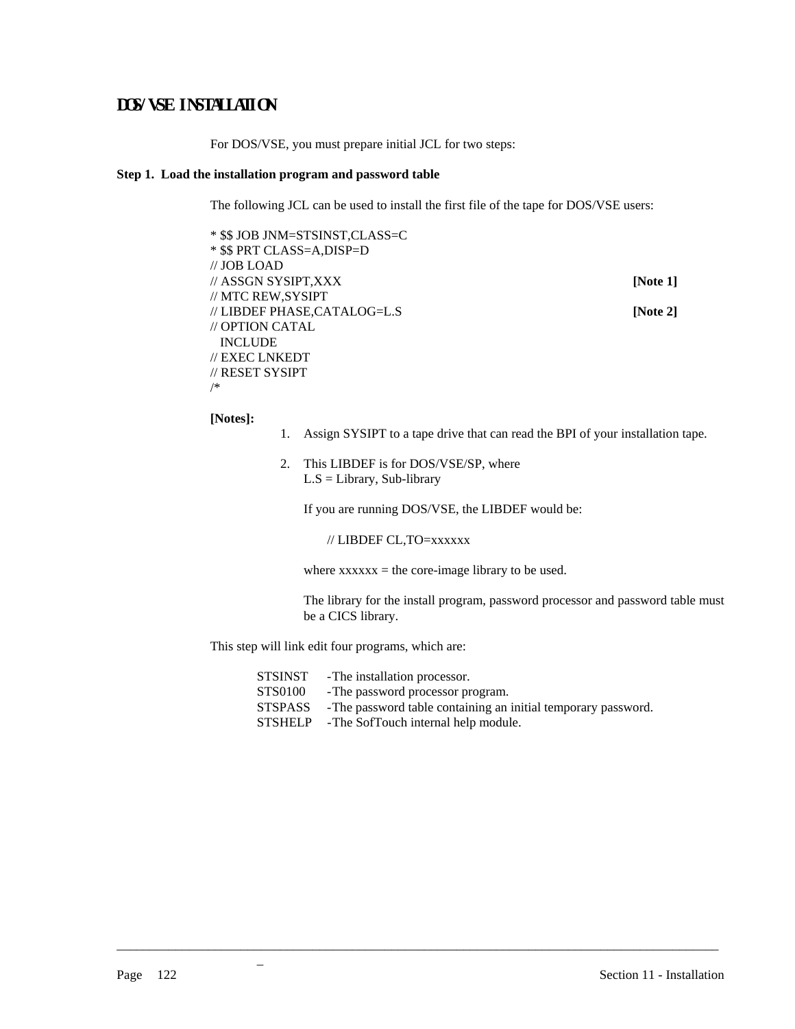# DOS/VSE INSTALLATION

For DOS/VSE, you must prepare initial JCL for two steps:

**Step 1. Load the installation program and password table**

The following JCL can be used to install the first file of the tape for DOS/VSE users:

```
* $$ JOB JNM=STSINST,CLASS=C
* $$ PRT CLASS=A,DISP=D
// JOB LOAD
// ASSGN SYSIPT,XXX                                    [Note 1]
// MTC REW,SYSIPT
// LIBDEF PHASE,CATALOG=L.S                            [Note 2]
// OPTION CATAL
   INCLUDE
// EXEC LNKEDT
// RESET SYSIPT
/*
```

**[Notes]:**

1. Assign SYSIPT to a tape drive that can read the BPI of your installation tape.

2. This LIBDEF is for DOS/VSE/SP, where
   L.S = Library, Sub-library

   If you are running DOS/VSE, the LIBDEF would be:

   ```
   // LIBDEF CL,TO=xxxxxx
   ```

   where xxxxxx = the core-image library to be used.

   The library for the install program, password processor and password table must be a CICS library.

This step will link edit four programs, which are:

| | |
|---|---|
| STSINST | -The installation processor. |
| STS0100 | -The password processor program. |
| STSPASS | -The password table containing an initial temporary password. |
| STSHELP | -The SofTouch internal help module. |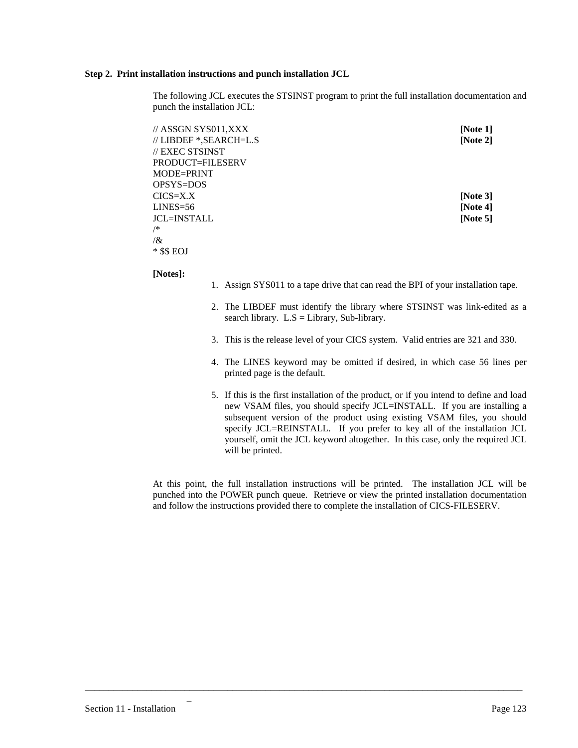**Step 2. Print installation instructions and punch installation JCL**

The following JCL executes the STSINST program to print the full installation documentation and punch the installation JCL:

```
// ASSGN SYS011,XXX                                    [Note 1]
// LIBDEF *,SEARCH=L.S                                 [Note 2]
// EXEC STSINST
PRODUCT=FILESERV
MODE=PRINT
OPSYS=DOS
CICS=X.X                                               [Note 3]
LINES=56                                               [Note 4]
JCL=INSTALL                                            [Note 5]
/*
/&
* $$ EOJ
```

**[Notes]:**

1. Assign SYS011 to a tape drive that can read the BPI of your installation tape.

2. The LIBDEF must identify the library where STSINST was link-edited as a search library. L.S = Library, Sub-library.

3. This is the release level of your CICS system. Valid entries are 321 and 330.

4. The LINES keyword may be omitted if desired, in which case 56 lines per printed page is the default.

5. If this is the first installation of the product, or if you intend to define and load new VSAM files, you should specify JCL=INSTALL. If you are installing a subsequent version of the product using existing VSAM files, you should specify JCL=REINSTALL. If you prefer to key all of the installation JCL yourself, omit the JCL keyword altogether. In this case, only the required JCL will be printed.

At this point, the full installation instructions will be printed. The installation JCL will be punched into the POWER punch queue. Retrieve or view the printed installation documentation and follow the instructions provided there to complete the installation of CICS-FILESERV.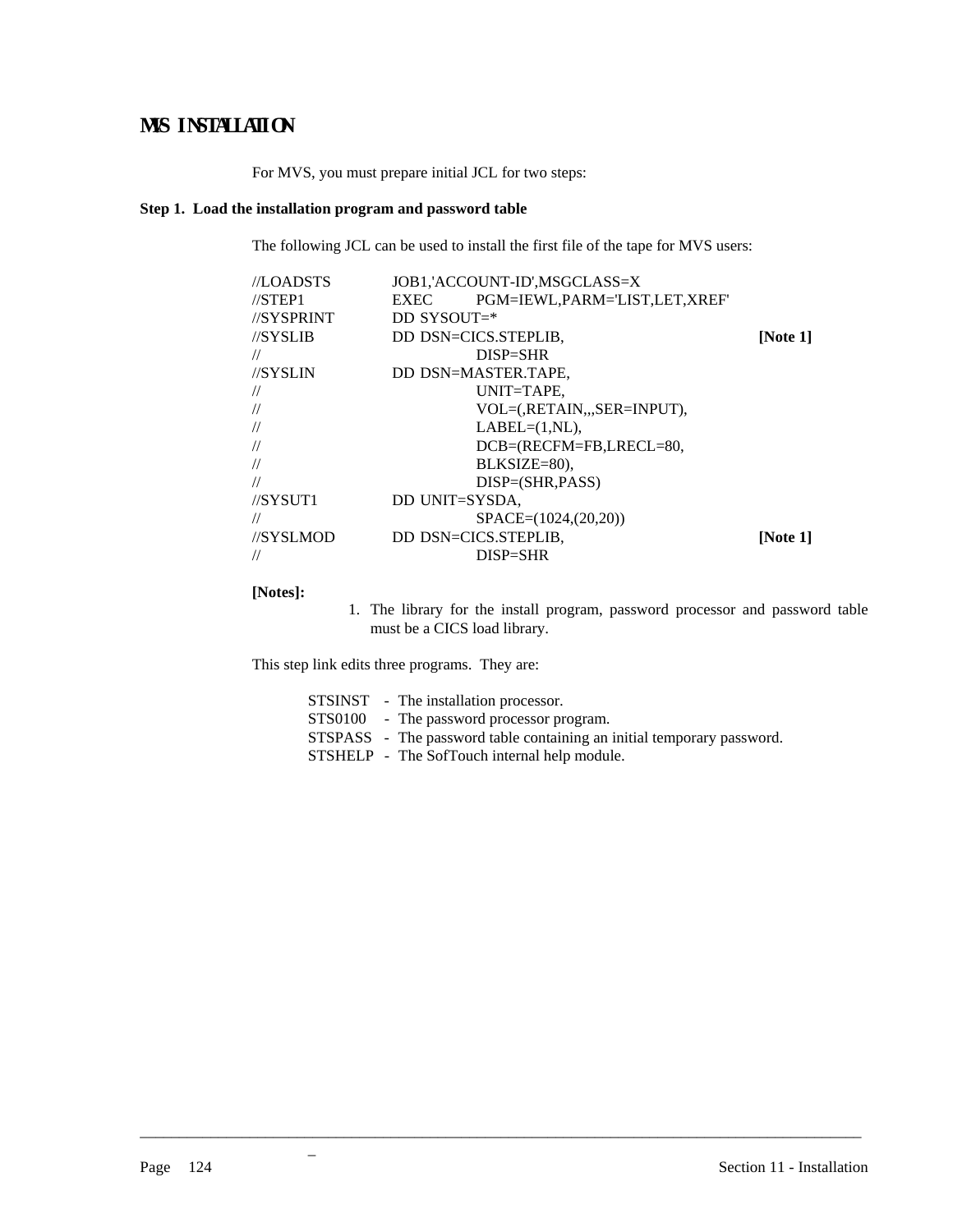# MVS INSTALLATION

For MVS, you must prepare initial JCL for two steps:

**Step 1. Load the installation program and password table**

The following JCL can be used to install the first file of the tape for MVS users:

```
//LOADSTS      JOB1,'ACCOUNT-ID',MSGCLASS=X
//STEP1        EXEC     PGM=IEWL,PARM='LIST,LET,XREF'
//SYSPRINT     DD SYSOUT=*
//SYSLIB       DD DSN=CICS.STEPLIB,                        [Note 1]
//                      DISP=SHR
//SYSLIN       DD DSN=MASTER.TAPE,
//                      UNIT=TAPE,
//                      VOL=(,RETAIN,,,SER=INPUT),
//                      LABEL=(1,NL),
//                      DCB=(RECFM=FB,LRECL=80,
//                      BLKSIZE=80),
//                      DISP=(SHR,PASS)
//SYSUT1       DD UNIT=SYSDA,
//                      SPACE=(1024,(20,20))
//SYSLMOD      DD DSN=CICS.STEPLIB,                        [Note 1]
//                      DISP=SHR
```

**[Notes]:**

1. The library for the install program, password processor and password table must be a CICS load library.

This step link edits three programs. They are:

STSINST - The installation processor.
STS0100 - The password processor program.
STSPASS - The password table containing an initial temporary password.
STSHELP - The SofTouch internal help module.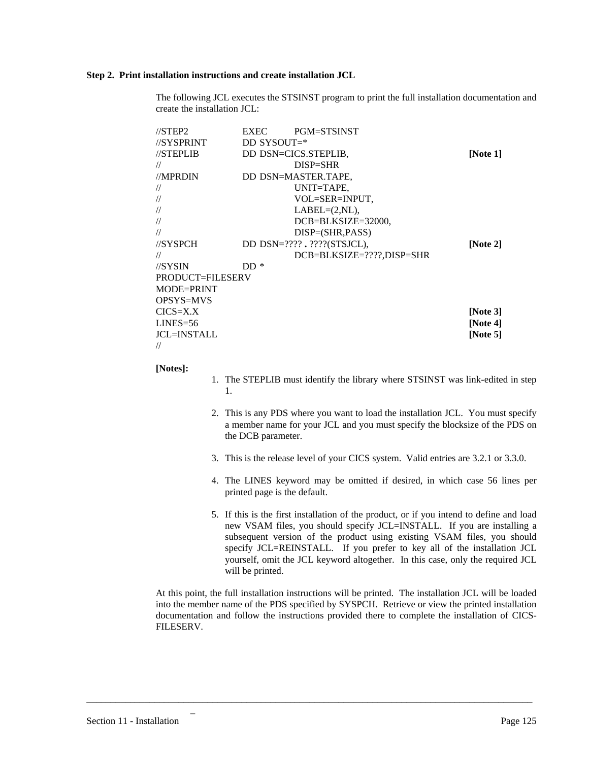**Step 2. Print installation instructions and create installation JCL**

The following JCL executes the STSINST program to print the full installation documentation and create the installation JCL:

```
//STEP2       EXEC    PGM=STSINST
//SYSPRINT    DD SYSOUT=*
//STEPLIB     DD DSN=CICS.STEPLIB,                         [Note 1]
//                    DISP=SHR
//MPRDIN      DD DSN=MASTER.TAPE,
//                    UNIT=TAPE,
//                    VOL=SER=INPUT,
//                    LABEL=(2,NL),
//                    DCB=BLKSIZE=32000,
//                    DISP=(SHR,PASS)
//SYSPCH      DD DSN=???? . ????(STSJCL),                  [Note 2]
//                    DCB=BLKSIZE=????,DISP=SHR
//SYSIN       DD *
PRODUCT=FILESERV
MODE=PRINT
OPSYS=MVS
CICS=X.X                                                   [Note 3]
LINES=56                                                   [Note 4]
JCL=INSTALL                                                [Note 5]
//
```

**[Notes]:**

1. The STEPLIB must identify the library where STSINST was link-edited in step 1.

2. This is any PDS where you want to load the installation JCL. You must specify a member name for your JCL and you must specify the blocksize of the PDS on the DCB parameter.

3. This is the release level of your CICS system. Valid entries are 3.2.1 or 3.3.0.

4. The LINES keyword may be omitted if desired, in which case 56 lines per printed page is the default.

5. If this is the first installation of the product, or if you intend to define and load new VSAM files, you should specify JCL=INSTALL. If you are installing a subsequent version of the product using existing VSAM files, you should specify JCL=REINSTALL. If you prefer to key all of the installation JCL yourself, omit the JCL keyword altogether. In this case, only the required JCL will be printed.

At this point, the full installation instructions will be printed. The installation JCL will be loaded into the member name of the PDS specified by SYSPCH. Retrieve or view the printed installation documentation and follow the instructions provided there to complete the installation of CICS-FILESERV.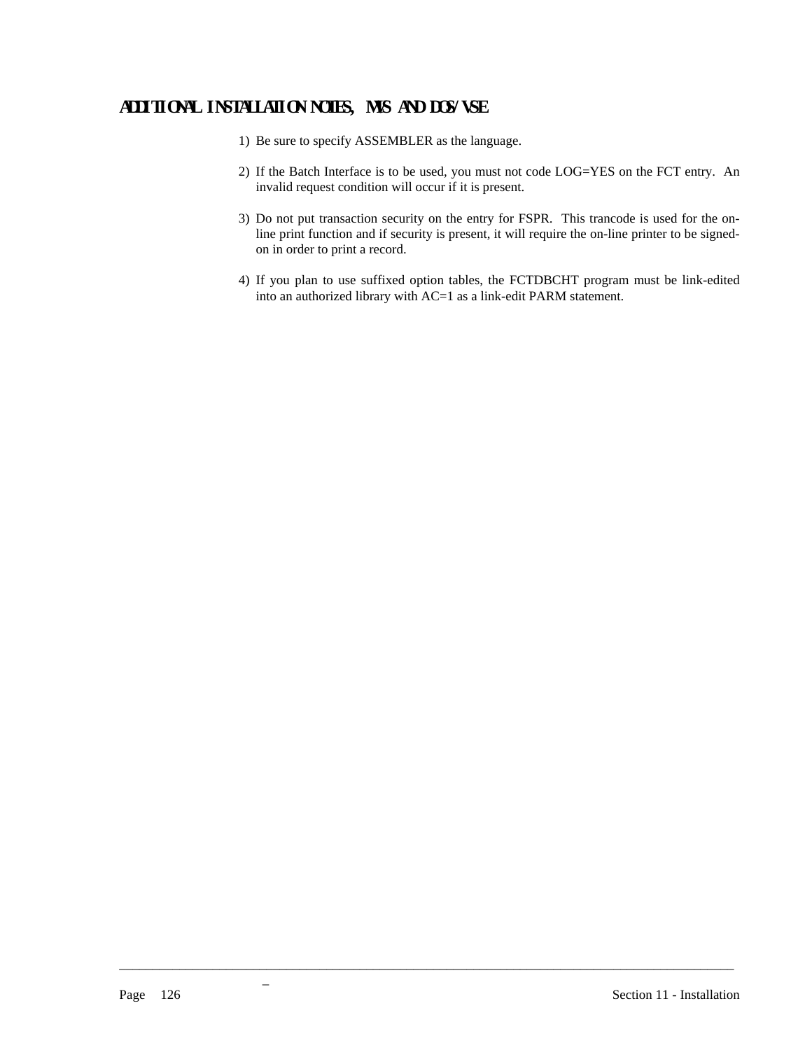## ADDITIONAL INSTALLATION NOTES, MVS AND DOS/VSE

1) Be sure to specify ASSEMBLER as the language.

2) If the Batch Interface is to be used, you must not code LOG=YES on the FCT entry. An invalid request condition will occur if it is present.

3) Do not put transaction security on the entry for FSPR. This trancode is used for the on-line print function and if security is present, it will require the on-line printer to be signed-on in order to print a record.

4) If you plan to use suffixed option tables, the FCTDBCHT program must be link-edited into an authorized library with AC=1 as a link-edit PARM statement.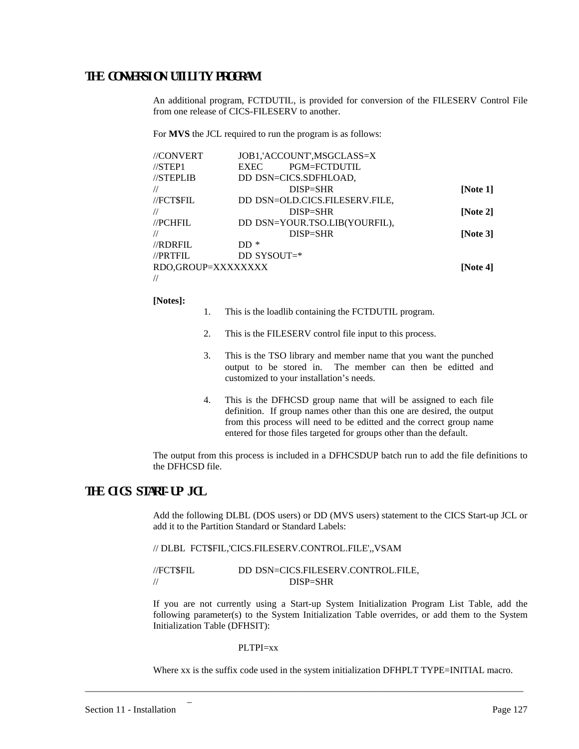## THE CONVERSION UTILITY PROGRAM

An additional program, FCTDUTIL, is provided for conversion of the FILESERV Control File from one release of CICS-FILESERV to another.

For **MVS** the JCL required to run the program is as follows:

```
//CONVERT      JOB1,'ACCOUNT',MSGCLASS=X
//STEP1        EXEC      PGM=FCTDUTIL
//STEPLIB      DD DSN=CICS.SDFHLOAD,
//                       DISP=SHR                 [Note 1]
//FCT$FIL      DD DSN=OLD.CICS.FILESERV.FILE,
//                       DISP=SHR                 [Note 2]
//PCHFIL       DD DSN=YOUR.TSO.LIB(YOURFIL),
//                       DISP=SHR                 [Note 3]
//RDRFIL       DD *
//PRTFIL       DD SYSOUT=*
RDO,GROUP=XXXXXXXX                                [Note 4]
//
```

**[Notes]:**

1. This is the loadlib containing the FCTDUTIL program.

2. This is the FILESERV control file input to this process.

3. This is the TSO library and member name that you want the punched output to be stored in. The member can then be editted and customized to your installation's needs.

4. This is the DFHCSD group name that will be assigned to each file definition. If group names other than this one are desired, the output from this process will need to be editted and the correct group name entered for those files targeted for groups other than the default.

The output from this process is included in a DFHCSDUP batch run to add the file definitions to the DFHCSD file.

## THE CICS START-UP JCL

Add the following DLBL (DOS users) or DD (MVS users) statement to the CICS Start-up JCL or add it to the Partition Standard or Standard Labels:

```
// DLBL  FCT$FIL,'CICS.FILESERV.CONTROL.FILE',,VSAM
```

```
//FCT$FIL      DD DSN=CICS.FILESERV.CONTROL.FILE,
//                       DISP=SHR
```

If you are not currently using a Start-up System Initialization Program List Table, add the following parameter(s) to the System Initialization Table overrides, or add them to the System Initialization Table (DFHSIT):

```
PLTPI=xx
```

Where xx is the suffix code used in the system initialization DFHPLT TYPE=INITIAL macro.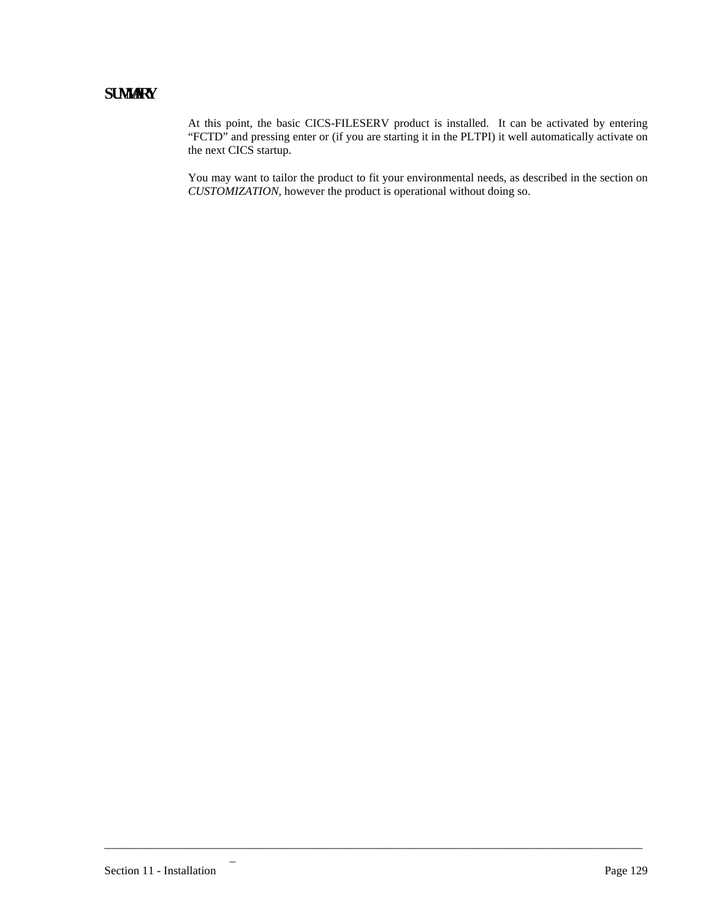## SUMMARY

At this point, the basic CICS-FILESERV product is installed.  It can be activated by entering "FCTD" and pressing enter or (if you are starting it in the PLTPI) it well automatically activate on the next CICS startup.

You may want to tailor the product to fit your environmental needs, as described in the section on *CUSTOMIZATION*, however the product is operational without doing so.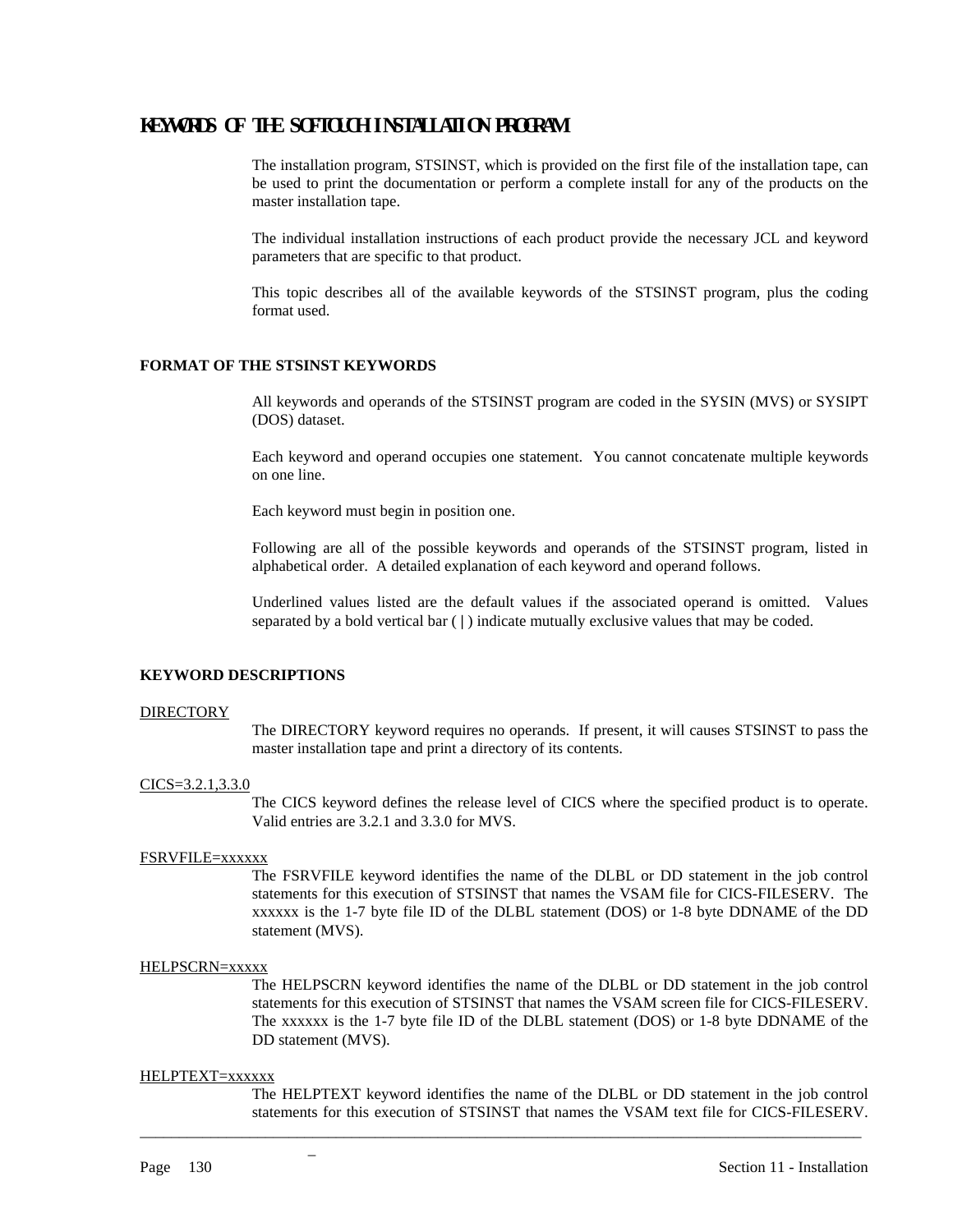# KEYWORDS OF THE SOFTOUCH INSTALLATION PROGRAM

The installation program, STSINST, which is provided on the first file of the installation tape, can be used to print the documentation or perform a complete install for any of the products on the master installation tape.

The individual installation instructions of each product provide the necessary JCL and keyword parameters that are specific to that product.

This topic describes all of the available keywords of the STSINST program, plus the coding format used.

### FORMAT OF THE STSINST KEYWORDS

All keywords and operands of the STSINST program are coded in the SYSIN (MVS) or SYSIPT (DOS) dataset.

Each keyword and operand occupies one statement. You cannot concatenate multiple keywords on one line.

Each keyword must begin in position one.

Following are all of the possible keywords and operands of the STSINST program, listed in alphabetical order. A detailed explanation of each keyword and operand follows.

Underlined values listed are the default values if the associated operand is omitted. Values separated by a bold vertical bar ( **|** ) indicate mutually exclusive values that may be coded.

### KEYWORD DESCRIPTIONS

<u>DIRECTORY</u>

The DIRECTORY keyword requires no operands. If present, it will causes STSINST to pass the master installation tape and print a directory of its contents.

<u>CICS=3.2.1,3.3.0</u>

The CICS keyword defines the release level of CICS where the specified product is to operate. Valid entries are 3.2.1 and 3.3.0 for MVS.

<u>FSRVFILE=xxxxxx</u>

The FSRVFILE keyword identifies the name of the DLBL or DD statement in the job control statements for this execution of STSINST that names the VSAM file for CICS-FILESERV. The xxxxxx is the 1-7 byte file ID of the DLBL statement (DOS) or 1-8 byte DDNAME of the DD statement (MVS).

<u>HELPSCRN=xxxxx</u>

The HELPSCRN keyword identifies the name of the DLBL or DD statement in the job control statements for this execution of STSINST that names the VSAM screen file for CICS-FILESERV. The xxxxxx is the 1-7 byte file ID of the DLBL statement (DOS) or 1-8 byte DDNAME of the DD statement (MVS).

<u>HELPTEXT=xxxxxx</u>

The HELPTEXT keyword identifies the name of the DLBL or DD statement in the job control statements for this execution of STSINST that names the VSAM text file for CICS-FILESERV.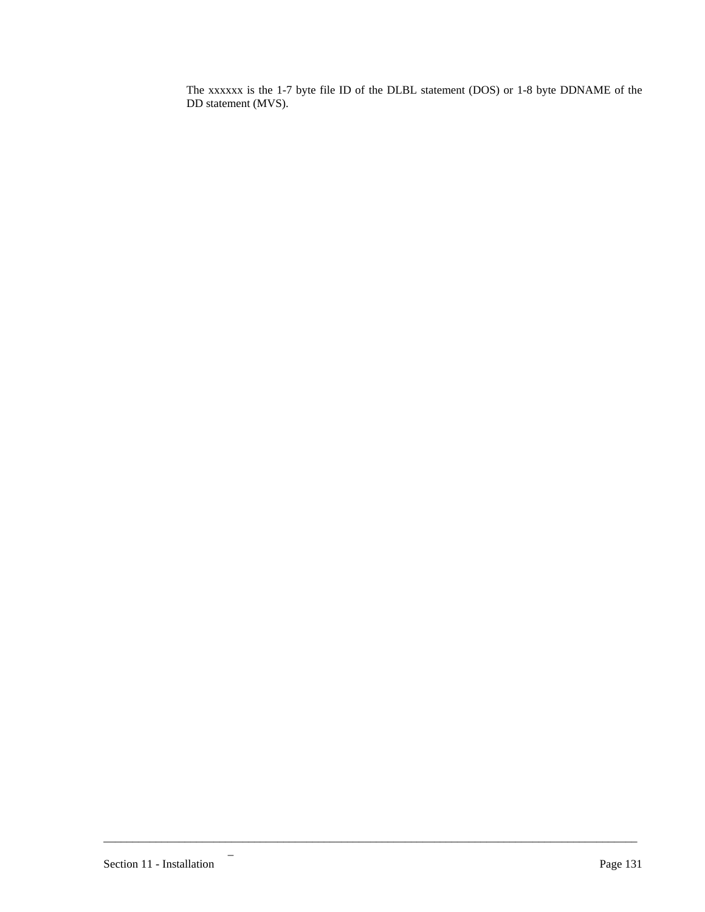The xxxxxx is the 1-7 byte file ID of the DLBL statement (DOS) or 1-8 byte DDNAME of the DD statement (MVS).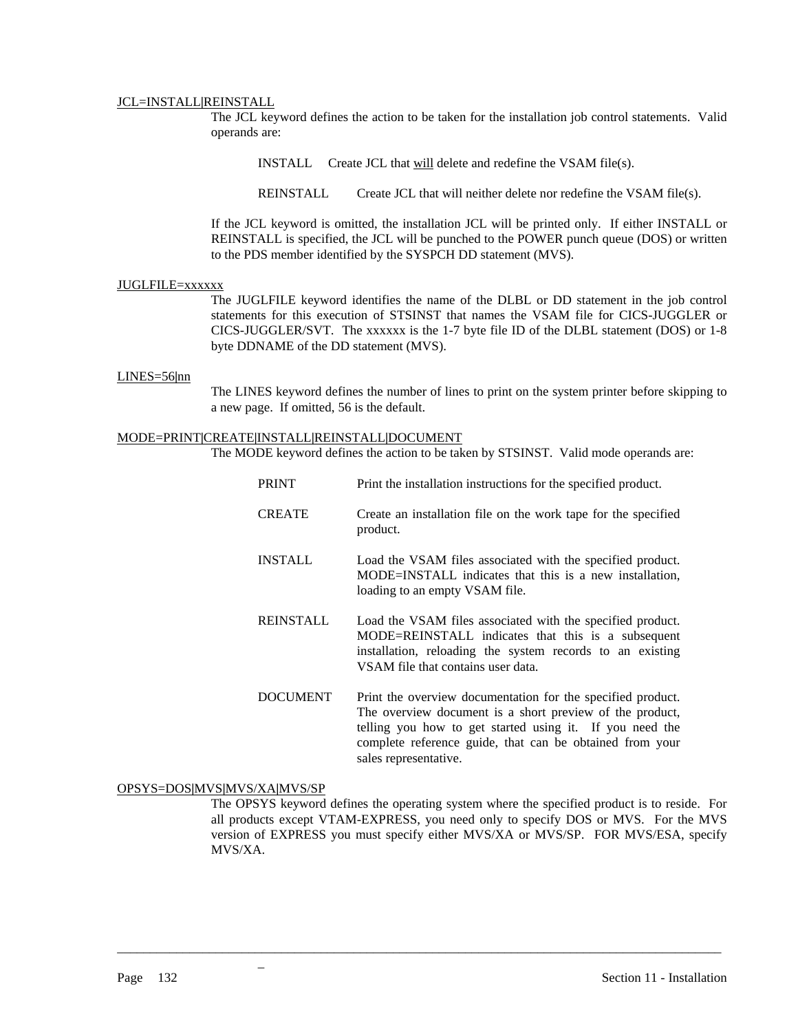JCL=INSTALL|REINSTALL

The JCL keyword defines the action to be taken for the installation job control statements. Valid operands are:

INSTALL Create JCL that will delete and redefine the VSAM file(s).

REINSTALL Create JCL that will neither delete nor redefine the VSAM file(s).

If the JCL keyword is omitted, the installation JCL will be printed only. If either INSTALL or REINSTALL is specified, the JCL will be punched to the POWER punch queue (DOS) or written to the PDS member identified by the SYSPCH DD statement (MVS).

JUGLFILE=xxxxxx

The JUGLFILE keyword identifies the name of the DLBL or DD statement in the job control statements for this execution of STSINST that names the VSAM file for CICS-JUGGLER or CICS-JUGGLER/SVT. The xxxxxx is the 1-7 byte file ID of the DLBL statement (DOS) or 1-8 byte DDNAME of the DD statement (MVS).

LINES=56|nn

The LINES keyword defines the number of lines to print on the system printer before skipping to a new page. If omitted, 56 is the default.

MODE=PRINT|CREATE|INSTALL|REINSTALL|DOCUMENT

The MODE keyword defines the action to be taken by STSINST. Valid mode operands are:

PRINT Print the installation instructions for the specified product.

CREATE Create an installation file on the work tape for the specified product.

INSTALL Load the VSAM files associated with the specified product. MODE=INSTALL indicates that this is a new installation, loading to an empty VSAM file.

REINSTALL Load the VSAM files associated with the specified product. MODE=REINSTALL indicates that this is a subsequent installation, reloading the system records to an existing VSAM file that contains user data.

DOCUMENT Print the overview documentation for the specified product. The overview document is a short preview of the product, telling you how to get started using it. If you need the complete reference guide, that can be obtained from your sales representative.

OPSYS=DOS|MVS|MVS/XA|MVS/SP

The OPSYS keyword defines the operating system where the specified product is to reside. For all products except VTAM-EXPRESS, you need only to specify DOS or MVS. For the MVS version of EXPRESS you must specify either MVS/XA or MVS/SP. FOR MVS/ESA, specify MVS/XA.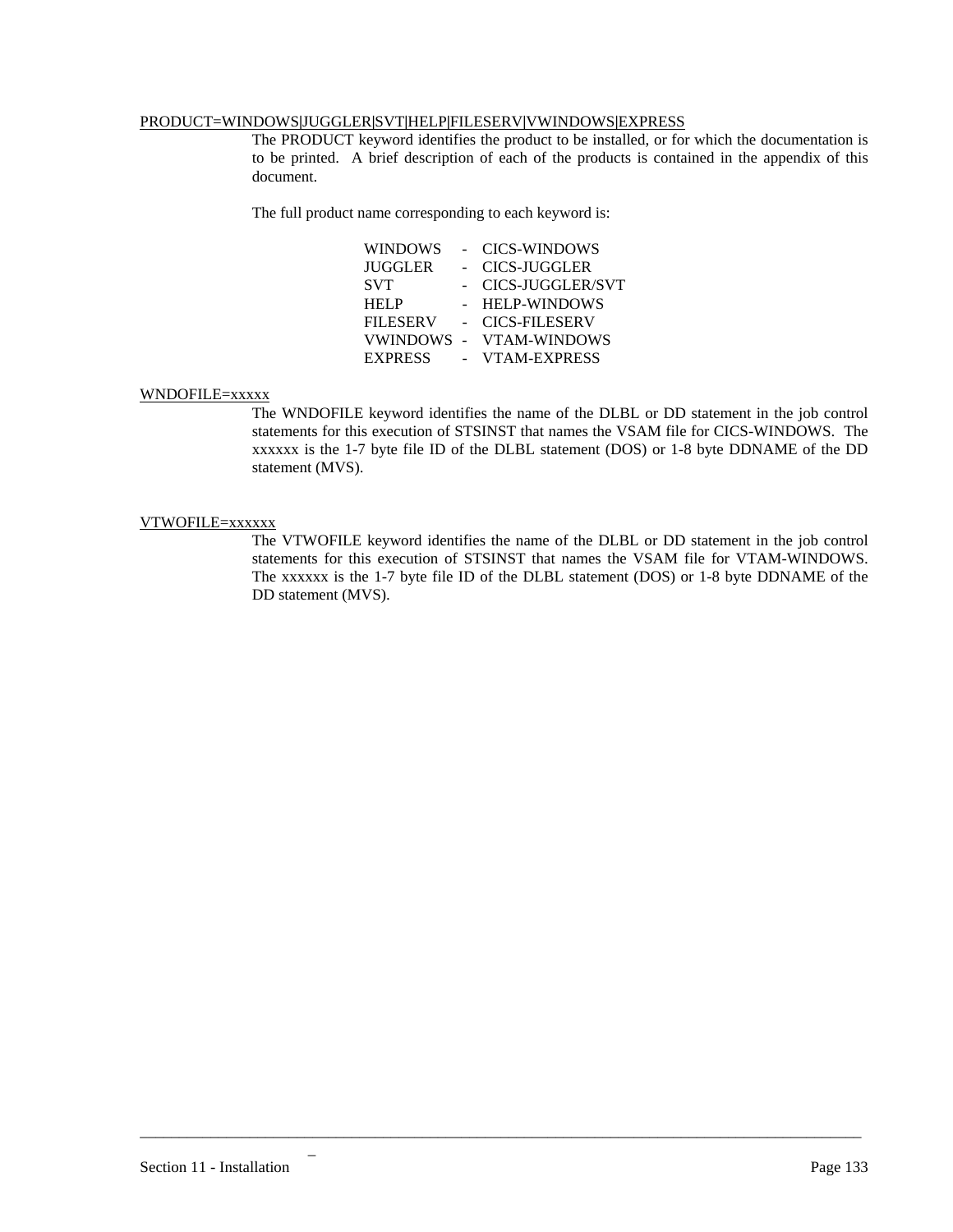PRODUCT=WINDOWS|JUGGLER|SVT|HELP|FILESERV|VWINDOWS|EXPRESS

The PRODUCT keyword identifies the product to be installed, or for which the documentation is to be printed. A brief description of each of the products is contained in the appendix of this document.

The full product name corresponding to each keyword is:

| | | |
|---|---|---|
| WINDOWS | - | CICS-WINDOWS |
| JUGGLER | - | CICS-JUGGLER |
| SVT | - | CICS-JUGGLER/SVT |
| HELP | - | HELP-WINDOWS |
| FILESERV | - | CICS-FILESERV |
| VWINDOWS | - | VTAM-WINDOWS |
| EXPRESS | - | VTAM-EXPRESS |

WNDOFILE=xxxxx

The WNDOFILE keyword identifies the name of the DLBL or DD statement in the job control statements for this execution of STSINST that names the VSAM file for CICS-WINDOWS. The xxxxxx is the 1-7 byte file ID of the DLBL statement (DOS) or 1-8 byte DDNAME of the DD statement (MVS).

VTWOFILE=xxxxxx

The VTWOFILE keyword identifies the name of the DLBL or DD statement in the job control statements for this execution of STSINST that names the VSAM file for VTAM-WINDOWS. The xxxxxx is the 1-7 byte file ID of the DLBL statement (DOS) or 1-8 byte DDNAME of the DD statement (MVS).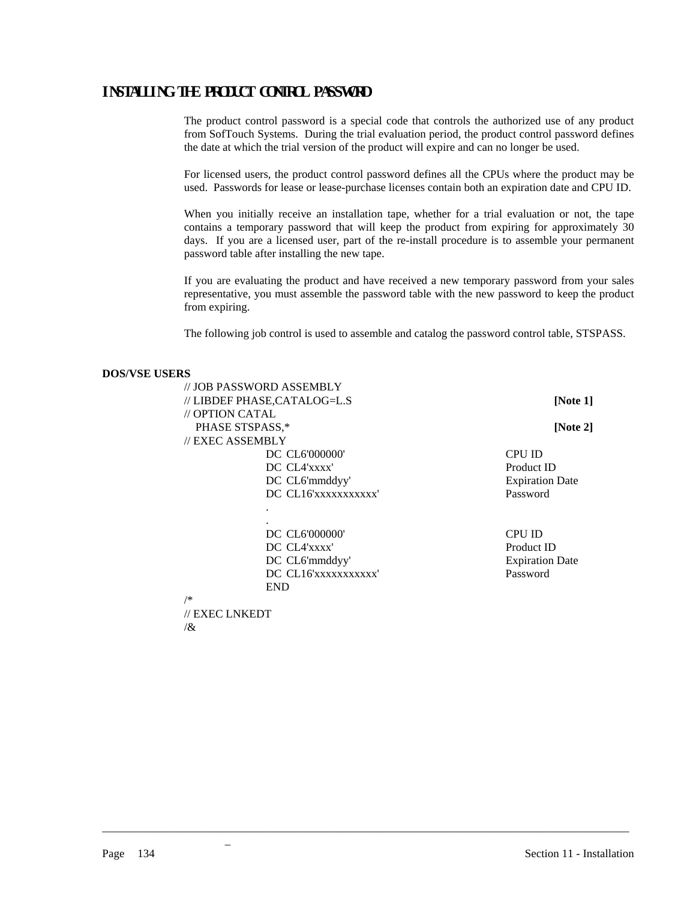## INSTALLING THE PRODUCT CONTROL PASSWORD

The product control password is a special code that controls the authorized use of any product from SofTouch Systems. During the trial evaluation period, the product control password defines the date at which the trial version of the product will expire and can no longer be used.

For licensed users, the product control password defines all the CPUs where the product may be used. Passwords for lease or lease-purchase licenses contain both an expiration date and CPU ID.

When you initially receive an installation tape, whether for a trial evaluation or not, the tape contains a temporary password that will keep the product from expiring for approximately 30 days. If you are a licensed user, part of the re-install procedure is to assemble your permanent password table after installing the new tape.

If you are evaluating the product and have received a new temporary password from your sales representative, you must assemble the password table with the new password to keep the product from expiring.

The following job control is used to assemble and catalog the password control table, STSPASS.

**DOS/VSE USERS**

```
// JOB PASSWORD ASSEMBLY
// LIBDEF PHASE,CATALOG=L.S                                [Note 1]
// OPTION CATAL
   PHASE STSPASS,*                                         [Note 2]
// EXEC ASSEMBLY
            DC  CL6'000000'                     CPU ID
            DC  CL4'xxxx'                       Product ID
            DC  CL6'mmddyy'                     Expiration Date
            DC  CL16'xxxxxxxxxxx'               Password
            .
            .
            DC  CL6'000000'                     CPU ID
            DC  CL4'xxxx'                       Product ID
            DC  CL6'mmddyy'                     Expiration Date
            DC  CL16'xxxxxxxxxxx'               Password
            END
/*
// EXEC LNKEDT
/&
```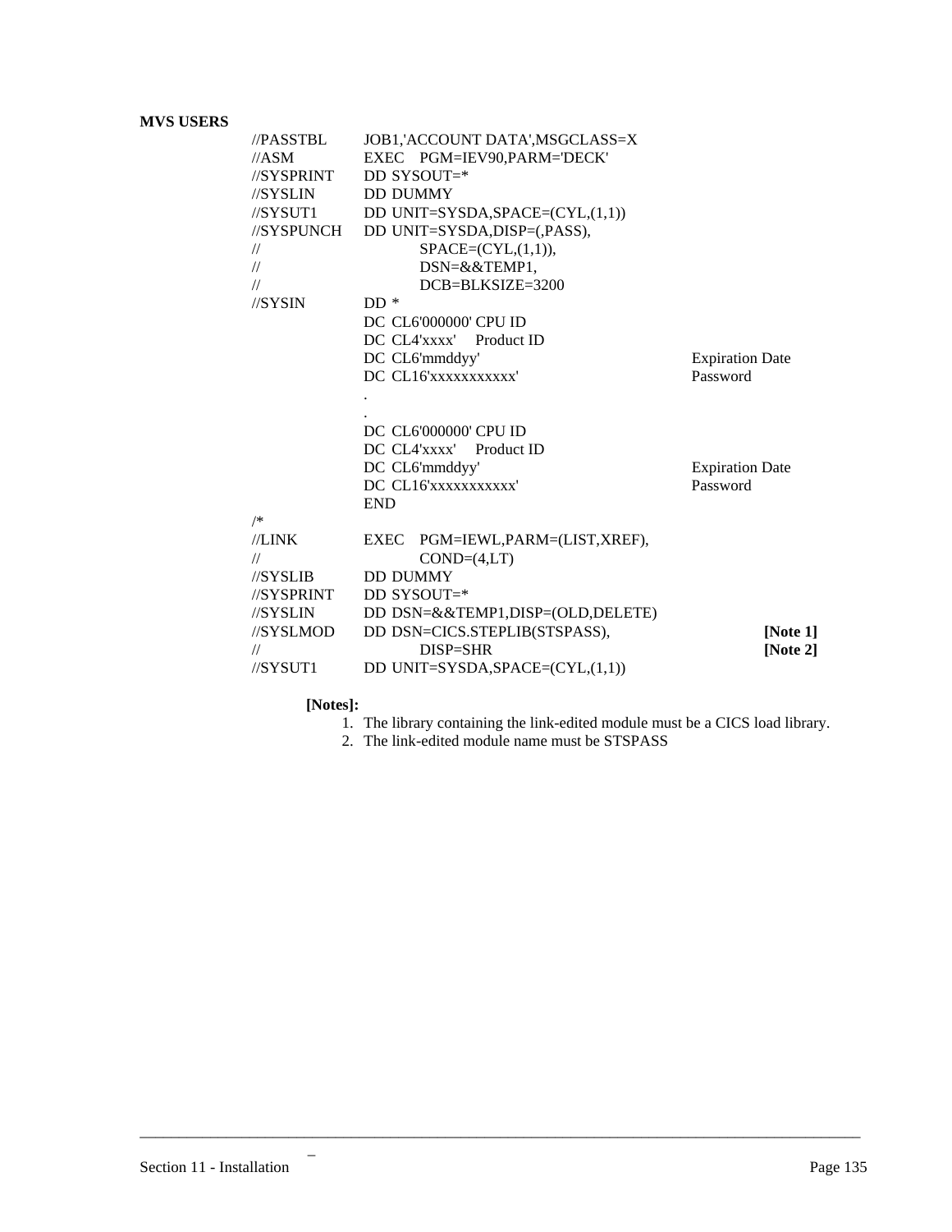**MVS USERS**

```
//PASSTBL     JOB1,'ACCOUNT DATA',MSGCLASS=X
//ASM         EXEC   PGM=IEV90,PARM='DECK'
//SYSPRINT    DD SYSOUT=*
//SYSLIN      DD DUMMY
//SYSUT1      DD UNIT=SYSDA,SPACE=(CYL,(1,1))
//SYSPUNCH    DD UNIT=SYSDA,DISP=(,PASS),
//                  SPACE=(CYL,(1,1)),
//                  DSN=&&TEMP1,
//                  DCB=BLKSIZE=3200
//SYSIN       DD *
              DC  CL6'000000' CPU ID
              DC  CL4'xxxx'    Product ID
              DC  CL6'mmddyy'                      Expiration Date
              DC  CL16'xxxxxxxxxxx'                Password
              .
              .
              DC  CL6'000000' CPU ID
              DC  CL4'xxxx'    Product ID
              DC  CL6'mmddyy'                      Expiration Date
              DC  CL16'xxxxxxxxxxx'                Password
              END
/*
//LINK        EXEC   PGM=IEWL,PARM=(LIST,XREF),
//                  COND=(4,LT)
//SYSLIB      DD DUMMY
//SYSPRINT    DD SYSOUT=*
//SYSLIN      DD DSN=&&TEMP1,DISP=(OLD,DELETE)
//SYSLMOD     DD DSN=CICS.STEPLIB(STSPASS),                [Note 1]
//                  DISP=SHR                                [Note 2]
//SYSUT1      DD UNIT=SYSDA,SPACE=(CYL,(1,1))
```

**[Notes]:**

1. The library containing the link-edited module must be a CICS load library.
2. The link-edited module name must be STSPASS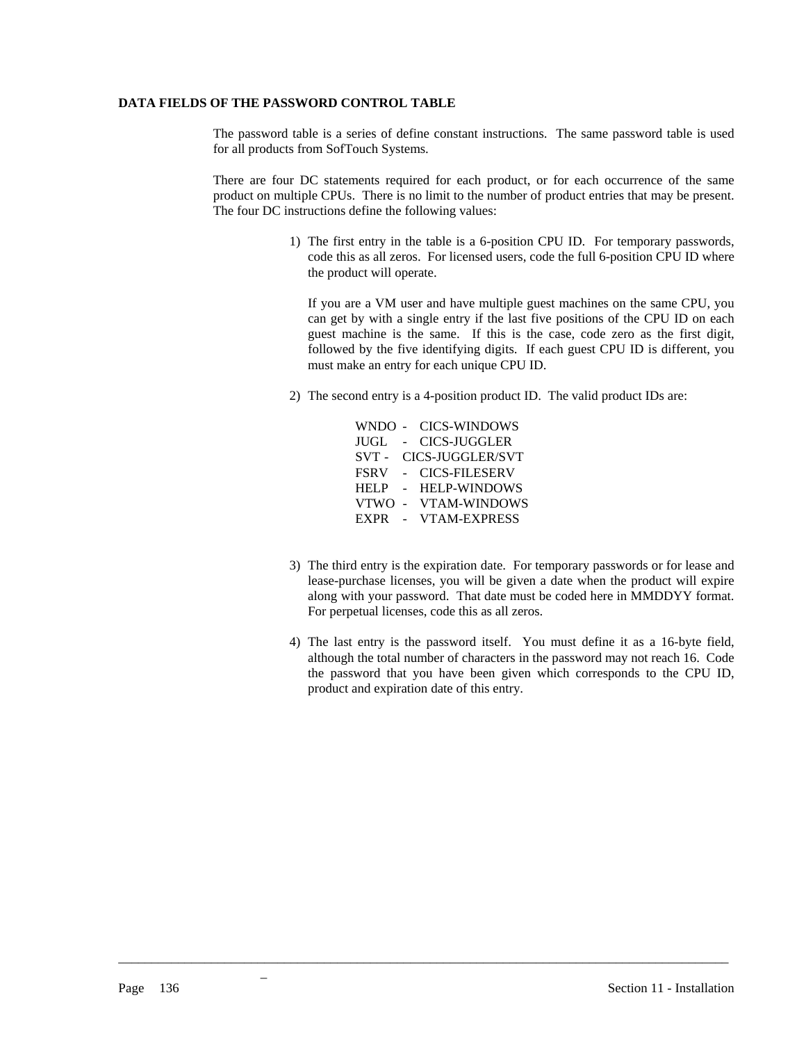## DATA FIELDS OF THE PASSWORD CONTROL TABLE

The password table is a series of define constant instructions. The same password table is used for all products from SofTouch Systems.

There are four DC statements required for each product, or for each occurrence of the same product on multiple CPUs. There is no limit to the number of product entries that may be present. The four DC instructions define the following values:

1) The first entry in the table is a 6-position CPU ID. For temporary passwords, code this as all zeros. For licensed users, code the full 6-position CPU ID where the product will operate.

   If you are a VM user and have multiple guest machines on the same CPU, you can get by with a single entry if the last five positions of the CPU ID on each guest machine is the same. If this is the case, code zero as the first digit, followed by the five identifying digits. If each guest CPU ID is different, you must make an entry for each unique CPU ID.

2) The second entry is a 4-position product ID. The valid product IDs are:

   WNDO - CICS-WINDOWS
   JUGL - CICS-JUGGLER
   SVT - CICS-JUGGLER/SVT
   FSRV - CICS-FILESERV
   HELP - HELP-WINDOWS
   VTWO - VTAM-WINDOWS
   EXPR - VTAM-EXPRESS

3) The third entry is the expiration date. For temporary passwords or for lease and lease-purchase licenses, you will be given a date when the product will expire along with your password. That date must be coded here in MMDDYY format. For perpetual licenses, code this as all zeros.

4) The last entry is the password itself. You must define it as a 16-byte field, although the total number of characters in the password may not reach 16. Code the password that you have been given which corresponds to the CPU ID, product and expiration date of this entry.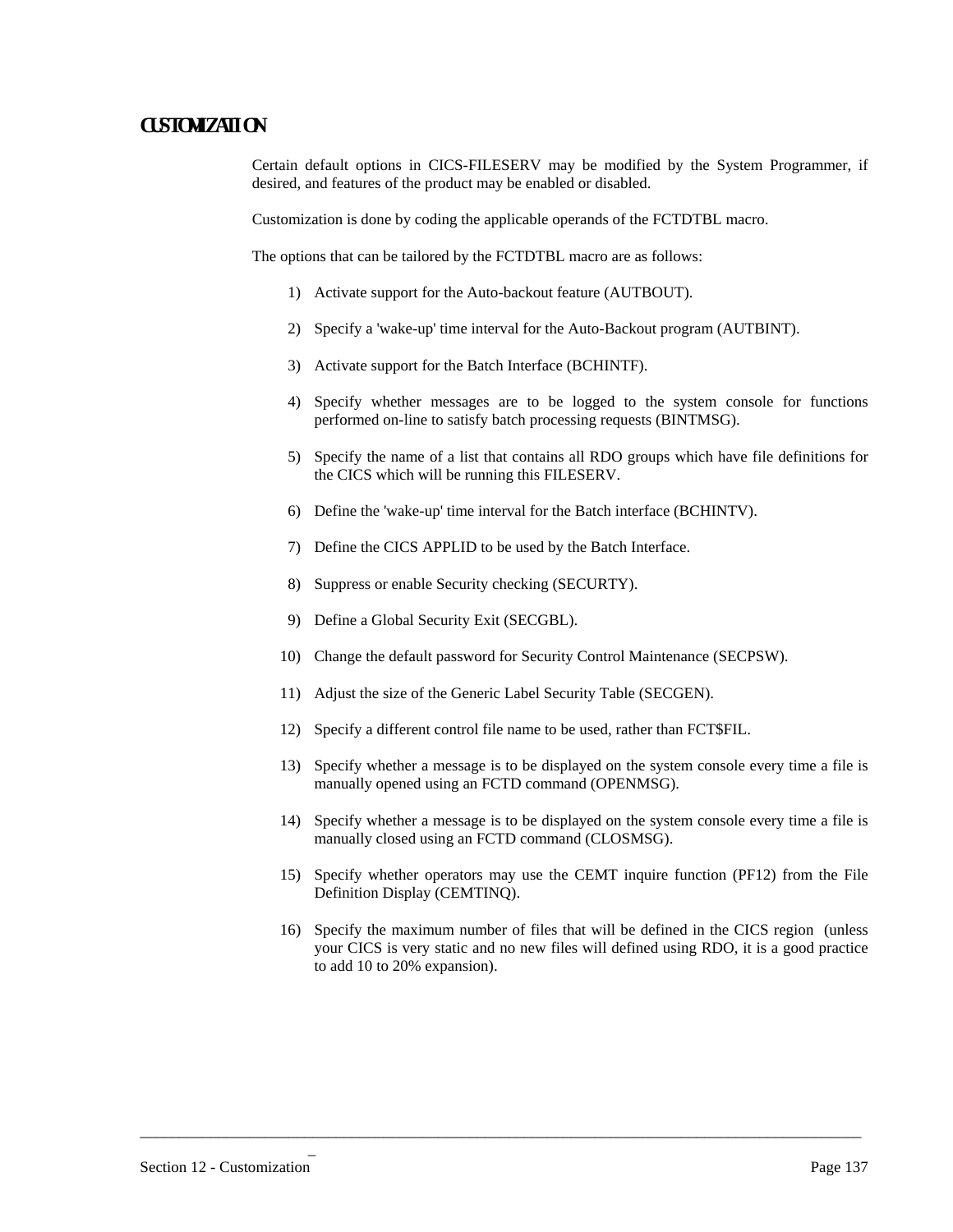# CUSTOMIZATION

Certain default options in CICS-FILESERV may be modified by the System Programmer, if desired, and features of the product may be enabled or disabled.

Customization is done by coding the applicable operands of the FCTDTBL macro.

The options that can be tailored by the FCTDTBL macro are as follows:

1) Activate support for the Auto-backout feature (AUTBOUT).

2) Specify a 'wake-up' time interval for the Auto-Backout program (AUTBINT).

3) Activate support for the Batch Interface (BCHINTF).

4) Specify whether messages are to be logged to the system console for functions performed on-line to satisfy batch processing requests (BINTMSG).

5) Specify the name of a list that contains all RDO groups which have file definitions for the CICS which will be running this FILESERV.

6) Define the 'wake-up' time interval for the Batch interface (BCHINTV).

7) Define the CICS APPLID to be used by the Batch Interface.

8) Suppress or enable Security checking (SECURTY).

9) Define a Global Security Exit (SECGBL).

10) Change the default password for Security Control Maintenance (SECPSW).

11) Adjust the size of the Generic Label Security Table (SECGEN).

12) Specify a different control file name to be used, rather than FCT$FIL.

13) Specify whether a message is to be displayed on the system console every time a file is manually opened using an FCTD command (OPENMSG).

14) Specify whether a message is to be displayed on the system console every time a file is manually closed using an FCTD command (CLOSMSG).

15) Specify whether operators may use the CEMT inquire function (PF12) from the File Definition Display (CEMTINQ).

16) Specify the maximum number of files that will be defined in the CICS region (unless your CICS is very static and no new files will defined using RDO, it is a good practice to add 10 to 20% expansion).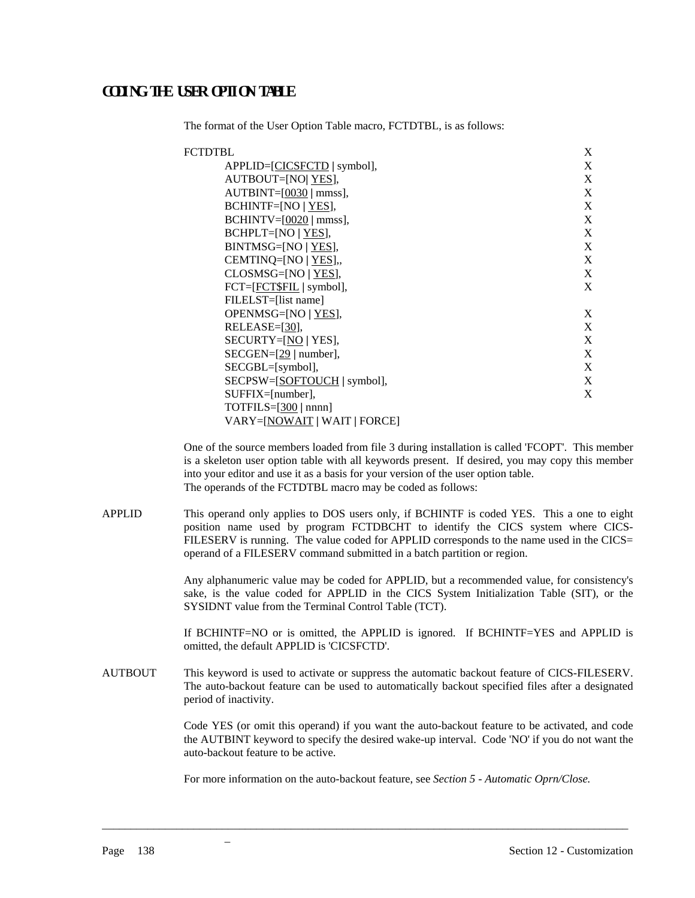# CODING THE USER OPTION TABLE

The format of the User Option Table macro, FCTDTBL, is as follows:

```
FCTDTBL                                              X
         APPLID=[CICSFCTD | symbol],                  X
         AUTBOUT=[NO| YES],                           X
         AUTBINT=[0030 | mmss],                       X
         BCHINTF=[NO | YES],                          X
         BCHINTV=[0020 | mmss],                       X
         BCHPLT=[NO | YES],                           X
         BINTMSG=[NO | YES],                          X
         CEMTINQ=[NO | YES],,                         X
         CLOSMSG=[NO | YES],                          X
         FCT=[FCT$FIL | symbol],                      X
         FILELST=[list name]
         OPENMSG=[NO | YES],                          X
         RELEASE=[30],                                X
         SECURTY=[NO | YES],                          X
         SECGEN=[29 | number],                        X
         SECGBL=[symbol],                             X
         SECPSW=[SOFTOUCH | symbol],                  X
         SUFFIX=[number],                             X
         TOTFILS=[300 | nnnn]
         VARY=[NOWAIT | WAIT | FORCE]
```

One of the source members loaded from file 3 during installation is called 'FCOPT'. This member is a skeleton user option table with all keywords present. If desired, you may copy this member into your editor and use it as a basis for your version of the user option table.
The operands of the FCTDTBL macro may be coded as follows:

**APPLID**

This operand only applies to DOS users only, if BCHINTF is coded YES. This a one to eight position name used by program FCTDBCHT to identify the CICS system where CICS-FILESERV is running. The value coded for APPLID corresponds to the name used in the CICS= operand of a FILESERV command submitted in a batch partition or region.

Any alphanumeric value may be coded for APPLID, but a recommended value, for consistency's sake, is the value coded for APPLID in the CICS System Initialization Table (SIT), or the SYSIDNT value from the Terminal Control Table (TCT).

If BCHINTF=NO or is omitted, the APPLID is ignored. If BCHINTF=YES and APPLID is omitted, the default APPLID is 'CICSFCTD'.

**AUTBOUT**

This keyword is used to activate or suppress the automatic backout feature of CICS-FILESERV. The auto-backout feature can be used to automatically backout specified files after a designated period of inactivity.

Code YES (or omit this operand) if you want the auto-backout feature to be activated, and code the AUTBINT keyword to specify the desired wake-up interval. Code 'NO' if you do not want the auto-backout feature to be active.

For more information on the auto-backout feature, see *Section 5 - Automatic Oprn/Close.*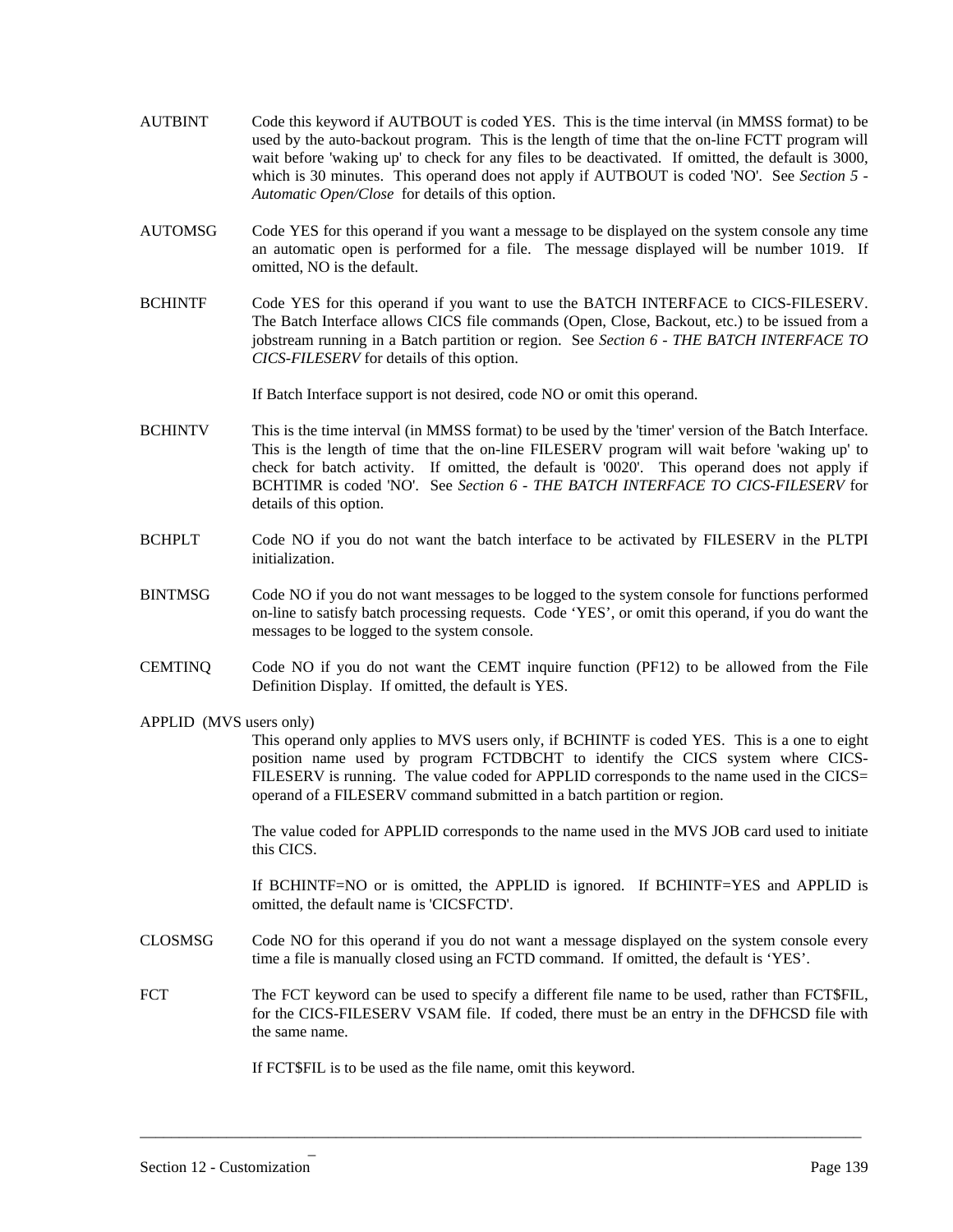**AUTBINT** Code this keyword if AUTBOUT is coded YES. This is the time interval (in MMSS format) to be used by the auto-backout program. This is the length of time that the on-line FCTT program will wait before 'waking up' to check for any files to be deactivated. If omitted, the default is 3000, which is 30 minutes. This operand does not apply if AUTBOUT is coded 'NO'. See *Section 5 - Automatic Open/Close* for details of this option.

**AUTOMSG** Code YES for this operand if you want a message to be displayed on the system console any time an automatic open is performed for a file. The message displayed will be number 1019. If omitted, NO is the default.

**BCHINTF** Code YES for this operand if you want to use the BATCH INTERFACE to CICS-FILESERV. The Batch Interface allows CICS file commands (Open, Close, Backout, etc.) to be issued from a jobstream running in a Batch partition or region. See *Section 6 - THE BATCH INTERFACE TO CICS-FILESERV* for details of this option.

If Batch Interface support is not desired, code NO or omit this operand.

**BCHINTV** This is the time interval (in MMSS format) to be used by the 'timer' version of the Batch Interface. This is the length of time that the on-line FILESERV program will wait before 'waking up' to check for batch activity. If omitted, the default is '0020'. This operand does not apply if BCHTIMR is coded 'NO'. See *Section 6 - THE BATCH INTERFACE TO CICS-FILESERV* for details of this option.

**BCHPLT** Code NO if you do not want the batch interface to be activated by FILESERV in the PLTPI initialization.

**BINTMSG** Code NO if you do not want messages to be logged to the system console for functions performed on-line to satisfy batch processing requests. Code 'YES', or omit this operand, if you do want the messages to be logged to the system console.

**CEMTINQ** Code NO if you do not want the CEMT inquire function (PF12) to be allowed from the File Definition Display. If omitted, the default is YES.

**APPLID (MVS users only)**
This operand only applies to MVS users only, if BCHINTF is coded YES. This is a one to eight position name used by program FCTDBCHT to identify the CICS system where CICS-FILESERV is running. The value coded for APPLID corresponds to the name used in the CICS= operand of a FILESERV command submitted in a batch partition or region.

The value coded for APPLID corresponds to the name used in the MVS JOB card used to initiate this CICS.

If BCHINTF=NO or is omitted, the APPLID is ignored. If BCHINTF=YES and APPLID is omitted, the default name is 'CICSFCTD'.

**CLOSMSG** Code NO for this operand if you do not want a message displayed on the system console every time a file is manually closed using an FCTD command. If omitted, the default is 'YES'.

**FCT** The FCT keyword can be used to specify a different file name to be used, rather than FCT$FIL, for the CICS-FILESERV VSAM file. If coded, there must be an entry in the DFHCSD file with the same name.

If FCT$FIL is to be used as the file name, omit this keyword.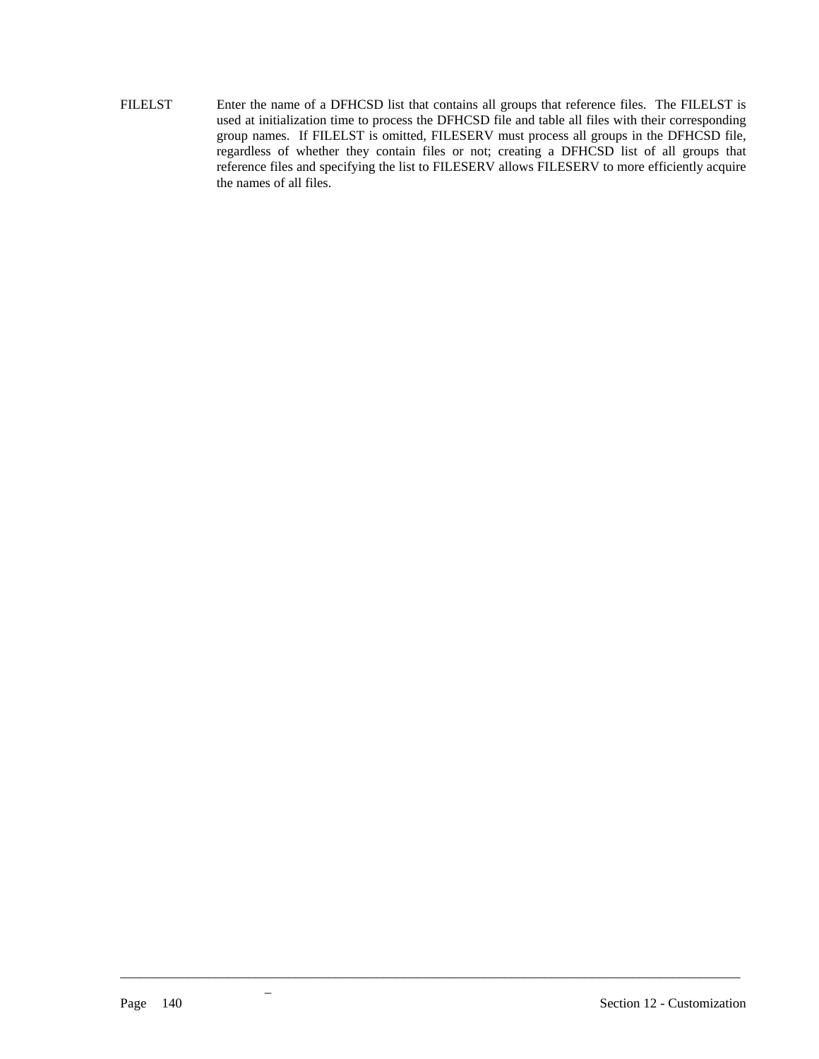FILELST Enter the name of a DFHCSD list that contains all groups that reference files. The FILELST is used at initialization time to process the DFHCSD file and table all files with their corresponding group names. If FILELST is omitted, FILESERV must process all groups in the DFHCSD file, regardless of whether they contain files or not; creating a DFHCSD list of all groups that reference files and specifying the list to FILESERV allows FILESERV to more efficiently acquire the names of all files.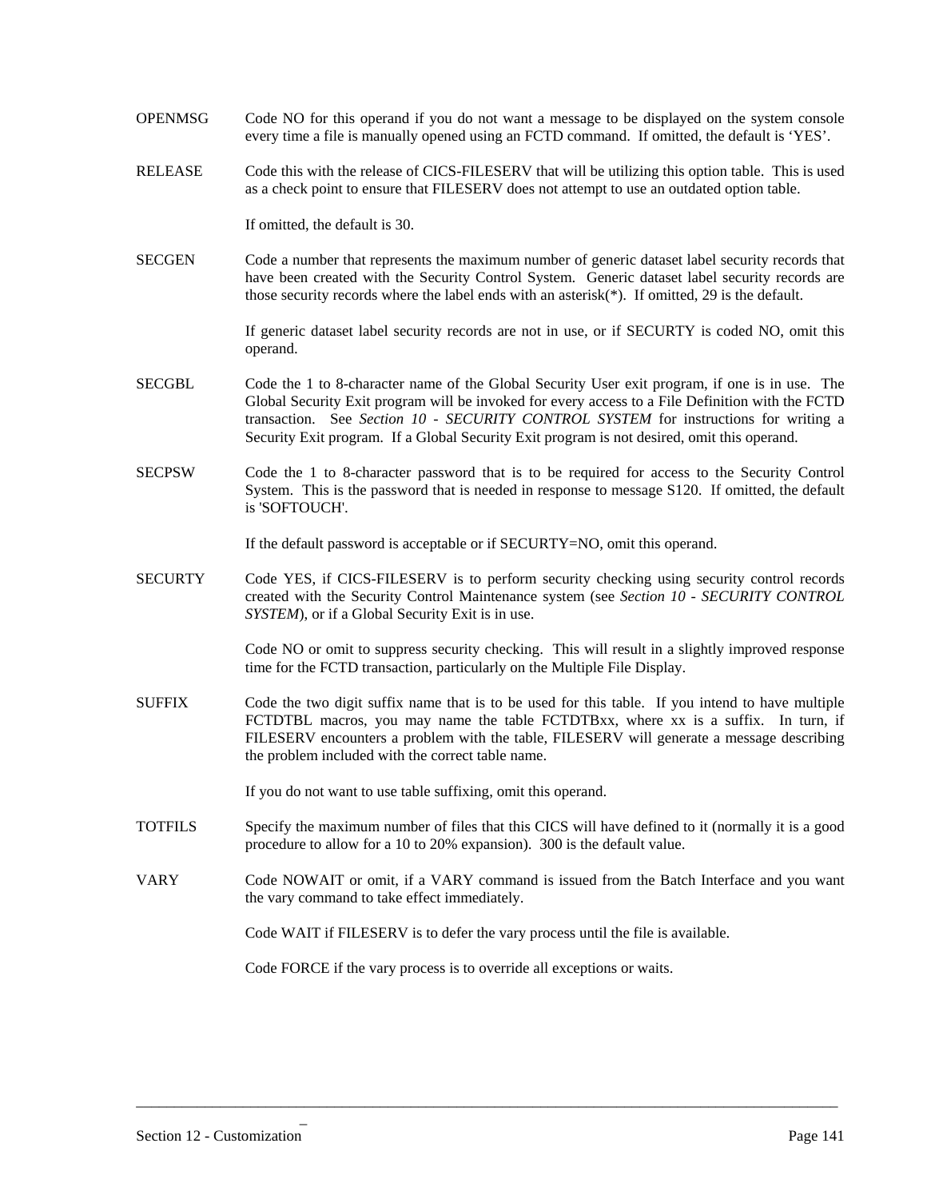OPENMSG Code NO for this operand if you do not want a message to be displayed on the system console every time a file is manually opened using an FCTD command. If omitted, the default is 'YES'.

RELEASE Code this with the release of CICS-FILESERV that will be utilizing this option table. This is used as a check point to ensure that FILESERV does not attempt to use an outdated option table.

If omitted, the default is 30.

SECGEN Code a number that represents the maximum number of generic dataset label security records that have been created with the Security Control System. Generic dataset label security records are those security records where the label ends with an asterisk(*). If omitted, 29 is the default.

If generic dataset label security records are not in use, or if SECURTY is coded NO, omit this operand.

SECGBL Code the 1 to 8-character name of the Global Security User exit program, if one is in use. The Global Security Exit program will be invoked for every access to a File Definition with the FCTD transaction. See *Section 10 - SECURITY CONTROL SYSTEM* for instructions for writing a Security Exit program. If a Global Security Exit program is not desired, omit this operand.

SECPSW Code the 1 to 8-character password that is to be required for access to the Security Control System. This is the password that is needed in response to message S120. If omitted, the default is 'SOFTOUCH'.

If the default password is acceptable or if SECURTY=NO, omit this operand.

SECURTY Code YES, if CICS-FILESERV is to perform security checking using security control records created with the Security Control Maintenance system (see *Section 10 - SECURITY CONTROL SYSTEM*), or if a Global Security Exit is in use.

Code NO or omit to suppress security checking. This will result in a slightly improved response time for the FCTD transaction, particularly on the Multiple File Display.

SUFFIX Code the two digit suffix name that is to be used for this table. If you intend to have multiple FCTDTBL macros, you may name the table FCTDTBxx, where xx is a suffix. In turn, if FILESERV encounters a problem with the table, FILESERV will generate a message describing the problem included with the correct table name.

If you do not want to use table suffixing, omit this operand.

TOTFILS Specify the maximum number of files that this CICS will have defined to it (normally it is a good procedure to allow for a 10 to 20% expansion). 300 is the default value.

VARY Code NOWAIT or omit, if a VARY command is issued from the Batch Interface and you want the vary command to take effect immediately.

Code WAIT if FILESERV is to defer the vary process until the file is available.

Code FORCE if the vary process is to override all exceptions or waits.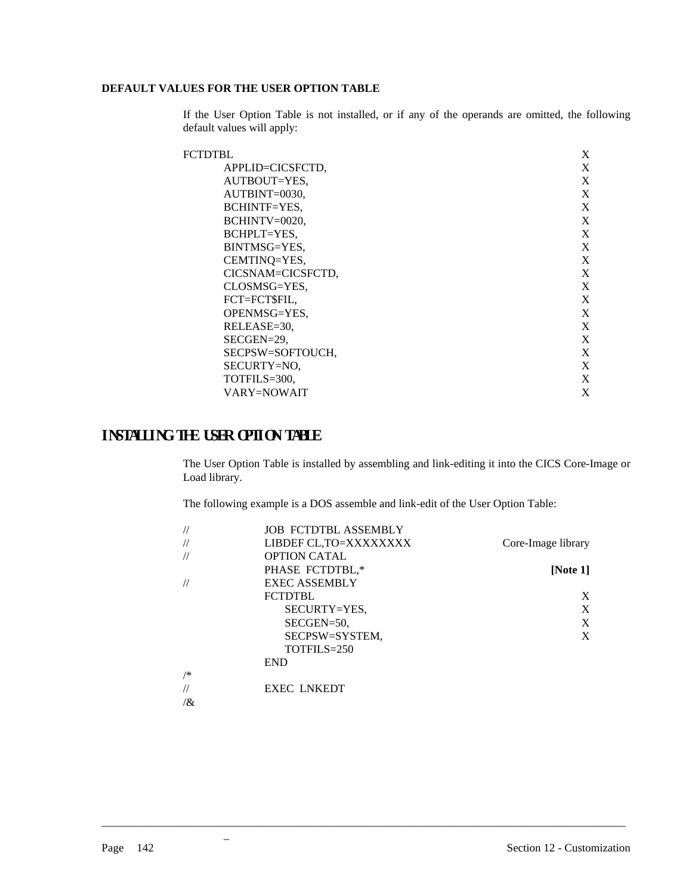**DEFAULT VALUES FOR THE USER OPTION TABLE**

If the User Option Table is not installed, or if any of the operands are omitted, the following default values will apply:

```
FCTDTBL                                                      X
          APPLID=CICSFCTD,                                   X
          AUTBOUT=YES,                                       X
          AUTBINT=0030,                                      X
          BCHINTF=YES,                                       X
          BCHINTV=0020,                                      X
          BCHPLT=YES,                                        X
          BINTMSG=YES,                                       X
          CEMTINQ=YES,                                       X
          CICSNAM=CICSFCTD,                                  X
          CLOSMSG=YES,                                       X
          FCT=FCT$FIL,                                       X
          OPENMSG=YES,                                       X
          RELEASE=30,                                        X
          SECGEN=29,                                         X
          SECPSW=SOFTOUCH,                                   X
          SECURTY=NO,                                        X
          TOTFILS=300,                                       X
          VARY=NOWAIT                                        X
```

## INSTALLING THE USER OPTION TABLE

The User Option Table is installed by assembling and link-editing it into the CICS Core-Image or Load library.

The following example is a DOS assemble and link-edit of the User Option Table:

```
//        JOB  FCTDTBL ASSEMBLY
//        LIBDEF CL,TO=XXXXXXXX                 Core-Image library
//        OPTION CATAL
          PHASE  FCTDTBL,*                              [Note 1]
//        EXEC ASSEMBLY
          FCTDTBL                                              X
               SECURTY=YES,                                    X
               SECGEN=50,                                      X
               SECPSW=SYSTEM,                                  X
               TOTFILS=250
          END
/*
//        EXEC  LNKEDT
/&
```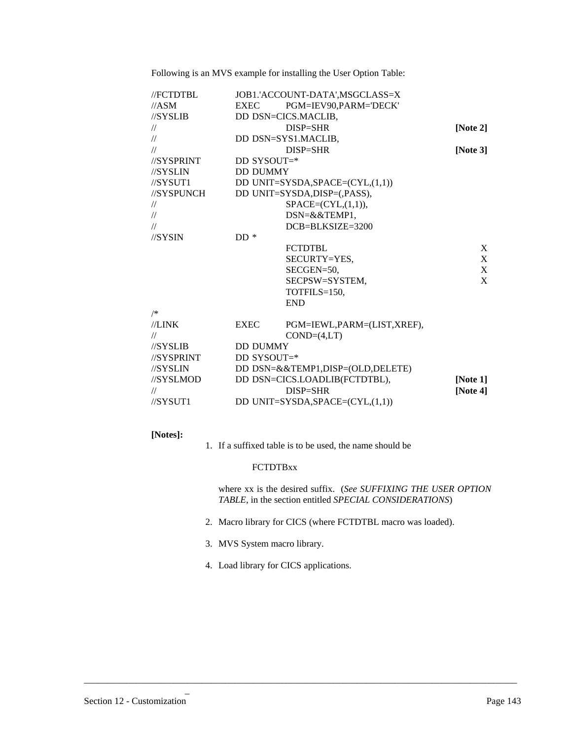Following is an MVS example for installing the User Option Table:

```
//FCTDTBL      JOB1.'ACCOUNT-DATA',MSGCLASS=X
//ASM          EXEC     PGM=IEV90,PARM='DECK'
//SYSLIB       DD DSN=CICS.MACLIB,
//                      DISP=SHR                          [Note 2]
//             DD DSN=SYS1.MACLIB,
//                      DISP=SHR                          [Note 3]
//SYSPRINT     DD SYSOUT=*
//SYSLIN       DD DUMMY
//SYSUT1       DD UNIT=SYSDA,SPACE=(CYL,(1,1))
//SYSPUNCH     DD UNIT=SYSDA,DISP=(,PASS),
//                      SPACE=(CYL,(1,1)),
//                      DSN=&&TEMP1,
//                      DCB=BLKSIZE=3200
//SYSIN        DD *
                        FCTDTBL                                  X
                        SECURTY=YES,                             X
                        SECGEN=50,                               X
                        SECPSW=SYSTEM,                           X
                        TOTFILS=150,
                        END
/*
//LINK         EXEC     PGM=IEWL,PARM=(LIST,XREF),
//                      COND=(4,LT)
//SYSLIB       DD DUMMY
//SYSPRINT     DD SYSOUT=*
//SYSLIN       DD DSN=&&TEMP1,DISP=(OLD,DELETE)
//SYSLMOD      DD DSN=CICS.LOADLIB(FCTDTBL),              [Note 1]
//                      DISP=SHR                          [Note 4]
//SYSUT1       DD UNIT=SYSDA,SPACE=(CYL,(1,1))
```

**[Notes]:**

1. If a suffixed table is to be used, the name should be

   FCTDTBxx

   where xx is the desired suffix. (*See SUFFIXING THE USER OPTION TABLE*, in the section entitled *SPECIAL CONSIDERATIONS*)

2. Macro library for CICS (where FCTDTBL macro was loaded).

3. MVS System macro library.

4. Load library for CICS applications.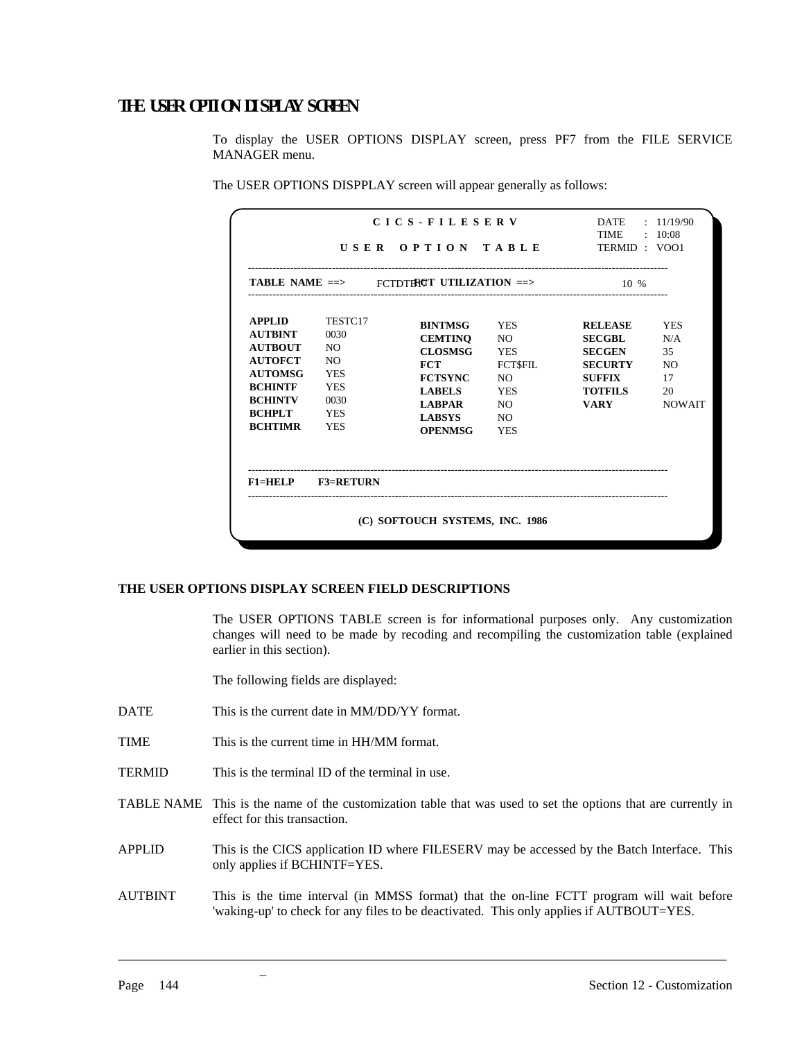# THE USER OPTION DISPLAY SCREEN

To display the USER OPTIONS DISPLAY screen, press PF7 from the FILE SERVICE MANAGER menu.

The USER OPTIONS DISPPLAY screen will appear generally as follows:

```
                    C I C S - F I L E S E R V              DATE   :  11/19/90
                                                           TIME   :  10:08
               U S E R   O P T I O N   T A B L E           TERMID :  VOO1
----------------------------------------------------------------------------------
TABLE NAME ==>    FCTDTB17   FCT UTILIZATION ==>              10 %
----------------------------------------------------------------------------------
APPLID     TESTC17
AUTBINT    0030      BINTMSG    YES         RELEASE    YES
AUTBOUT    NO        CEMTINQ    NO          SECGBL     N/A
AUTOFCT    NO        CLOSMSG    YES         SECGEN     35
AUTOMSG    YES       FCT        FCT$FIL     SECURTY    NO
BCHINTF    YES       FCTSYNC    NO          SUFFIX     17
BCHINTV    0030      LABELS     YES         TOTFILS    20
BCHPLT     YES       LABPAR     NO          VARY       NOWAIT
BCHTIMR    YES       LABSYS     NO
                     OPENMSG    YES

----------------------------------------------------------------------------------
F1=HELP    F3=RETURN
----------------------------------------------------------------------------------

               (C) SOFTOUCH SYSTEMS, INC. 1986
```

## THE USER OPTIONS DISPLAY SCREEN FIELD DESCRIPTIONS

The USER OPTIONS TABLE screen is for informational purposes only. Any customization changes will need to be made by recoding and recompiling the customization table (explained earlier in this section).

The following fields are displayed:

DATE — This is the current date in MM/DD/YY format.

TIME — This is the current time in HH/MM format.

TERMID — This is the terminal ID of the terminal in use.

TABLE NAME — This is the name of the customization table that was used to set the options that are currently in effect for this transaction.

APPLID — This is the CICS application ID where FILESERV may be accessed by the Batch Interface. This only applies if BCHINTF=YES.

AUTBINT — This is the time interval (in MMSS format) that the on-line FCTT program will wait before 'waking-up' to check for any files to be deactivated. This only applies if AUTBOUT=YES.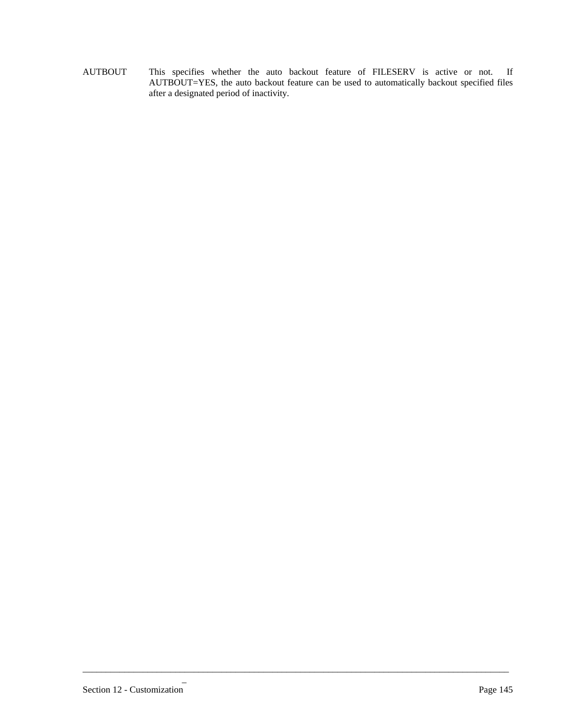AUTBOUT This specifies whether the auto backout feature of FILESERV is active or not. If AUTBOUT=YES, the auto backout feature can be used to automatically backout specified files after a designated period of inactivity.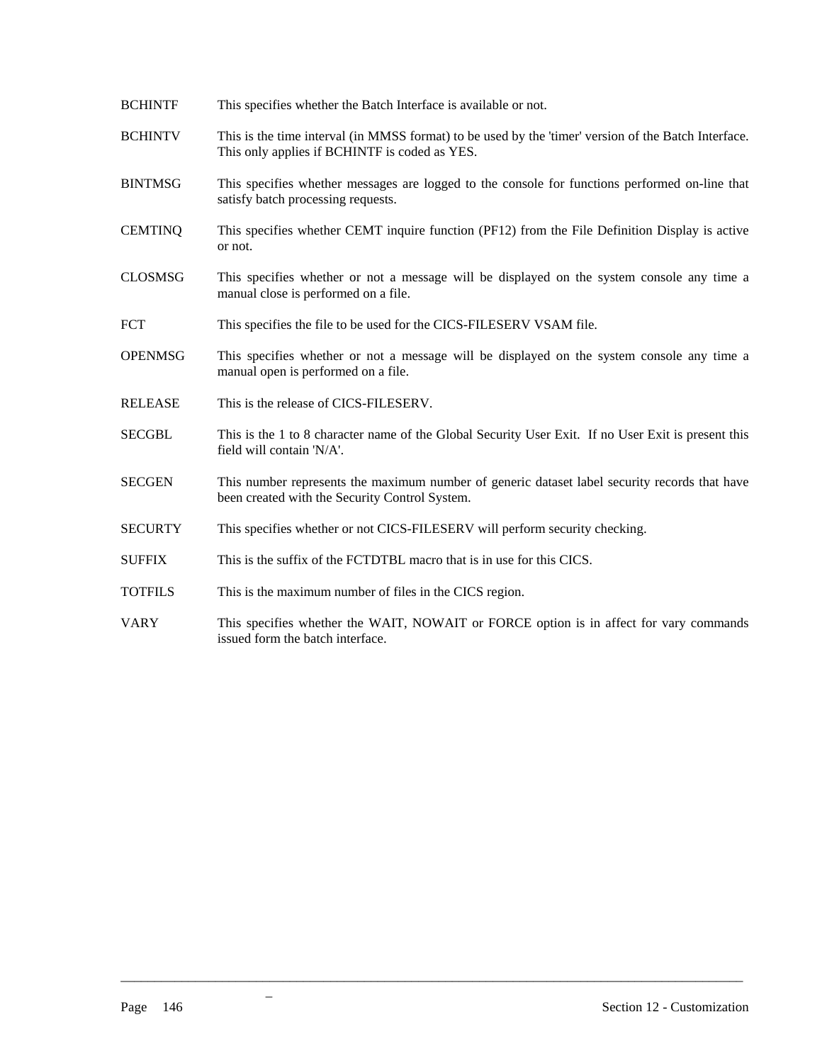| | |
|---|---|
| BCHINTF | This specifies whether the Batch Interface is available or not. |
| BCHINTV | This is the time interval (in MMSS format) to be used by the 'timer' version of the Batch Interface. This only applies if BCHINTF is coded as YES. |
| BINTMSG | This specifies whether messages are logged to the console for functions performed on-line that satisfy batch processing requests. |
| CEMTINQ | This specifies whether CEMT inquire function (PF12) from the File Definition Display is active or not. |
| CLOSMSG | This specifies whether or not a message will be displayed on the system console any time a manual close is performed on a file. |
| FCT | This specifies the file to be used for the CICS-FILESERV VSAM file. |
| OPENMSG | This specifies whether or not a message will be displayed on the system console any time a manual open is performed on a file. |
| RELEASE | This is the release of CICS-FILESERV. |
| SECGBL | This is the 1 to 8 character name of the Global Security User Exit. If no User Exit is present this field will contain 'N/A'. |
| SECGEN | This number represents the maximum number of generic dataset label security records that have been created with the Security Control System. |
| SECURTY | This specifies whether or not CICS-FILESERV will perform security checking. |
| SUFFIX | This is the suffix of the FCTDTBL macro that is in use for this CICS. |
| TOTFILS | This is the maximum number of files in the CICS region. |
| VARY | This specifies whether the WAIT, NOWAIT or FORCE option is in affect for vary commands issued form the batch interface. |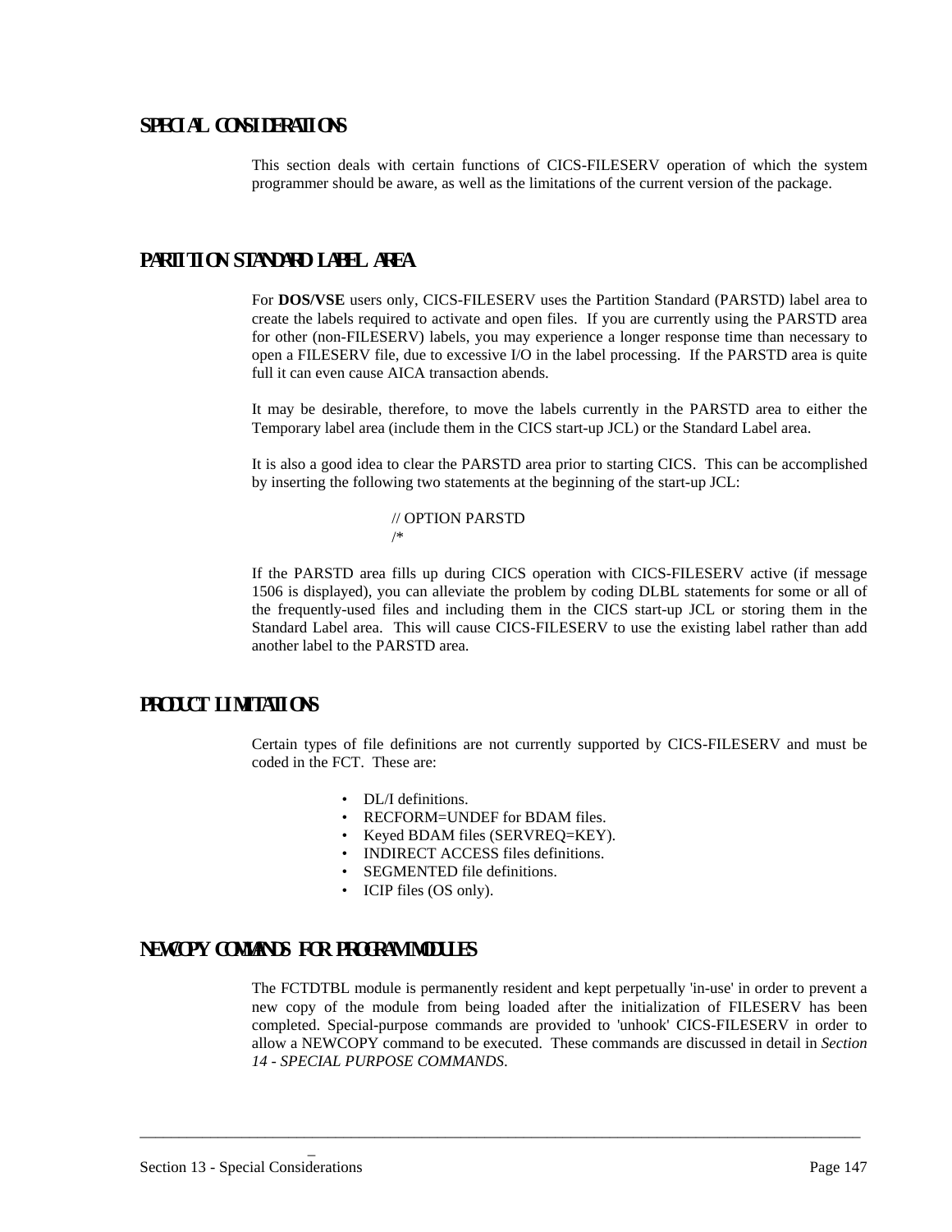## SPECIAL CONSIDERATIONS

This section deals with certain functions of CICS-FILESERV operation of which the system programmer should be aware, as well as the limitations of the current version of the package.

## PARTITION STANDARD LABEL AREA

For **DOS/VSE** users only, CICS-FILESERV uses the Partition Standard (PARSTD) label area to create the labels required to activate and open files. If you are currently using the PARSTD area for other (non-FILESERV) labels, you may experience a longer response time than necessary to open a FILESERV file, due to excessive I/O in the label processing. If the PARSTD area is quite full it can even cause AICA transaction abends.

It may be desirable, therefore, to move the labels currently in the PARSTD area to either the Temporary label area (include them in the CICS start-up JCL) or the Standard Label area.

It is also a good idea to clear the PARSTD area prior to starting CICS. This can be accomplished by inserting the following two statements at the beginning of the start-up JCL:

```
// OPTION PARSTD
/*
```

If the PARSTD area fills up during CICS operation with CICS-FILESERV active (if message 1506 is displayed), you can alleviate the problem by coding DLBL statements for some or all of the frequently-used files and including them in the CICS start-up JCL or storing them in the Standard Label area. This will cause CICS-FILESERV to use the existing label rather than add another label to the PARSTD area.

## PRODUCT LIMITATIONS

Certain types of file definitions are not currently supported by CICS-FILESERV and must be coded in the FCT. These are:

- DL/I definitions.
- RECFORM=UNDEF for BDAM files.
- Keyed BDAM files (SERVREQ=KEY).
- INDIRECT ACCESS files definitions.
- SEGMENTED file definitions.
- ICIP files (OS only).

## NEWCOPY COMMANDS FOR PROGRAM MODULES

The FCTDTBL module is permanently resident and kept perpetually 'in-use' in order to prevent a new copy of the module from being loaded after the initialization of FILESERV has been completed. Special-purpose commands are provided to 'unhook' CICS-FILESERV in order to allow a NEWCOPY command to be executed. These commands are discussed in detail in *Section 14 - SPECIAL PURPOSE COMMANDS*.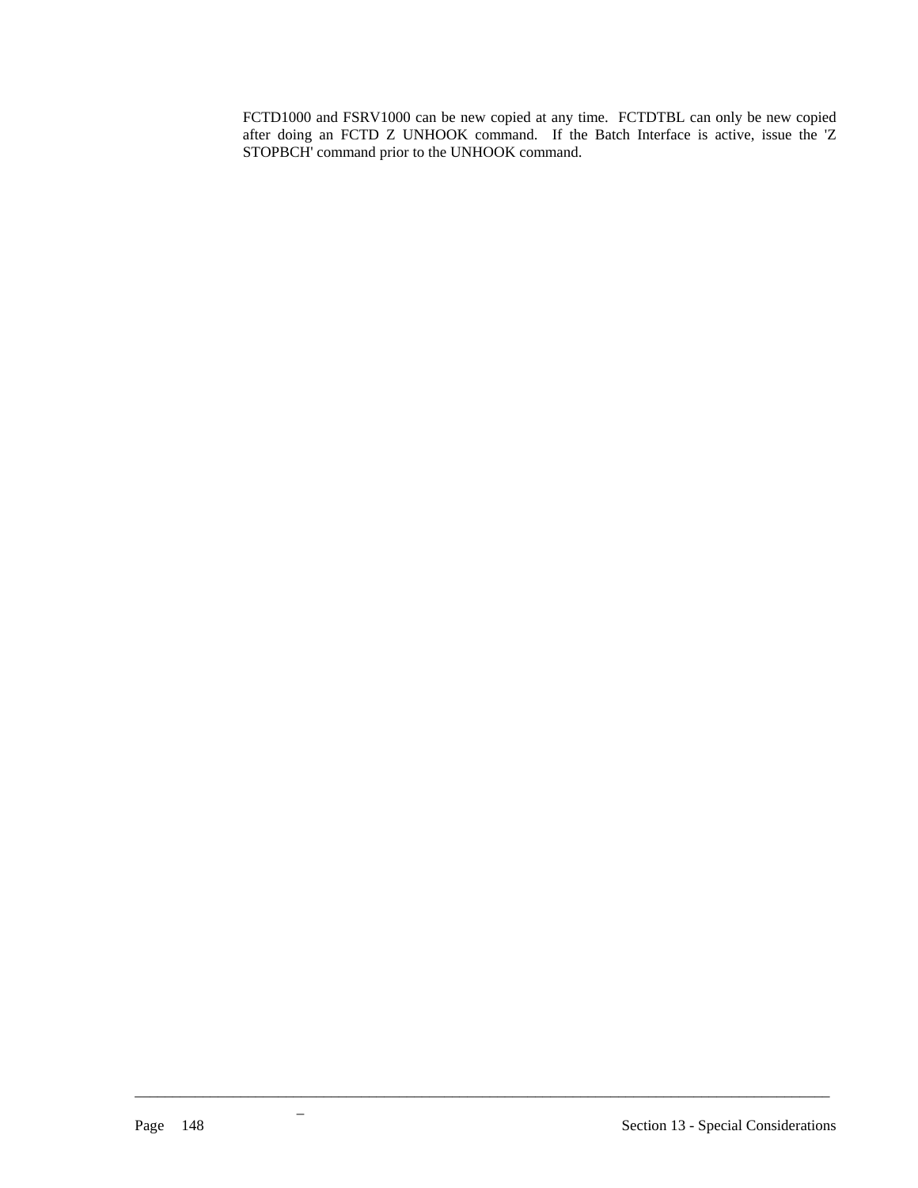FCTD1000 and FSRV1000 can be new copied at any time. FCTDTBL can only be new copied after doing an FCTD Z UNHOOK command. If the Batch Interface is active, issue the 'Z STOPBCH' command prior to the UNHOOK command.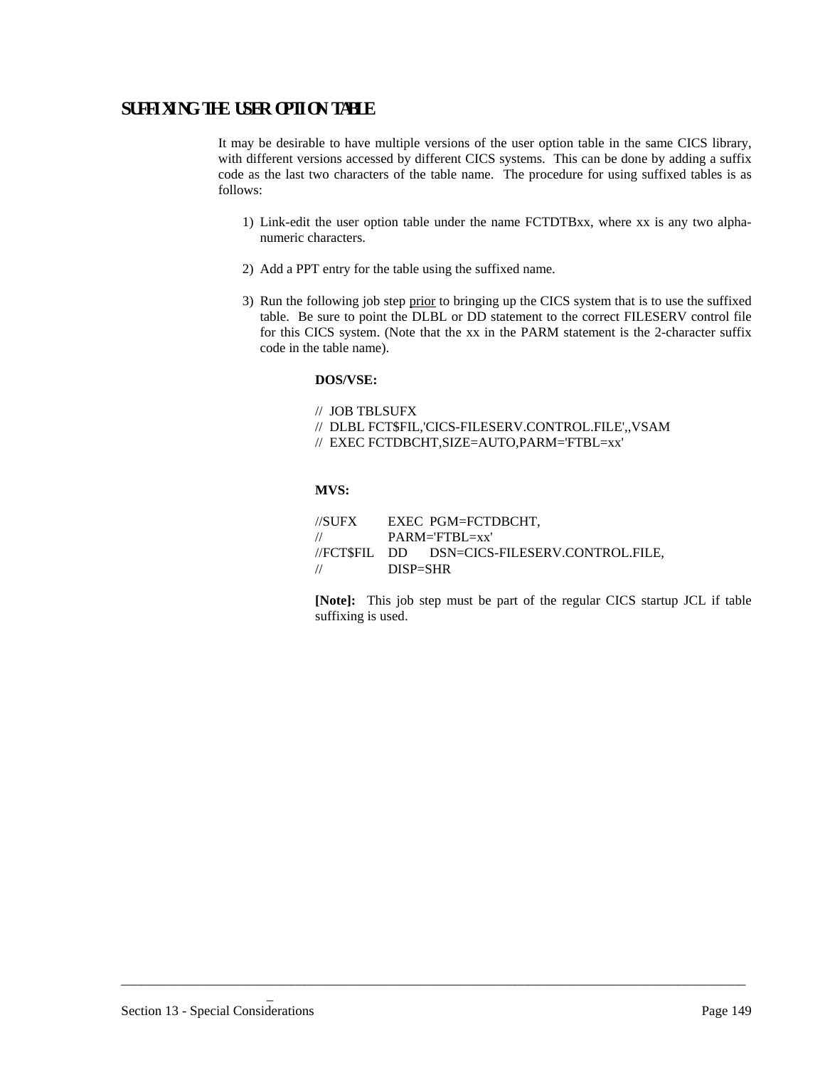## SUFFIXING THE USER OPTION TABLE

It may be desirable to have multiple versions of the user option table in the same CICS library, with different versions accessed by different CICS systems. This can be done by adding a suffix code as the last two characters of the table name. The procedure for using suffixed tables is as follows:

1) Link-edit the user option table under the name FCTDTBxx, where xx is any two alpha-numeric characters.

2) Add a PPT entry for the table using the suffixed name.

3) Run the following job step <u>prior</u> to bringing up the CICS system that is to use the suffixed table. Be sure to point the DLBL or DD statement to the correct FILESERV control file for this CICS system. (Note that the xx in the PARM statement is the 2-character suffix code in the table name).

**DOS/VSE:**

```
//  JOB TBLSUFX
//  DLBL FCT$FIL,'CICS-FILESERV.CONTROL.FILE',,VSAM
//  EXEC FCTDBCHT,SIZE=AUTO,PARM='FTBL=xx'
```

**MVS:**

```
//SUFX       EXEC  PGM=FCTDBCHT,
//           PARM='FTBL=xx'
//FCT$FIL    DD    DSN=CICS-FILESERV.CONTROL.FILE,
//           DISP=SHR
```

**[Note]:** This job step must be part of the regular CICS startup JCL if table suffixing is used.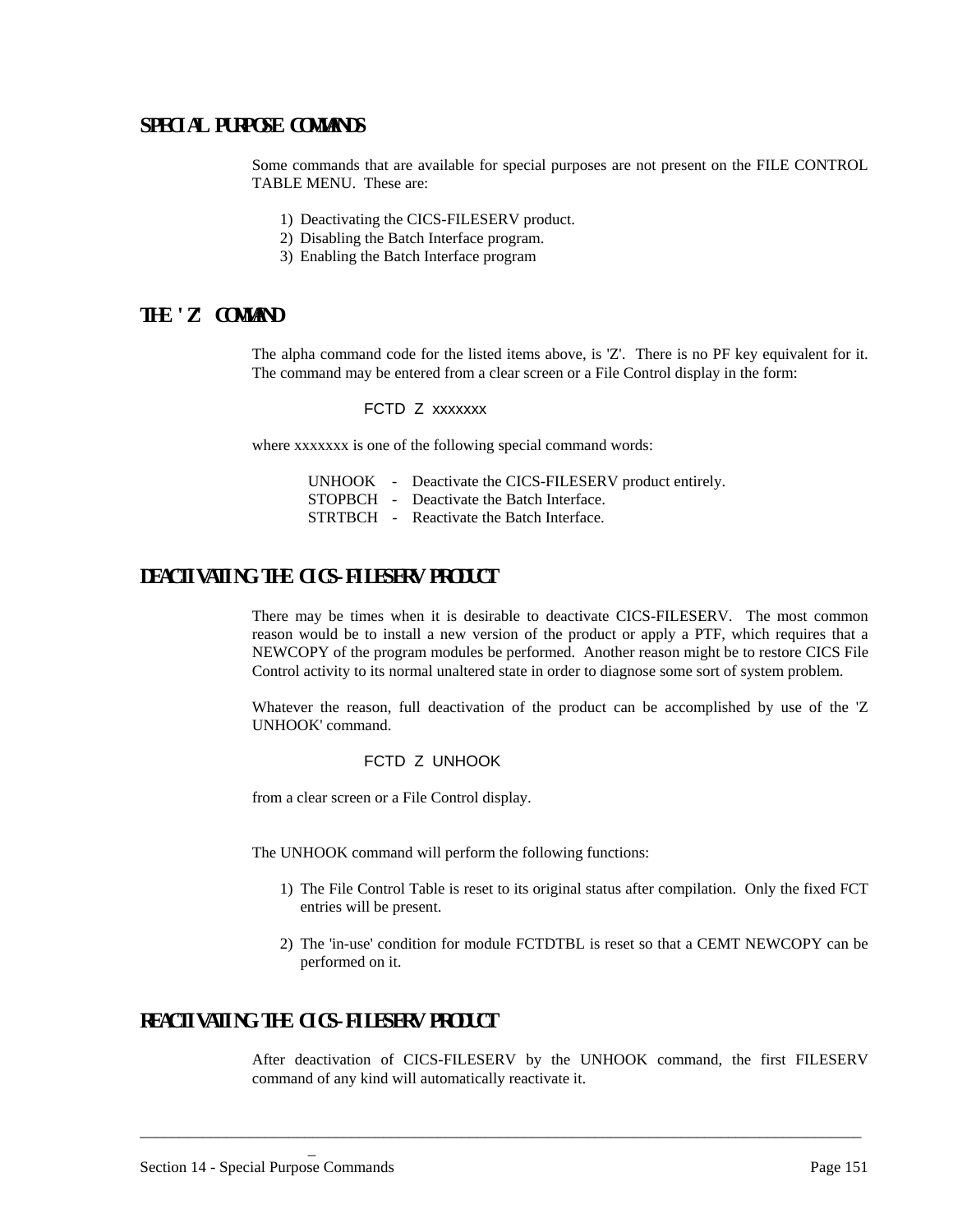## SPECIAL PURPOSE COMMANDS

Some commands that are available for special purposes are not present on the FILE CONTROL TABLE MENU. These are:

1) Deactivating the CICS-FILESERV product.
2) Disabling the Batch Interface program.
3) Enabling the Batch Interface program

## THE 'Z' COMMAND

The alpha command code for the listed items above, is 'Z'. There is no PF key equivalent for it. The command may be entered from a clear screen or a File Control display in the form:

```
FCTD Z xxxxxxx
```

where xxxxxxx is one of the following special command words:

UNHOOK - Deactivate the CICS-FILESERV product entirely.
STOPBCH - Deactivate the Batch Interface.
STRTBCH - Reactivate the Batch Interface.

## DEACTIVATING THE CICS-FILESERV PRODUCT

There may be times when it is desirable to deactivate CICS-FILESERV. The most common reason would be to install a new version of the product or apply a PTF, which requires that a NEWCOPY of the program modules be performed. Another reason might be to restore CICS File Control activity to its normal unaltered state in order to diagnose some sort of system problem.

Whatever the reason, full deactivation of the product can be accomplished by use of the 'Z UNHOOK' command.

```
FCTD Z UNHOOK
```

from a clear screen or a File Control display.

The UNHOOK command will perform the following functions:

1) The File Control Table is reset to its original status after compilation. Only the fixed FCT entries will be present.

2) The 'in-use' condition for module FCTDTBL is reset so that a CEMT NEWCOPY can be performed on it.

## REACTIVATING THE CICS-FILESERV PRODUCT

After deactivation of CICS-FILESERV by the UNHOOK command, the first FILESERV command of any kind will automatically reactivate it.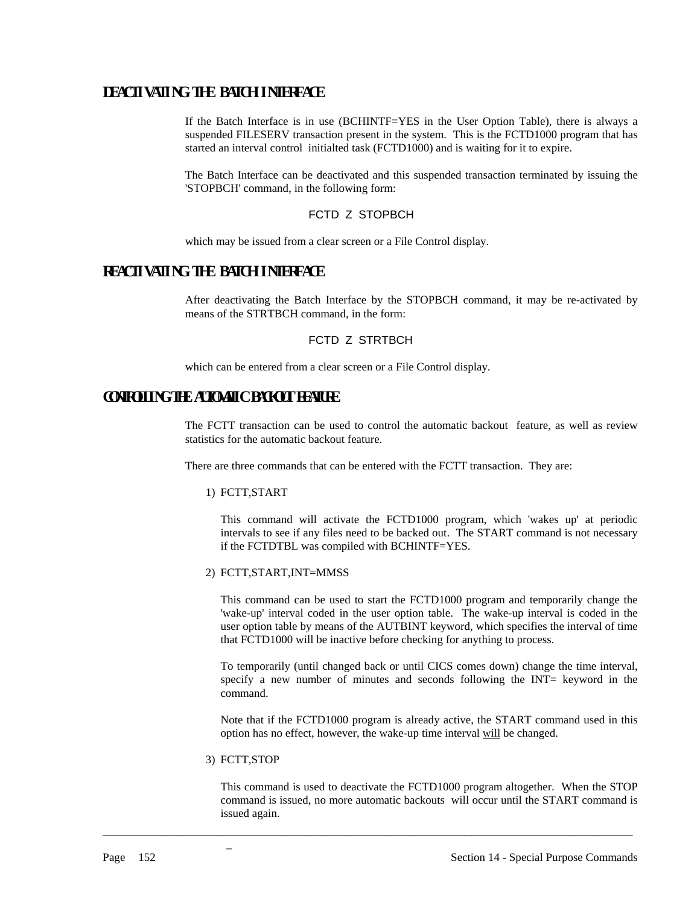## DEACTIVATING THE BATCH INTERFACE

If the Batch Interface is in use (BCHINTF=YES in the User Option Table), there is always a suspended FILESERV transaction present in the system. This is the FCTD1000 program that has started an interval control initialted task (FCTD1000) and is waiting for it to expire.

The Batch Interface can be deactivated and this suspended transaction terminated by issuing the 'STOPBCH' command, in the following form:

```
FCTD  Z  STOPBCH
```

which may be issued from a clear screen or a File Control display.

## REACTIVATING THE BATCH INTERFACE

After deactivating the Batch Interface by the STOPBCH command, it may be re-activated by means of the STRTBCH command, in the form:

```
FCTD  Z  STRTBCH
```

which can be entered from a clear screen or a File Control display.

## CONTROLLING THE AUTOMATIC BACKOUT FEATURE

The FCTT transaction can be used to control the automatic backout feature, as well as review statistics for the automatic backout feature.

There are three commands that can be entered with the FCTT transaction. They are:

1) FCTT,START

   This command will activate the FCTD1000 program, which 'wakes up' at periodic intervals to see if any files need to be backed out. The START command is not necessary if the FCTDTBL was compiled with BCHINTF=YES.

2) FCTT,START,INT=MMSS

   This command can be used to start the FCTD1000 program and temporarily change the 'wake-up' interval coded in the user option table. The wake-up interval is coded in the user option table by means of the AUTBINT keyword, which specifies the interval of time that FCTD1000 will be inactive before checking for anything to process.

   To temporarily (until changed back or until CICS comes down) change the time interval, specify a new number of minutes and seconds following the INT= keyword in the command.

   Note that if the FCTD1000 program is already active, the START command used in this option has no effect, however, the wake-up time interval will be changed.

3) FCTT,STOP

   This command is used to deactivate the FCTD1000 program altogether. When the STOP command is issued, no more automatic backouts will occur until the START command is issued again.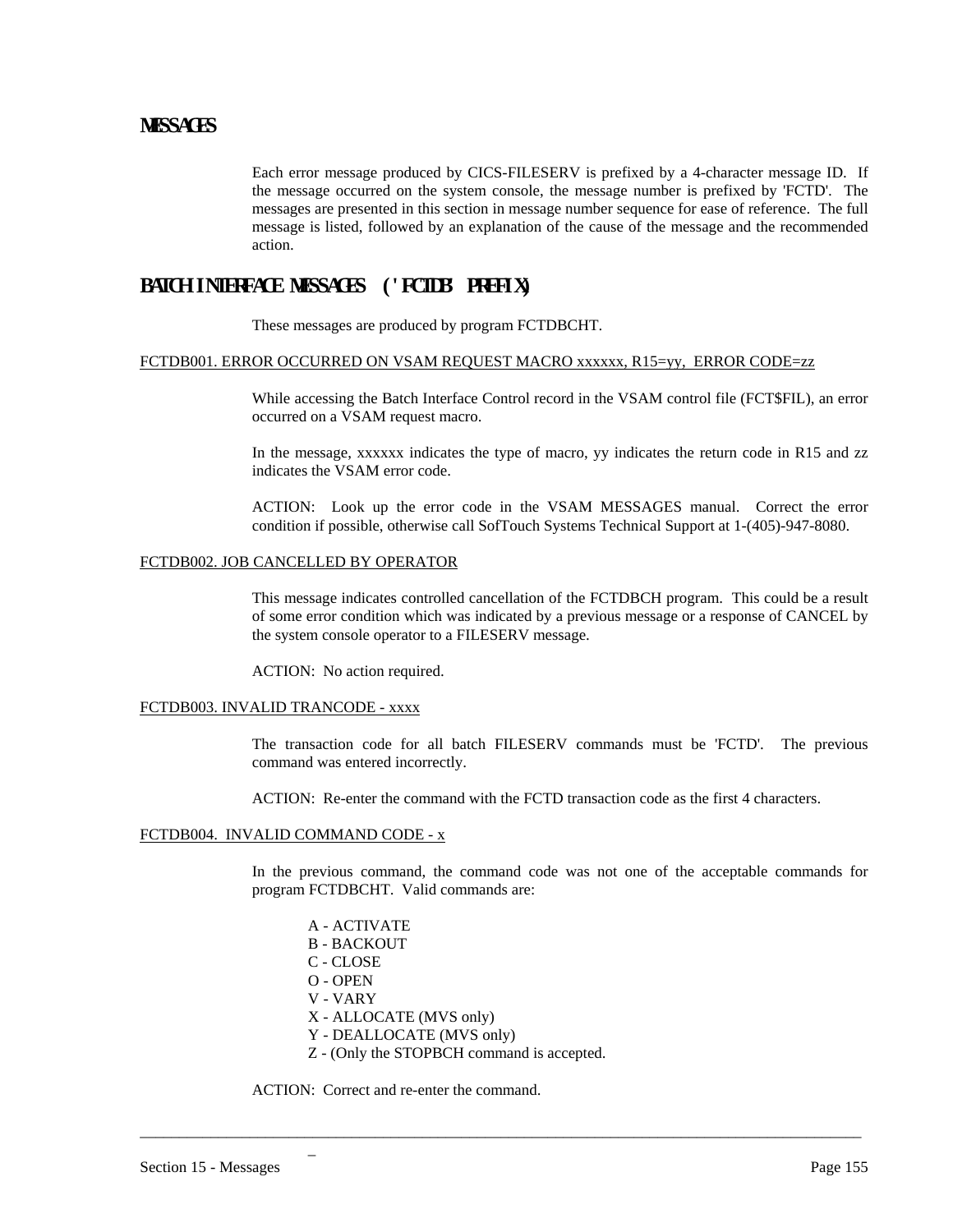## MESSAGES

Each error message produced by CICS-FILESERV is prefixed by a 4-character message ID. If the message occurred on the system console, the message number is prefixed by 'FCTD'. The messages are presented in this section in message number sequence for ease of reference. The full message is listed, followed by an explanation of the cause of the message and the recommended action.

## BATCH INTERFACE MESSAGES ('FCTDB' PREFIX)

These messages are produced by program FCTDBCHT.

FCTDB001. ERROR OCCURRED ON VSAM REQUEST MACRO xxxxxx, R15=yy, ERROR CODE=zz

While accessing the Batch Interface Control record in the VSAM control file (FCT$FIL), an error occurred on a VSAM request macro.

In the message, xxxxxx indicates the type of macro, yy indicates the return code in R15 and zz indicates the VSAM error code.

ACTION: Look up the error code in the VSAM MESSAGES manual. Correct the error condition if possible, otherwise call SofTouch Systems Technical Support at 1-(405)-947-8080.

FCTDB002. JOB CANCELLED BY OPERATOR

This message indicates controlled cancellation of the FCTDBCH program. This could be a result of some error condition which was indicated by a previous message or a response of CANCEL by the system console operator to a FILESERV message.

ACTION: No action required.

FCTDB003. INVALID TRANCODE - xxxx

The transaction code for all batch FILESERV commands must be 'FCTD'. The previous command was entered incorrectly.

ACTION: Re-enter the command with the FCTD transaction code as the first 4 characters.

FCTDB004. INVALID COMMAND CODE - x

In the previous command, the command code was not one of the acceptable commands for program FCTDBCHT. Valid commands are:

A - ACTIVATE
B - BACKOUT
C - CLOSE
O - OPEN
V - VARY
X - ALLOCATE (MVS only)
Y - DEALLOCATE (MVS only)
Z - (Only the STOPBCH command is accepted.

ACTION: Correct and re-enter the command.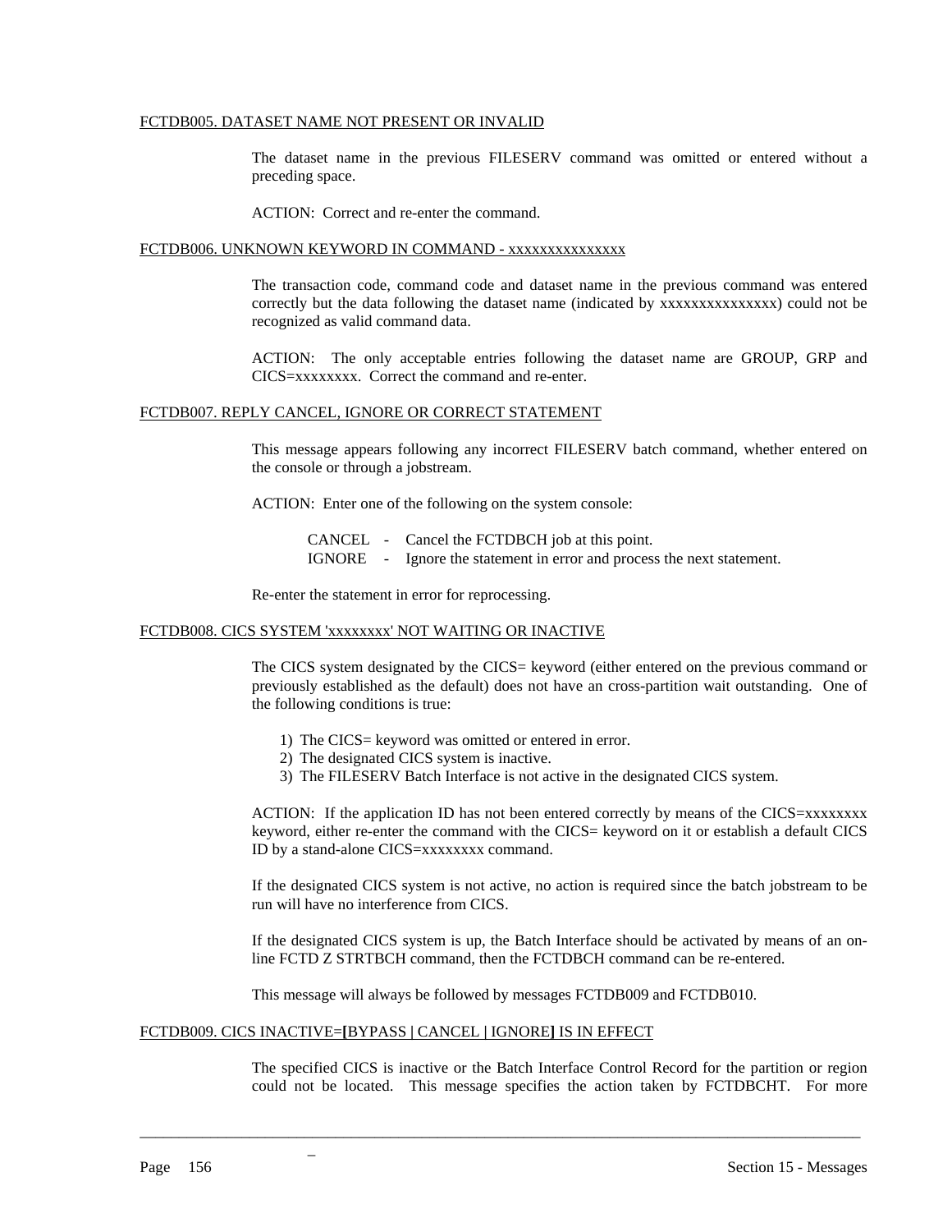FCTDB005. DATASET NAME NOT PRESENT OR INVALID

The dataset name in the previous FILESERV command was omitted or entered without a preceding space.

ACTION: Correct and re-enter the command.

FCTDB006. UNKNOWN KEYWORD IN COMMAND - xxxxxxxxxxxxxxx

The transaction code, command code and dataset name in the previous command was entered correctly but the data following the dataset name (indicated by xxxxxxxxxxxxxxx) could not be recognized as valid command data.

ACTION: The only acceptable entries following the dataset name are GROUP, GRP and CICS=xxxxxxxx. Correct the command and re-enter.

FCTDB007. REPLY CANCEL, IGNORE OR CORRECT STATEMENT

This message appears following any incorrect FILESERV batch command, whether entered on the console or through a jobstream.

ACTION: Enter one of the following on the system console:

CANCEL - Cancel the FCTDBCH job at this point.
IGNORE - Ignore the statement in error and process the next statement.

Re-enter the statement in error for reprocessing.

FCTDB008. CICS SYSTEM 'xxxxxxxx' NOT WAITING OR INACTIVE

The CICS system designated by the CICS= keyword (either entered on the previous command or previously established as the default) does not have an cross-partition wait outstanding. One of the following conditions is true:

1) The CICS= keyword was omitted or entered in error.
2) The designated CICS system is inactive.
3) The FILESERV Batch Interface is not active in the designated CICS system.

ACTION: If the application ID has not been entered correctly by means of the CICS=xxxxxxxx keyword, either re-enter the command with the CICS= keyword on it or establish a default CICS ID by a stand-alone CICS=xxxxxxxx command.

If the designated CICS system is not active, no action is required since the batch jobstream to be run will have no interference from CICS.

If the designated CICS system is up, the Batch Interface should be activated by means of an on-line FCTD Z STRTBCH command, then the FCTDBCH command can be re-entered.

This message will always be followed by messages FCTDB009 and FCTDB010.

FCTDB009. CICS INACTIVE=**[**BYPASS | CANCEL | IGNORE**]** IS IN EFFECT

The specified CICS is inactive or the Batch Interface Control Record for the partition or region could not be located. This message specifies the action taken by FCTDBCHT. For more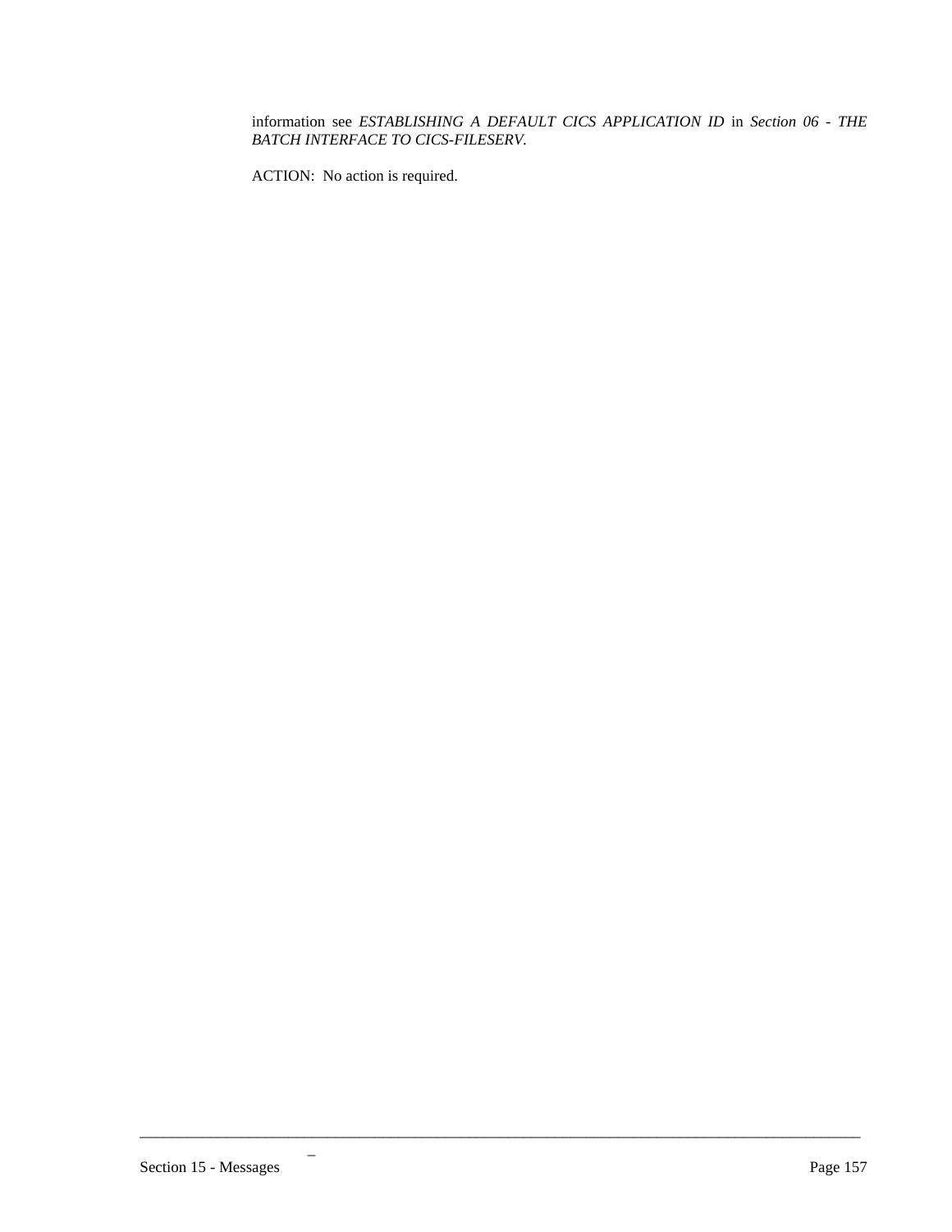information see *ESTABLISHING A DEFAULT CICS APPLICATION ID* in *Section 06 - THE BATCH INTERFACE TO CICS-FILESERV.*

ACTION: No action is required.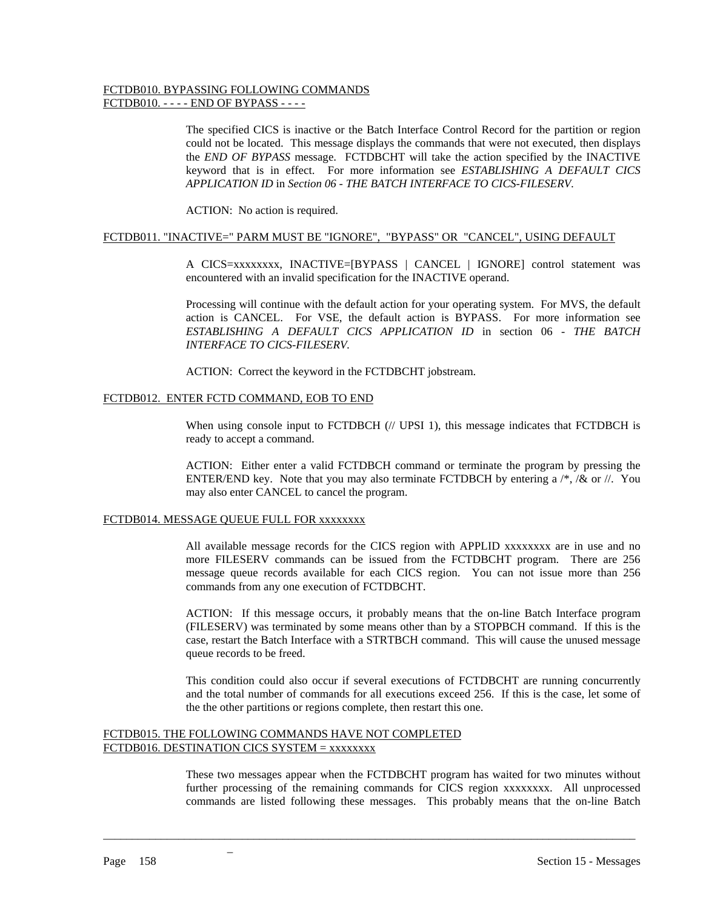FCTDB010. BYPASSING FOLLOWING COMMANDS
FCTDB010. - - - - END OF BYPASS - - - -

The specified CICS is inactive or the Batch Interface Control Record for the partition or region could not be located. This message displays the commands that were not executed, then displays the *END OF BYPASS* message. FCTDBCHT will take the action specified by the INACTIVE keyword that is in effect. For more information see *ESTABLISHING A DEFAULT CICS APPLICATION ID* in *Section 06 - THE BATCH INTERFACE TO CICS-FILESERV*.

ACTION: No action is required.

FCTDB011. "INACTIVE=" PARM MUST BE "IGNORE", "BYPASS" OR "CANCEL", USING DEFAULT

A CICS=xxxxxxxx, INACTIVE=[BYPASS | CANCEL | IGNORE] control statement was encountered with an invalid specification for the INACTIVE operand.

Processing will continue with the default action for your operating system. For MVS, the default action is CANCEL. For VSE, the default action is BYPASS. For more information see *ESTABLISHING A DEFAULT CICS APPLICATION ID* in section 06 - *THE BATCH INTERFACE TO CICS-FILESERV*.

ACTION: Correct the keyword in the FCTDBCHT jobstream.

FCTDB012. ENTER FCTD COMMAND, EOB TO END

When using console input to FCTDBCH (// UPSI 1), this message indicates that FCTDBCH is ready to accept a command.

ACTION: Either enter a valid FCTDBCH command or terminate the program by pressing the ENTER/END key. Note that you may also terminate FCTDBCH by entering a /*, /& or //. You may also enter CANCEL to cancel the program.

FCTDB014. MESSAGE QUEUE FULL FOR xxxxxxxx

All available message records for the CICS region with APPLID xxxxxxxx are in use and no more FILESERV commands can be issued from the FCTDBCHT program. There are 256 message queue records available for each CICS region. You can not issue more than 256 commands from any one execution of FCTDBCHT.

ACTION: If this message occurs, it probably means that the on-line Batch Interface program (FILESERV) was terminated by some means other than by a STOPBCH command. If this is the case, restart the Batch Interface with a STRTBCH command. This will cause the unused message queue records to be freed.

This condition could also occur if several executions of FCTDBCHT are running concurrently and the total number of commands for all executions exceed 256. If this is the case, let some of the the other partitions or regions complete, then restart this one.

FCTDB015. THE FOLLOWING COMMANDS HAVE NOT COMPLETED
FCTDB016. DESTINATION CICS SYSTEM = xxxxxxxx

These two messages appear when the FCTDBCHT program has waited for two minutes without further processing of the remaining commands for CICS region xxxxxxxx. All unprocessed commands are listed following these messages. This probably means that the on-line Batch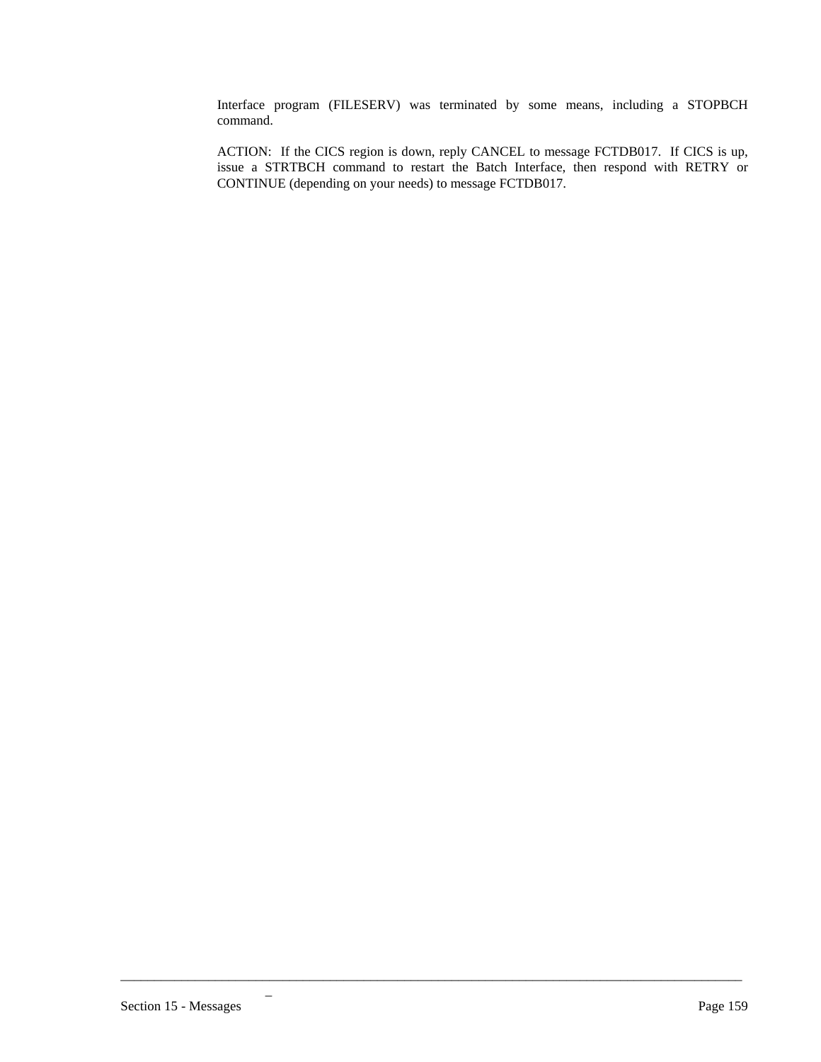Interface program (FILESERV) was terminated by some means, including a STOPBCH command.

ACTION: If the CICS region is down, reply CANCEL to message FCTDB017. If CICS is up, issue a STRTBCH command to restart the Batch Interface, then respond with RETRY or CONTINUE (depending on your needs) to message FCTDB017.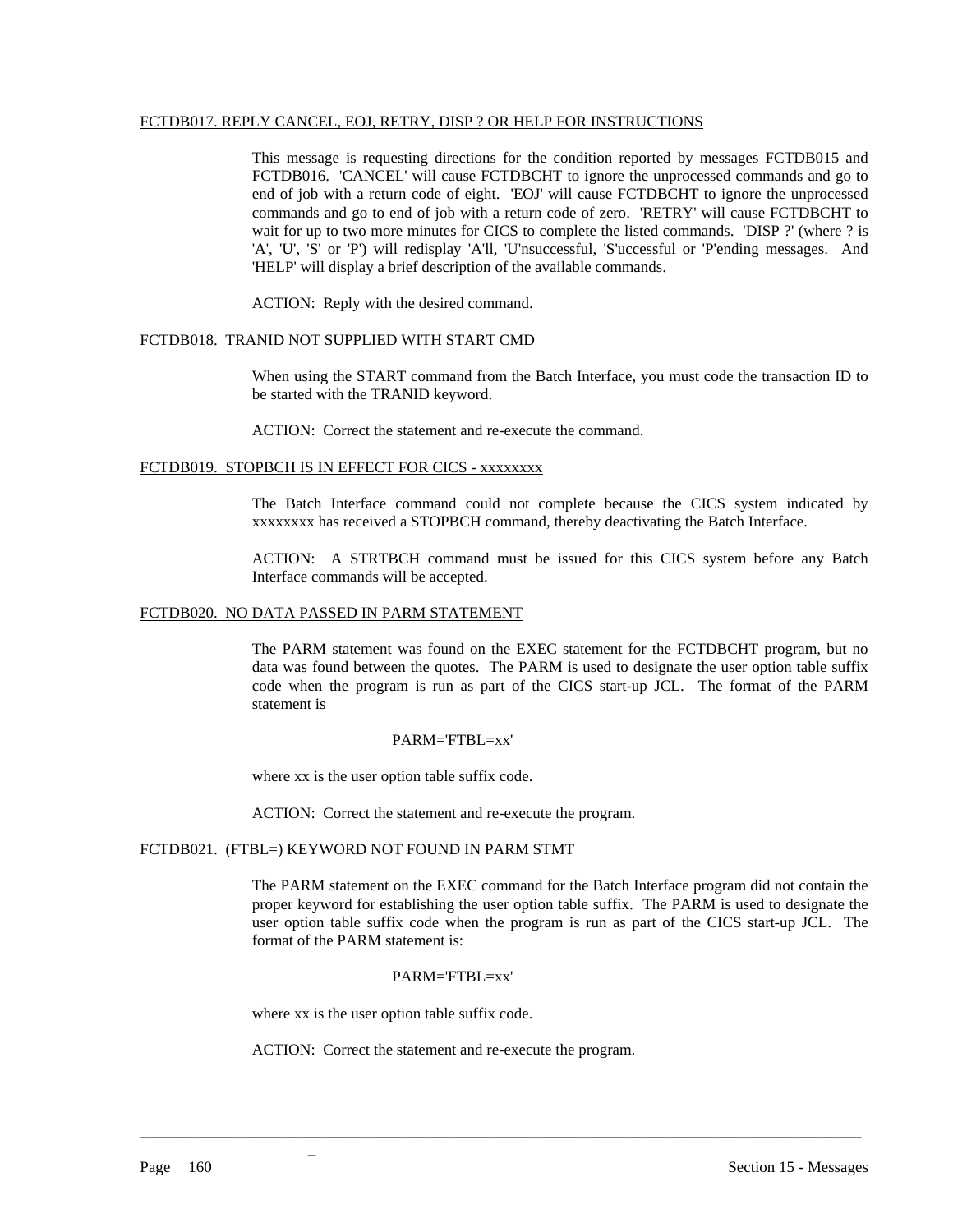FCTDB017. REPLY CANCEL, EOJ, RETRY, DISP ? OR HELP FOR INSTRUCTIONS

This message is requesting directions for the condition reported by messages FCTDB015 and FCTDB016. 'CANCEL' will cause FCTDBCHT to ignore the unprocessed commands and go to end of job with a return code of eight. 'EOJ' will cause FCTDBCHT to ignore the unprocessed commands and go to end of job with a return code of zero. 'RETRY' will cause FCTDBCHT to wait for up to two more minutes for CICS to complete the listed commands. 'DISP ?' (where ? is 'A', 'U', 'S' or 'P') will redisplay 'A'll, 'U'nsuccessful, 'S'uccessful or 'P'ending messages. And 'HELP' will display a brief description of the available commands.

ACTION: Reply with the desired command.

FCTDB018. TRANID NOT SUPPLIED WITH START CMD

When using the START command from the Batch Interface, you must code the transaction ID to be started with the TRANID keyword.

ACTION: Correct the statement and re-execute the command.

FCTDB019. STOPBCH IS IN EFFECT FOR CICS - xxxxxxxx

The Batch Interface command could not complete because the CICS system indicated by xxxxxxxx has received a STOPBCH command, thereby deactivating the Batch Interface.

ACTION: A STRTBCH command must be issued for this CICS system before any Batch Interface commands will be accepted.

FCTDB020. NO DATA PASSED IN PARM STATEMENT

The PARM statement was found on the EXEC statement for the FCTDBCHT program, but no data was found between the quotes. The PARM is used to designate the user option table suffix code when the program is run as part of the CICS start-up JCL. The format of the PARM statement is

PARM='FTBL=xx'

where xx is the user option table suffix code.

ACTION: Correct the statement and re-execute the program.

FCTDB021. (FTBL=) KEYWORD NOT FOUND IN PARM STMT

The PARM statement on the EXEC command for the Batch Interface program did not contain the proper keyword for establishing the user option table suffix. The PARM is used to designate the user option table suffix code when the program is run as part of the CICS start-up JCL. The format of the PARM statement is:

PARM='FTBL=xx'

where xx is the user option table suffix code.

ACTION: Correct the statement and re-execute the program.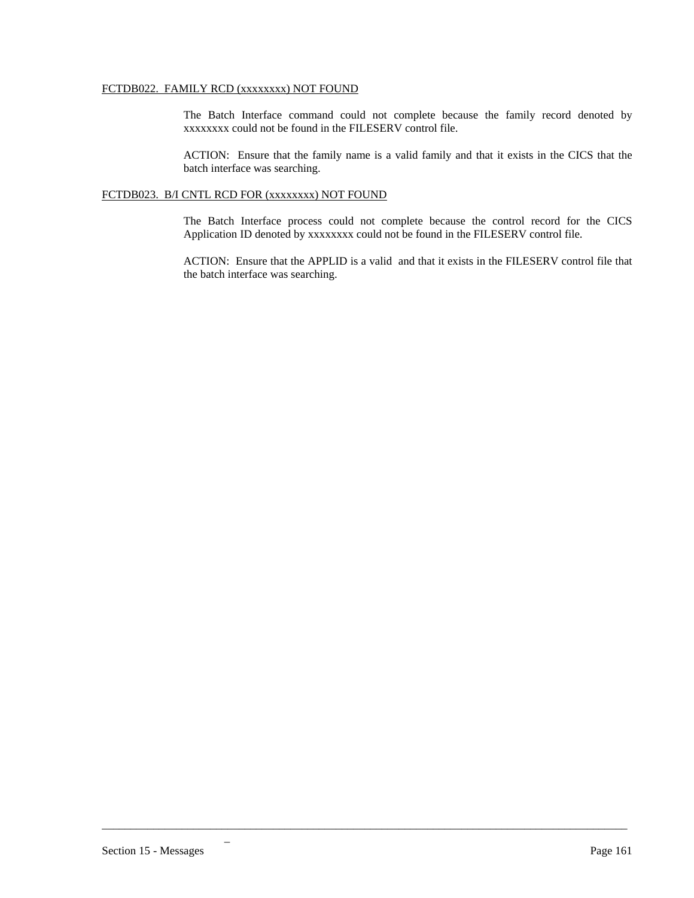FCTDB022. FAMILY RCD (xxxxxxxx) NOT FOUND

The Batch Interface command could not complete because the family record denoted by xxxxxxxx could not be found in the FILESERV control file.

ACTION: Ensure that the family name is a valid family and that it exists in the CICS that the batch interface was searching.

FCTDB023. B/I CNTL RCD FOR (xxxxxxxx) NOT FOUND

The Batch Interface process could not complete because the control record for the CICS Application ID denoted by xxxxxxxx could not be found in the FILESERV control file.

ACTION: Ensure that the APPLID is a valid and that it exists in the FILESERV control file that the batch interface was searching.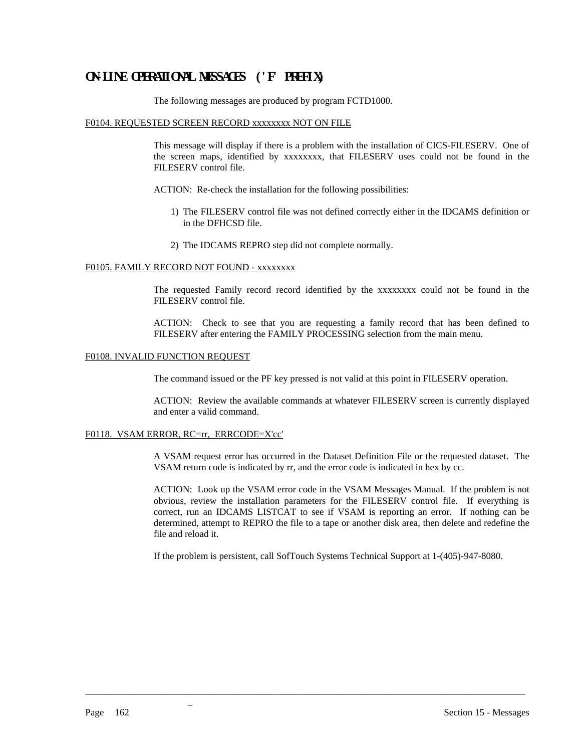## ON-LINE OPERATIONAL MESSAGES ('F' PREFIX)

The following messages are produced by program FCTD1000.

F0104. REQUESTED SCREEN RECORD xxxxxxxx NOT ON FILE

This message will display if there is a problem with the installation of CICS-FILESERV. One of the screen maps, identified by xxxxxxxx, that FILESERV uses could not be found in the FILESERV control file.

ACTION: Re-check the installation for the following possibilities:

1) The FILESERV control file was not defined correctly either in the IDCAMS definition or in the DFHCSD file.

2) The IDCAMS REPRO step did not complete normally.

F0105. FAMILY RECORD NOT FOUND - xxxxxxxx

The requested Family record record identified by the xxxxxxxx could not be found in the FILESERV control file.

ACTION: Check to see that you are requesting a family record that has been defined to FILESERV after entering the FAMILY PROCESSING selection from the main menu.

F0108. INVALID FUNCTION REQUEST

The command issued or the PF key pressed is not valid at this point in FILESERV operation.

ACTION: Review the available commands at whatever FILESERV screen is currently displayed and enter a valid command.

F0118. VSAM ERROR, RC=rr, ERRCODE=X'cc'

A VSAM request error has occurred in the Dataset Definition File or the requested dataset. The VSAM return code is indicated by rr, and the error code is indicated in hex by cc.

ACTION: Look up the VSAM error code in the VSAM Messages Manual. If the problem is not obvious, review the installation parameters for the FILESERV control file. If everything is correct, run an IDCAMS LISTCAT to see if VSAM is reporting an error. If nothing can be determined, attempt to REPRO the file to a tape or another disk area, then delete and redefine the file and reload it.

If the problem is persistent, call SofTouch Systems Technical Support at 1-(405)-947-8080.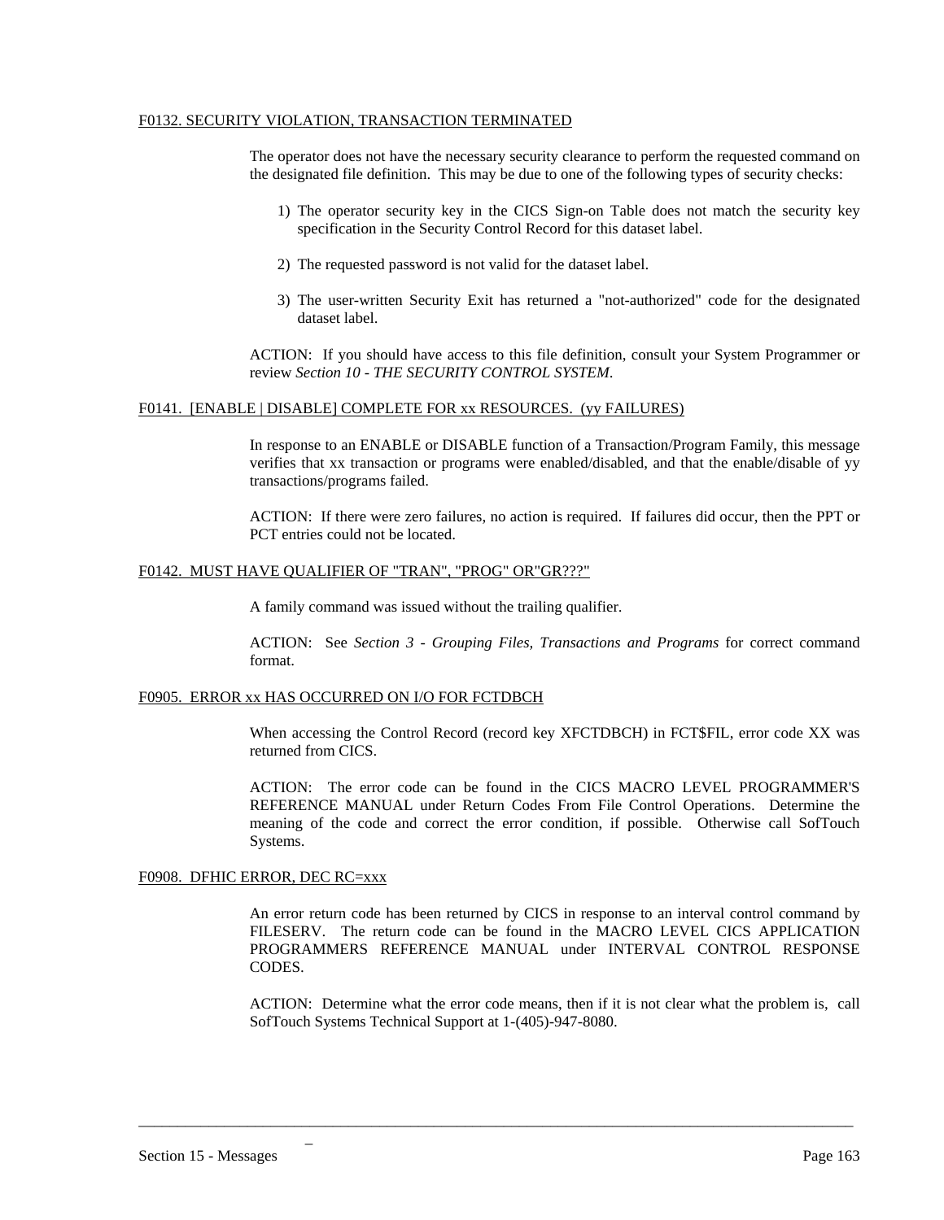F0132. SECURITY VIOLATION, TRANSACTION TERMINATED

The operator does not have the necessary security clearance to perform the requested command on the designated file definition. This may be due to one of the following types of security checks:

1) The operator security key in the CICS Sign-on Table does not match the security key specification in the Security Control Record for this dataset label.

2) The requested password is not valid for the dataset label.

3) The user-written Security Exit has returned a "not-authorized" code for the designated dataset label.

ACTION: If you should have access to this file definition, consult your System Programmer or review *Section 10 - THE SECURITY CONTROL SYSTEM*.

F0141. [ENABLE | DISABLE] COMPLETE FOR xx RESOURCES. (yy FAILURES)

In response to an ENABLE or DISABLE function of a Transaction/Program Family, this message verifies that xx transaction or programs were enabled/disabled, and that the enable/disable of yy transactions/programs failed.

ACTION: If there were zero failures, no action is required. If failures did occur, then the PPT or PCT entries could not be located.

F0142. MUST HAVE QUALIFIER OF "TRAN", "PROG" OR"GR???"

A family command was issued without the trailing qualifier.

ACTION: See *Section 3 - Grouping Files, Transactions and Programs* for correct command format.

F0905. ERROR xx HAS OCCURRED ON I/O FOR FCTDBCH

When accessing the Control Record (record key XFCTDBCH) in FCT$FIL, error code XX was returned from CICS.

ACTION: The error code can be found in the CICS MACRO LEVEL PROGRAMMER'S REFERENCE MANUAL under Return Codes From File Control Operations. Determine the meaning of the code and correct the error condition, if possible. Otherwise call SofTouch Systems.

F0908. DFHIC ERROR, DEC RC=xxx

An error return code has been returned by CICS in response to an interval control command by FILESERV. The return code can be found in the MACRO LEVEL CICS APPLICATION PROGRAMMERS REFERENCE MANUAL under INTERVAL CONTROL RESPONSE CODES.

ACTION: Determine what the error code means, then if it is not clear what the problem is, call SofTouch Systems Technical Support at 1-(405)-947-8080.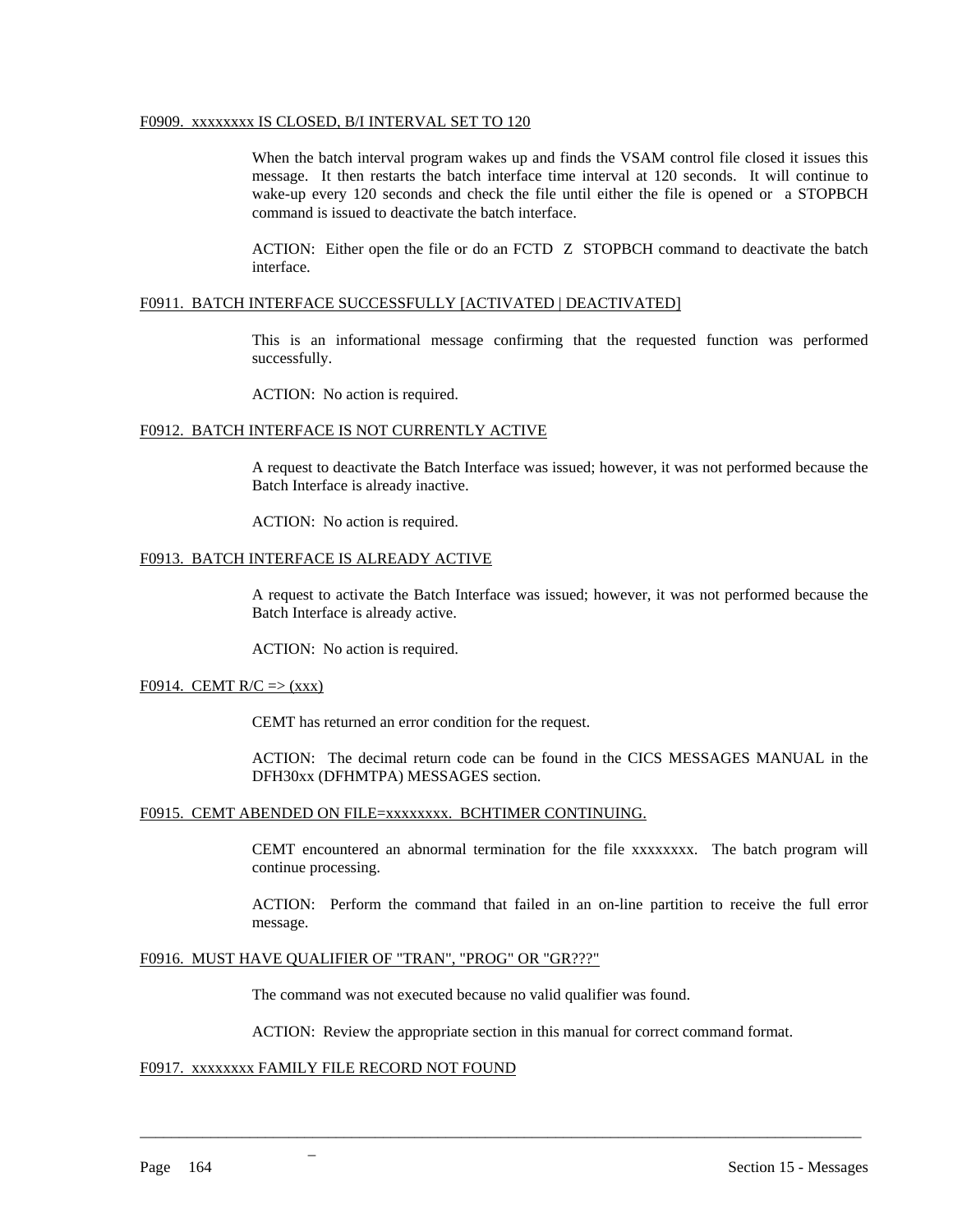F0909. xxxxxxxx IS CLOSED, B/I INTERVAL SET TO 120

When the batch interval program wakes up and finds the VSAM control file closed it issues this message. It then restarts the batch interface time interval at 120 seconds. It will continue to wake-up every 120 seconds and check the file until either the file is opened or a STOPBCH command is issued to deactivate the batch interface.

ACTION: Either open the file or do an FCTD Z STOPBCH command to deactivate the batch interface.

F0911. BATCH INTERFACE SUCCESSFULLY [ACTIVATED | DEACTIVATED]

This is an informational message confirming that the requested function was performed successfully.

ACTION: No action is required.

F0912. BATCH INTERFACE IS NOT CURRENTLY ACTIVE

A request to deactivate the Batch Interface was issued; however, it was not performed because the Batch Interface is already inactive.

ACTION: No action is required.

F0913. BATCH INTERFACE IS ALREADY ACTIVE

A request to activate the Batch Interface was issued; however, it was not performed because the Batch Interface is already active.

ACTION: No action is required.

F0914. CEMT R/C => (xxx)

CEMT has returned an error condition for the request.

ACTION: The decimal return code can be found in the CICS MESSAGES MANUAL in the DFH30xx (DFHMTPA) MESSAGES section.

F0915. CEMT ABENDED ON FILE=xxxxxxxx. BCHTIMER CONTINUING.

CEMT encountered an abnormal termination for the file xxxxxxxx. The batch program will continue processing.

ACTION: Perform the command that failed in an on-line partition to receive the full error message.

F0916. MUST HAVE QUALIFIER OF "TRAN", "PROG" OR "GR???"

The command was not executed because no valid qualifier was found.

ACTION: Review the appropriate section in this manual for correct command format.

F0917. xxxxxxxx FAMILY FILE RECORD NOT FOUND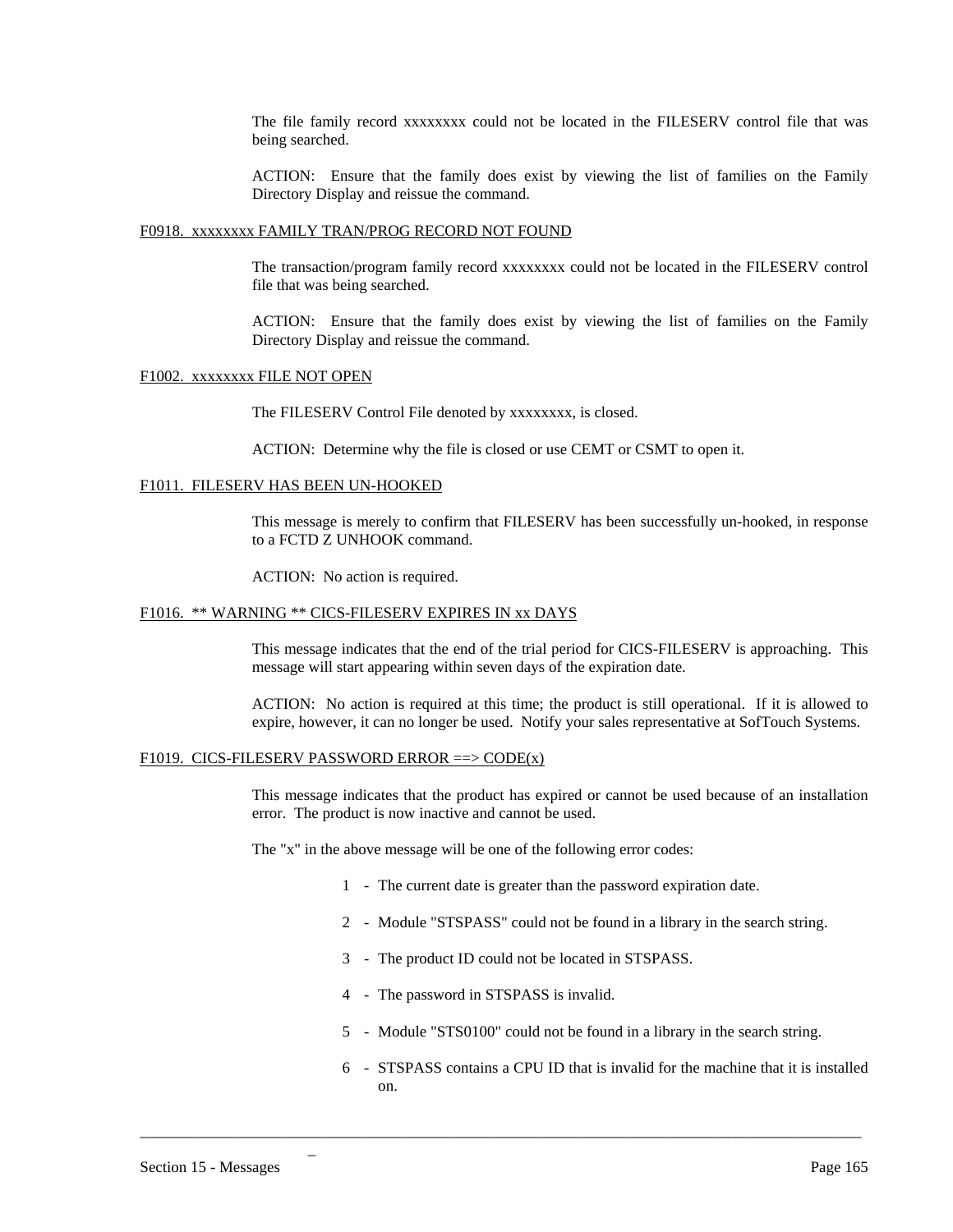The file family record xxxxxxxx could not be located in the FILESERV control file that was being searched.

ACTION: Ensure that the family does exist by viewing the list of families on the Family Directory Display and reissue the command.

<u>F0918. xxxxxxxx FAMILY TRAN/PROG RECORD NOT FOUND</u>

The transaction/program family record xxxxxxxx could not be located in the FILESERV control file that was being searched.

ACTION: Ensure that the family does exist by viewing the list of families on the Family Directory Display and reissue the command.

<u>F1002. xxxxxxxx FILE NOT OPEN</u>

The FILESERV Control File denoted by xxxxxxxx, is closed.

ACTION: Determine why the file is closed or use CEMT or CSMT to open it.

<u>F1011. FILESERV HAS BEEN UN-HOOKED</u>

This message is merely to confirm that FILESERV has been successfully un-hooked, in response to a FCTD Z UNHOOK command.

ACTION: No action is required.

<u>F1016. ** WARNING ** CICS-FILESERV EXPIRES IN xx DAYS</u>

This message indicates that the end of the trial period for CICS-FILESERV is approaching. This message will start appearing within seven days of the expiration date.

ACTION: No action is required at this time; the product is still operational. If it is allowed to expire, however, it can no longer be used. Notify your sales representative at SofTouch Systems.

<u>F1019. CICS-FILESERV PASSWORD ERROR ==> CODE(x)</u>

This message indicates that the product has expired or cannot be used because of an installation error. The product is now inactive and cannot be used.

The "x" in the above message will be one of the following error codes:

1 - The current date is greater than the password expiration date.

2 - Module "STSPASS" could not be found in a library in the search string.

3 - The product ID could not be located in STSPASS.

4 - The password in STSPASS is invalid.

5 - Module "STS0100" could not be found in a library in the search string.

6 - STSPASS contains a CPU ID that is invalid for the machine that it is installed on.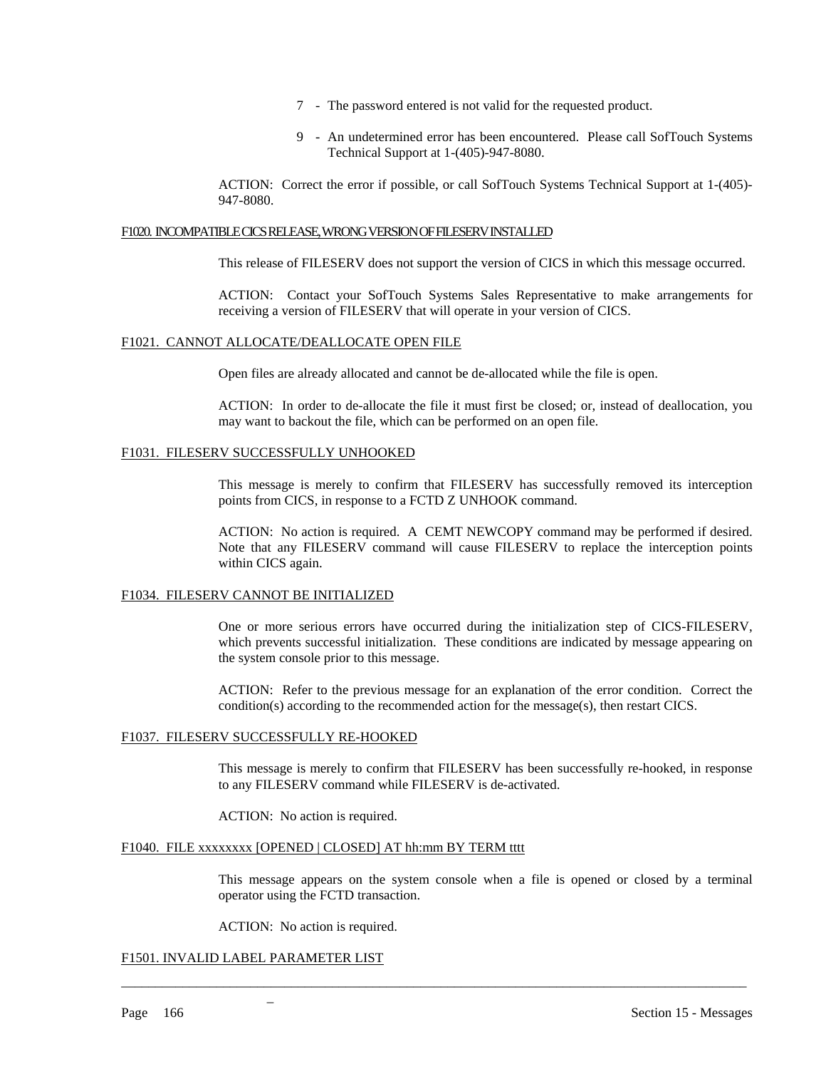7 - The password entered is not valid for the requested product.

9 - An undetermined error has been encountered. Please call SofTouch Systems Technical Support at 1-(405)-947-8080.

ACTION: Correct the error if possible, or call SofTouch Systems Technical Support at 1-(405)-947-8080.

F1020. INCOMPATIBLE CICS RELEASE, WRONG VERSION OF FILESERV INSTALLED

This release of FILESERV does not support the version of CICS in which this message occurred.

ACTION: Contact your SofTouch Systems Sales Representative to make arrangements for receiving a version of FILESERV that will operate in your version of CICS.

F1021. CANNOT ALLOCATE/DEALLOCATE OPEN FILE

Open files are already allocated and cannot be de-allocated while the file is open.

ACTION: In order to de-allocate the file it must first be closed; or, instead of deallocation, you may want to backout the file, which can be performed on an open file.

F1031. FILESERV SUCCESSFULLY UNHOOKED

This message is merely to confirm that FILESERV has successfully removed its interception points from CICS, in response to a FCTD Z UNHOOK command.

ACTION: No action is required. A CEMT NEWCOPY command may be performed if desired. Note that any FILESERV command will cause FILESERV to replace the interception points within CICS again.

F1034. FILESERV CANNOT BE INITIALIZED

One or more serious errors have occurred during the initialization step of CICS-FILESERV, which prevents successful initialization. These conditions are indicated by message appearing on the system console prior to this message.

ACTION: Refer to the previous message for an explanation of the error condition. Correct the condition(s) according to the recommended action for the message(s), then restart CICS.

F1037. FILESERV SUCCESSFULLY RE-HOOKED

This message is merely to confirm that FILESERV has been successfully re-hooked, in response to any FILESERV command while FILESERV is de-activated.

ACTION: No action is required.

F1040. FILE xxxxxxxx [OPENED | CLOSED] AT hh:mm BY TERM tttt

This message appears on the system console when a file is opened or closed by a terminal operator using the FCTD transaction.

ACTION: No action is required.

F1501. INVALID LABEL PARAMETER LIST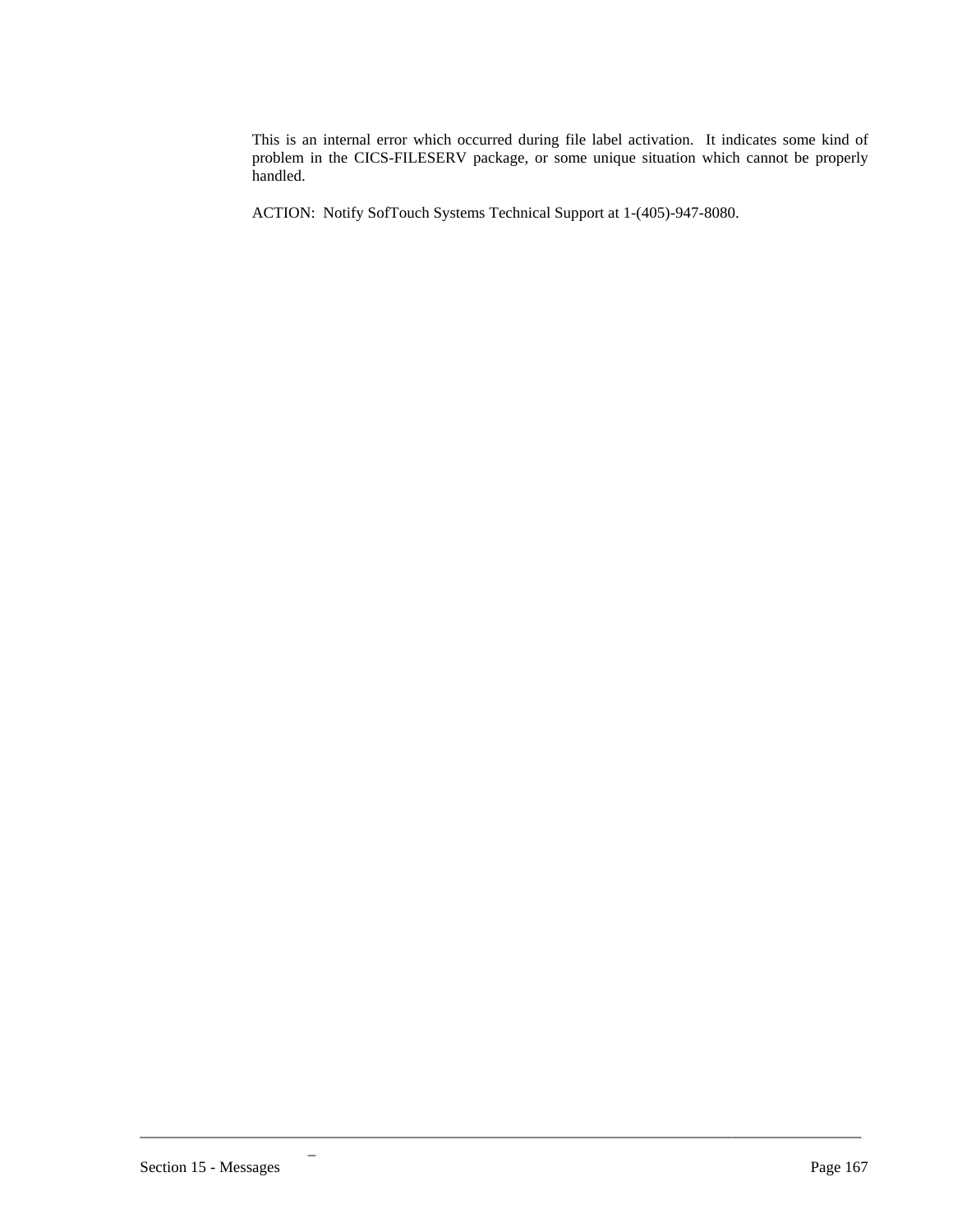This is an internal error which occurred during file label activation. It indicates some kind of problem in the CICS-FILESERV package, or some unique situation which cannot be properly handled.

ACTION: Notify SofTouch Systems Technical Support at 1-(405)-947-8080.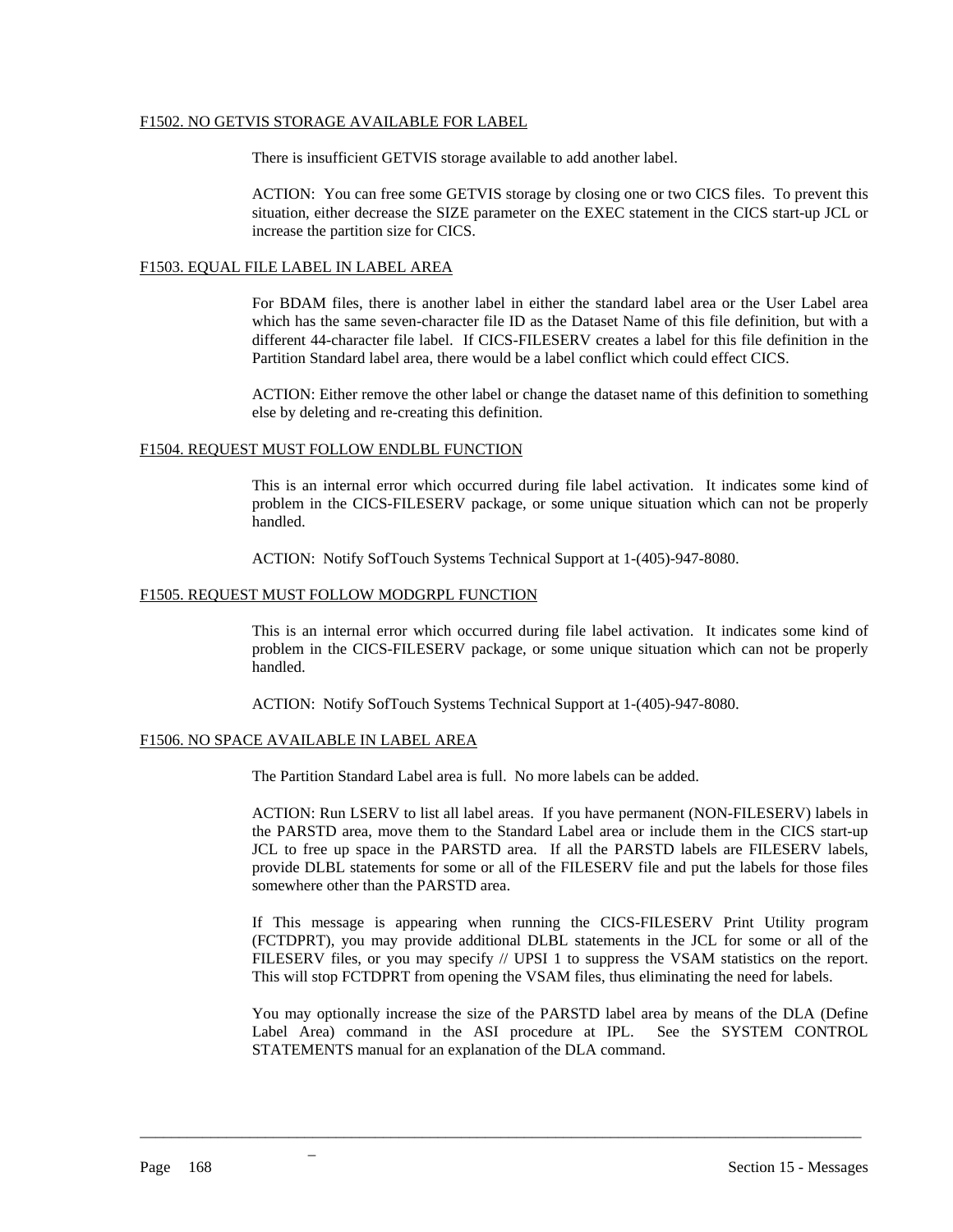F1502. NO GETVIS STORAGE AVAILABLE FOR LABEL

There is insufficient GETVIS storage available to add another label.

ACTION: You can free some GETVIS storage by closing one or two CICS files. To prevent this situation, either decrease the SIZE parameter on the EXEC statement in the CICS start-up JCL or increase the partition size for CICS.

F1503. EQUAL FILE LABEL IN LABEL AREA

For BDAM files, there is another label in either the standard label area or the User Label area which has the same seven-character file ID as the Dataset Name of this file definition, but with a different 44-character file label. If CICS-FILESERV creates a label for this file definition in the Partition Standard label area, there would be a label conflict which could effect CICS.

ACTION: Either remove the other label or change the dataset name of this definition to something else by deleting and re-creating this definition.

F1504. REQUEST MUST FOLLOW ENDLBL FUNCTION

This is an internal error which occurred during file label activation. It indicates some kind of problem in the CICS-FILESERV package, or some unique situation which can not be properly handled.

ACTION: Notify SofTouch Systems Technical Support at 1-(405)-947-8080.

F1505. REQUEST MUST FOLLOW MODGRPL FUNCTION

This is an internal error which occurred during file label activation. It indicates some kind of problem in the CICS-FILESERV package, or some unique situation which can not be properly handled.

ACTION: Notify SofTouch Systems Technical Support at 1-(405)-947-8080.

F1506. NO SPACE AVAILABLE IN LABEL AREA

The Partition Standard Label area is full. No more labels can be added.

ACTION: Run LSERV to list all label areas. If you have permanent (NON-FILESERV) labels in the PARSTD area, move them to the Standard Label area or include them in the CICS start-up JCL to free up space in the PARSTD area. If all the PARSTD labels are FILESERV labels, provide DLBL statements for some or all of the FILESERV file and put the labels for those files somewhere other than the PARSTD area.

If This message is appearing when running the CICS-FILESERV Print Utility program (FCTDPRT), you may provide additional DLBL statements in the JCL for some or all of the FILESERV files, or you may specify // UPSI 1 to suppress the VSAM statistics on the report. This will stop FCTDPRT from opening the VSAM files, thus eliminating the need for labels.

You may optionally increase the size of the PARSTD label area by means of the DLA (Define Label Area) command in the ASI procedure at IPL. See the SYSTEM CONTROL STATEMENTS manual for an explanation of the DLA command.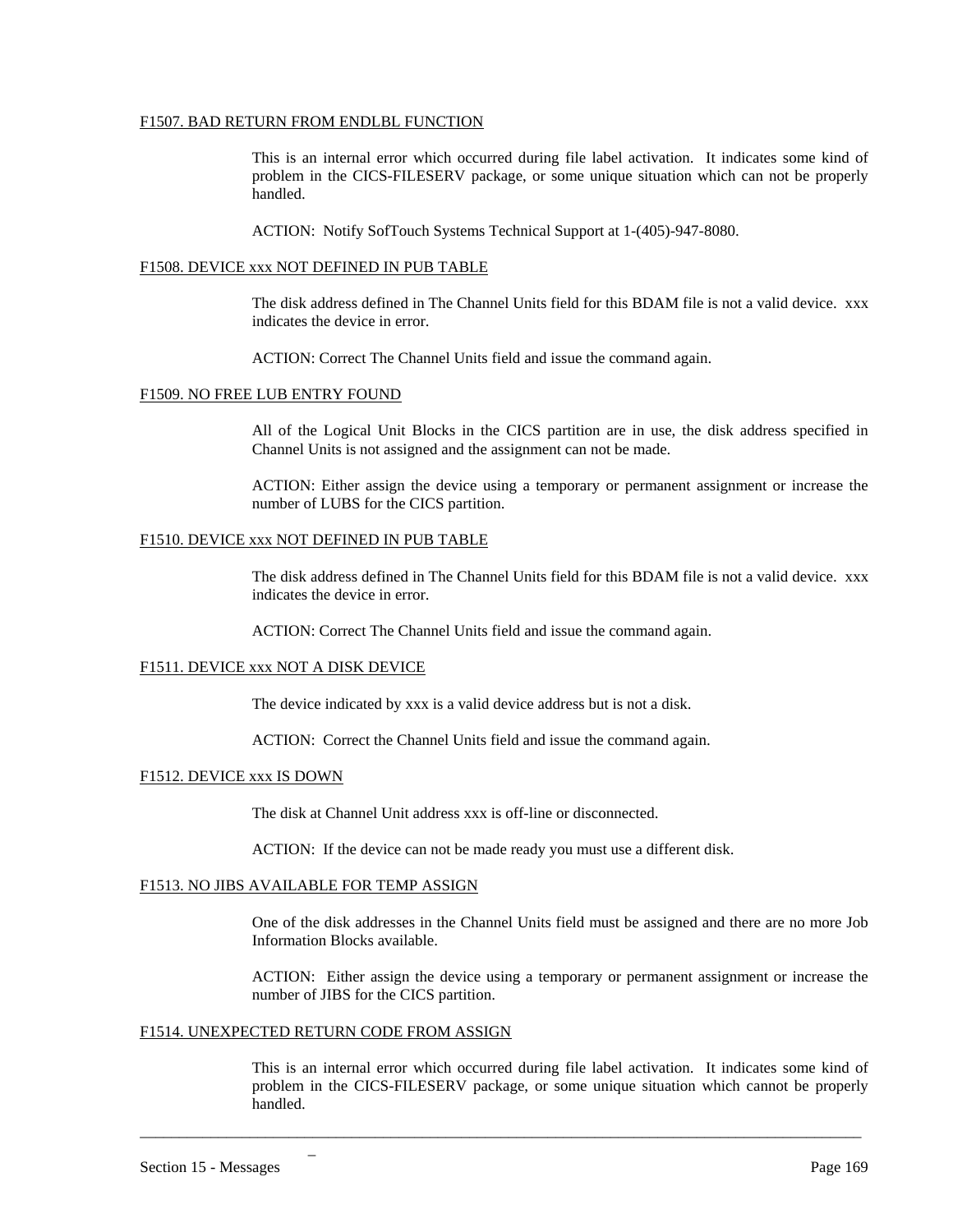F1507. BAD RETURN FROM ENDLBL FUNCTION

This is an internal error which occurred during file label activation. It indicates some kind of problem in the CICS-FILESERV package, or some unique situation which can not be properly handled.

ACTION: Notify SofTouch Systems Technical Support at 1-(405)-947-8080.

F1508. DEVICE xxx NOT DEFINED IN PUB TABLE

The disk address defined in The Channel Units field for this BDAM file is not a valid device. xxx indicates the device in error.

ACTION: Correct The Channel Units field and issue the command again.

F1509. NO FREE LUB ENTRY FOUND

All of the Logical Unit Blocks in the CICS partition are in use, the disk address specified in Channel Units is not assigned and the assignment can not be made.

ACTION: Either assign the device using a temporary or permanent assignment or increase the number of LUBS for the CICS partition.

F1510. DEVICE xxx NOT DEFINED IN PUB TABLE

The disk address defined in The Channel Units field for this BDAM file is not a valid device. xxx indicates the device in error.

ACTION: Correct The Channel Units field and issue the command again.

F1511. DEVICE xxx NOT A DISK DEVICE

The device indicated by xxx is a valid device address but is not a disk.

ACTION: Correct the Channel Units field and issue the command again.

F1512. DEVICE xxx IS DOWN

The disk at Channel Unit address xxx is off-line or disconnected.

ACTION: If the device can not be made ready you must use a different disk.

F1513. NO JIBS AVAILABLE FOR TEMP ASSIGN

One of the disk addresses in the Channel Units field must be assigned and there are no more Job Information Blocks available.

ACTION: Either assign the device using a temporary or permanent assignment or increase the number of JIBS for the CICS partition.

F1514. UNEXPECTED RETURN CODE FROM ASSIGN

This is an internal error which occurred during file label activation. It indicates some kind of problem in the CICS-FILESERV package, or some unique situation which cannot be properly handled.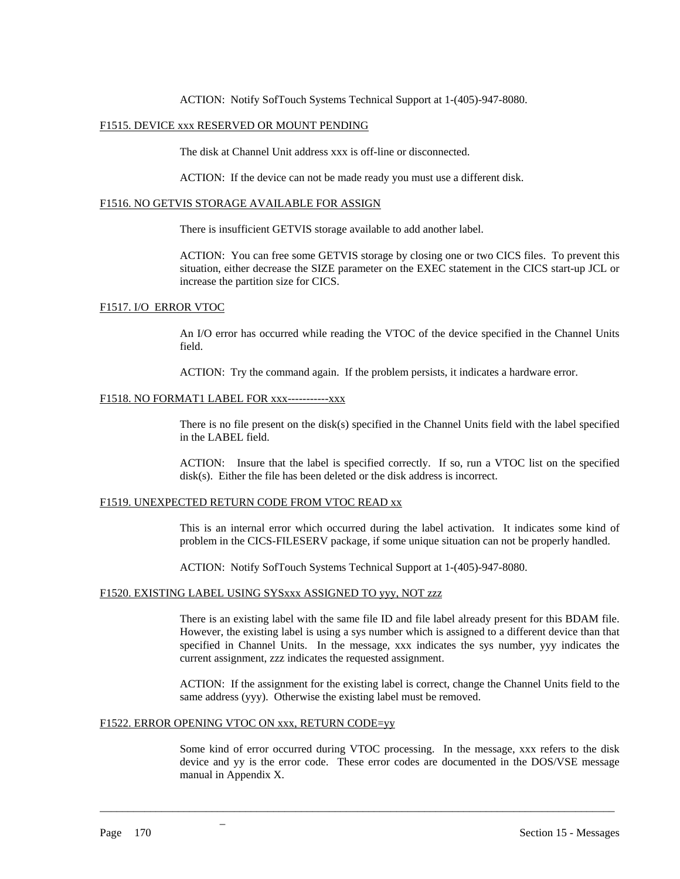ACTION: Notify SofTouch Systems Technical Support at 1-(405)-947-8080.

<u>F1515. DEVICE xxx RESERVED OR MOUNT PENDING</u>

The disk at Channel Unit address xxx is off-line or disconnected.

ACTION: If the device can not be made ready you must use a different disk.

<u>F1516. NO GETVIS STORAGE AVAILABLE FOR ASSIGN</u>

There is insufficient GETVIS storage available to add another label.

ACTION: You can free some GETVIS storage by closing one or two CICS files. To prevent this situation, either decrease the SIZE parameter on the EXEC statement in the CICS start-up JCL or increase the partition size for CICS.

<u>F1517. I/O ERROR VTOC</u>

An I/O error has occurred while reading the VTOC of the device specified in the Channel Units field.

ACTION: Try the command again. If the problem persists, it indicates a hardware error.

<u>F1518. NO FORMAT1 LABEL FOR xxx-----------xxx</u>

There is no file present on the disk(s) specified in the Channel Units field with the label specified in the LABEL field.

ACTION: Insure that the label is specified correctly. If so, run a VTOC list on the specified disk(s). Either the file has been deleted or the disk address is incorrect.

<u>F1519. UNEXPECTED RETURN CODE FROM VTOC READ xx</u>

This is an internal error which occurred during the label activation. It indicates some kind of problem in the CICS-FILESERV package, if some unique situation can not be properly handled.

ACTION: Notify SofTouch Systems Technical Support at 1-(405)-947-8080.

<u>F1520. EXISTING LABEL USING SYSxxx ASSIGNED TO yyy, NOT zzz</u>

There is an existing label with the same file ID and file label already present for this BDAM file. However, the existing label is using a sys number which is assigned to a different device than that specified in Channel Units. In the message, xxx indicates the sys number, yyy indicates the current assignment, zzz indicates the requested assignment.

ACTION: If the assignment for the existing label is correct, change the Channel Units field to the same address (yyy). Otherwise the existing label must be removed.

<u>F1522. ERROR OPENING VTOC ON xxx, RETURN CODE=yy</u>

Some kind of error occurred during VTOC processing. In the message, xxx refers to the disk device and yy is the error code. These error codes are documented in the DOS/VSE message manual in Appendix X.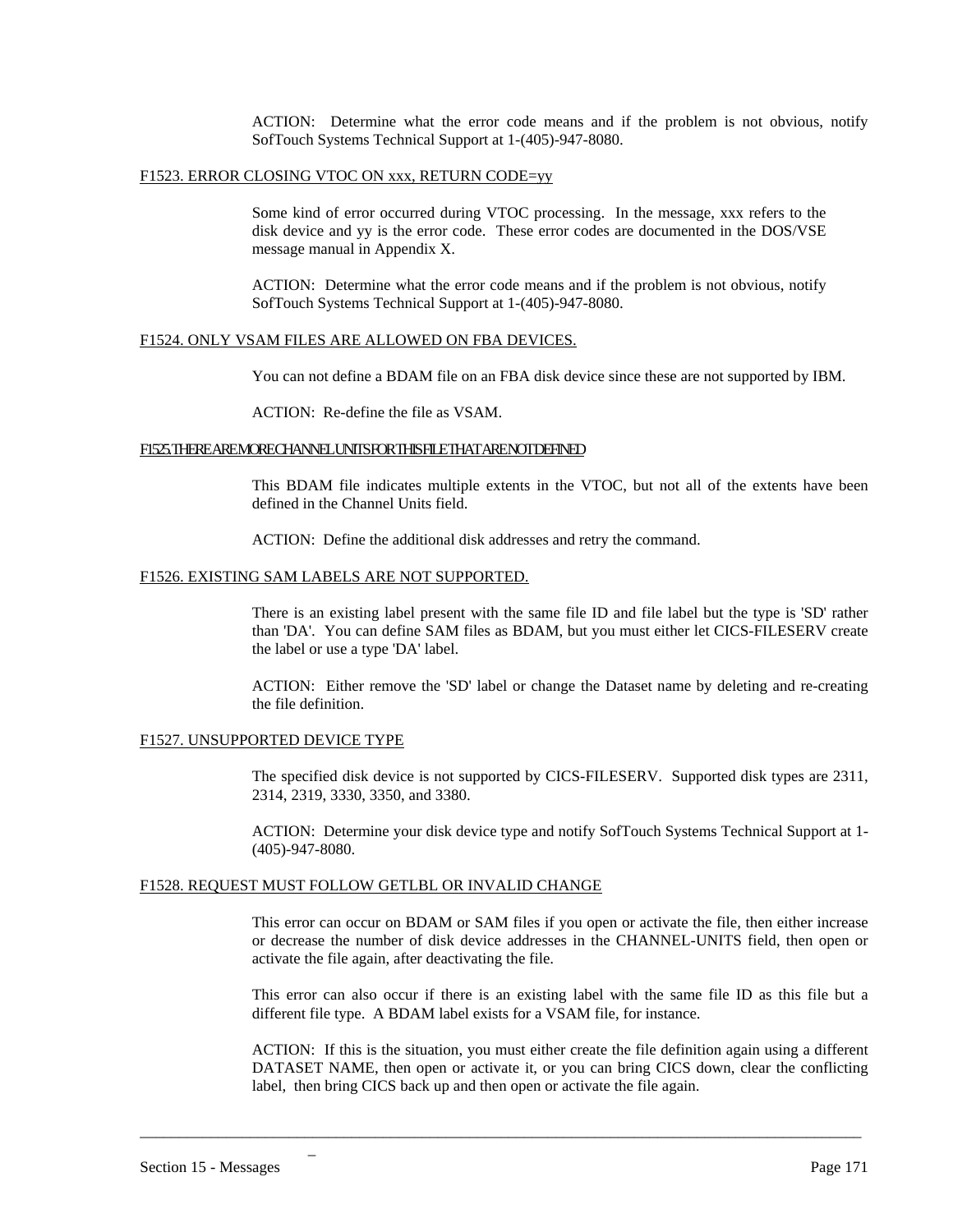ACTION: Determine what the error code means and if the problem is not obvious, notify SofTouch Systems Technical Support at 1-(405)-947-8080.

F1523. ERROR CLOSING VTOC ON xxx, RETURN CODE=yy

Some kind of error occurred during VTOC processing. In the message, xxx refers to the disk device and yy is the error code. These error codes are documented in the DOS/VSE message manual in Appendix X.

ACTION: Determine what the error code means and if the problem is not obvious, notify SofTouch Systems Technical Support at 1-(405)-947-8080.

F1524. ONLY VSAM FILES ARE ALLOWED ON FBA DEVICES.

You can not define a BDAM file on an FBA disk device since these are not supported by IBM.

ACTION: Re-define the file as VSAM.

F1525. THERE ARE MORE CHANNEL UNITS FOR THIS FILE THAT ARE NOT DEFINED

This BDAM file indicates multiple extents in the VTOC, but not all of the extents have been defined in the Channel Units field.

ACTION: Define the additional disk addresses and retry the command.

F1526. EXISTING SAM LABELS ARE NOT SUPPORTED.

There is an existing label present with the same file ID and file label but the type is 'SD' rather than 'DA'. You can define SAM files as BDAM, but you must either let CICS-FILESERV create the label or use a type 'DA' label.

ACTION: Either remove the 'SD' label or change the Dataset name by deleting and re-creating the file definition.

F1527. UNSUPPORTED DEVICE TYPE

The specified disk device is not supported by CICS-FILESERV. Supported disk types are 2311, 2314, 2319, 3330, 3350, and 3380.

ACTION: Determine your disk device type and notify SofTouch Systems Technical Support at 1-(405)-947-8080.

F1528. REQUEST MUST FOLLOW GETLBL OR INVALID CHANGE

This error can occur on BDAM or SAM files if you open or activate the file, then either increase or decrease the number of disk device addresses in the CHANNEL-UNITS field, then open or activate the file again, after deactivating the file.

This error can also occur if there is an existing label with the same file ID as this file but a different file type. A BDAM label exists for a VSAM file, for instance.

ACTION: If this is the situation, you must either create the file definition again using a different DATASET NAME, then open or activate it, or you can bring CICS down, clear the conflicting label, then bring CICS back up and then open or activate the file again.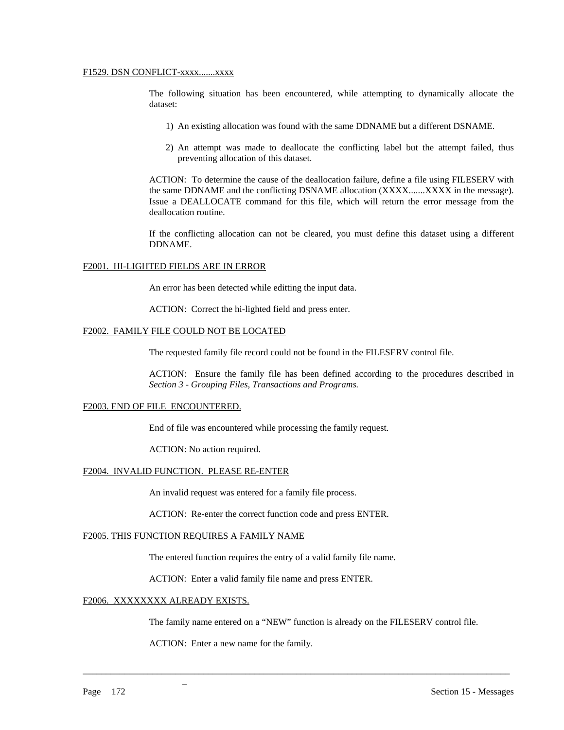F1529. DSN CONFLICT-xxxx.......xxxx

The following situation has been encountered, while attempting to dynamically allocate the dataset:

1) An existing allocation was found with the same DDNAME but a different DSNAME.

2) An attempt was made to deallocate the conflicting label but the attempt failed, thus preventing allocation of this dataset.

ACTION: To determine the cause of the deallocation failure, define a file using FILESERV with the same DDNAME and the conflicting DSNAME allocation (XXXX.......XXXX in the message). Issue a DEALLOCATE command for this file, which will return the error message from the deallocation routine.

If the conflicting allocation can not be cleared, you must define this dataset using a different DDNAME.

F2001. HI-LIGHTED FIELDS ARE IN ERROR

An error has been detected while editting the input data.

ACTION: Correct the hi-lighted field and press enter.

F2002. FAMILY FILE COULD NOT BE LOCATED

The requested family file record could not be found in the FILESERV control file.

ACTION: Ensure the family file has been defined according to the procedures described in *Section 3 - Grouping Files, Transactions and Programs.*

F2003. END OF FILE ENCOUNTERED.

End of file was encountered while processing the family request.

ACTION: No action required.

F2004. INVALID FUNCTION. PLEASE RE-ENTER

An invalid request was entered for a family file process.

ACTION: Re-enter the correct function code and press ENTER.

F2005. THIS FUNCTION REQUIRES A FAMILY NAME

The entered function requires the entry of a valid family file name.

ACTION: Enter a valid family file name and press ENTER.

F2006. XXXXXXXX ALREADY EXISTS.

The family name entered on a “NEW” function is already on the FILESERV control file.

ACTION: Enter a new name for the family.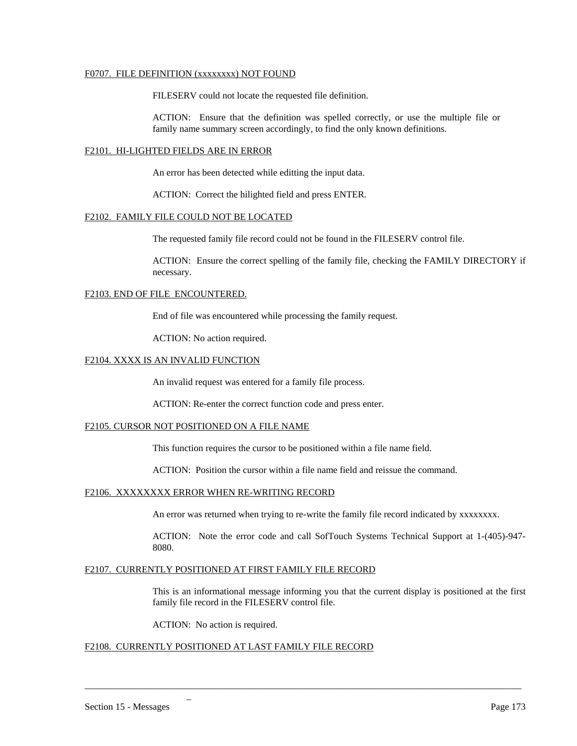<u>F0707.  FILE DEFINITION (xxxxxxxx) NOT FOUND</u>

FILESERV could not locate the requested file definition.

ACTION:  Ensure that the definition was spelled correctly, or use the multiple file or family name summary screen accordingly, to find the only known definitions.

<u>F2101.  HI-LIGHTED FIELDS ARE IN ERROR</u>

An error has been detected while editting the input data.

ACTION:  Correct the hilighted field and press ENTER.

<u>F2102.  FAMILY FILE COULD NOT BE LOCATED</u>

The requested family file record could not be found in the FILESERV control file.

ACTION:  Ensure the correct spelling of the family file, checking the FAMILY DIRECTORY if necessary.

<u>F2103. END OF FILE  ENCOUNTERED.</u>

End of file was encountered while processing the family request.

ACTION: No action required.

<u>F2104. XXXX IS AN INVALID FUNCTION</u>

An invalid request was entered for a family file process.

ACTION: Re-enter the correct function code and press enter.

<u>F2105. CURSOR NOT POSITIONED ON A FILE NAME</u>

This function requires the cursor to be positioned within a file name field.

ACTION:  Position the cursor within a file name field and reissue the command.

<u>F2106.  XXXXXXXX ERROR WHEN RE-WRITING RECORD</u>

An error was returned when trying to re-write the family file record indicated by xxxxxxxx.

ACTION:  Note the error code and call SofTouch Systems Technical Support at 1-(405)-947-8080.

<u>F2107.  CURRENTLY POSITIONED AT FIRST FAMILY FILE RECORD</u>

This is an informational message informing you that the current display is positioned at the first family file record in the FILESERV control file.

ACTION:  No action is required.

<u>F2108.  CURRENTLY POSITIONED AT LAST FAMILY FILE RECORD</u>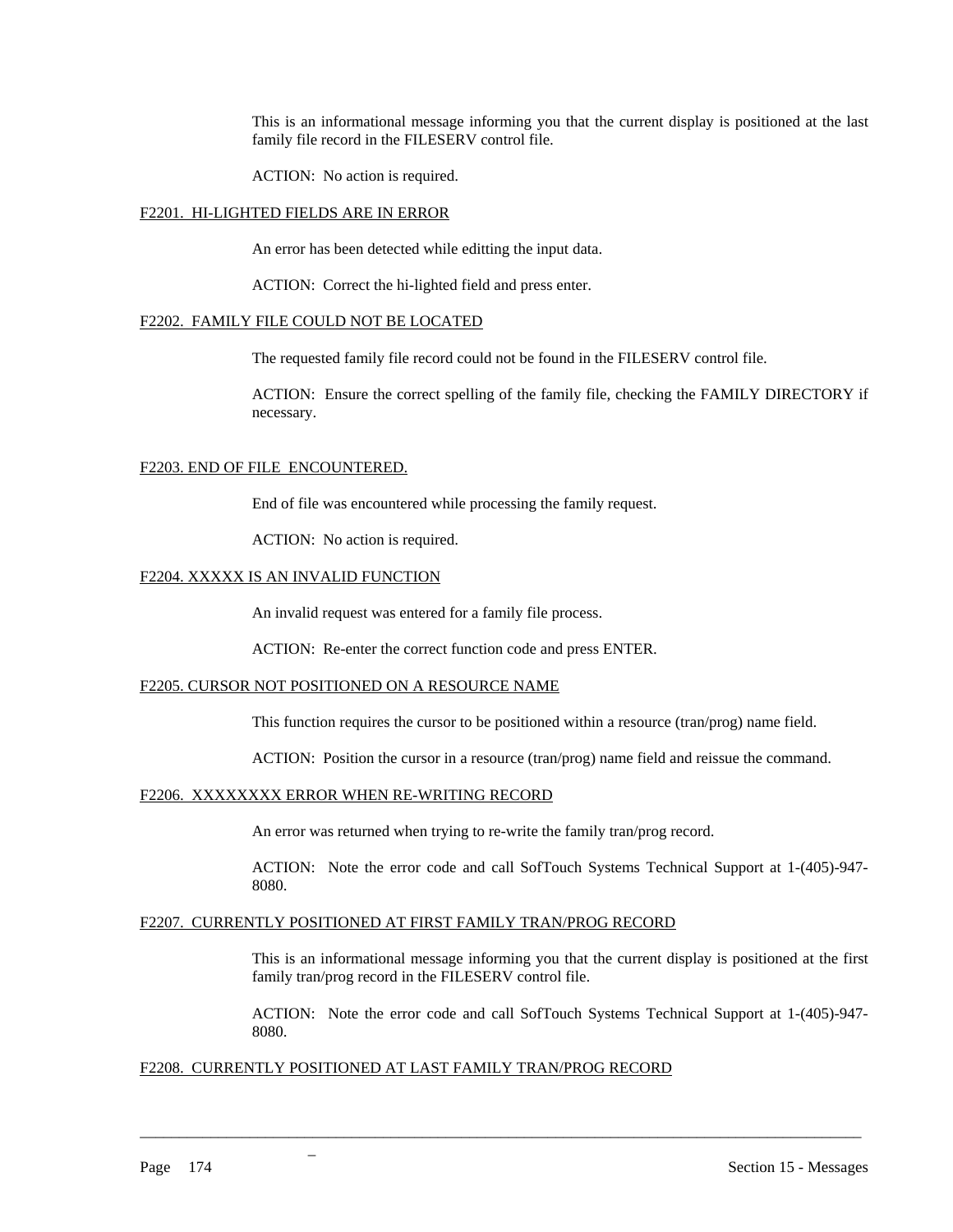This is an informational message informing you that the current display is positioned at the last family file record in the FILESERV control file.

ACTION:  No action is required.

<u>F2201.  HI-LIGHTED FIELDS ARE IN ERROR</u>

An error has been detected while editting the input data.

ACTION:  Correct the hi-lighted field and press enter.

<u>F2202.  FAMILY FILE COULD NOT BE LOCATED</u>

The requested family file record could not be found in the FILESERV control file.

ACTION:  Ensure the correct spelling of the family file, checking the FAMILY DIRECTORY if necessary.

<u>F2203. END OF FILE  ENCOUNTERED.</u>

End of file was encountered while processing the family request.

ACTION:  No action is required.

<u>F2204. XXXXX IS AN INVALID FUNCTION</u>

An invalid request was entered for a family file process.

ACTION:  Re-enter the correct function code and press ENTER.

<u>F2205. CURSOR NOT POSITIONED ON A RESOURCE NAME</u>

This function requires the cursor to be positioned within a resource (tran/prog) name field.

ACTION:  Position the cursor in a resource (tran/prog) name field and reissue the command.

<u>F2206.  XXXXXXXX ERROR WHEN RE-WRITING RECORD</u>

An error was returned when trying to re-write the family tran/prog record.

ACTION:  Note the error code and call SofTouch Systems Technical Support at 1-(405)-947-8080.

<u>F2207.  CURRENTLY POSITIONED AT FIRST FAMILY TRAN/PROG RECORD</u>

This is an informational message informing you that the current display is positioned at the first family tran/prog record in the FILESERV control file.

ACTION:  Note the error code and call SofTouch Systems Technical Support at 1-(405)-947-8080.

<u>F2208.  CURRENTLY POSITIONED AT LAST FAMILY TRAN/PROG RECORD</u>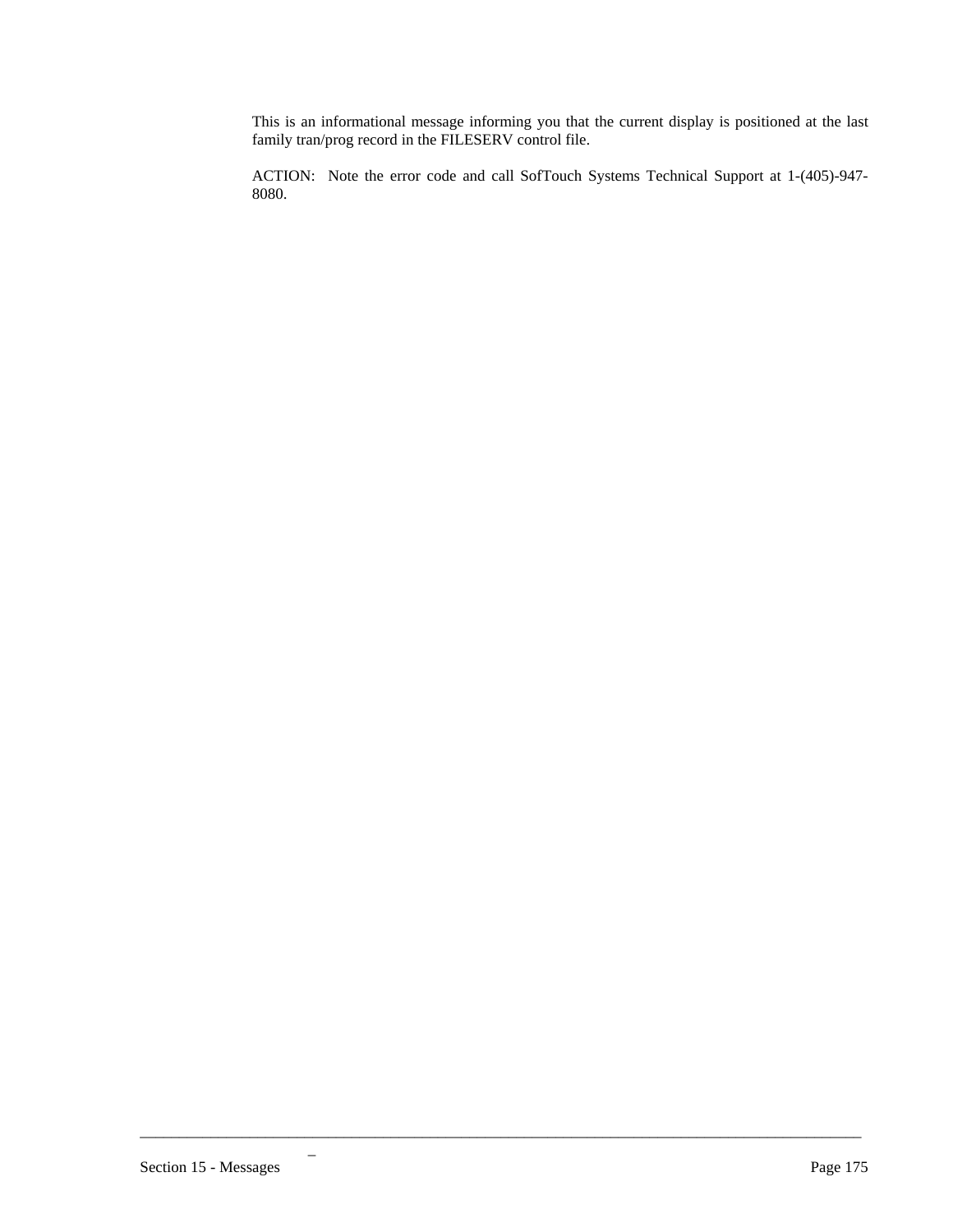This is an informational message informing you that the current display is positioned at the last family tran/prog record in the FILESERV control file.

ACTION:  Note the error code and call SofTouch Systems Technical Support at 1-(405)-947-8080.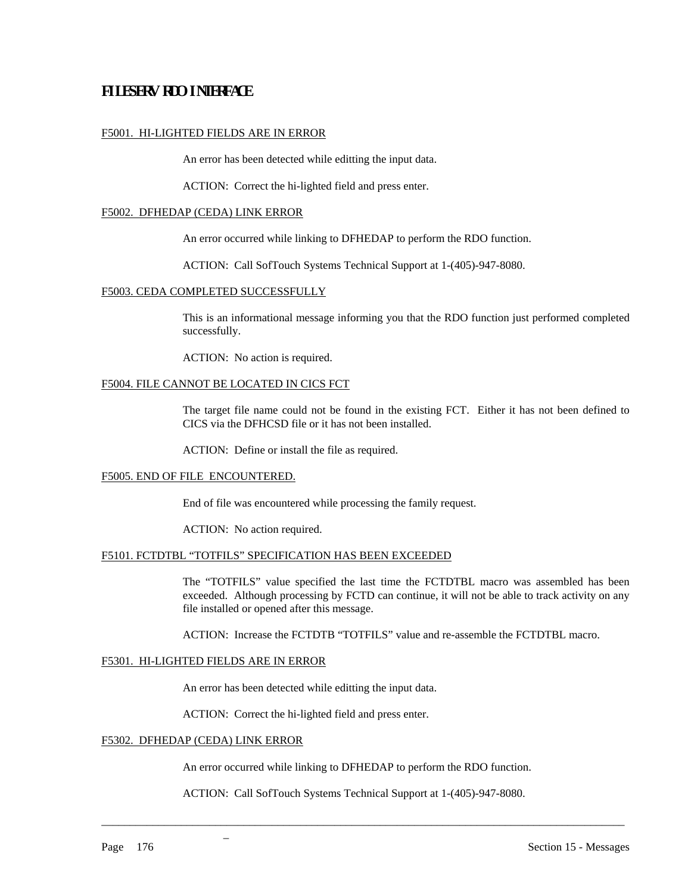## FILESERV RDO INTERFACE

F5001. HI-LIGHTED FIELDS ARE IN ERROR

An error has been detected while editting the input data.

ACTION: Correct the hi-lighted field and press enter.

F5002. DFHEDAP (CEDA) LINK ERROR

An error occurred while linking to DFHEDAP to perform the RDO function.

ACTION: Call SofTouch Systems Technical Support at 1-(405)-947-8080.

F5003. CEDA COMPLETED SUCCESSFULLY

This is an informational message informing you that the RDO function just performed completed successfully.

ACTION: No action is required.

F5004. FILE CANNOT BE LOCATED IN CICS FCT

The target file name could not be found in the existing FCT. Either it has not been defined to CICS via the DFHCSD file or it has not been installed.

ACTION: Define or install the file as required.

F5005. END OF FILE ENCOUNTERED.

End of file was encountered while processing the family request.

ACTION: No action required.

F5101. FCTDTBL "TOTFILS" SPECIFICATION HAS BEEN EXCEEDED

The "TOTFILS" value specified the last time the FCTDTBL macro was assembled has been exceeded. Although processing by FCTD can continue, it will not be able to track activity on any file installed or opened after this message.

ACTION: Increase the FCTDTB "TOTFILS" value and re-assemble the FCTDTBL macro.

F5301. HI-LIGHTED FIELDS ARE IN ERROR

An error has been detected while editting the input data.

ACTION: Correct the hi-lighted field and press enter.

F5302. DFHEDAP (CEDA) LINK ERROR

An error occurred while linking to DFHEDAP to perform the RDO function.

ACTION: Call SofTouch Systems Technical Support at 1-(405)-947-8080.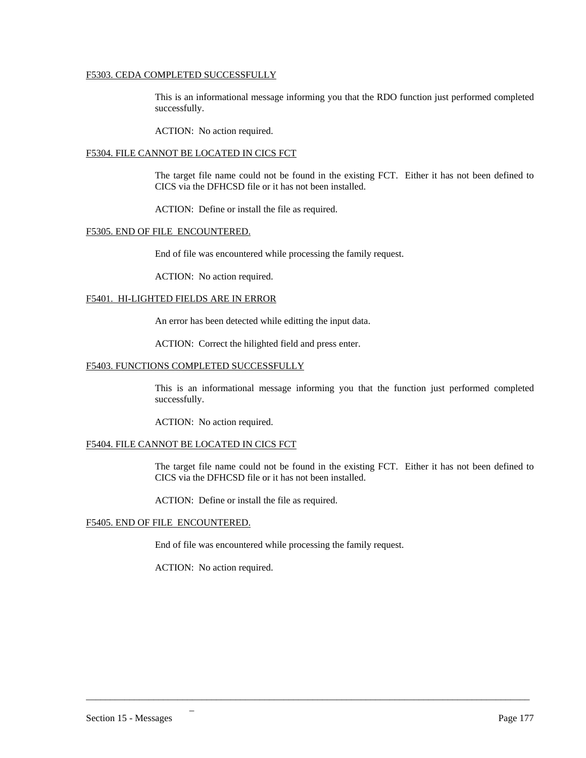F5303. CEDA COMPLETED SUCCESSFULLY

This is an informational message informing you that the RDO function just performed completed successfully.

ACTION:  No action required.

F5304. FILE CANNOT BE LOCATED IN CICS FCT

The target file name could not be found in the existing FCT.  Either it has not been defined to CICS via the DFHCSD file or it has not been installed.

ACTION:  Define or install the file as required.

F5305. END OF FILE  ENCOUNTERED.

End of file was encountered while processing the family request.

ACTION:  No action required.

F5401.  HI-LIGHTED FIELDS ARE IN ERROR

An error has been detected while editting the input data.

ACTION:  Correct the hilighted field and press enter.

F5403. FUNCTIONS COMPLETED SUCCESSFULLY

This is an informational message informing you that the function just performed completed successfully.

ACTION:  No action required.

F5404. FILE CANNOT BE LOCATED IN CICS FCT

The target file name could not be found in the existing FCT.  Either it has not been defined to CICS via the DFHCSD file or it has not been installed.

ACTION:  Define or install the file as required.

F5405. END OF FILE  ENCOUNTERED.

End of file was encountered while processing the family request.

ACTION:  No action required.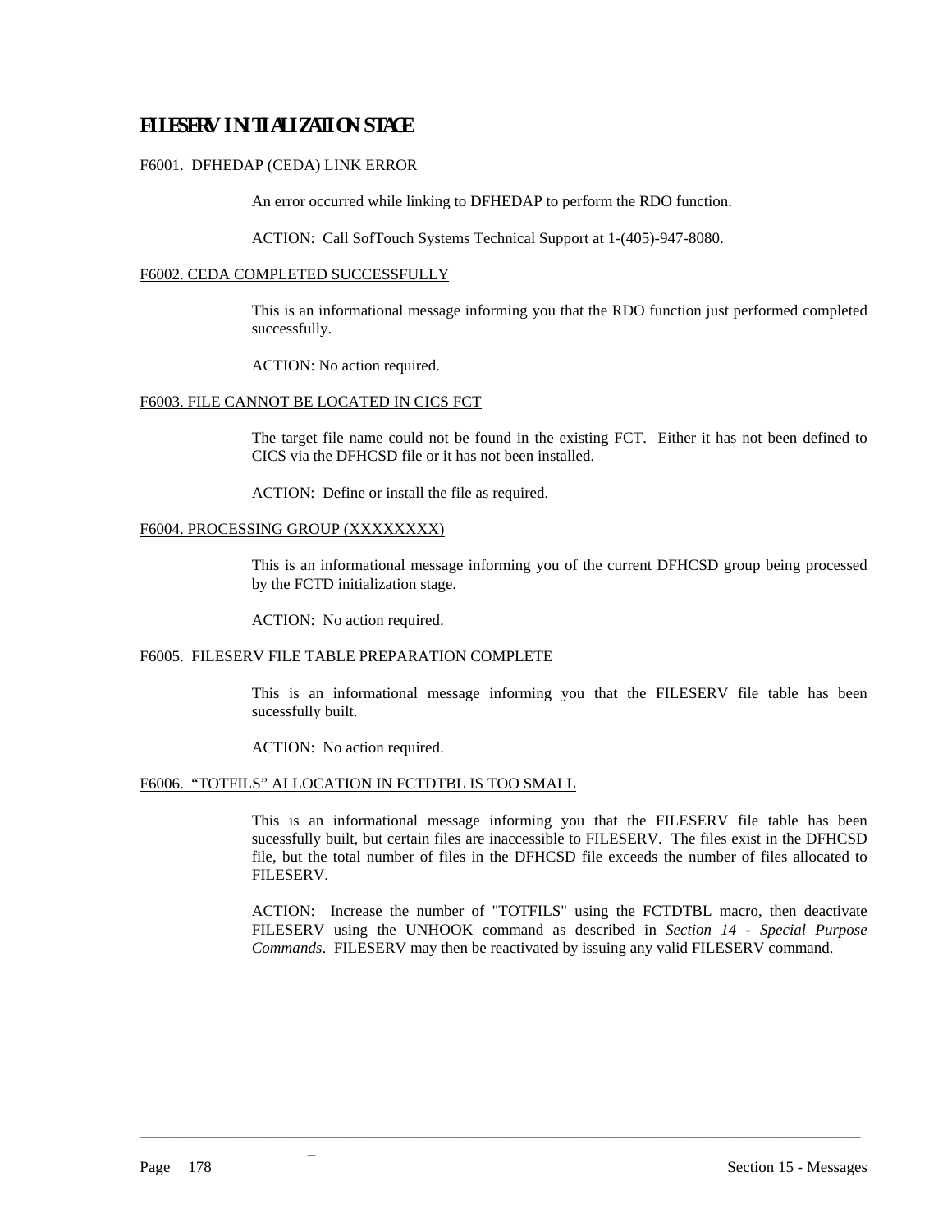## FILESERV INITIALIZATION STAGE

F6001.  DFHEDAP (CEDA) LINK ERROR

An error occurred while linking to DFHEDAP to perform the RDO function.

ACTION:  Call SofTouch Systems Technical Support at 1-(405)-947-8080.

F6002. CEDA COMPLETED SUCCESSFULLY

This is an informational message informing you that the RDO function just performed completed successfully.

ACTION: No action required.

F6003. FILE CANNOT BE LOCATED IN CICS FCT

The target file name could not be found in the existing FCT.  Either it has not been defined to CICS via the DFHCSD file or it has not been installed.

ACTION:  Define or install the file as required.

F6004. PROCESSING GROUP (XXXXXXXX)

This is an informational message informing you of the current DFHCSD group being processed by the FCTD initialization stage.

ACTION:  No action required.

F6005.  FILESERV FILE TABLE PREPARATION COMPLETE

This is an informational message informing you that the FILESERV file table has been sucessfully built.

ACTION:  No action required.

F6006.  “TOTFILS” ALLOCATION IN FCTDTBL IS TOO SMALL

This is an informational message informing you that the FILESERV file table has been sucessfully built, but certain files are inaccessible to FILESERV.  The files exist in the DFHCSD file, but the total number of files in the DFHCSD file exceeds the number of files allocated to FILESERV.

ACTION:  Increase the number of "TOTFILS" using the FCTDTBL macro, then deactivate FILESERV using the UNHOOK command as described in *Section 14 - Special Purpose Commands*.  FILESERV may then be reactivated by issuing any valid FILESERV command.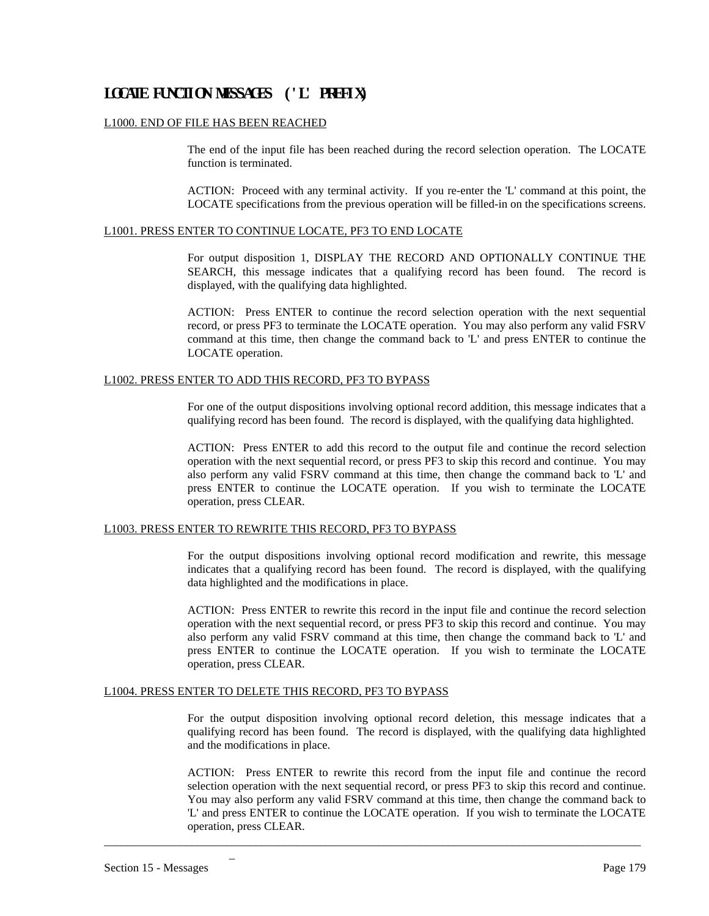# LOCATE FUNCTION MESSAGES ('L' PREFIX)

## L1000. END OF FILE HAS BEEN REACHED

The end of the input file has been reached during the record selection operation. The LOCATE function is terminated.

ACTION: Proceed with any terminal activity. If you re-enter the 'L' command at this point, the LOCATE specifications from the previous operation will be filled-in on the specifications screens.

## L1001. PRESS ENTER TO CONTINUE LOCATE, PF3 TO END LOCATE

For output disposition 1, DISPLAY THE RECORD AND OPTIONALLY CONTINUE THE SEARCH, this message indicates that a qualifying record has been found. The record is displayed, with the qualifying data highlighted.

ACTION: Press ENTER to continue the record selection operation with the next sequential record, or press PF3 to terminate the LOCATE operation. You may also perform any valid FSRV command at this time, then change the command back to 'L' and press ENTER to continue the LOCATE operation.

## L1002. PRESS ENTER TO ADD THIS RECORD, PF3 TO BYPASS

For one of the output dispositions involving optional record addition, this message indicates that a qualifying record has been found. The record is displayed, with the qualifying data highlighted.

ACTION: Press ENTER to add this record to the output file and continue the record selection operation with the next sequential record, or press PF3 to skip this record and continue. You may also perform any valid FSRV command at this time, then change the command back to 'L' and press ENTER to continue the LOCATE operation. If you wish to terminate the LOCATE operation, press CLEAR.

## L1003. PRESS ENTER TO REWRITE THIS RECORD, PF3 TO BYPASS

For the output dispositions involving optional record modification and rewrite, this message indicates that a qualifying record has been found. The record is displayed, with the qualifying data highlighted and the modifications in place.

ACTION: Press ENTER to rewrite this record in the input file and continue the record selection operation with the next sequential record, or press PF3 to skip this record and continue. You may also perform any valid FSRV command at this time, then change the command back to 'L' and press ENTER to continue the LOCATE operation. If you wish to terminate the LOCATE operation, press CLEAR.

## L1004. PRESS ENTER TO DELETE THIS RECORD, PF3 TO BYPASS

For the output disposition involving optional record deletion, this message indicates that a qualifying record has been found. The record is displayed, with the qualifying data highlighted and the modifications in place.

ACTION: Press ENTER to rewrite this record from the input file and continue the record selection operation with the next sequential record, or press PF3 to skip this record and continue. You may also perform any valid FSRV command at this time, then change the command back to 'L' and press ENTER to continue the LOCATE operation. If you wish to terminate the LOCATE operation, press CLEAR.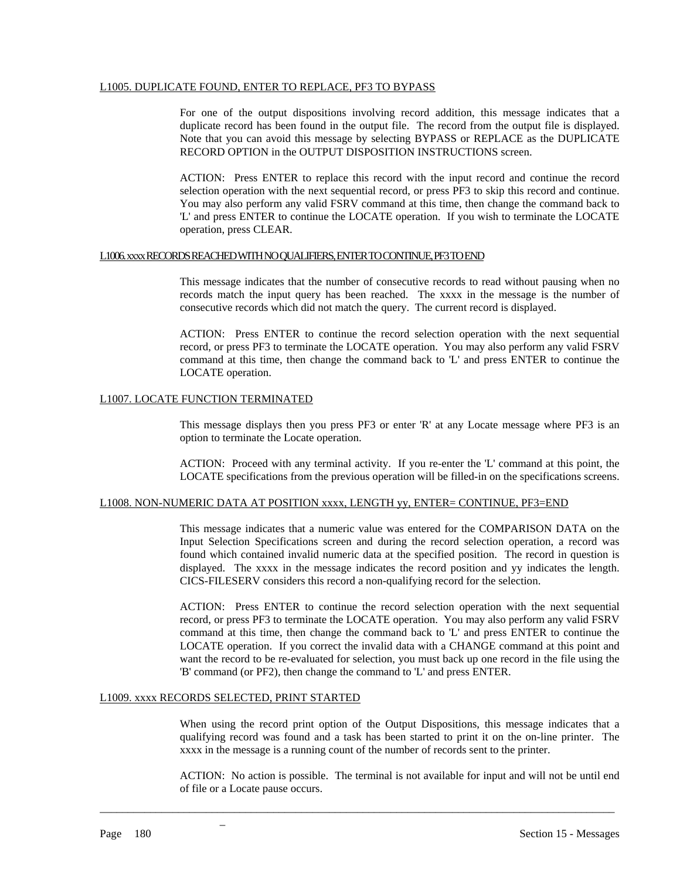L1005. DUPLICATE FOUND, ENTER TO REPLACE, PF3 TO BYPASS

For one of the output dispositions involving record addition, this message indicates that a duplicate record has been found in the output file. The record from the output file is displayed. Note that you can avoid this message by selecting BYPASS or REPLACE as the DUPLICATE RECORD OPTION in the OUTPUT DISPOSITION INSTRUCTIONS screen.

ACTION: Press ENTER to replace this record with the input record and continue the record selection operation with the next sequential record, or press PF3 to skip this record and continue. You may also perform any valid FSRV command at this time, then change the command back to 'L' and press ENTER to continue the LOCATE operation. If you wish to terminate the LOCATE operation, press CLEAR.

L1006. xxxx RECORDS REACHED WITH NO QUALIFIERS, ENTER TO CONTINUE, PF3 TO END

This message indicates that the number of consecutive records to read without pausing when no records match the input query has been reached. The xxxx in the message is the number of consecutive records which did not match the query. The current record is displayed.

ACTION: Press ENTER to continue the record selection operation with the next sequential record, or press PF3 to terminate the LOCATE operation. You may also perform any valid FSRV command at this time, then change the command back to 'L' and press ENTER to continue the LOCATE operation.

L1007. LOCATE FUNCTION TERMINATED

This message displays then you press PF3 or enter 'R' at any Locate message where PF3 is an option to terminate the Locate operation.

ACTION: Proceed with any terminal activity. If you re-enter the 'L' command at this point, the LOCATE specifications from the previous operation will be filled-in on the specifications screens.

L1008. NON-NUMERIC DATA AT POSITION xxxx, LENGTH yy, ENTER= CONTINUE, PF3=END

This message indicates that a numeric value was entered for the COMPARISON DATA on the Input Selection Specifications screen and during the record selection operation, a record was found which contained invalid numeric data at the specified position. The record in question is displayed. The xxxx in the message indicates the record position and yy indicates the length. CICS-FILESERV considers this record a non-qualifying record for the selection.

ACTION: Press ENTER to continue the record selection operation with the next sequential record, or press PF3 to terminate the LOCATE operation. You may also perform any valid FSRV command at this time, then change the command back to 'L' and press ENTER to continue the LOCATE operation. If you correct the invalid data with a CHANGE command at this point and want the record to be re-evaluated for selection, you must back up one record in the file using the 'B' command (or PF2), then change the command to 'L' and press ENTER.

L1009. xxxx RECORDS SELECTED, PRINT STARTED

When using the record print option of the Output Dispositions, this message indicates that a qualifying record was found and a task has been started to print it on the on-line printer. The xxxx in the message is a running count of the number of records sent to the printer.

ACTION: No action is possible. The terminal is not available for input and will not be until end of file or a Locate pause occurs.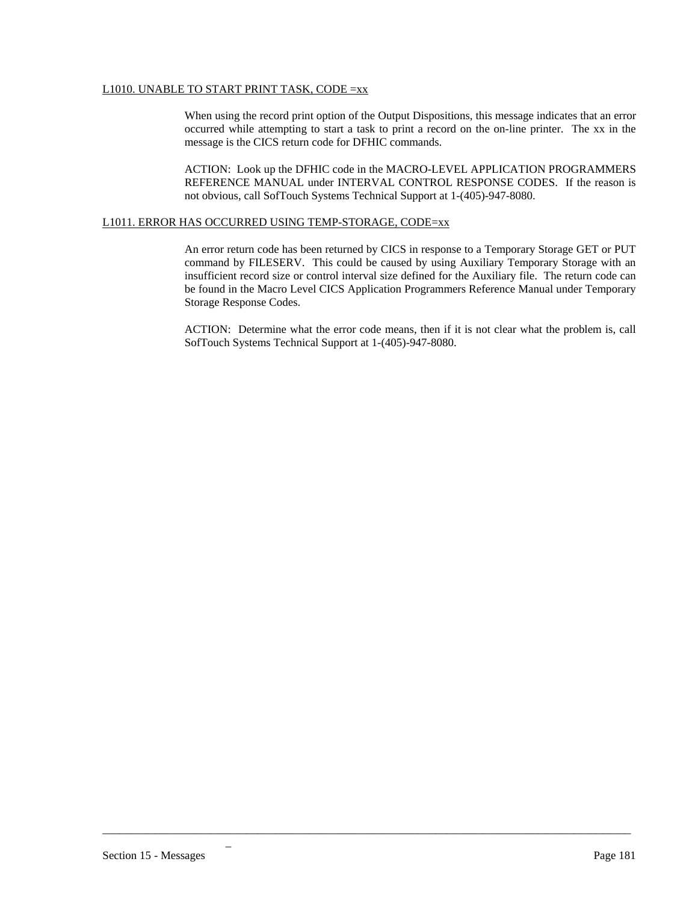L1010. UNABLE TO START PRINT TASK, CODE =xx

When using the record print option of the Output Dispositions, this message indicates that an error occurred while attempting to start a task to print a record on the on-line printer. The xx in the message is the CICS return code for DFHIC commands.

ACTION: Look up the DFHIC code in the MACRO-LEVEL APPLICATION PROGRAMMERS REFERENCE MANUAL under INTERVAL CONTROL RESPONSE CODES. If the reason is not obvious, call SofTouch Systems Technical Support at 1-(405)-947-8080.

L1011. ERROR HAS OCCURRED USING TEMP-STORAGE, CODE=xx

An error return code has been returned by CICS in response to a Temporary Storage GET or PUT command by FILESERV. This could be caused by using Auxiliary Temporary Storage with an insufficient record size or control interval size defined for the Auxiliary file. The return code can be found in the Macro Level CICS Application Programmers Reference Manual under Temporary Storage Response Codes.

ACTION: Determine what the error code means, then if it is not clear what the problem is, call SofTouch Systems Technical Support at 1-(405)-947-8080.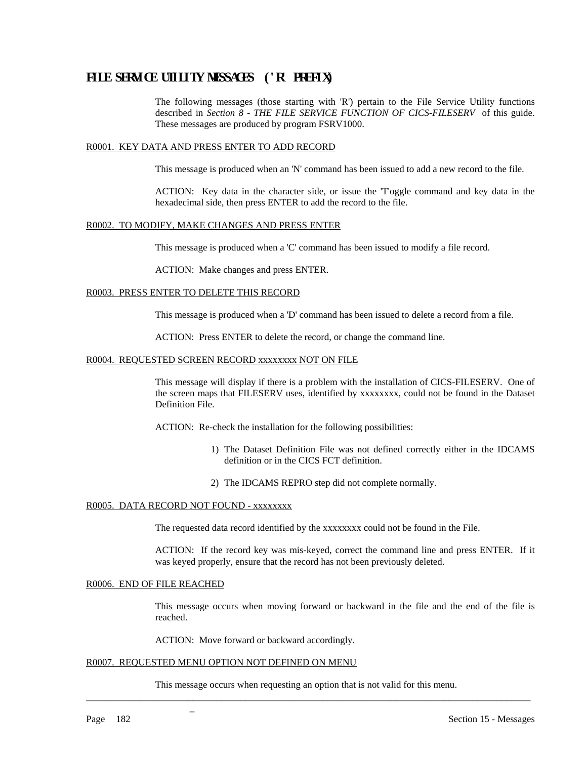## FILE SERVICE UTILITY MESSAGES ('R' PREFIX)

The following messages (those starting with 'R') pertain to the File Service Utility functions described in *Section 8 - THE FILE SERVICE FUNCTION OF CICS-FILESERV* of this guide. These messages are produced by program FSRV1000.

R0001. KEY DATA AND PRESS ENTER TO ADD RECORD

This message is produced when an 'N' command has been issued to add a new record to the file.

ACTION: Key data in the character side, or issue the 'T'oggle command and key data in the hexadecimal side, then press ENTER to add the record to the file.

R0002. TO MODIFY, MAKE CHANGES AND PRESS ENTER

This message is produced when a 'C' command has been issued to modify a file record.

ACTION: Make changes and press ENTER.

R0003. PRESS ENTER TO DELETE THIS RECORD

This message is produced when a 'D' command has been issued to delete a record from a file.

ACTION: Press ENTER to delete the record, or change the command line.

R0004. REQUESTED SCREEN RECORD xxxxxxxx NOT ON FILE

This message will display if there is a problem with the installation of CICS-FILESERV. One of the screen maps that FILESERV uses, identified by xxxxxxxx, could not be found in the Dataset Definition File.

ACTION: Re-check the installation for the following possibilities:

1) The Dataset Definition File was not defined correctly either in the IDCAMS definition or in the CICS FCT definition.
2) The IDCAMS REPRO step did not complete normally.

R0005. DATA RECORD NOT FOUND - xxxxxxxx

The requested data record identified by the xxxxxxxx could not be found in the File.

ACTION: If the record key was mis-keyed, correct the command line and press ENTER. If it was keyed properly, ensure that the record has not been previously deleted.

R0006. END OF FILE REACHED

This message occurs when moving forward or backward in the file and the end of the file is reached.

ACTION: Move forward or backward accordingly.

R0007. REQUESTED MENU OPTION NOT DEFINED ON MENU

This message occurs when requesting an option that is not valid for this menu.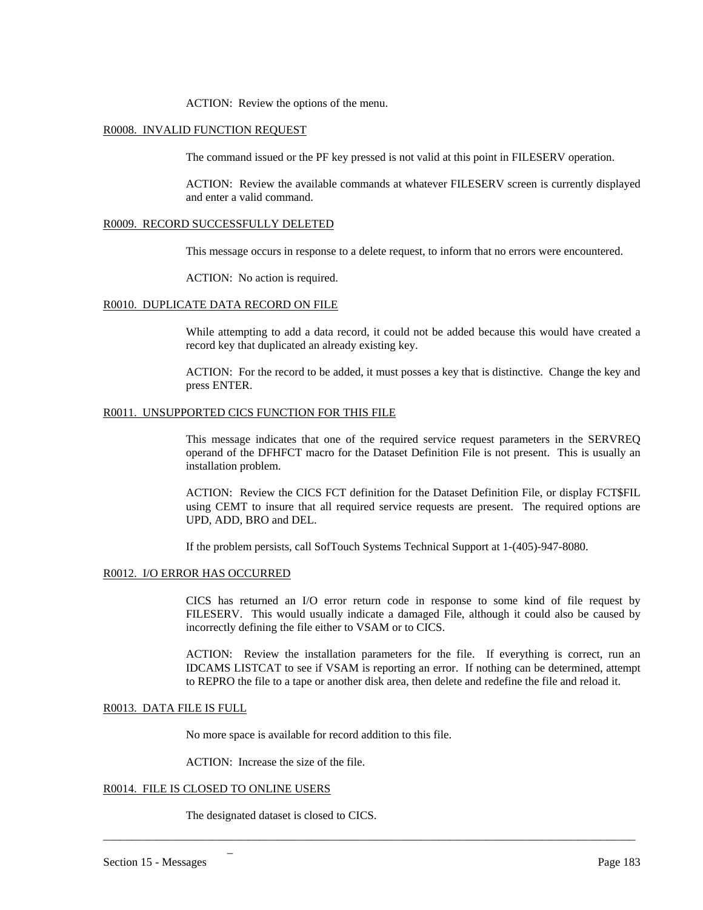ACTION: Review the options of the menu.

<u>R0008. INVALID FUNCTION REQUEST</u>

The command issued or the PF key pressed is not valid at this point in FILESERV operation.

ACTION: Review the available commands at whatever FILESERV screen is currently displayed and enter a valid command.

<u>R0009. RECORD SUCCESSFULLY DELETED</u>

This message occurs in response to a delete request, to inform that no errors were encountered.

ACTION: No action is required.

<u>R0010. DUPLICATE DATA RECORD ON FILE</u>

While attempting to add a data record, it could not be added because this would have created a record key that duplicated an already existing key.

ACTION: For the record to be added, it must posses a key that is distinctive. Change the key and press ENTER.

<u>R0011. UNSUPPORTED CICS FUNCTION FOR THIS FILE</u>

This message indicates that one of the required service request parameters in the SERVREQ operand of the DFHFCT macro for the Dataset Definition File is not present. This is usually an installation problem.

ACTION: Review the CICS FCT definition for the Dataset Definition File, or display FCT$FIL using CEMT to insure that all required service requests are present. The required options are UPD, ADD, BRO and DEL.

If the problem persists, call SofTouch Systems Technical Support at 1-(405)-947-8080.

<u>R0012. I/O ERROR HAS OCCURRED</u>

CICS has returned an I/O error return code in response to some kind of file request by FILESERV. This would usually indicate a damaged File, although it could also be caused by incorrectly defining the file either to VSAM or to CICS.

ACTION: Review the installation parameters for the file. If everything is correct, run an IDCAMS LISTCAT to see if VSAM is reporting an error. If nothing can be determined, attempt to REPRO the file to a tape or another disk area, then delete and redefine the file and reload it.

<u>R0013. DATA FILE IS FULL</u>

No more space is available for record addition to this file.

ACTION: Increase the size of the file.

<u>R0014. FILE IS CLOSED TO ONLINE USERS</u>

The designated dataset is closed to CICS.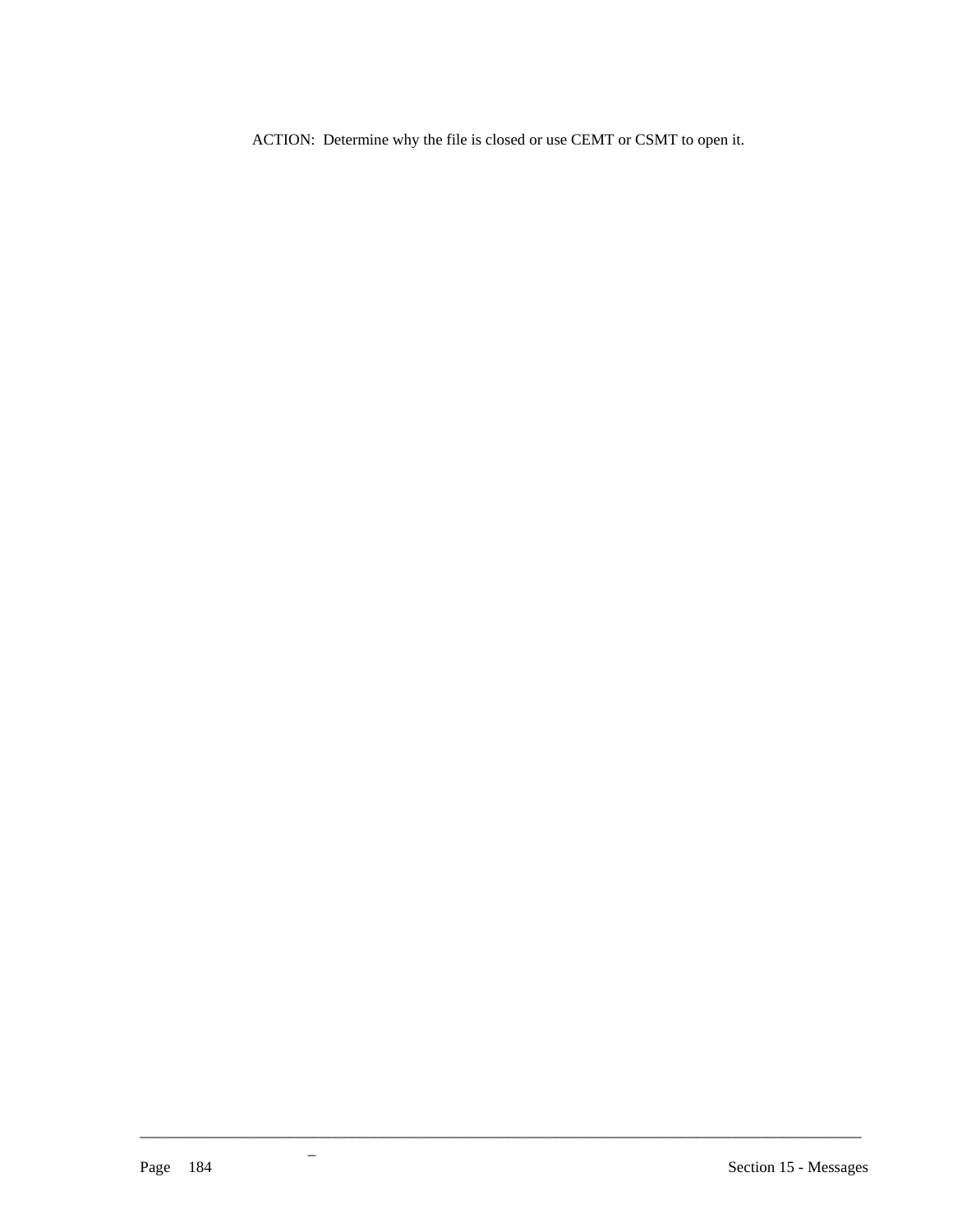ACTION: Determine why the file is closed or use CEMT or CSMT to open it.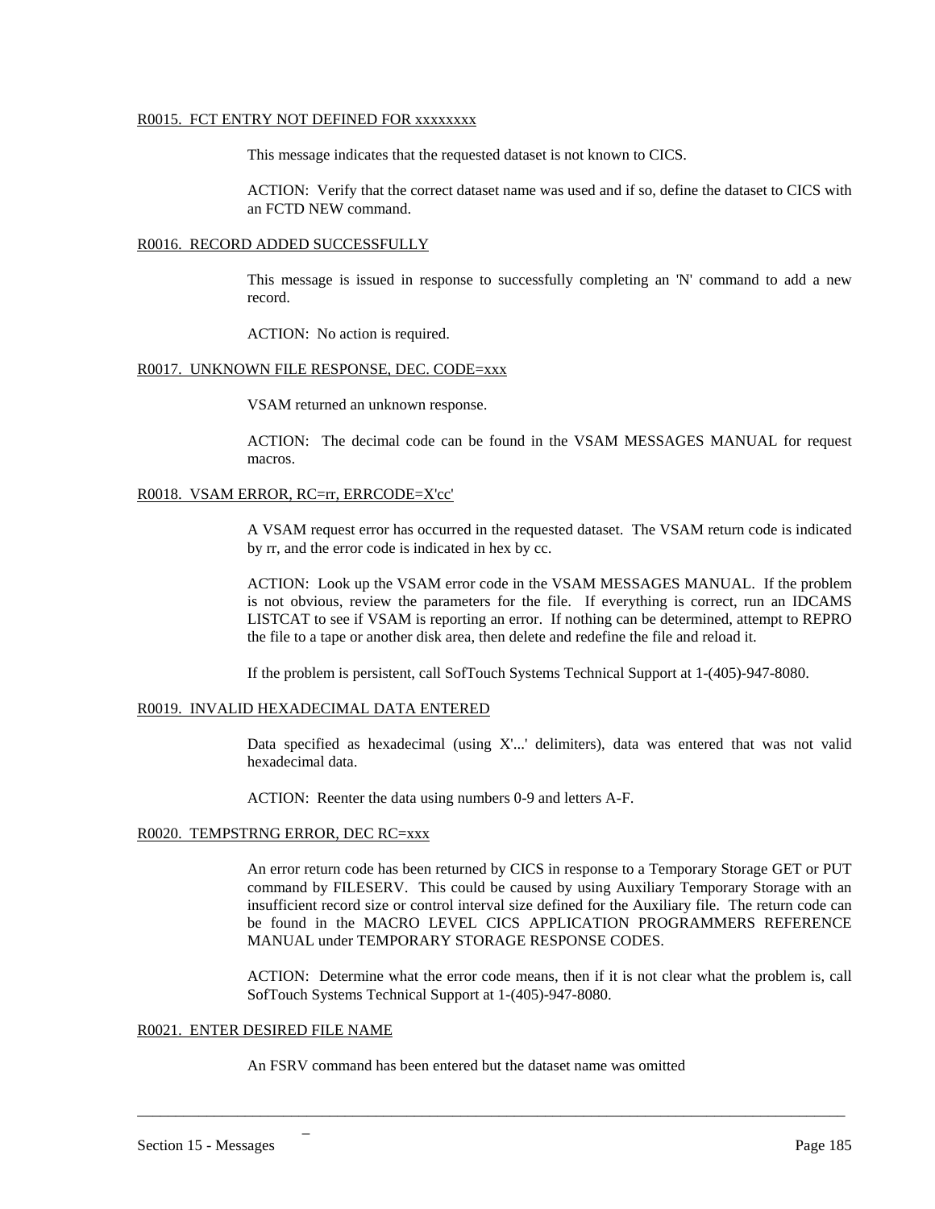R0015. FCT ENTRY NOT DEFINED FOR xxxxxxxx

This message indicates that the requested dataset is not known to CICS.

ACTION: Verify that the correct dataset name was used and if so, define the dataset to CICS with an FCTD NEW command.

R0016. RECORD ADDED SUCCESSFULLY

This message is issued in response to successfully completing an 'N' command to add a new record.

ACTION: No action is required.

R0017. UNKNOWN FILE RESPONSE, DEC. CODE=xxx

VSAM returned an unknown response.

ACTION: The decimal code can be found in the VSAM MESSAGES MANUAL for request macros.

R0018. VSAM ERROR, RC=rr, ERRCODE=X'cc'

A VSAM request error has occurred in the requested dataset. The VSAM return code is indicated by rr, and the error code is indicated in hex by cc.

ACTION: Look up the VSAM error code in the VSAM MESSAGES MANUAL. If the problem is not obvious, review the parameters for the file. If everything is correct, run an IDCAMS LISTCAT to see if VSAM is reporting an error. If nothing can be determined, attempt to REPRO the file to a tape or another disk area, then delete and redefine the file and reload it.

If the problem is persistent, call SofTouch Systems Technical Support at 1-(405)-947-8080.

R0019. INVALID HEXADECIMAL DATA ENTERED

Data specified as hexadecimal (using X'...' delimiters), data was entered that was not valid hexadecimal data.

ACTION: Reenter the data using numbers 0-9 and letters A-F.

R0020. TEMPSTRNG ERROR, DEC RC=xxx

An error return code has been returned by CICS in response to a Temporary Storage GET or PUT command by FILESERV. This could be caused by using Auxiliary Temporary Storage with an insufficient record size or control interval size defined for the Auxiliary file. The return code can be found in the MACRO LEVEL CICS APPLICATION PROGRAMMERS REFERENCE MANUAL under TEMPORARY STORAGE RESPONSE CODES.

ACTION: Determine what the error code means, then if it is not clear what the problem is, call SofTouch Systems Technical Support at 1-(405)-947-8080.

R0021. ENTER DESIRED FILE NAME

An FSRV command has been entered but the dataset name was omitted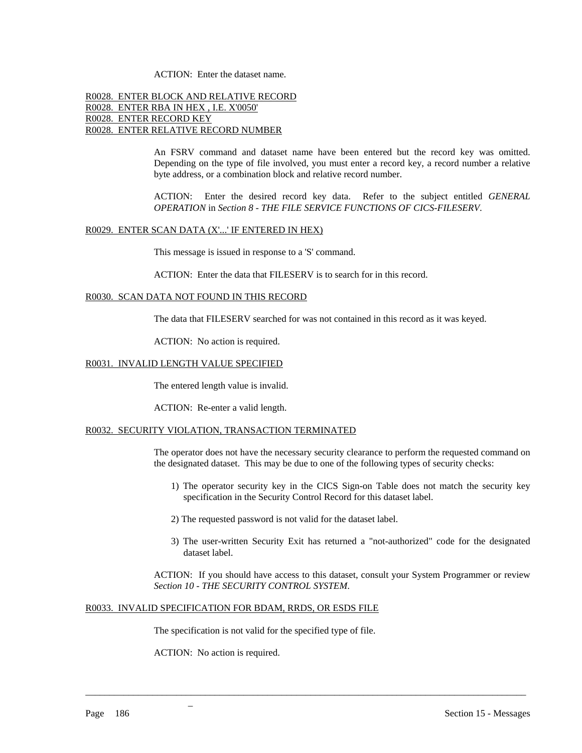ACTION: Enter the dataset name.

R0028. ENTER BLOCK AND RELATIVE RECORD
R0028. ENTER RBA IN HEX , I.E. X'0050'
R0028. ENTER RECORD KEY
R0028. ENTER RELATIVE RECORD NUMBER

An FSRV command and dataset name have been entered but the record key was omitted. Depending on the type of file involved, you must enter a record key, a record number a relative byte address, or a combination block and relative record number.

ACTION: Enter the desired record key data. Refer to the subject entitled *GENERAL OPERATION* in *Section 8 - THE FILE SERVICE FUNCTIONS OF CICS-FILESERV*.

R0029. ENTER SCAN DATA (X'...' IF ENTERED IN HEX)

This message is issued in response to a 'S' command.

ACTION: Enter the data that FILESERV is to search for in this record.

R0030. SCAN DATA NOT FOUND IN THIS RECORD

The data that FILESERV searched for was not contained in this record as it was keyed.

ACTION: No action is required.

R0031. INVALID LENGTH VALUE SPECIFIED

The entered length value is invalid.

ACTION: Re-enter a valid length.

R0032. SECURITY VIOLATION, TRANSACTION TERMINATED

The operator does not have the necessary security clearance to perform the requested command on the designated dataset. This may be due to one of the following types of security checks:

1) The operator security key in the CICS Sign-on Table does not match the security key specification in the Security Control Record for this dataset label.
2) The requested password is not valid for the dataset label.
3) The user-written Security Exit has returned a "not-authorized" code for the designated dataset label.

ACTION: If you should have access to this dataset, consult your System Programmer or review *Section 10 - THE SECURITY CONTROL SYSTEM*.

R0033. INVALID SPECIFICATION FOR BDAM, RRDS, OR ESDS FILE

The specification is not valid for the specified type of file.

ACTION: No action is required.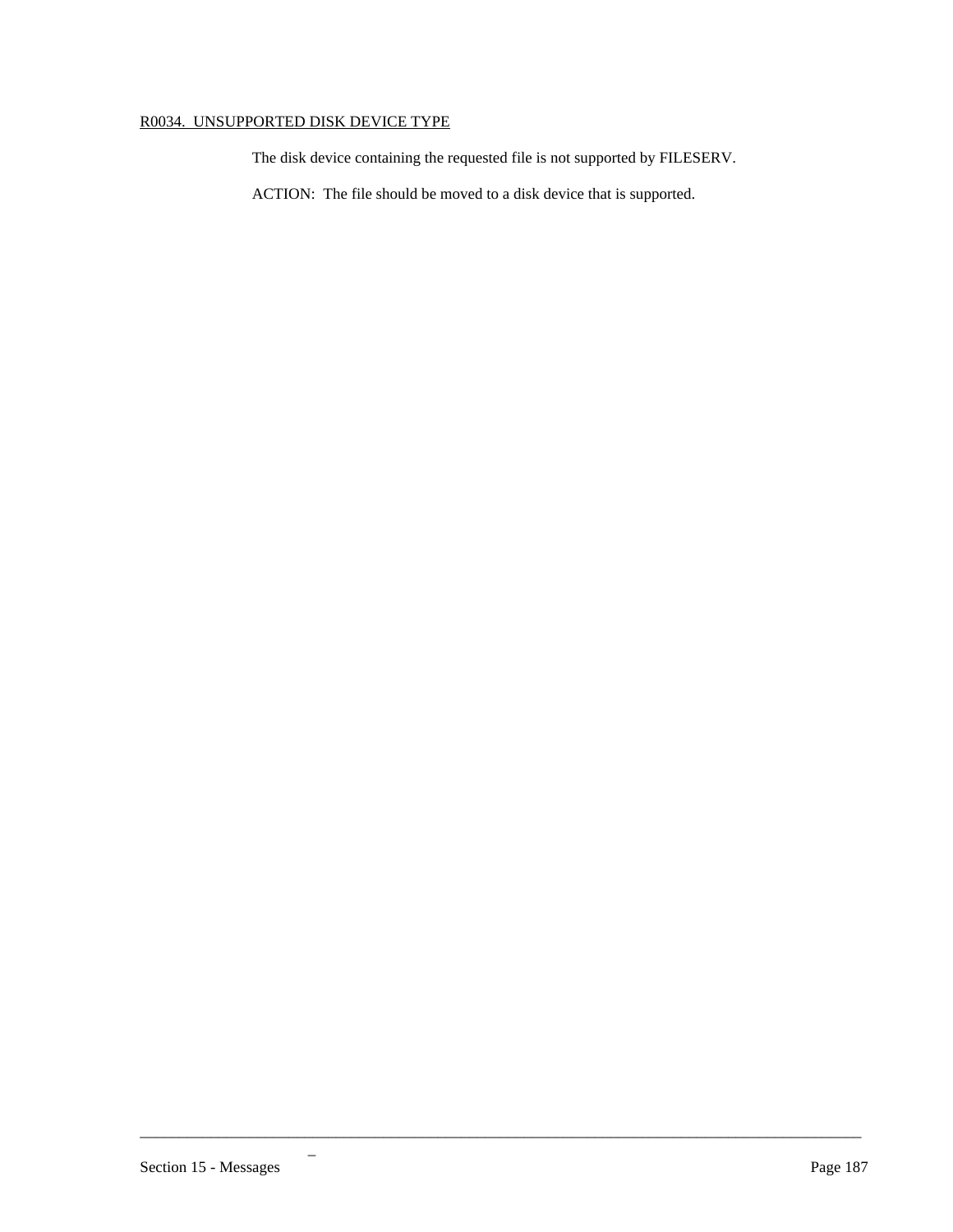R0034.  UNSUPPORTED DISK DEVICE TYPE

The disk device containing the requested file is not supported by FILESERV.

ACTION:  The file should be moved to a disk device that is supported.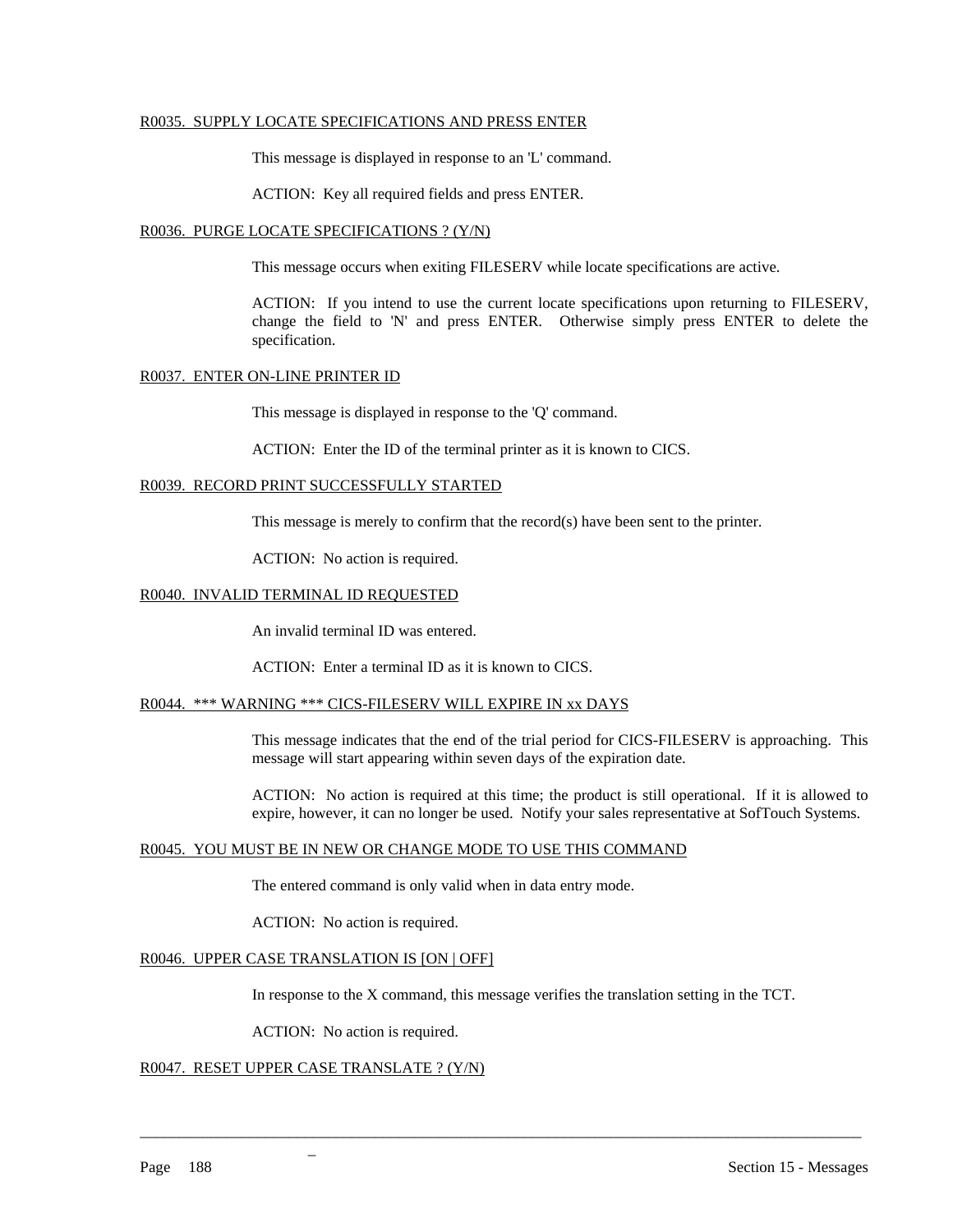<u>R0035. SUPPLY LOCATE SPECIFICATIONS AND PRESS ENTER</u>

This message is displayed in response to an 'L' command.

ACTION: Key all required fields and press ENTER.

<u>R0036. PURGE LOCATE SPECIFICATIONS ? (Y/N)</u>

This message occurs when exiting FILESERV while locate specifications are active.

ACTION: If you intend to use the current locate specifications upon returning to FILESERV, change the field to 'N' and press ENTER. Otherwise simply press ENTER to delete the specification.

<u>R0037. ENTER ON-LINE PRINTER ID</u>

This message is displayed in response to the 'Q' command.

ACTION: Enter the ID of the terminal printer as it is known to CICS.

<u>R0039. RECORD PRINT SUCCESSFULLY STARTED</u>

This message is merely to confirm that the record(s) have been sent to the printer.

ACTION: No action is required.

<u>R0040. INVALID TERMINAL ID REQUESTED</u>

An invalid terminal ID was entered.

ACTION: Enter a terminal ID as it is known to CICS.

<u>R0044. *** WARNING *** CICS-FILESERV WILL EXPIRE IN xx DAYS</u>

This message indicates that the end of the trial period for CICS-FILESERV is approaching. This message will start appearing within seven days of the expiration date.

ACTION: No action is required at this time; the product is still operational. If it is allowed to expire, however, it can no longer be used. Notify your sales representative at SofTouch Systems.

<u>R0045. YOU MUST BE IN NEW OR CHANGE MODE TO USE THIS COMMAND</u>

The entered command is only valid when in data entry mode.

ACTION: No action is required.

<u>R0046. UPPER CASE TRANSLATION IS [ON | OFF]</u>

In response to the X command, this message verifies the translation setting in the TCT.

ACTION: No action is required.

<u>R0047. RESET UPPER CASE TRANSLATE ? (Y/N)</u>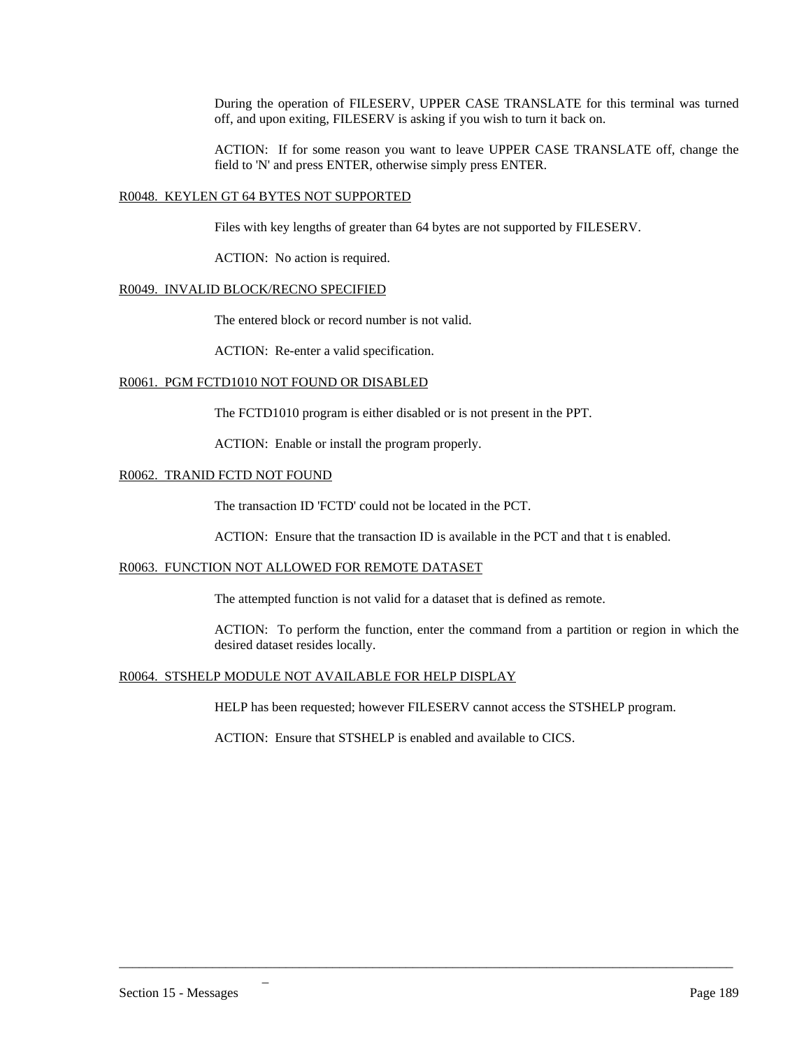During the operation of FILESERV, UPPER CASE TRANSLATE for this terminal was turned off, and upon exiting, FILESERV is asking if you wish to turn it back on.

ACTION: If for some reason you want to leave UPPER CASE TRANSLATE off, change the field to 'N' and press ENTER, otherwise simply press ENTER.

R0048. KEYLEN GT 64 BYTES NOT SUPPORTED

Files with key lengths of greater than 64 bytes are not supported by FILESERV.

ACTION: No action is required.

R0049. INVALID BLOCK/RECNO SPECIFIED

The entered block or record number is not valid.

ACTION: Re-enter a valid specification.

R0061. PGM FCTD1010 NOT FOUND OR DISABLED

The FCTD1010 program is either disabled or is not present in the PPT.

ACTION: Enable or install the program properly.

R0062. TRANID FCTD NOT FOUND

The transaction ID 'FCTD' could not be located in the PCT.

ACTION: Ensure that the transaction ID is available in the PCT and that t is enabled.

R0063. FUNCTION NOT ALLOWED FOR REMOTE DATASET

The attempted function is not valid for a dataset that is defined as remote.

ACTION: To perform the function, enter the command from a partition or region in which the desired dataset resides locally.

R0064. STSHELP MODULE NOT AVAILABLE FOR HELP DISPLAY

HELP has been requested; however FILESERV cannot access the STSHELP program.

ACTION: Ensure that STSHELP is enabled and available to CICS.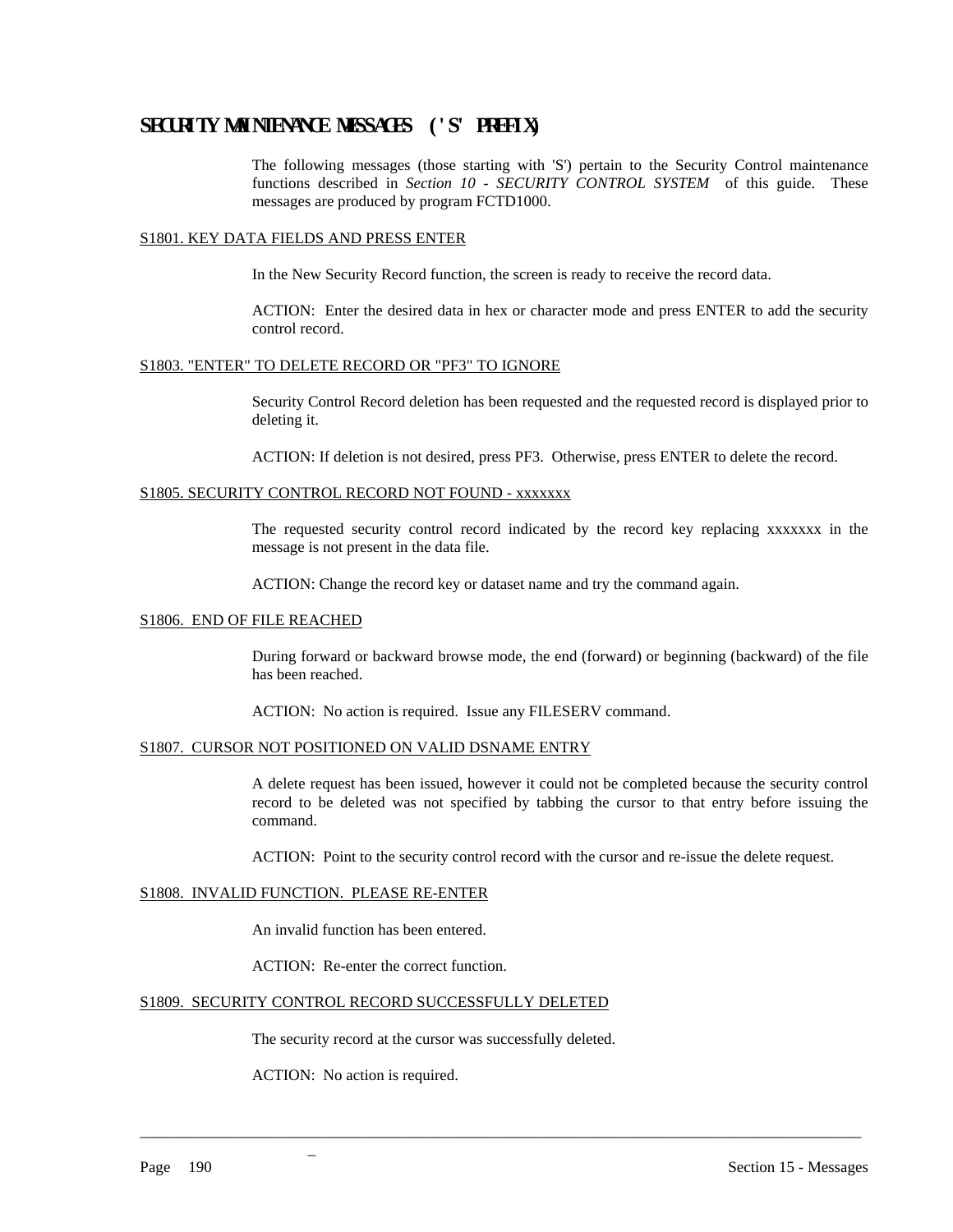## SECURITY MAINTENANCE MESSAGES ('S' PREFIX)

The following messages (those starting with 'S') pertain to the Security Control maintenance functions described in *Section 10 - SECURITY CONTROL SYSTEM* of this guide. These messages are produced by program FCTD1000.

### S1801. KEY DATA FIELDS AND PRESS ENTER

In the New Security Record function, the screen is ready to receive the record data.

ACTION: Enter the desired data in hex or character mode and press ENTER to add the security control record.

### S1803. "ENTER" TO DELETE RECORD OR "PF3" TO IGNORE

Security Control Record deletion has been requested and the requested record is displayed prior to deleting it.

ACTION: If deletion is not desired, press PF3. Otherwise, press ENTER to delete the record.

### S1805. SECURITY CONTROL RECORD NOT FOUND - xxxxxxx

The requested security control record indicated by the record key replacing xxxxxxx in the message is not present in the data file.

ACTION: Change the record key or dataset name and try the command again.

### S1806. END OF FILE REACHED

During forward or backward browse mode, the end (forward) or beginning (backward) of the file has been reached.

ACTION: No action is required. Issue any FILESERV command.

### S1807. CURSOR NOT POSITIONED ON VALID DSNAME ENTRY

A delete request has been issued, however it could not be completed because the security control record to be deleted was not specified by tabbing the cursor to that entry before issuing the command.

ACTION: Point to the security control record with the cursor and re-issue the delete request.

### S1808. INVALID FUNCTION. PLEASE RE-ENTER

An invalid function has been entered.

ACTION: Re-enter the correct function.

### S1809. SECURITY CONTROL RECORD SUCCESSFULLY DELETED

The security record at the cursor was successfully deleted.

ACTION: No action is required.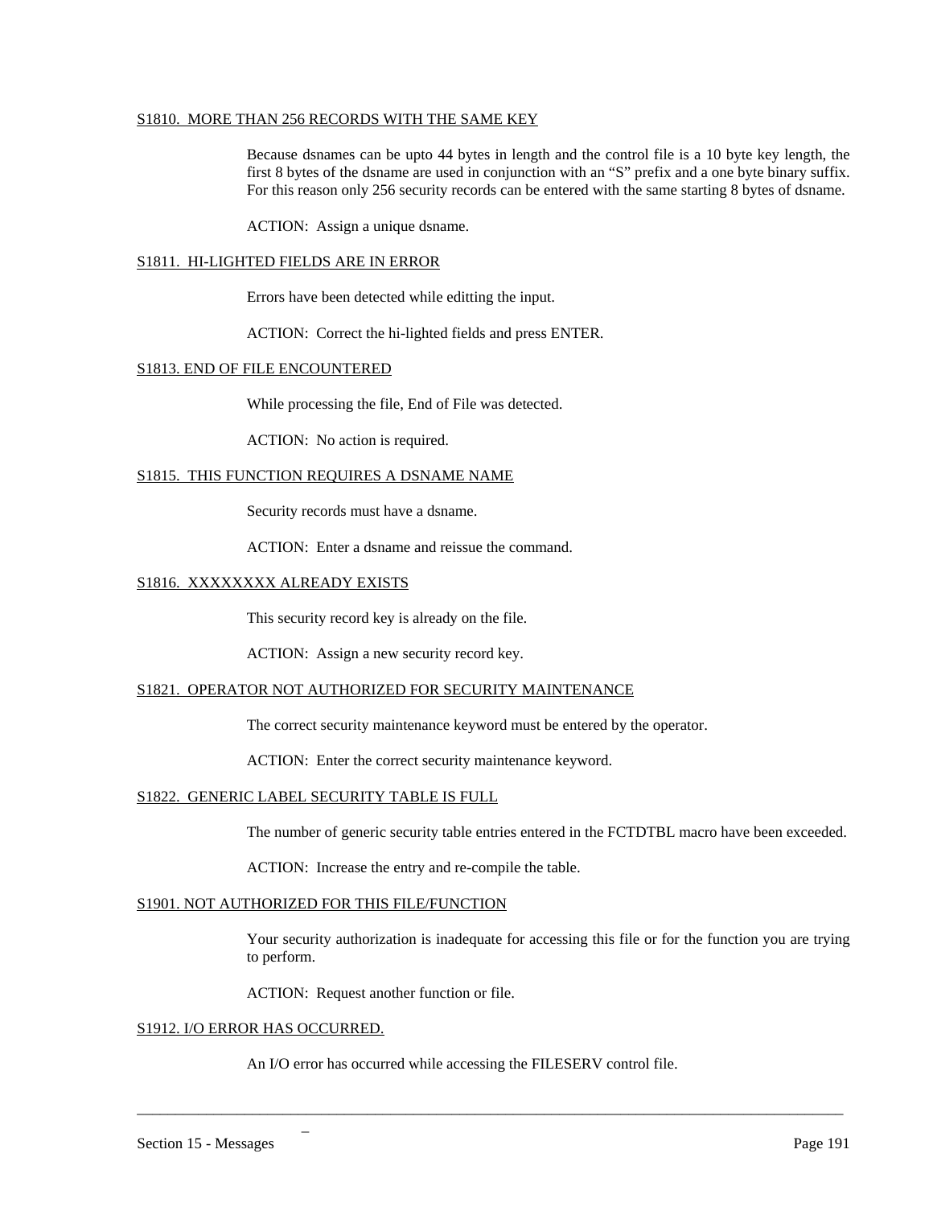S1810.  MORE THAN 256 RECORDS WITH THE SAME KEY

Because dsnames can be upto 44 bytes in length and the control file is a 10 byte key length, the first 8 bytes of the dsname are used in conjunction with an “S” prefix and a one byte binary suffix. For this reason only 256 security records can be entered with the same starting 8 bytes of dsname.

ACTION:  Assign a unique dsname.

S1811.  HI-LIGHTED FIELDS ARE IN ERROR

Errors have been detected while editting the input.

ACTION:  Correct the hi-lighted fields and press ENTER.

S1813. END OF FILE ENCOUNTERED

While processing the file, End of File was detected.

ACTION:  No action is required.

S1815.  THIS FUNCTION REQUIRES A DSNAME NAME

Security records must have a dsname.

ACTION:  Enter a dsname and reissue the command.

S1816.  XXXXXXXX ALREADY EXISTS

This security record key is already on the file.

ACTION:  Assign a new security record key.

S1821.  OPERATOR NOT AUTHORIZED FOR SECURITY MAINTENANCE

The correct security maintenance keyword must be entered by the operator.

ACTION:  Enter the correct security maintenance keyword.

S1822.  GENERIC LABEL SECURITY TABLE IS FULL

The number of generic security table entries entered in the FCTDTBL macro have been exceeded.

ACTION:  Increase the entry and re-compile the table.

S1901. NOT AUTHORIZED FOR THIS FILE/FUNCTION

Your security authorization is inadequate for accessing this file or for the function you are trying to perform.

ACTION:  Request another function or file.

S1912. I/O ERROR HAS OCCURRED.

An I/O error has occurred while accessing the FILESERV control file.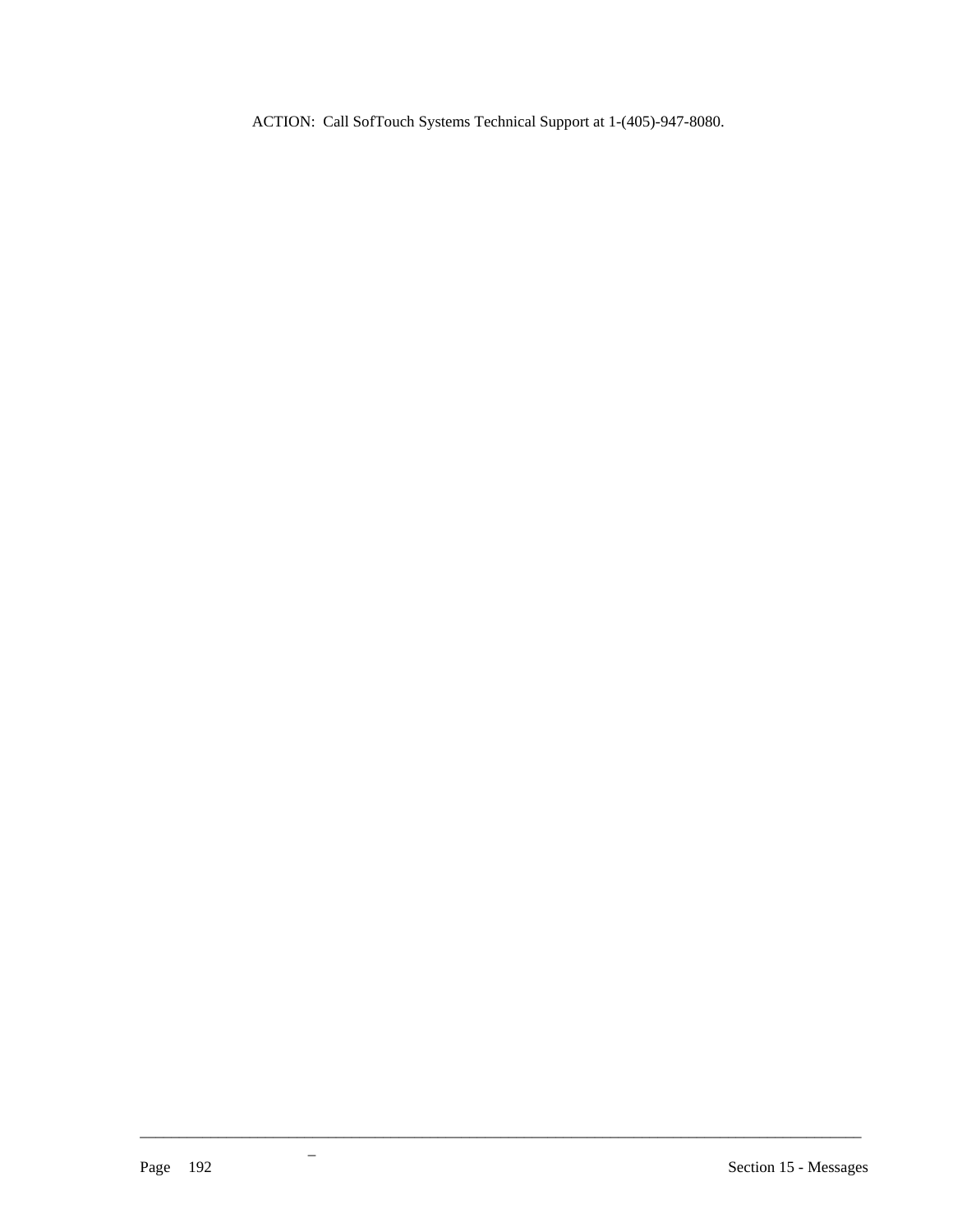ACTION: Call SofTouch Systems Technical Support at 1-(405)-947-8080.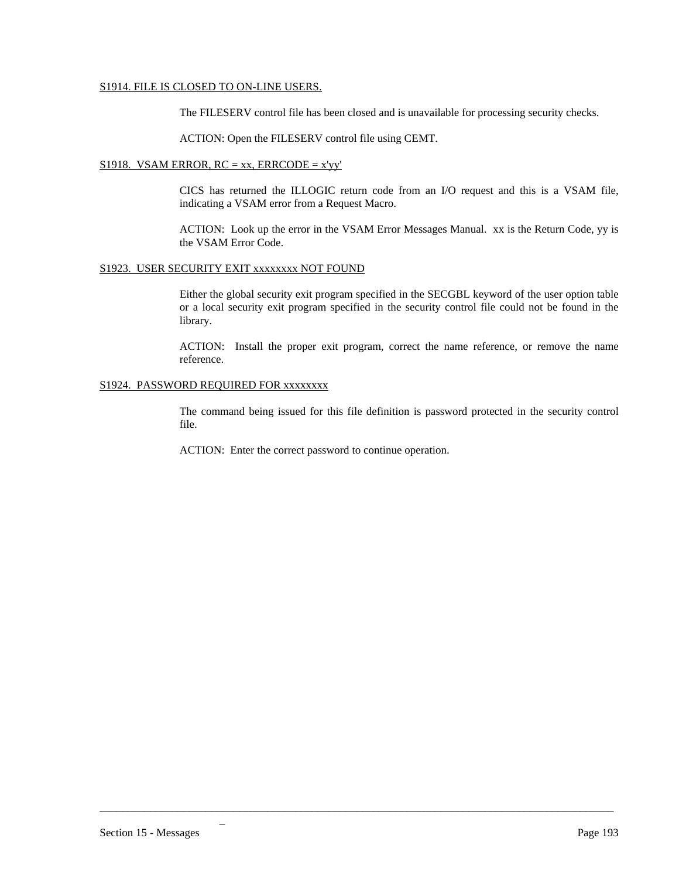S1914. FILE IS CLOSED TO ON-LINE USERS.

The FILESERV control file has been closed and is unavailable for processing security checks.

ACTION: Open the FILESERV control file using CEMT.

S1918. VSAM ERROR, RC = xx, ERRCODE = x'yy'

CICS has returned the ILLOGIC return code from an I/O request and this is a VSAM file, indicating a VSAM error from a Request Macro.

ACTION: Look up the error in the VSAM Error Messages Manual. xx is the Return Code, yy is the VSAM Error Code.

S1923. USER SECURITY EXIT xxxxxxxx NOT FOUND

Either the global security exit program specified in the SECGBL keyword of the user option table or a local security exit program specified in the security control file could not be found in the library.

ACTION: Install the proper exit program, correct the name reference, or remove the name reference.

S1924. PASSWORD REQUIRED FOR xxxxxxxx

The command being issued for this file definition is password protected in the security control file.

ACTION: Enter the correct password to continue operation.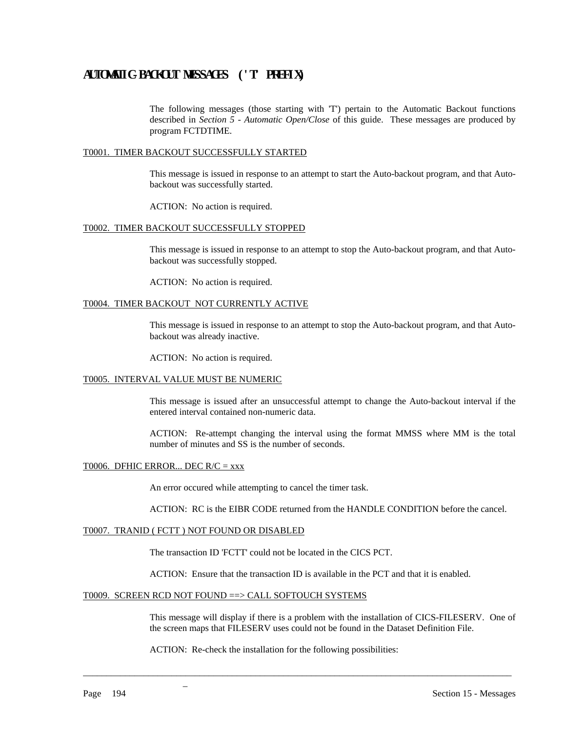## AUTOMATIC BACKOUT MESSAGES ('T' PREFIX)

The following messages (those starting with 'T') pertain to the Automatic Backout functions described in *Section 5 - Automatic Open/Close* of this guide. These messages are produced by program FCTDTIME.

### T0001. TIMER BACKOUT SUCCESSFULLY STARTED

This message is issued in response to an attempt to start the Auto-backout program, and that Auto-backout was successfully started.

ACTION: No action is required.

### T0002. TIMER BACKOUT SUCCESSFULLY STOPPED

This message is issued in response to an attempt to stop the Auto-backout program, and that Auto-backout was successfully stopped.

ACTION: No action is required.

### T0004. TIMER BACKOUT NOT CURRENTLY ACTIVE

This message is issued in response to an attempt to stop the Auto-backout program, and that Auto-backout was already inactive.

ACTION: No action is required.

### T0005. INTERVAL VALUE MUST BE NUMERIC

This message is issued after an unsuccessful attempt to change the Auto-backout interval if the entered interval contained non-numeric data.

ACTION: Re-attempt changing the interval using the format MMSS where MM is the total number of minutes and SS is the number of seconds.

### T0006. DFHIC ERROR... DEC R/C = xxx

An error occured while attempting to cancel the timer task.

ACTION: RC is the EIBR CODE returned from the HANDLE CONDITION before the cancel.

### T0007. TRANID ( FCTT ) NOT FOUND OR DISABLED

The transaction ID 'FCTT' could not be located in the CICS PCT.

ACTION: Ensure that the transaction ID is available in the PCT and that it is enabled.

### T0009. SCREEN RCD NOT FOUND ==> CALL SOFTOUCH SYSTEMS

This message will display if there is a problem with the installation of CICS-FILESERV. One of the screen maps that FILESERV uses could not be found in the Dataset Definition File.

ACTION: Re-check the installation for the following possibilities: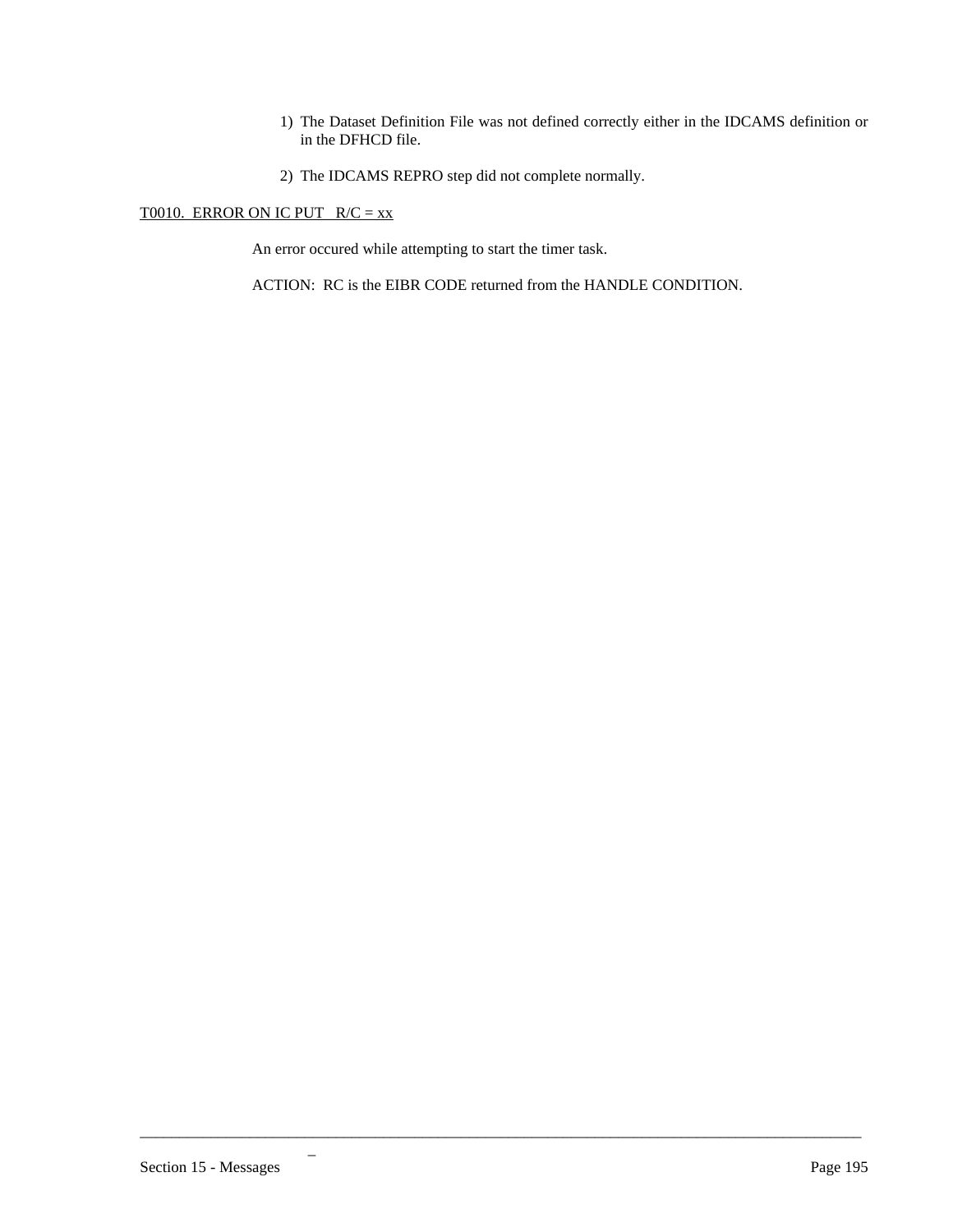1) The Dataset Definition File was not defined correctly either in the IDCAMS definition or in the DFHCD file.

2) The IDCAMS REPRO step did not complete normally.

<u>T0010.  ERROR ON IC PUT   R/C = xx</u>

An error occured while attempting to start the timer task.

ACTION:  RC is the EIBR CODE returned from the HANDLE CONDITION.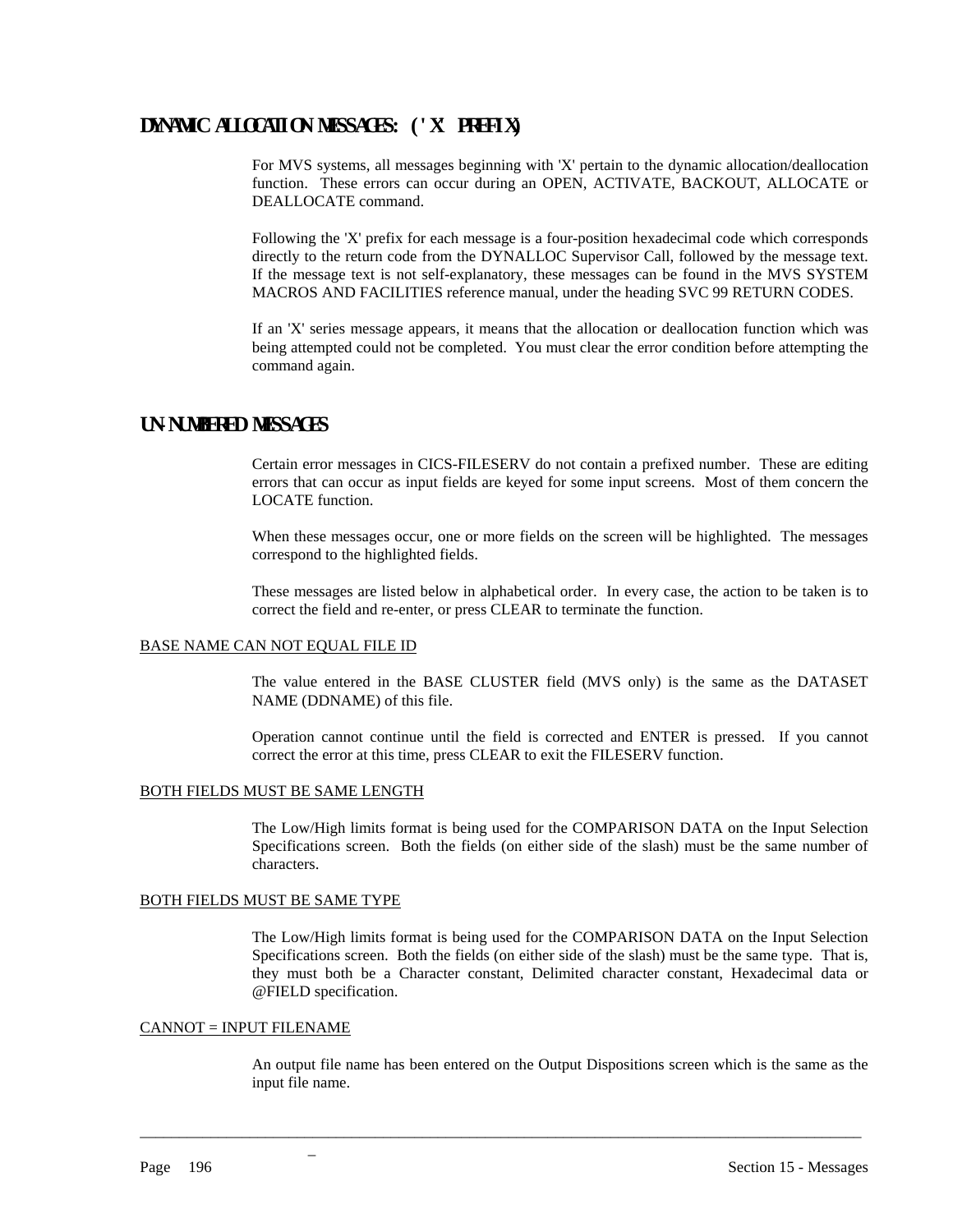## DYNAMIC ALLOCATION MESSAGES: ('X' PREFIX)

For MVS systems, all messages beginning with 'X' pertain to the dynamic allocation/deallocation function. These errors can occur during an OPEN, ACTIVATE, BACKOUT, ALLOCATE or DEALLOCATE command.

Following the 'X' prefix for each message is a four-position hexadecimal code which corresponds directly to the return code from the DYNALLOC Supervisor Call, followed by the message text. If the message text is not self-explanatory, these messages can be found in the MVS SYSTEM MACROS AND FACILITIES reference manual, under the heading SVC 99 RETURN CODES.

If an 'X' series message appears, it means that the allocation or deallocation function which was being attempted could not be completed. You must clear the error condition before attempting the command again.

## UN-NUMBERED MESSAGES

Certain error messages in CICS-FILESERV do not contain a prefixed number. These are editing errors that can occur as input fields are keyed for some input screens. Most of them concern the LOCATE function.

When these messages occur, one or more fields on the screen will be highlighted. The messages correspond to the highlighted fields.

These messages are listed below in alphabetical order. In every case, the action to be taken is to correct the field and re-enter, or press CLEAR to terminate the function.

<u>BASE NAME CAN NOT EQUAL FILE ID</u>

The value entered in the BASE CLUSTER field (MVS only) is the same as the DATASET NAME (DDNAME) of this file.

Operation cannot continue until the field is corrected and ENTER is pressed. If you cannot correct the error at this time, press CLEAR to exit the FILESERV function.

<u>BOTH FIELDS MUST BE SAME LENGTH</u>

The Low/High limits format is being used for the COMPARISON DATA on the Input Selection Specifications screen. Both the fields (on either side of the slash) must be the same number of characters.

<u>BOTH FIELDS MUST BE SAME TYPE</u>

The Low/High limits format is being used for the COMPARISON DATA on the Input Selection Specifications screen. Both the fields (on either side of the slash) must be the same type. That is, they must both be a Character constant, Delimited character constant, Hexadecimal data or @FIELD specification.

<u>CANNOT = INPUT FILENAME</u>

An output file name has been entered on the Output Dispositions screen which is the same as the input file name.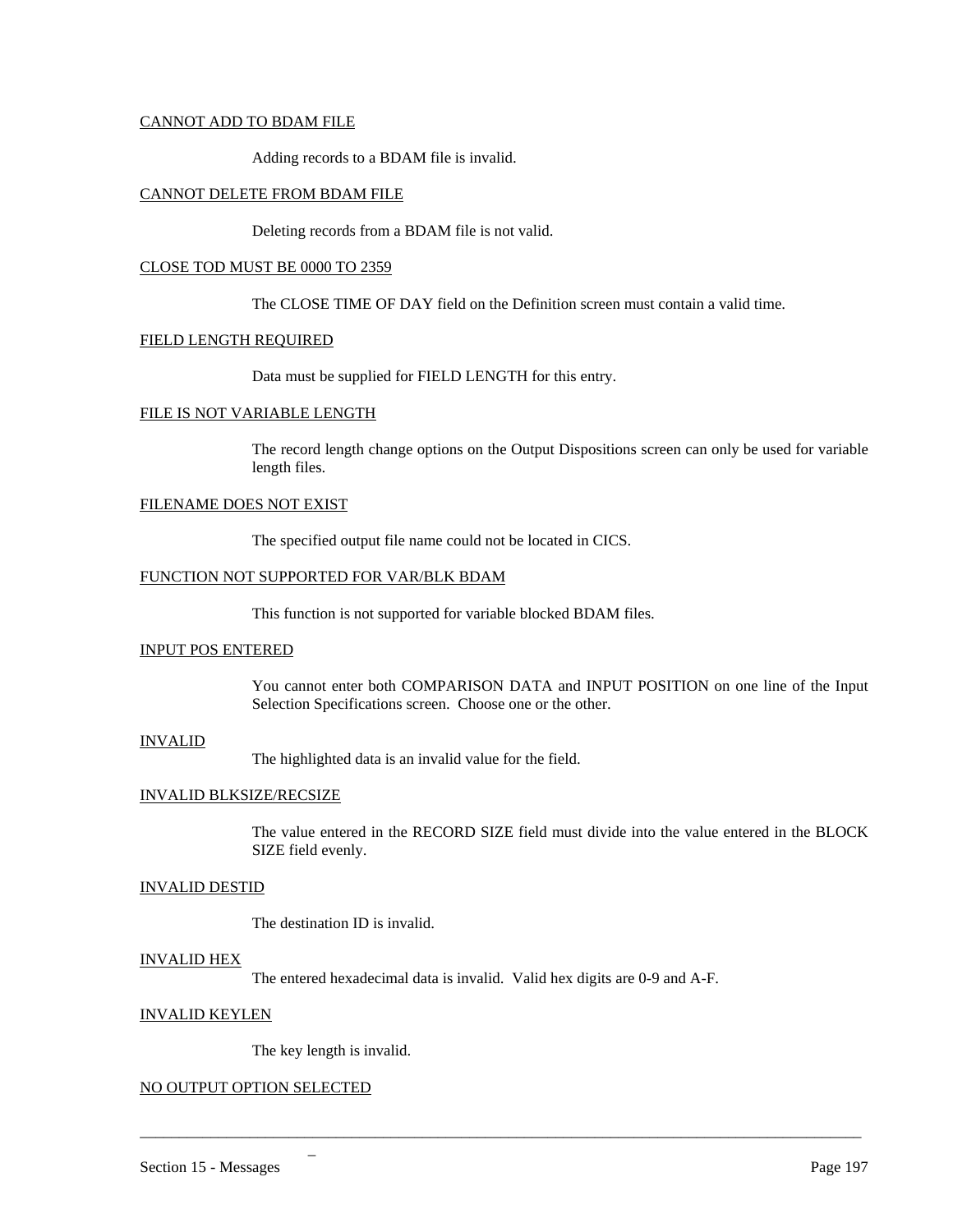CANNOT ADD TO BDAM FILE

Adding records to a BDAM file is invalid.

CANNOT DELETE FROM BDAM FILE

Deleting records from a BDAM file is not valid.

CLOSE TOD MUST BE 0000 TO 2359

The CLOSE TIME OF DAY field on the Definition screen must contain a valid time.

FIELD LENGTH REQUIRED

Data must be supplied for FIELD LENGTH for this entry.

FILE IS NOT VARIABLE LENGTH

The record length change options on the Output Dispositions screen can only be used for variable length files.

FILENAME DOES NOT EXIST

The specified output file name could not be located in CICS.

FUNCTION NOT SUPPORTED FOR VAR/BLK BDAM

This function is not supported for variable blocked BDAM files.

INPUT POS ENTERED

You cannot enter both COMPARISON DATA and INPUT POSITION on one line of the Input Selection Specifications screen. Choose one or the other.

INVALID

The highlighted data is an invalid value for the field.

INVALID BLKSIZE/RECSIZE

The value entered in the RECORD SIZE field must divide into the value entered in the BLOCK SIZE field evenly.

INVALID DESTID

The destination ID is invalid.

INVALID HEX

The entered hexadecimal data is invalid. Valid hex digits are 0-9 and A-F.

INVALID KEYLEN

The key length is invalid.

NO OUTPUT OPTION SELECTED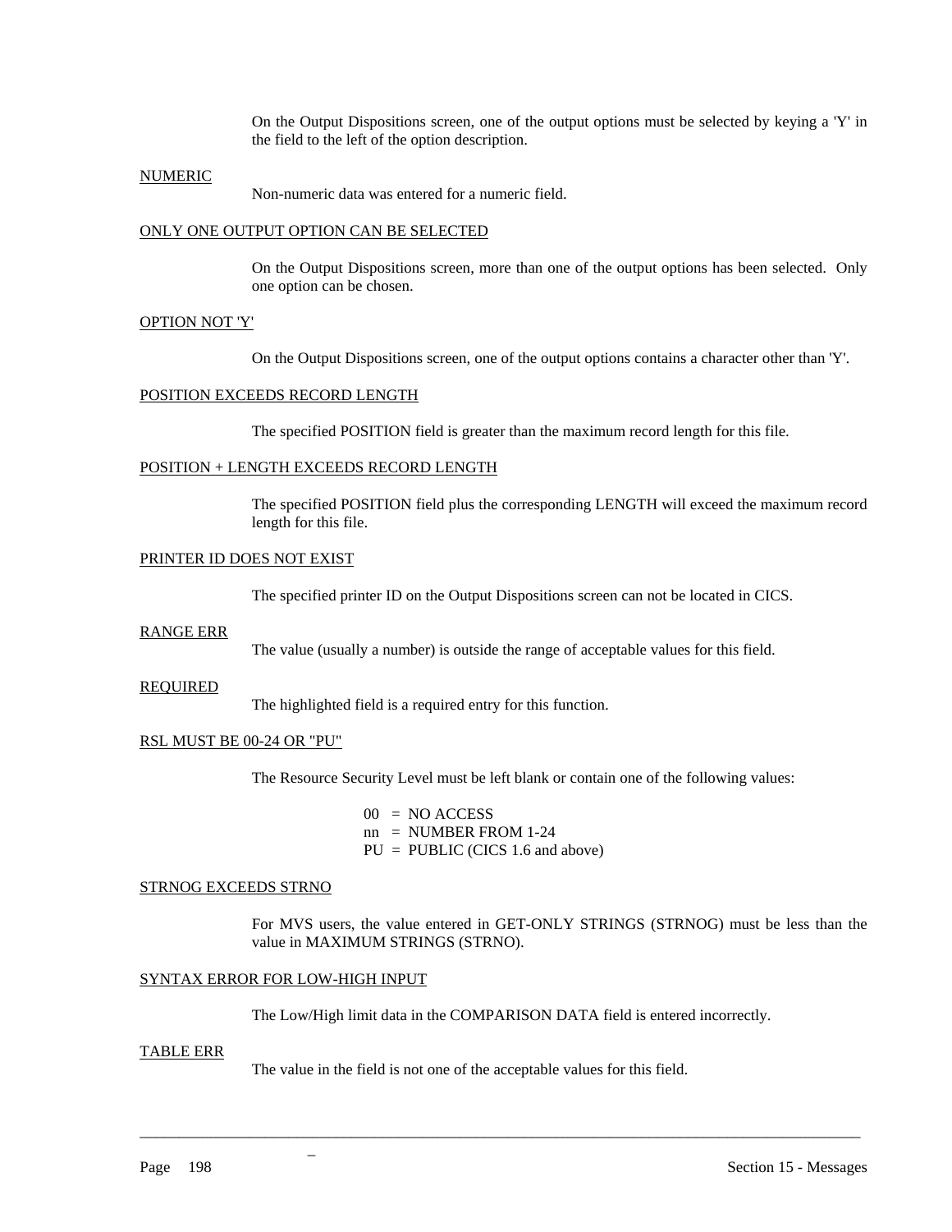On the Output Dispositions screen, one of the output options must be selected by keying a 'Y' in the field to the left of the option description.

<u>NUMERIC</u>

Non-numeric data was entered for a numeric field.

<u>ONLY ONE OUTPUT OPTION CAN BE SELECTED</u>

On the Output Dispositions screen, more than one of the output options has been selected. Only one option can be chosen.

<u>OPTION NOT 'Y'</u>

On the Output Dispositions screen, one of the output options contains a character other than 'Y'.

<u>POSITION EXCEEDS RECORD LENGTH</u>

The specified POSITION field is greater than the maximum record length for this file.

<u>POSITION + LENGTH EXCEEDS RECORD LENGTH</u>

The specified POSITION field plus the corresponding LENGTH will exceed the maximum record length for this file.

<u>PRINTER ID DOES NOT EXIST</u>

The specified printer ID on the Output Dispositions screen can not be located in CICS.

<u>RANGE ERR</u>

The value (usually a number) is outside the range of acceptable values for this field.

<u>REQUIRED</u>

The highlighted field is a required entry for this function.

<u>RSL MUST BE 00-24 OR "PU"</u>

The Resource Security Level must be left blank or contain one of the following values:

00 = NO ACCESS
nn = NUMBER FROM 1-24
PU = PUBLIC (CICS 1.6 and above)

<u>STRNOG EXCEEDS STRNO</u>

For MVS users, the value entered in GET-ONLY STRINGS (STRNOG) must be less than the value in MAXIMUM STRINGS (STRNO).

<u>SYNTAX ERROR FOR LOW-HIGH INPUT</u>

The Low/High limit data in the COMPARISON DATA field is entered incorrectly.

<u>TABLE ERR</u>

The value in the field is not one of the acceptable values for this field.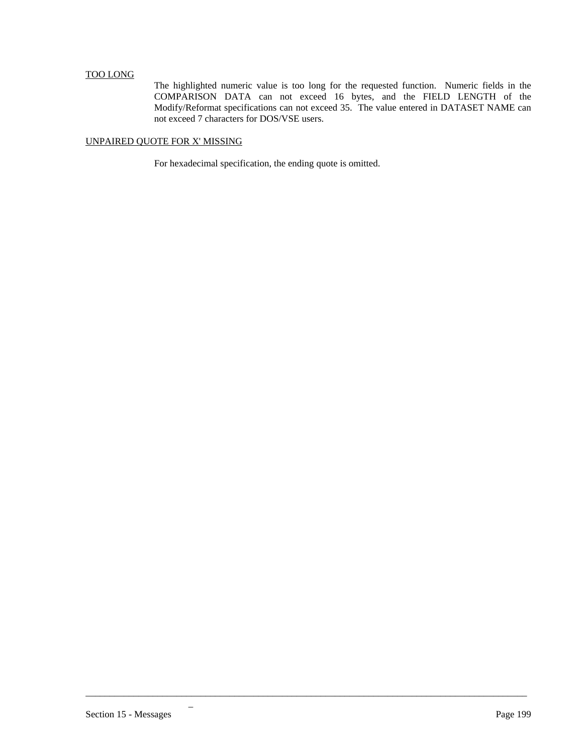<u>TOO LONG</u>

The highlighted numeric value is too long for the requested function. Numeric fields in the COMPARISON DATA can not exceed 16 bytes, and the FIELD LENGTH of the Modify/Reformat specifications can not exceed 35. The value entered in DATASET NAME can not exceed 7 characters for DOS/VSE users.

<u>UNPAIRED QUOTE FOR X' MISSING</u>

For hexadecimal specification, the ending quote is omitted.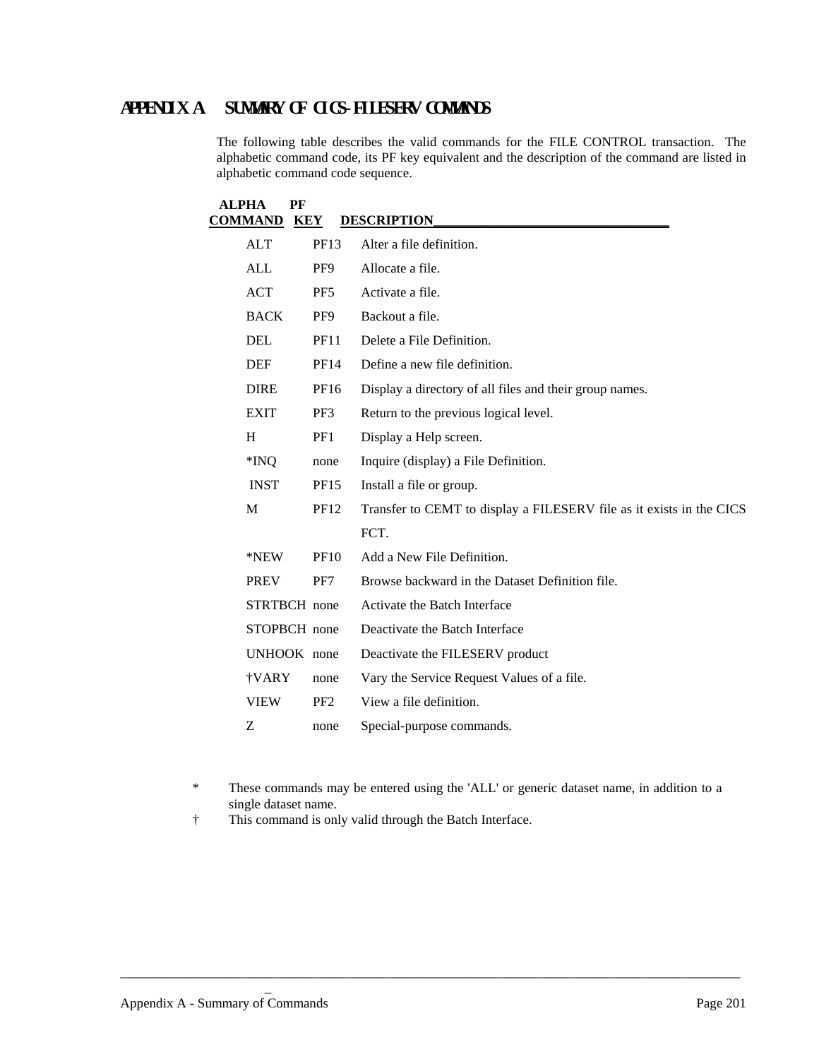# APPENDIX A SUMMARY OF CICS-FILESERV COMMANDS

The following table describes the valid commands for the FILE CONTROL transaction. The alphabetic command code, its PF key equivalent and the description of the command are listed in alphabetic command code sequence.

| ALPHA COMMAND | PF KEY | DESCRIPTION |
|---|---|---|
| ALT | PF13 | Alter a file definition. |
| ALL | PF9 | Allocate a file. |
| ACT | PF5 | Activate a file. |
| BACK | PF9 | Backout a file. |
| DEL | PF11 | Delete a File Definition. |
| DEF | PF14 | Define a new file definition. |
| DIRE | PF16 | Display a directory of all files and their group names. |
| EXIT | PF3 | Return to the previous logical level. |
| H | PF1 | Display a Help screen. |
| *INQ | none | Inquire (display) a File Definition. |
| INST | PF15 | Install a file or group. |
| M | PF12 | Transfer to CEMT to display a FILESERV file as it exists in the CICS FCT. |
| *NEW | PF10 | Add a New File Definition. |
| PREV | PF7 | Browse backward in the Dataset Definition file. |
| STRTBCH | none | Activate the Batch Interface |
| STOPBCH | none | Deactivate the Batch Interface |
| UNHOOK | none | Deactivate the FILESERV product |
| †VARY | none | Vary the Service Request Values of a file. |
| VIEW | PF2 | View a file definition. |
| Z | none | Special-purpose commands. |

\* These commands may be entered using the 'ALL' or generic dataset name, in addition to a single dataset name.

† This command is only valid through the Batch Interface.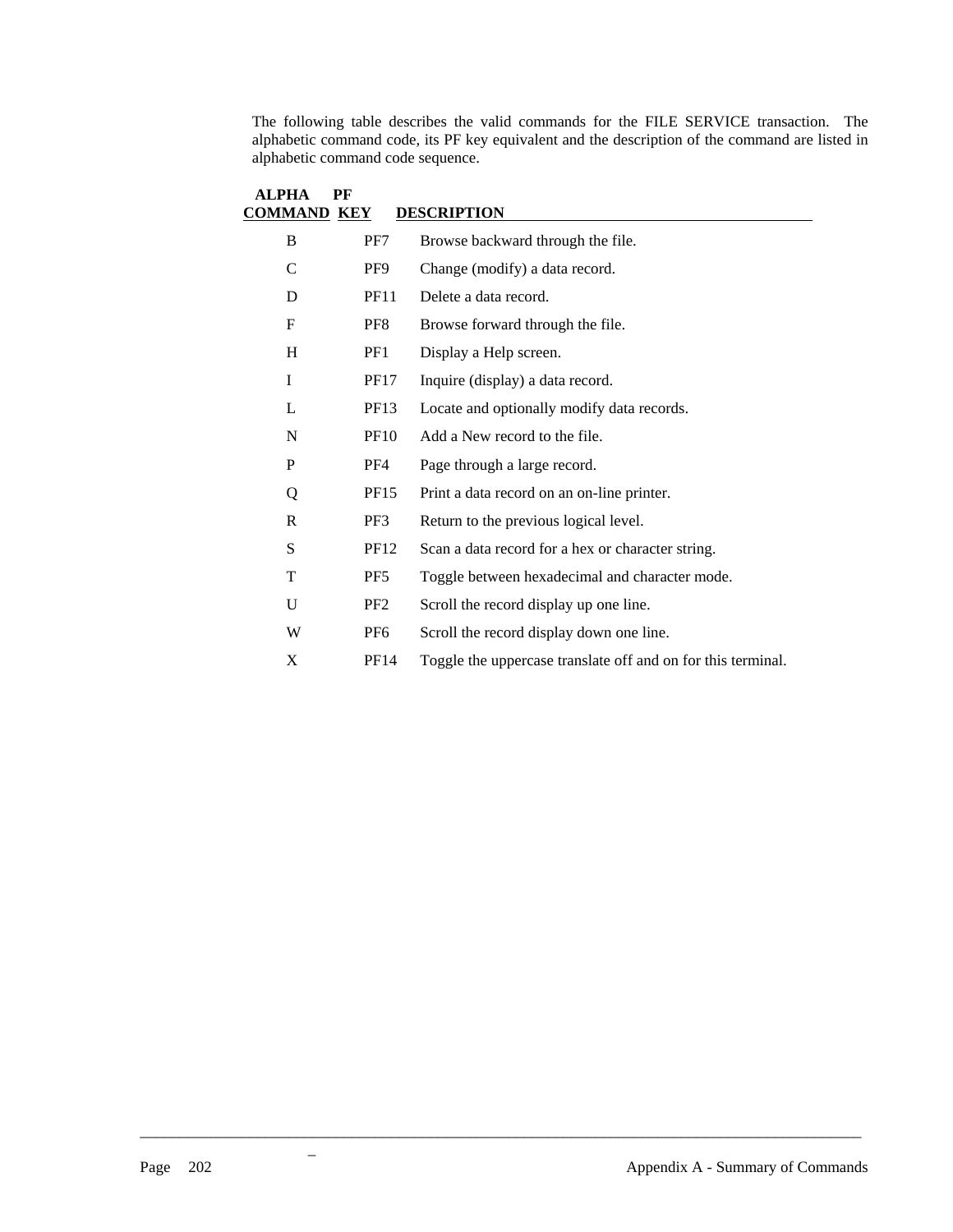The following table describes the valid commands for the FILE SERVICE transaction. The alphabetic command code, its PF key equivalent and the description of the command are listed in alphabetic command code sequence.

| ALPHA COMMAND | PF KEY | DESCRIPTION |
|---|---|---|
| B | PF7 | Browse backward through the file. |
| C | PF9 | Change (modify) a data record. |
| D | PF11 | Delete a data record. |
| F | PF8 | Browse forward through the file. |
| H | PF1 | Display a Help screen. |
| I | PF17 | Inquire (display) a data record. |
| L | PF13 | Locate and optionally modify data records. |
| N | PF10 | Add a New record to the file. |
| P | PF4 | Page through a large record. |
| Q | PF15 | Print a data record on an on-line printer. |
| R | PF3 | Return to the previous logical level. |
| S | PF12 | Scan a data record for a hex or character string. |
| T | PF5 | Toggle between hexadecimal and character mode. |
| U | PF2 | Scroll the record display up one line. |
| W | PF6 | Scroll the record display down one line. |
| X | PF14 | Toggle the uppercase translate off and on for this terminal. |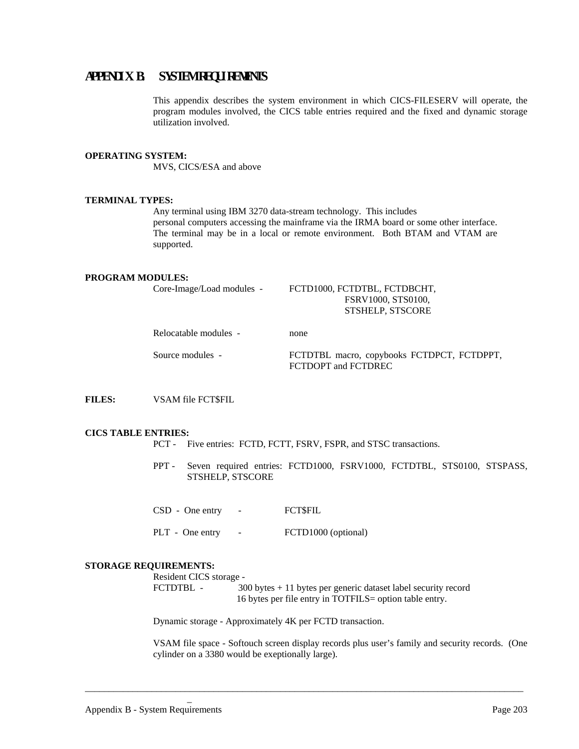# APPENDIX B. SYSTEM REQUIREMENTS

This appendix describes the system environment in which CICS-FILESERV will operate, the program modules involved, the CICS table entries required and the fixed and dynamic storage utilization involved.

**OPERATING SYSTEM:**

MVS, CICS/ESA and above

**TERMINAL TYPES:**

Any terminal using IBM 3270 data-stream technology. This includes personal computers accessing the mainframe via the IRMA board or some other interface. The terminal may be in a local or remote environment. Both BTAM and VTAM are supported.

**PROGRAM MODULES:**

Core-Image/Load modules - FCTD1000, FCTDTBL, FCTDBCHT, FSRV1000, STS0100, STSHELP, STSCORE

Relocatable modules - none

Source modules - FCTDTBL macro, copybooks FCTDPCT, FCTDPPT, FCTDOPT and FCTDREC

**FILES:** VSAM file FCT$FIL

**CICS TABLE ENTRIES:**

PCT - Five entries: FCTD, FCTT, FSRV, FSPR, and STSC transactions.

PPT - Seven required entries: FCTD1000, FSRV1000, FCTDTBL, STS0100, STSPASS, STSHELP, STSCORE

CSD - One entry - FCT$FIL

PLT - One entry - FCTD1000 (optional)

**STORAGE REQUIREMENTS:**

Resident CICS storage -
FCTDTBL - 300 bytes + 11 bytes per generic dataset label security record
16 bytes per file entry in TOTFILS= option table entry.

Dynamic storage - Approximately 4K per FCTD transaction.

VSAM file space - Softouch screen display records plus user's family and security records. (One cylinder on a 3380 would be exeptionally large).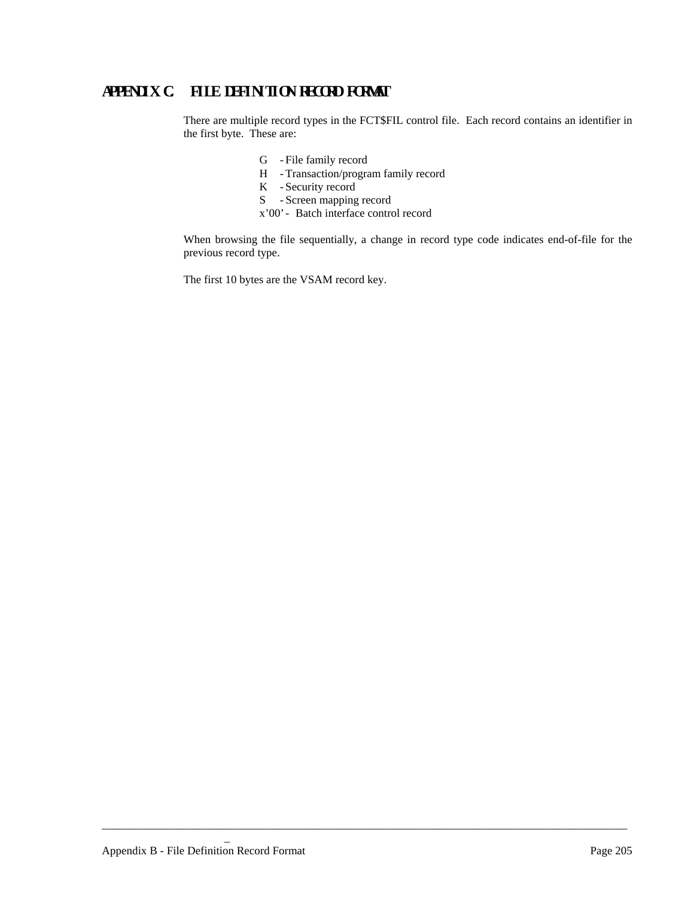# APPENDIX C. FILE DEFINITION RECORD FORMAT

There are multiple record types in the FCT$FIL control file. Each record contains an identifier in the first byte. These are:

- G - File family record
- H - Transaction/program family record
- K - Security record
- S - Screen mapping record
- x'00' - Batch interface control record

When browsing the file sequentially, a change in record type code indicates end-of-file for the previous record type.

The first 10 bytes are the VSAM record key.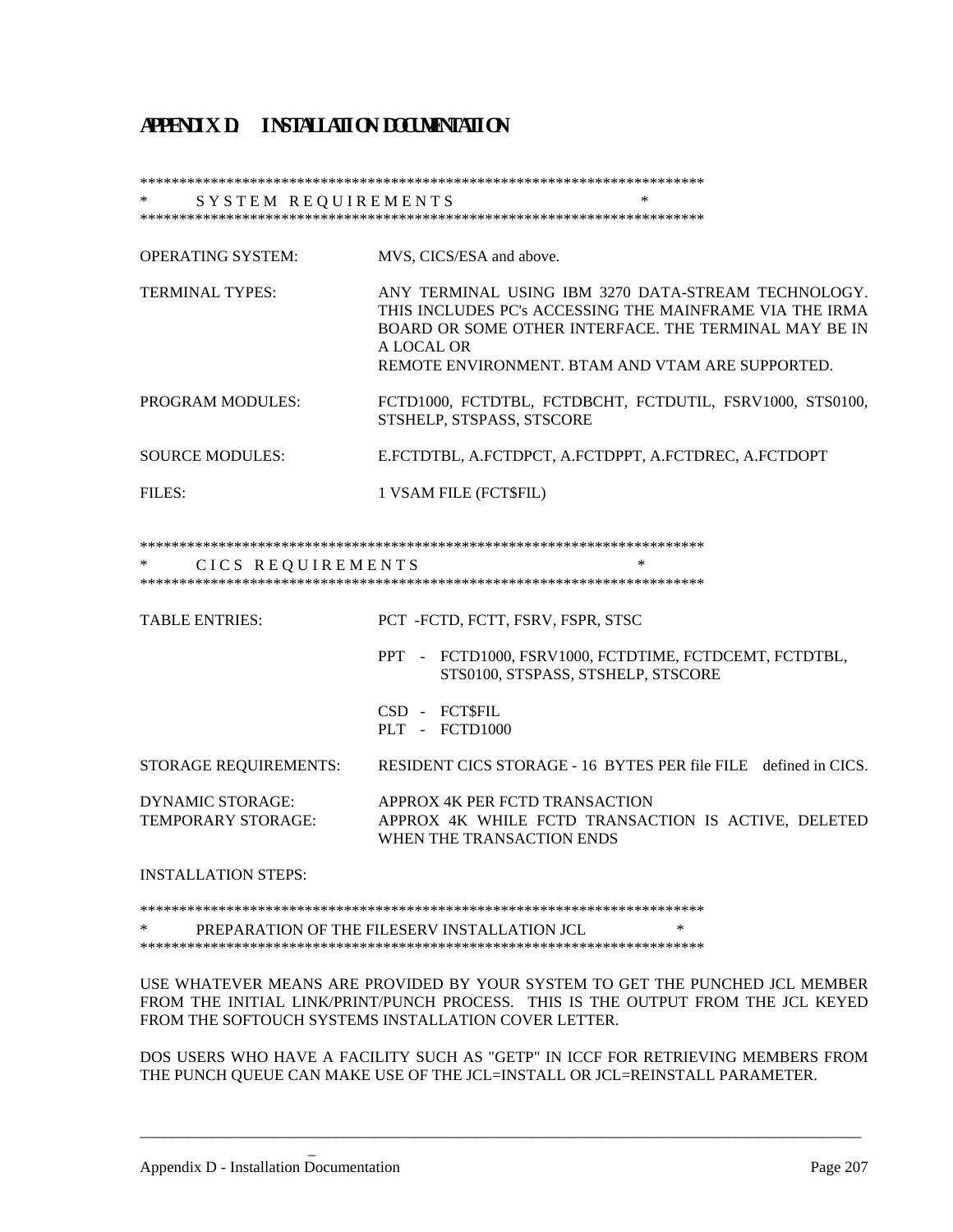# APPENDIX D. INSTALLATION DOCUMENTATION

```
***************************************************************************
*          S Y S T E M   R E Q U I R E M E N T S                          *
***************************************************************************
```

| | |
|---|---|
| OPERATING SYSTEM: | MVS, CICS/ESA and above. |
| TERMINAL TYPES: | ANY TERMINAL USING IBM 3270 DATA-STREAM TECHNOLOGY. THIS INCLUDES PC's ACCESSING THE MAINFRAME VIA THE IRMA BOARD OR SOME OTHER INTERFACE. THE TERMINAL MAY BE IN A LOCAL OR REMOTE ENVIRONMENT. BTAM AND VTAM ARE SUPPORTED. |
| PROGRAM MODULES: | FCTD1000, FCTDTBL, FCTDBCHT, FCTDUTIL, FSRV1000, STS0100, STSHELP, STSPASS, STSCORE |
| SOURCE MODULES: | E.FCTDTBL, A.FCTDPCT, A.FCTDPPT, A.FCTDREC, A.FCTDOPT |
| FILES: | 1 VSAM FILE (FCT$FIL) |

```
***************************************************************************
*          C I C S   R E Q U I R E M E N T S                              *
***************************************************************************
```

| | |
|---|---|
| TABLE ENTRIES: | PCT -FCTD, FCTT, FSRV, FSPR, STSC |
| | PPT - FCTD1000, FSRV1000, FCTDTIME, FCTDCEMT, FCTDTBL, STS0100, STSPASS, STSHELP, STSCORE |
| | CSD - FCT$FIL<br>PLT - FCTD1000 |
| STORAGE REQUIREMENTS: | RESIDENT CICS STORAGE - 16 BYTES PER file FILE defined in CICS. |
| DYNAMIC STORAGE: | APPROX 4K PER FCTD TRANSACTION |
| TEMPORARY STORAGE: | APPROX 4K WHILE FCTD TRANSACTION IS ACTIVE, DELETED WHEN THE TRANSACTION ENDS |

INSTALLATION STEPS:

```
***************************************************************************
*          PREPARATION OF THE FILESERV INSTALLATION JCL                   *
***************************************************************************
```

USE WHATEVER MEANS ARE PROVIDED BY YOUR SYSTEM TO GET THE PUNCHED JCL MEMBER FROM THE INITIAL LINK/PRINT/PUNCH PROCESS. THIS IS THE OUTPUT FROM THE JCL KEYED FROM THE SOFTOUCH SYSTEMS INSTALLATION COVER LETTER.

DOS USERS WHO HAVE A FACILITY SUCH AS "GETP" IN ICCF FOR RETRIEVING MEMBERS FROM THE PUNCH QUEUE CAN MAKE USE OF THE JCL=INSTALL OR JCL=REINSTALL PARAMETER.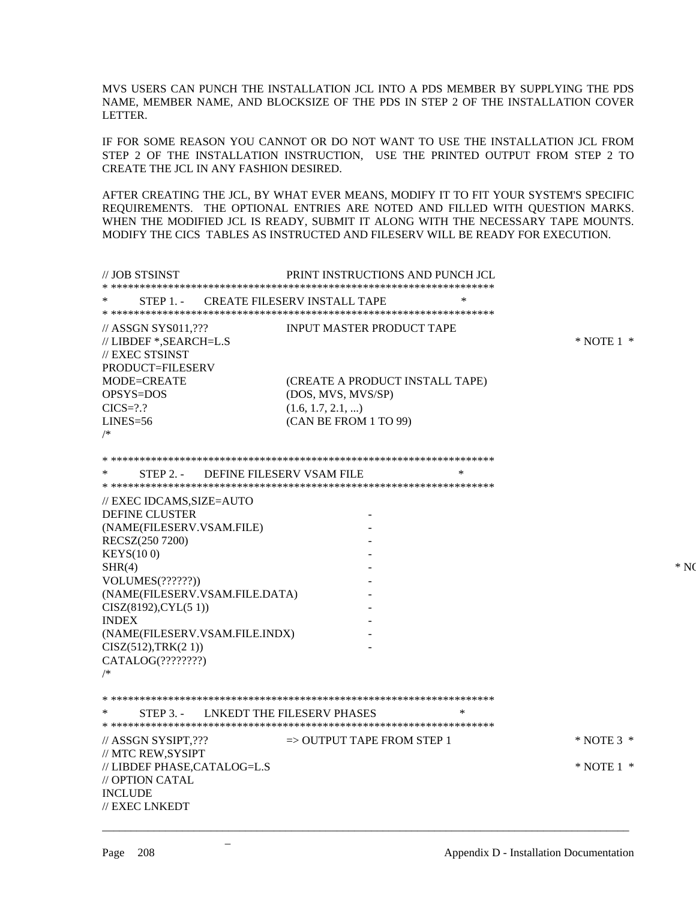MVS USERS CAN PUNCH THE INSTALLATION JCL INTO A PDS MEMBER BY SUPPLYING THE PDS NAME, MEMBER NAME, AND BLOCKSIZE OF THE PDS IN STEP 2 OF THE INSTALLATION COVER LETTER.

IF FOR SOME REASON YOU CANNOT OR DO NOT WANT TO USE THE INSTALLATION JCL FROM STEP 2 OF THE INSTALLATION INSTRUCTION, USE THE PRINTED OUTPUT FROM STEP 2 TO CREATE THE JCL IN ANY FASHION DESIRED.

AFTER CREATING THE JCL, BY WHAT EVER MEANS, MODIFY IT TO FIT YOUR SYSTEM'S SPECIFIC REQUIREMENTS. THE OPTIONAL ENTRIES ARE NOTED AND FILLED WITH QUESTION MARKS. WHEN THE MODIFIED JCL IS READY, SUBMIT IT ALONG WITH THE NECESSARY TAPE MOUNTS. MODIFY THE CICS TABLES AS INSTRUCTED AND FILESERV WILL BE READY FOR EXECUTION.

```
// JOB STSINST                  PRINT INSTRUCTIONS AND PUNCH JCL
* *******************************************************************
*      STEP 1. -   CREATE FILESERV INSTALL TAPE                 *
* *******************************************************************
// ASSGN SYS011,???             INPUT MASTER PRODUCT TAPE
// LIBDEF *,SEARCH=L.S                                                      * NOTE 1  *
// EXEC STSINST
PRODUCT=FILESERV
MODE=CREATE                     (CREATE A PRODUCT INSTALL TAPE)
OPSYS=DOS                       (DOS, MVS, MVS/SP)
CICS=?.?                        (1.6, 1.7, 2.1, ...)
LINES=56                        (CAN BE FROM 1 TO 99)
/*

* *******************************************************************
*      STEP 2. -   DEFINE FILESERV VSAM FILE                    *
* *******************************************************************
// EXEC IDCAMS,SIZE=AUTO
DEFINE CLUSTER                                -
(NAME(FILESERV.VSAM.FILE)                     -
RECSZ(250 7200)                               -
KEYS(10 0)                                    -
SHR(4)                                        -                                    * NO
VOLUMES(??????))                              -
(NAME(FILESERV.VSAM.FILE.DATA)                -
CISZ(8192),CYL(5 1))                          -
INDEX                                         -
(NAME(FILESERV.VSAM.FILE.INDX)                -
CISZ(512),TRK(2 1))                           -
CATALOG(????????)
/*

* *******************************************************************
*      STEP 3. -   LNKEDT THE FILESERV PHASES                   *
* *******************************************************************
// ASSGN SYSIPT,???             => OUTPUT TAPE FROM STEP 1                 * NOTE 3  *
// MTC REW,SYSIPT
// LIBDEF PHASE,CATALOG=L.S                                                 * NOTE 1  *
// OPTION CATAL
INCLUDE
// EXEC LNKEDT
```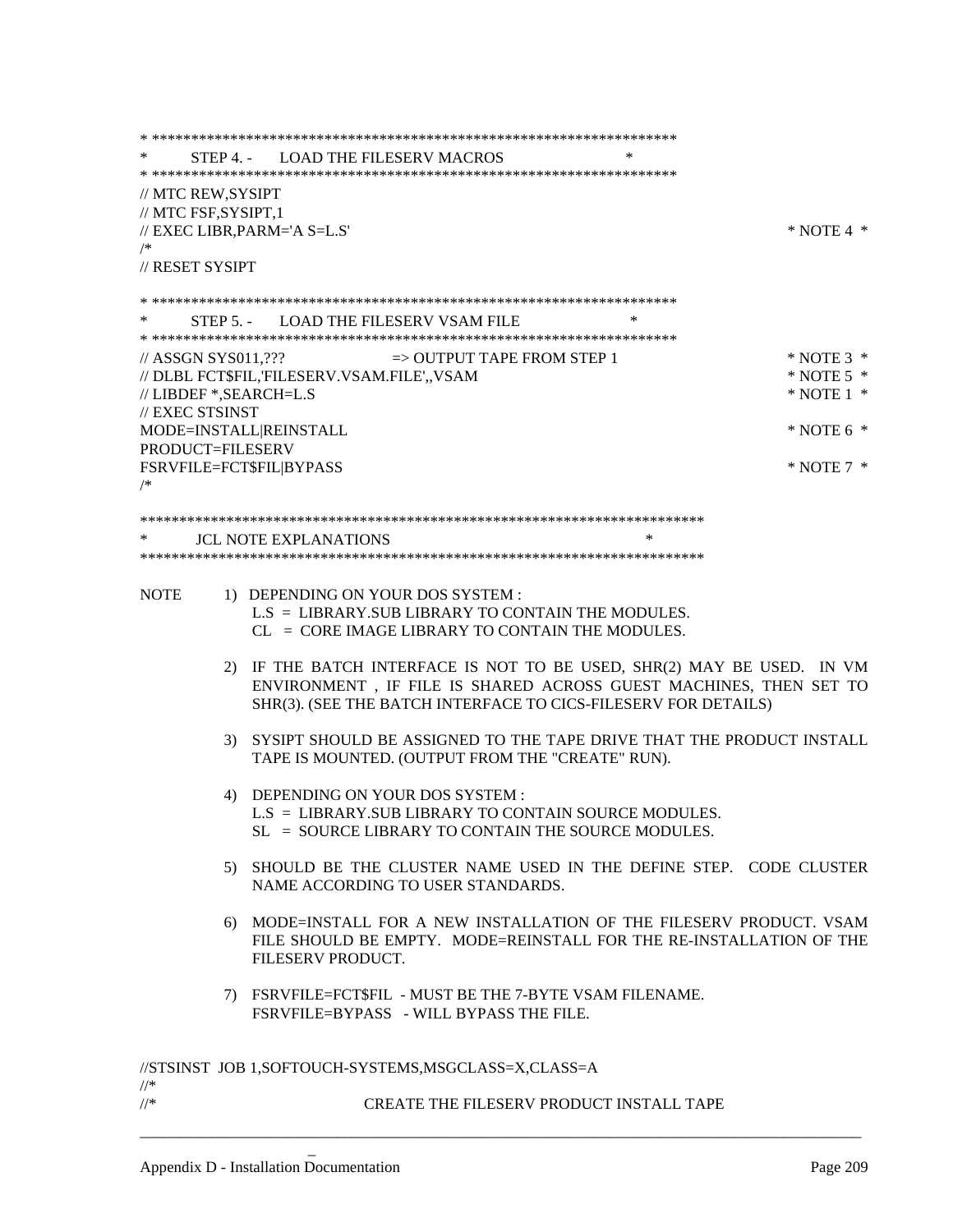```
* ********************************************************************
*        STEP 4. -     LOAD THE FILESERV MACROS                     *
* ********************************************************************
// MTC REW,SYSIPT
// MTC FSF,SYSIPT,1
// EXEC LIBR,PARM='A S=L.S'                                                  * NOTE 4  *
/*
// RESET SYSIPT

* ********************************************************************
*        STEP 5. -     LOAD THE FILESERV VSAM FILE                  *
* ********************************************************************
// ASSGN SYS011,???              => OUTPUT TAPE FROM STEP 1                  * NOTE 3  *
// DLBL FCT$FIL,'FILESERV.VSAM.FILE',,VSAM                                   * NOTE 5  *
// LIBDEF *,SEARCH=L.S                                                       * NOTE 1  *
// EXEC STSINST
MODE=INSTALL|REINSTALL                                                       * NOTE 6  *
PRODUCT=FILESERV
FSRVFILE=FCT$FIL|BYPASS                                                      * NOTE 7  *
/*

************************************************************************
*        JCL NOTE EXPLANATIONS                                         *
************************************************************************
```

NOTE 1) DEPENDING ON YOUR DOS SYSTEM :
L.S = LIBRARY.SUB LIBRARY TO CONTAIN THE MODULES.
CL = CORE IMAGE LIBRARY TO CONTAIN THE MODULES.

2) IF THE BATCH INTERFACE IS NOT TO BE USED, SHR(2) MAY BE USED. IN VM ENVIRONMENT , IF FILE IS SHARED ACROSS GUEST MACHINES, THEN SET TO SHR(3). (SEE THE BATCH INTERFACE TO CICS-FILESERV FOR DETAILS)

3) SYSIPT SHOULD BE ASSIGNED TO THE TAPE DRIVE THAT THE PRODUCT INSTALL TAPE IS MOUNTED. (OUTPUT FROM THE "CREATE" RUN).

4) DEPENDING ON YOUR DOS SYSTEM :
L.S = LIBRARY.SUB LIBRARY TO CONTAIN SOURCE MODULES.
SL = SOURCE LIBRARY TO CONTAIN THE SOURCE MODULES.

5) SHOULD BE THE CLUSTER NAME USED IN THE DEFINE STEP. CODE CLUSTER NAME ACCORDING TO USER STANDARDS.

6) MODE=INSTALL FOR A NEW INSTALLATION OF THE FILESERV PRODUCT. VSAM FILE SHOULD BE EMPTY. MODE=REINSTALL FOR THE RE-INSTALLATION OF THE FILESERV PRODUCT.

7) FSRVFILE=FCT$FIL - MUST BE THE 7-BYTE VSAM FILENAME.
FSRVFILE=BYPASS - WILL BYPASS THE FILE.

```
//STSINST  JOB 1,SOFTOUCH-SYSTEMS,MSGCLASS=X,CLASS=A
//*
//*                        CREATE THE FILESERV PRODUCT INSTALL TAPE
```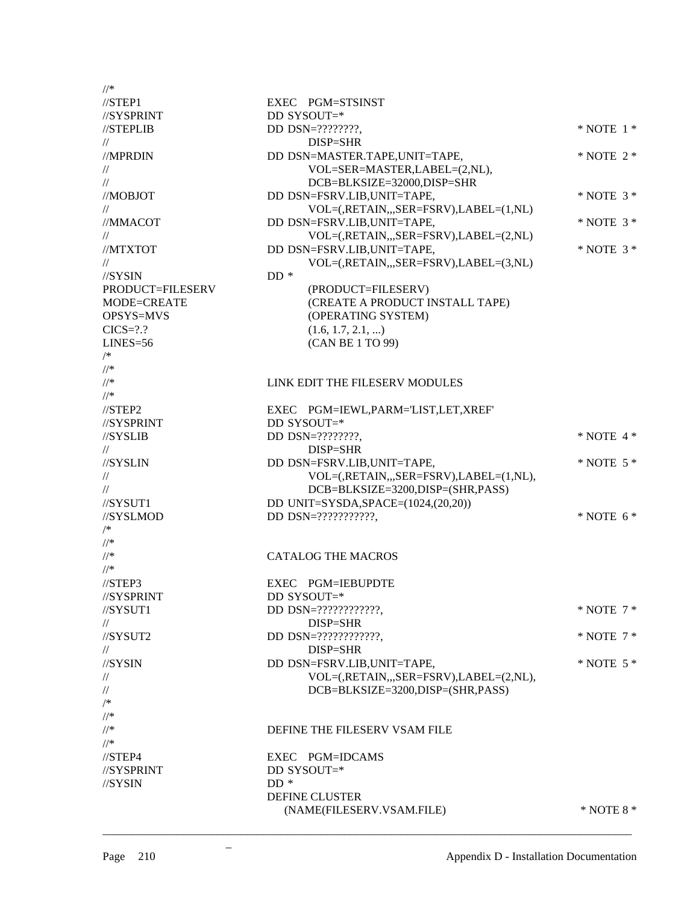```
//*
//STEP1        EXEC  PGM=STSINST
//SYSPRINT     DD SYSOUT=*
//STEPLIB      DD DSN=????????,                                * NOTE 1 *
//                DISP=SHR
//MPRDIN       DD DSN=MASTER.TAPE,UNIT=TAPE,                   * NOTE 2 *
//                VOL=SER=MASTER,LABEL=(2,NL),
//                DCB=BLKSIZE=32000,DISP=SHR
//MOBJOT       DD DSN=FSRV.LIB,UNIT=TAPE,                      * NOTE 3 *
//                VOL=(,RETAIN,,,SER=FSRV),LABEL=(1,NL)
//MMACOT       DD DSN=FSRV.LIB,UNIT=TAPE,                      * NOTE 3 *
//                VOL=(,RETAIN,,,SER=FSRV),LABEL=(2,NL)
//MTXTOT       DD DSN=FSRV.LIB,UNIT=TAPE,                      * NOTE 3 *
//                VOL=(,RETAIN,,,SER=FSRV),LABEL=(3,NL)
//SYSIN        DD *
PRODUCT=FILESERV      (PRODUCT=FILESERV)
MODE=CREATE           (CREATE A PRODUCT INSTALL TAPE)
OPSYS=MVS             (OPERATING SYSTEM)
CICS=?.?              (1.6, 1.7, 2.1, ...)
LINES=56              (CAN BE 1 TO 99)
/*
//*
//*            LINK EDIT THE FILESERV MODULES
//*
//STEP2        EXEC  PGM=IEWL,PARM='LIST,LET,XREF'
//SYSPRINT     DD SYSOUT=*
//SYSLIB       DD DSN=????????,                                * NOTE 4 *
//                DISP=SHR
//SYSLIN       DD DSN=FSRV.LIB,UNIT=TAPE,                      * NOTE 5 *
//                VOL=(,RETAIN,,,SER=FSRV),LABEL=(1,NL),
//                DCB=BLKSIZE=3200,DISP=(SHR,PASS)
//SYSUT1       DD UNIT=SYSDA,SPACE=(1024,(20,20))
//SYSLMOD      DD DSN=???????????,                             * NOTE 6 *
/*
//*
//*            CATALOG THE MACROS
//*
//STEP3        EXEC  PGM=IEBUPDTE
//SYSPRINT     DD SYSOUT=*
//SYSUT1       DD DSN=????????????,                            * NOTE 7 *
//                DISP=SHR
//SYSUT2       DD DSN=????????????,                            * NOTE 7 *
//                DISP=SHR
//SYSIN        DD DSN=FSRV.LIB,UNIT=TAPE,                      * NOTE 5 *
//                VOL=(,RETAIN,,,SER=FSRV),LABEL=(2,NL),
//                DCB=BLKSIZE=3200,DISP=(SHR,PASS)
/*
//*
//*            DEFINE THE FILESERV VSAM FILE
//*
//STEP4        EXEC  PGM=IDCAMS
//SYSPRINT     DD SYSOUT=*
//SYSIN        DD *
               DEFINE CLUSTER
                 (NAME(FILESERV.VSAM.FILE)                     * NOTE 8 *
```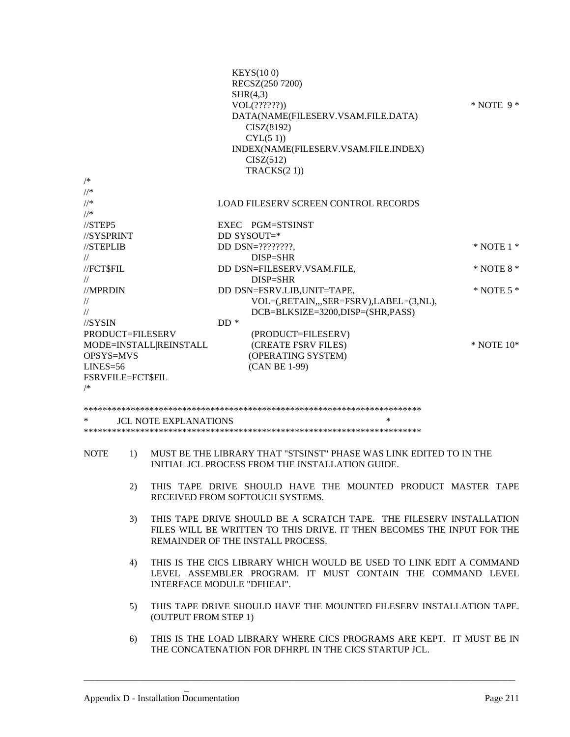```
                              KEYS(10 0)
                              RECSZ(250 7200)
                              SHR(4,3)
                              VOL(??????))                              * NOTE  9 *
                              DATA(NAME(FILESERV.VSAM.FILE.DATA)
                                 CISZ(8192)
                                 CYL(5 1))
                              INDEX(NAME(FILESERV.VSAM.FILE.INDEX)
                                 CISZ(512)
                                 TRACKS(2 1))
/*
//*
//*                          LOAD FILESERV SCREEN CONTROL RECORDS
//*
//STEP5                      EXEC   PGM=STSINST
//SYSPRINT                   DD SYSOUT=*
//STEPLIB                    DD DSN=????????,                            * NOTE 1 *
//                                 DISP=SHR
//FCT$FIL                    DD DSN=FILESERV.VSAM.FILE,                  * NOTE 8 *
//                                 DISP=SHR
//MPRDIN                     DD DSN=FSRV.LIB,UNIT=TAPE,                  * NOTE 5 *
//                                 VOL=(,RETAIN,,,SER=FSRV),LABEL=(3,NL),
//                                 DCB=BLKSIZE=3200,DISP=(SHR,PASS)
//SYSIN                      DD *
PRODUCT=FILESERV                   (PRODUCT=FILESERV)
MODE=INSTALL|REINSTALL             (CREATE FSRV FILES)                   * NOTE 10*
OPSYS=MVS                          (OPERATING SYSTEM)
LINES=56                           (CAN BE 1-99)
FSRVFILE=FCT$FIL
/*
```

```
************************************************************************
*         JCL NOTE EXPLANATIONS                                        *
************************************************************************
```

NOTE

1) MUST BE THE LIBRARY THAT "STSINST" PHASE WAS LINK EDITED TO IN THE INITIAL JCL PROCESS FROM THE INSTALLATION GUIDE.

2) THIS TAPE DRIVE SHOULD HAVE THE MOUNTED PRODUCT MASTER TAPE RECEIVED FROM SOFTOUCH SYSTEMS.

3) THIS TAPE DRIVE SHOULD BE A SCRATCH TAPE. THE FILESERV INSTALLATION FILES WILL BE WRITTEN TO THIS DRIVE. IT THEN BECOMES THE INPUT FOR THE REMAINDER OF THE INSTALL PROCESS.

4) THIS IS THE CICS LIBRARY WHICH WOULD BE USED TO LINK EDIT A COMMAND LEVEL ASSEMBLER PROGRAM. IT MUST CONTAIN THE COMMAND LEVEL INTERFACE MODULE "DFHEAI".

5) THIS TAPE DRIVE SHOULD HAVE THE MOUNTED FILESERV INSTALLATION TAPE. (OUTPUT FROM STEP 1)

6) THIS IS THE LOAD LIBRARY WHERE CICS PROGRAMS ARE KEPT. IT MUST BE IN THE CONCATENATION FOR DFHRPL IN THE CICS STARTUP JCL.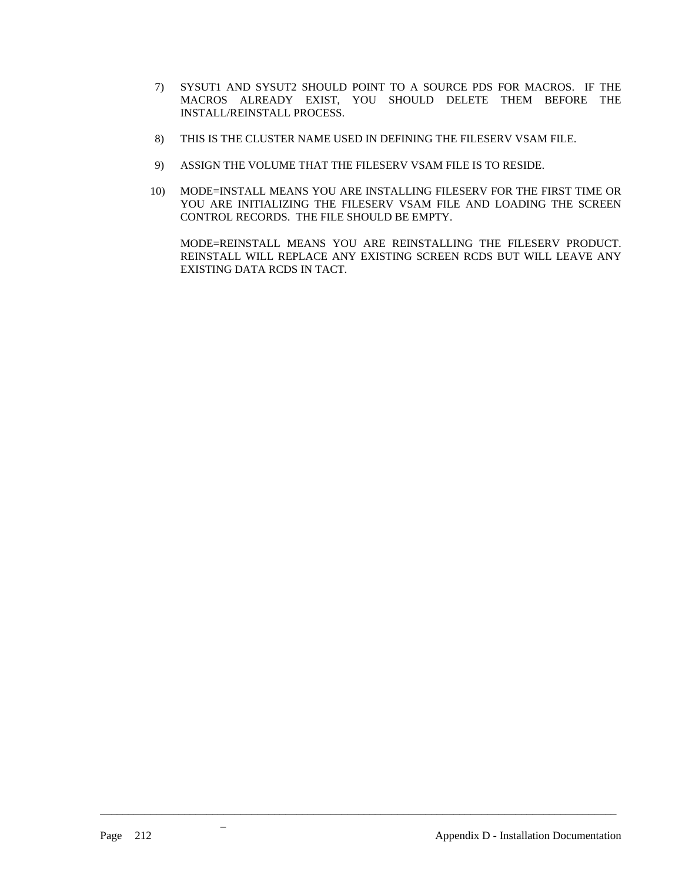7) SYSUT1 AND SYSUT2 SHOULD POINT TO A SOURCE PDS FOR MACROS. IF THE MACROS ALREADY EXIST, YOU SHOULD DELETE THEM BEFORE THE INSTALL/REINSTALL PROCESS.

8) THIS IS THE CLUSTER NAME USED IN DEFINING THE FILESERV VSAM FILE.

9) ASSIGN THE VOLUME THAT THE FILESERV VSAM FILE IS TO RESIDE.

10) MODE=INSTALL MEANS YOU ARE INSTALLING FILESERV FOR THE FIRST TIME OR YOU ARE INITIALIZING THE FILESERV VSAM FILE AND LOADING THE SCREEN CONTROL RECORDS. THE FILE SHOULD BE EMPTY.

    MODE=REINSTALL MEANS YOU ARE REINSTALLING THE FILESERV PRODUCT. REINSTALL WILL REPLACE ANY EXISTING SCREEN RCDS BUT WILL LEAVE ANY EXISTING DATA RCDS IN TACT.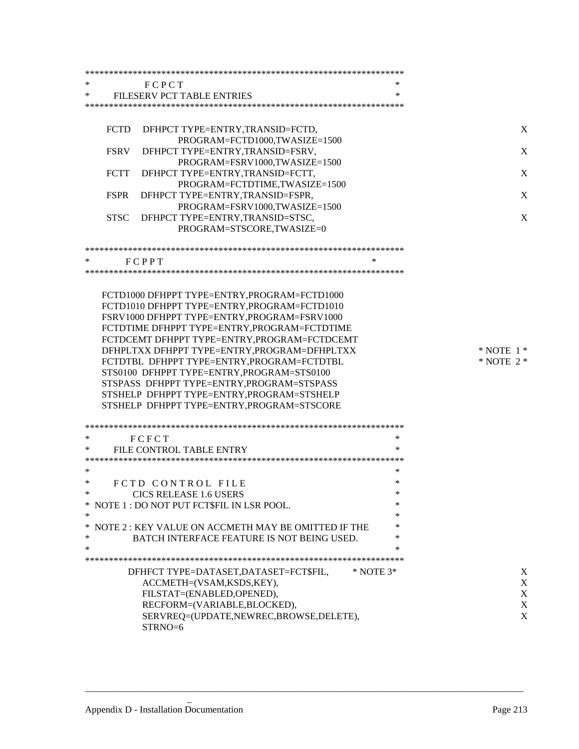```
*******************************************************************
*          F C P C T                                              *
*      FILESERV PCT TABLE ENTRIES                                 *
*******************************************************************

     FCTD    DFHPCT TYPE=ENTRY,TRANSID=FCTD,                          X
                   PROGRAM=FCTD1000,TWASIZE=1500
     FSRV    DFHPCT TYPE=ENTRY,TRANSID=FSRV,                          X
                   PROGRAM=FSRV1000,TWASIZE=1500
     FCTT    DFHPCT TYPE=ENTRY,TRANSID=FCTT,                          X
                   PROGRAM=FCTDTIME,TWASIZE=1500
     FSPR    DFHPCT TYPE=ENTRY,TRANSID=FSPR,                          X
                   PROGRAM=FSRV1000,TWASIZE=1500
     STSC    DFHPCT TYPE=ENTRY,TRANSID=STSC,                          X
                   PROGRAM=STSCORE,TWASIZE=0

*******************************************************************
*        F C P P T                                    *
*******************************************************************

    FCTD1000 DFHPPT TYPE=ENTRY,PROGRAM=FCTD1000
    FCTD1010 DFHPPT TYPE=ENTRY,PROGRAM=FCTD1010
    FSRV1000 DFHPPT TYPE=ENTRY,PROGRAM=FSRV1000
    FCTDTIME DFHPPT TYPE=ENTRY,PROGRAM=FCTDTIME
    FCTDCEMT DFHPPT TYPE=ENTRY,PROGRAM=FCTDCEMT
    DFHPLTXX DFHPPT TYPE=ENTRY,PROGRAM=DFHPLTXX               * NOTE 1 *
    FCTDTBL  DFHPPT TYPE=ENTRY,PROGRAM=FCTDTBL                * NOTE 2 *
    STS0100  DFHPPT TYPE=ENTRY,PROGRAM=STS0100
    STSPASS  DFHPPT TYPE=ENTRY,PROGRAM=STSPASS
    STSHELP  DFHPPT TYPE=ENTRY,PROGRAM=STSHELP
    STSHELP  DFHPPT TYPE=ENTRY,PROGRAM=STSCORE

*******************************************************************
*         F C F C T                                               *
*      FILE CONTROL TABLE ENTRY                                   *
*******************************************************************
*                                                                 *
*      F C T D   C O N T R O L   F I L E                          *
*            CICS RELEASE 1.6 USERS                               *
*  NOTE 1 : DO NOT PUT FCT$FIL IN LSR POOL.                       *
*                                                                 *
*  NOTE 2 : KEY VALUE ON ACCMETH MAY BE OMITTED IF THE            *
*            BATCH INTERFACE FEATURE IS NOT BEING USED.           *
*                                                                 *
*******************************************************************
          DFHFCT TYPE=DATASET,DATASET=FCT$FIL,      * NOTE 3*         X
             ACCMETH=(VSAM,KSDS,KEY),                                 X
             FILSTAT=(ENABLED,OPENED),                                X
             RECFORM=(VARIABLE,BLOCKED),                              X
             SERVREQ=(UPDATE,NEWREC,BROWSE,DELETE),                   X
             STRNO=6
```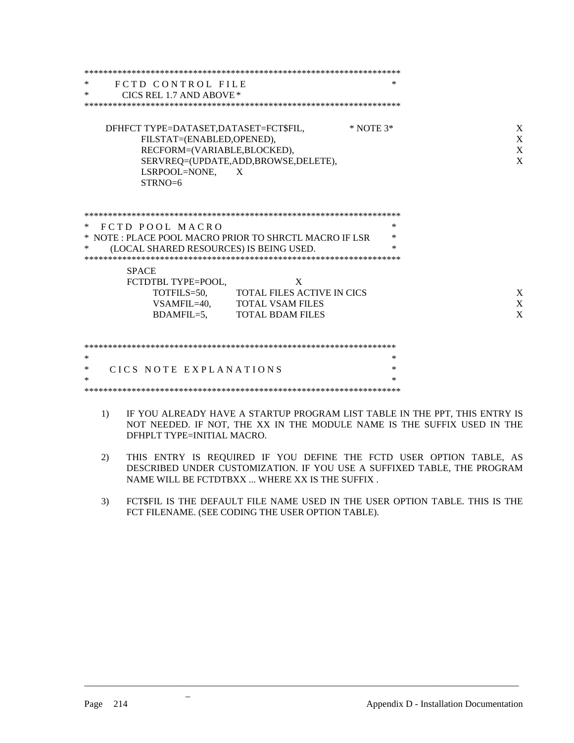```
*******************************************************************
*       F C T D   C O N T R O L   F I L E                          *
*         CICS REL 1.7 AND ABOVE *
*******************************************************************

      DFHFCT TYPE=DATASET,DATASET=FCT$FIL,              * NOTE 3*          X
             FILSTAT=(ENABLED,OPENED),                                      X
             RECFORM=(VARIABLE,BLOCKED),                                    X
             SERVREQ=(UPDATE,ADD,BROWSE,DELETE),                            X
             LSRPOOL=NONE,      X
             STRNO=6


*******************************************************************
*   F C T D   P O O L   M A C R O                                  *
*  NOTE : PLACE POOL MACRO PRIOR TO SHRCTL MACRO IF LSR            *
*       (LOCAL SHARED RESOURCES) IS BEING USED.                    *
*******************************************************************
         SPACE
         FCTDTBL TYPE=POOL,              X
               TOTFILS=50,      TOTAL FILES ACTIVE IN CICS                  X
               VSAMFIL=40,      TOTAL VSAM FILES                            X
               BDAMFIL=5,       TOTAL BDAM FILES                            X


*******************************************************************
*                                                                  *
*     C I C S   N O T E   E X P L A N A T I O N S                  *
*                                                                  *
*******************************************************************
```

1) IF YOU ALREADY HAVE A STARTUP PROGRAM LIST TABLE IN THE PPT, THIS ENTRY IS NOT NEEDED. IF NOT, THE XX IN THE MODULE NAME IS THE SUFFIX USED IN THE DFHPLT TYPE=INITIAL MACRO.

2) THIS ENTRY IS REQUIRED IF YOU DEFINE THE FCTD USER OPTION TABLE, AS DESCRIBED UNDER CUSTOMIZATION. IF YOU USE A SUFFIXED TABLE, THE PROGRAM NAME WILL BE FCTDTBXX ... WHERE XX IS THE SUFFIX .

3) FCT$FIL IS THE DEFAULT FILE NAME USED IN THE USER OPTION TABLE. THIS IS THE FCT FILENAME. (SEE CODING THE USER OPTION TABLE).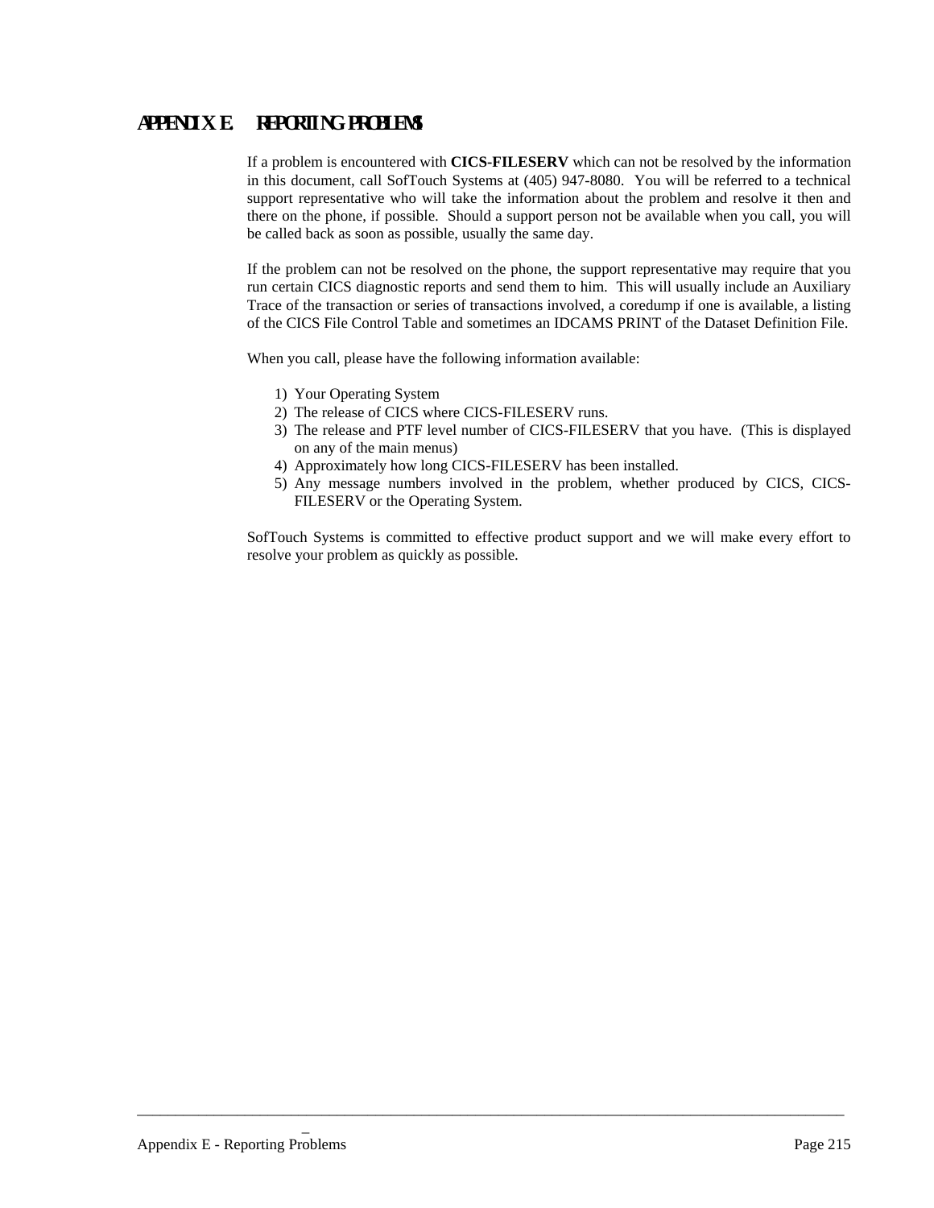# APPENDIX E. REPORTING PROBLEMS

If a problem is encountered with **CICS-FILESERV** which can not be resolved by the information in this document, call SofTouch Systems at (405) 947-8080. You will be referred to a technical support representative who will take the information about the problem and resolve it then and there on the phone, if possible. Should a support person not be available when you call, you will be called back as soon as possible, usually the same day.

If the problem can not be resolved on the phone, the support representative may require that you run certain CICS diagnostic reports and send them to him. This will usually include an Auxiliary Trace of the transaction or series of transactions involved, a coredump if one is available, a listing of the CICS File Control Table and sometimes an IDCAMS PRINT of the Dataset Definition File.

When you call, please have the following information available:

1) Your Operating System
2) The release of CICS where CICS-FILESERV runs.
3) The release and PTF level number of CICS-FILESERV that you have. (This is displayed on any of the main menus)
4) Approximately how long CICS-FILESERV has been installed.
5) Any message numbers involved in the problem, whether produced by CICS, CICS-FILESERV or the Operating System.

SofTouch Systems is committed to effective product support and we will make every effort to resolve your problem as quickly as possible.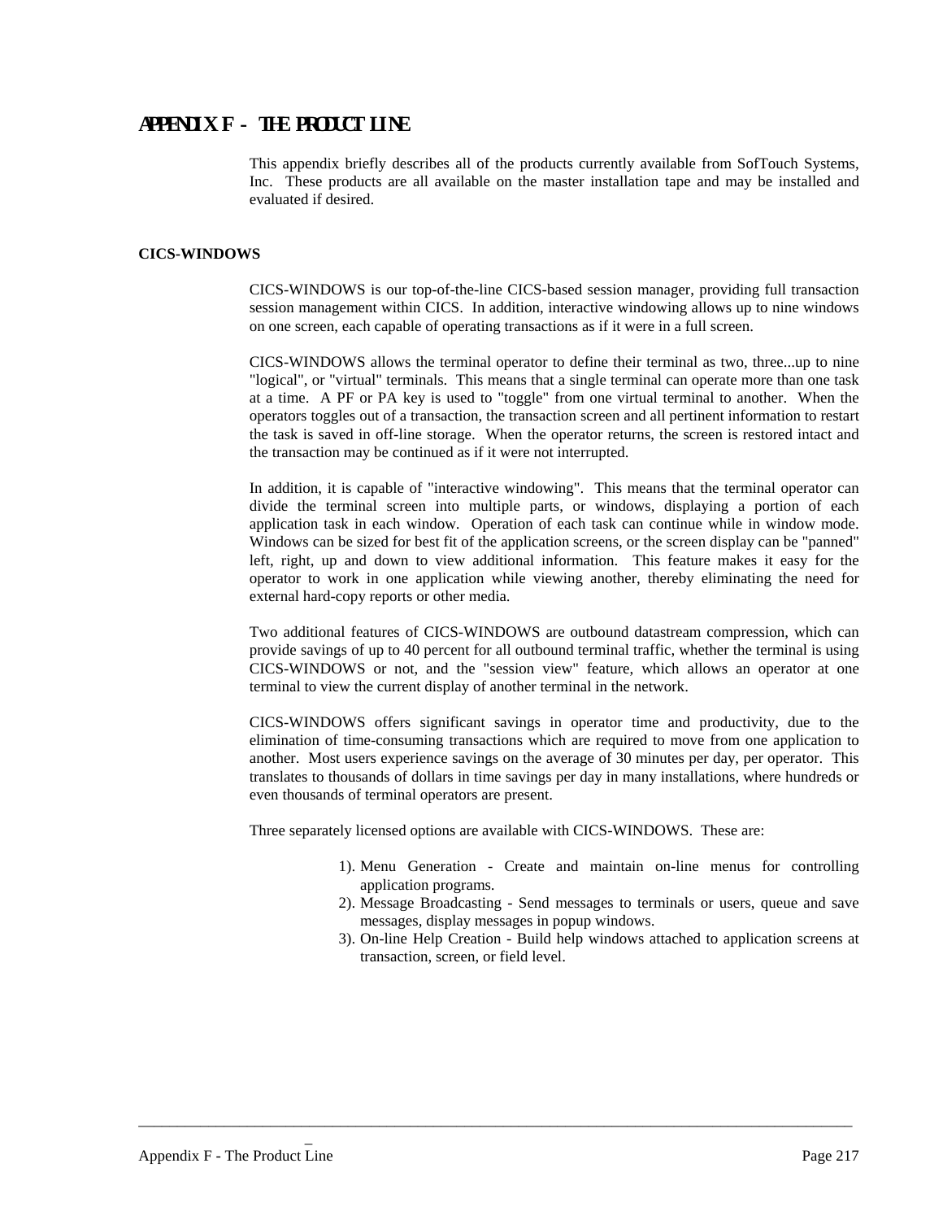# APPENDIX F - THE PRODUCT LINE

This appendix briefly describes all of the products currently available from SofTouch Systems, Inc. These products are all available on the master installation tape and may be installed and evaluated if desired.

## CICS-WINDOWS

CICS-WINDOWS is our top-of-the-line CICS-based session manager, providing full transaction session management within CICS. In addition, interactive windowing allows up to nine windows on one screen, each capable of operating transactions as if it were in a full screen.

CICS-WINDOWS allows the terminal operator to define their terminal as two, three...up to nine "logical", or "virtual" terminals. This means that a single terminal can operate more than one task at a time. A PF or PA key is used to "toggle" from one virtual terminal to another. When the operators toggles out of a transaction, the transaction screen and all pertinent information to restart the task is saved in off-line storage. When the operator returns, the screen is restored intact and the transaction may be continued as if it were not interrupted.

In addition, it is capable of "interactive windowing". This means that the terminal operator can divide the terminal screen into multiple parts, or windows, displaying a portion of each application task in each window. Operation of each task can continue while in window mode. Windows can be sized for best fit of the application screens, or the screen display can be "panned" left, right, up and down to view additional information. This feature makes it easy for the operator to work in one application while viewing another, thereby eliminating the need for external hard-copy reports or other media.

Two additional features of CICS-WINDOWS are outbound datastream compression, which can provide savings of up to 40 percent for all outbound terminal traffic, whether the terminal is using CICS-WINDOWS or not, and the "session view" feature, which allows an operator at one terminal to view the current display of another terminal in the network.

CICS-WINDOWS offers significant savings in operator time and productivity, due to the elimination of time-consuming transactions which are required to move from one application to another. Most users experience savings on the average of 30 minutes per day, per operator. This translates to thousands of dollars in time savings per day in many installations, where hundreds or even thousands of terminal operators are present.

Three separately licensed options are available with CICS-WINDOWS. These are:

1). Menu Generation - Create and maintain on-line menus for controlling application programs.
2). Message Broadcasting - Send messages to terminals or users, queue and save messages, display messages in popup windows.
3). On-line Help Creation - Build help windows attached to application screens at transaction, screen, or field level.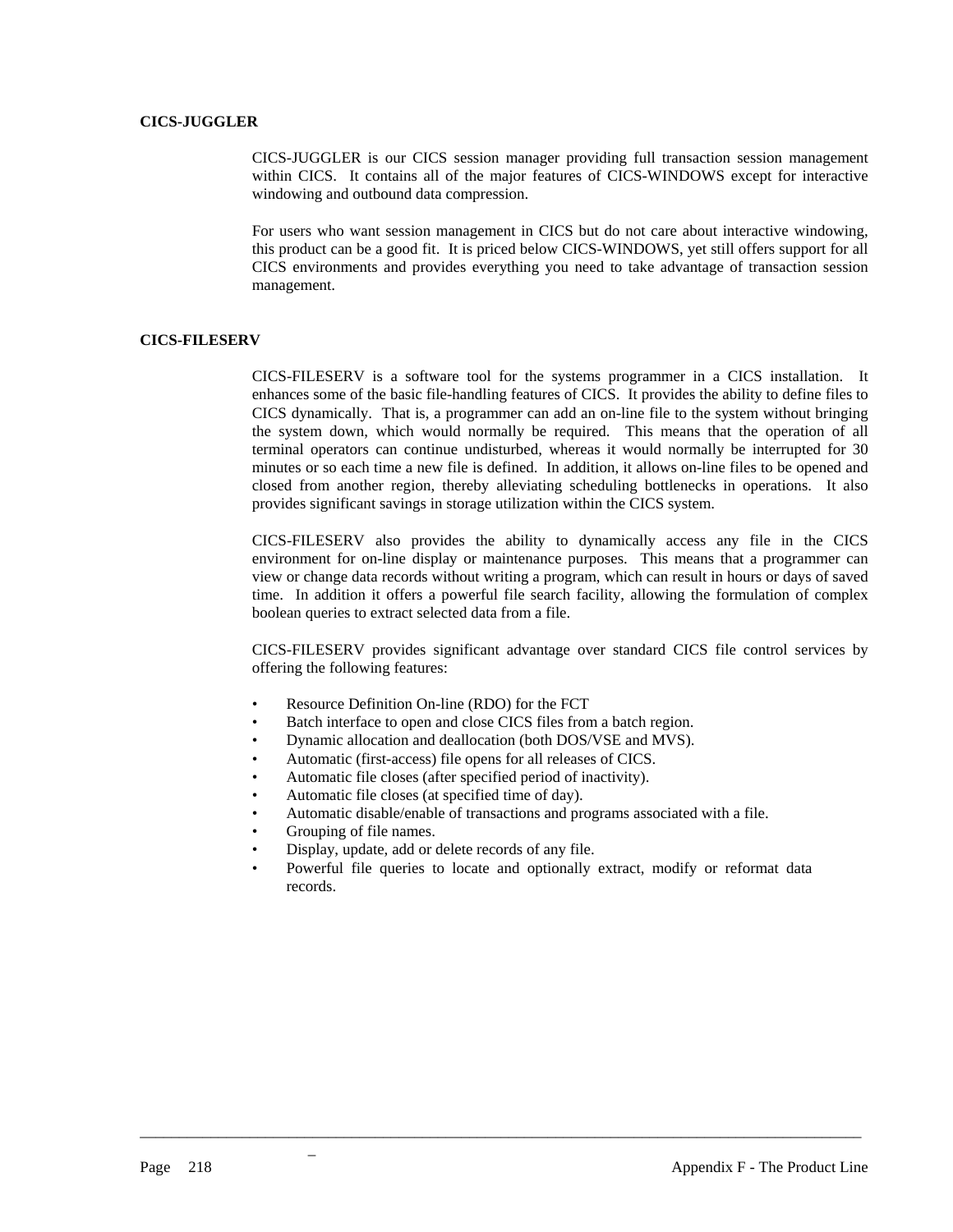**CICS-JUGGLER**

CICS-JUGGLER is our CICS session manager providing full transaction session management within CICS. It contains all of the major features of CICS-WINDOWS except for interactive windowing and outbound data compression.

For users who want session management in CICS but do not care about interactive windowing, this product can be a good fit. It is priced below CICS-WINDOWS, yet still offers support for all CICS environments and provides everything you need to take advantage of transaction session management.

**CICS-FILESERV**

CICS-FILESERV is a software tool for the systems programmer in a CICS installation. It enhances some of the basic file-handling features of CICS. It provides the ability to define files to CICS dynamically. That is, a programmer can add an on-line file to the system without bringing the system down, which would normally be required. This means that the operation of all terminal operators can continue undisturbed, whereas it would normally be interrupted for 30 minutes or so each time a new file is defined. In addition, it allows on-line files to be opened and closed from another region, thereby alleviating scheduling bottlenecks in operations. It also provides significant savings in storage utilization within the CICS system.

CICS-FILESERV also provides the ability to dynamically access any file in the CICS environment for on-line display or maintenance purposes. This means that a programmer can view or change data records without writing a program, which can result in hours or days of saved time. In addition it offers a powerful file search facility, allowing the formulation of complex boolean queries to extract selected data from a file.

CICS-FILESERV provides significant advantage over standard CICS file control services by offering the following features:

- Resource Definition On-line (RDO) for the FCT
- Batch interface to open and close CICS files from a batch region.
- Dynamic allocation and deallocation (both DOS/VSE and MVS).
- Automatic (first-access) file opens for all releases of CICS.
- Automatic file closes (after specified period of inactivity).
- Automatic file closes (at specified time of day).
- Automatic disable/enable of transactions and programs associated with a file.
- Grouping of file names.
- Display, update, add or delete records of any file.
- Powerful file queries to locate and optionally extract, modify or reformat data records.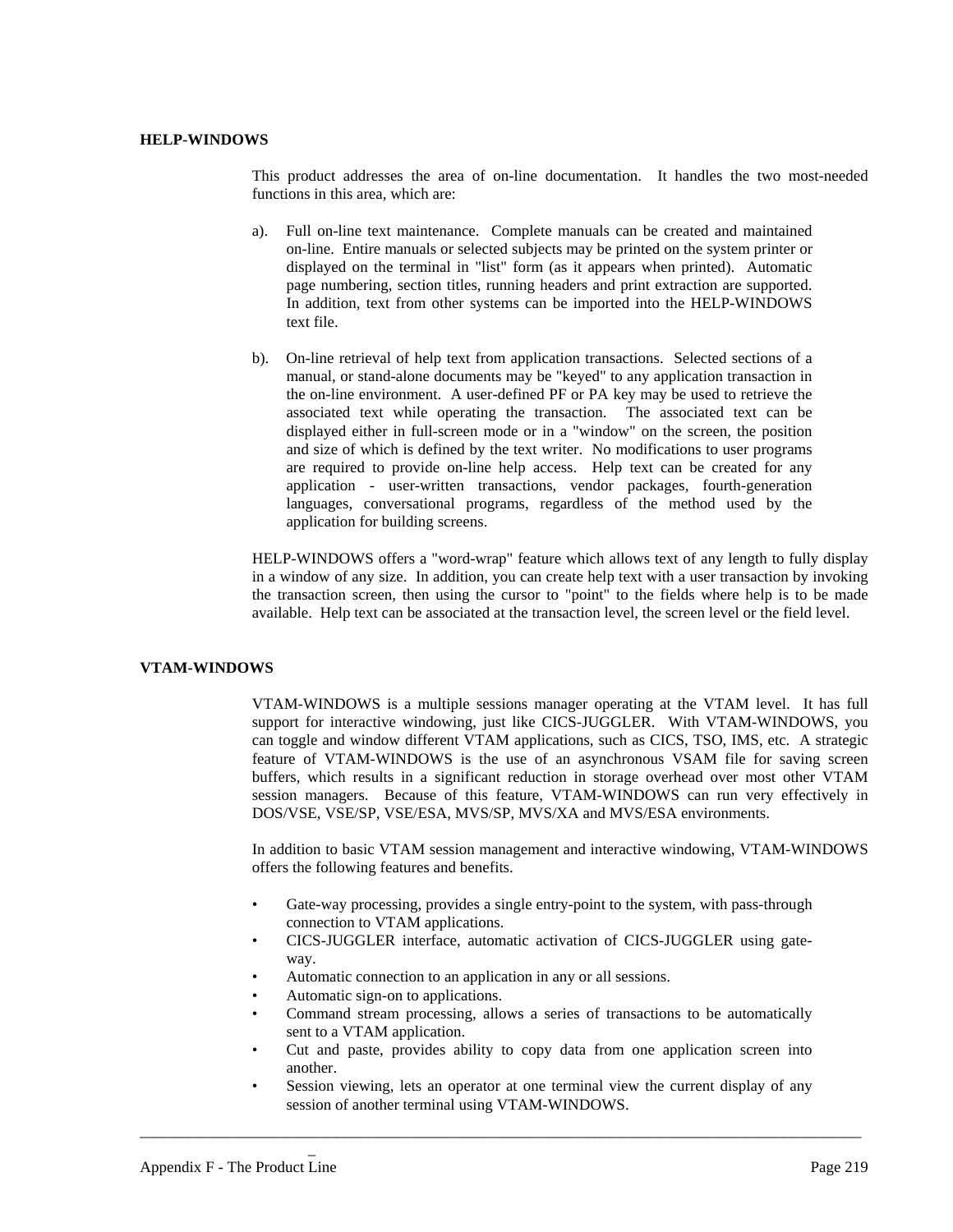## HELP-WINDOWS

This product addresses the area of on-line documentation. It handles the two most-needed functions in this area, which are:

a). Full on-line text maintenance. Complete manuals can be created and maintained on-line. Entire manuals or selected subjects may be printed on the system printer or displayed on the terminal in "list" form (as it appears when printed). Automatic page numbering, section titles, running headers and print extraction are supported. In addition, text from other systems can be imported into the HELP-WINDOWS text file.

b). On-line retrieval of help text from application transactions. Selected sections of a manual, or stand-alone documents may be "keyed" to any application transaction in the on-line environment. A user-defined PF or PA key may be used to retrieve the associated text while operating the transaction. The associated text can be displayed either in full-screen mode or in a "window" on the screen, the position and size of which is defined by the text writer. No modifications to user programs are required to provide on-line help access. Help text can be created for any application - user-written transactions, vendor packages, fourth-generation languages, conversational programs, regardless of the method used by the application for building screens.

HELP-WINDOWS offers a "word-wrap" feature which allows text of any length to fully display in a window of any size. In addition, you can create help text with a user transaction by invoking the transaction screen, then using the cursor to "point" to the fields where help is to be made available. Help text can be associated at the transaction level, the screen level or the field level.

## VTAM-WINDOWS

VTAM-WINDOWS is a multiple sessions manager operating at the VTAM level. It has full support for interactive windowing, just like CICS-JUGGLER. With VTAM-WINDOWS, you can toggle and window different VTAM applications, such as CICS, TSO, IMS, etc. A strategic feature of VTAM-WINDOWS is the use of an asynchronous VSAM file for saving screen buffers, which results in a significant reduction in storage overhead over most other VTAM session managers. Because of this feature, VTAM-WINDOWS can run very effectively in DOS/VSE, VSE/SP, VSE/ESA, MVS/SP, MVS/XA and MVS/ESA environments.

In addition to basic VTAM session management and interactive windowing, VTAM-WINDOWS offers the following features and benefits.

- Gate-way processing, provides a single entry-point to the system, with pass-through connection to VTAM applications.
- CICS-JUGGLER interface, automatic activation of CICS-JUGGLER using gate-way.
- Automatic connection to an application in any or all sessions.
- Automatic sign-on to applications.
- Command stream processing, allows a series of transactions to be automatically sent to a VTAM application.
- Cut and paste, provides ability to copy data from one application screen into another.
- Session viewing, lets an operator at one terminal view the current display of any session of another terminal using VTAM-WINDOWS.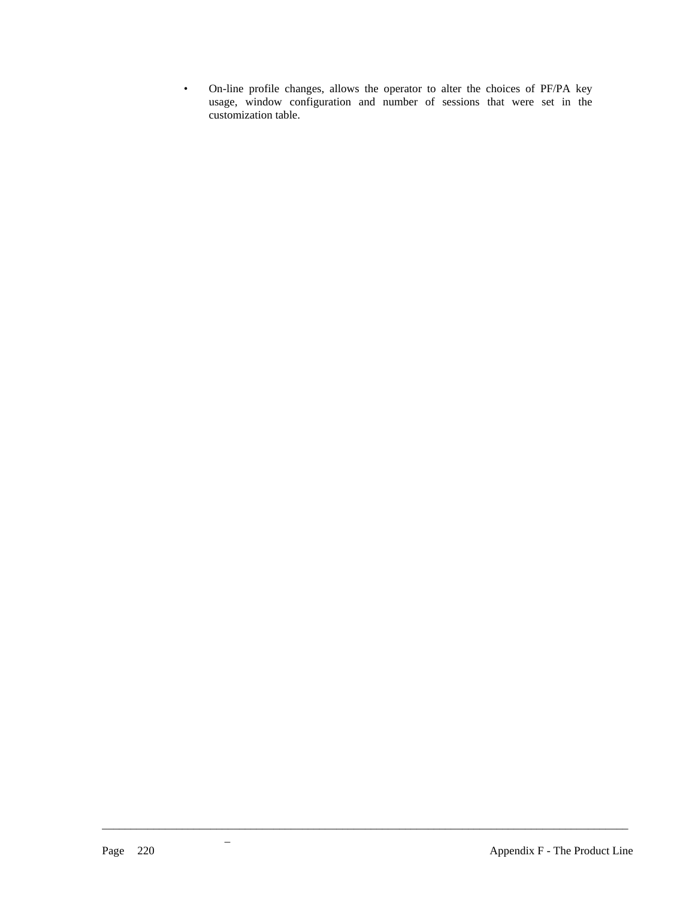- On-line profile changes, allows the operator to alter the choices of PF/PA key usage, window configuration and number of sessions that were set in the customization table.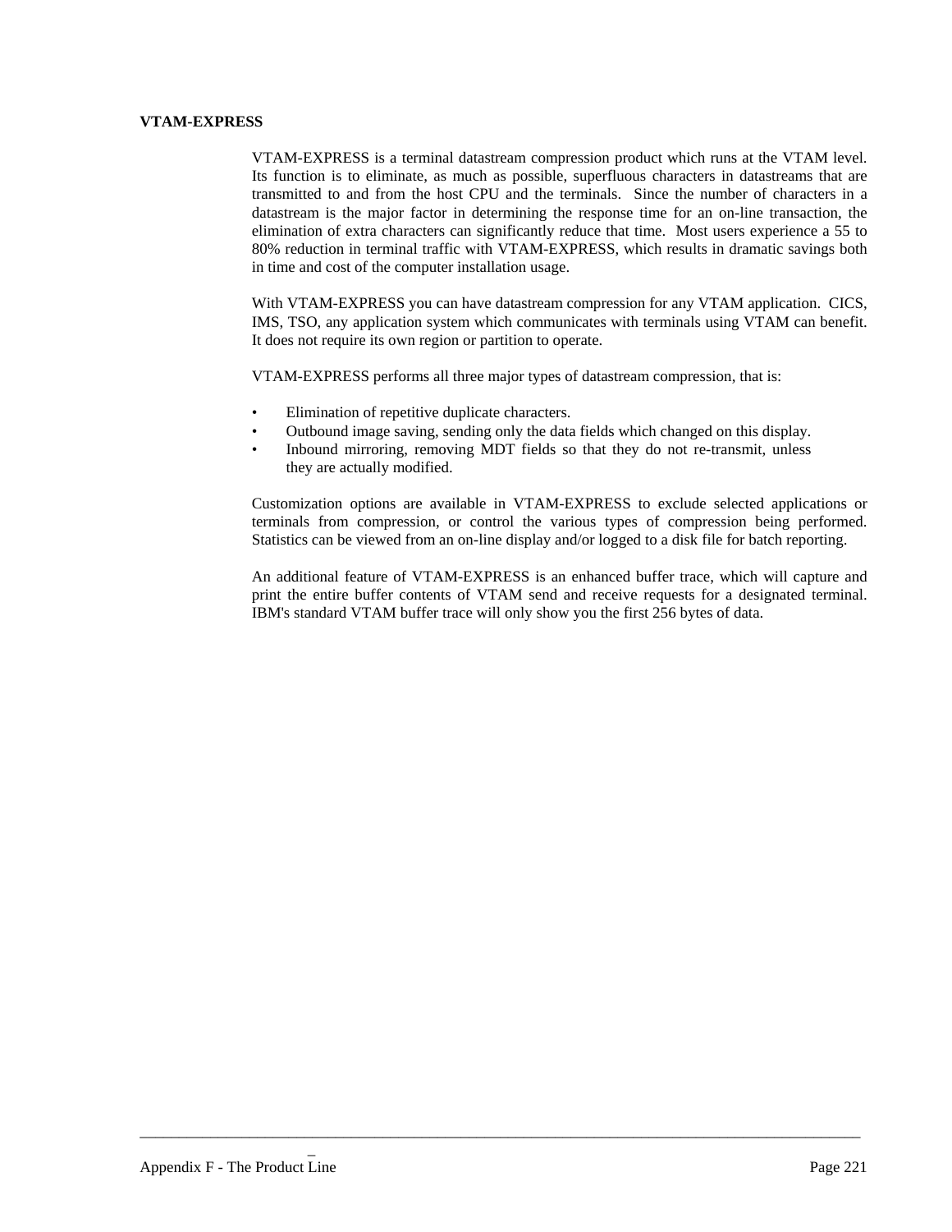## VTAM-EXPRESS

VTAM-EXPRESS is a terminal datastream compression product which runs at the VTAM level. Its function is to eliminate, as much as possible, superfluous characters in datastreams that are transmitted to and from the host CPU and the terminals. Since the number of characters in a datastream is the major factor in determining the response time for an on-line transaction, the elimination of extra characters can significantly reduce that time. Most users experience a 55 to 80% reduction in terminal traffic with VTAM-EXPRESS, which results in dramatic savings both in time and cost of the computer installation usage.

With VTAM-EXPRESS you can have datastream compression for any VTAM application. CICS, IMS, TSO, any application system which communicates with terminals using VTAM can benefit. It does not require its own region or partition to operate.

VTAM-EXPRESS performs all three major types of datastream compression, that is:

- Elimination of repetitive duplicate characters.
- Outbound image saving, sending only the data fields which changed on this display.
- Inbound mirroring, removing MDT fields so that they do not re-transmit, unless they are actually modified.

Customization options are available in VTAM-EXPRESS to exclude selected applications or terminals from compression, or control the various types of compression being performed. Statistics can be viewed from an on-line display and/or logged to a disk file for batch reporting.

An additional feature of VTAM-EXPRESS is an enhanced buffer trace, which will capture and print the entire buffer contents of VTAM send and receive requests for a designated terminal. IBM's standard VTAM buffer trace will only show you the first 256 bytes of data.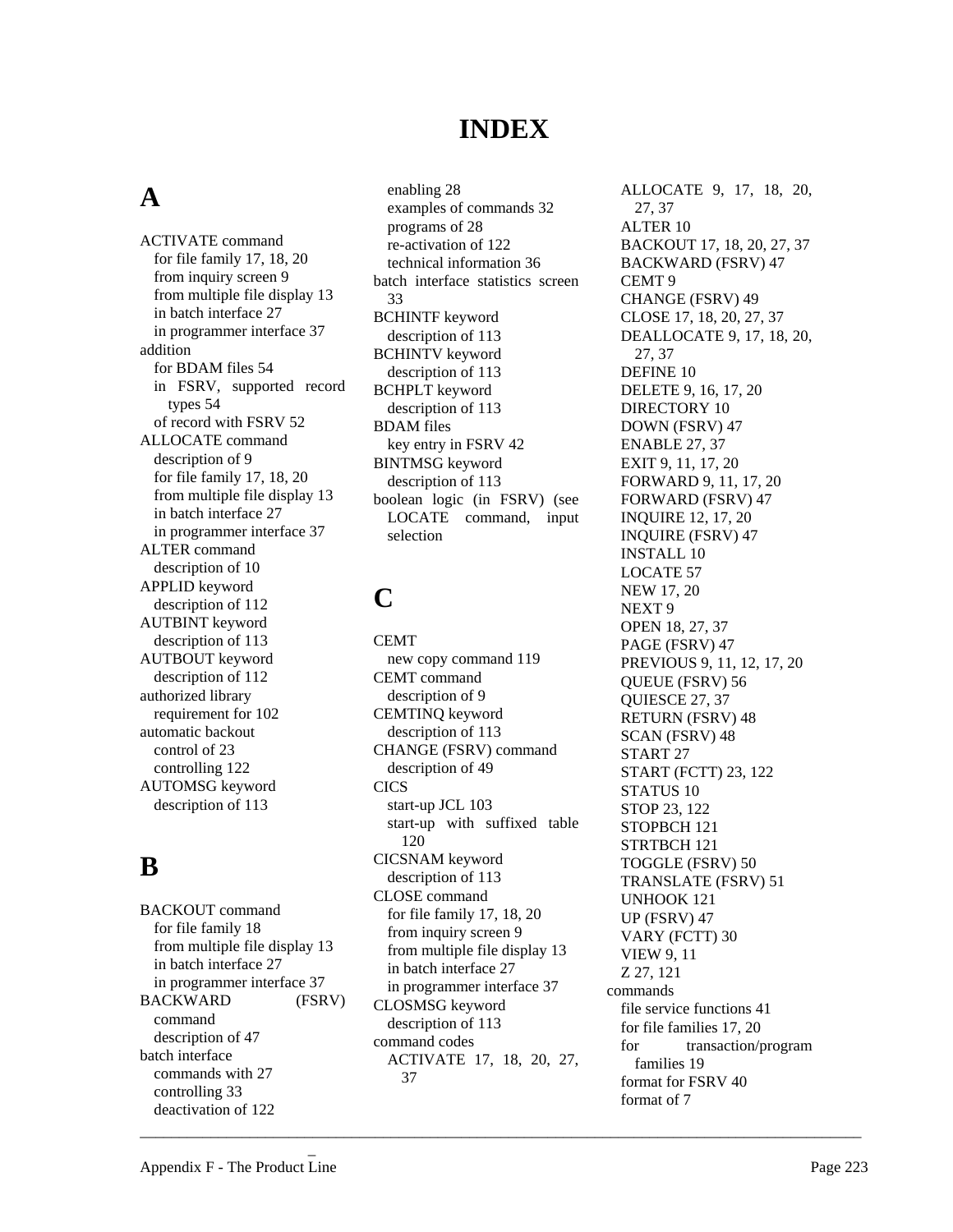# INDEX

## A

ACTIVATE command
- for file family 17, 18, 20
- from inquiry screen 9
- from multiple file display 13
- in batch interface 27
- in programmer interface 37

addition
- for BDAM files 54
- in FSRV, supported record types 54
- of record with FSRV 52

ALLOCATE command
- description of 9
- for file family 17, 18, 20
- from multiple file display 13
- in batch interface 27
- in programmer interface 37

ALTER command
- description of 10

APPLID keyword
- description of 112

AUTBINT keyword
- description of 113

AUTBOUT keyword
- description of 112

authorized library
- requirement for 102

automatic backout
- control of 23
- controlling 122

AUTOMSG keyword
- description of 113

## B

BACKOUT command
- for file family 18
- from multiple file display 13
- in batch interface 27
- in programmer interface 37

BACKWARD (FSRV) command
- description of 47

batch interface
- commands with 27
- controlling 33
- deactivation of 122
- enabling 28
- examples of commands 32
- programs of 28
- re-activation of 122
- technical information 36

batch interface statistics screen 33

BCHINTF keyword
- description of 113

BCHINTV keyword
- description of 113

BCHPLT keyword
- description of 113

BDAM files
- key entry in FSRV 42

BINTMSG keyword
- description of 113

boolean logic (in FSRV) (see LOCATE command, input selection

## C

CEMT
- new copy command 119

CEMT command
- description of 9

CEMTINQ keyword
- description of 113

CHANGE (FSRV) command
- description of 49

CICS
- start-up JCL 103
- start-up with suffixed table 120

CICSNAM keyword
- description of 113

CLOSE command
- for file family 17, 18, 20
- from inquiry screen 9
- from multiple file display 13
- in batch interface 27
- in programmer interface 37

CLOSMSG keyword
- description of 113

command codes
- ACTIVATE 17, 18, 20, 27, 37
- ALLOCATE 9, 17, 18, 20, 27, 37
- ALTER 10
- BACKOUT 17, 18, 20, 27, 37
- BACKWARD (FSRV) 47
- CEMT 9
- CHANGE (FSRV) 49
- CLOSE 17, 18, 20, 27, 37
- DEALLOCATE 9, 17, 18, 20, 27, 37
- DEFINE 10
- DELETE 9, 16, 17, 20
- DIRECTORY 10
- DOWN (FSRV) 47
- ENABLE 27, 37
- EXIT 9, 11, 17, 20
- FORWARD 9, 11, 17, 20
- FORWARD (FSRV) 47
- INQUIRE 12, 17, 20
- INQUIRE (FSRV) 47
- INSTALL 10
- LOCATE 57
- NEW 17, 20
- NEXT 9
- OPEN 18, 27, 37
- PAGE (FSRV) 47
- PREVIOUS 9, 11, 12, 17, 20
- QUEUE (FSRV) 56
- QUIESCE 27, 37
- RETURN (FSRV) 48
- SCAN (FSRV) 48
- START 27
- START (FCTT) 23, 122
- STATUS 10
- STOP 23, 122
- STOPBCH 121
- STRTBCH 121
- TOGGLE (FSRV) 50
- TRANSLATE (FSRV) 51
- UNHOOK 121
- UP (FSRV) 47
- VARY (FCTT) 30
- VIEW 9, 11
- Z 27, 121

commands
- file service functions 41
- for file families 17, 20
- for transaction/program families 19
- format for FSRV 40
- format of 7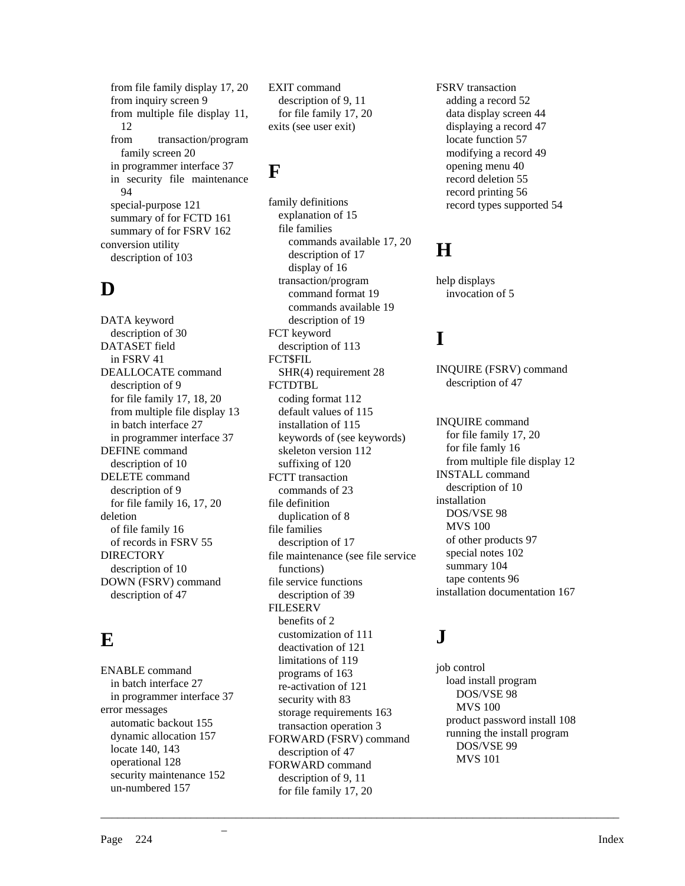from file family display 17, 20
from inquiry screen 9
from multiple file display 11, 12
from transaction/program family screen 20
in programmer interface 37
in security file maintenance 94
special-purpose 121
summary of for FCTD 161
summary of for FSRV 162

conversion utility
description of 103

## D

DATA keyword
description of 30

DATASET field
in FSRV 41

DEALLOCATE command
description of 9
for file family 17, 18, 20
from multiple file display 13
in batch interface 27
in programmer interface 37

DEFINE command
description of 10

DELETE command
description of 9
for file family 16, 17, 20

deletion
of file family 16
of records in FSRV 55

DIRECTORY
description of 10

DOWN (FSRV) command
description of 47

## E

ENABLE command
in batch interface 27
in programmer interface 37

error messages
automatic backout 155
dynamic allocation 157
locate 140, 143
operational 128
security maintenance 152
un-numbered 157

EXIT command
description of 9, 11
for file family 17, 20

exits (see user exit)

## F

family definitions
explanation of 15
file families
commands available 17, 20
description of 17
display of 16
transaction/program
command format 19
commands available 19
description of 19

FCT keyword
description of 113

FCT$FIL
SHR(4) requirement 28

FCTDTBL
coding format 112
default values of 115
installation of 115
keywords of (see keywords)
skeleton version 112
suffixing of 120

FCTT transaction
commands of 23

file definition
duplication of 8

file families
description of 17

file maintenance (see file service functions)

file service functions
description of 39

FILESERV
benefits of 2
customization of 111
deactivation of 121
limitations of 119
programs of 163
re-activation of 121
security with 83
storage requirements 163
transaction operation 3

FORWARD (FSRV) command
description of 47

FORWARD command
description of 9, 11
for file family 17, 20

FSRV transaction
adding a record 52
data display screen 44
displaying a record 47
locate function 57
modifying a record 49
opening menu 40
record deletion 55
record printing 56
record types supported 54

## H

help displays
invocation of 5

## I

INQUIRE (FSRV) command
description of 47

INQUIRE command
for file family 17, 20
for file famly 16
from multiple file display 12

INSTALL command
description of 10

installation
DOS/VSE 98
MVS 100
of other products 97
special notes 102
summary 104
tape contents 96

installation documentation 167

## J

job control
load install program
DOS/VSE 98
MVS 100
product password install 108
running the install program
DOS/VSE 99
MVS 101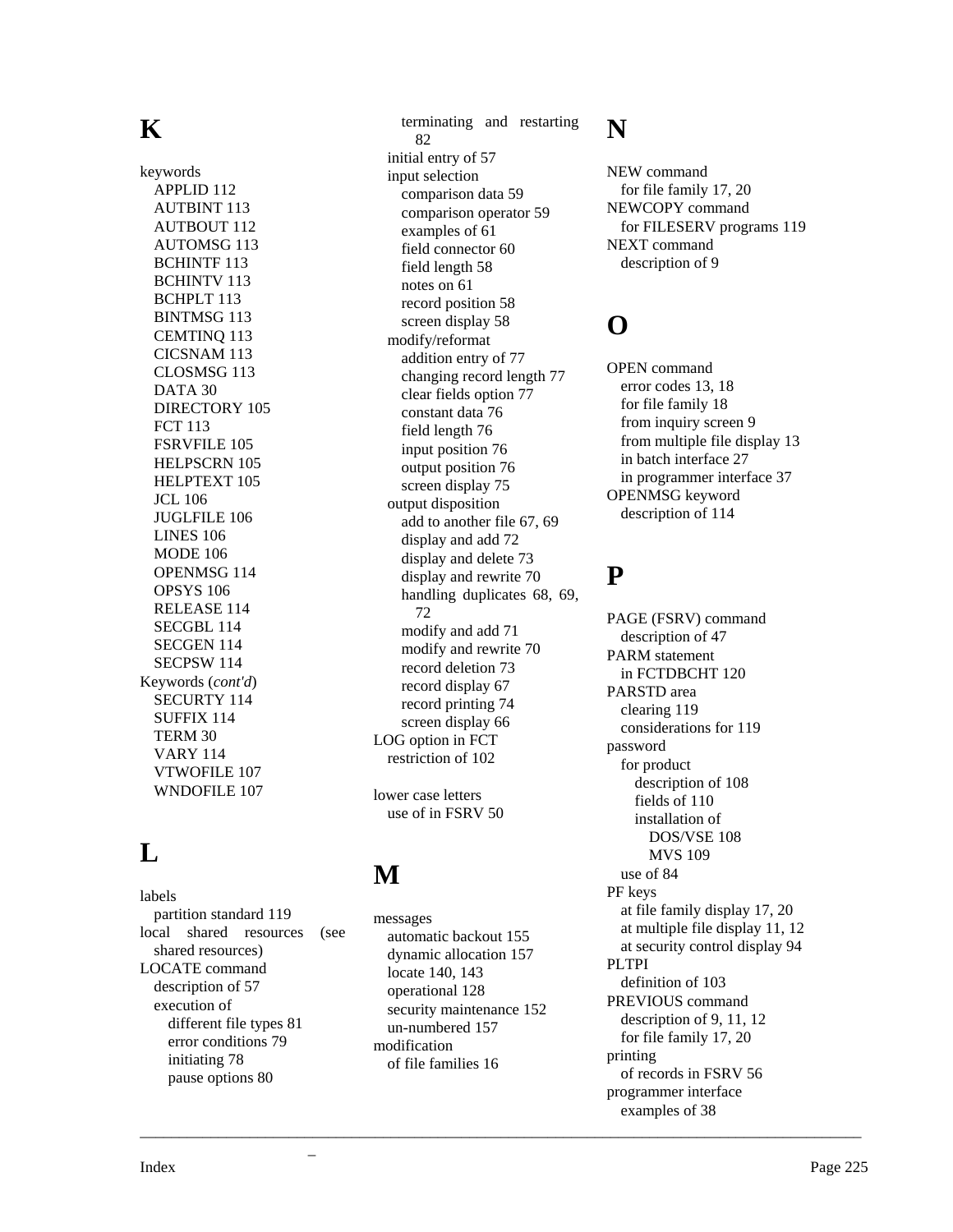## K

keywords
- APPLID 112
- AUTBINT 113
- AUTBOUT 112
- AUTOMSG 113
- BCHINTF 113
- BCHINTV 113
- BCHPLT 113
- BINTMSG 113
- CEMTINQ 113
- CICSNAM 113
- CLOSMSG 113
- DATA 30
- DIRECTORY 105
- FCT 113
- FSRVFILE 105
- HELPSCRN 105
- HELPTEXT 105
- JCL 106
- JUGLFILE 106
- LINES 106
- MODE 106
- OPENMSG 114
- OPSYS 106
- RELEASE 114
- SECGBL 114
- SECGEN 114
- SECPSW 114

Keywords (*cont'd*)
- SECURTY 114
- SUFFIX 114
- TERM 30
- VARY 114
- VTWOFILE 107
- WNDOFILE 107

## L

labels
- partition standard 119

local shared resources (see shared resources)

LOCATE command
- description of 57
- execution of
  - different file types 81
  - error conditions 79
  - initiating 78
  - pause options 80
  - terminating and restarting 82
- initial entry of 57
- input selection
  - comparison data 59
  - comparison operator 59
  - examples of 61
  - field connector 60
  - field length 58
  - notes on 61
  - record position 58
  - screen display 58
- modify/reformat
  - addition entry of 77
  - changing record length 77
  - clear fields option 77
  - constant data 76
  - field length 76
  - input position 76
  - output position 76
  - screen display 75
- output disposition
  - add to another file 67, 69
  - display and add 72
  - display and delete 73
  - display and rewrite 70
  - handling duplicates 68, 69, 72
  - modify and add 71
  - modify and rewrite 70
  - record deletion 73
  - record display 67
  - record printing 74
  - screen display 66

LOG option in FCT
- restriction of 102

lower case letters
- use of in FSRV 50

## M

messages
- automatic backout 155
- dynamic allocation 157
- locate 140, 143
- operational 128
- security maintenance 152
- un-numbered 157

modification
- of file families 16

## N

NEW command
- for file family 17, 20

NEWCOPY command
- for FILESERV programs 119

NEXT command
- description of 9

## O

OPEN command
- error codes 13, 18
- for file family 18
- from inquiry screen 9
- from multiple file display 13
- in batch interface 27
- in programmer interface 37

OPENMSG keyword
- description of 114

## P

PAGE (FSRV) command
- description of 47

PARM statement
- in FCTDBCHT 120

PARSTD area
- clearing 119
- considerations for 119

password
- for product
  - description of 108
  - fields of 110
  - installation of
    - DOS/VSE 108
    - MVS 109
- use of 84

PF keys
- at file family display 17, 20
- at multiple file display 11, 12
- at security control display 94

PLTPI
- definition of 103

PREVIOUS command
- description of 9, 11, 12
- for file family 17, 20

printing
- of records in FSRV 56

programmer interface
- examples of 38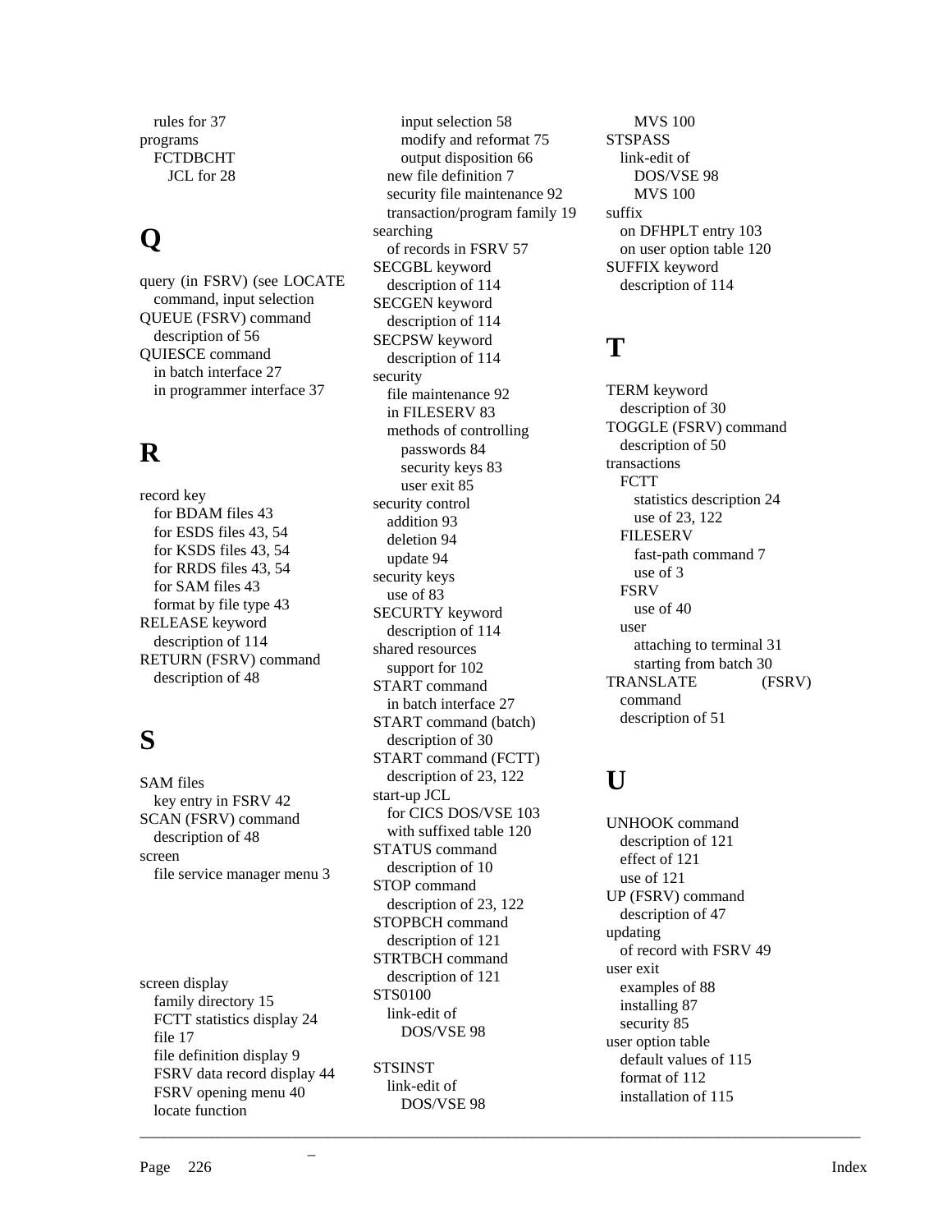rules for 37
programs
  FCTDBCHT
    JCL for 28

# Q

query (in FSRV) (see LOCATE command, input selection
QUEUE (FSRV) command
  description of 56
QUIESCE command
  in batch interface 27
  in programmer interface 37

# R

record key
  for BDAM files 43
  for ESDS files 43, 54
  for KSDS files 43, 54
  for RRDS files 43, 54
  for SAM files 43
  format by file type 43
RELEASE keyword
  description of 114
RETURN (FSRV) command
  description of 48

# S

SAM files
  key entry in FSRV 42
SCAN (FSRV) command
  description of 48
screen
  file service manager menu 3

screen display
  family directory 15
  FCTT statistics display 24
  file 17
  file definition display 9
  FSRV data record display 44
  FSRV opening menu 40
  locate function
    input selection 58
    modify and reformat 75
    output disposition 66
  new file definition 7
  security file maintenance 92
  transaction/program family 19
searching
  of records in FSRV 57
SECGBL keyword
  description of 114
SECGEN keyword
  description of 114
SECPSW keyword
  description of 114
security
  file maintenance 92
  in FILESERV 83
  methods of controlling
    passwords 84
    security keys 83
    user exit 85
security control
  addition 93
  deletion 94
  update 94
security keys
  use of 83
SECURTY keyword
  description of 114
shared resources
  support for 102
START command
  in batch interface 27
START command (batch)
  description of 30
START command (FCTT)
  description of 23, 122
start-up JCL
  for CICS DOS/VSE 103
  with suffixed table 120
STATUS command
  description of 10
STOP command
  description of 23, 122
STOPBCH command
  description of 121
STRTBCH command
  description of 121
STS0100
  link-edit of
    DOS/VSE 98

STSINST
  link-edit of
    DOS/VSE 98
    MVS 100
STSPASS
  link-edit of
    DOS/VSE 98
    MVS 100
suffix
  on DFHPLT entry 103
  on user option table 120
SUFFIX keyword
  description of 114

# T

TERM keyword
  description of 30
TOGGLE (FSRV) command
  description of 50
transactions
  FCTT
    statistics description 24
    use of 23, 122
  FILESERV
    fast-path command 7
    use of 3
  FSRV
    use of 40
  user
    attaching to terminal 31
    starting from batch 30
TRANSLATE (FSRV) command
  description of 51

# U

UNHOOK command
  description of 121
  effect of 121
  use of 121
UP (FSRV) command
  description of 47
updating
  of record with FSRV 49
user exit
  examples of 88
  installing 87
  security 85
user option table
  default values of 115
  format of 112
  installation of 115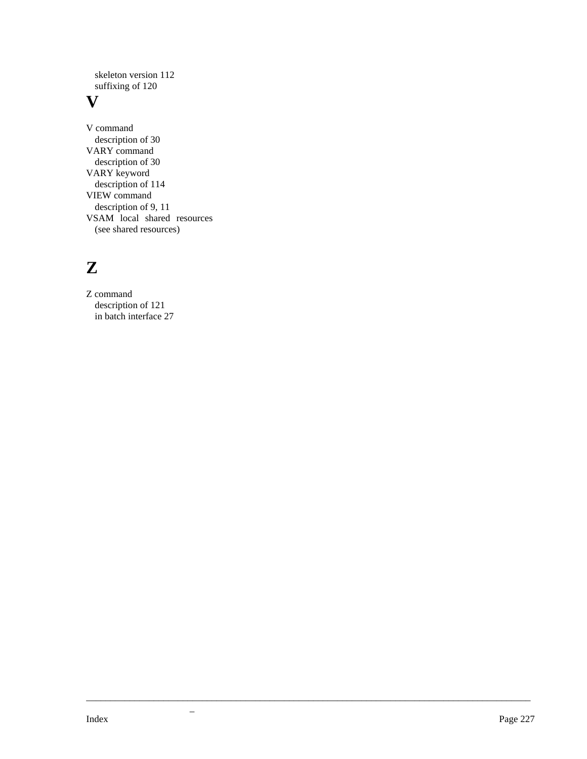skeleton version 112
suffixing of 120

# V

V command
description of 30
VARY command
description of 30
VARY keyword
description of 114
VIEW command
description of 9, 11
VSAM local shared resources
(see shared resources)

# Z

Z command
description of 121
in batch interface 27